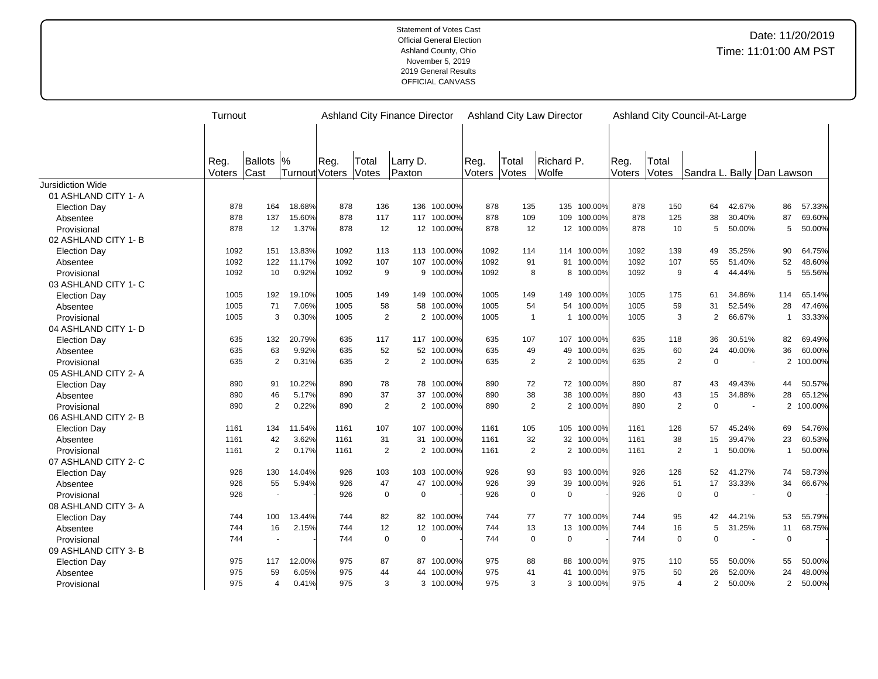Statement of Votes Cast
Official General Election
Ashland County, Ohio
November 5, 2019
2019 General Results
OFFICIAL CANVASS

Date: 11/20/2019
Time: 11:01:00 AM PST

| | Turnout | | | Ashland City Finance Director | | | | Ashland City Law Director | | | | Ashland City Council-At-Large | | | | | |
|---|---|---|---|---|---|---|---|---|---|---|---|---|---|---|---|---|---|
| | Reg. Voters | Ballots Cast | % Turnout | Reg. Voters | Total Votes | Larry D. Paxton | | Reg. Voters | Total Votes | Richard P. Wolfe | | Reg. Voters | Total Votes | Sandra L. Bally | | Dan Lawson | |
| Jursidiction Wide | | | | | | | | | | | | | | | | | |
| 01 ASHLAND CITY 1- A | | | | | | | | | | | | | | | | | |
| Election Day | 878 | 164 | 18.68% | 878 | 136 | 136 | 100.00% | 878 | 135 | 135 | 100.00% | 878 | 150 | 64 | 42.67% | 86 | 57.33% |
| Absentee | 878 | 137 | 15.60% | 878 | 117 | 117 | 100.00% | 878 | 109 | 109 | 100.00% | 878 | 125 | 38 | 30.40% | 87 | 69.60% |
| Provisional | 878 | 12 | 1.37% | 878 | 12 | 12 | 100.00% | 878 | 12 | 12 | 100.00% | 878 | 10 | 5 | 50.00% | 5 | 50.00% |
| 02 ASHLAND CITY 1- B | | | | | | | | | | | | | | | | | |
| Election Day | 1092 | 151 | 13.83% | 1092 | 113 | 113 | 100.00% | 1092 | 114 | 114 | 100.00% | 1092 | 139 | 49 | 35.25% | 90 | 64.75% |
| Absentee | 1092 | 122 | 11.17% | 1092 | 107 | 107 | 100.00% | 1092 | 91 | 91 | 100.00% | 1092 | 107 | 55 | 51.40% | 52 | 48.60% |
| Provisional | 1092 | 10 | 0.92% | 1092 | 9 | 9 | 100.00% | 1092 | 8 | 8 | 100.00% | 1092 | 9 | 4 | 44.44% | 5 | 55.56% |
| 03 ASHLAND CITY 1- C | | | | | | | | | | | | | | | | | |
| Election Day | 1005 | 192 | 19.10% | 1005 | 149 | 149 | 100.00% | 1005 | 149 | 149 | 100.00% | 1005 | 175 | 61 | 34.86% | 114 | 65.14% |
| Absentee | 1005 | 71 | 7.06% | 1005 | 58 | 58 | 100.00% | 1005 | 54 | 54 | 100.00% | 1005 | 59 | 31 | 52.54% | 28 | 47.46% |
| Provisional | 1005 | 3 | 0.30% | 1005 | 2 | 2 | 100.00% | 1005 | 1 | 1 | 100.00% | 1005 | 3 | 2 | 66.67% | 1 | 33.33% |
| 04 ASHLAND CITY 1- D | | | | | | | | | | | | | | | | | |
| Election Day | 635 | 132 | 20.79% | 635 | 117 | 117 | 100.00% | 635 | 107 | 107 | 100.00% | 635 | 118 | 36 | 30.51% | 82 | 69.49% |
| Absentee | 635 | 63 | 9.92% | 635 | 52 | 52 | 100.00% | 635 | 49 | 49 | 100.00% | 635 | 60 | 24 | 40.00% | 36 | 60.00% |
| Provisional | 635 | 2 | 0.31% | 635 | 2 | 2 | 100.00% | 635 | 2 | 2 | 100.00% | 635 | 2 | 0 | - | 2 | 100.00% |
| 05 ASHLAND CITY 2- A | | | | | | | | | | | | | | | | | |
| Election Day | 890 | 91 | 10.22% | 890 | 78 | 78 | 100.00% | 890 | 72 | 72 | 100.00% | 890 | 87 | 43 | 49.43% | 44 | 50.57% |
| Absentee | 890 | 46 | 5.17% | 890 | 37 | 37 | 100.00% | 890 | 38 | 38 | 100.00% | 890 | 43 | 15 | 34.88% | 28 | 65.12% |
| Provisional | 890 | 2 | 0.22% | 890 | 2 | 2 | 100.00% | 890 | 2 | 2 | 100.00% | 890 | 2 | 0 | - | 2 | 100.00% |
| 06 ASHLAND CITY 2- B | | | | | | | | | | | | | | | | | |
| Election Day | 1161 | 134 | 11.54% | 1161 | 107 | 107 | 100.00% | 1161 | 105 | 105 | 100.00% | 1161 | 126 | 57 | 45.24% | 69 | 54.76% |
| Absentee | 1161 | 42 | 3.62% | 1161 | 31 | 31 | 100.00% | 1161 | 32 | 32 | 100.00% | 1161 | 38 | 15 | 39.47% | 23 | 60.53% |
| Provisional | 1161 | 2 | 0.17% | 1161 | 2 | 2 | 100.00% | 1161 | 2 | 2 | 100.00% | 1161 | 2 | 1 | 50.00% | 1 | 50.00% |
| 07 ASHLAND CITY 2- C | | | | | | | | | | | | | | | | | |
| Election Day | 926 | 130 | 14.04% | 926 | 103 | 103 | 100.00% | 926 | 93 | 93 | 100.00% | 926 | 126 | 52 | 41.27% | 74 | 58.73% |
| Absentee | 926 | 55 | 5.94% | 926 | 47 | 47 | 100.00% | 926 | 39 | 39 | 100.00% | 926 | 51 | 17 | 33.33% | 34 | 66.67% |
| Provisional | 926 | - | - | 926 | 0 | 0 | - | 926 | 0 | 0 | - | 926 | 0 | 0 | - | 0 | - |
| 08 ASHLAND CITY 3- A | | | | | | | | | | | | | | | | | |
| Election Day | 744 | 100 | 13.44% | 744 | 82 | 82 | 100.00% | 744 | 77 | 77 | 100.00% | 744 | 95 | 42 | 44.21% | 53 | 55.79% |
| Absentee | 744 | 16 | 2.15% | 744 | 12 | 12 | 100.00% | 744 | 13 | 13 | 100.00% | 744 | 16 | 5 | 31.25% | 11 | 68.75% |
| Provisional | 744 | - | - | 744 | 0 | 0 | - | 744 | 0 | 0 | - | 744 | 0 | 0 | - | 0 | - |
| 09 ASHLAND CITY 3- B | | | | | | | | | | | | | | | | | |
| Election Day | 975 | 117 | 12.00% | 975 | 87 | 87 | 100.00% | 975 | 88 | 88 | 100.00% | 975 | 110 | 55 | 50.00% | 55 | 50.00% |
| Absentee | 975 | 59 | 6.05% | 975 | 44 | 44 | 100.00% | 975 | 41 | 41 | 100.00% | 975 | 50 | 26 | 52.00% | 24 | 48.00% |
| Provisional | 975 | 4 | 0.41% | 975 | 3 | 3 | 100.00% | 975 | 3 | 3 | 100.00% | 975 | 4 | 2 | 50.00% | 2 | 50.00% |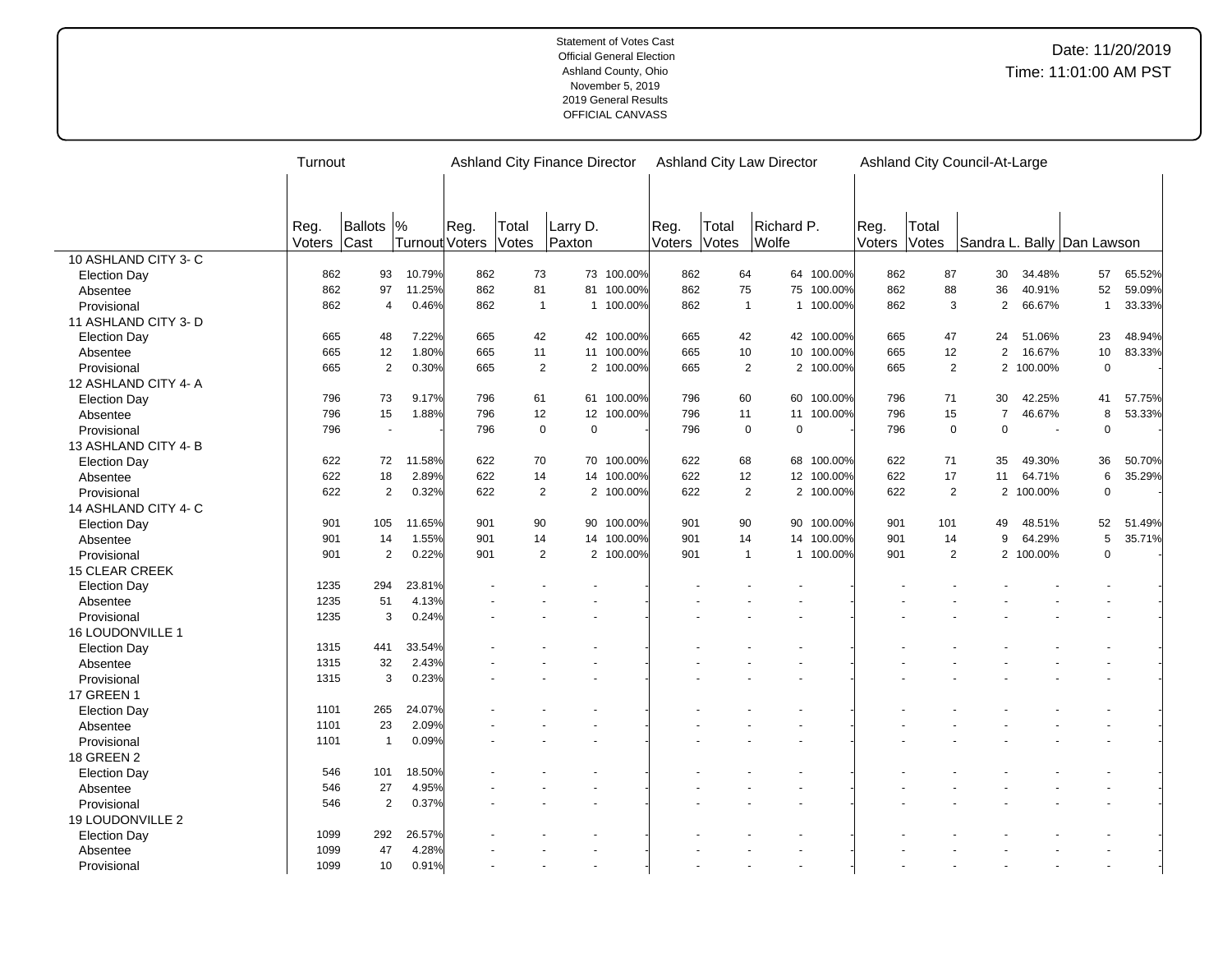Statement of Votes Cast
Official General Election
Ashland County, Ohio
November 5, 2019
2019 General Results
OFFICIAL CANVASS

Date: 11/20/2019
Time: 11:01:00 AM PST

| | Turnout | | | Ashland City Finance Director | | | | Ashland City Law Director | | | | Ashland City Council-At-Large | | | | | |
|---|---|---|---|---|---|---|---|---|---|---|---|---|---|---|---|---|---|
| | Reg. Voters | Ballots Cast | % Turnout | Reg. Voters | Total Votes | Larry D. Paxton | | Reg. Voters | Total Votes | Richard P. Wolfe | | Reg. Voters | Total Votes | Sandra L. Bally | | Dan Lawson | |
| 10 ASHLAND CITY 3- C | | | | | | | | | | | | | | | | | |
| Election Day | 862 | 93 | 10.79% | 862 | 73 | 73 | 100.00% | 862 | 64 | 64 | 100.00% | 862 | 87 | 30 | 34.48% | 57 | 65.52% |
| Absentee | 862 | 97 | 11.25% | 862 | 81 | 81 | 100.00% | 862 | 75 | 75 | 100.00% | 862 | 88 | 36 | 40.91% | 52 | 59.09% |
| Provisional | 862 | 4 | 0.46% | 862 | 1 | 1 | 100.00% | 862 | 1 | 1 | 100.00% | 862 | 3 | 2 | 66.67% | 1 | 33.33% |
| 11 ASHLAND CITY 3- D | | | | | | | | | | | | | | | | | |
| Election Day | 665 | 48 | 7.22% | 665 | 42 | 42 | 100.00% | 665 | 42 | 42 | 100.00% | 665 | 47 | 24 | 51.06% | 23 | 48.94% |
| Absentee | 665 | 12 | 1.80% | 665 | 11 | 11 | 100.00% | 665 | 10 | 10 | 100.00% | 665 | 12 | 2 | 16.67% | 10 | 83.33% |
| Provisional | 665 | 2 | 0.30% | 665 | 2 | 2 | 100.00% | 665 | 2 | 2 | 100.00% | 665 | 2 | 2 | 100.00% | 0 | - |
| 12 ASHLAND CITY 4- A | | | | | | | | | | | | | | | | | |
| Election Day | 796 | 73 | 9.17% | 796 | 61 | 61 | 100.00% | 796 | 60 | 60 | 100.00% | 796 | 71 | 30 | 42.25% | 41 | 57.75% |
| Absentee | 796 | 15 | 1.88% | 796 | 12 | 12 | 100.00% | 796 | 11 | 11 | 100.00% | 796 | 15 | 7 | 46.67% | 8 | 53.33% |
| Provisional | 796 | - | - | 796 | 0 | 0 | - | 796 | 0 | 0 | - | 796 | 0 | 0 | - | 0 | - |
| 13 ASHLAND CITY 4- B | | | | | | | | | | | | | | | | | |
| Election Day | 622 | 72 | 11.58% | 622 | 70 | 70 | 100.00% | 622 | 68 | 68 | 100.00% | 622 | 71 | 35 | 49.30% | 36 | 50.70% |
| Absentee | 622 | 18 | 2.89% | 622 | 14 | 14 | 100.00% | 622 | 12 | 12 | 100.00% | 622 | 17 | 11 | 64.71% | 6 | 35.29% |
| Provisional | 622 | 2 | 0.32% | 622 | 2 | 2 | 100.00% | 622 | 2 | 2 | 100.00% | 622 | 2 | 2 | 100.00% | 0 | - |
| 14 ASHLAND CITY 4- C | | | | | | | | | | | | | | | | | |
| Election Day | 901 | 105 | 11.65% | 901 | 90 | 90 | 100.00% | 901 | 90 | 90 | 100.00% | 901 | 101 | 49 | 48.51% | 52 | 51.49% |
| Absentee | 901 | 14 | 1.55% | 901 | 14 | 14 | 100.00% | 901 | 14 | 14 | 100.00% | 901 | 14 | 9 | 64.29% | 5 | 35.71% |
| Provisional | 901 | 2 | 0.22% | 901 | 2 | 2 | 100.00% | 901 | 1 | 1 | 100.00% | 901 | 2 | 2 | 100.00% | 0 | - |
| 15 CLEAR CREEK | | | | | | | | | | | | | | | | | |
| Election Day | 1235 | 294 | 23.81% | - | - | - | - | - | - | - | - | - | - | - | - | - | - |
| Absentee | 1235 | 51 | 4.13% | - | - | - | - | - | - | - | - | - | - | - | - | - | - |
| Provisional | 1235 | 3 | 0.24% | - | - | - | - | - | - | - | - | - | - | - | - | - | - |
| 16 LOUDONVILLE 1 | | | | | | | | | | | | | | | | | |
| Election Day | 1315 | 441 | 33.54% | - | - | - | - | - | - | - | - | - | - | - | - | - | - |
| Absentee | 1315 | 32 | 2.43% | - | - | - | - | - | - | - | - | - | - | - | - | - | - |
| Provisional | 1315 | 3 | 0.23% | - | - | - | - | - | - | - | - | - | - | - | - | - | - |
| 17 GREEN 1 | | | | | | | | | | | | | | | | | |
| Election Day | 1101 | 265 | 24.07% | - | - | - | - | - | - | - | - | - | - | - | - | - | - |
| Absentee | 1101 | 23 | 2.09% | - | - | - | - | - | - | - | - | - | - | - | - | - | - |
| Provisional | 1101 | 1 | 0.09% | - | - | - | - | - | - | - | - | - | - | - | - | - | - |
| 18 GREEN 2 | | | | | | | | | | | | | | | | | |
| Election Day | 546 | 101 | 18.50% | - | - | - | - | - | - | - | - | - | - | - | - | - | - |
| Absentee | 546 | 27 | 4.95% | - | - | - | - | - | - | - | - | - | - | - | - | - | - |
| Provisional | 546 | 2 | 0.37% | - | - | - | - | - | - | - | - | - | - | - | - | - | - |
| 19 LOUDONVILLE 2 | | | | | | | | | | | | | | | | | |
| Election Day | 1099 | 292 | 26.57% | - | - | - | - | - | - | - | - | - | - | - | - | - | - |
| Absentee | 1099 | 47 | 4.28% | - | - | - | - | - | - | - | - | - | - | - | - | - | - |
| Provisional | 1099 | 10 | 0.91% | - | - | - | - | - | - | - | - | - | - | - | - | - | - |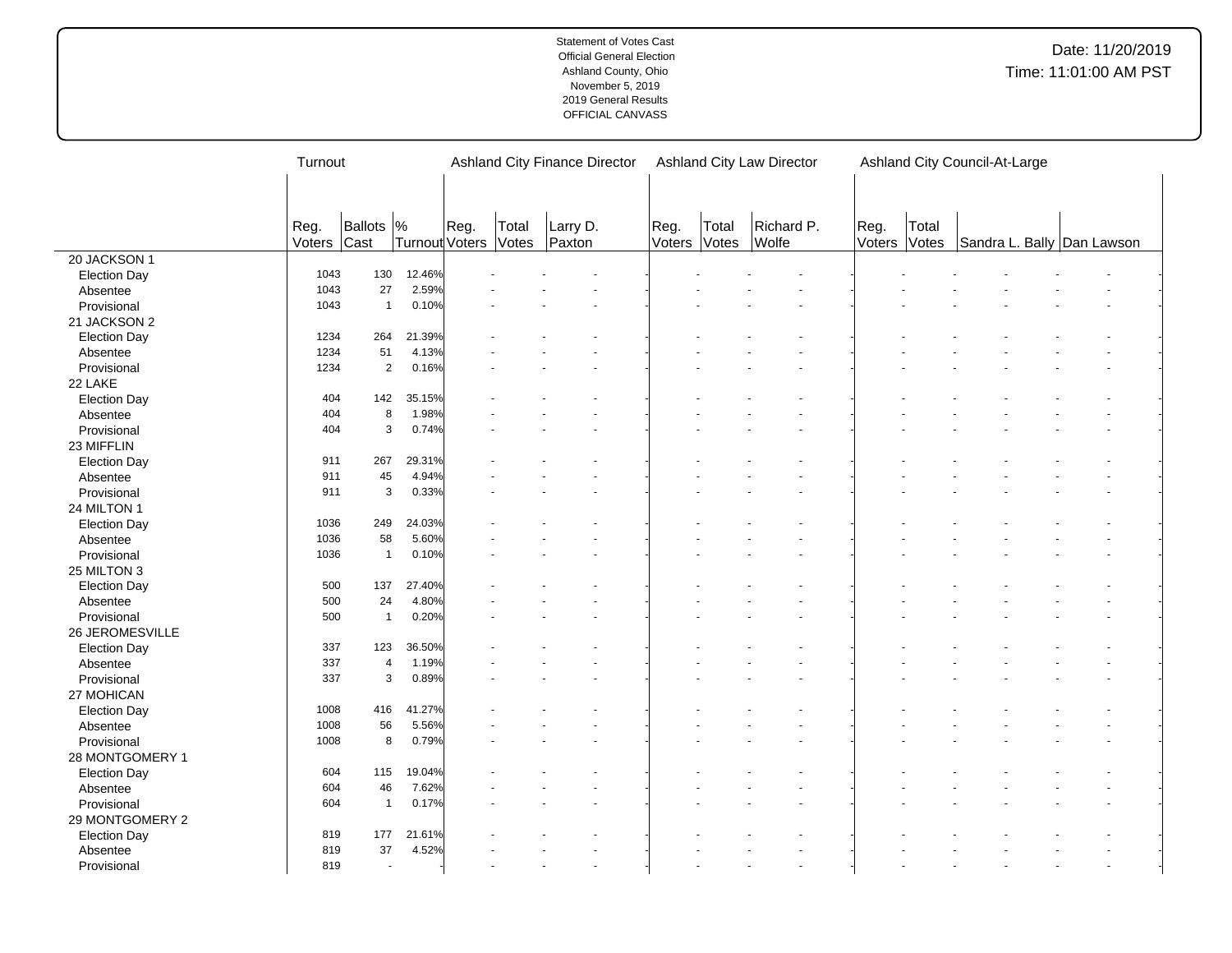Statement of Votes Cast
Official General Election
Ashland County, Ohio
November 5, 2019
2019 General Results
OFFICIAL CANVASS

Date: 11/20/2019
Time: 11:01:00 AM PST

| | Turnout | | | Ashland City Finance Director | | | Ashland City Law Director | | | Ashland City Council-At-Large | | | |
|---|---|---|---|---|---|---|---|---|---|---|---|---|---|
| | Reg. Voters | Ballots Cast | % Turnout | Reg. Voters | Total Votes | Larry D. Paxton | Reg. Voters | Total Votes | Richard P. Wolfe | Reg. Voters | Total Votes | Sandra L. Bally | Dan Lawson |
| 20 JACKSON 1 | | | | | | | | | | | | | |
| Election Day | 1043 | 130 | 12.46% | - | - | - | - | - | - | - | - | - | - |
| Absentee | 1043 | 27 | 2.59% | - | - | - | - | - | - | - | - | - | - |
| Provisional | 1043 | 1 | 0.10% | - | - | - | - | - | - | - | - | - | - |
| 21 JACKSON 2 | | | | | | | | | | | | | |
| Election Day | 1234 | 264 | 21.39% | - | - | - | - | - | - | - | - | - | - |
| Absentee | 1234 | 51 | 4.13% | - | - | - | - | - | - | - | - | - | - |
| Provisional | 1234 | 2 | 0.16% | - | - | - | - | - | - | - | - | - | - |
| 22 LAKE | | | | | | | | | | | | | |
| Election Day | 404 | 142 | 35.15% | - | - | - | - | - | - | - | - | - | - |
| Absentee | 404 | 8 | 1.98% | - | - | - | - | - | - | - | - | - | - |
| Provisional | 404 | 3 | 0.74% | - | - | - | - | - | - | - | - | - | - |
| 23 MIFFLIN | | | | | | | | | | | | | |
| Election Day | 911 | 267 | 29.31% | - | - | - | - | - | - | - | - | - | - |
| Absentee | 911 | 45 | 4.94% | - | - | - | - | - | - | - | - | - | - |
| Provisional | 911 | 3 | 0.33% | - | - | - | - | - | - | - | - | - | - |
| 24 MILTON 1 | | | | | | | | | | | | | |
| Election Day | 1036 | 249 | 24.03% | - | - | - | - | - | - | - | - | - | - |
| Absentee | 1036 | 58 | 5.60% | - | - | - | - | - | - | - | - | - | - |
| Provisional | 1036 | 1 | 0.10% | - | - | - | - | - | - | - | - | - | - |
| 25 MILTON 3 | | | | | | | | | | | | | |
| Election Day | 500 | 137 | 27.40% | - | - | - | - | - | - | - | - | - | - |
| Absentee | 500 | 24 | 4.80% | - | - | - | - | - | - | - | - | - | - |
| Provisional | 500 | 1 | 0.20% | - | - | - | - | - | - | - | - | - | - |
| 26 JEROMESVILLE | | | | | | | | | | | | | |
| Election Day | 337 | 123 | 36.50% | - | - | - | - | - | - | - | - | - | - |
| Absentee | 337 | 4 | 1.19% | - | - | - | - | - | - | - | - | - | - |
| Provisional | 337 | 3 | 0.89% | - | - | - | - | - | - | - | - | - | - |
| 27 MOHICAN | | | | | | | | | | | | | |
| Election Day | 1008 | 416 | 41.27% | - | - | - | - | - | - | - | - | - | - |
| Absentee | 1008 | 56 | 5.56% | - | - | - | - | - | - | - | - | - | - |
| Provisional | 1008 | 8 | 0.79% | - | - | - | - | - | - | - | - | - | - |
| 28 MONTGOMERY 1 | | | | | | | | | | | | | |
| Election Day | 604 | 115 | 19.04% | - | - | - | - | - | - | - | - | - | - |
| Absentee | 604 | 46 | 7.62% | - | - | - | - | - | - | - | - | - | - |
| Provisional | 604 | 1 | 0.17% | - | - | - | - | - | - | - | - | - | - |
| 29 MONTGOMERY 2 | | | | | | | | | | | | | |
| Election Day | 819 | 177 | 21.61% | - | - | - | - | - | - | - | - | - | - |
| Absentee | 819 | 37 | 4.52% | - | - | - | - | - | - | - | - | - | - |
| Provisional | 819 | - | - | - | - | - | - | - | - | - | - | - | - |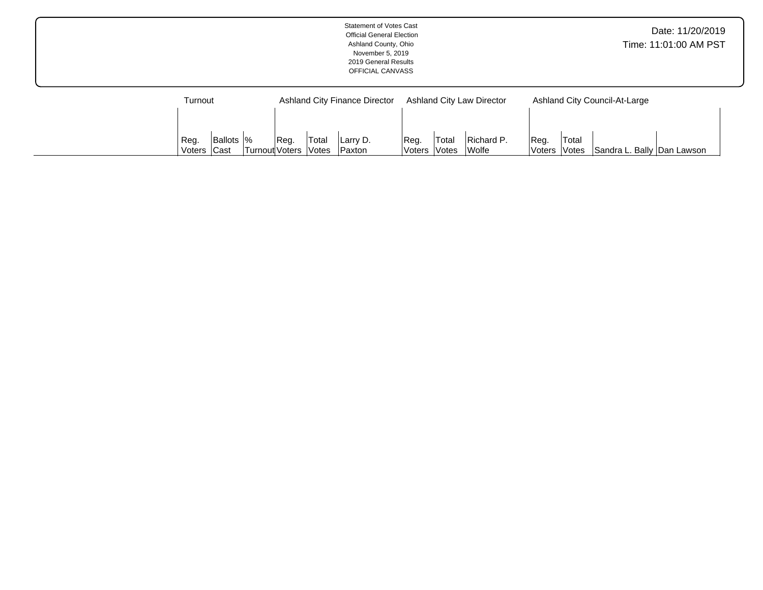Statement of Votes Cast
Official General Election
Ashland County, Ohio
November 5, 2019
2019 General Results
OFFICIAL CANVASS

Date: 11/20/2019
Time: 11:01:00 AM PST

| | Turnout | | | Ashland City Finance Director | | | Ashland City Law Director | | | Ashland City Council-At-Large | | | |
|---|---|---|---|---|---|---|---|---|---|---|---|---|---|
| | Reg. Voters | Ballots Cast | % Turnout | Reg. Voters | Total Votes | Larry D. Paxton | Reg. Voters | Total Votes | Richard P. Wolfe | Reg. Voters | Total Votes | Sandra L. Bally | Dan Lawson |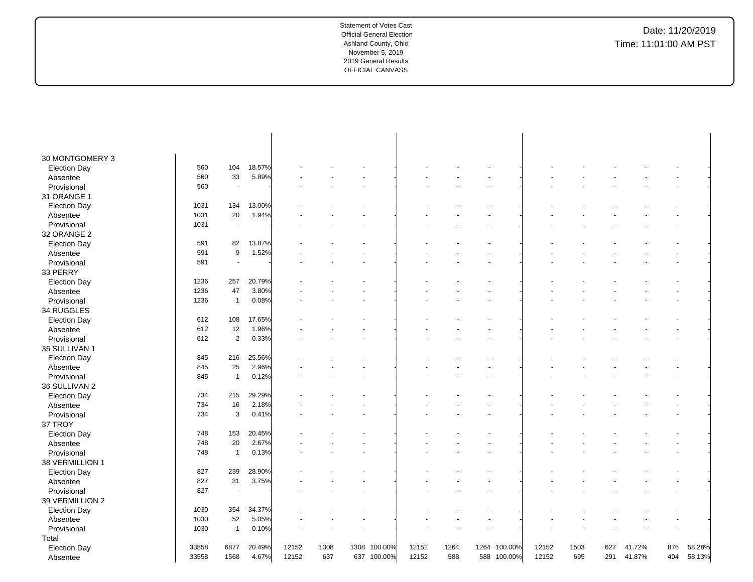Statement of Votes Cast
Official General Election
Ashland County, Ohio
November 5, 2019
2019 General Results
OFFICIAL CANVASS

Date: 11/20/2019
Time: 11:01:00 AM PST

| | | | | | | | | | | | | | | | | | | |
|---|---|---|---|---|---|---|---|---|---|---|---|---|---|---|---|---|---|---|
| 30 MONTGOMERY 3 | | | | | | | | | | | | | | | | | | |
| Election Day | 560 | 104 | 18.57% | - | - | - | - | - | - | - | - | - | - | - | - | - | - | - |
| Absentee | 560 | 33 | 5.89% | - | - | - | - | - | - | - | - | - | - | - | - | - | - | - |
| Provisional | 560 | - | - | - | - | - | - | - | - | - | - | - | - | - | - | - | - | - |
| 31 ORANGE 1 | | | | | | | | | | | | | | | | | | |
| Election Day | 1031 | 134 | 13.00% | - | - | - | - | - | - | - | - | - | - | - | - | - | - | - |
| Absentee | 1031 | 20 | 1.94% | - | - | - | - | - | - | - | - | - | - | - | - | - | - | - |
| Provisional | 1031 | - | - | - | - | - | - | - | - | - | - | - | - | - | - | - | - | - |
| 32 ORANGE 2 | | | | | | | | | | | | | | | | | | |
| Election Day | 591 | 82 | 13.87% | - | - | - | - | - | - | - | - | - | - | - | - | - | - | - |
| Absentee | 591 | 9 | 1.52% | - | - | - | - | - | - | - | - | - | - | - | - | - | - | - |
| Provisional | 591 | - | - | - | - | - | - | - | - | - | - | - | - | - | - | - | - | - |
| 33 PERRY | | | | | | | | | | | | | | | | | | |
| Election Day | 1236 | 257 | 20.79% | - | - | - | - | - | - | - | - | - | - | - | - | - | - | - |
| Absentee | 1236 | 47 | 3.80% | - | - | - | - | - | - | - | - | - | - | - | - | - | - | - |
| Provisional | 1236 | 1 | 0.08% | - | - | - | - | - | - | - | - | - | - | - | - | - | - | - |
| 34 RUGGLES | | | | | | | | | | | | | | | | | | |
| Election Day | 612 | 108 | 17.65% | - | - | - | - | - | - | - | - | - | - | - | - | - | - | - |
| Absentee | 612 | 12 | 1.96% | - | - | - | - | - | - | - | - | - | - | - | - | - | - | - |
| Provisional | 612 | 2 | 0.33% | - | - | - | - | - | - | - | - | - | - | - | - | - | - | - |
| 35 SULLIVAN 1 | | | | | | | | | | | | | | | | | | |
| Election Day | 845 | 216 | 25.56% | - | - | - | - | - | - | - | - | - | - | - | - | - | - | - |
| Absentee | 845 | 25 | 2.96% | - | - | - | - | - | - | - | - | - | - | - | - | - | - | - |
| Provisional | 845 | 1 | 0.12% | - | - | - | - | - | - | - | - | - | - | - | - | - | - | - |
| 36 SULLIVAN 2 | | | | | | | | | | | | | | | | | | |
| Election Day | 734 | 215 | 29.29% | - | - | - | - | - | - | - | - | - | - | - | - | - | - | - |
| Absentee | 734 | 16 | 2.18% | - | - | - | - | - | - | - | - | - | - | - | - | - | - | - |
| Provisional | 734 | 3 | 0.41% | - | - | - | - | - | - | - | - | - | - | - | - | - | - | - |
| 37 TROY | | | | | | | | | | | | | | | | | | |
| Election Day | 748 | 153 | 20.45% | - | - | - | - | - | - | - | - | - | - | - | - | - | - | - |
| Absentee | 748 | 20 | 2.67% | - | - | - | - | - | - | - | - | - | - | - | - | - | - | - |
| Provisional | 748 | 1 | 0.13% | - | - | - | - | - | - | - | - | - | - | - | - | - | - | - |
| 38 VERMILLION 1 | | | | | | | | | | | | | | | | | | |
| Election Day | 827 | 239 | 28.90% | - | - | - | - | - | - | - | - | - | - | - | - | - | - | - |
| Absentee | 827 | 31 | 3.75% | - | - | - | - | - | - | - | - | - | - | - | - | - | - | - |
| Provisional | 827 | - | - | - | - | - | - | - | - | - | - | - | - | - | - | - | - | - |
| 39 VERMILLION 2 | | | | | | | | | | | | | | | | | | |
| Election Day | 1030 | 354 | 34.37% | - | - | - | - | - | - | - | - | - | - | - | - | - | - | - |
| Absentee | 1030 | 52 | 5.05% | - | - | - | - | - | - | - | - | - | - | - | - | - | - | - |
| Provisional | 1030 | 1 | 0.10% | - | - | - | - | - | - | - | - | - | - | - | - | - | - | - |
| Total | | | | | | | | | | | | | | | | | | |
| Election Day | 33558 | 6877 | 20.49% | 12152 | 1308 | 1308 | 100.00% | 12152 | 1264 | 1264 | 100.00% | 12152 | 1503 | 627 | 41.72% | 876 | 58.28% | |
| Absentee | 33558 | 1568 | 4.67% | 12152 | 637 | 637 | 100.00% | 12152 | 588 | 588 | 100.00% | 12152 | 695 | 291 | 41.87% | 404 | 58.13% | |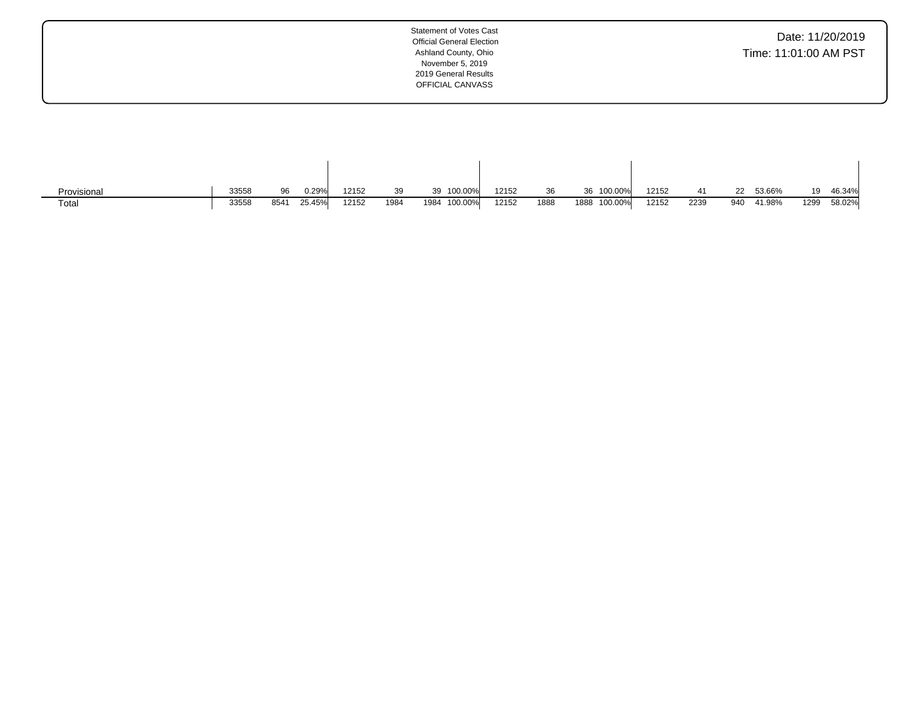Statement of Votes Cast
Official General Election
Ashland County, Ohio
November 5, 2019
2019 General Results
OFFICIAL CANVASS

| | | | | | | | | | | | | | | | | | | | |
|---|---|---|---|---|---|---|---|---|---|---|---|---|---|---|---|---|---|---|---|
| Provisional | 33558 | 96 | 0.29% | 12152 | 39 | 39 | 100.00% | 12152 | 36 | 36 | 100.00% | 12152 | 41 | 22 | 53.66% | 19 | 46.34% |
| Total | 33558 | 8541 | 25.45% | 12152 | 1984 | 1984 | 100.00% | 12152 | 1888 | 1888 | 100.00% | 12152 | 2239 | 940 | 41.98% | 1299 | 58.02% |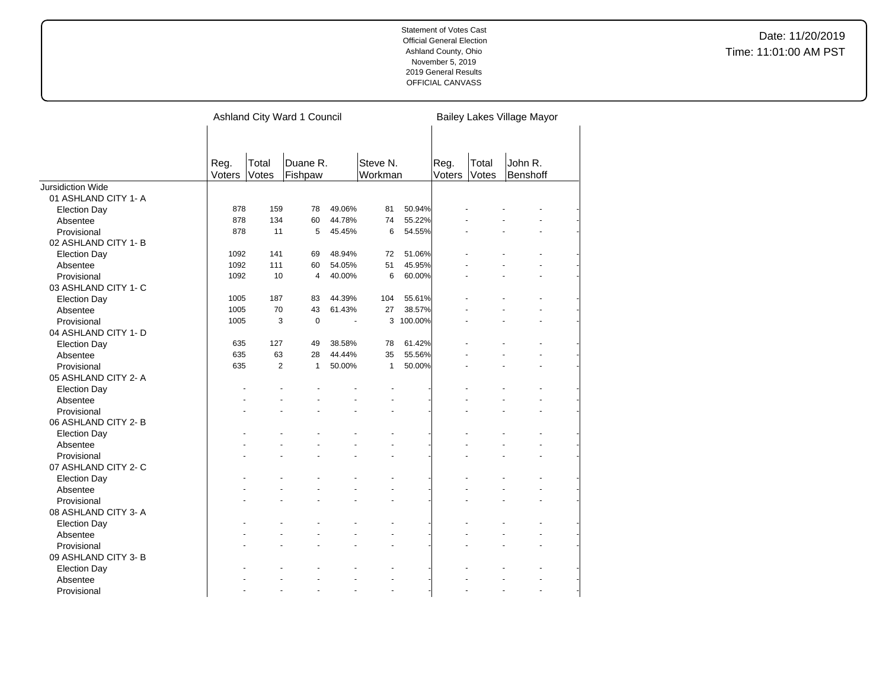Statement of Votes Cast
Official General Election
Ashland County, Ohio
November 5, 2019
2019 General Results
OFFICIAL CANVASS

Date: 11/20/2019
Time: 11:01:00 AM PST

| | Ashland City Ward 1 Council | | | | | | Bailey Lakes Village Mayor | | | |
|---|---|---|---|---|---|---|---|---|---|---|
| | Reg. Voters | Total Votes | Duane R. Fishpaw | | Steve N. Workman | | Reg. Voters | Total Votes | John R. Benshoff | |
| Jursidiction Wide | | | | | | | | | | |
| 01 ASHLAND CITY 1- A | | | | | | | | | | |
| Election Day | 878 | 159 | 78 | 49.06% | 81 | 50.94% | - | - | - | - |
| Absentee | 878 | 134 | 60 | 44.78% | 74 | 55.22% | - | - | - | - |
| Provisional | 878 | 11 | 5 | 45.45% | 6 | 54.55% | - | - | - | - |
| 02 ASHLAND CITY 1- B | | | | | | | | | | |
| Election Day | 1092 | 141 | 69 | 48.94% | 72 | 51.06% | - | - | - | - |
| Absentee | 1092 | 111 | 60 | 54.05% | 51 | 45.95% | - | - | - | - |
| Provisional | 1092 | 10 | 4 | 40.00% | 6 | 60.00% | - | - | - | - |
| 03 ASHLAND CITY 1- C | | | | | | | | | | |
| Election Day | 1005 | 187 | 83 | 44.39% | 104 | 55.61% | - | - | - | - |
| Absentee | 1005 | 70 | 43 | 61.43% | 27 | 38.57% | - | - | - | - |
| Provisional | 1005 | 3 | 0 | - | 3 | 100.00% | - | - | - | - |
| 04 ASHLAND CITY 1- D | | | | | | | | | | |
| Election Day | 635 | 127 | 49 | 38.58% | 78 | 61.42% | - | - | - | - |
| Absentee | 635 | 63 | 28 | 44.44% | 35 | 55.56% | - | - | - | - |
| Provisional | 635 | 2 | 1 | 50.00% | 1 | 50.00% | - | - | - | - |
| 05 ASHLAND CITY 2- A | | | | | | | | | | |
| Election Day | - | - | - | - | - | - | - | - | - | - |
| Absentee | - | - | - | - | - | - | - | - | - | - |
| Provisional | - | - | - | - | - | - | - | - | - | - |
| 06 ASHLAND CITY 2- B | | | | | | | | | | |
| Election Day | - | - | - | - | - | - | - | - | - | - |
| Absentee | - | - | - | - | - | - | - | - | - | - |
| Provisional | - | - | - | - | - | - | - | - | - | - |
| 07 ASHLAND CITY 2- C | | | | | | | | | | |
| Election Day | - | - | - | - | - | - | - | - | - | - |
| Absentee | - | - | - | - | - | - | - | - | - | - |
| Provisional | - | - | - | - | - | - | - | - | - | - |
| 08 ASHLAND CITY 3- A | | | | | | | | | | |
| Election Day | - | - | - | - | - | - | - | - | - | - |
| Absentee | - | - | - | - | - | - | - | - | - | - |
| Provisional | - | - | - | - | - | - | - | - | - | - |
| 09 ASHLAND CITY 3- B | | | | | | | | | | |
| Election Day | - | - | - | - | - | - | - | - | - | - |
| Absentee | - | - | - | - | - | - | - | - | - | - |
| Provisional | - | - | - | - | - | - | - | - | - | - |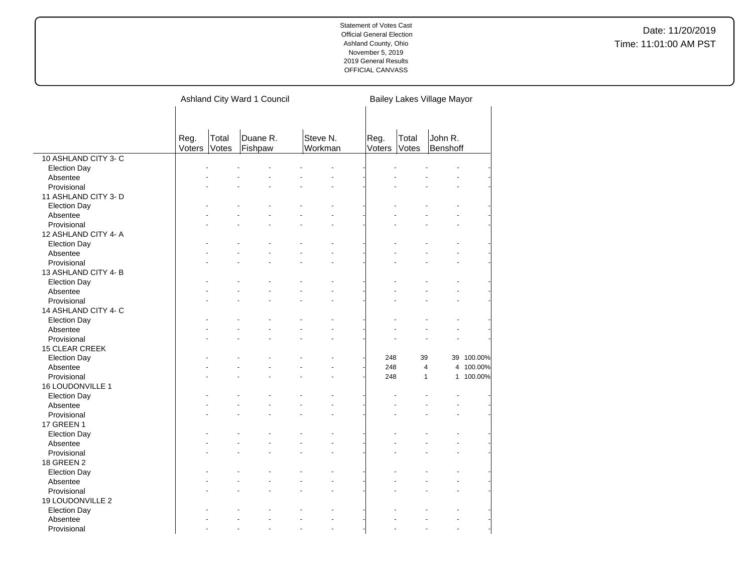Statement of Votes Cast
Official General Election
Ashland County, Ohio
November 5, 2019
2019 General Results
OFFICIAL CANVASS

Date: 11/20/2019
Time: 11:01:00 AM PST

| | Ashland City Ward 1 Council | | | | | | Bailey Lakes Village Mayor | | | |
|---|---|---|---|---|---|---|---|---|---|---|
| | Reg. Voters | Total Votes | Duane R. Fishpaw | | Steve N. Workman | | Reg. Voters | Total Votes | John R. Benshoff | |
| 10 ASHLAND CITY 3- C | | | | | | | | | | |
| Election Day | - | - | - | - | - | - | - | - | - | - |
| Absentee | - | - | - | - | - | - | - | - | - | - |
| Provisional | - | - | - | - | - | - | - | - | - | - |
| 11 ASHLAND CITY 3- D | | | | | | | | | | |
| Election Day | - | - | - | - | - | - | - | - | - | - |
| Absentee | - | - | - | - | - | - | - | - | - | - |
| Provisional | - | - | - | - | - | - | - | - | - | - |
| 12 ASHLAND CITY 4- A | | | | | | | | | | |
| Election Day | - | - | - | - | - | - | - | - | - | - |
| Absentee | - | - | - | - | - | - | - | - | - | - |
| Provisional | - | - | - | - | - | - | - | - | - | - |
| 13 ASHLAND CITY 4- B | | | | | | | | | | |
| Election Day | - | - | - | - | - | - | - | - | - | - |
| Absentee | - | - | - | - | - | - | - | - | - | - |
| Provisional | - | - | - | - | - | - | - | - | - | - |
| 14 ASHLAND CITY 4- C | | | | | | | | | | |
| Election Day | - | - | - | - | - | - | - | - | - | - |
| Absentee | - | - | - | - | - | - | - | - | - | - |
| Provisional | - | - | - | - | - | - | - | - | - | - |
| 15 CLEAR CREEK | | | | | | | | | | |
| Election Day | - | - | - | - | - | - | 248 | 39 | 39 | 100.00% |
| Absentee | - | - | - | - | - | - | 248 | 4 | 4 | 100.00% |
| Provisional | - | - | - | - | - | - | 248 | 1 | 1 | 100.00% |
| 16 LOUDONVILLE 1 | | | | | | | | | | |
| Election Day | - | - | - | - | - | - | - | - | - | - |
| Absentee | - | - | - | - | - | - | - | - | - | - |
| Provisional | - | - | - | - | - | - | - | - | - | - |
| 17 GREEN 1 | | | | | | | | | | |
| Election Day | - | - | - | - | - | - | - | - | - | - |
| Absentee | - | - | - | - | - | - | - | - | - | - |
| Provisional | - | - | - | - | - | - | - | - | - | - |
| 18 GREEN 2 | | | | | | | | | | |
| Election Day | - | - | - | - | - | - | - | - | - | - |
| Absentee | - | - | - | - | - | - | - | - | - | - |
| Provisional | - | - | - | - | - | - | - | - | - | - |
| 19 LOUDONVILLE 2 | | | | | | | | | | |
| Election Day | - | - | - | - | - | - | - | - | - | - |
| Absentee | - | - | - | - | - | - | - | - | - | - |
| Provisional | - | - | - | - | - | - | - | - | - | - |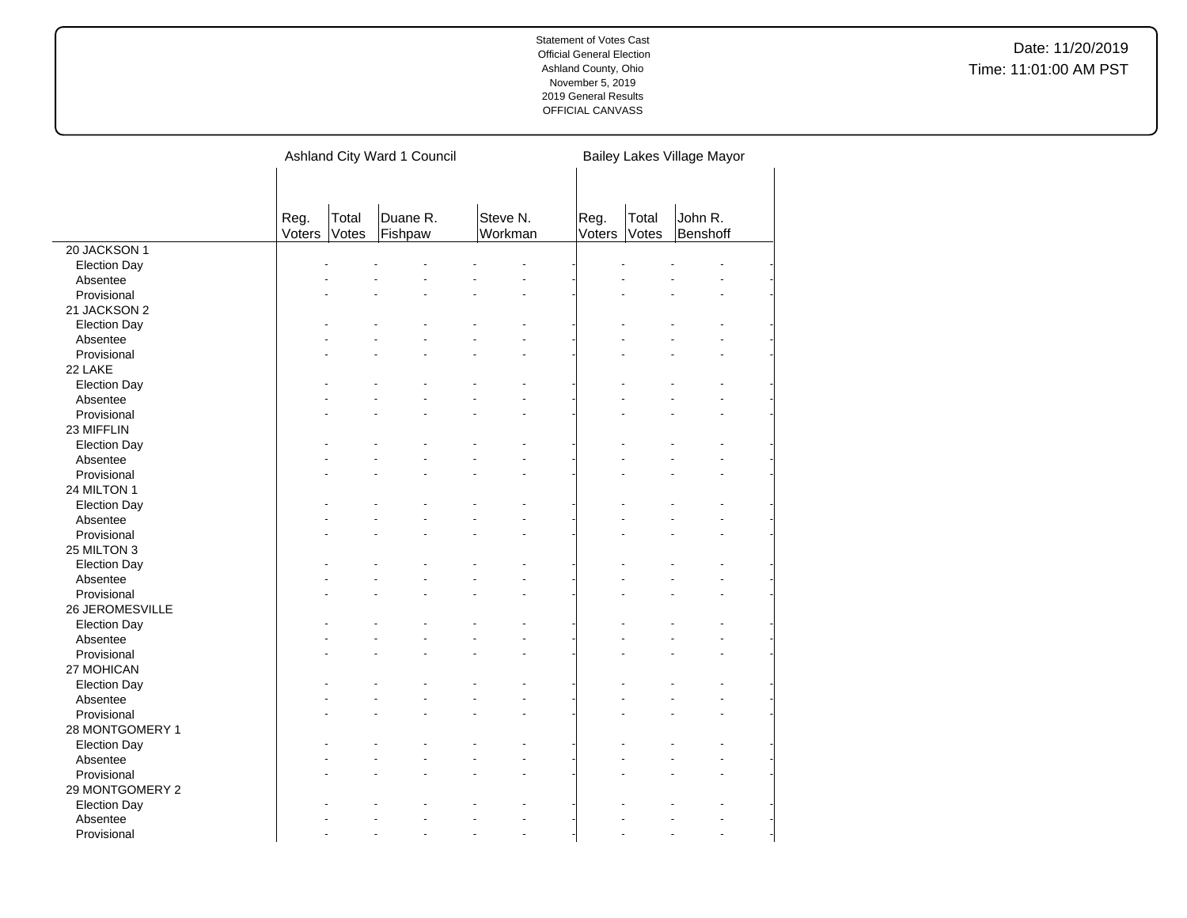Statement of Votes Cast
Official General Election
Ashland County, Ohio
November 5, 2019
2019 General Results
OFFICIAL CANVASS

Date: 11/20/2019
Time: 11:01:00 AM PST

| | Ashland City Ward 1 Council | | | | Bailey Lakes Village Mayor | | |
|---|---|---|---|---|---|---|---|
| | Reg. Voters | Total Votes | Duane R. Fishpaw | Steve N. Workman | Reg. Voters | Total Votes | John R. Benshoff |
| 20 JACKSON 1 | | | | | | | |
| Election Day | - | - | - | - | - | - | - |
| Absentee | - | - | - | - | - | - | - |
| Provisional | - | - | - | - | - | - | - |
| 21 JACKSON 2 | | | | | | | |
| Election Day | - | - | - | - | - | - | - |
| Absentee | - | - | - | - | - | - | - |
| Provisional | - | - | - | - | - | - | - |
| 22 LAKE | | | | | | | |
| Election Day | - | - | - | - | - | - | - |
| Absentee | - | - | - | - | - | - | - |
| Provisional | - | - | - | - | - | - | - |
| 23 MIFFLIN | | | | | | | |
| Election Day | - | - | - | - | - | - | - |
| Absentee | - | - | - | - | - | - | - |
| Provisional | - | - | - | - | - | - | - |
| 24 MILTON 1 | | | | | | | |
| Election Day | - | - | - | - | - | - | - |
| Absentee | - | - | - | - | - | - | - |
| Provisional | - | - | - | - | - | - | - |
| 25 MILTON 3 | | | | | | | |
| Election Day | - | - | - | - | - | - | - |
| Absentee | - | - | - | - | - | - | - |
| Provisional | - | - | - | - | - | - | - |
| 26 JEROMESVILLE | | | | | | | |
| Election Day | - | - | - | - | - | - | - |
| Absentee | - | - | - | - | - | - | - |
| Provisional | - | - | - | - | - | - | - |
| 27 MOHICAN | | | | | | | |
| Election Day | - | - | - | - | - | - | - |
| Absentee | - | - | - | - | - | - | - |
| Provisional | - | - | - | - | - | - | - |
| 28 MONTGOMERY 1 | | | | | | | |
| Election Day | - | - | - | - | - | - | - |
| Absentee | - | - | - | - | - | - | - |
| Provisional | - | - | - | - | - | - | - |
| 29 MONTGOMERY 2 | | | | | | | |
| Election Day | - | - | - | - | - | - | - |
| Absentee | - | - | - | - | - | - | - |
| Provisional | - | - | - | - | - | - | - |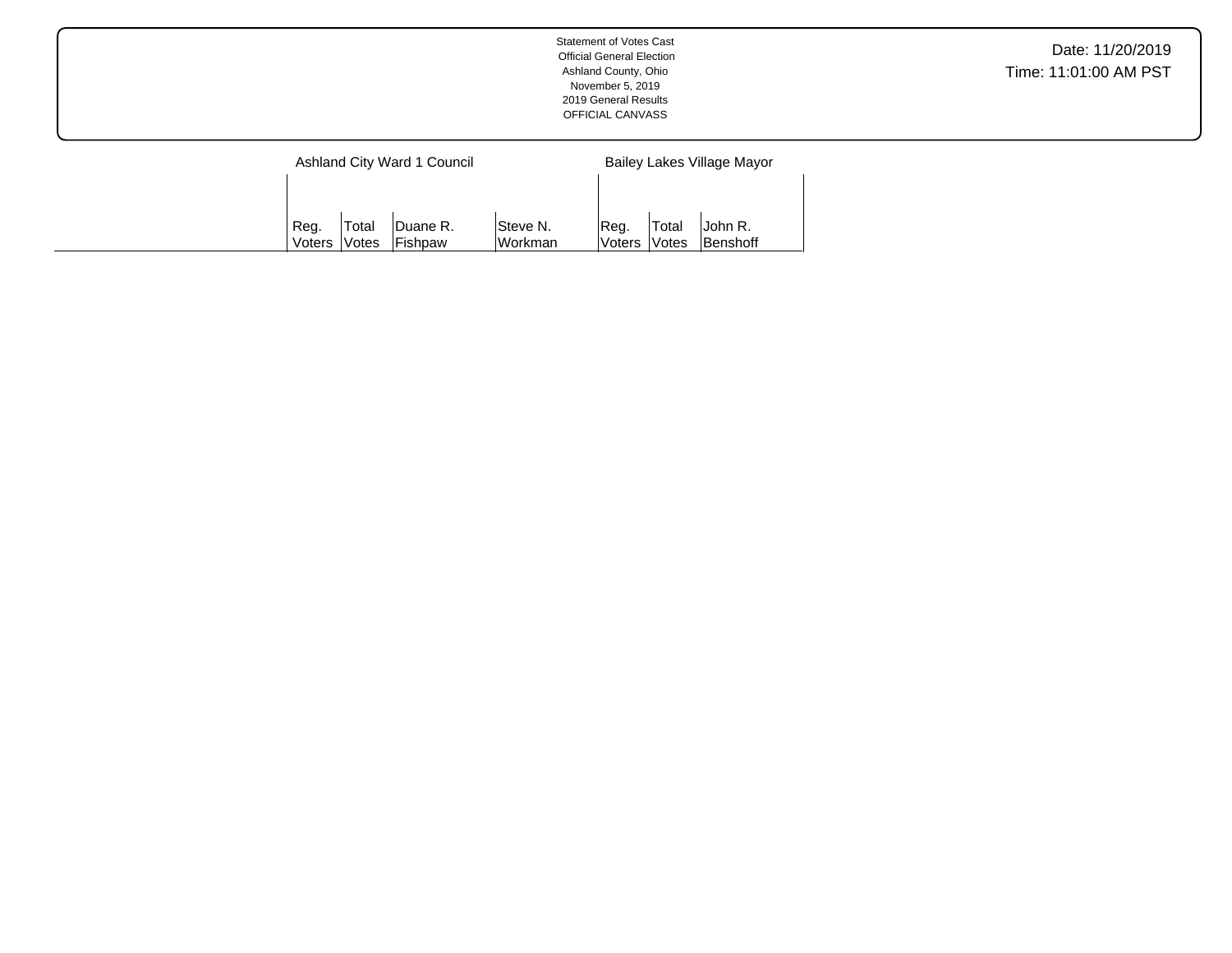Statement of Votes Cast
Official General Election
Ashland County, Ohio
November 5, 2019
2019 General Results
OFFICIAL CANVASS

Date: 11/20/2019
Time: 11:01:00 AM PST

| | Ashland City Ward 1 Council | | | | Bailey Lakes Village Mayor | | |
|---|---|---|---|---|---|---|---|
| | Reg. Voters | Total Votes | Duane R. Fishpaw | Steve N. Workman | Reg. Voters | Total Votes | John R. Benshoff |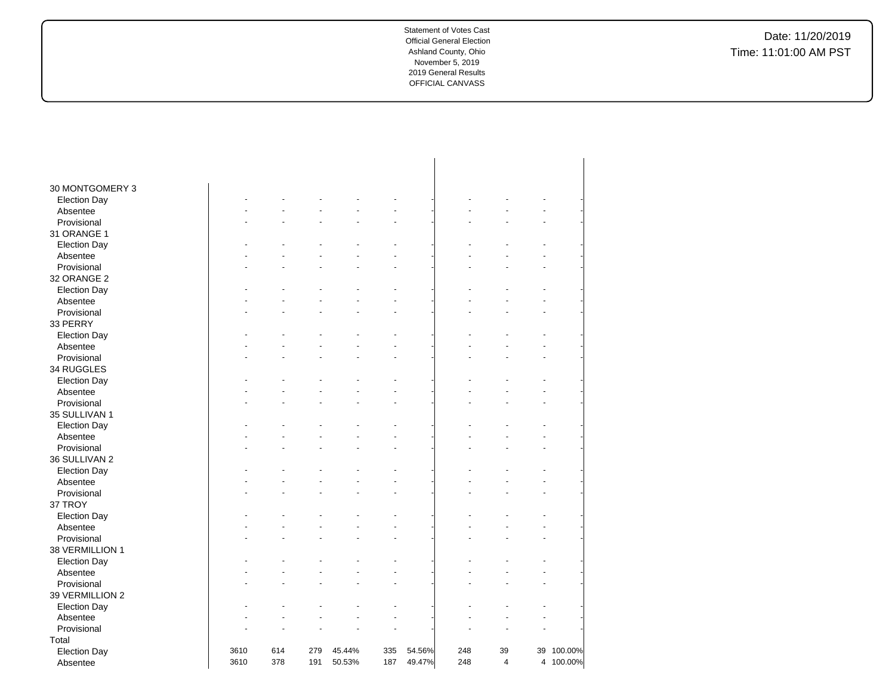Statement of Votes Cast
Official General Election
Ashland County, Ohio
November 5, 2019
2019 General Results
OFFICIAL CANVASS

Date: 11/20/2019
Time: 11:01:00 AM PST

| | | | | | | | | | | |
|---|---|---|---|---|---|---|---|---|---|---|
| 30 MONTGOMERY 3 | | | | | | | | | | |
| Election Day | - | - | - | - | - | - | - | - | - | - |
| Absentee | - | - | - | - | - | - | - | - | - | - |
| Provisional | - | - | - | - | - | - | - | - | - | - |
| 31 ORANGE 1 | | | | | | | | | | |
| Election Day | - | - | - | - | - | - | - | - | - | - |
| Absentee | - | - | - | - | - | - | - | - | - | - |
| Provisional | - | - | - | - | - | - | - | - | - | - |
| 32 ORANGE 2 | | | | | | | | | | |
| Election Day | - | - | - | - | - | - | - | - | - | - |
| Absentee | - | - | - | - | - | - | - | - | - | - |
| Provisional | - | - | - | - | - | - | - | - | - | - |
| 33 PERRY | | | | | | | | | | |
| Election Day | - | - | - | - | - | - | - | - | - | - |
| Absentee | - | - | - | - | - | - | - | - | - | - |
| Provisional | - | - | - | - | - | - | - | - | - | - |
| 34 RUGGLES | | | | | | | | | | |
| Election Day | - | - | - | - | - | - | - | - | - | - |
| Absentee | - | - | - | - | - | - | - | - | - | - |
| Provisional | - | - | - | - | - | - | - | - | - | - |
| 35 SULLIVAN 1 | | | | | | | | | | |
| Election Day | - | - | - | - | - | - | - | - | - | - |
| Absentee | - | - | - | - | - | - | - | - | - | - |
| Provisional | - | - | - | - | - | - | - | - | - | - |
| 36 SULLIVAN 2 | | | | | | | | | | |
| Election Day | - | - | - | - | - | - | - | - | - | - |
| Absentee | - | - | - | - | - | - | - | - | - | - |
| Provisional | - | - | - | - | - | - | - | - | - | - |
| 37 TROY | | | | | | | | | | |
| Election Day | - | - | - | - | - | - | - | - | - | - |
| Absentee | - | - | - | - | - | - | - | - | - | - |
| Provisional | - | - | - | - | - | - | - | - | - | - |
| 38 VERMILLION 1 | | | | | | | | | | |
| Election Day | - | - | - | - | - | - | - | - | - | - |
| Absentee | - | - | - | - | - | - | - | - | - | - |
| Provisional | - | - | - | - | - | - | - | - | - | - |
| 39 VERMILLION 2 | | | | | | | | | | |
| Election Day | - | - | - | - | - | - | - | - | - | - |
| Absentee | - | - | - | - | - | - | - | - | - | - |
| Provisional | - | - | - | - | - | - | - | - | - | - |
| Total | | | | | | | | | | |
| Election Day | 3610 | 614 | 279 | 45.44% | 335 | 54.56% | 248 | 39 | 39 | 100.00% |
| Absentee | 3610 | 378 | 191 | 50.53% | 187 | 49.47% | 248 | 4 | 4 | 100.00% |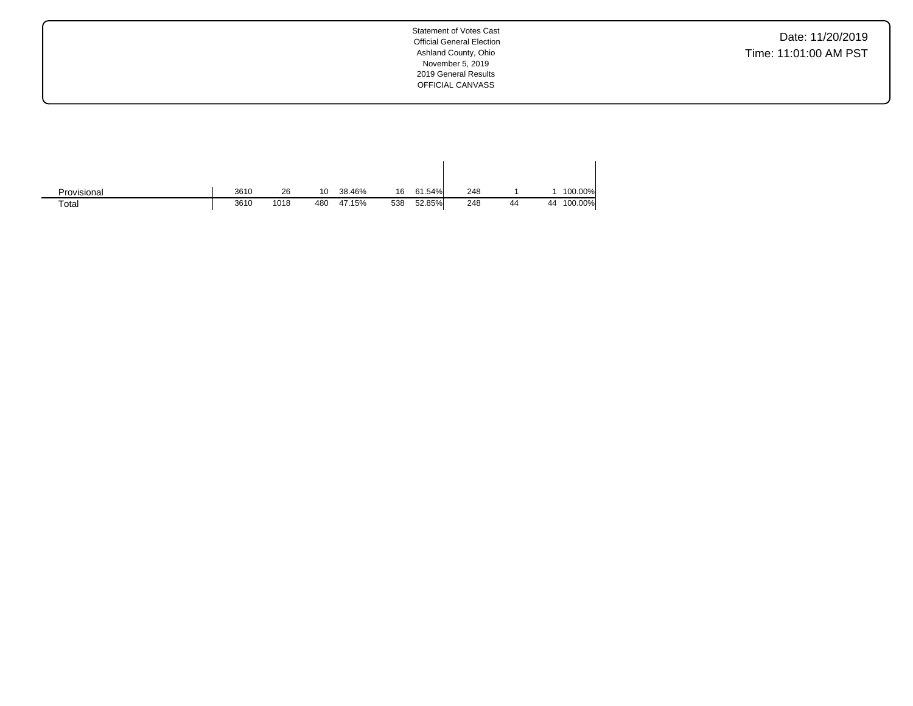Statement of Votes Cast
Official General Election
Ashland County, Ohio
November 5, 2019
2019 General Results
OFFICIAL CANVASS

Date: 11/20/2019
Time: 11:01:00 AM PST

| | | | | | | | | | | |
|---|---|---|---|---|---|---|---|---|---|---|
| Provisional | 3610 | 26 | 10 | 38.46% | 16 | 61.54% | 248 | 1 | 1 | 100.00% |
| Total | 3610 | 1018 | 480 | 47.15% | 538 | 52.85% | 248 | 44 | 44 | 100.00% |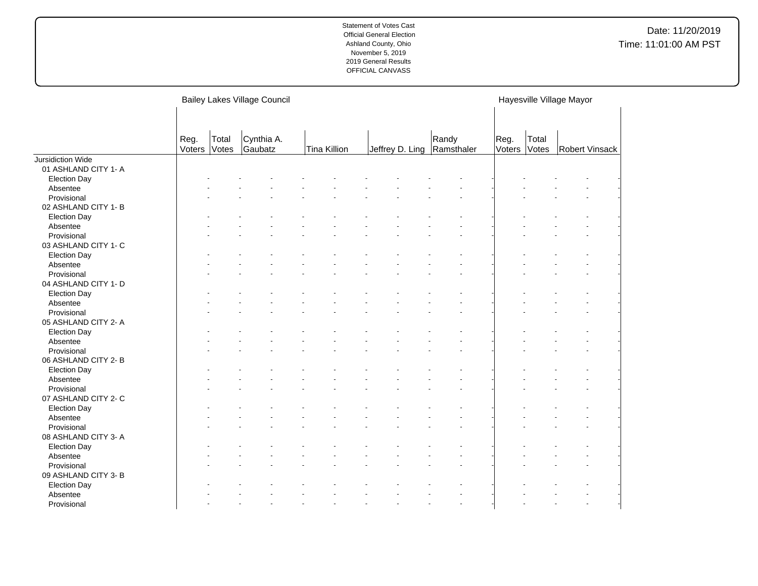Statement of Votes Cast
Official General Election
Ashland County, Ohio
November 5, 2019
2019 General Results
OFFICIAL CANVASS

Date: 11/20/2019
Time: 11:01:00 AM PST

| | Bailey Lakes Village Council | | | | | | | | | | | | | | Hayesville Village Mayor | | | |
|---|---|---|---|---|---|---|---|---|---|---|---|---|---|---|---|---|---|---|
| | Reg. Voters | Total Votes | Cynthia A. Gaubatz | | Tina Killion | | Jeffrey D. Ling | | Randy Ramsthaler | | | | | | Reg. Voters | Total Votes | Robert Vinsack | |
| Jursidiction Wide | | | | | | | | | | | | | | | | | | |
| 01 ASHLAND CITY 1- A | | | | | | | | | | | | | | | | | | |
| Election Day | - | - | - | - | - | - | - | - | - | - | | | | | - | - | - | - |
| Absentee | - | - | - | - | - | - | - | - | - | - | | | | | - | - | - | - |
| Provisional | - | - | - | - | - | - | - | - | - | - | | | | | - | - | - | - |
| 02 ASHLAND CITY 1- B | | | | | | | | | | | | | | | | | | |
| Election Day | - | - | - | - | - | - | - | - | - | - | | | | | - | - | - | - |
| Absentee | - | - | - | - | - | - | - | - | - | - | | | | | - | - | - | - |
| Provisional | - | - | - | - | - | - | - | - | - | - | | | | | - | - | - | - |
| 03 ASHLAND CITY 1- C | | | | | | | | | | | | | | | | | | |
| Election Day | - | - | - | - | - | - | - | - | - | - | | | | | - | - | - | - |
| Absentee | - | - | - | - | - | - | - | - | - | - | | | | | - | - | - | - |
| Provisional | - | - | - | - | - | - | - | - | - | - | | | | | - | - | - | - |
| 04 ASHLAND CITY 1- D | | | | | | | | | | | | | | | | | | |
| Election Day | - | - | - | - | - | - | - | - | - | - | | | | | - | - | - | - |
| Absentee | - | - | - | - | - | - | - | - | - | - | | | | | - | - | - | - |
| Provisional | - | - | - | - | - | - | - | - | - | - | | | | | - | - | - | - |
| 05 ASHLAND CITY 2- A | | | | | | | | | | | | | | | | | | |
| Election Day | - | - | - | - | - | - | - | - | - | - | | | | | - | - | - | - |
| Absentee | - | - | - | - | - | - | - | - | - | - | | | | | - | - | - | - |
| Provisional | - | - | - | - | - | - | - | - | - | - | | | | | - | - | - | - |
| 06 ASHLAND CITY 2- B | | | | | | | | | | | | | | | | | | |
| Election Day | - | - | - | - | - | - | - | - | - | - | | | | | - | - | - | - |
| Absentee | - | - | - | - | - | - | - | - | - | - | | | | | - | - | - | - |
| Provisional | - | - | - | - | - | - | - | - | - | - | | | | | - | - | - | - |
| 07 ASHLAND CITY 2- C | | | | | | | | | | | | | | | | | | |
| Election Day | - | - | - | - | - | - | - | - | - | - | | | | | - | - | - | - |
| Absentee | - | - | - | - | - | - | - | - | - | - | | | | | - | - | - | - |
| Provisional | - | - | - | - | - | - | - | - | - | - | | | | | - | - | - | - |
| 08 ASHLAND CITY 3- A | | | | | | | | | | | | | | | | | | |
| Election Day | - | - | - | - | - | - | - | - | - | - | | | | | - | - | - | - |
| Absentee | - | - | - | - | - | - | - | - | - | - | | | | | - | - | - | - |
| Provisional | - | - | - | - | - | - | - | - | - | - | | | | | - | - | - | - |
| 09 ASHLAND CITY 3- B | | | | | | | | | | | | | | | | | | |
| Election Day | - | - | - | - | - | - | - | - | - | - | | | | | - | - | - | - |
| Absentee | - | - | - | - | - | - | - | - | - | - | | | | | - | - | - | - |
| Provisional | - | - | - | - | - | - | - | - | - | - | | | | | - | - | - | - |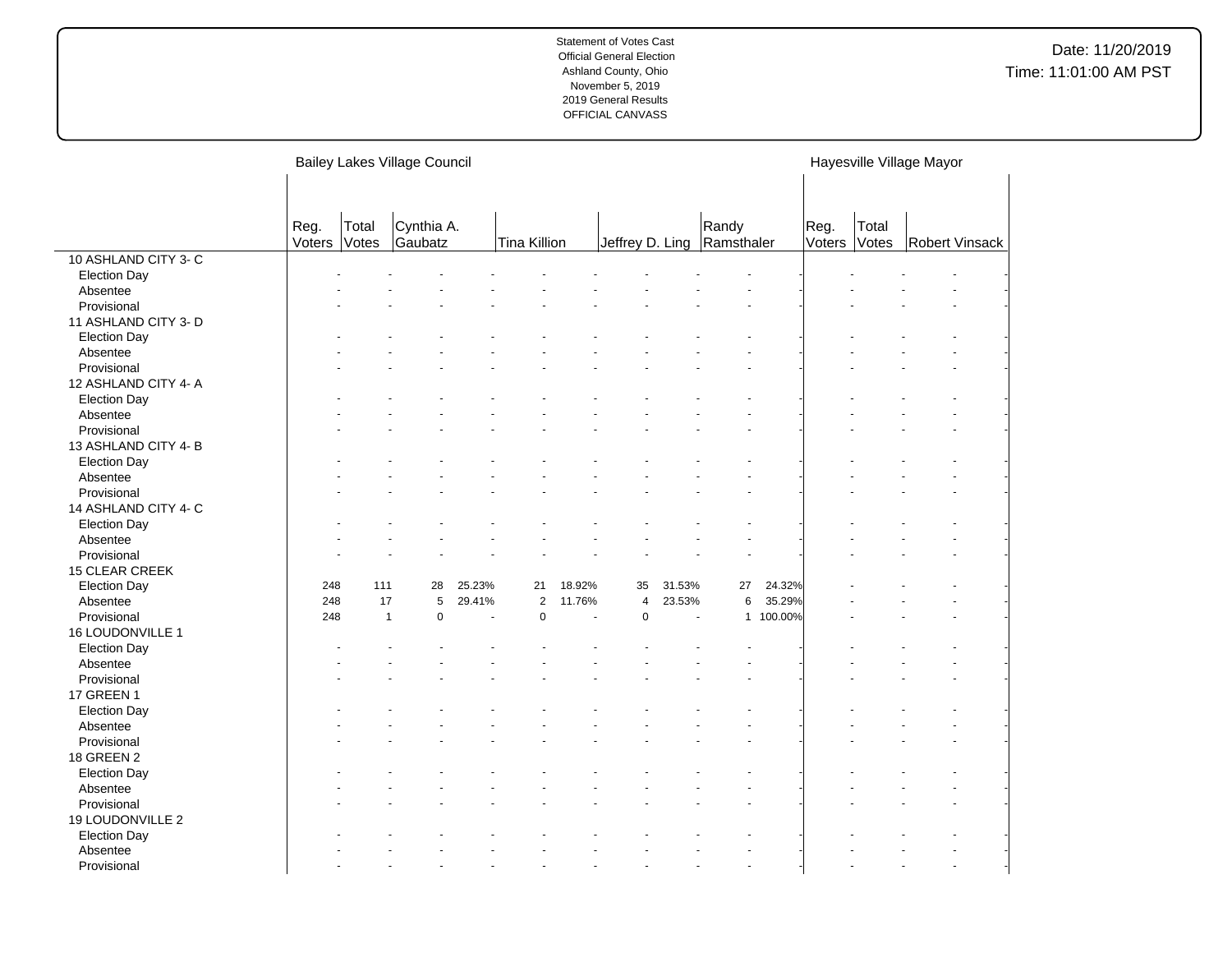Statement of Votes Cast
Official General Election
Ashland County, Ohio
November 5, 2019
2019 General Results
OFFICIAL CANVASS

Date: 11/20/2019
Time: 11:01:00 AM PST

| | Bailey Lakes Village Council | | | | | | | | | | Hayesville Village Mayor | | | |
|---|---|---|---|---|---|---|---|---|---|---|---|---|---|---|
| | Reg. Voters | Total Votes | Cynthia A. Gaubatz | | Tina Killion | | Jeffrey D. Ling | | Randy Ramsthaler | | Reg. Voters | Total Votes | Robert Vinsack | |
| 10 ASHLAND CITY 3- C | | | | | | | | | | | | | | |
| Election Day | - | - | - | - | - | - | - | - | - | - | - | - | - | - |
| Absentee | - | - | - | - | - | - | - | - | - | - | - | - | - | - |
| Provisional | - | - | - | - | - | - | - | - | - | - | - | - | - | - |
| 11 ASHLAND CITY 3- D | | | | | | | | | | | | | | |
| Election Day | - | - | - | - | - | - | - | - | - | - | - | - | - | - |
| Absentee | - | - | - | - | - | - | - | - | - | - | - | - | - | - |
| Provisional | - | - | - | - | - | - | - | - | - | - | - | - | - | - |
| 12 ASHLAND CITY 4- A | | | | | | | | | | | | | | |
| Election Day | - | - | - | - | - | - | - | - | - | - | - | - | - | - |
| Absentee | - | - | - | - | - | - | - | - | - | - | - | - | - | - |
| Provisional | - | - | - | - | - | - | - | - | - | - | - | - | - | - |
| 13 ASHLAND CITY 4- B | | | | | | | | | | | | | | |
| Election Day | - | - | - | - | - | - | - | - | - | - | - | - | - | - |
| Absentee | - | - | - | - | - | - | - | - | - | - | - | - | - | - |
| Provisional | - | - | - | - | - | - | - | - | - | - | - | - | - | - |
| 14 ASHLAND CITY 4- C | | | | | | | | | | | | | | |
| Election Day | - | - | - | - | - | - | - | - | - | - | - | - | - | - |
| Absentee | - | - | - | - | - | - | - | - | - | - | - | - | - | - |
| Provisional | - | - | - | - | - | - | - | - | - | - | - | - | - | - |
| 15 CLEAR CREEK | | | | | | | | | | | | | | |
| Election Day | 248 | 111 | 28 | 25.23% | 21 | 18.92% | 35 | 31.53% | 27 | 24.32% | - | - | - | - |
| Absentee | 248 | 17 | 5 | 29.41% | 2 | 11.76% | 4 | 23.53% | 6 | 35.29% | - | - | - | - |
| Provisional | 248 | 1 | 0 | - | 0 | - | 0 | - | 1 | 100.00% | - | - | - | - |
| 16 LOUDONVILLE 1 | | | | | | | | | | | | | | |
| Election Day | - | - | - | - | - | - | - | - | - | - | - | - | - | - |
| Absentee | - | - | - | - | - | - | - | - | - | - | - | - | - | - |
| Provisional | - | - | - | - | - | - | - | - | - | - | - | - | - | - |
| 17 GREEN 1 | | | | | | | | | | | | | | |
| Election Day | - | - | - | - | - | - | - | - | - | - | - | - | - | - |
| Absentee | - | - | - | - | - | - | - | - | - | - | - | - | - | - |
| Provisional | - | - | - | - | - | - | - | - | - | - | - | - | - | - |
| 18 GREEN 2 | | | | | | | | | | | | | | |
| Election Day | - | - | - | - | - | - | - | - | - | - | - | - | - | - |
| Absentee | - | - | - | - | - | - | - | - | - | - | - | - | - | - |
| Provisional | - | - | - | - | - | - | - | - | - | - | - | - | - | - |
| 19 LOUDONVILLE 2 | | | | | | | | | | | | | | |
| Election Day | - | - | - | - | - | - | - | - | - | - | - | - | - | - |
| Absentee | - | - | - | - | - | - | - | - | - | - | - | - | - | - |
| Provisional | - | - | - | - | - | - | - | - | - | - | - | - | - | - |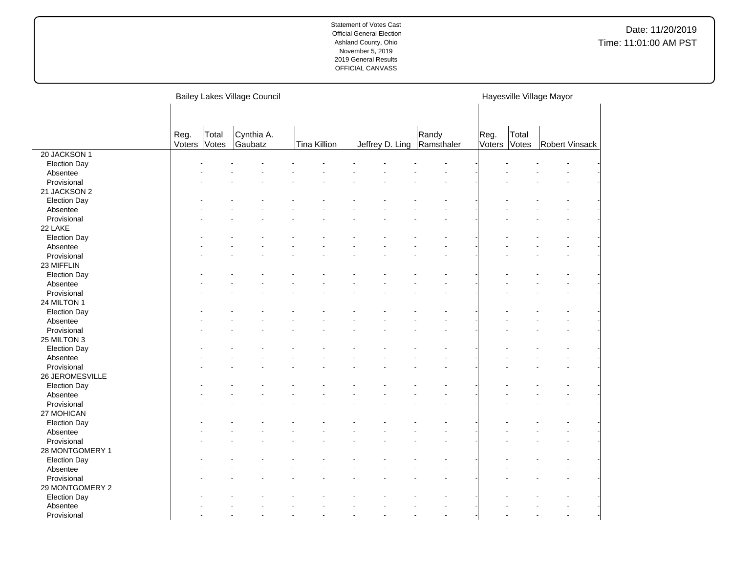Statement of Votes Cast
Official General Election
Ashland County, Ohio
November 5, 2019
2019 General Results
OFFICIAL CANVASS

Date: 11/20/2019
Time: 11:01:00 AM PST

| | Bailey Lakes Village Council | | | | | | Hayesville Village Mayor | | |
|---|---|---|---|---|---|---|---|---|---|
| | Reg. Voters | Total Votes | Cynthia A. Gaubatz | Tina Killion | Jeffrey D. Ling | Randy Ramsthaler | Reg. Voters | Total Votes | Robert Vinsack |
| 20 JACKSON 1 | | | | | | | | | |
| Election Day | - | - | - | - | - | - | - | - | - |
| Absentee | - | - | - | - | - | - | - | - | - |
| Provisional | - | - | - | - | - | - | - | - | - |
| 21 JACKSON 2 | | | | | | | | | |
| Election Day | - | - | - | - | - | - | - | - | - |
| Absentee | - | - | - | - | - | - | - | - | - |
| Provisional | - | - | - | - | - | - | - | - | - |
| 22 LAKE | | | | | | | | | |
| Election Day | - | - | - | - | - | - | - | - | - |
| Absentee | - | - | - | - | - | - | - | - | - |
| Provisional | - | - | - | - | - | - | - | - | - |
| 23 MIFFLIN | | | | | | | | | |
| Election Day | - | - | - | - | - | - | - | - | - |
| Absentee | - | - | - | - | - | - | - | - | - |
| Provisional | - | - | - | - | - | - | - | - | - |
| 24 MILTON 1 | | | | | | | | | |
| Election Day | - | - | - | - | - | - | - | - | - |
| Absentee | - | - | - | - | - | - | - | - | - |
| Provisional | - | - | - | - | - | - | - | - | - |
| 25 MILTON 3 | | | | | | | | | |
| Election Day | - | - | - | - | - | - | - | - | - |
| Absentee | - | - | - | - | - | - | - | - | - |
| Provisional | - | - | - | - | - | - | - | - | - |
| 26 JEROMESVILLE | | | | | | | | | |
| Election Day | - | - | - | - | - | - | - | - | - |
| Absentee | - | - | - | - | - | - | - | - | - |
| Provisional | - | - | - | - | - | - | - | - | - |
| 27 MOHICAN | | | | | | | | | |
| Election Day | - | - | - | - | - | - | - | - | - |
| Absentee | - | - | - | - | - | - | - | - | - |
| Provisional | - | - | - | - | - | - | - | - | - |
| 28 MONTGOMERY 1 | | | | | | | | | |
| Election Day | - | - | - | - | - | - | - | - | - |
| Absentee | - | - | - | - | - | - | - | - | - |
| Provisional | - | - | - | - | - | - | - | - | - |
| 29 MONTGOMERY 2 | | | | | | | | | |
| Election Day | - | - | - | - | - | - | - | - | - |
| Absentee | - | - | - | - | - | - | - | - | - |
| Provisional | - | - | - | - | - | - | - | - | - |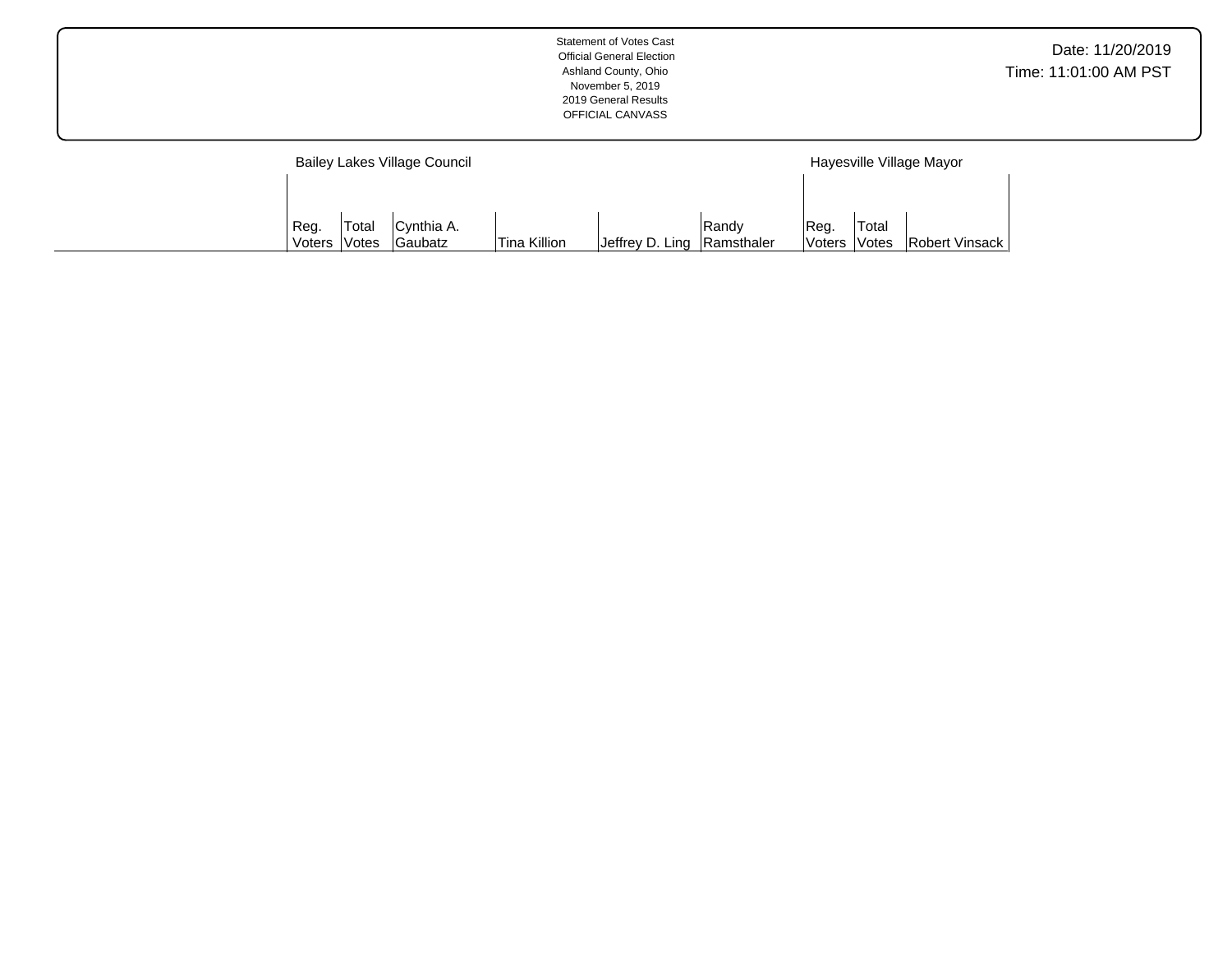Statement of Votes Cast
Official General Election
Ashland County, Ohio
November 5, 2019
2019 General Results
OFFICIAL CANVASS

Date: 11/20/2019
Time: 11:01:00 AM PST

| | Bailey Lakes Village Council | | | | | | Hayesville Village Mayor | | |
|---|---|---|---|---|---|---|---|---|---|
| | Reg. Voters | Total Votes | Cynthia A. Gaubatz | Tina Killion | Jeffrey D. Ling | Randy Ramsthaler | Reg. Voters | Total Votes | Robert Vinsack |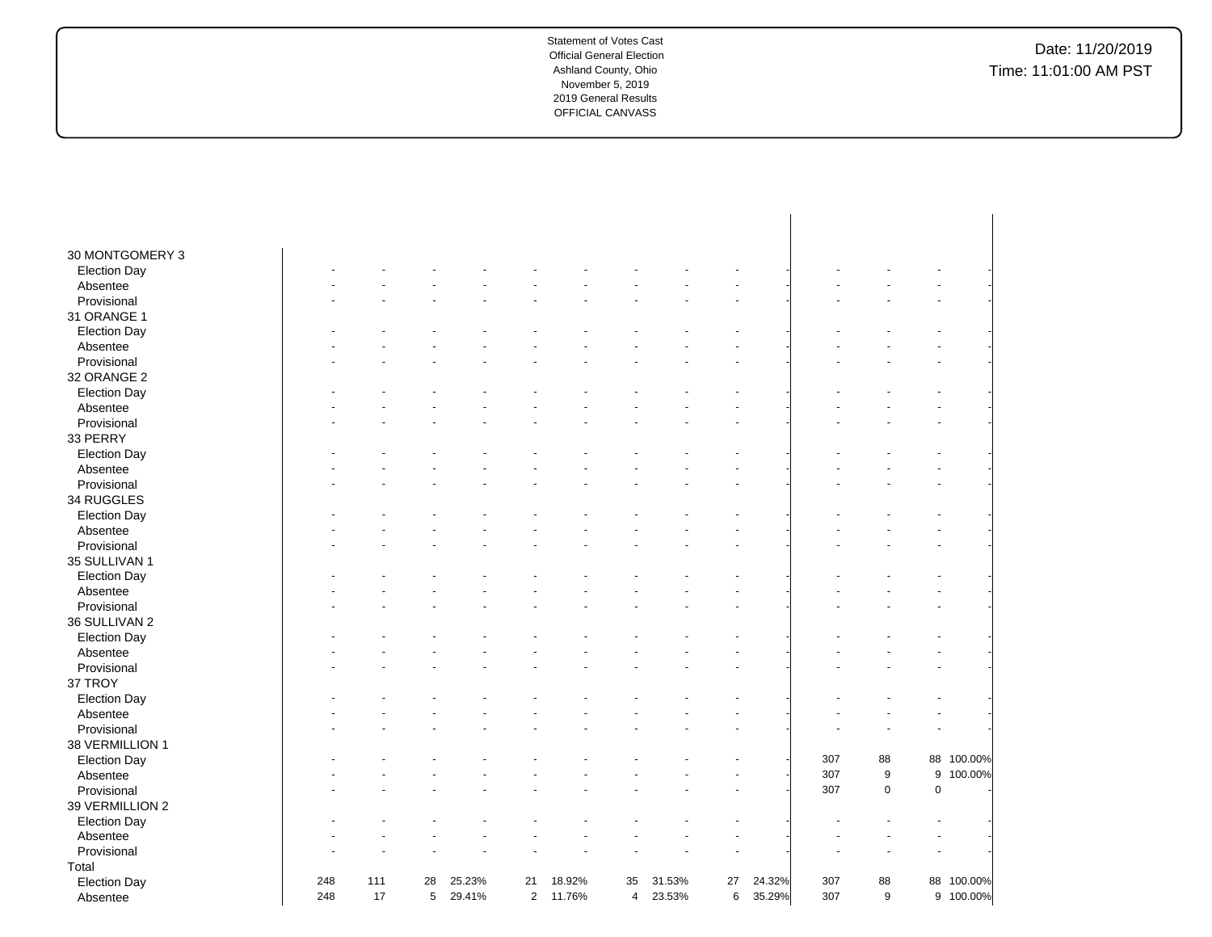Statement of Votes Cast
Official General Election
Ashland County, Ohio
November 5, 2019
2019 General Results
OFFICIAL CANVASS

Date: 11/20/2019
Time: 11:01:00 AM PST

| | | | | | | | | | | | | | | |
|---|---|---|---|---|---|---|---|---|---|---|---|---|---|---|
| 30 MONTGOMERY 3 | | | | | | | | | | | | | | |
| Election Day | - | - | - | - | - | - | - | - | - | - | - | - | - | - |
| Absentee | - | - | - | - | - | - | - | - | - | - | - | - | - | - |
| Provisional | - | - | - | - | - | - | - | - | - | - | - | - | - | - |
| 31 ORANGE 1 | | | | | | | | | | | | | | |
| Election Day | - | - | - | - | - | - | - | - | - | - | - | - | - | - |
| Absentee | - | - | - | - | - | - | - | - | - | - | - | - | - | - |
| Provisional | - | - | - | - | - | - | - | - | - | - | - | - | - | - |
| 32 ORANGE 2 | | | | | | | | | | | | | | |
| Election Day | - | - | - | - | - | - | - | - | - | - | - | - | - | - |
| Absentee | - | - | - | - | - | - | - | - | - | - | - | - | - | - |
| Provisional | - | - | - | - | - | - | - | - | - | - | - | - | - | - |
| 33 PERRY | | | | | | | | | | | | | | |
| Election Day | - | - | - | - | - | - | - | - | - | - | - | - | - | - |
| Absentee | - | - | - | - | - | - | - | - | - | - | - | - | - | - |
| Provisional | - | - | - | - | - | - | - | - | - | - | - | - | - | - |
| 34 RUGGLES | | | | | | | | | | | | | | |
| Election Day | - | - | - | - | - | - | - | - | - | - | - | - | - | - |
| Absentee | - | - | - | - | - | - | - | - | - | - | - | - | - | - |
| Provisional | - | - | - | - | - | - | - | - | - | - | - | - | - | - |
| 35 SULLIVAN 1 | | | | | | | | | | | | | | |
| Election Day | - | - | - | - | - | - | - | - | - | - | - | - | - | - |
| Absentee | - | - | - | - | - | - | - | - | - | - | - | - | - | - |
| Provisional | - | - | - | - | - | - | - | - | - | - | - | - | - | - |
| 36 SULLIVAN 2 | | | | | | | | | | | | | | |
| Election Day | - | - | - | - | - | - | - | - | - | - | - | - | - | - |
| Absentee | - | - | - | - | - | - | - | - | - | - | - | - | - | - |
| Provisional | - | - | - | - | - | - | - | - | - | - | - | - | - | - |
| 37 TROY | | | | | | | | | | | | | | |
| Election Day | - | - | - | - | - | - | - | - | - | - | - | - | - | - |
| Absentee | - | - | - | - | - | - | - | - | - | - | - | - | - | - |
| Provisional | - | - | - | - | - | - | - | - | - | - | - | - | - | - |
| 38 VERMILLION 1 | | | | | | | | | | | | | | |
| Election Day | - | - | - | - | - | - | - | - | - | - | 307 | 88 | 88 | 100.00% |
| Absentee | - | - | - | - | - | - | - | - | - | - | 307 | 9 | 9 | 100.00% |
| Provisional | - | - | - | - | - | - | - | - | - | - | 307 | 0 | 0 | - |
| 39 VERMILLION 2 | | | | | | | | | | | | | | |
| Election Day | - | - | - | - | - | - | - | - | - | - | - | - | - | - |
| Absentee | - | - | - | - | - | - | - | - | - | - | - | - | - | - |
| Provisional | - | - | - | - | - | - | - | - | - | - | - | - | - | - |
| Total | | | | | | | | | | | | | | |
| Election Day | 248 | 111 | 28 | 25.23% | 21 | 18.92% | 35 | 31.53% | 27 | 24.32% | 307 | 88 | 88 | 100.00% |
| Absentee | 248 | 17 | 5 | 29.41% | 2 | 11.76% | 4 | 23.53% | 6 | 35.29% | 307 | 9 | 9 | 100.00% |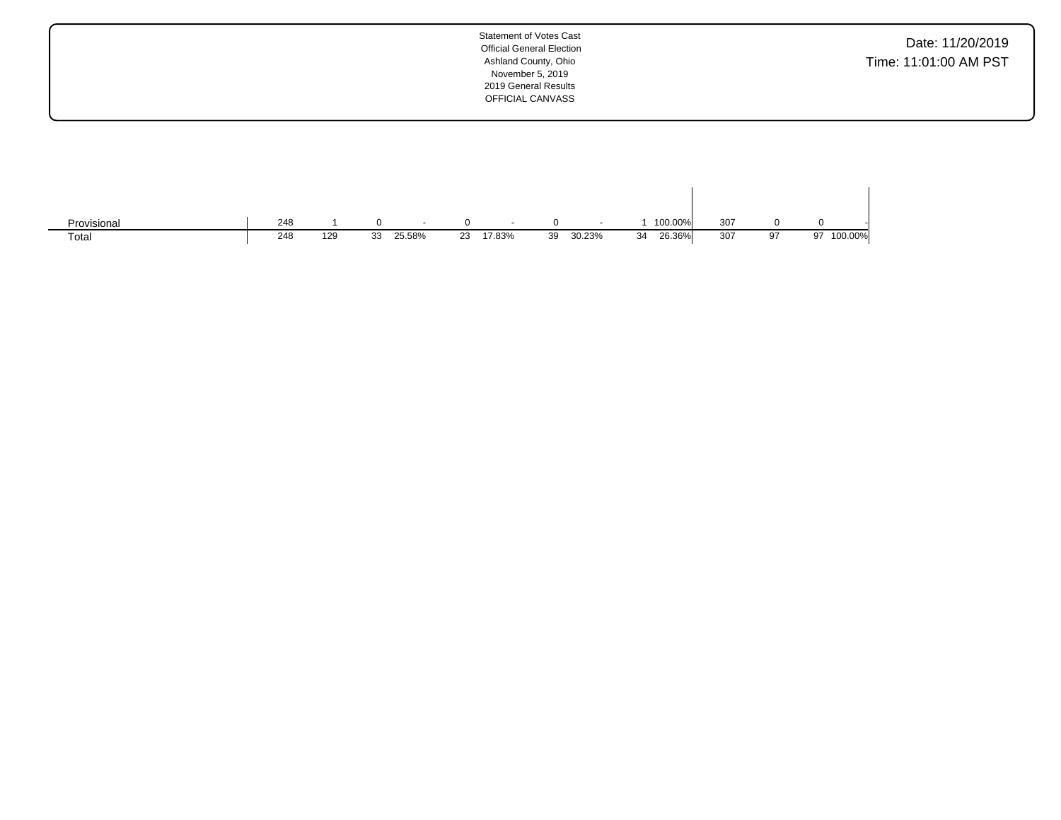Statement of Votes Cast
Official General Election
Ashland County, Ohio
November 5, 2019
2019 General Results
OFFICIAL CANVASS

Date: 11/20/2019
Time: 11:01:00 AM PST

| | | | | | | | | | | | | | | |
|---|---|---|---|---|---|---|---|---|---|---|---|---|---|---|
| Provisional | 248 | 1 | 0 | - | 0 | - | 0 | - | 1 | 100.00% | 307 | 0 | 0 | - |
| Total | 248 | 129 | 33 | 25.58% | 23 | 17.83% | 39 | 30.23% | 34 | 26.36% | 307 | 97 | 97 | 100.00% |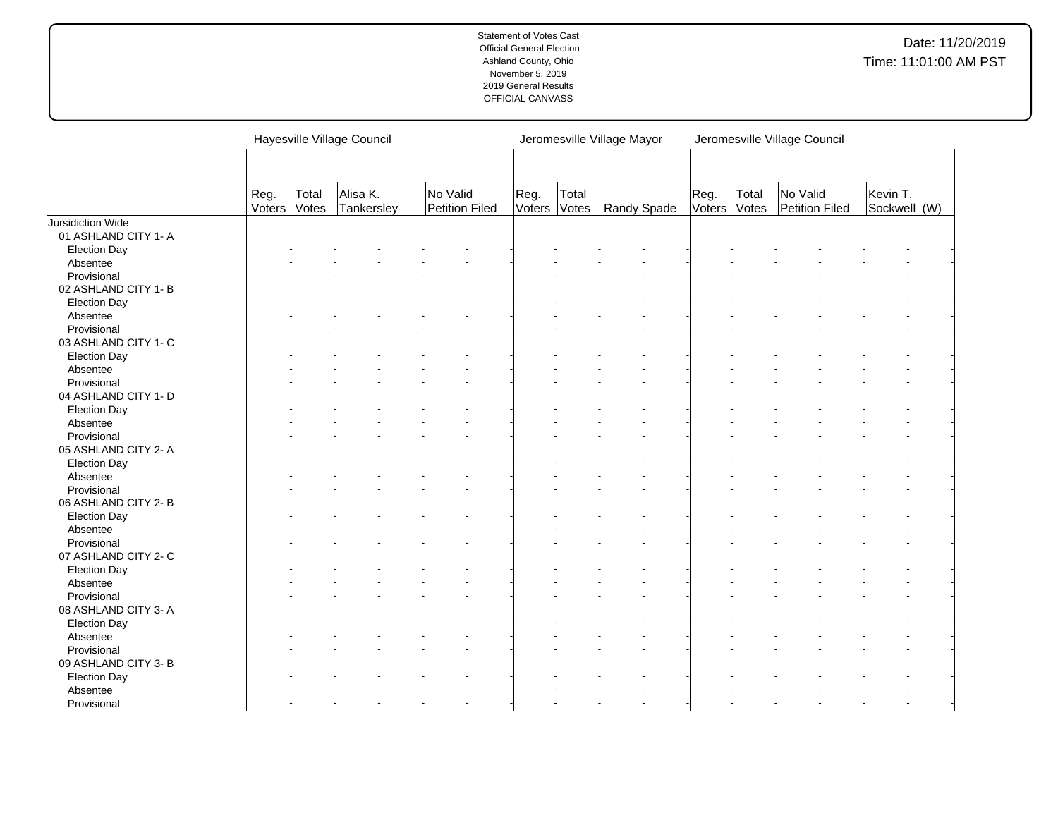Statement of Votes Cast
Official General Election
Ashland County, Ohio
November 5, 2019
2019 General Results
OFFICIAL CANVASS

Date: 11/20/2019
Time: 11:01:00 AM PST

| | Hayesville Village Council | | | | Jeromesville Village Mayor | | | Jeromesville Village Council | | | |
|---|---|---|---|---|---|---|---|---|---|---|---|
| | Reg. Voters | Total Votes | Alisa K. Tankersley | No Valid Petition Filed | Reg. Voters | Total Votes | Randy Spade | Reg. Voters | Total Votes | No Valid Petition Filed | Kevin T. Sockwell (W) |
| Jursidiction Wide | | | | | | | | | | | |
| 01 ASHLAND CITY 1- A | | | | | | | | | | | |
| Election Day | - | - | - | - | - | - | - | - | - | - | - |
| Absentee | - | - | - | - | - | - | - | - | - | - | - |
| Provisional | - | - | - | - | - | - | - | - | - | - | - |
| 02 ASHLAND CITY 1- B | | | | | | | | | | | |
| Election Day | - | - | - | - | - | - | - | - | - | - | - |
| Absentee | - | - | - | - | - | - | - | - | - | - | - |
| Provisional | - | - | - | - | - | - | - | - | - | - | - |
| 03 ASHLAND CITY 1- C | | | | | | | | | | | |
| Election Day | - | - | - | - | - | - | - | - | - | - | - |
| Absentee | - | - | - | - | - | - | - | - | - | - | - |
| Provisional | - | - | - | - | - | - | - | - | - | - | - |
| 04 ASHLAND CITY 1- D | | | | | | | | | | | |
| Election Day | - | - | - | - | - | - | - | - | - | - | - |
| Absentee | - | - | - | - | - | - | - | - | - | - | - |
| Provisional | - | - | - | - | - | - | - | - | - | - | - |
| 05 ASHLAND CITY 2- A | | | | | | | | | | | |
| Election Day | - | - | - | - | - | - | - | - | - | - | - |
| Absentee | - | - | - | - | - | - | - | - | - | - | - |
| Provisional | - | - | - | - | - | - | - | - | - | - | - |
| 06 ASHLAND CITY 2- B | | | | | | | | | | | |
| Election Day | - | - | - | - | - | - | - | - | - | - | - |
| Absentee | - | - | - | - | - | - | - | - | - | - | - |
| Provisional | - | - | - | - | - | - | - | - | - | - | - |
| 07 ASHLAND CITY 2- C | | | | | | | | | | | |
| Election Day | - | - | - | - | - | - | - | - | - | - | - |
| Absentee | - | - | - | - | - | - | - | - | - | - | - |
| Provisional | - | - | - | - | - | - | - | - | - | - | - |
| 08 ASHLAND CITY 3- A | | | | | | | | | | | |
| Election Day | - | - | - | - | - | - | - | - | - | - | - |
| Absentee | - | - | - | - | - | - | - | - | - | - | - |
| Provisional | - | - | - | - | - | - | - | - | - | - | - |
| 09 ASHLAND CITY 3- B | | | | | | | | | | | |
| Election Day | - | - | - | - | - | - | - | - | - | - | - |
| Absentee | - | - | - | - | - | - | - | - | - | - | - |
| Provisional | - | - | - | - | - | - | - | - | - | - | - |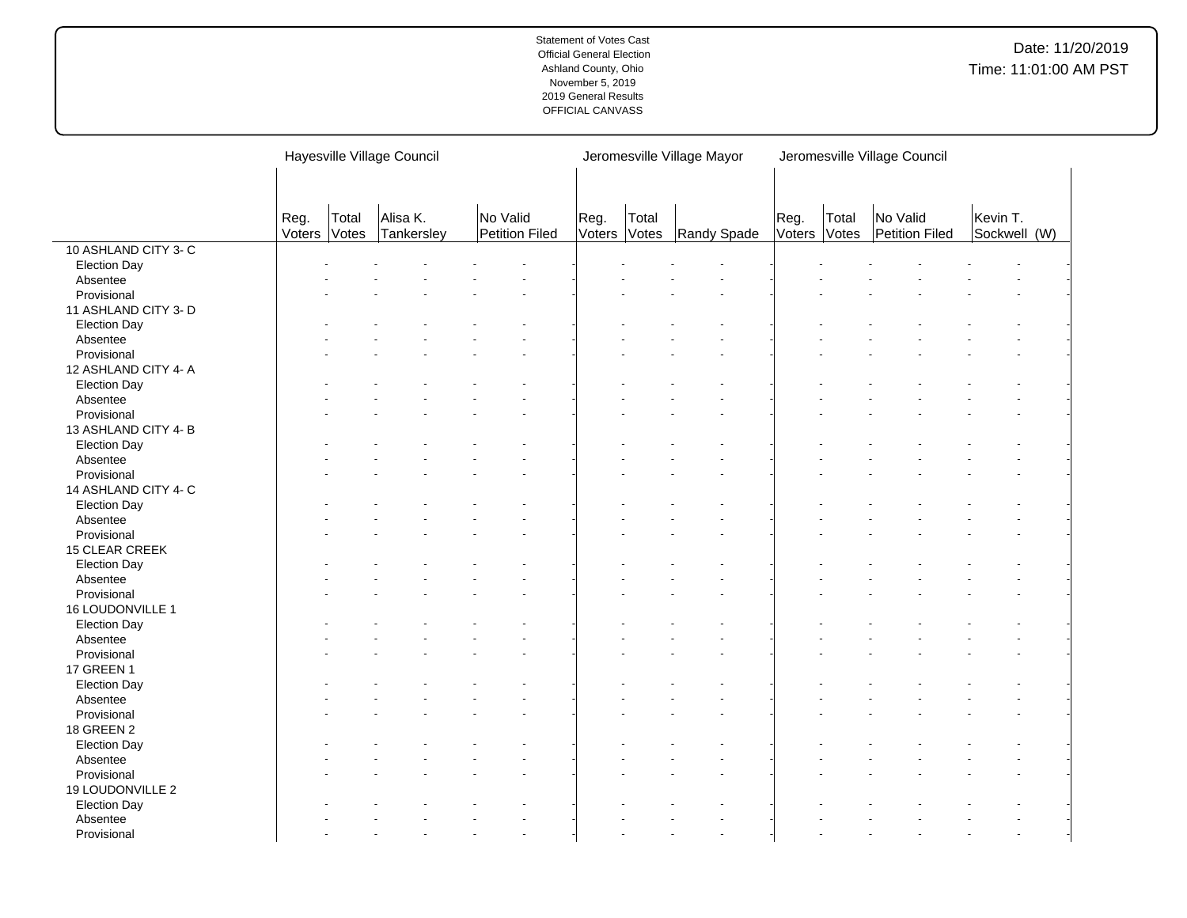Statement of Votes Cast
Official General Election
Ashland County, Ohio
November 5, 2019
2019 General Results
OFFICIAL CANVASS

Date: 11/20/2019
Time: 11:01:00 AM PST

| | Hayesville Village Council | | | | Jeromesville Village Mayor | | | Jeromesville Village Council | | | |
|---|---|---|---|---|---|---|---|---|---|---|---|
| | Reg. Voters | Total Votes | Alisa K. Tankersley | No Valid Petition Filed | Reg. Voters | Total Votes | Randy Spade | Reg. Voters | Total Votes | No Valid Petition Filed | Kevin T. Sockwell (W) |
| 10 ASHLAND CITY 3- C | | | | | | | | | | | |
| Election Day | - | - | - | - | - | - | - | - | - | - | - |
| Absentee | - | - | - | - | - | - | - | - | - | - | - |
| Provisional | - | - | - | - | - | - | - | - | - | - | - |
| 11 ASHLAND CITY 3- D | | | | | | | | | | | |
| Election Day | - | - | - | - | - | - | - | - | - | - | - |
| Absentee | - | - | - | - | - | - | - | - | - | - | - |
| Provisional | - | - | - | - | - | - | - | - | - | - | - |
| 12 ASHLAND CITY 4- A | | | | | | | | | | | |
| Election Day | - | - | - | - | - | - | - | - | - | - | - |
| Absentee | - | - | - | - | - | - | - | - | - | - | - |
| Provisional | - | - | - | - | - | - | - | - | - | - | - |
| 13 ASHLAND CITY 4- B | | | | | | | | | | | |
| Election Day | - | - | - | - | - | - | - | - | - | - | - |
| Absentee | - | - | - | - | - | - | - | - | - | - | - |
| Provisional | - | - | - | - | - | - | - | - | - | - | - |
| 14 ASHLAND CITY 4- C | | | | | | | | | | | |
| Election Day | - | - | - | - | - | - | - | - | - | - | - |
| Absentee | - | - | - | - | - | - | - | - | - | - | - |
| Provisional | - | - | - | - | - | - | - | - | - | - | - |
| 15 CLEAR CREEK | | | | | | | | | | | |
| Election Day | - | - | - | - | - | - | - | - | - | - | - |
| Absentee | - | - | - | - | - | - | - | - | - | - | - |
| Provisional | - | - | - | - | - | - | - | - | - | - | - |
| 16 LOUDONVILLE 1 | | | | | | | | | | | |
| Election Day | - | - | - | - | - | - | - | - | - | - | - |
| Absentee | - | - | - | - | - | - | - | - | - | - | - |
| Provisional | - | - | - | - | - | - | - | - | - | - | - |
| 17 GREEN 1 | | | | | | | | | | | |
| Election Day | - | - | - | - | - | - | - | - | - | - | - |
| Absentee | - | - | - | - | - | - | - | - | - | - | - |
| Provisional | - | - | - | - | - | - | - | - | - | - | - |
| 18 GREEN 2 | | | | | | | | | | | |
| Election Day | - | - | - | - | - | - | - | - | - | - | - |
| Absentee | - | - | - | - | - | - | - | - | - | - | - |
| Provisional | - | - | - | - | - | - | - | - | - | - | - |
| 19 LOUDONVILLE 2 | | | | | | | | | | | |
| Election Day | - | - | - | - | - | - | - | - | - | - | - |
| Absentee | - | - | - | - | - | - | - | - | - | - | - |
| Provisional | - | - | - | - | - | - | - | - | - | - | - |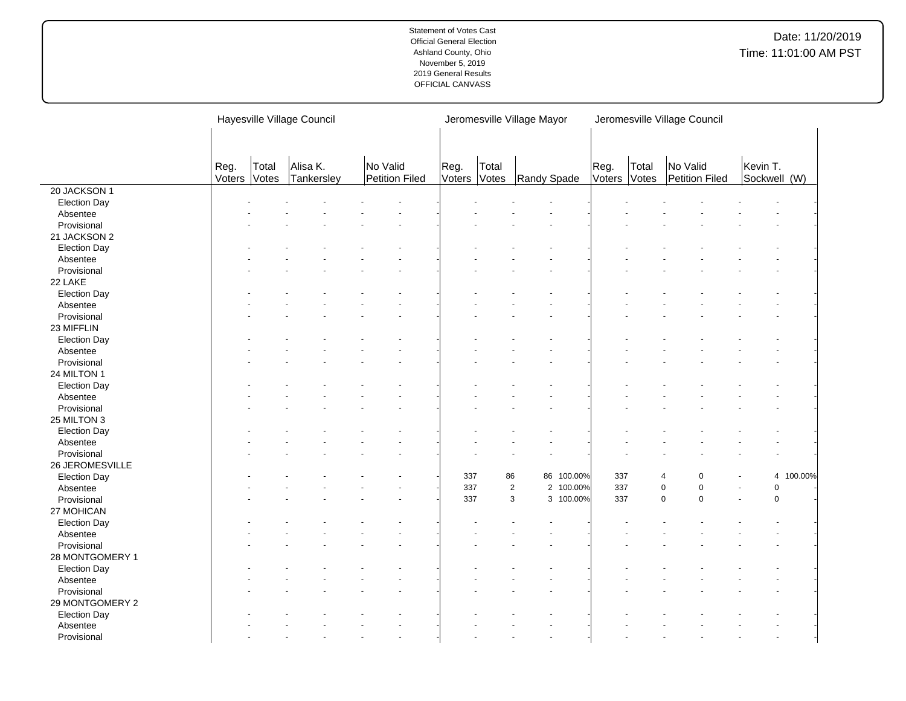Statement of Votes Cast
Official General Election
Ashland County, Ohio
November 5, 2019
2019 General Results
OFFICIAL CANVASS

Date: 11/20/2019
Time: 11:01:00 AM PST

| | Hayesville Village Council | | | | | | | Jeromesville Village Mayor | | | | Jeromesville Village Council | | | | | | |
|---|---|---|---|---|---|---|---|---|---|---|---|---|---|---|---|---|---|---|
| | Reg. Voters | Total Votes | Alisa K. Tankersley | | No Valid Petition Filed | | | Reg. Voters | Total Votes | Randy Spade | | Reg. Voters | Total Votes | No Valid Petition Filed | | Kevin T. Sockwell (W) | | |
| 20 JACKSON 1 | | | | | | | | | | | | | | | | | | |
| Election Day | - | - | - | - | - | - | - | - | - | - | - | - | - | - | - | - | - | - |
| Absentee | - | - | - | - | - | - | - | - | - | - | - | - | - | - | - | - | - | - |
| Provisional | - | - | - | - | - | - | - | - | - | - | - | - | - | - | - | - | - | - |
| 21 JACKSON 2 | | | | | | | | | | | | | | | | | | |
| Election Day | - | - | - | - | - | - | - | - | - | - | - | - | - | - | - | - | - | - |
| Absentee | - | - | - | - | - | - | - | - | - | - | - | - | - | - | - | - | - | - |
| Provisional | - | - | - | - | - | - | - | - | - | - | - | - | - | - | - | - | - | - |
| 22 LAKE | | | | | | | | | | | | | | | | | | |
| Election Day | - | - | - | - | - | - | - | - | - | - | - | - | - | - | - | - | - | - |
| Absentee | - | - | - | - | - | - | - | - | - | - | - | - | - | - | - | - | - | - |
| Provisional | - | - | - | - | - | - | - | - | - | - | - | - | - | - | - | - | - | - |
| 23 MIFFLIN | | | | | | | | | | | | | | | | | | |
| Election Day | - | - | - | - | - | - | - | - | - | - | - | - | - | - | - | - | - | - |
| Absentee | - | - | - | - | - | - | - | - | - | - | - | - | - | - | - | - | - | - |
| Provisional | - | - | - | - | - | - | - | - | - | - | - | - | - | - | - | - | - | - |
| 24 MILTON 1 | | | | | | | | | | | | | | | | | | |
| Election Day | - | - | - | - | - | - | - | - | - | - | - | - | - | - | - | - | - | - |
| Absentee | - | - | - | - | - | - | - | - | - | - | - | - | - | - | - | - | - | - |
| Provisional | - | - | - | - | - | - | - | - | - | - | - | - | - | - | - | - | - | - |
| 25 MILTON 3 | | | | | | | | | | | | | | | | | | |
| Election Day | - | - | - | - | - | - | - | - | - | - | - | - | - | - | - | - | - | - |
| Absentee | - | - | - | - | - | - | - | - | - | - | - | - | - | - | - | - | - | - |
| Provisional | - | - | - | - | - | - | - | - | - | - | - | - | - | - | - | - | - | - |
| 26 JEROMESVILLE | | | | | | | | | | | | | | | | | | |
| Election Day | - | - | - | - | - | - | - | 337 | 86 | 86 | 100.00% | 337 | 4 | 0 | - | 4 | 100.00% | |
| Absentee | - | - | - | - | - | - | - | 337 | 2 | 2 | 100.00% | 337 | 0 | 0 | - | 0 | - | |
| Provisional | - | - | - | - | - | - | - | 337 | 3 | 3 | 100.00% | 337 | 0 | 0 | - | 0 | - | |
| 27 MOHICAN | | | | | | | | | | | | | | | | | | |
| Election Day | - | - | - | - | - | - | - | - | - | - | - | - | - | - | - | - | - | - |
| Absentee | - | - | - | - | - | - | - | - | - | - | - | - | - | - | - | - | - | - |
| Provisional | - | - | - | - | - | - | - | - | - | - | - | - | - | - | - | - | - | - |
| 28 MONTGOMERY 1 | | | | | | | | | | | | | | | | | | |
| Election Day | - | - | - | - | - | - | - | - | - | - | - | - | - | - | - | - | - | - |
| Absentee | - | - | - | - | - | - | - | - | - | - | - | - | - | - | - | - | - | - |
| Provisional | - | - | - | - | - | - | - | - | - | - | - | - | - | - | - | - | - | - |
| 29 MONTGOMERY 2 | | | | | | | | | | | | | | | | | | |
| Election Day | - | - | - | - | - | - | - | - | - | - | - | - | - | - | - | - | - | - |
| Absentee | - | - | - | - | - | - | - | - | - | - | - | - | - | - | - | - | - | - |
| Provisional | - | - | - | - | - | - | - | - | - | - | - | - | - | - | - | - | - | - |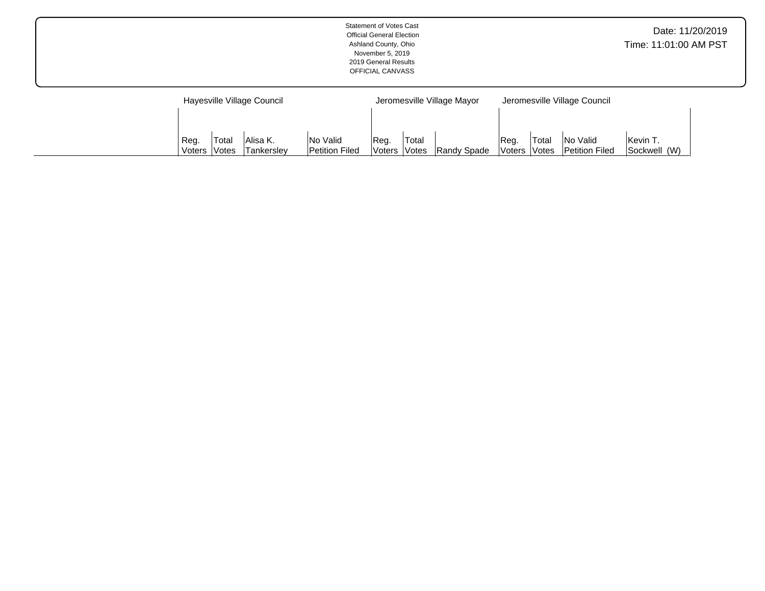Statement of Votes Cast
Official General Election
Ashland County, Ohio
November 5, 2019
2019 General Results
OFFICIAL CANVASS

Date: 11/20/2019
Time: 11:01:00 AM PST

| | Hayesville Village Council | | | | Jeromesville Village Mayor | | | Jeromesville Village Council | | | |
|---|---|---|---|---|---|---|---|---|---|---|---|
| | Reg. Voters | Total Votes | Alisa K. Tankersley | No Valid Petition Filed | Reg. Voters | Total Votes | Randy Spade | Reg. Voters | Total Votes | No Valid Petition Filed | Kevin T. Sockwell (W) |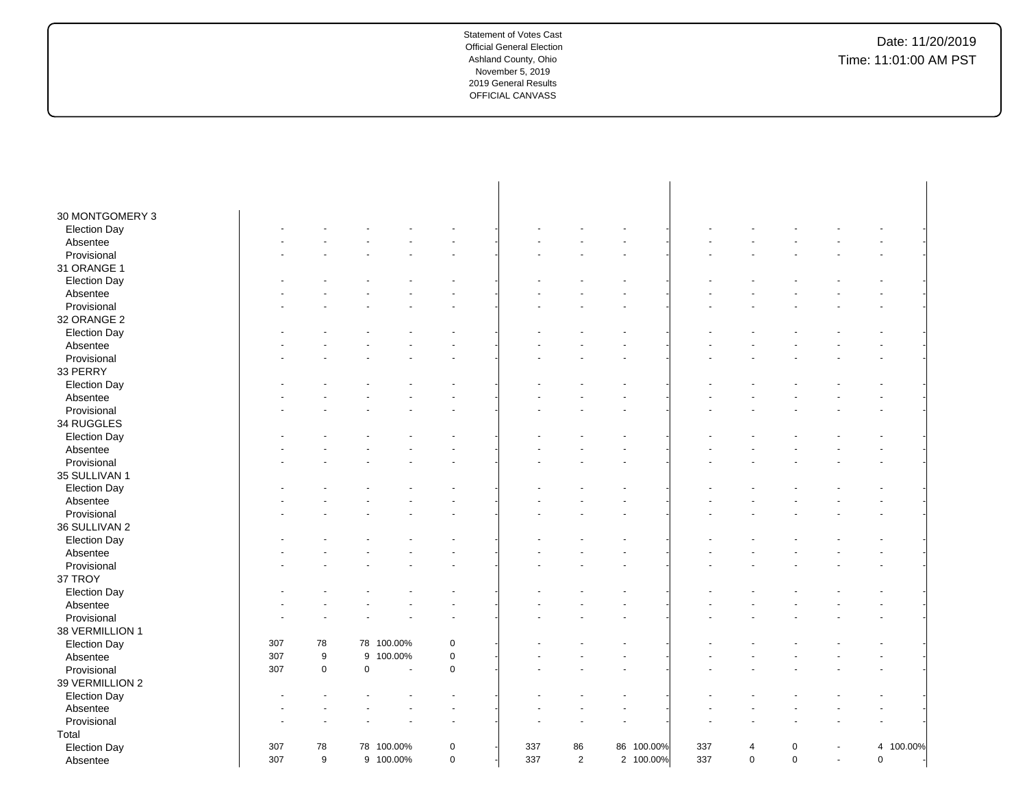| | | | | | | | | | | | | | | | | |
|---|---|---|---|---|---|---|---|---|---|---|---|---|---|---|---|---|
| 30 MONTGOMERY 3 | | | | | | | | | | | | | | | | |
| Election Day | - | - | - | - | - | - | - | - | - | - | - | - | - | - | - | - |
| Absentee | - | - | - | - | - | - | - | - | - | - | - | - | - | - | - | - |
| Provisional | - | - | - | - | - | - | - | - | - | - | - | - | - | - | - | - |
| 31 ORANGE 1 | | | | | | | | | | | | | | | | |
| Election Day | - | - | - | - | - | - | - | - | - | - | - | - | - | - | - | - |
| Absentee | - | - | - | - | - | - | - | - | - | - | - | - | - | - | - | - |
| Provisional | - | - | - | - | - | - | - | - | - | - | - | - | - | - | - | - |
| 32 ORANGE 2 | | | | | | | | | | | | | | | | |
| Election Day | - | - | - | - | - | - | - | - | - | - | - | - | - | - | - | - |
| Absentee | - | - | - | - | - | - | - | - | - | - | - | - | - | - | - | - |
| Provisional | - | - | - | - | - | - | - | - | - | - | - | - | - | - | - | - |
| 33 PERRY | | | | | | | | | | | | | | | | |
| Election Day | - | - | - | - | - | - | - | - | - | - | - | - | - | - | - | - |
| Absentee | - | - | - | - | - | - | - | - | - | - | - | - | - | - | - | - |
| Provisional | - | - | - | - | - | - | - | - | - | - | - | - | - | - | - | - |
| 34 RUGGLES | | | | | | | | | | | | | | | | |
| Election Day | - | - | - | - | - | - | - | - | - | - | - | - | - | - | - | - |
| Absentee | - | - | - | - | - | - | - | - | - | - | - | - | - | - | - | - |
| Provisional | - | - | - | - | - | - | - | - | - | - | - | - | - | - | - | - |
| 35 SULLIVAN 1 | | | | | | | | | | | | | | | | |
| Election Day | - | - | - | - | - | - | - | - | - | - | - | - | - | - | - | - |
| Absentee | - | - | - | - | - | - | - | - | - | - | - | - | - | - | - | - |
| Provisional | - | - | - | - | - | - | - | - | - | - | - | - | - | - | - | - |
| 36 SULLIVAN 2 | | | | | | | | | | | | | | | | |
| Election Day | - | - | - | - | - | - | - | - | - | - | - | - | - | - | - | - |
| Absentee | - | - | - | - | - | - | - | - | - | - | - | - | - | - | - | - |
| Provisional | - | - | - | - | - | - | - | - | - | - | - | - | - | - | - | - |
| 37 TROY | | | | | | | | | | | | | | | | |
| Election Day | - | - | - | - | - | - | - | - | - | - | - | - | - | - | - | - |
| Absentee | - | - | - | - | - | - | - | - | - | - | - | - | - | - | - | - |
| Provisional | - | - | - | - | - | - | - | - | - | - | - | - | - | - | - | - |
| 38 VERMILLION 1 | | | | | | | | | | | | | | | | |
| Election Day | 307 | 78 | 78 | 100.00% | 0 | - | - | - | - | - | - | - | - | - | - | - |
| Absentee | 307 | 9 | 9 | 100.00% | 0 | - | - | - | - | - | - | - | - | - | - | - |
| Provisional | 307 | 0 | 0 | - | 0 | - | - | - | - | - | - | - | - | - | - | - |
| 39 VERMILLION 2 | | | | | | | | | | | | | | | | |
| Election Day | - | - | - | - | - | - | - | - | - | - | - | - | - | - | - | - |
| Absentee | - | - | - | - | - | - | - | - | - | - | - | - | - | - | - | - |
| Provisional | - | - | - | - | - | - | - | - | - | - | - | - | - | - | - | - |
| Total | | | | | | | | | | | | | | | | |
| Election Day | 307 | 78 | 78 | 100.00% | 0 | - | 337 | 86 | 86 | 100.00% | 337 | 4 | 0 | - | 4 | 100.00% |
| Absentee | 307 | 9 | 9 | 100.00% | 0 | - | 337 | 2 | 2 | 100.00% | 337 | 0 | 0 | - | 0 | - |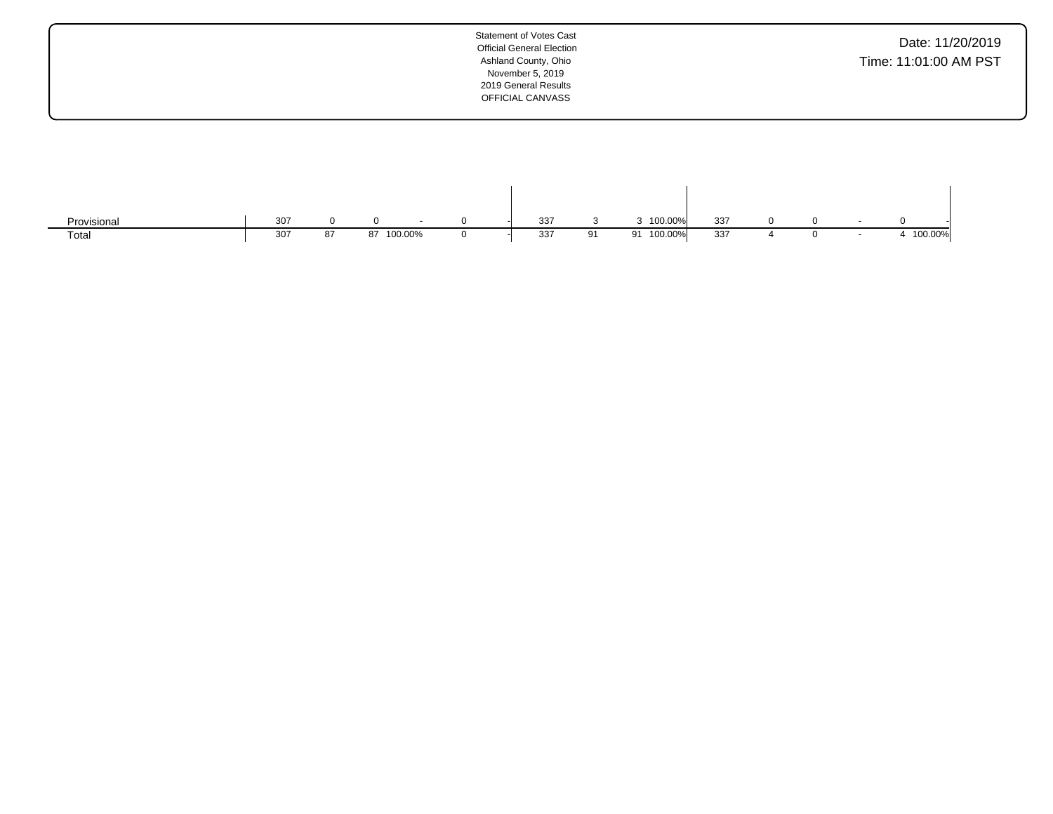Statement of Votes Cast
Official General Election
Ashland County, Ohio
November 5, 2019
2019 General Results
OFFICIAL CANVASS

Date: 11/20/2019
Time: 11:01:00 AM PST

| | | | | | | | | | | | | | | | | |
|---|---|---|---|---|---|---|---|---|---|---|---|---|---|---|---|---|
| Provisional | 307 | 0 | 0 | - | 0 | - | 337 | 3 | 3 | 100.00% | 337 | 0 | 0 | - | 0 | - |
| Total | 307 | 87 | 87 | 100.00% | 0 | - | 337 | 91 | 91 | 100.00% | 337 | 4 | 0 | - | 4 | 100.00% |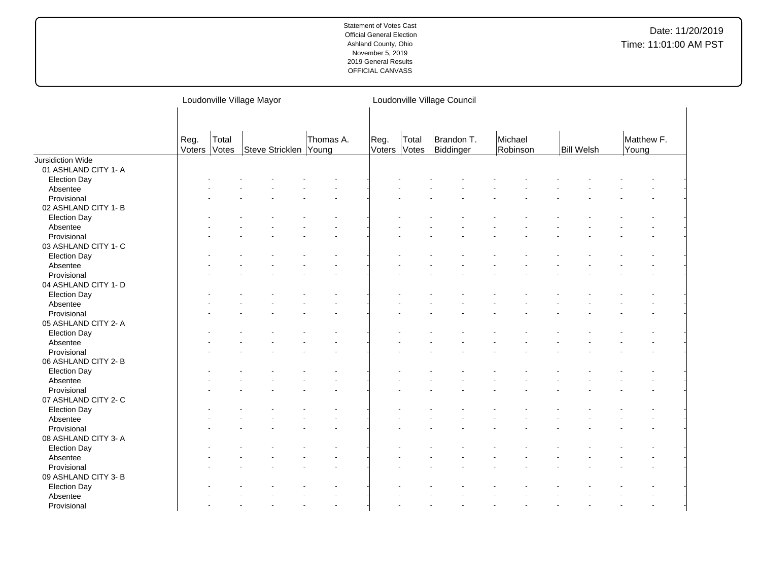Statement of Votes Cast
Official General Election
Ashland County, Ohio
November 5, 2019
2019 General Results
OFFICIAL CANVASS

Date: 11/20/2019
Time: 11:01:00 AM PST

| | Loudonville Village Mayor | | | | Loudonville Village Council | | | | | |
|---|---|---|---|---|---|---|---|---|---|---|
| | Reg. Voters | Total Votes | Steve Stricklen | Thomas A. Young | Reg. Voters | Total Votes | Brandon T. Biddinger | Michael Robinson | Bill Welsh | Matthew F. Young |
| Jursidiction Wide | | | | | | | | | | |
| 01 ASHLAND CITY 1- A | | | | | | | | | | |
| Election Day | - | - | - | - | - | - | - | - | - | - |
| Absentee | - | - | - | - | - | - | - | - | - | - |
| Provisional | - | - | - | - | - | - | - | - | - | - |
| 02 ASHLAND CITY 1- B | | | | | | | | | | |
| Election Day | - | - | - | - | - | - | - | - | - | - |
| Absentee | - | - | - | - | - | - | - | - | - | - |
| Provisional | - | - | - | - | - | - | - | - | - | - |
| 03 ASHLAND CITY 1- C | | | | | | | | | | |
| Election Day | - | - | - | - | - | - | - | - | - | - |
| Absentee | - | - | - | - | - | - | - | - | - | - |
| Provisional | - | - | - | - | - | - | - | - | - | - |
| 04 ASHLAND CITY 1- D | | | | | | | | | | |
| Election Day | - | - | - | - | - | - | - | - | - | - |
| Absentee | - | - | - | - | - | - | - | - | - | - |
| Provisional | - | - | - | - | - | - | - | - | - | - |
| 05 ASHLAND CITY 2- A | | | | | | | | | | |
| Election Day | - | - | - | - | - | - | - | - | - | - |
| Absentee | - | - | - | - | - | - | - | - | - | - |
| Provisional | - | - | - | - | - | - | - | - | - | - |
| 06 ASHLAND CITY 2- B | | | | | | | | | | |
| Election Day | - | - | - | - | - | - | - | - | - | - |
| Absentee | - | - | - | - | - | - | - | - | - | - |
| Provisional | - | - | - | - | - | - | - | - | - | - |
| 07 ASHLAND CITY 2- C | | | | | | | | | | |
| Election Day | - | - | - | - | - | - | - | - | - | - |
| Absentee | - | - | - | - | - | - | - | - | - | - |
| Provisional | - | - | - | - | - | - | - | - | - | - |
| 08 ASHLAND CITY 3- A | | | | | | | | | | |
| Election Day | - | - | - | - | - | - | - | - | - | - |
| Absentee | - | - | - | - | - | - | - | - | - | - |
| Provisional | - | - | - | - | - | - | - | - | - | - |
| 09 ASHLAND CITY 3- B | | | | | | | | | | |
| Election Day | - | - | - | - | - | - | - | - | - | - |
| Absentee | - | - | - | - | - | - | - | - | - | - |
| Provisional | - | - | - | - | - | - | - | - | - | - |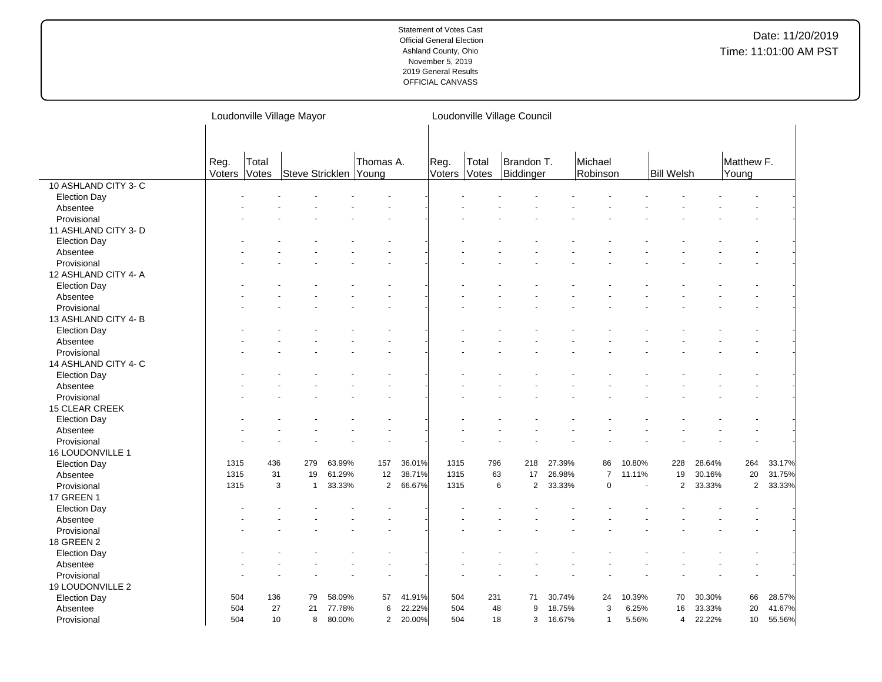Statement of Votes Cast
Official General Election
Ashland County, Ohio
November 5, 2019
2019 General Results
OFFICIAL CANVASS

Date: 11/20/2019
Time: 11:01:00 AM PST

| | Loudonville Village Mayor | | | | | | Loudonville Village Council | | | | | | | | | | | |
|---|---|---|---|---|---|---|---|---|---|---|---|---|---|---|---|---|---|---|
| | Reg. Voters | Total Votes | Steve Stricklen | | Thomas A. Young | | Reg. Voters | Total Votes | Brandon T. Biddinger | | Michael Robinson | | Bill Welsh | | Matthew F. Young | | | |
| **10 ASHLAND CITY 3- C** | | | | | | | | | | | | | | | | | | |
| Election Day | - | - | - | - | - | - | - | - | - | - | - | - | - | - | - | - | | |
| Absentee | - | - | - | - | - | - | - | - | - | - | - | - | - | - | - | - | | |
| Provisional | - | - | - | - | - | - | - | - | - | - | - | - | - | - | - | - | | |
| **11 ASHLAND CITY 3- D** | | | | | | | | | | | | | | | | | | |
| Election Day | - | - | - | - | - | - | - | - | - | - | - | - | - | - | - | - | | |
| Absentee | - | - | - | - | - | - | - | - | - | - | - | - | - | - | - | - | | |
| Provisional | - | - | - | - | - | - | - | - | - | - | - | - | - | - | - | - | | |
| **12 ASHLAND CITY 4- A** | | | | | | | | | | | | | | | | | | |
| Election Day | - | - | - | - | - | - | - | - | - | - | - | - | - | - | - | - | | |
| Absentee | - | - | - | - | - | - | - | - | - | - | - | - | - | - | - | - | | |
| Provisional | - | - | - | - | - | - | - | - | - | - | - | - | - | - | - | - | | |
| **13 ASHLAND CITY 4- B** | | | | | | | | | | | | | | | | | | |
| Election Day | - | - | - | - | - | - | - | - | - | - | - | - | - | - | - | - | | |
| Absentee | - | - | - | - | - | - | - | - | - | - | - | - | - | - | - | - | | |
| Provisional | - | - | - | - | - | - | - | - | - | - | - | - | - | - | - | - | | |
| **14 ASHLAND CITY 4- C** | | | | | | | | | | | | | | | | | | |
| Election Day | - | - | - | - | - | - | - | - | - | - | - | - | - | - | - | - | | |
| Absentee | - | - | - | - | - | - | - | - | - | - | - | - | - | - | - | - | | |
| Provisional | - | - | - | - | - | - | - | - | - | - | - | - | - | - | - | - | | |
| **15 CLEAR CREEK** | | | | | | | | | | | | | | | | | | |
| Election Day | - | - | - | - | - | - | - | - | - | - | - | - | - | - | - | - | | |
| Absentee | - | - | - | - | - | - | - | - | - | - | - | - | - | - | - | - | | |
| Provisional | - | - | - | - | - | - | - | - | - | - | - | - | - | - | - | - | | |
| **16 LOUDONVILLE 1** | | | | | | | | | | | | | | | | | | |
| Election Day | 1315 | 436 | 279 | 63.99% | 157 | 36.01% | 1315 | 796 | 218 | 27.39% | 86 | 10.80% | 228 | 28.64% | 264 | 33.17% | | |
| Absentee | 1315 | 31 | 19 | 61.29% | 12 | 38.71% | 1315 | 63 | 17 | 26.98% | 7 | 11.11% | 19 | 30.16% | 20 | 31.75% | | |
| Provisional | 1315 | 3 | 1 | 33.33% | 2 | 66.67% | 1315 | 6 | 2 | 33.33% | 0 | - | 2 | 33.33% | 2 | 33.33% | | |
| **17 GREEN 1** | | | | | | | | | | | | | | | | | | |
| Election Day | - | - | - | - | - | - | - | - | - | - | - | - | - | - | - | - | | |
| Absentee | - | - | - | - | - | - | - | - | - | - | - | - | - | - | - | - | | |
| Provisional | - | - | - | - | - | - | - | - | - | - | - | - | - | - | - | - | | |
| **18 GREEN 2** | | | | | | | | | | | | | | | | | | |
| Election Day | - | - | - | - | - | - | - | - | - | - | - | - | - | - | - | - | | |
| Absentee | - | - | - | - | - | - | - | - | - | - | - | - | - | - | - | - | | |
| Provisional | - | - | - | - | - | - | - | - | - | - | - | - | - | - | - | - | | |
| **19 LOUDONVILLE 2** | | | | | | | | | | | | | | | | | | |
| Election Day | 504 | 136 | 79 | 58.09% | 57 | 41.91% | 504 | 231 | 71 | 30.74% | 24 | 10.39% | 70 | 30.30% | 66 | 28.57% | | |
| Absentee | 504 | 27 | 21 | 77.78% | 6 | 22.22% | 504 | 48 | 9 | 18.75% | 3 | 6.25% | 16 | 33.33% | 20 | 41.67% | | |
| Provisional | 504 | 10 | 8 | 80.00% | 2 | 20.00% | 504 | 18 | 3 | 16.67% | 1 | 5.56% | 4 | 22.22% | 10 | 55.56% | | |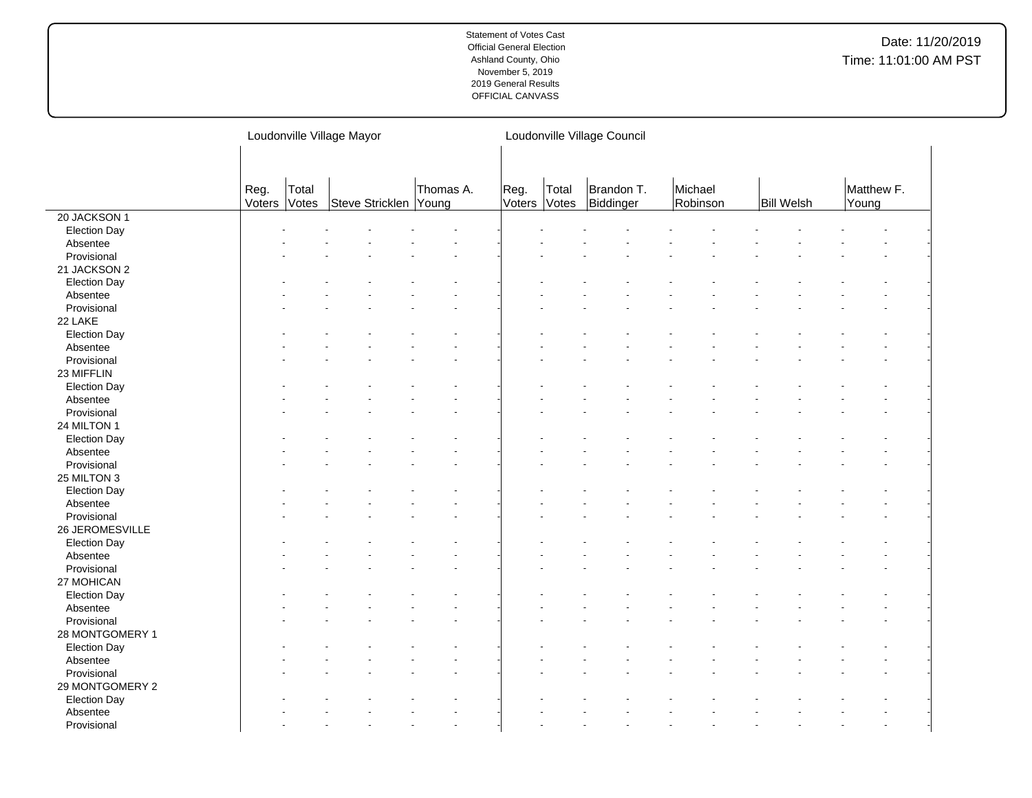| | Loudonville Village Mayor | | | | | | Loudonville Village Council | | | | | | | | | |
|---|---|---|---|---|---|---|---|---|---|---|---|---|---|---|---|---|
| | Reg. Voters | Total Votes | Steve Stricklen | | Thomas A. Young | | Reg. Voters | Total Votes | Brandon T. Biddinger | | Michael Robinson | | Bill Welsh | | Matthew F. Young | |
| 20 JACKSON 1 | | | | | | | | | | | | | | | | |
| Election Day | - | - | - | - | - | - | - | - | - | - | - | - | - | - | - | - |
| Absentee | - | - | - | - | - | - | - | - | - | - | - | - | - | - | - | - |
| Provisional | - | - | - | - | - | - | - | - | - | - | - | - | - | - | - | - |
| 21 JACKSON 2 | | | | | | | | | | | | | | | | |
| Election Day | - | - | - | - | - | - | - | - | - | - | - | - | - | - | - | - |
| Absentee | - | - | - | - | - | - | - | - | - | - | - | - | - | - | - | - |
| Provisional | - | - | - | - | - | - | - | - | - | - | - | - | - | - | - | - |
| 22 LAKE | | | | | | | | | | | | | | | | |
| Election Day | - | - | - | - | - | - | - | - | - | - | - | - | - | - | - | - |
| Absentee | - | - | - | - | - | - | - | - | - | - | - | - | - | - | - | - |
| Provisional | - | - | - | - | - | - | - | - | - | - | - | - | - | - | - | - |
| 23 MIFFLIN | | | | | | | | | | | | | | | | |
| Election Day | - | - | - | - | - | - | - | - | - | - | - | - | - | - | - | - |
| Absentee | - | - | - | - | - | - | - | - | - | - | - | - | - | - | - | - |
| Provisional | - | - | - | - | - | - | - | - | - | - | - | - | - | - | - | - |
| 24 MILTON 1 | | | | | | | | | | | | | | | | |
| Election Day | - | - | - | - | - | - | - | - | - | - | - | - | - | - | - | - |
| Absentee | - | - | - | - | - | - | - | - | - | - | - | - | - | - | - | - |
| Provisional | - | - | - | - | - | - | - | - | - | - | - | - | - | - | - | - |
| 25 MILTON 3 | | | | | | | | | | | | | | | | |
| Election Day | - | - | - | - | - | - | - | - | - | - | - | - | - | - | - | - |
| Absentee | - | - | - | - | - | - | - | - | - | - | - | - | - | - | - | - |
| Provisional | - | - | - | - | - | - | - | - | - | - | - | - | - | - | - | - |
| 26 JEROMESVILLE | | | | | | | | | | | | | | | | |
| Election Day | - | - | - | - | - | - | - | - | - | - | - | - | - | - | - | - |
| Absentee | - | - | - | - | - | - | - | - | - | - | - | - | - | - | - | - |
| Provisional | - | - | - | - | - | - | - | - | - | - | - | - | - | - | - | - |
| 27 MOHICAN | | | | | | | | | | | | | | | | |
| Election Day | - | - | - | - | - | - | - | - | - | - | - | - | - | - | - | - |
| Absentee | - | - | - | - | - | - | - | - | - | - | - | - | - | - | - | - |
| Provisional | - | - | - | - | - | - | - | - | - | - | - | - | - | - | - | - |
| 28 MONTGOMERY 1 | | | | | | | | | | | | | | | | |
| Election Day | - | - | - | - | - | - | - | - | - | - | - | - | - | - | - | - |
| Absentee | - | - | - | - | - | - | - | - | - | - | - | - | - | - | - | - |
| Provisional | - | - | - | - | - | - | - | - | - | - | - | - | - | - | - | - |
| 29 MONTGOMERY 2 | | | | | | | | | | | | | | | | |
| Election Day | - | - | - | - | - | - | - | - | - | - | - | - | - | - | - | - |
| Absentee | - | - | - | - | - | - | - | - | - | - | - | - | - | - | - | - |
| Provisional | - | - | - | - | - | - | - | - | - | - | - | - | - | - | - | - |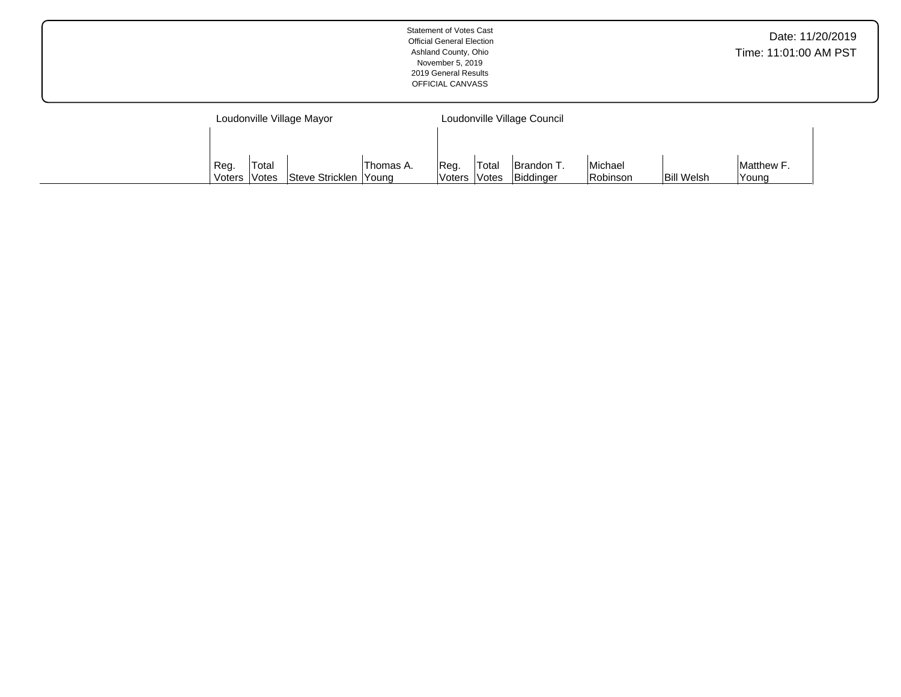Statement of Votes Cast
Official General Election
Ashland County, Ohio
November 5, 2019
2019 General Results
OFFICIAL CANVASS

Date: 11/20/2019
Time: 11:01:00 AM PST

| | Loudonville Village Mayor | | | | Loudonville Village Council | | | | | |
|---|---|---|---|---|---|---|---|---|---|---|
| | Reg. Voters | Total Votes | Steve Stricklen | Thomas A. Young | Reg. Voters | Total Votes | Brandon T. Biddinger | Michael Robinson | Bill Welsh | Matthew F. Young |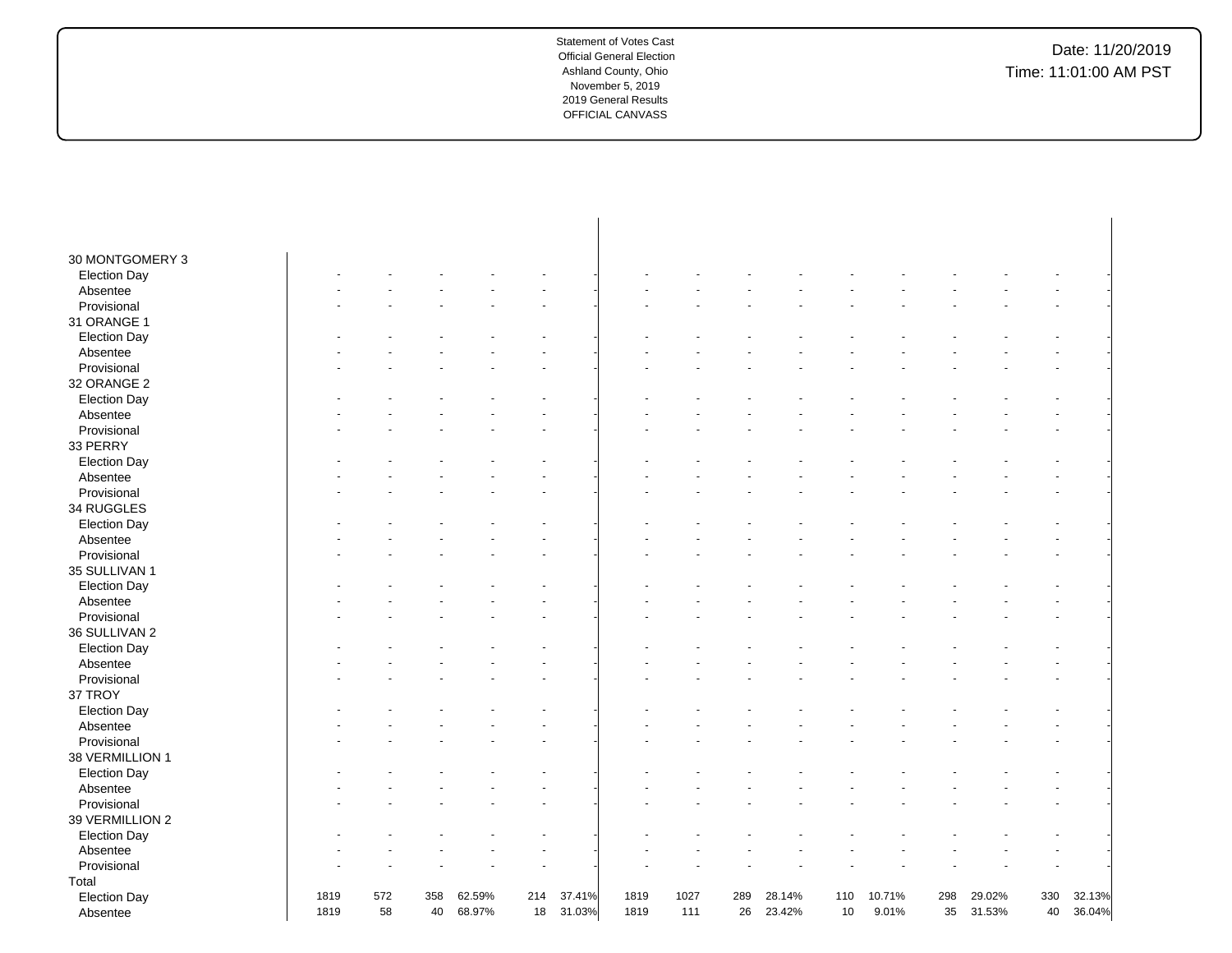Statement of Votes Cast
Official General Election
Ashland County, Ohio
November 5, 2019
2019 General Results
OFFICIAL CANVASS

Date: 11/20/2019
Time: 11:01:00 AM PST

| | | | | | | | | | | | | | | | | |
|---|---|---|---|---|---|---|---|---|---|---|---|---|---|---|---|---|
| 30 MONTGOMERY 3 | | | | | | | | | | | | | | | | |
| Election Day | - | - | - | - | - | - | - | - | - | - | - | - | - | - | - | - |
| Absentee | - | - | - | - | - | - | - | - | - | - | - | - | - | - | - | - |
| Provisional | - | - | - | - | - | - | - | - | - | - | - | - | - | - | - | - |
| 31 ORANGE 1 | | | | | | | | | | | | | | | | |
| Election Day | - | - | - | - | - | - | - | - | - | - | - | - | - | - | - | - |
| Absentee | - | - | - | - | - | - | - | - | - | - | - | - | - | - | - | - |
| Provisional | - | - | - | - | - | - | - | - | - | - | - | - | - | - | - | - |
| 32 ORANGE 2 | | | | | | | | | | | | | | | | |
| Election Day | - | - | - | - | - | - | - | - | - | - | - | - | - | - | - | - |
| Absentee | - | - | - | - | - | - | - | - | - | - | - | - | - | - | - | - |
| Provisional | - | - | - | - | - | - | - | - | - | - | - | - | - | - | - | - |
| 33 PERRY | | | | | | | | | | | | | | | | |
| Election Day | - | - | - | - | - | - | - | - | - | - | - | - | - | - | - | - |
| Absentee | - | - | - | - | - | - | - | - | - | - | - | - | - | - | - | - |
| Provisional | - | - | - | - | - | - | - | - | - | - | - | - | - | - | - | - |
| 34 RUGGLES | | | | | | | | | | | | | | | | |
| Election Day | - | - | - | - | - | - | - | - | - | - | - | - | - | - | - | - |
| Absentee | - | - | - | - | - | - | - | - | - | - | - | - | - | - | - | - |
| Provisional | - | - | - | - | - | - | - | - | - | - | - | - | - | - | - | - |
| 35 SULLIVAN 1 | | | | | | | | | | | | | | | | |
| Election Day | - | - | - | - | - | - | - | - | - | - | - | - | - | - | - | - |
| Absentee | - | - | - | - | - | - | - | - | - | - | - | - | - | - | - | - |
| Provisional | - | - | - | - | - | - | - | - | - | - | - | - | - | - | - | - |
| 36 SULLIVAN 2 | | | | | | | | | | | | | | | | |
| Election Day | - | - | - | - | - | - | - | - | - | - | - | - | - | - | - | - |
| Absentee | - | - | - | - | - | - | - | - | - | - | - | - | - | - | - | - |
| Provisional | - | - | - | - | - | - | - | - | - | - | - | - | - | - | - | - |
| 37 TROY | | | | | | | | | | | | | | | | |
| Election Day | - | - | - | - | - | - | - | - | - | - | - | - | - | - | - | - |
| Absentee | - | - | - | - | - | - | - | - | - | - | - | - | - | - | - | - |
| Provisional | - | - | - | - | - | - | - | - | - | - | - | - | - | - | - | - |
| 38 VERMILLION 1 | | | | | | | | | | | | | | | | |
| Election Day | - | - | - | - | - | - | - | - | - | - | - | - | - | - | - | - |
| Absentee | - | - | - | - | - | - | - | - | - | - | - | - | - | - | - | - |
| Provisional | - | - | - | - | - | - | - | - | - | - | - | - | - | - | - | - |
| 39 VERMILLION 2 | | | | | | | | | | | | | | | | |
| Election Day | - | - | - | - | - | - | - | - | - | - | - | - | - | - | - | - |
| Absentee | - | - | - | - | - | - | - | - | - | - | - | - | - | - | - | - |
| Provisional | - | - | - | - | - | - | - | - | - | - | - | - | - | - | - | - |
| Total | | | | | | | | | | | | | | | | |
| Election Day | 1819 | 572 | 358 | 62.59% | 214 | 37.41% | 1819 | 1027 | 289 | 28.14% | 110 | 10.71% | 298 | 29.02% | 330 | 32.13% |
| Absentee | 1819 | 58 | 40 | 68.97% | 18 | 31.03% | 1819 | 111 | 26 | 23.42% | 10 | 9.01% | 35 | 31.53% | 40 | 36.04% |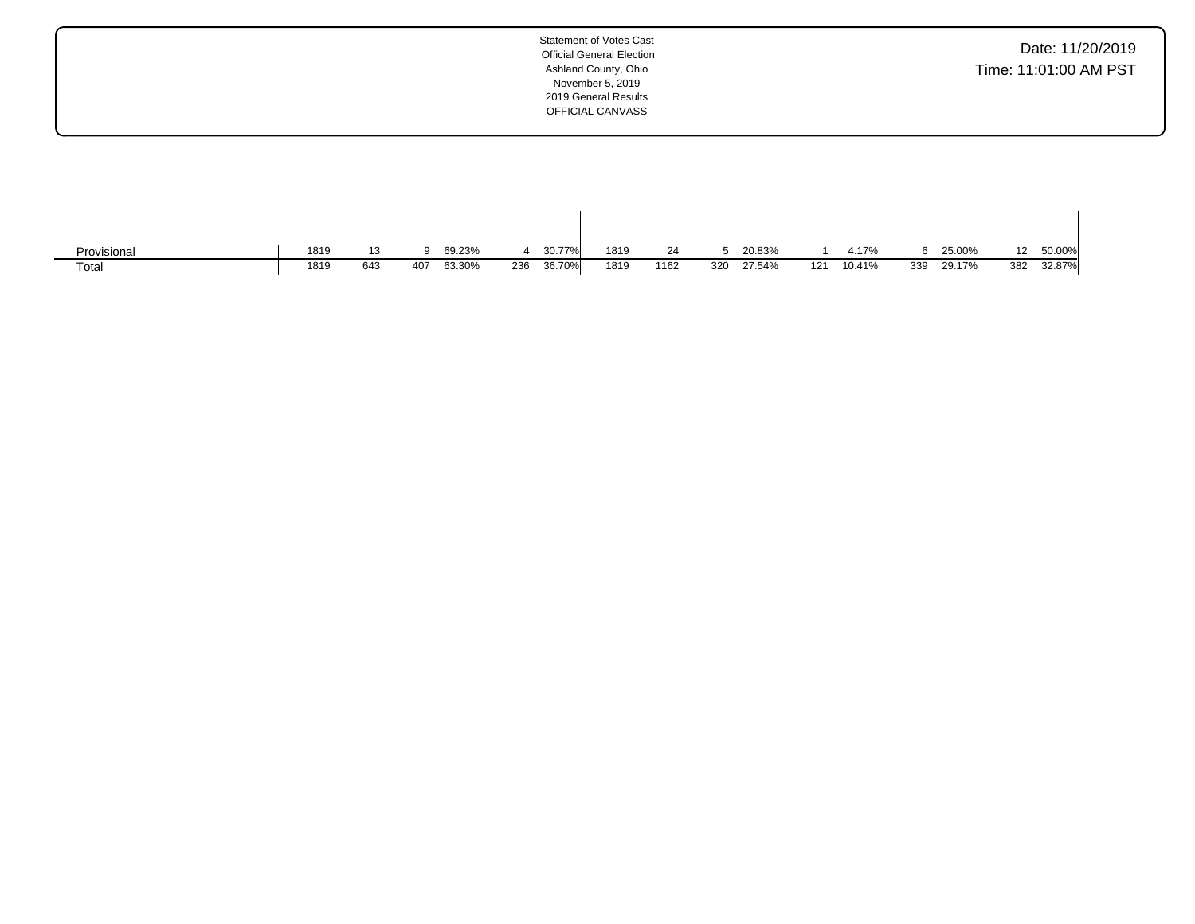Statement of Votes Cast
Official General Election
Ashland County, Ohio
November 5, 2019
2019 General Results
OFFICIAL CANVASS

Date: 11/20/2019
Time: 11:01:00 AM PST

| | | | | | | | | | | | | | | | | | |
|---|---|---|---|---|---|---|---|---|---|---|---|---|---|---|---|---|---|
| Provisional | 1819 | 13 | 9 | 69.23% | 4 | 30.77% | 1819 | 24 | 5 | 20.83% | 1 | 4.17% | 6 | 25.00% | 12 | 50.00% |
| Total | 1819 | 643 | 407 | 63.30% | 236 | 36.70% | 1819 | 1162 | 320 | 27.54% | 121 | 10.41% | 339 | 29.17% | 382 | 32.87% |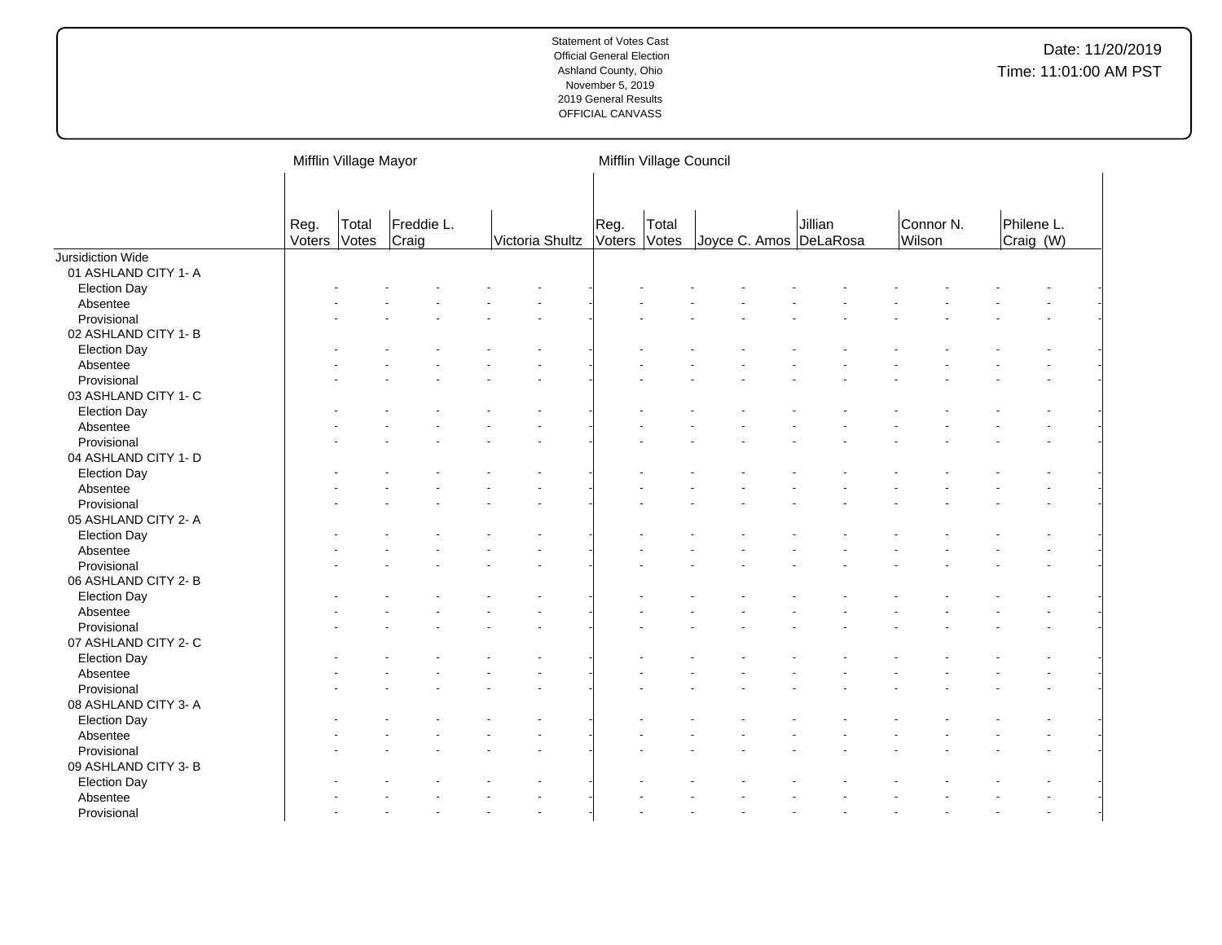| | Mifflin Village Mayor | | | | | | Mifflin Village Council | | | | | | | | | |
|---|---|---|---|---|---|---|---|---|---|---|---|---|---|---|---|---|
| | Reg. Voters | Total Votes | Freddie L. Craig | | Victoria Shultz | | Reg. Voters | Total Votes | Joyce C. Amos | | Jillian DeLaRosa | | Connor N. Wilson | | Philene L. Craig (W) | |
| Jursidiction Wide | | | | | | | | | | | | | | | | |
| 01 ASHLAND CITY 1- A | | | | | | | | | | | | | | | | |
| Election Day | - | - | - | - | - | - | - | - | - | - | - | - | - | - | - | - |
| Absentee | - | - | - | - | - | - | - | - | - | - | - | - | - | - | - | - |
| Provisional | - | - | - | - | - | - | - | - | - | - | - | - | - | - | - | - |
| 02 ASHLAND CITY 1- B | | | | | | | | | | | | | | | | |
| Election Day | - | - | - | - | - | - | - | - | - | - | - | - | - | - | - | - |
| Absentee | - | - | - | - | - | - | - | - | - | - | - | - | - | - | - | - |
| Provisional | - | - | - | - | - | - | - | - | - | - | - | - | - | - | - | - |
| 03 ASHLAND CITY 1- C | | | | | | | | | | | | | | | | |
| Election Day | - | - | - | - | - | - | - | - | - | - | - | - | - | - | - | - |
| Absentee | - | - | - | - | - | - | - | - | - | - | - | - | - | - | - | - |
| Provisional | - | - | - | - | - | - | - | - | - | - | - | - | - | - | - | - |
| 04 ASHLAND CITY 1- D | | | | | | | | | | | | | | | | |
| Election Day | - | - | - | - | - | - | - | - | - | - | - | - | - | - | - | - |
| Absentee | - | - | - | - | - | - | - | - | - | - | - | - | - | - | - | - |
| Provisional | - | - | - | - | - | - | - | - | - | - | - | - | - | - | - | - |
| 05 ASHLAND CITY 2- A | | | | | | | | | | | | | | | | |
| Election Day | - | - | - | - | - | - | - | - | - | - | - | - | - | - | - | - |
| Absentee | - | - | - | - | - | - | - | - | - | - | - | - | - | - | - | - |
| Provisional | - | - | - | - | - | - | - | - | - | - | - | - | - | - | - | - |
| 06 ASHLAND CITY 2- B | | | | | | | | | | | | | | | | |
| Election Day | - | - | - | - | - | - | - | - | - | - | - | - | - | - | - | - |
| Absentee | - | - | - | - | - | - | - | - | - | - | - | - | - | - | - | - |
| Provisional | - | - | - | - | - | - | - | - | - | - | - | - | - | - | - | - |
| 07 ASHLAND CITY 2- C | | | | | | | | | | | | | | | | |
| Election Day | - | - | - | - | - | - | - | - | - | - | - | - | - | - | - | - |
| Absentee | - | - | - | - | - | - | - | - | - | - | - | - | - | - | - | - |
| Provisional | - | - | - | - | - | - | - | - | - | - | - | - | - | - | - | - |
| 08 ASHLAND CITY 3- A | | | | | | | | | | | | | | | | |
| Election Day | - | - | - | - | - | - | - | - | - | - | - | - | - | - | - | - |
| Absentee | - | - | - | - | - | - | - | - | - | - | - | - | - | - | - | - |
| Provisional | - | - | - | - | - | - | - | - | - | - | - | - | - | - | - | - |
| 09 ASHLAND CITY 3- B | | | | | | | | | | | | | | | | |
| Election Day | - | - | - | - | - | - | - | - | - | - | - | - | - | - | - | - |
| Absentee | - | - | - | - | - | - | - | - | - | - | - | - | - | - | - | - |
| Provisional | - | - | - | - | - | - | - | - | - | - | - | - | - | - | - | - |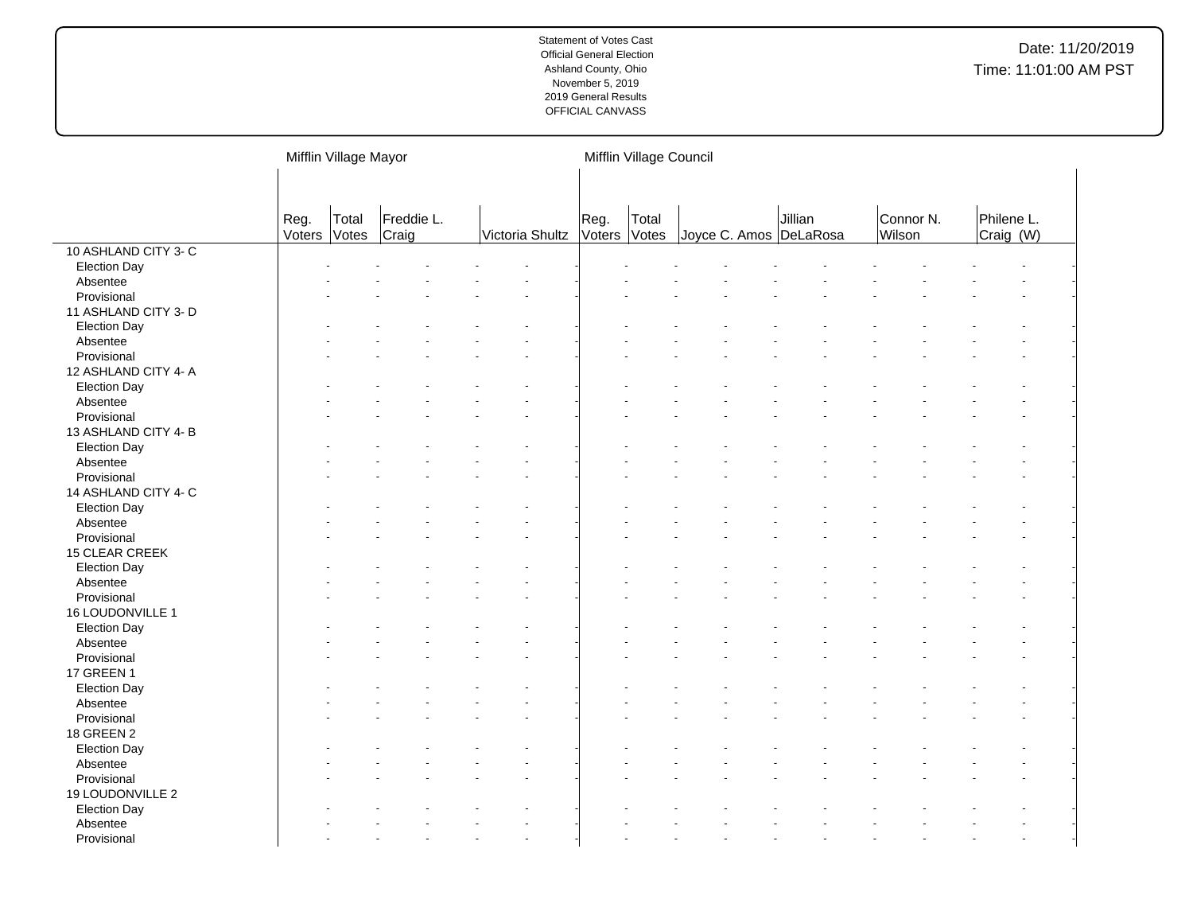Statement of Votes Cast
Official General Election
Ashland County, Ohio
November 5, 2019
2019 General Results
OFFICIAL CANVASS

Date: 11/20/2019
Time: 11:01:00 AM PST

| | Mifflin Village Mayor | | | | Mifflin Village Council | | | | | |
|---|---|---|---|---|---|---|---|---|---|---|
| | Reg. Voters | Total Votes | Freddie L. Craig | Victoria Shultz | Reg. Voters | Total Votes | Joyce C. Amos | Jillian DeLaRosa | Connor N. Wilson | Philene L. Craig (W) |
| 10 ASHLAND CITY 3- C | | | | | | | | | | |
| Election Day | - | - | - | - | - | - | - | - | - | - |
| Absentee | - | - | - | - | - | - | - | - | - | - |
| Provisional | - | - | - | - | - | - | - | - | - | - |
| 11 ASHLAND CITY 3- D | | | | | | | | | | |
| Election Day | - | - | - | - | - | - | - | - | - | - |
| Absentee | - | - | - | - | - | - | - | - | - | - |
| Provisional | - | - | - | - | - | - | - | - | - | - |
| 12 ASHLAND CITY 4- A | | | | | | | | | | |
| Election Day | - | - | - | - | - | - | - | - | - | - |
| Absentee | - | - | - | - | - | - | - | - | - | - |
| Provisional | - | - | - | - | - | - | - | - | - | - |
| 13 ASHLAND CITY 4- B | | | | | | | | | | |
| Election Day | - | - | - | - | - | - | - | - | - | - |
| Absentee | - | - | - | - | - | - | - | - | - | - |
| Provisional | - | - | - | - | - | - | - | - | - | - |
| 14 ASHLAND CITY 4- C | | | | | | | | | | |
| Election Day | - | - | - | - | - | - | - | - | - | - |
| Absentee | - | - | - | - | - | - | - | - | - | - |
| Provisional | - | - | - | - | - | - | - | - | - | - |
| 15 CLEAR CREEK | | | | | | | | | | |
| Election Day | - | - | - | - | - | - | - | - | - | - |
| Absentee | - | - | - | - | - | - | - | - | - | - |
| Provisional | - | - | - | - | - | - | - | - | - | - |
| 16 LOUDONVILLE 1 | | | | | | | | | | |
| Election Day | - | - | - | - | - | - | - | - | - | - |
| Absentee | - | - | - | - | - | - | - | - | - | - |
| Provisional | - | - | - | - | - | - | - | - | - | - |
| 17 GREEN 1 | | | | | | | | | | |
| Election Day | - | - | - | - | - | - | - | - | - | - |
| Absentee | - | - | - | - | - | - | - | - | - | - |
| Provisional | - | - | - | - | - | - | - | - | - | - |
| 18 GREEN 2 | | | | | | | | | | |
| Election Day | - | - | - | - | - | - | - | - | - | - |
| Absentee | - | - | - | - | - | - | - | - | - | - |
| Provisional | - | - | - | - | - | - | - | - | - | - |
| 19 LOUDONVILLE 2 | | | | | | | | | | |
| Election Day | - | - | - | - | - | - | - | - | - | - |
| Absentee | - | - | - | - | - | - | - | - | - | - |
| Provisional | - | - | - | - | - | - | - | - | - | - |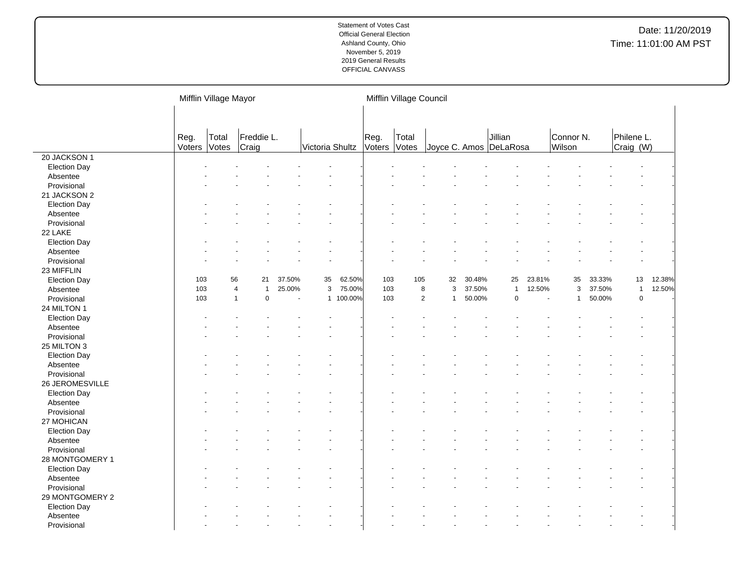Statement of Votes Cast
Official General Election
Ashland County, Ohio
November 5, 2019
2019 General Results
OFFICIAL CANVASS

Date: 11/20/2019
Time: 11:01:00 AM PST

| | Mifflin Village Mayor | | | | | | Mifflin Village Council | | | | | | | | | |
|---|---|---|---|---|---|---|---|---|---|---|---|---|---|---|---|---|
| | Reg. Voters | Total Votes | Freddie L. Craig | | Victoria Shultz | | Reg. Voters | Total Votes | Joyce C. Amos | | Jillian DeLaRosa | | Connor N. Wilson | | Philene L. Craig (W) | |
| 20 JACKSON 1 | | | | | | | | | | | | | | | | |
| Election Day | - | - | - | - | - | - | - | - | - | - | - | - | - | - | - | - |
| Absentee | - | - | - | - | - | - | - | - | - | - | - | - | - | - | - | - |
| Provisional | - | - | - | - | - | - | - | - | - | - | - | - | - | - | - | - |
| 21 JACKSON 2 | | | | | | | | | | | | | | | | |
| Election Day | - | - | - | - | - | - | - | - | - | - | - | - | - | - | - | - |
| Absentee | - | - | - | - | - | - | - | - | - | - | - | - | - | - | - | - |
| Provisional | - | - | - | - | - | - | - | - | - | - | - | - | - | - | - | - |
| 22 LAKE | | | | | | | | | | | | | | | | |
| Election Day | - | - | - | - | - | - | - | - | - | - | - | - | - | - | - | - |
| Absentee | - | - | - | - | - | - | - | - | - | - | - | - | - | - | - | - |
| Provisional | - | - | - | - | - | - | - | - | - | - | - | - | - | - | - | - |
| 23 MIFFLIN | | | | | | | | | | | | | | | | |
| Election Day | 103 | 56 | 21 | 37.50% | 35 | 62.50% | 103 | 105 | 32 | 30.48% | 25 | 23.81% | 35 | 33.33% | 13 | 12.38% |
| Absentee | 103 | 4 | 1 | 25.00% | 3 | 75.00% | 103 | 8 | 3 | 37.50% | 1 | 12.50% | 3 | 37.50% | 1 | 12.50% |
| Provisional | 103 | 1 | 0 | - | 1 | 100.00% | 103 | 2 | 1 | 50.00% | 0 | - | 1 | 50.00% | 0 | - |
| 24 MILTON 1 | | | | | | | | | | | | | | | | |
| Election Day | - | - | - | - | - | - | - | - | - | - | - | - | - | - | - | - |
| Absentee | - | - | - | - | - | - | - | - | - | - | - | - | - | - | - | - |
| Provisional | - | - | - | - | - | - | - | - | - | - | - | - | - | - | - | - |
| 25 MILTON 3 | | | | | | | | | | | | | | | | |
| Election Day | - | - | - | - | - | - | - | - | - | - | - | - | - | - | - | - |
| Absentee | - | - | - | - | - | - | - | - | - | - | - | - | - | - | - | - |
| Provisional | - | - | - | - | - | - | - | - | - | - | - | - | - | - | - | - |
| 26 JEROMESVILLE | | | | | | | | | | | | | | | | |
| Election Day | - | - | - | - | - | - | - | - | - | - | - | - | - | - | - | - |
| Absentee | - | - | - | - | - | - | - | - | - | - | - | - | - | - | - | - |
| Provisional | - | - | - | - | - | - | - | - | - | - | - | - | - | - | - | - |
| 27 MOHICAN | | | | | | | | | | | | | | | | |
| Election Day | - | - | - | - | - | - | - | - | - | - | - | - | - | - | - | - |
| Absentee | - | - | - | - | - | - | - | - | - | - | - | - | - | - | - | - |
| Provisional | - | - | - | - | - | - | - | - | - | - | - | - | - | - | - | - |
| 28 MONTGOMERY 1 | | | | | | | | | | | | | | | | |
| Election Day | - | - | - | - | - | - | - | - | - | - | - | - | - | - | - | - |
| Absentee | - | - | - | - | - | - | - | - | - | - | - | - | - | - | - | - |
| Provisional | - | - | - | - | - | - | - | - | - | - | - | - | - | - | - | - |
| 29 MONTGOMERY 2 | | | | | | | | | | | | | | | | |
| Election Day | - | - | - | - | - | - | - | - | - | - | - | - | - | - | - | - |
| Absentee | - | - | - | - | - | - | - | - | - | - | - | - | - | - | - | - |
| Provisional | - | - | - | - | - | - | - | - | - | - | - | - | - | - | - | - |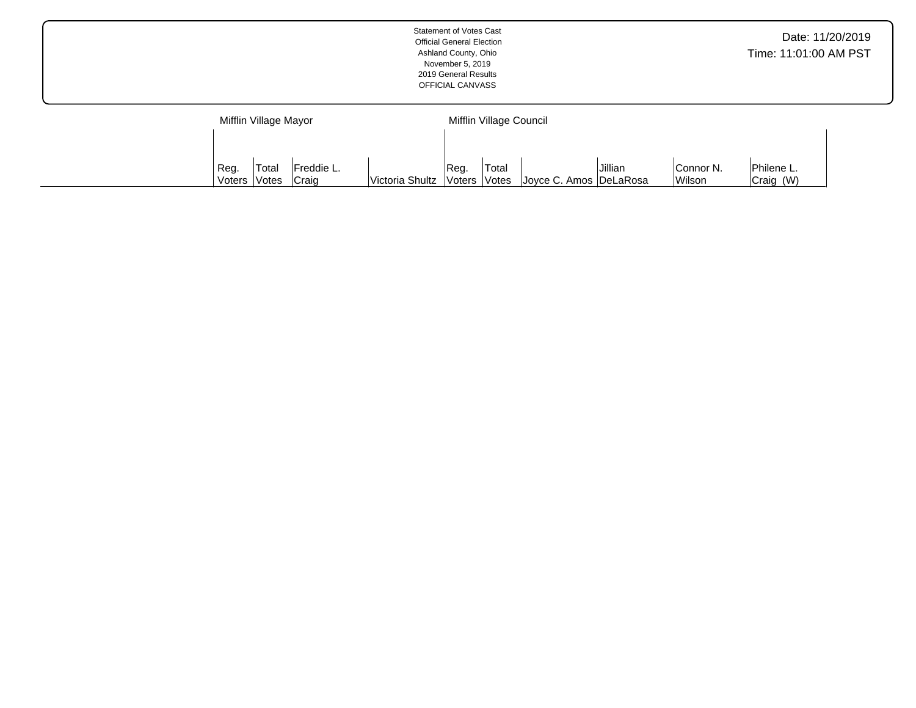Statement of Votes Cast
Official General Election
Ashland County, Ohio
November 5, 2019
2019 General Results
OFFICIAL CANVASS

Date: 11/20/2019
Time: 11:01:00 AM PST

| | Mifflin Village Mayor | | | | Mifflin Village Council | | | | | |
|---|---|---|---|---|---|---|---|---|---|---|
| | Reg. Voters | Total Votes | Freddie L. Craig | Victoria Shultz | Reg. Voters | Total Votes | Joyce C. Amos | Jillian DeLaRosa | Connor N. Wilson | Philene L. Craig (W) |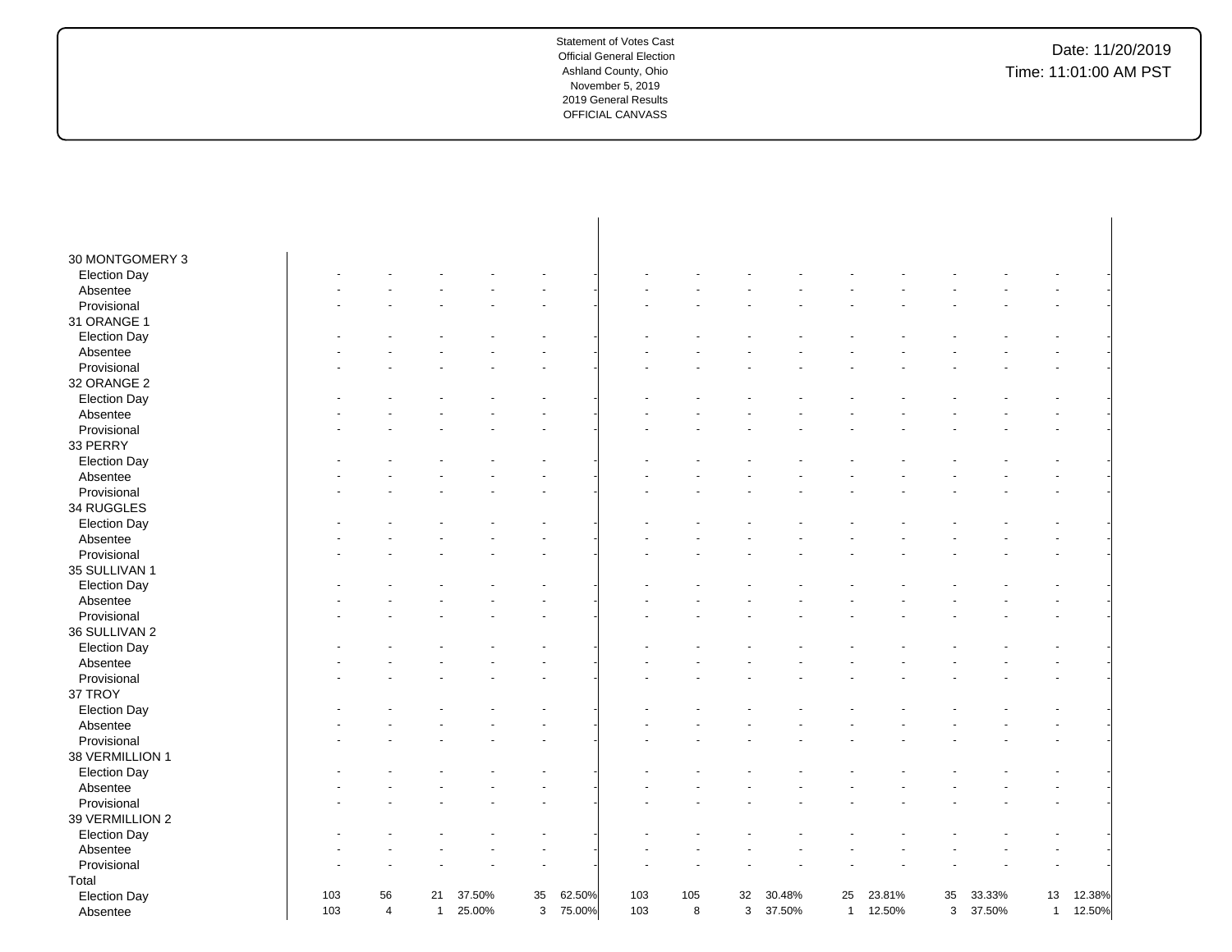Statement of Votes Cast
Official General Election
Ashland County, Ohio
November 5, 2019
2019 General Results
OFFICIAL CANVASS

Date: 11/20/2019
Time: 11:01:00 AM PST

| | | | | | | | | | | | | | | | | |
|---|---|---|---|---|---|---|---|---|---|---|---|---|---|---|---|---|
| 30 MONTGOMERY 3 | | | | | | | | | | | | | | | | |
| Election Day | - | - | - | - | - | - | - | - | - | - | - | - | - | - | - | - |
| Absentee | - | - | - | - | - | - | - | - | - | - | - | - | - | - | - | - |
| Provisional | - | - | - | - | - | - | - | - | - | - | - | - | - | - | - | - |
| 31 ORANGE 1 | | | | | | | | | | | | | | | | |
| Election Day | - | - | - | - | - | - | - | - | - | - | - | - | - | - | - | - |
| Absentee | - | - | - | - | - | - | - | - | - | - | - | - | - | - | - | - |
| Provisional | - | - | - | - | - | - | - | - | - | - | - | - | - | - | - | - |
| 32 ORANGE 2 | | | | | | | | | | | | | | | | |
| Election Day | - | - | - | - | - | - | - | - | - | - | - | - | - | - | - | - |
| Absentee | - | - | - | - | - | - | - | - | - | - | - | - | - | - | - | - |
| Provisional | - | - | - | - | - | - | - | - | - | - | - | - | - | - | - | - |
| 33 PERRY | | | | | | | | | | | | | | | | |
| Election Day | - | - | - | - | - | - | - | - | - | - | - | - | - | - | - | - |
| Absentee | - | - | - | - | - | - | - | - | - | - | - | - | - | - | - | - |
| Provisional | - | - | - | - | - | - | - | - | - | - | - | - | - | - | - | - |
| 34 RUGGLES | | | | | | | | | | | | | | | | |
| Election Day | - | - | - | - | - | - | - | - | - | - | - | - | - | - | - | - |
| Absentee | - | - | - | - | - | - | - | - | - | - | - | - | - | - | - | - |
| Provisional | - | - | - | - | - | - | - | - | - | - | - | - | - | - | - | - |
| 35 SULLIVAN 1 | | | | | | | | | | | | | | | | |
| Election Day | - | - | - | - | - | - | - | - | - | - | - | - | - | - | - | - |
| Absentee | - | - | - | - | - | - | - | - | - | - | - | - | - | - | - | - |
| Provisional | - | - | - | - | - | - | - | - | - | - | - | - | - | - | - | - |
| 36 SULLIVAN 2 | | | | | | | | | | | | | | | | |
| Election Day | - | - | - | - | - | - | - | - | - | - | - | - | - | - | - | - |
| Absentee | - | - | - | - | - | - | - | - | - | - | - | - | - | - | - | - |
| Provisional | - | - | - | - | - | - | - | - | - | - | - | - | - | - | - | - |
| 37 TROY | | | | | | | | | | | | | | | | |
| Election Day | - | - | - | - | - | - | - | - | - | - | - | - | - | - | - | - |
| Absentee | - | - | - | - | - | - | - | - | - | - | - | - | - | - | - | - |
| Provisional | - | - | - | - | - | - | - | - | - | - | - | - | - | - | - | - |
| 38 VERMILLION 1 | | | | | | | | | | | | | | | | |
| Election Day | - | - | - | - | - | - | - | - | - | - | - | - | - | - | - | - |
| Absentee | - | - | - | - | - | - | - | - | - | - | - | - | - | - | - | - |
| Provisional | - | - | - | - | - | - | - | - | - | - | - | - | - | - | - | - |
| 39 VERMILLION 2 | | | | | | | | | | | | | | | | |
| Election Day | - | - | - | - | - | - | - | - | - | - | - | - | - | - | - | - |
| Absentee | - | - | - | - | - | - | - | - | - | - | - | - | - | - | - | - |
| Provisional | - | - | - | - | - | - | - | - | - | - | - | - | - | - | - | - |
| Total | | | | | | | | | | | | | | | | |
| Election Day | 103 | 56 | 21 | 37.50% | 35 | 62.50% | 103 | 105 | 32 | 30.48% | 25 | 23.81% | 35 | 33.33% | 13 | 12.38% |
| Absentee | 103 | 4 | 1 | 25.00% | 3 | 75.00% | 103 | 8 | 3 | 37.50% | 1 | 12.50% | 3 | 37.50% | 1 | 12.50% |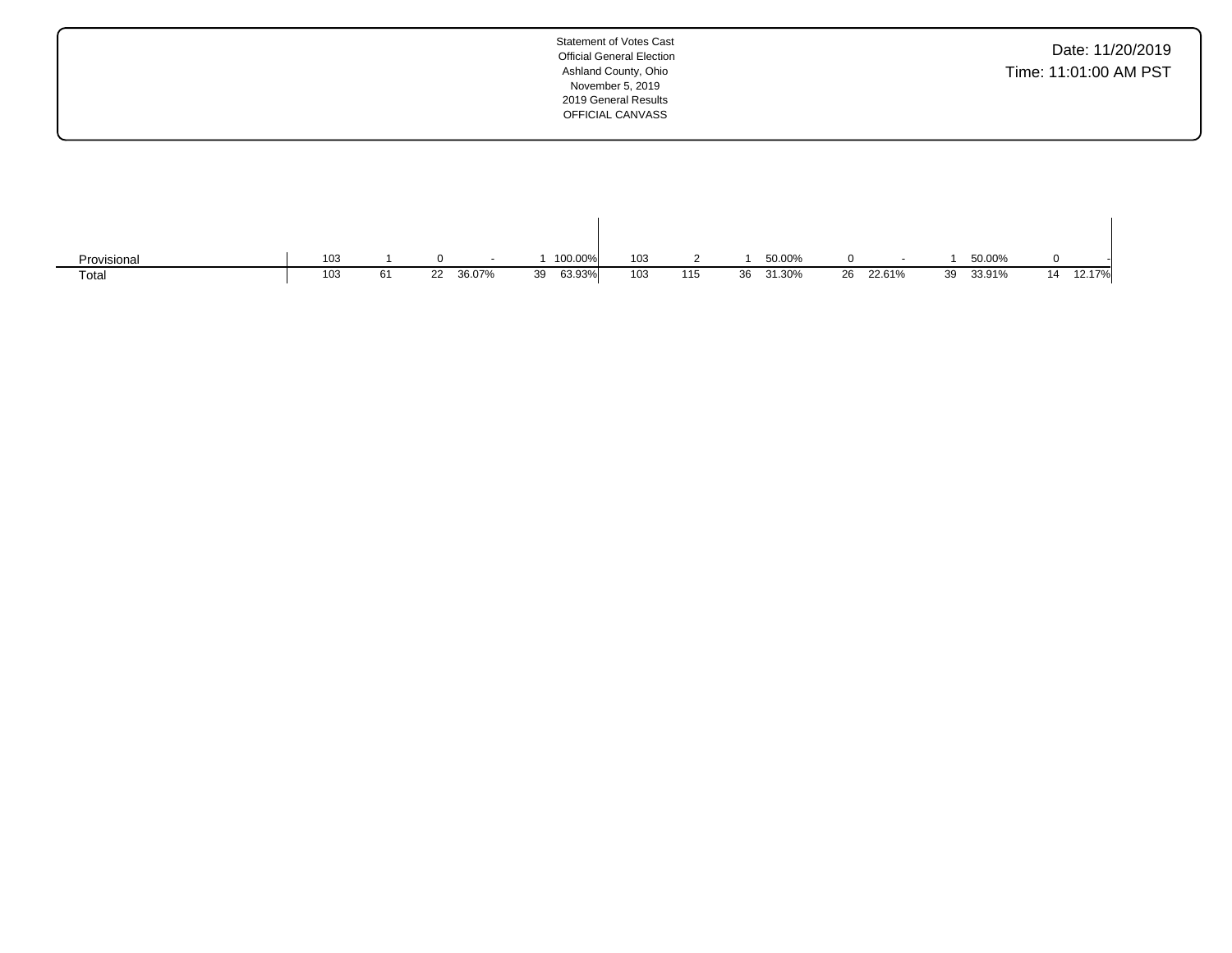Statement of Votes Cast
Official General Election
Ashland County, Ohio
November 5, 2019
2019 General Results
OFFICIAL CANVASS

Date: 11/20/2019
Time: 11:01:00 AM PST

| | | | | | | | | | | | | | | | | | |
|---|---|---|---|---|---|---|---|---|---|---|---|---|---|---|---|---|---|
| Provisional | 103 | 1 | 0 | - | 1 | 100.00% | 103 | 2 | 1 | 50.00% | 0 | - | 1 | 50.00% | 0 | - |
| Total | 103 | 61 | 22 | 36.07% | 39 | 63.93% | 103 | 115 | 36 | 31.30% | 26 | 22.61% | 39 | 33.91% | 14 | 12.17% |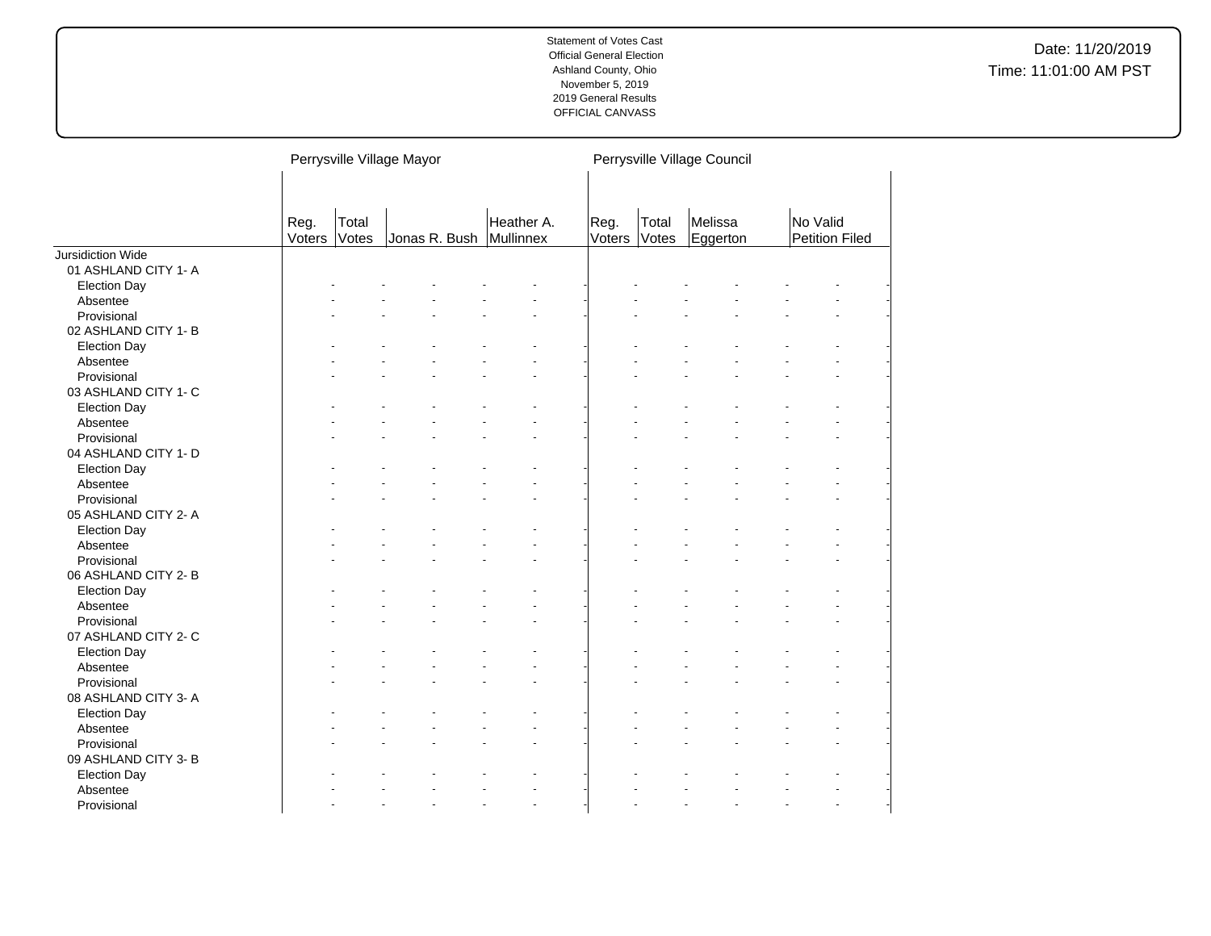| | Perrysville Village Mayor | | | | | | Perrysville Village Council | | | | | |
|---|---|---|---|---|---|---|---|---|---|---|---|---|
| | Reg. Voters | Total Votes | Jonas R. Bush | | Heather A. Mullinnex | | Reg. Voters | Total Votes | Melissa Eggerton | | No Valid Petition Filed | |
| Jursidiction Wide | | | | | | | | | | | | |
| 01 ASHLAND CITY 1- A | | | | | | | | | | | | |
| Election Day | - | - | - | - | - | - | - | - | - | - | - | - |
| Absentee | - | - | - | - | - | - | - | - | - | - | - | - |
| Provisional | - | - | - | - | - | - | - | - | - | - | - | - |
| 02 ASHLAND CITY 1- B | | | | | | | | | | | | |
| Election Day | - | - | - | - | - | - | - | - | - | - | - | - |
| Absentee | - | - | - | - | - | - | - | - | - | - | - | - |
| Provisional | - | - | - | - | - | - | - | - | - | - | - | - |
| 03 ASHLAND CITY 1- C | | | | | | | | | | | | |
| Election Day | - | - | - | - | - | - | - | - | - | - | - | - |
| Absentee | - | - | - | - | - | - | - | - | - | - | - | - |
| Provisional | - | - | - | - | - | - | - | - | - | - | - | - |
| 04 ASHLAND CITY 1- D | | | | | | | | | | | | |
| Election Day | - | - | - | - | - | - | - | - | - | - | - | - |
| Absentee | - | - | - | - | - | - | - | - | - | - | - | - |
| Provisional | - | - | - | - | - | - | - | - | - | - | - | - |
| 05 ASHLAND CITY 2- A | | | | | | | | | | | | |
| Election Day | - | - | - | - | - | - | - | - | - | - | - | - |
| Absentee | - | - | - | - | - | - | - | - | - | - | - | - |
| Provisional | - | - | - | - | - | - | - | - | - | - | - | - |
| 06 ASHLAND CITY 2- B | | | | | | | | | | | | |
| Election Day | - | - | - | - | - | - | - | - | - | - | - | - |
| Absentee | - | - | - | - | - | - | - | - | - | - | - | - |
| Provisional | - | - | - | - | - | - | - | - | - | - | - | - |
| 07 ASHLAND CITY 2- C | | | | | | | | | | | | |
| Election Day | - | - | - | - | - | - | - | - | - | - | - | - |
| Absentee | - | - | - | - | - | - | - | - | - | - | - | - |
| Provisional | - | - | - | - | - | - | - | - | - | - | - | - |
| 08 ASHLAND CITY 3- A | | | | | | | | | | | | |
| Election Day | - | - | - | - | - | - | - | - | - | - | - | - |
| Absentee | - | - | - | - | - | - | - | - | - | - | - | - |
| Provisional | - | - | - | - | - | - | - | - | - | - | - | - |
| 09 ASHLAND CITY 3- B | | | | | | | | | | | | |
| Election Day | - | - | - | - | - | - | - | - | - | - | - | - |
| Absentee | - | - | - | - | - | - | - | - | - | - | - | - |
| Provisional | - | - | - | - | - | - | - | - | - | - | - | - |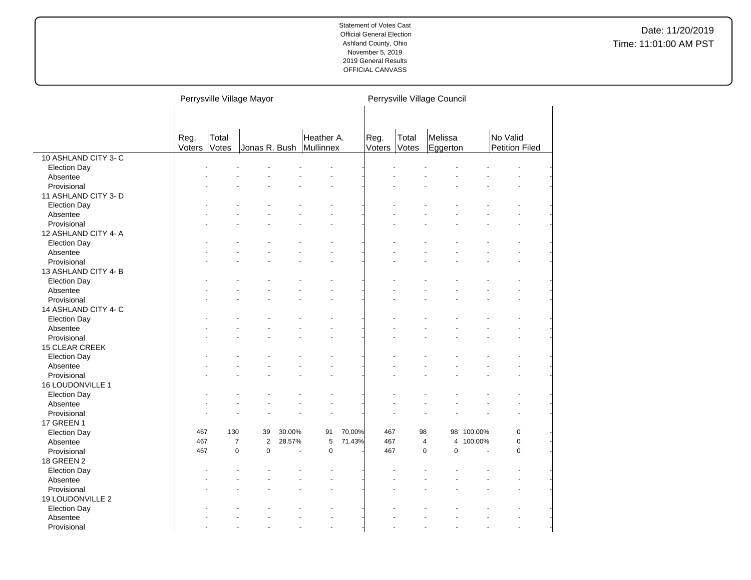Statement of Votes Cast
Official General Election
Ashland County, Ohio
November 5, 2019
2019 General Results
OFFICIAL CANVASS

Date: 11/20/2019
Time: 11:01:00 AM PST

| | Perrysville Village Mayor | | | | | | Perrysville Village Council | | | | | |
|---|---|---|---|---|---|---|---|---|---|---|---|---|
| | Reg. Voters | Total Votes | Jonas R. Bush | | Heather A. Mullinnex | | Reg. Voters | Total Votes | Melissa Eggerton | | No Valid Petition Filed | |
| 10 ASHLAND CITY 3- C | | | | | | | | | | | | |
| Election Day | - | - | - | - | - | - | - | - | - | - | - | - |
| Absentee | - | - | - | - | - | - | - | - | - | - | - | - |
| Provisional | - | - | - | - | - | - | - | - | - | - | - | - |
| 11 ASHLAND CITY 3- D | | | | | | | | | | | | |
| Election Day | - | - | - | - | - | - | - | - | - | - | - | - |
| Absentee | - | - | - | - | - | - | - | - | - | - | - | - |
| Provisional | - | - | - | - | - | - | - | - | - | - | - | - |
| 12 ASHLAND CITY 4- A | | | | | | | | | | | | |
| Election Day | - | - | - | - | - | - | - | - | - | - | - | - |
| Absentee | - | - | - | - | - | - | - | - | - | - | - | - |
| Provisional | - | - | - | - | - | - | - | - | - | - | - | - |
| 13 ASHLAND CITY 4- B | | | | | | | | | | | | |
| Election Day | - | - | - | - | - | - | - | - | - | - | - | - |
| Absentee | - | - | - | - | - | - | - | - | - | - | - | - |
| Provisional | - | - | - | - | - | - | - | - | - | - | - | - |
| 14 ASHLAND CITY 4- C | | | | | | | | | | | | |
| Election Day | - | - | - | - | - | - | - | - | - | - | - | - |
| Absentee | - | - | - | - | - | - | - | - | - | - | - | - |
| Provisional | - | - | - | - | - | - | - | - | - | - | - | - |
| 15 CLEAR CREEK | | | | | | | | | | | | |
| Election Day | - | - | - | - | - | - | - | - | - | - | - | - |
| Absentee | - | - | - | - | - | - | - | - | - | - | - | - |
| Provisional | - | - | - | - | - | - | - | - | - | - | - | - |
| 16 LOUDONVILLE 1 | | | | | | | | | | | | |
| Election Day | - | - | - | - | - | - | - | - | - | - | - | - |
| Absentee | - | - | - | - | - | - | - | - | - | - | - | - |
| Provisional | - | - | - | - | - | - | - | - | - | - | - | - |
| 17 GREEN 1 | | | | | | | | | | | | |
| Election Day | 467 | 130 | 39 | 30.00% | 91 | 70.00% | 467 | 98 | 98 | 100.00% | 0 | - |
| Absentee | 467 | 7 | 2 | 28.57% | 5 | 71.43% | 467 | 4 | 4 | 100.00% | 0 | - |
| Provisional | 467 | 0 | 0 | - | 0 | - | 467 | 0 | 0 | - | 0 | - |
| 18 GREEN 2 | | | | | | | | | | | | |
| Election Day | - | - | - | - | - | - | - | - | - | - | - | - |
| Absentee | - | - | - | - | - | - | - | - | - | - | - | - |
| Provisional | - | - | - | - | - | - | - | - | - | - | - | - |
| 19 LOUDONVILLE 2 | | | | | | | | | | | | |
| Election Day | - | - | - | - | - | - | - | - | - | - | - | - |
| Absentee | - | - | - | - | - | - | - | - | - | - | - | - |
| Provisional | - | - | - | - | - | - | - | - | - | - | - | - |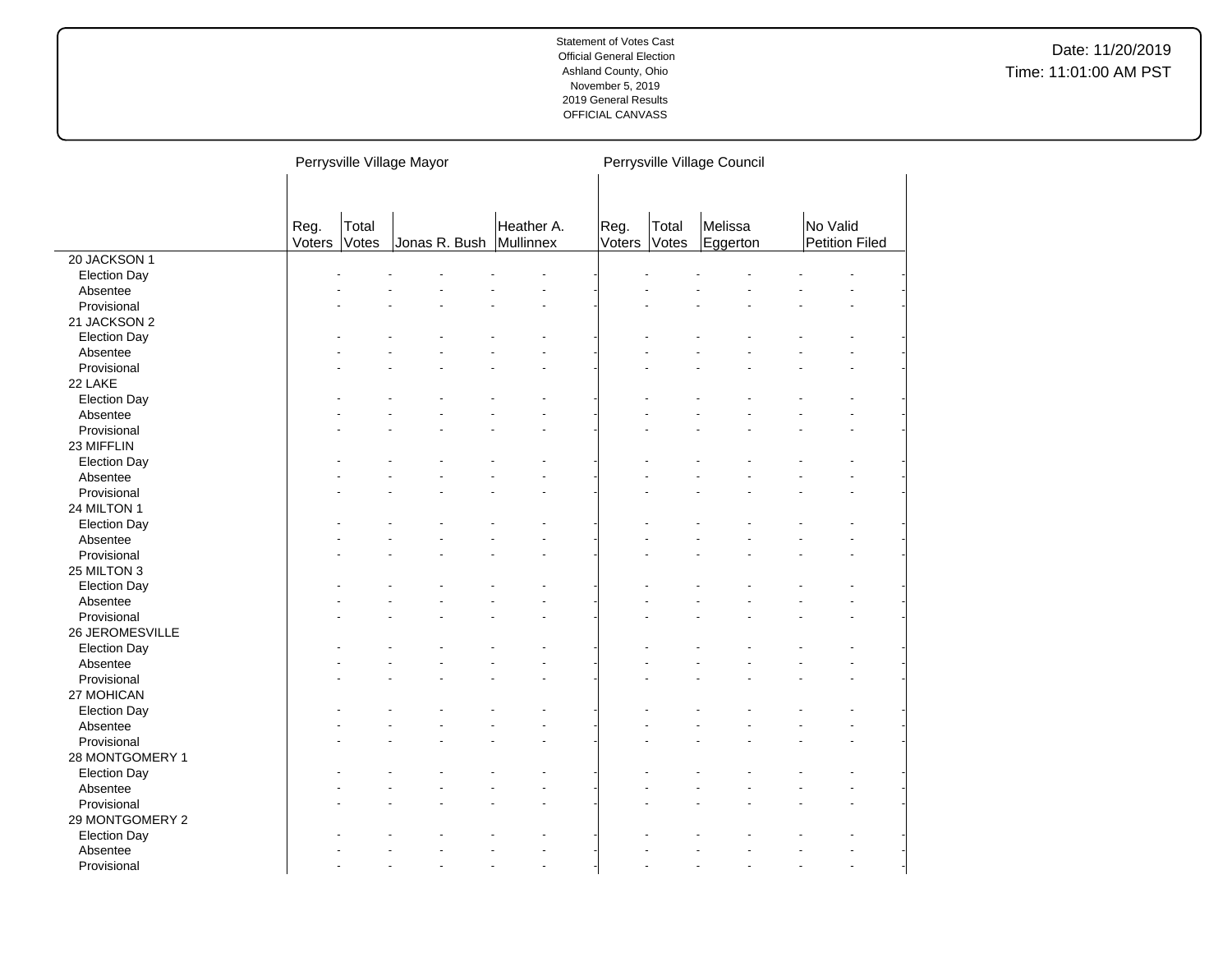| | Perrysville Village Mayor | | | | Perrysville Village Council | | | |
|---|---|---|---|---|---|---|---|---|
| | Reg. Voters | Total Votes | Jonas R. Bush | Heather A. Mullinnex | Reg. Voters | Total Votes | Melissa Eggerton | No Valid Petition Filed |
| 20 JACKSON 1 | | | | | | | | |
| Election Day | - | - | - | - | - | - | - | - |
| Absentee | - | - | - | - | - | - | - | - |
| Provisional | - | - | - | - | - | - | - | - |
| 21 JACKSON 2 | | | | | | | | |
| Election Day | - | - | - | - | - | - | - | - |
| Absentee | - | - | - | - | - | - | - | - |
| Provisional | - | - | - | - | - | - | - | - |
| 22 LAKE | | | | | | | | |
| Election Day | - | - | - | - | - | - | - | - |
| Absentee | - | - | - | - | - | - | - | - |
| Provisional | - | - | - | - | - | - | - | - |
| 23 MIFFLIN | | | | | | | | |
| Election Day | - | - | - | - | - | - | - | - |
| Absentee | - | - | - | - | - | - | - | - |
| Provisional | - | - | - | - | - | - | - | - |
| 24 MILTON 1 | | | | | | | | |
| Election Day | - | - | - | - | - | - | - | - |
| Absentee | - | - | - | - | - | - | - | - |
| Provisional | - | - | - | - | - | - | - | - |
| 25 MILTON 3 | | | | | | | | |
| Election Day | - | - | - | - | - | - | - | - |
| Absentee | - | - | - | - | - | - | - | - |
| Provisional | - | - | - | - | - | - | - | - |
| 26 JEROMESVILLE | | | | | | | | |
| Election Day | - | - | - | - | - | - | - | - |
| Absentee | - | - | - | - | - | - | - | - |
| Provisional | - | - | - | - | - | - | - | - |
| 27 MOHICAN | | | | | | | | |
| Election Day | - | - | - | - | - | - | - | - |
| Absentee | - | - | - | - | - | - | - | - |
| Provisional | - | - | - | - | - | - | - | - |
| 28 MONTGOMERY 1 | | | | | | | | |
| Election Day | - | - | - | - | - | - | - | - |
| Absentee | - | - | - | - | - | - | - | - |
| Provisional | - | - | - | - | - | - | - | - |
| 29 MONTGOMERY 2 | | | | | | | | |
| Election Day | - | - | - | - | - | - | - | - |
| Absentee | - | - | - | - | - | - | - | - |
| Provisional | - | - | - | - | - | - | - | - |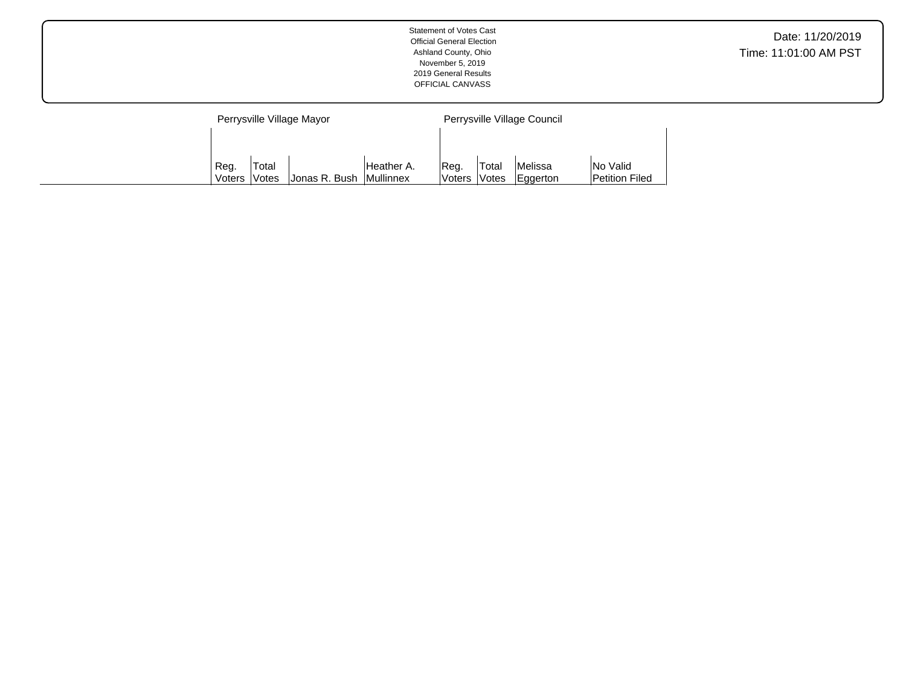Statement of Votes Cast
Official General Election
Ashland County, Ohio
November 5, 2019
2019 General Results
OFFICIAL CANVASS

Date: 11/20/2019
Time: 11:01:00 AM PST

| | Perrysville Village Mayor | | | | Perrysville Village Council | | | |
|---|---|---|---|---|---|---|---|---|
| | Reg. Voters | Total Votes | Jonas R. Bush | Heather A. Mullinnex | Reg. Voters | Total Votes | Melissa Eggerton | No Valid Petition Filed |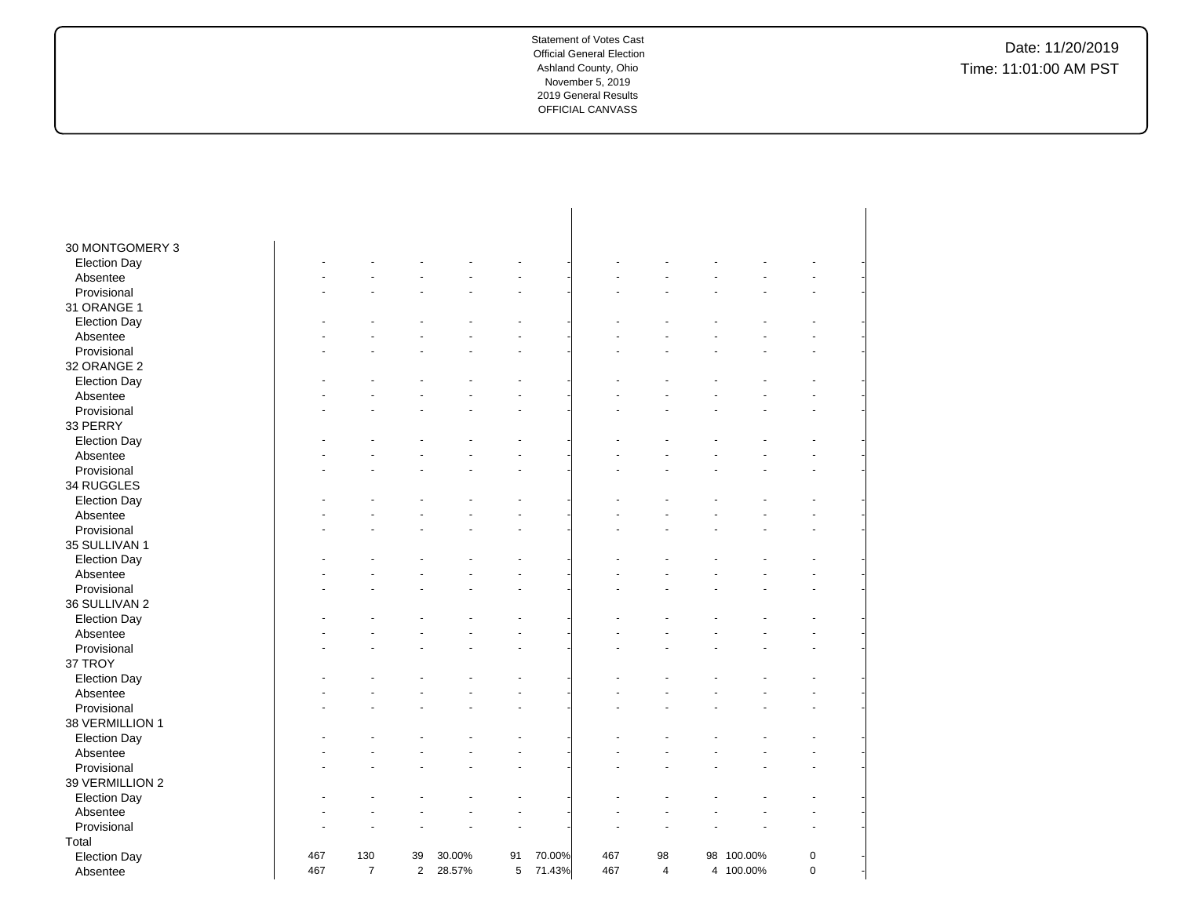Statement of Votes Cast
Official General Election
Ashland County, Ohio
November 5, 2019
2019 General Results
OFFICIAL CANVASS

Date: 11/20/2019
Time: 11:01:00 AM PST

| | | | | | | | | | | | | |
|---|---|---|---|---|---|---|---|---|---|---|---|---|
| 30 MONTGOMERY 3 | | | | | | | | | | | | |
| Election Day | - | - | - | - | - | - | - | - | - | - | - | - |
| Absentee | - | - | - | - | - | - | - | - | - | - | - | - |
| Provisional | - | - | - | - | - | - | - | - | - | - | - | - |
| 31 ORANGE 1 | | | | | | | | | | | | |
| Election Day | - | - | - | - | - | - | - | - | - | - | - | - |
| Absentee | - | - | - | - | - | - | - | - | - | - | - | - |
| Provisional | - | - | - | - | - | - | - | - | - | - | - | - |
| 32 ORANGE 2 | | | | | | | | | | | | |
| Election Day | - | - | - | - | - | - | - | - | - | - | - | - |
| Absentee | - | - | - | - | - | - | - | - | - | - | - | - |
| Provisional | - | - | - | - | - | - | - | - | - | - | - | - |
| 33 PERRY | | | | | | | | | | | | |
| Election Day | - | - | - | - | - | - | - | - | - | - | - | - |
| Absentee | - | - | - | - | - | - | - | - | - | - | - | - |
| Provisional | - | - | - | - | - | - | - | - | - | - | - | - |
| 34 RUGGLES | | | | | | | | | | | | |
| Election Day | - | - | - | - | - | - | - | - | - | - | - | - |
| Absentee | - | - | - | - | - | - | - | - | - | - | - | - |
| Provisional | - | - | - | - | - | - | - | - | - | - | - | - |
| 35 SULLIVAN 1 | | | | | | | | | | | | |
| Election Day | - | - | - | - | - | - | - | - | - | - | - | - |
| Absentee | - | - | - | - | - | - | - | - | - | - | - | - |
| Provisional | - | - | - | - | - | - | - | - | - | - | - | - |
| 36 SULLIVAN 2 | | | | | | | | | | | | |
| Election Day | - | - | - | - | - | - | - | - | - | - | - | - |
| Absentee | - | - | - | - | - | - | - | - | - | - | - | - |
| Provisional | - | - | - | - | - | - | - | - | - | - | - | - |
| 37 TROY | | | | | | | | | | | | |
| Election Day | - | - | - | - | - | - | - | - | - | - | - | - |
| Absentee | - | - | - | - | - | - | - | - | - | - | - | - |
| Provisional | - | - | - | - | - | - | - | - | - | - | - | - |
| 38 VERMILLION 1 | | | | | | | | | | | | |
| Election Day | - | - | - | - | - | - | - | - | - | - | - | - |
| Absentee | - | - | - | - | - | - | - | - | - | - | - | - |
| Provisional | - | - | - | - | - | - | - | - | - | - | - | - |
| 39 VERMILLION 2 | | | | | | | | | | | | |
| Election Day | - | - | - | - | - | - | - | - | - | - | - | - |
| Absentee | - | - | - | - | - | - | - | - | - | - | - | - |
| Provisional | - | - | - | - | - | - | - | - | - | - | - | - |
| Total | | | | | | | | | | | | |
| Election Day | 467 | 130 | 39 | 30.00% | 91 | 70.00% | 467 | 98 | 98 | 100.00% | 0 | - |
| Absentee | 467 | 7 | 2 | 28.57% | 5 | 71.43% | 467 | 4 | 4 | 100.00% | 0 | - |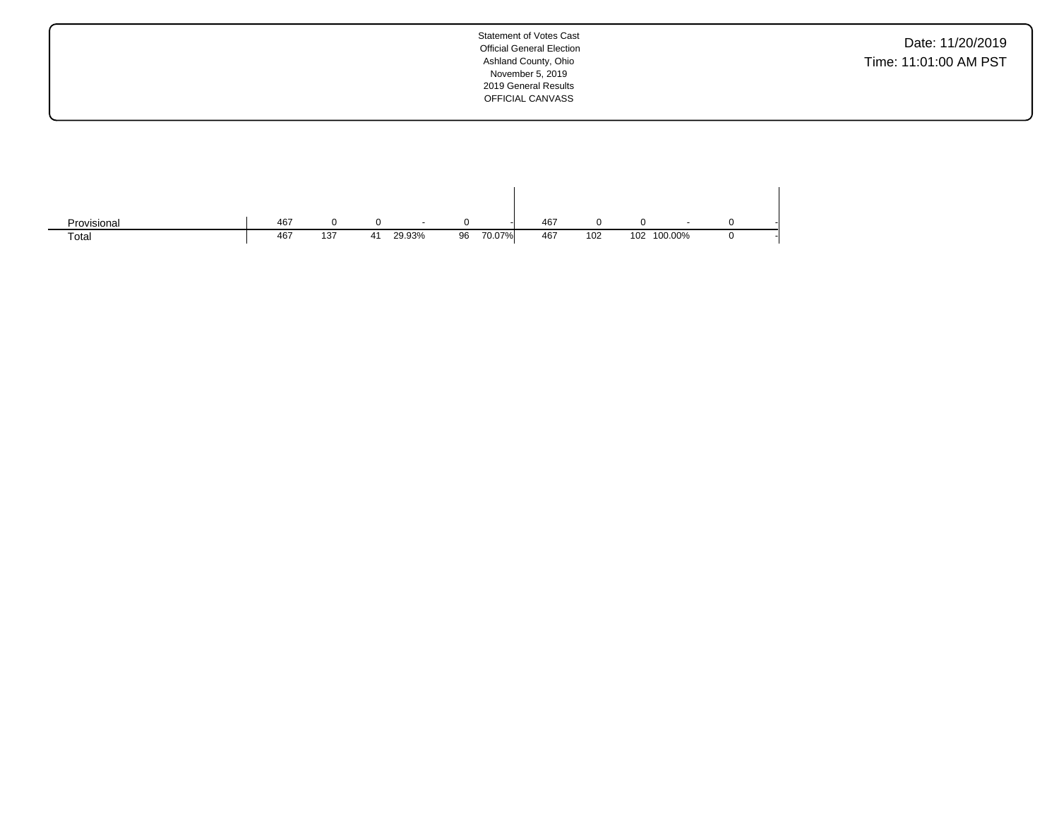Statement of Votes Cast
Official General Election
Ashland County, Ohio
November 5, 2019
2019 General Results
OFFICIAL CANVASS

| | | | | | | | | | | | | |
|---|---|---|---|---|---|---|---|---|---|---|---|---|
| Provisional | 467 | 0 | 0 | - | 0 | - | 467 | 0 | 0 | - | 0 | - |
| Total | 467 | 137 | 41 | 29.93% | 96 | 70.07% | 467 | 102 | 102 | 100.00% | 0 | - |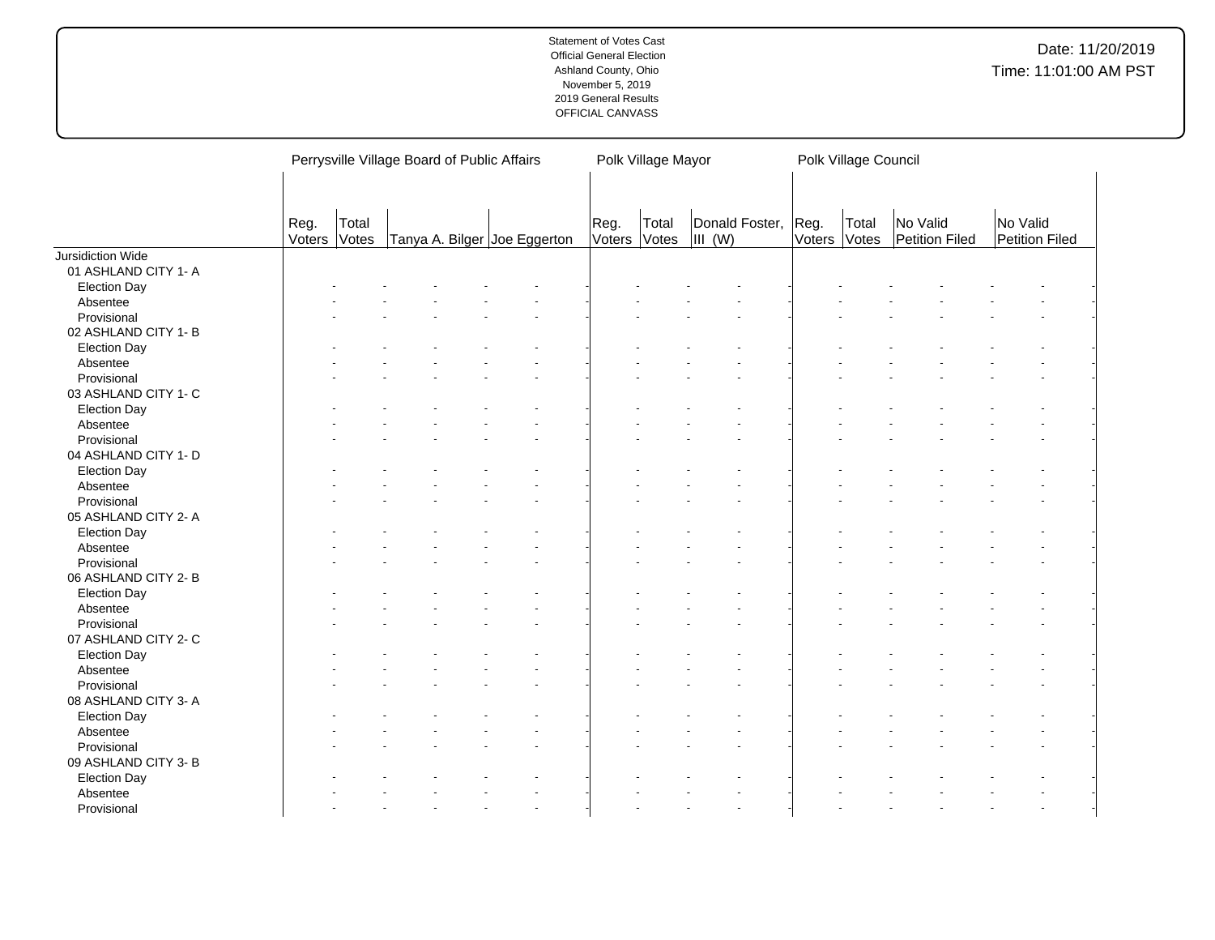| | Perrysville Village Board of Public Affairs | | | | | | Polk Village Mayor | | | | Polk Village Council | | | | | |
|---|---|---|---|---|---|---|---|---|---|---|---|---|---|---|---|---|
| | Reg. Voters | Total Votes | Tanya A. Bilger | | Joe Eggerton | | Reg. Voters | Total Votes | Donald Foster, III (W) | | Reg. Voters | Total Votes | No Valid Petition Filed | | No Valid Petition Filed | |
| Jursidiction Wide | | | | | | | | | | | | | | | | |
| 01 ASHLAND CITY 1- A | | | | | | | | | | | | | | | | |
| Election Day | - | - | - | - | - | - | - | - | - | - | - | - | - | - | - | - |
| Absentee | - | - | - | - | - | - | - | - | - | - | - | - | - | - | - | - |
| Provisional | - | - | - | - | - | - | - | - | - | - | - | - | - | - | - | - |
| 02 ASHLAND CITY 1- B | | | | | | | | | | | | | | | | |
| Election Day | - | - | - | - | - | - | - | - | - | - | - | - | - | - | - | - |
| Absentee | - | - | - | - | - | - | - | - | - | - | - | - | - | - | - | - |
| Provisional | - | - | - | - | - | - | - | - | - | - | - | - | - | - | - | - |
| 03 ASHLAND CITY 1- C | | | | | | | | | | | | | | | | |
| Election Day | - | - | - | - | - | - | - | - | - | - | - | - | - | - | - | - |
| Absentee | - | - | - | - | - | - | - | - | - | - | - | - | - | - | - | - |
| Provisional | - | - | - | - | - | - | - | - | - | - | - | - | - | - | - | - |
| 04 ASHLAND CITY 1- D | | | | | | | | | | | | | | | | |
| Election Day | - | - | - | - | - | - | - | - | - | - | - | - | - | - | - | - |
| Absentee | - | - | - | - | - | - | - | - | - | - | - | - | - | - | - | - |
| Provisional | - | - | - | - | - | - | - | - | - | - | - | - | - | - | - | - |
| 05 ASHLAND CITY 2- A | | | | | | | | | | | | | | | | |
| Election Day | - | - | - | - | - | - | - | - | - | - | - | - | - | - | - | - |
| Absentee | - | - | - | - | - | - | - | - | - | - | - | - | - | - | - | - |
| Provisional | - | - | - | - | - | - | - | - | - | - | - | - | - | - | - | - |
| 06 ASHLAND CITY 2- B | | | | | | | | | | | | | | | | |
| Election Day | - | - | - | - | - | - | - | - | - | - | - | - | - | - | - | - |
| Absentee | - | - | - | - | - | - | - | - | - | - | - | - | - | - | - | - |
| Provisional | - | - | - | - | - | - | - | - | - | - | - | - | - | - | - | - |
| 07 ASHLAND CITY 2- C | | | | | | | | | | | | | | | | |
| Election Day | - | - | - | - | - | - | - | - | - | - | - | - | - | - | - | - |
| Absentee | - | - | - | - | - | - | - | - | - | - | - | - | - | - | - | - |
| Provisional | - | - | - | - | - | - | - | - | - | - | - | - | - | - | - | - |
| 08 ASHLAND CITY 3- A | | | | | | | | | | | | | | | | |
| Election Day | - | - | - | - | - | - | - | - | - | - | - | - | - | - | - | - |
| Absentee | - | - | - | - | - | - | - | - | - | - | - | - | - | - | - | - |
| Provisional | - | - | - | - | - | - | - | - | - | - | - | - | - | - | - | - |
| 09 ASHLAND CITY 3- B | | | | | | | | | | | | | | | | |
| Election Day | - | - | - | - | - | - | - | - | - | - | - | - | - | - | - | - |
| Absentee | - | - | - | - | - | - | - | - | - | - | - | - | - | - | - | - |
| Provisional | - | - | - | - | - | - | - | - | - | - | - | - | - | - | - | - |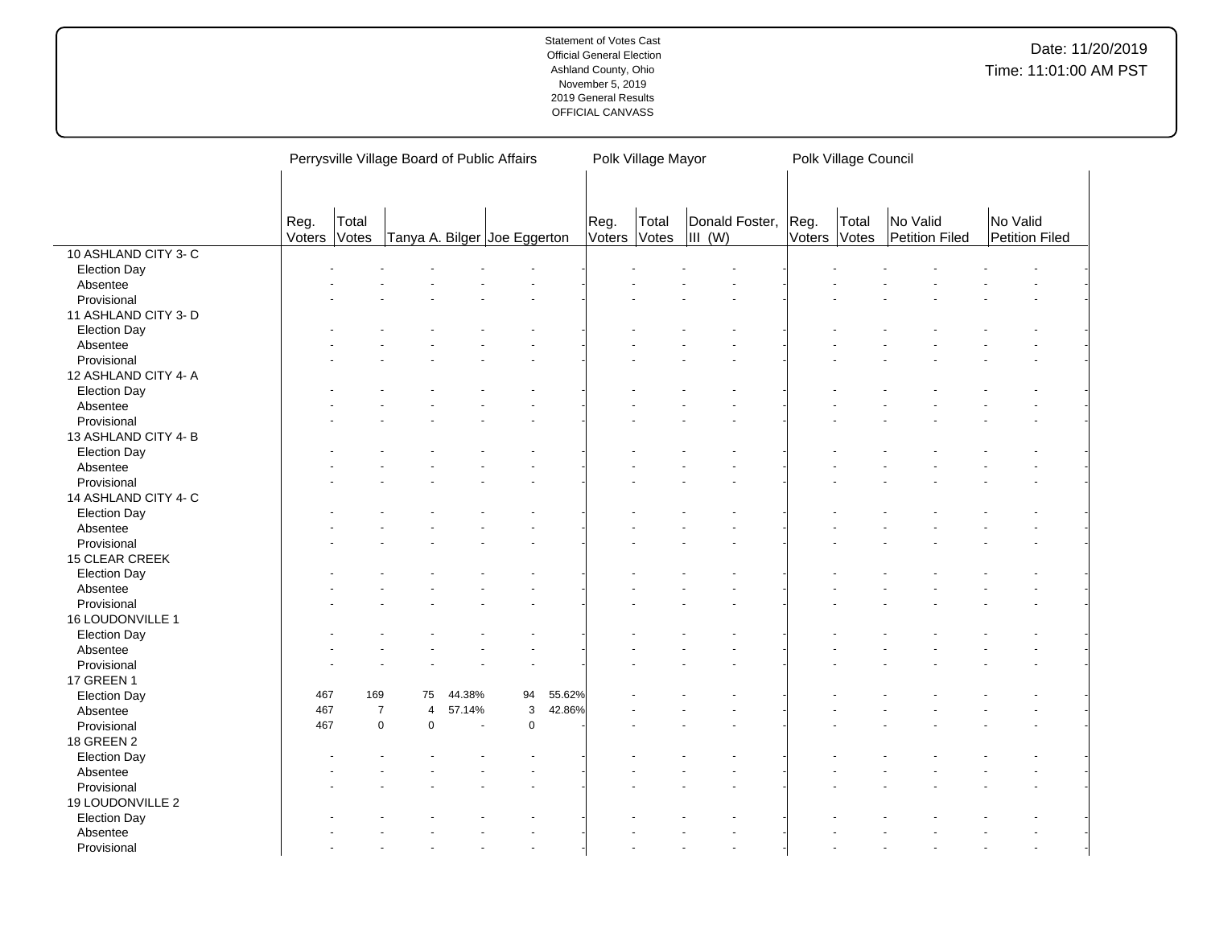| | Perrysville Village Board of Public Affairs | | | | | | Polk Village Mayor | | | | Polk Village Council | | | | | |
|---|---|---|---|---|---|---|---|---|---|---|---|---|---|---|---|---|
| | Reg. Voters | Total Votes | Tanya A. Bilger | | Joe Eggerton | | Reg. Voters | Total Votes | Donald Foster, III (W) | | Reg. Voters | Total Votes | No Valid Petition Filed | | No Valid Petition Filed | |
| 10 ASHLAND CITY 3- C | | | | | | | | | | | | | | | | |
| Election Day | - | - | - | - | - | - | - | - | - | - | - | - | - | - | - | - |
| Absentee | - | - | - | - | - | - | - | - | - | - | - | - | - | - | - | - |
| Provisional | - | - | - | - | - | - | - | - | - | - | - | - | - | - | - | - |
| 11 ASHLAND CITY 3- D | | | | | | | | | | | | | | | | |
| Election Day | - | - | - | - | - | - | - | - | - | - | - | - | - | - | - | - |
| Absentee | - | - | - | - | - | - | - | - | - | - | - | - | - | - | - | - |
| Provisional | - | - | - | - | - | - | - | - | - | - | - | - | - | - | - | - |
| 12 ASHLAND CITY 4- A | | | | | | | | | | | | | | | | |
| Election Day | - | - | - | - | - | - | - | - | - | - | - | - | - | - | - | - |
| Absentee | - | - | - | - | - | - | - | - | - | - | - | - | - | - | - | - |
| Provisional | - | - | - | - | - | - | - | - | - | - | - | - | - | - | - | - |
| 13 ASHLAND CITY 4- B | | | | | | | | | | | | | | | | |
| Election Day | - | - | - | - | - | - | - | - | - | - | - | - | - | - | - | - |
| Absentee | - | - | - | - | - | - | - | - | - | - | - | - | - | - | - | - |
| Provisional | - | - | - | - | - | - | - | - | - | - | - | - | - | - | - | - |
| 14 ASHLAND CITY 4- C | | | | | | | | | | | | | | | | |
| Election Day | - | - | - | - | - | - | - | - | - | - | - | - | - | - | - | - |
| Absentee | - | - | - | - | - | - | - | - | - | - | - | - | - | - | - | - |
| Provisional | - | - | - | - | - | - | - | - | - | - | - | - | - | - | - | - |
| 15 CLEAR CREEK | | | | | | | | | | | | | | | | |
| Election Day | - | - | - | - | - | - | - | - | - | - | - | - | - | - | - | - |
| Absentee | - | - | - | - | - | - | - | - | - | - | - | - | - | - | - | - |
| Provisional | - | - | - | - | - | - | - | - | - | - | - | - | - | - | - | - |
| 16 LOUDONVILLE 1 | | | | | | | | | | | | | | | | |
| Election Day | - | - | - | - | - | - | - | - | - | - | - | - | - | - | - | - |
| Absentee | - | - | - | - | - | - | - | - | - | - | - | - | - | - | - | - |
| Provisional | - | - | - | - | - | - | - | - | - | - | - | - | - | - | - | - |
| 17 GREEN 1 | | | | | | | | | | | | | | | | |
| Election Day | 467 | 169 | 75 | 44.38% | 94 | 55.62% | - | - | - | - | - | - | - | - | - | - |
| Absentee | 467 | 7 | 4 | 57.14% | 3 | 42.86% | - | - | - | - | - | - | - | - | - | - |
| Provisional | 467 | 0 | 0 | - | 0 | - | - | - | - | - | - | - | - | - | - | - |
| 18 GREEN 2 | | | | | | | | | | | | | | | | |
| Election Day | - | - | - | - | - | - | - | - | - | - | - | - | - | - | - | - |
| Absentee | - | - | - | - | - | - | - | - | - | - | - | - | - | - | - | - |
| Provisional | - | - | - | - | - | - | - | - | - | - | - | - | - | - | - | - |
| 19 LOUDONVILLE 2 | | | | | | | | | | | | | | | | |
| Election Day | - | - | - | - | - | - | - | - | - | - | - | - | - | - | - | - |
| Absentee | - | - | - | - | - | - | - | - | - | - | - | - | - | - | - | - |
| Provisional | - | - | - | - | - | - | - | - | - | - | - | - | - | - | - | - |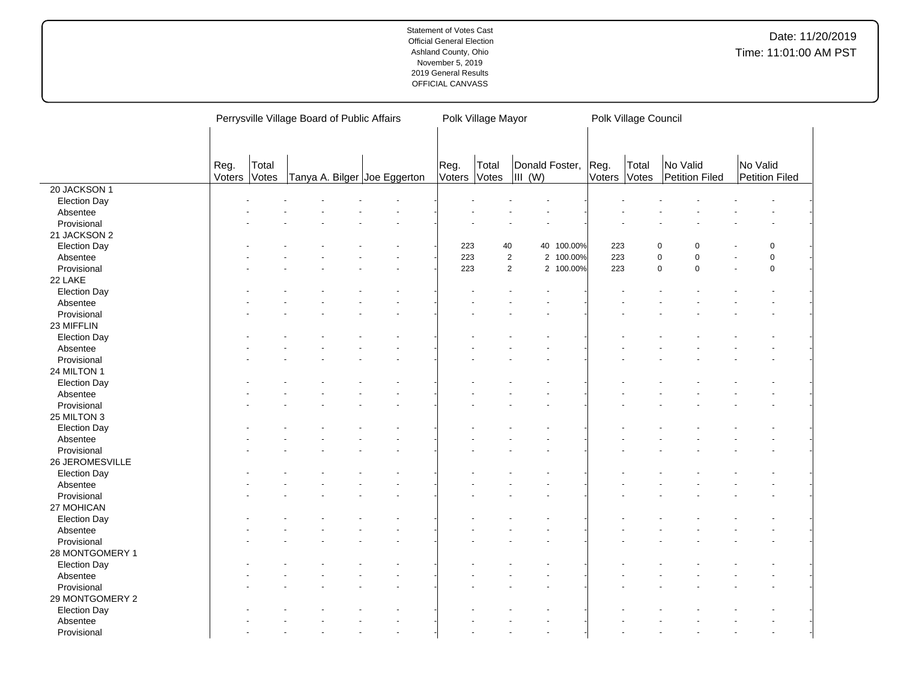Statement of Votes Cast
Official General Election
Ashland County, Ohio
November 5, 2019
2019 General Results
OFFICIAL CANVASS

Date: 11/20/2019
Time: 11:01:00 AM PST

| | Perrysville Village Board of Public Affairs | | | | | | Polk Village Mayor | | | | Polk Village Council | | | | | |
|---|---|---|---|---|---|---|---|---|---|---|---|---|---|---|---|---|
| | Reg. Voters | Total Votes | Tanya A. Bilger | | Joe Eggerton | | Reg. Voters | Total Votes | Donald Foster, III (W) | | Reg. Voters | Total Votes | No Valid Petition Filed | | No Valid Petition Filed | |
| **20 JACKSON 1** | | | | | | | | | | | | | | | | |
| Election Day | - | - | - | - | - | - | - | - | - | - | - | - | - | - | - | - |
| Absentee | - | - | - | - | - | - | - | - | - | - | - | - | - | - | - | - |
| Provisional | - | - | - | - | - | - | - | - | - | - | - | - | - | - | - | - |
| **21 JACKSON 2** | | | | | | | | | | | | | | | | |
| Election Day | - | - | - | - | - | - | 223 | 40 | 40 | 100.00% | 223 | 0 | 0 | - | 0 | - |
| Absentee | - | - | - | - | - | - | 223 | 2 | 2 | 100.00% | 223 | 0 | 0 | - | 0 | - |
| Provisional | - | - | - | - | - | - | 223 | 2 | 2 | 100.00% | 223 | 0 | 0 | - | 0 | - |
| **22 LAKE** | | | | | | | | | | | | | | | | |
| Election Day | - | - | - | - | - | - | - | - | - | - | - | - | - | - | - | - |
| Absentee | - | - | - | - | - | - | - | - | - | - | - | - | - | - | - | - |
| Provisional | - | - | - | - | - | - | - | - | - | - | - | - | - | - | - | - |
| **23 MIFFLIN** | | | | | | | | | | | | | | | | |
| Election Day | - | - | - | - | - | - | - | - | - | - | - | - | - | - | - | - |
| Absentee | - | - | - | - | - | - | - | - | - | - | - | - | - | - | - | - |
| Provisional | - | - | - | - | - | - | - | - | - | - | - | - | - | - | - | - |
| **24 MILTON 1** | | | | | | | | | | | | | | | | |
| Election Day | - | - | - | - | - | - | - | - | - | - | - | - | - | - | - | - |
| Absentee | - | - | - | - | - | - | - | - | - | - | - | - | - | - | - | - |
| Provisional | - | - | - | - | - | - | - | - | - | - | - | - | - | - | - | - |
| **25 MILTON 3** | | | | | | | | | | | | | | | | |
| Election Day | - | - | - | - | - | - | - | - | - | - | - | - | - | - | - | - |
| Absentee | - | - | - | - | - | - | - | - | - | - | - | - | - | - | - | - |
| Provisional | - | - | - | - | - | - | - | - | - | - | - | - | - | - | - | - |
| **26 JEROMESVILLE** | | | | | | | | | | | | | | | | |
| Election Day | - | - | - | - | - | - | - | - | - | - | - | - | - | - | - | - |
| Absentee | - | - | - | - | - | - | - | - | - | - | - | - | - | - | - | - |
| Provisional | - | - | - | - | - | - | - | - | - | - | - | - | - | - | - | - |
| **27 MOHICAN** | | | | | | | | | | | | | | | | |
| Election Day | - | - | - | - | - | - | - | - | - | - | - | - | - | - | - | - |
| Absentee | - | - | - | - | - | - | - | - | - | - | - | - | - | - | - | - |
| Provisional | - | - | - | - | - | - | - | - | - | - | - | - | - | - | - | - |
| **28 MONTGOMERY 1** | | | | | | | | | | | | | | | | |
| Election Day | - | - | - | - | - | - | - | - | - | - | - | - | - | - | - | - |
| Absentee | - | - | - | - | - | - | - | - | - | - | - | - | - | - | - | - |
| Provisional | - | - | - | - | - | - | - | - | - | - | - | - | - | - | - | - |
| **29 MONTGOMERY 2** | | | | | | | | | | | | | | | | |
| Election Day | - | - | - | - | - | - | - | - | - | - | - | - | - | - | - | - |
| Absentee | - | - | - | - | - | - | - | - | - | - | - | - | - | - | - | - |
| Provisional | - | - | - | - | - | - | - | - | - | - | - | - | - | - | - | - |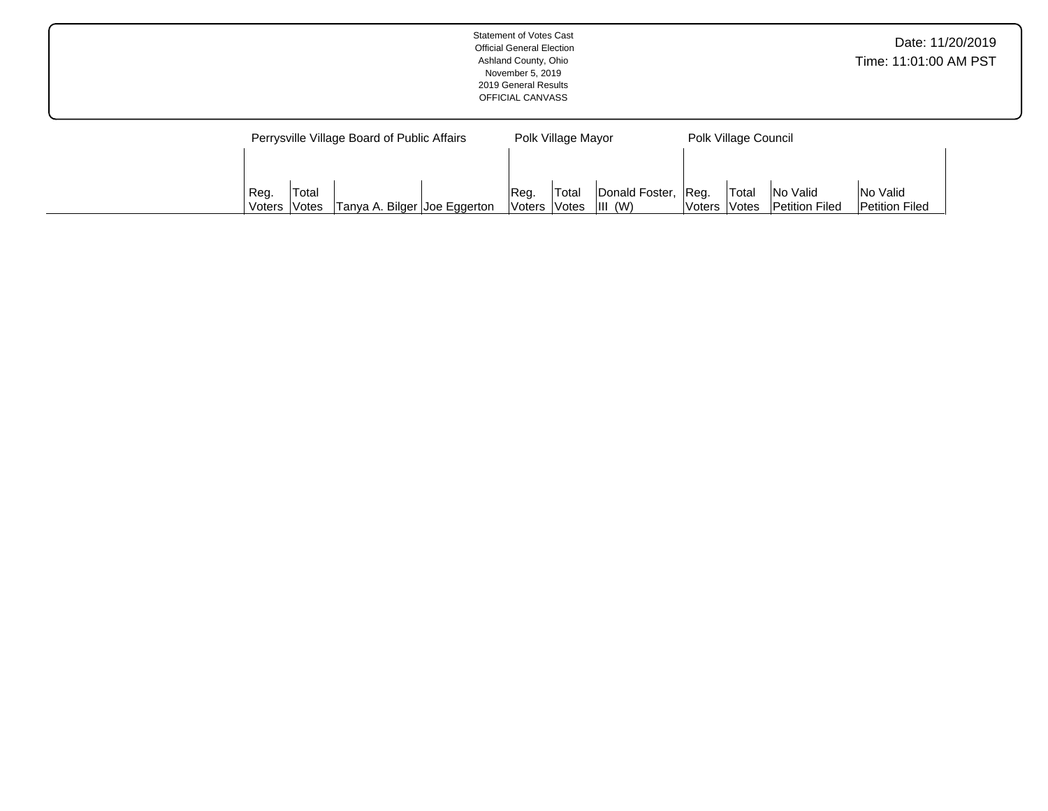Statement of Votes Cast
Official General Election
Ashland County, Ohio
November 5, 2019
2019 General Results
OFFICIAL CANVASS

Date: 11/20/2019
Time: 11:01:00 AM PST

| | Perrysville Village Board of Public Affairs | | | | Polk Village Mayor | | | Polk Village Council | | | |
|---|---|---|---|---|---|---|---|---|---|---|---|
| | Reg. Voters | Total Votes | Tanya A. Bilger | Joe Eggerton | Reg. Voters | Total Votes | Donald Foster, III (W) | Reg. Voters | Total Votes | No Valid Petition Filed | No Valid Petition Filed |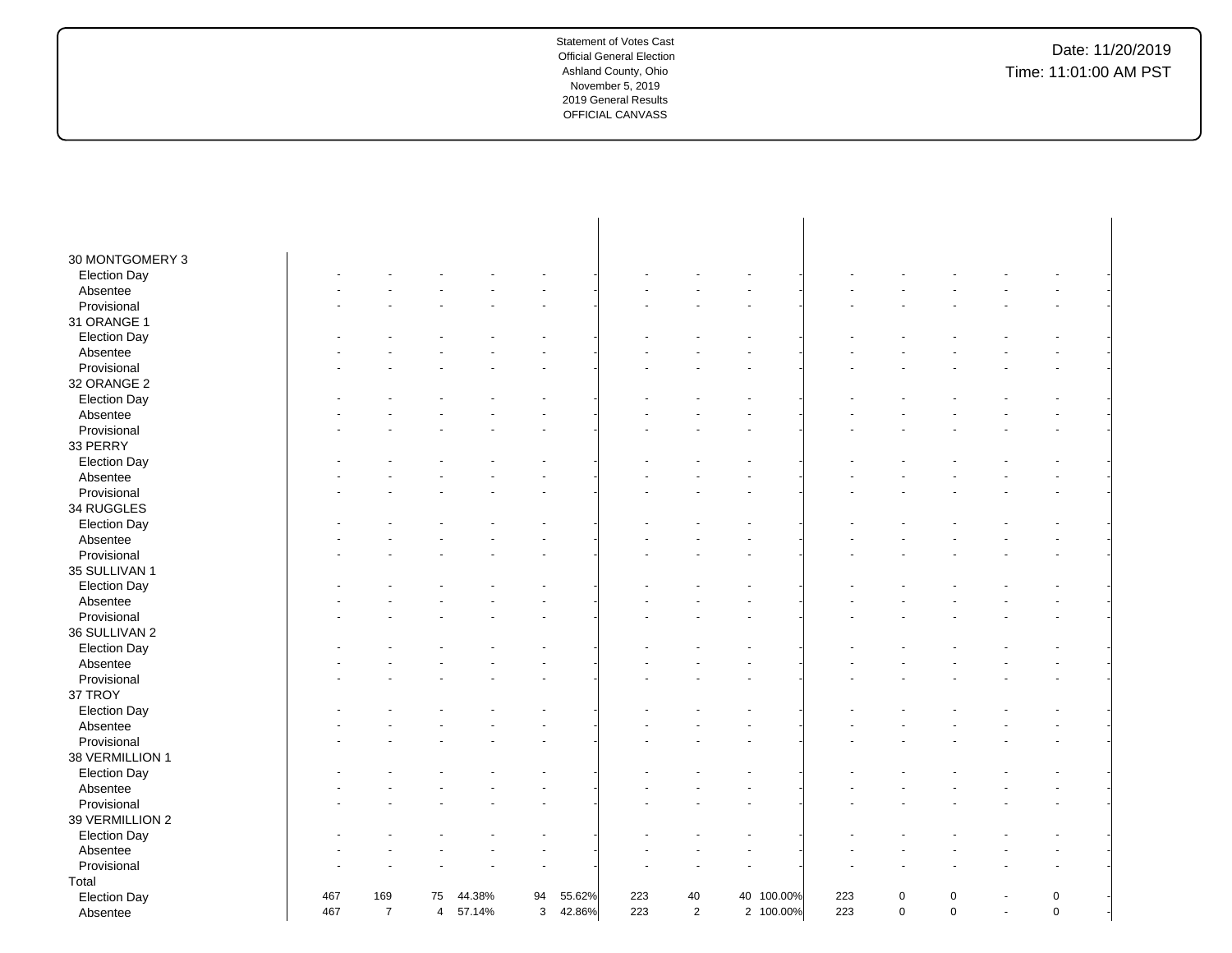Statement of Votes Cast
Official General Election
Ashland County, Ohio
November 5, 2019
2019 General Results
OFFICIAL CANVASS

Date: 11/20/2019
Time: 11:01:00 AM PST

| | | | | | | | | | | | | | | | | |
|---|---|---|---|---|---|---|---|---|---|---|---|---|---|---|---|---|
| **30 MONTGOMERY 3** | | | | | | | | | | | | | | | | |
| Election Day | - | - | - | - | - | - | - | - | - | - | - | - | - | - | - | - |
| Absentee | - | - | - | - | - | - | - | - | - | - | - | - | - | - | - | - |
| Provisional | - | - | - | - | - | - | - | - | - | - | - | - | - | - | - | - |
| **31 ORANGE 1** | | | | | | | | | | | | | | | | |
| Election Day | - | - | - | - | - | - | - | - | - | - | - | - | - | - | - | - |
| Absentee | - | - | - | - | - | - | - | - | - | - | - | - | - | - | - | - |
| Provisional | - | - | - | - | - | - | - | - | - | - | - | - | - | - | - | - |
| **32 ORANGE 2** | | | | | | | | | | | | | | | | |
| Election Day | - | - | - | - | - | - | - | - | - | - | - | - | - | - | - | - |
| Absentee | - | - | - | - | - | - | - | - | - | - | - | - | - | - | - | - |
| Provisional | - | - | - | - | - | - | - | - | - | - | - | - | - | - | - | - |
| **33 PERRY** | | | | | | | | | | | | | | | | |
| Election Day | - | - | - | - | - | - | - | - | - | - | - | - | - | - | - | - |
| Absentee | - | - | - | - | - | - | - | - | - | - | - | - | - | - | - | - |
| Provisional | - | - | - | - | - | - | - | - | - | - | - | - | - | - | - | - |
| **34 RUGGLES** | | | | | | | | | | | | | | | | |
| Election Day | - | - | - | - | - | - | - | - | - | - | - | - | - | - | - | - |
| Absentee | - | - | - | - | - | - | - | - | - | - | - | - | - | - | - | - |
| Provisional | - | - | - | - | - | - | - | - | - | - | - | - | - | - | - | - |
| **35 SULLIVAN 1** | | | | | | | | | | | | | | | | |
| Election Day | - | - | - | - | - | - | - | - | - | - | - | - | - | - | - | - |
| Absentee | - | - | - | - | - | - | - | - | - | - | - | - | - | - | - | - |
| Provisional | - | - | - | - | - | - | - | - | - | - | - | - | - | - | - | - |
| **36 SULLIVAN 2** | | | | | | | | | | | | | | | | |
| Election Day | - | - | - | - | - | - | - | - | - | - | - | - | - | - | - | - |
| Absentee | - | - | - | - | - | - | - | - | - | - | - | - | - | - | - | - |
| Provisional | - | - | - | - | - | - | - | - | - | - | - | - | - | - | - | - |
| **37 TROY** | | | | | | | | | | | | | | | | |
| Election Day | - | - | - | - | - | - | - | - | - | - | - | - | - | - | - | - |
| Absentee | - | - | - | - | - | - | - | - | - | - | - | - | - | - | - | - |
| Provisional | - | - | - | - | - | - | - | - | - | - | - | - | - | - | - | - |
| **38 VERMILLION 1** | | | | | | | | | | | | | | | | |
| Election Day | - | - | - | - | - | - | - | - | - | - | - | - | - | - | - | - |
| Absentee | - | - | - | - | - | - | - | - | - | - | - | - | - | - | - | - |
| Provisional | - | - | - | - | - | - | - | - | - | - | - | - | - | - | - | - |
| **39 VERMILLION 2** | | | | | | | | | | | | | | | | |
| Election Day | - | - | - | - | - | - | - | - | - | - | - | - | - | - | - | - |
| Absentee | - | - | - | - | - | - | - | - | - | - | - | - | - | - | - | - |
| Provisional | - | - | - | - | - | - | - | - | - | - | - | - | - | - | - | - |
| **Total** | | | | | | | | | | | | | | | | |
| Election Day | 467 | 169 | 75 | 44.38% | 94 | 55.62% | 223 | 40 | 40 | 100.00% | 223 | 0 | 0 | - | 0 | - |
| Absentee | 467 | 7 | 4 | 57.14% | 3 | 42.86% | 223 | 2 | 2 | 100.00% | 223 | 0 | 0 | - | 0 | - |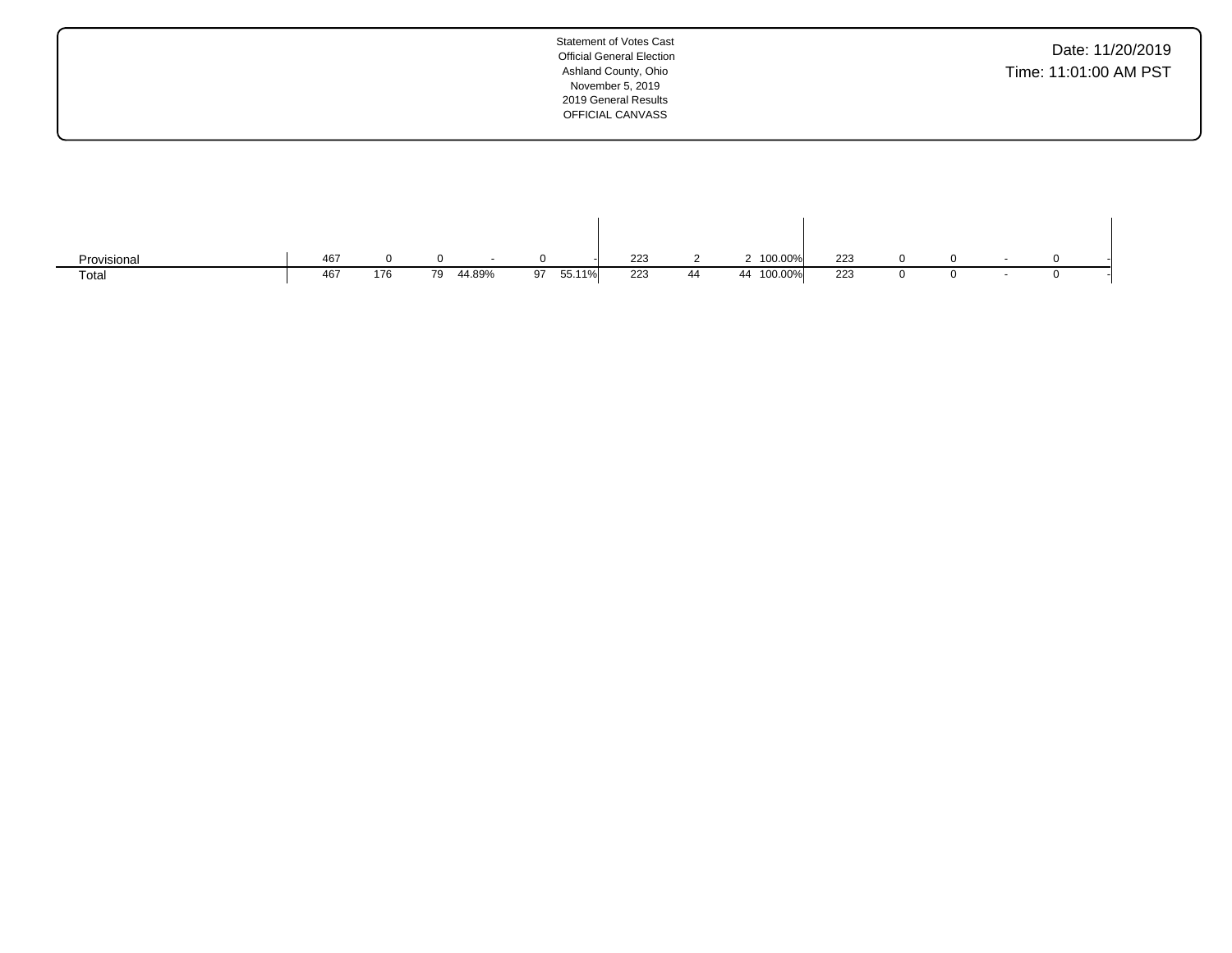Statement of Votes Cast
Official General Election
Ashland County, Ohio
November 5, 2019
2019 General Results
OFFICIAL CANVASS

Date: 11/20/2019
Time: 11:01:00 AM PST

| | | | | | | | | | | | | | | | | |
|---|---|---|---|---|---|---|---|---|---|---|---|---|---|---|---|---|
| Provisional | 467 | 0 | 0 | - | 0 | - | 223 | 2 | 2 | 100.00% | 223 | 0 | 0 | - | 0 | - |
| Total | 467 | 176 | 79 | 44.89% | 97 | 55.11% | 223 | 44 | 44 | 100.00% | 223 | 0 | 0 | - | 0 | - |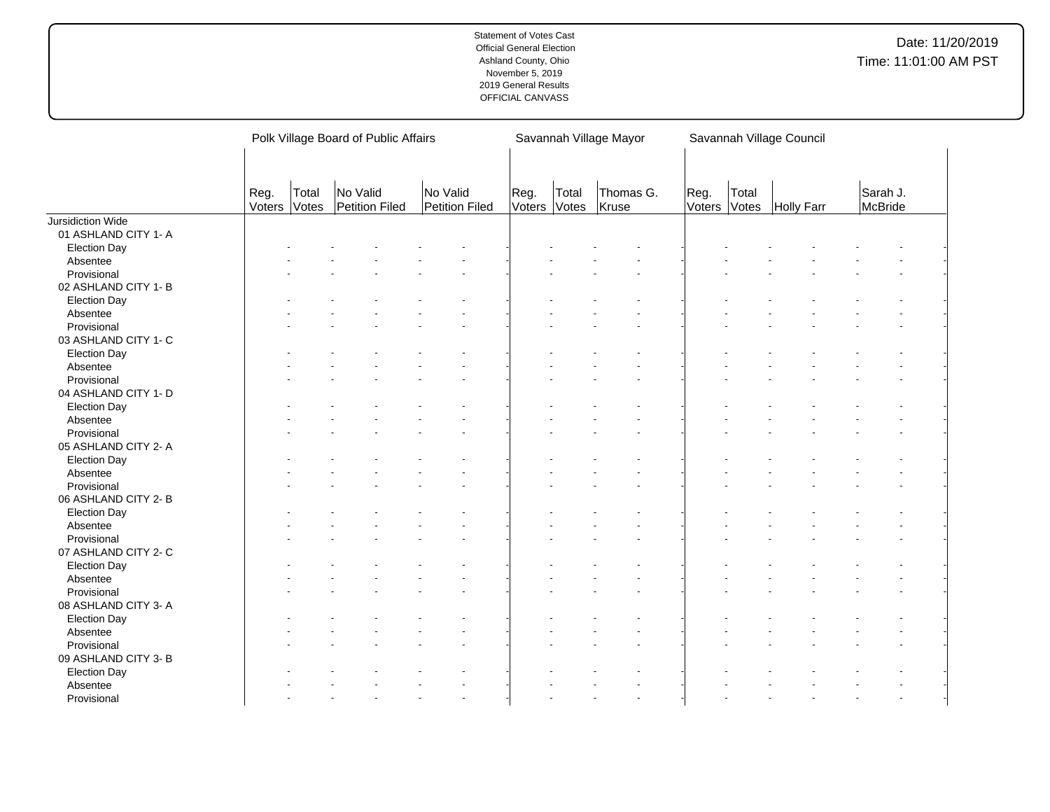Statement of Votes Cast
Official General Election
Ashland County, Ohio
November 5, 2019
2019 General Results
OFFICIAL CANVASS

Date: 11/20/2019
Time: 11:01:00 AM PST

| | Polk Village Board of Public Affairs | | | | | | Savannah Village Mayor | | | | Savannah Village Council | | | | | |
|---|---|---|---|---|---|---|---|---|---|---|---|---|---|---|---|---|
| | Reg. Voters | Total Votes | No Valid Petition Filed | | No Valid Petition Filed | | Reg. Voters | Total Votes | Thomas G. Kruse | | Reg. Voters | Total Votes | Holly Farr | | Sarah J. McBride | |
| Jursidiction Wide | | | | | | | | | | | | | | | | |
| 01 ASHLAND CITY 1- A | | | | | | | | | | | | | | | | |
| Election Day | - | - | - | - | - | - | - | - | - | - | - | - | - | - | - | - |
| Absentee | - | - | - | - | - | - | - | - | - | - | - | - | - | - | - | - |
| Provisional | - | - | - | - | - | - | - | - | - | - | - | - | - | - | - | - |
| 02 ASHLAND CITY 1- B | | | | | | | | | | | | | | | | |
| Election Day | - | - | - | - | - | - | - | - | - | - | - | - | - | - | - | - |
| Absentee | - | - | - | - | - | - | - | - | - | - | - | - | - | - | - | - |
| Provisional | - | - | - | - | - | - | - | - | - | - | - | - | - | - | - | - |
| 03 ASHLAND CITY 1- C | | | | | | | | | | | | | | | | |
| Election Day | - | - | - | - | - | - | - | - | - | - | - | - | - | - | - | - |
| Absentee | - | - | - | - | - | - | - | - | - | - | - | - | - | - | - | - |
| Provisional | - | - | - | - | - | - | - | - | - | - | - | - | - | - | - | - |
| 04 ASHLAND CITY 1- D | | | | | | | | | | | | | | | | |
| Election Day | - | - | - | - | - | - | - | - | - | - | - | - | - | - | - | - |
| Absentee | - | - | - | - | - | - | - | - | - | - | - | - | - | - | - | - |
| Provisional | - | - | - | - | - | - | - | - | - | - | - | - | - | - | - | - |
| 05 ASHLAND CITY 2- A | | | | | | | | | | | | | | | | |
| Election Day | - | - | - | - | - | - | - | - | - | - | - | - | - | - | - | - |
| Absentee | - | - | - | - | - | - | - | - | - | - | - | - | - | - | - | - |
| Provisional | - | - | - | - | - | - | - | - | - | - | - | - | - | - | - | - |
| 06 ASHLAND CITY 2- B | | | | | | | | | | | | | | | | |
| Election Day | - | - | - | - | - | - | - | - | - | - | - | - | - | - | - | - |
| Absentee | - | - | - | - | - | - | - | - | - | - | - | - | - | - | - | - |
| Provisional | - | - | - | - | - | - | - | - | - | - | - | - | - | - | - | - |
| 07 ASHLAND CITY 2- C | | | | | | | | | | | | | | | | |
| Election Day | - | - | - | - | - | - | - | - | - | - | - | - | - | - | - | - |
| Absentee | - | - | - | - | - | - | - | - | - | - | - | - | - | - | - | - |
| Provisional | - | - | - | - | - | - | - | - | - | - | - | - | - | - | - | - |
| 08 ASHLAND CITY 3- A | | | | | | | | | | | | | | | | |
| Election Day | - | - | - | - | - | - | - | - | - | - | - | - | - | - | - | - |
| Absentee | - | - | - | - | - | - | - | - | - | - | - | - | - | - | - | - |
| Provisional | - | - | - | - | - | - | - | - | - | - | - | - | - | - | - | - |
| 09 ASHLAND CITY 3- B | | | | | | | | | | | | | | | | |
| Election Day | - | - | - | - | - | - | - | - | - | - | - | - | - | - | - | - |
| Absentee | - | - | - | - | - | - | - | - | - | - | - | - | - | - | - | - |
| Provisional | - | - | - | - | - | - | - | - | - | - | - | - | - | - | - | - |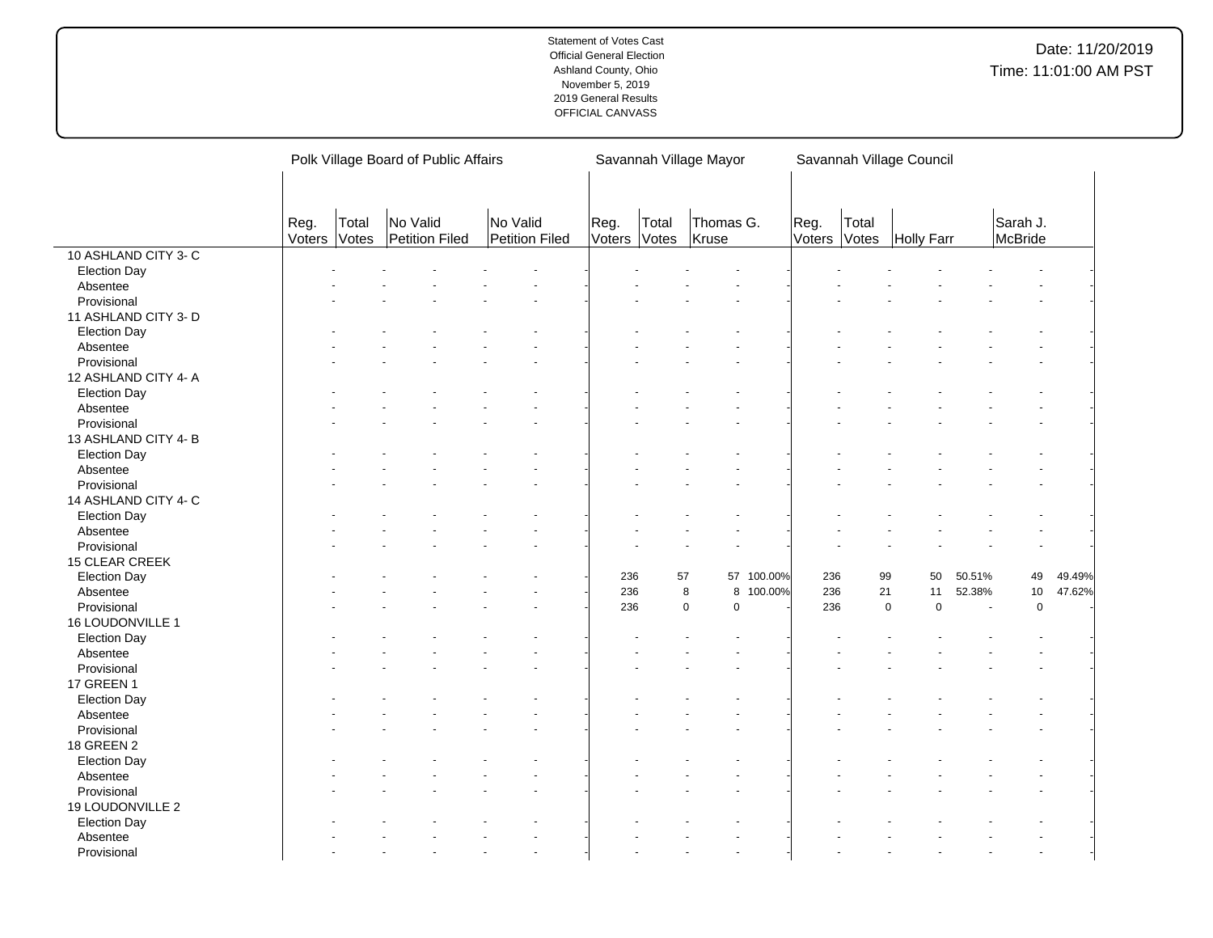Statement of Votes Cast
Official General Election
Ashland County, Ohio
November 5, 2019
2019 General Results
OFFICIAL CANVASS

Date: 11/20/2019
Time: 11:01:00 AM PST

| | Polk Village Board of Public Affairs | | | | | | Savannah Village Mayor | | | | Savannah Village Council | | | | | |
|---|---|---|---|---|---|---|---|---|---|---|---|---|---|---|---|---|
| | Reg. Voters | Total Votes | No Valid Petition Filed | | No Valid Petition Filed | | Reg. Voters | Total Votes | Thomas G. Kruse | | Reg. Voters | Total Votes | Holly Farr | | Sarah J. McBride | |
| 10 ASHLAND CITY 3- C | | | | | | | | | | | | | | | | |
| Election Day | - | - | - | - | - | - | - | - | - | - | - | - | - | - | - | - |
| Absentee | - | - | - | - | - | - | - | - | - | - | - | - | - | - | - | - |
| Provisional | - | - | - | - | - | - | - | - | - | - | - | - | - | - | - | - |
| 11 ASHLAND CITY 3- D | | | | | | | | | | | | | | | | |
| Election Day | - | - | - | - | - | - | - | - | - | - | - | - | - | - | - | - |
| Absentee | - | - | - | - | - | - | - | - | - | - | - | - | - | - | - | - |
| Provisional | - | - | - | - | - | - | - | - | - | - | - | - | - | - | - | - |
| 12 ASHLAND CITY 4- A | | | | | | | | | | | | | | | | |
| Election Day | - | - | - | - | - | - | - | - | - | - | - | - | - | - | - | - |
| Absentee | - | - | - | - | - | - | - | - | - | - | - | - | - | - | - | - |
| Provisional | - | - | - | - | - | - | - | - | - | - | - | - | - | - | - | - |
| 13 ASHLAND CITY 4- B | | | | | | | | | | | | | | | | |
| Election Day | - | - | - | - | - | - | - | - | - | - | - | - | - | - | - | - |
| Absentee | - | - | - | - | - | - | - | - | - | - | - | - | - | - | - | - |
| Provisional | - | - | - | - | - | - | - | - | - | - | - | - | - | - | - | - |
| 14 ASHLAND CITY 4- C | | | | | | | | | | | | | | | | |
| Election Day | - | - | - | - | - | - | - | - | - | - | - | - | - | - | - | - |
| Absentee | - | - | - | - | - | - | - | - | - | - | - | - | - | - | - | - |
| Provisional | - | - | - | - | - | - | - | - | - | - | - | - | - | - | - | - |
| 15 CLEAR CREEK | | | | | | | | | | | | | | | | |
| Election Day | - | - | - | - | - | - | 236 | 57 | 57 | 100.00% | 236 | 99 | 50 | 50.51% | 49 | 49.49% |
| Absentee | - | - | - | - | - | - | 236 | 8 | 8 | 100.00% | 236 | 21 | 11 | 52.38% | 10 | 47.62% |
| Provisional | - | - | - | - | - | - | 236 | 0 | 0 | - | 236 | 0 | 0 | - | 0 | - |
| 16 LOUDONVILLE 1 | | | | | | | | | | | | | | | | |
| Election Day | - | - | - | - | - | - | - | - | - | - | - | - | - | - | - | - |
| Absentee | - | - | - | - | - | - | - | - | - | - | - | - | - | - | - | - |
| Provisional | - | - | - | - | - | - | - | - | - | - | - | - | - | - | - | - |
| 17 GREEN 1 | | | | | | | | | | | | | | | | |
| Election Day | - | - | - | - | - | - | - | - | - | - | - | - | - | - | - | - |
| Absentee | - | - | - | - | - | - | - | - | - | - | - | - | - | - | - | - |
| Provisional | - | - | - | - | - | - | - | - | - | - | - | - | - | - | - | - |
| 18 GREEN 2 | | | | | | | | | | | | | | | | |
| Election Day | - | - | - | - | - | - | - | - | - | - | - | - | - | - | - | - |
| Absentee | - | - | - | - | - | - | - | - | - | - | - | - | - | - | - | - |
| Provisional | - | - | - | - | - | - | - | - | - | - | - | - | - | - | - | - |
| 19 LOUDONVILLE 2 | | | | | | | | | | | | | | | | |
| Election Day | - | - | - | - | - | - | - | - | - | - | - | - | - | - | - | - |
| Absentee | - | - | - | - | - | - | - | - | - | - | - | - | - | - | - | - |
| Provisional | - | - | - | - | - | - | - | - | - | - | - | - | - | - | - | - |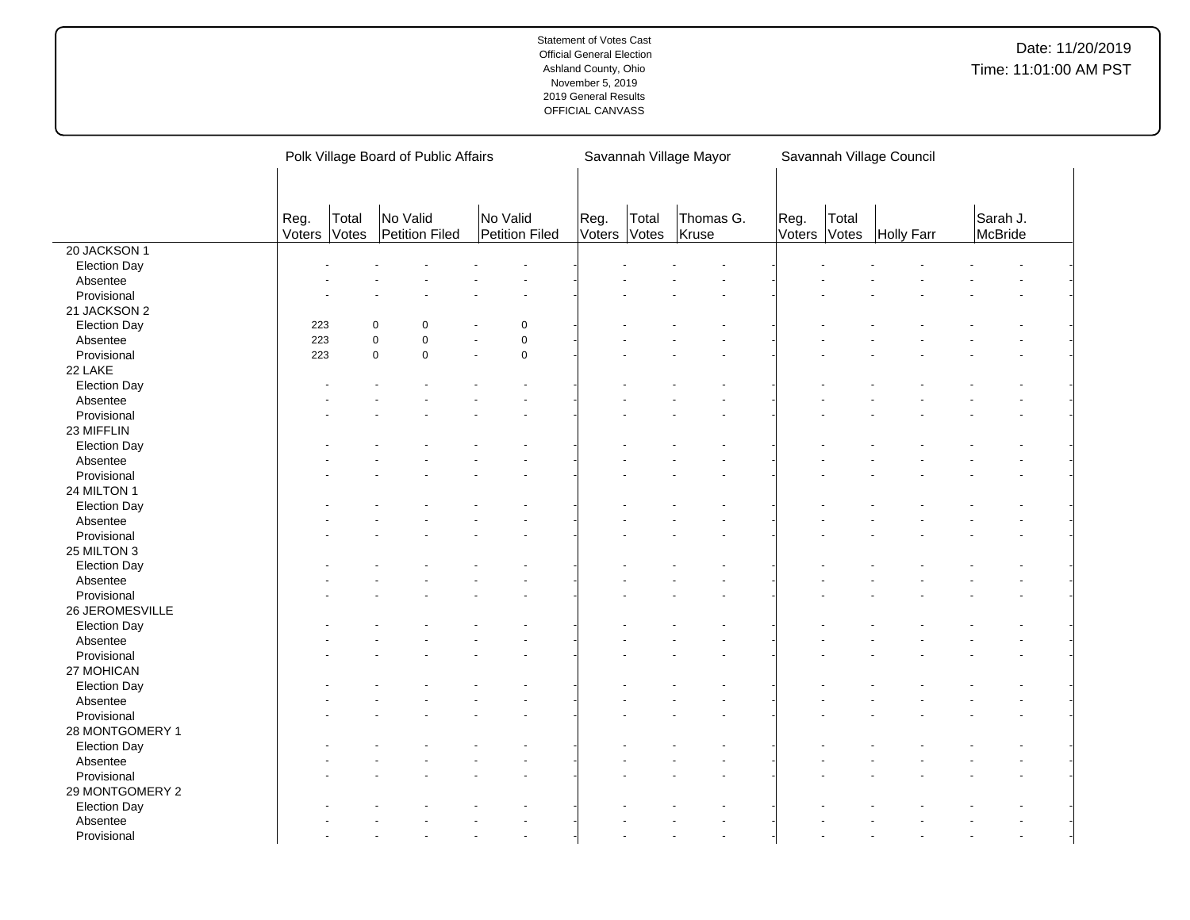| | Polk Village Board of Public Affairs | | | | | | Savannah Village Mayor | | | | Savannah Village Council | | | | | |
|---|---|---|---|---|---|---|---|---|---|---|---|---|---|---|---|---|
| | Reg. Voters | Total Votes | No Valid Petition Filed | | No Valid Petition Filed | | Reg. Voters | Total Votes | Thomas G. Kruse | | Reg. Voters | Total Votes | Holly Farr | | Sarah J. McBride | |
| 20 JACKSON 1 | | | | | | | | | | | | | | | | |
| Election Day | - | - | - | - | - | - | - | - | - | - | - | - | - | - | - | - |
| Absentee | - | - | - | - | - | - | - | - | - | - | - | - | - | - | - | - |
| Provisional | - | - | - | - | - | - | - | - | - | - | - | - | - | - | - | - |
| 21 JACKSON 2 | | | | | | | | | | | | | | | | |
| Election Day | 223 | 0 | 0 | - | 0 | - | - | - | - | - | - | - | - | - | - | - |
| Absentee | 223 | 0 | 0 | - | 0 | - | - | - | - | - | - | - | - | - | - | - |
| Provisional | 223 | 0 | 0 | - | 0 | - | - | - | - | - | - | - | - | - | - | - |
| 22 LAKE | | | | | | | | | | | | | | | | |
| Election Day | - | - | - | - | - | - | - | - | - | - | - | - | - | - | - | - |
| Absentee | - | - | - | - | - | - | - | - | - | - | - | - | - | - | - | - |
| Provisional | - | - | - | - | - | - | - | - | - | - | - | - | - | - | - | - |
| 23 MIFFLIN | | | | | | | | | | | | | | | | |
| Election Day | - | - | - | - | - | - | - | - | - | - | - | - | - | - | - | - |
| Absentee | - | - | - | - | - | - | - | - | - | - | - | - | - | - | - | - |
| Provisional | - | - | - | - | - | - | - | - | - | - | - | - | - | - | - | - |
| 24 MILTON 1 | | | | | | | | | | | | | | | | |
| Election Day | - | - | - | - | - | - | - | - | - | - | - | - | - | - | - | - |
| Absentee | - | - | - | - | - | - | - | - | - | - | - | - | - | - | - | - |
| Provisional | - | - | - | - | - | - | - | - | - | - | - | - | - | - | - | - |
| 25 MILTON 3 | | | | | | | | | | | | | | | | |
| Election Day | - | - | - | - | - | - | - | - | - | - | - | - | - | - | - | - |
| Absentee | - | - | - | - | - | - | - | - | - | - | - | - | - | - | - | - |
| Provisional | - | - | - | - | - | - | - | - | - | - | - | - | - | - | - | - |
| 26 JEROMESVILLE | | | | | | | | | | | | | | | | |
| Election Day | - | - | - | - | - | - | - | - | - | - | - | - | - | - | - | - |
| Absentee | - | - | - | - | - | - | - | - | - | - | - | - | - | - | - | - |
| Provisional | - | - | - | - | - | - | - | - | - | - | - | - | - | - | - | - |
| 27 MOHICAN | | | | | | | | | | | | | | | | |
| Election Day | - | - | - | - | - | - | - | - | - | - | - | - | - | - | - | - |
| Absentee | - | - | - | - | - | - | - | - | - | - | - | - | - | - | - | - |
| Provisional | - | - | - | - | - | - | - | - | - | - | - | - | - | - | - | - |
| 28 MONTGOMERY 1 | | | | | | | | | | | | | | | | |
| Election Day | - | - | - | - | - | - | - | - | - | - | - | - | - | - | - | - |
| Absentee | - | - | - | - | - | - | - | - | - | - | - | - | - | - | - | - |
| Provisional | - | - | - | - | - | - | - | - | - | - | - | - | - | - | - | - |
| 29 MONTGOMERY 2 | | | | | | | | | | | | | | | | |
| Election Day | - | - | - | - | - | - | - | - | - | - | - | - | - | - | - | - |
| Absentee | - | - | - | - | - | - | - | - | - | - | - | - | - | - | - | - |
| Provisional | - | - | - | - | - | - | - | - | - | - | - | - | - | - | - | - |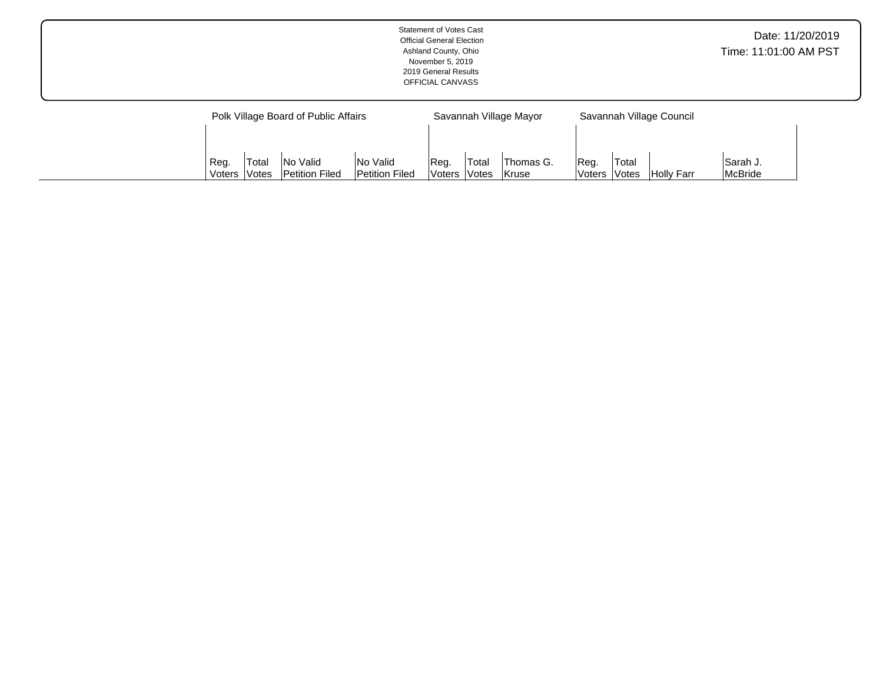Statement of Votes Cast
Official General Election
Ashland County, Ohio
November 5, 2019
2019 General Results
OFFICIAL CANVASS

Date: 11/20/2019
Time: 11:01:00 AM PST

| | Polk Village Board of Public Affairs | | | | Savannah Village Mayor | | | Savannah Village Council | | | |
|---|---|---|---|---|---|---|---|---|---|---|---|
| | Reg. Voters | Total Votes | No Valid Petition Filed | No Valid Petition Filed | Reg. Voters | Total Votes | Thomas G. Kruse | Reg. Voters | Total Votes | Holly Farr | Sarah J. McBride |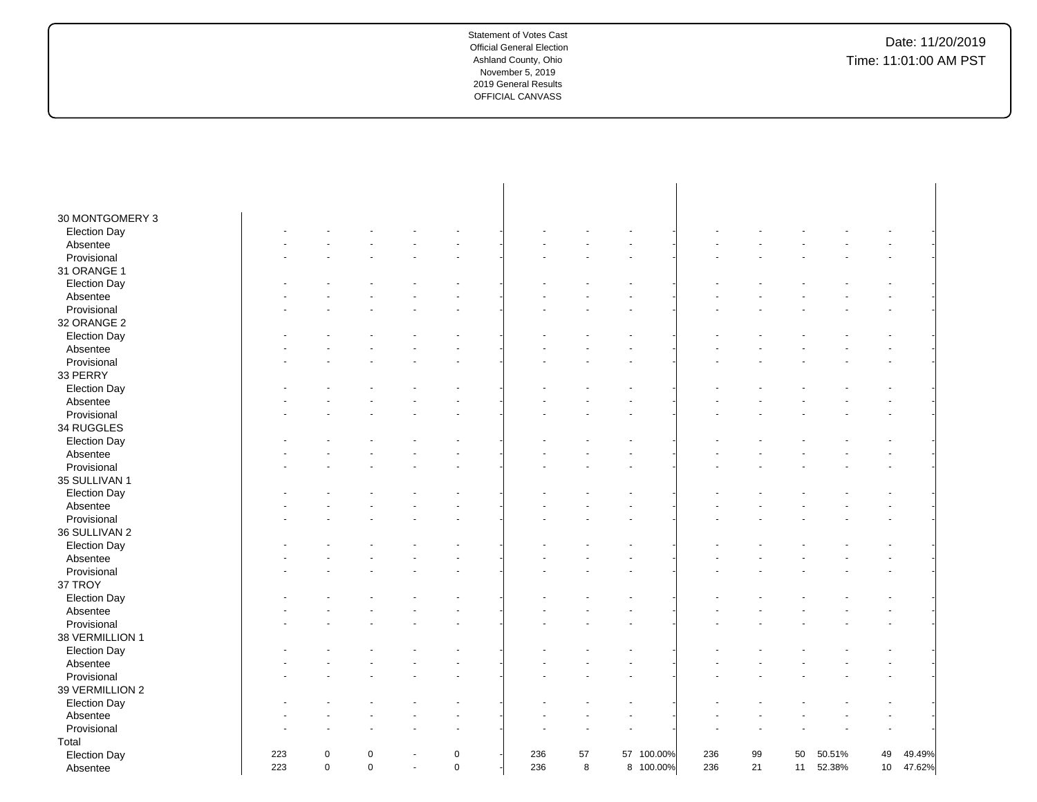| | | | | | | | | | | | | | | | | | |
|---|---|---|---|---|---|---|---|---|---|---|---|---|---|---|---|---|---|
| 30 MONTGOMERY 3 | | | | | | | | | | | | | | | | | |
| Election Day | - | - | - | - | - | - | - | - | - | | - | - | - | - | - | - | - |
| Absentee | - | - | - | - | - | - | - | - | - | | - | - | - | - | - | - | - |
| Provisional | - | - | - | - | - | - | - | - | - | | - | - | - | - | - | - | - |
| 31 ORANGE 1 | | | | | | | | | | | | | | | | | |
| Election Day | - | - | - | - | - | - | - | - | - | | - | - | - | - | - | - | - |
| Absentee | - | - | - | - | - | - | - | - | - | | - | - | - | - | - | - | - |
| Provisional | - | - | - | - | - | - | - | - | - | | - | - | - | - | - | - | - |
| 32 ORANGE 2 | | | | | | | | | | | | | | | | | |
| Election Day | - | - | - | - | - | - | - | - | - | | - | - | - | - | - | - | - |
| Absentee | - | - | - | - | - | - | - | - | - | | - | - | - | - | - | - | - |
| Provisional | - | - | - | - | - | - | - | - | - | | - | - | - | - | - | - | - |
| 33 PERRY | | | | | | | | | | | | | | | | | |
| Election Day | - | - | - | - | - | - | - | - | - | | - | - | - | - | - | - | - |
| Absentee | - | - | - | - | - | - | - | - | - | | - | - | - | - | - | - | - |
| Provisional | - | - | - | - | - | - | - | - | - | | - | - | - | - | - | - | - |
| 34 RUGGLES | | | | | | | | | | | | | | | | | |
| Election Day | - | - | - | - | - | - | - | - | - | | - | - | - | - | - | - | - |
| Absentee | - | - | - | - | - | - | - | - | - | | - | - | - | - | - | - | - |
| Provisional | - | - | - | - | - | - | - | - | - | | - | - | - | - | - | - | - |
| 35 SULLIVAN 1 | | | | | | | | | | | | | | | | | |
| Election Day | - | - | - | - | - | - | - | - | - | | - | - | - | - | - | - | - |
| Absentee | - | - | - | - | - | - | - | - | - | | - | - | - | - | - | - | - |
| Provisional | - | - | - | - | - | - | - | - | - | | - | - | - | - | - | - | - |
| 36 SULLIVAN 2 | | | | | | | | | | | | | | | | | |
| Election Day | - | - | - | - | - | - | - | - | - | | - | - | - | - | - | - | - |
| Absentee | - | - | - | - | - | - | - | - | - | | - | - | - | - | - | - | - |
| Provisional | - | - | - | - | - | - | - | - | - | | - | - | - | - | - | - | - |
| 37 TROY | | | | | | | | | | | | | | | | | |
| Election Day | - | - | - | - | - | - | - | - | - | | - | - | - | - | - | - | - |
| Absentee | - | - | - | - | - | - | - | - | - | | - | - | - | - | - | - | - |
| Provisional | - | - | - | - | - | - | - | - | - | | - | - | - | - | - | - | - |
| 38 VERMILLION 1 | | | | | | | | | | | | | | | | | |
| Election Day | - | - | - | - | - | - | - | - | - | | - | - | - | - | - | - | - |
| Absentee | - | - | - | - | - | - | - | - | - | | - | - | - | - | - | - | - |
| Provisional | - | - | - | - | - | - | - | - | - | | - | - | - | - | - | - | - |
| 39 VERMILLION 2 | | | | | | | | | | | | | | | | | |
| Election Day | - | - | - | - | - | - | - | - | - | | - | - | - | - | - | - | - |
| Absentee | - | - | - | - | - | - | - | - | - | | - | - | - | - | - | - | - |
| Provisional | - | - | - | - | - | - | - | - | - | | - | - | - | - | - | - | - |
| Total | | | | | | | | | | | | | | | | | |
| Election Day | 223 | 0 | 0 | - | 0 | - | 236 | 57 | 57 | 100.00% | 236 | 99 | 50 | 50.51% | 49 | 49.49% | |
| Absentee | 223 | 0 | 0 | - | 0 | - | 236 | 8 | 8 | 100.00% | 236 | 21 | 11 | 52.38% | 10 | 47.62% | |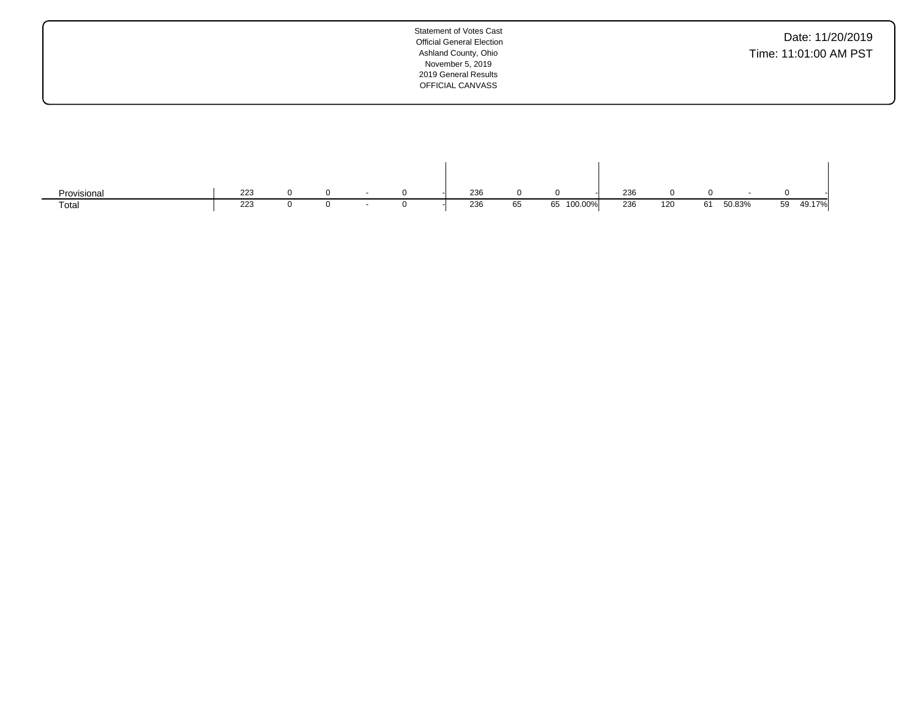Statement of Votes Cast
Official General Election
Ashland County, Ohio
November 5, 2019
2019 General Results
OFFICIAL CANVASS

Date: 11/20/2019
Time: 11:01:00 AM PST

| | | | | | | | | | | | | | | | | | | |
|---|---|---|---|---|---|---|---|---|---|---|---|---|---|---|---|---|---|---|
| Provisional | 223 | 0 | 0 | - | 0 | - | 236 | 0 | 0 | - | 236 | 0 | 0 | - | 0 | - |
| Total | 223 | 0 | 0 | - | 0 | - | 236 | 65 | 65 | 100.00% | 236 | 120 | 61 | 50.83% | 59 | 49.17% |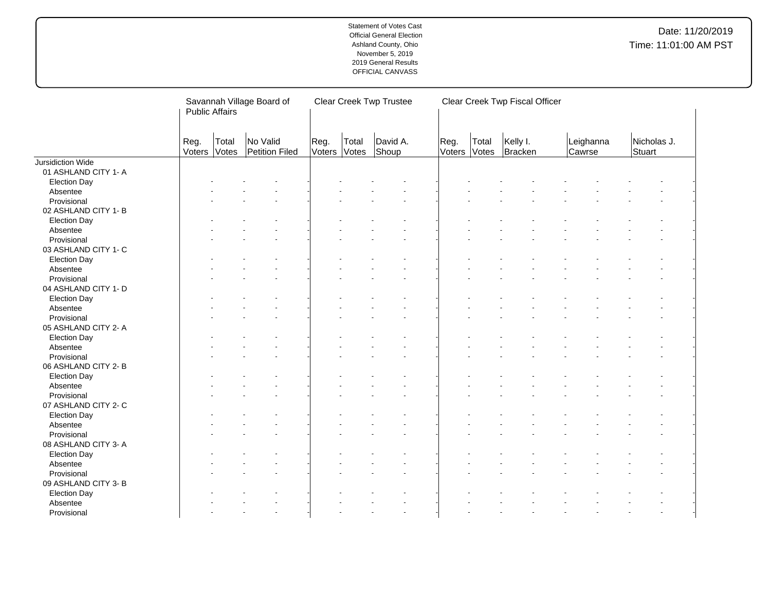| | Savannah Village Board of Public Affairs | | | Clear Creek Twp Trustee | | | Clear Creek Twp Fiscal Officer | | | | |
|---|---|---|---|---|---|---|---|---|---|---|---|
| | Reg. Voters | Total Votes | No Valid Petition Filed | Reg. Voters | Total Votes | David A. Shoup | Reg. Voters | Total Votes | Kelly I. Bracken | Leighanna Cawrse | Nicholas J. Stuart |
| Jursidiction Wide | | | | | | | | | | | |
| 01 ASHLAND CITY 1- A | | | | | | | | | | | |
| Election Day | - | - | - | - | - | - | - | - | - | - | - |
| Absentee | - | - | - | - | - | - | - | - | - | - | - |
| Provisional | - | - | - | - | - | - | - | - | - | - | - |
| 02 ASHLAND CITY 1- B | | | | | | | | | | | |
| Election Day | - | - | - | - | - | - | - | - | - | - | - |
| Absentee | - | - | - | - | - | - | - | - | - | - | - |
| Provisional | - | - | - | - | - | - | - | - | - | - | - |
| 03 ASHLAND CITY 1- C | | | | | | | | | | | |
| Election Day | - | - | - | - | - | - | - | - | - | - | - |
| Absentee | - | - | - | - | - | - | - | - | - | - | - |
| Provisional | - | - | - | - | - | - | - | - | - | - | - |
| 04 ASHLAND CITY 1- D | | | | | | | | | | | |
| Election Day | - | - | - | - | - | - | - | - | - | - | - |
| Absentee | - | - | - | - | - | - | - | - | - | - | - |
| Provisional | - | - | - | - | - | - | - | - | - | - | - |
| 05 ASHLAND CITY 2- A | | | | | | | | | | | |
| Election Day | - | - | - | - | - | - | - | - | - | - | - |
| Absentee | - | - | - | - | - | - | - | - | - | - | - |
| Provisional | - | - | - | - | - | - | - | - | - | - | - |
| 06 ASHLAND CITY 2- B | | | | | | | | | | | |
| Election Day | - | - | - | - | - | - | - | - | - | - | - |
| Absentee | - | - | - | - | - | - | - | - | - | - | - |
| Provisional | - | - | - | - | - | - | - | - | - | - | - |
| 07 ASHLAND CITY 2- C | | | | | | | | | | | |
| Election Day | - | - | - | - | - | - | - | - | - | - | - |
| Absentee | - | - | - | - | - | - | - | - | - | - | - |
| Provisional | - | - | - | - | - | - | - | - | - | - | - |
| 08 ASHLAND CITY 3- A | | | | | | | | | | | |
| Election Day | - | - | - | - | - | - | - | - | - | - | - |
| Absentee | - | - | - | - | - | - | - | - | - | - | - |
| Provisional | - | - | - | - | - | - | - | - | - | - | - |
| 09 ASHLAND CITY 3- B | | | | | | | | | | | |
| Election Day | - | - | - | - | - | - | - | - | - | - | - |
| Absentee | - | - | - | - | - | - | - | - | - | - | - |
| Provisional | - | - | - | - | - | - | - | - | - | - | - |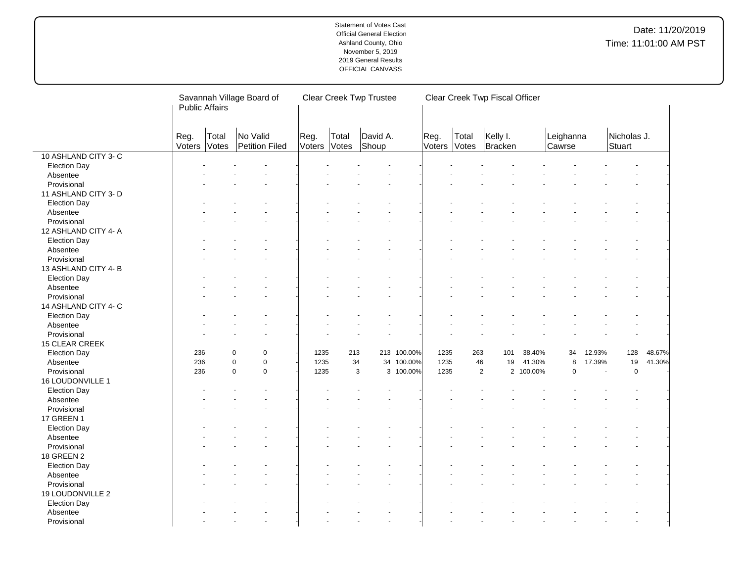Statement of Votes Cast
Official General Election
Ashland County, Ohio
November 5, 2019
2019 General Results
OFFICIAL CANVASS

Date: 11/20/2019
Time: 11:01:00 AM PST

| | Savannah Village Board of Public Affairs | | | | Clear Creek Twp Trustee | | | | Clear Creek Twp Fiscal Officer | | | | | | | | |
|---|---|---|---|---|---|---|---|---|---|---|---|---|---|---|---|---|---|
| | Reg. Voters | Total Votes | No Valid Petition Filed | | Reg. Voters | Total Votes | David A. Shoup | | Reg. Voters | Total Votes | Kelly I. Bracken | | Leighanna Cawrse | | Nicholas J. Stuart | | |
| 10 ASHLAND CITY 3- C | | | | | | | | | | | | | | | | | |
| Election Day | - | - | - | - | - | - | - | - | - | - | - | - | - | - | - | - | |
| Absentee | - | - | - | - | - | - | - | - | - | - | - | - | - | - | - | - | |
| Provisional | - | - | - | - | - | - | - | - | - | - | - | - | - | - | - | - | |
| 11 ASHLAND CITY 3- D | | | | | | | | | | | | | | | | | |
| Election Day | - | - | - | - | - | - | - | - | - | - | - | - | - | - | - | - | |
| Absentee | - | - | - | - | - | - | - | - | - | - | - | - | - | - | - | - | |
| Provisional | - | - | - | - | - | - | - | - | - | - | - | - | - | - | - | - | |
| 12 ASHLAND CITY 4- A | | | | | | | | | | | | | | | | | |
| Election Day | - | - | - | - | - | - | - | - | - | - | - | - | - | - | - | - | |
| Absentee | - | - | - | - | - | - | - | - | - | - | - | - | - | - | - | - | |
| Provisional | - | - | - | - | - | - | - | - | - | - | - | - | - | - | - | - | |
| 13 ASHLAND CITY 4- B | | | | | | | | | | | | | | | | | |
| Election Day | - | - | - | - | - | - | - | - | - | - | - | - | - | - | - | - | |
| Absentee | - | - | - | - | - | - | - | - | - | - | - | - | - | - | - | - | |
| Provisional | - | - | - | - | - | - | - | - | - | - | - | - | - | - | - | - | |
| 14 ASHLAND CITY 4- C | | | | | | | | | | | | | | | | | |
| Election Day | - | - | - | - | - | - | - | - | - | - | - | - | - | - | - | - | |
| Absentee | - | - | - | - | - | - | - | - | - | - | - | - | - | - | - | - | |
| Provisional | - | - | - | - | - | - | - | - | - | - | - | - | - | - | - | - | |
| 15 CLEAR CREEK | | | | | | | | | | | | | | | | | |
| Election Day | 236 | 0 | 0 | - | 1235 | 213 | 213 | 100.00% | 1235 | 263 | 101 | 38.40% | 34 | 12.93% | 128 | 48.67% | |
| Absentee | 236 | 0 | 0 | - | 1235 | 34 | 34 | 100.00% | 1235 | 46 | 19 | 41.30% | 8 | 17.39% | 19 | 41.30% | |
| Provisional | 236 | 0 | 0 | - | 1235 | 3 | 3 | 100.00% | 1235 | 2 | 2 | 100.00% | 0 | - | 0 | - | |
| 16 LOUDONVILLE 1 | | | | | | | | | | | | | | | | | |
| Election Day | - | - | - | - | - | - | - | - | - | - | - | - | - | - | - | - | |
| Absentee | - | - | - | - | - | - | - | - | - | - | - | - | - | - | - | - | |
| Provisional | - | - | - | - | - | - | - | - | - | - | - | - | - | - | - | - | |
| 17 GREEN 1 | | | | | | | | | | | | | | | | | |
| Election Day | - | - | - | - | - | - | - | - | - | - | - | - | - | - | - | - | |
| Absentee | - | - | - | - | - | - | - | - | - | - | - | - | - | - | - | - | |
| Provisional | - | - | - | - | - | - | - | - | - | - | - | - | - | - | - | - | |
| 18 GREEN 2 | | | | | | | | | | | | | | | | | |
| Election Day | - | - | - | - | - | - | - | - | - | - | - | - | - | - | - | - | |
| Absentee | - | - | - | - | - | - | - | - | - | - | - | - | - | - | - | - | |
| Provisional | - | - | - | - | - | - | - | - | - | - | - | - | - | - | - | - | |
| 19 LOUDONVILLE 2 | | | | | | | | | | | | | | | | | |
| Election Day | - | - | - | - | - | - | - | - | - | - | - | - | - | - | - | - | |
| Absentee | - | - | - | - | - | - | - | - | - | - | - | - | - | - | - | - | |
| Provisional | - | - | - | - | - | - | - | - | - | - | - | - | - | - | - | - | |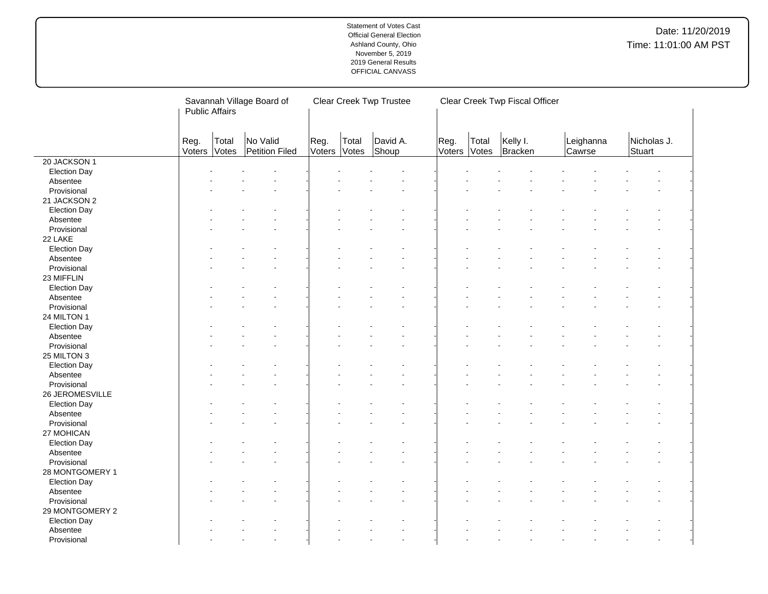Statement of Votes Cast
Official General Election
Ashland County, Ohio
November 5, 2019
2019 General Results
OFFICIAL CANVASS

Date: 11/20/2019
Time: 11:01:00 AM PST

| | Savannah Village Board of Public Affairs | | | Clear Creek Twp Trustee | | | Clear Creek Twp Fiscal Officer | | | | |
|---|---|---|---|---|---|---|---|---|---|---|---|
| | Reg. Voters | Total Votes | No Valid Petition Filed | Reg. Voters | Total Votes | David A. Shoup | Reg. Voters | Total Votes | Kelly I. Bracken | Leighanna Cawrse | Nicholas J. Stuart |
| 20 JACKSON 1 | | | | | | | | | | | |
| Election Day | - | - | - | - | - | - | - | - | - | - | - |
| Absentee | - | - | - | - | - | - | - | - | - | - | - |
| Provisional | - | - | - | - | - | - | - | - | - | - | - |
| 21 JACKSON 2 | | | | | | | | | | | |
| Election Day | - | - | - | - | - | - | - | - | - | - | - |
| Absentee | - | - | - | - | - | - | - | - | - | - | - |
| Provisional | - | - | - | - | - | - | - | - | - | - | - |
| 22 LAKE | | | | | | | | | | | |
| Election Day | - | - | - | - | - | - | - | - | - | - | - |
| Absentee | - | - | - | - | - | - | - | - | - | - | - |
| Provisional | - | - | - | - | - | - | - | - | - | - | - |
| 23 MIFFLIN | | | | | | | | | | | |
| Election Day | - | - | - | - | - | - | - | - | - | - | - |
| Absentee | - | - | - | - | - | - | - | - | - | - | - |
| Provisional | - | - | - | - | - | - | - | - | - | - | - |
| 24 MILTON 1 | | | | | | | | | | | |
| Election Day | - | - | - | - | - | - | - | - | - | - | - |
| Absentee | - | - | - | - | - | - | - | - | - | - | - |
| Provisional | - | - | - | - | - | - | - | - | - | - | - |
| 25 MILTON 3 | | | | | | | | | | | |
| Election Day | - | - | - | - | - | - | - | - | - | - | - |
| Absentee | - | - | - | - | - | - | - | - | - | - | - |
| Provisional | - | - | - | - | - | - | - | - | - | - | - |
| 26 JEROMESVILLE | | | | | | | | | | | |
| Election Day | - | - | - | - | - | - | - | - | - | - | - |
| Absentee | - | - | - | - | - | - | - | - | - | - | - |
| Provisional | - | - | - | - | - | - | - | - | - | - | - |
| 27 MOHICAN | | | | | | | | | | | |
| Election Day | - | - | - | - | - | - | - | - | - | - | - |
| Absentee | - | - | - | - | - | - | - | - | - | - | - |
| Provisional | - | - | - | - | - | - | - | - | - | - | - |
| 28 MONTGOMERY 1 | | | | | | | | | | | |
| Election Day | - | - | - | - | - | - | - | - | - | - | - |
| Absentee | - | - | - | - | - | - | - | - | - | - | - |
| Provisional | - | - | - | - | - | - | - | - | - | - | - |
| 29 MONTGOMERY 2 | | | | | | | | | | | |
| Election Day | - | - | - | - | - | - | - | - | - | - | - |
| Absentee | - | - | - | - | - | - | - | - | - | - | - |
| Provisional | - | - | - | - | - | - | - | - | - | - | - |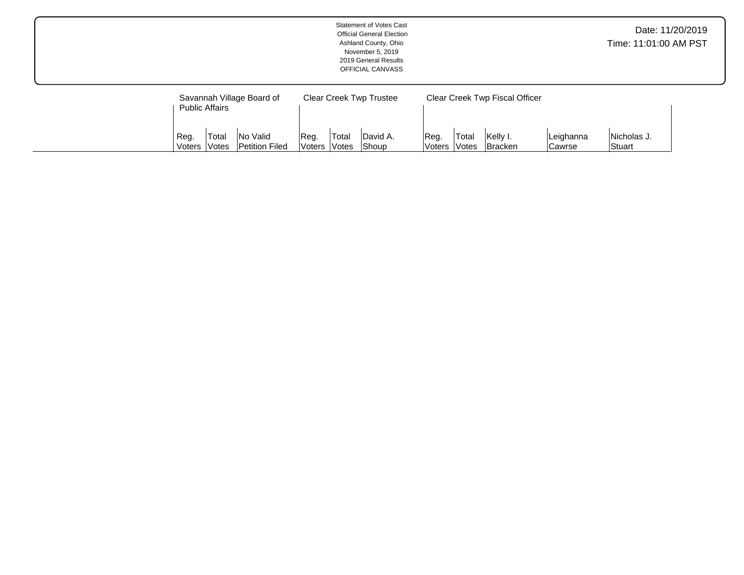Statement of Votes Cast
Official General Election
Ashland County, Ohio
November 5, 2019
2019 General Results
OFFICIAL CANVASS

Date: 11/20/2019
Time: 11:01:00 AM PST

| | Savannah Village Board of Public Affairs | | | Clear Creek Twp Trustee | | | Clear Creek Twp Fiscal Officer | | | | |
|---|---|---|---|---|---|---|---|---|---|---|---|
| | Reg. Voters | Total Votes | No Valid Petition Filed | Reg. Voters | Total Votes | David A. Shoup | Reg. Voters | Total Votes | Kelly I. Bracken | Leighanna Cawrse | Nicholas J. Stuart |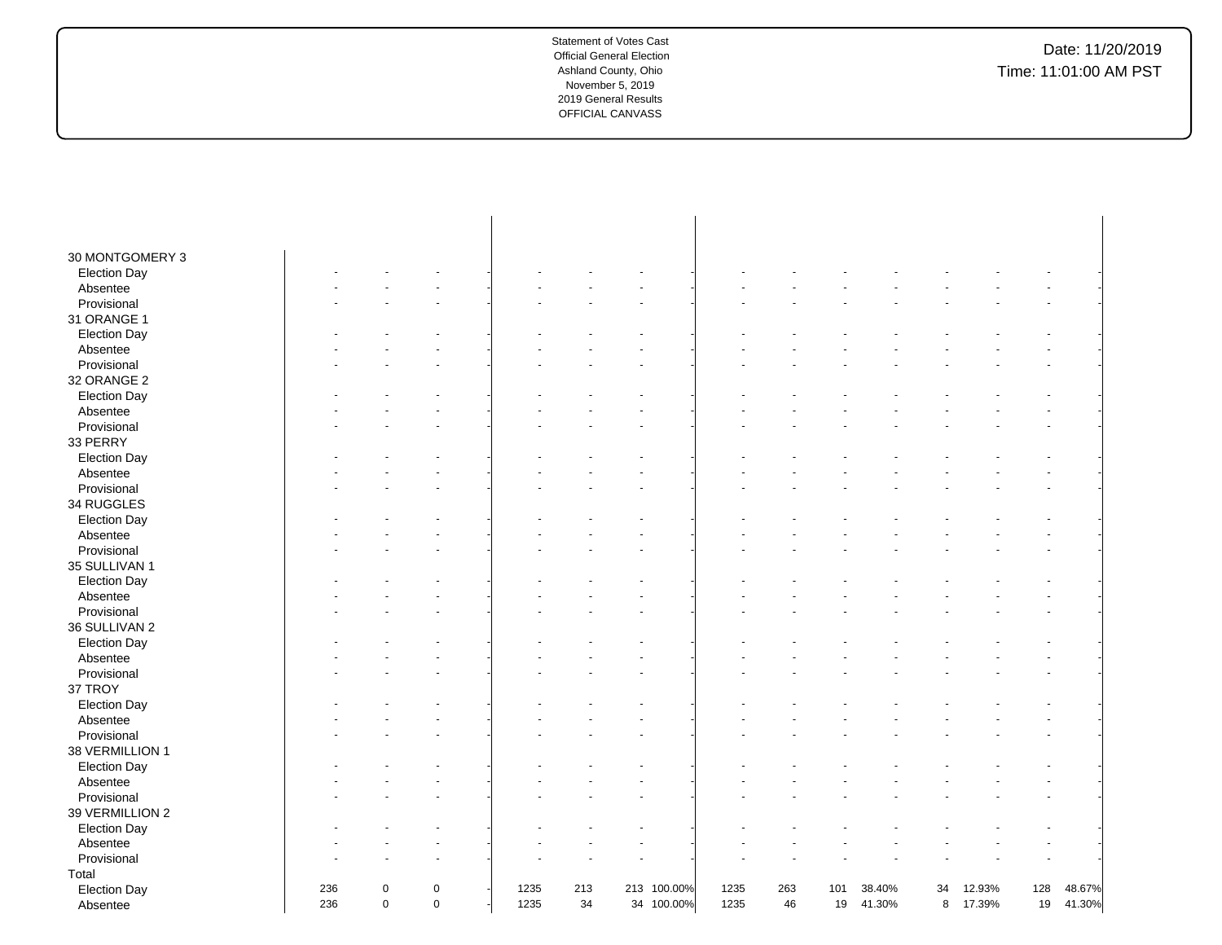Statement of Votes Cast
Official General Election
Ashland County, Ohio
November 5, 2019
2019 General Results
OFFICIAL CANVASS

Date: 11/20/2019
Time: 11:01:00 AM PST

| | | | | | | | | | | | | | | | | | | |
|---|---|---|---|---|---|---|---|---|---|---|---|---|---|---|---|---|---|---|
| 30 MONTGOMERY 3 | | | | | | | | | | | | | | | | | | |
| Election Day | - | - | - | - | - | - | - | - | - | - | - | - | - | - | - | - | - | - |
| Absentee | - | - | - | - | - | - | - | - | - | - | - | - | - | - | - | - | - | - |
| Provisional | - | - | - | - | - | - | - | - | - | - | - | - | - | - | - | - | - | - |
| 31 ORANGE 1 | | | | | | | | | | | | | | | | | | |
| Election Day | - | - | - | - | - | - | - | - | - | - | - | - | - | - | - | - | - | - |
| Absentee | - | - | - | - | - | - | - | - | - | - | - | - | - | - | - | - | - | - |
| Provisional | - | - | - | - | - | - | - | - | - | - | - | - | - | - | - | - | - | - |
| 32 ORANGE 2 | | | | | | | | | | | | | | | | | | |
| Election Day | - | - | - | - | - | - | - | - | - | - | - | - | - | - | - | - | - | - |
| Absentee | - | - | - | - | - | - | - | - | - | - | - | - | - | - | - | - | - | - |
| Provisional | - | - | - | - | - | - | - | - | - | - | - | - | - | - | - | - | - | - |
| 33 PERRY | | | | | | | | | | | | | | | | | | |
| Election Day | - | - | - | - | - | - | - | - | - | - | - | - | - | - | - | - | - | - |
| Absentee | - | - | - | - | - | - | - | - | - | - | - | - | - | - | - | - | - | - |
| Provisional | - | - | - | - | - | - | - | - | - | - | - | - | - | - | - | - | - | - |
| 34 RUGGLES | | | | | | | | | | | | | | | | | | |
| Election Day | - | - | - | - | - | - | - | - | - | - | - | - | - | - | - | - | - | - |
| Absentee | - | - | - | - | - | - | - | - | - | - | - | - | - | - | - | - | - | - |
| Provisional | - | - | - | - | - | - | - | - | - | - | - | - | - | - | - | - | - | - |
| 35 SULLIVAN 1 | | | | | | | | | | | | | | | | | | |
| Election Day | - | - | - | - | - | - | - | - | - | - | - | - | - | - | - | - | - | - |
| Absentee | - | - | - | - | - | - | - | - | - | - | - | - | - | - | - | - | - | - |
| Provisional | - | - | - | - | - | - | - | - | - | - | - | - | - | - | - | - | - | - |
| 36 SULLIVAN 2 | | | | | | | | | | | | | | | | | | |
| Election Day | - | - | - | - | - | - | - | - | - | - | - | - | - | - | - | - | - | - |
| Absentee | - | - | - | - | - | - | - | - | - | - | - | - | - | - | - | - | - | - |
| Provisional | - | - | - | - | - | - | - | - | - | - | - | - | - | - | - | - | - | - |
| 37 TROY | | | | | | | | | | | | | | | | | | |
| Election Day | - | - | - | - | - | - | - | - | - | - | - | - | - | - | - | - | - | - |
| Absentee | - | - | - | - | - | - | - | - | - | - | - | - | - | - | - | - | - | - |
| Provisional | - | - | - | - | - | - | - | - | - | - | - | - | - | - | - | - | - | - |
| 38 VERMILLION 1 | | | | | | | | | | | | | | | | | | |
| Election Day | - | - | - | - | - | - | - | - | - | - | - | - | - | - | - | - | - | - |
| Absentee | - | - | - | - | - | - | - | - | - | - | - | - | - | - | - | - | - | - |
| Provisional | - | - | - | - | - | - | - | - | - | - | - | - | - | - | - | - | - | - |
| 39 VERMILLION 2 | | | | | | | | | | | | | | | | | | |
| Election Day | - | - | - | - | - | - | - | - | - | - | - | - | - | - | - | - | - | - |
| Absentee | - | - | - | - | - | - | - | - | - | - | - | - | - | - | - | - | - | - |
| Provisional | - | - | - | - | - | - | - | - | - | - | - | - | - | - | - | - | - | - |
| Total | | | | | | | | | | | | | | | | | | |
| Election Day | 236 | 0 | 0 | - | 1235 | 213 | 213 | 100.00% | 1235 | 263 | 101 | 38.40% | 34 | 12.93% | 128 | 48.67% | | |
| Absentee | 236 | 0 | 0 | - | 1235 | 34 | 34 | 100.00% | 1235 | 46 | 19 | 41.30% | 8 | 17.39% | 19 | 41.30% | | |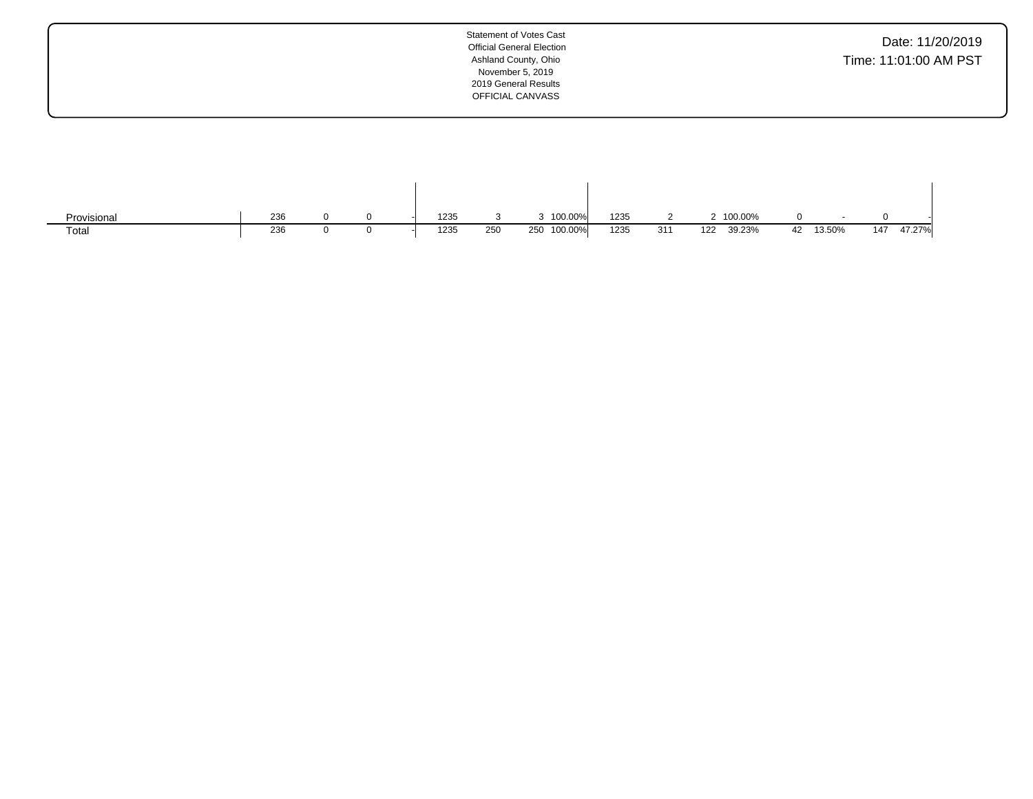Statement of Votes Cast
Official General Election
Ashland County, Ohio
November 5, 2019
2019 General Results
OFFICIAL CANVASS

Date: 11/20/2019
Time: 11:01:00 AM PST

| | | | | | | | | | | | | | | | | | | |
|---|---|---|---|---|---|---|---|---|---|---|---|---|---|---|---|---|---|---|
| Provisional | 236 | 0 | 0 | - | 1235 | 3 | 3 | 100.00% | 1235 | 2 | 2 | 100.00% | 0 | - | 0 | - |
| Total | 236 | 0 | 0 | - | 1235 | 250 | 250 | 100.00% | 1235 | 311 | 122 | 39.23% | 42 | 13.50% | 147 | 47.27% |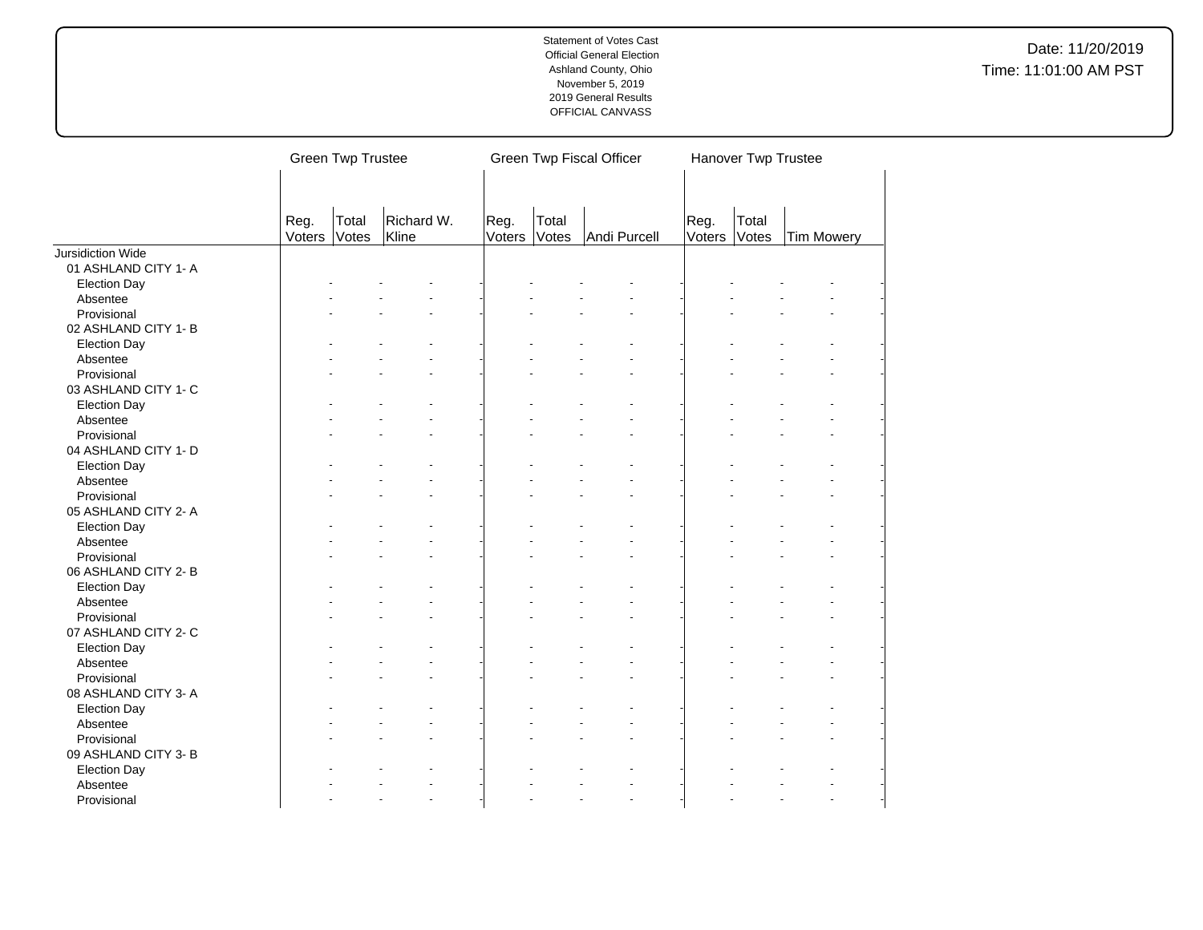Statement of Votes Cast
Official General Election
Ashland County, Ohio
November 5, 2019
2019 General Results
OFFICIAL CANVASS

Date: 11/20/2019
Time: 11:01:00 AM PST

| | Green Twp Trustee | | | Green Twp Fiscal Officer | | | Hanover Twp Trustee | | |
|---|---|---|---|---|---|---|---|---|---|
| | Reg. Voters | Total Votes | Richard W. Kline | Reg. Voters | Total Votes | Andi Purcell | Reg. Voters | Total Votes | Tim Mowery |
| Jursidiction Wide | | | | | | | | | |
| 01 ASHLAND CITY 1- A | | | | | | | | | |
| Election Day | - | - | - | - | - | - | - | - | - |
| Absentee | - | - | - | - | - | - | - | - | - |
| Provisional | - | - | - | - | - | - | - | - | - |
| 02 ASHLAND CITY 1- B | | | | | | | | | |
| Election Day | - | - | - | - | - | - | - | - | - |
| Absentee | - | - | - | - | - | - | - | - | - |
| Provisional | - | - | - | - | - | - | - | - | - |
| 03 ASHLAND CITY 1- C | | | | | | | | | |
| Election Day | - | - | - | - | - | - | - | - | - |
| Absentee | - | - | - | - | - | - | - | - | - |
| Provisional | - | - | - | - | - | - | - | - | - |
| 04 ASHLAND CITY 1- D | | | | | | | | | |
| Election Day | - | - | - | - | - | - | - | - | - |
| Absentee | - | - | - | - | - | - | - | - | - |
| Provisional | - | - | - | - | - | - | - | - | - |
| 05 ASHLAND CITY 2- A | | | | | | | | | |
| Election Day | - | - | - | - | - | - | - | - | - |
| Absentee | - | - | - | - | - | - | - | - | - |
| Provisional | - | - | - | - | - | - | - | - | - |
| 06 ASHLAND CITY 2- B | | | | | | | | | |
| Election Day | - | - | - | - | - | - | - | - | - |
| Absentee | - | - | - | - | - | - | - | - | - |
| Provisional | - | - | - | - | - | - | - | - | - |
| 07 ASHLAND CITY 2- C | | | | | | | | | |
| Election Day | - | - | - | - | - | - | - | - | - |
| Absentee | - | - | - | - | - | - | - | - | - |
| Provisional | - | - | - | - | - | - | - | - | - |
| 08 ASHLAND CITY 3- A | | | | | | | | | |
| Election Day | - | - | - | - | - | - | - | - | - |
| Absentee | - | - | - | - | - | - | - | - | - |
| Provisional | - | - | - | - | - | - | - | - | - |
| 09 ASHLAND CITY 3- B | | | | | | | | | |
| Election Day | - | - | - | - | - | - | - | - | - |
| Absentee | - | - | - | - | - | - | - | - | - |
| Provisional | - | - | - | - | - | - | - | - | - |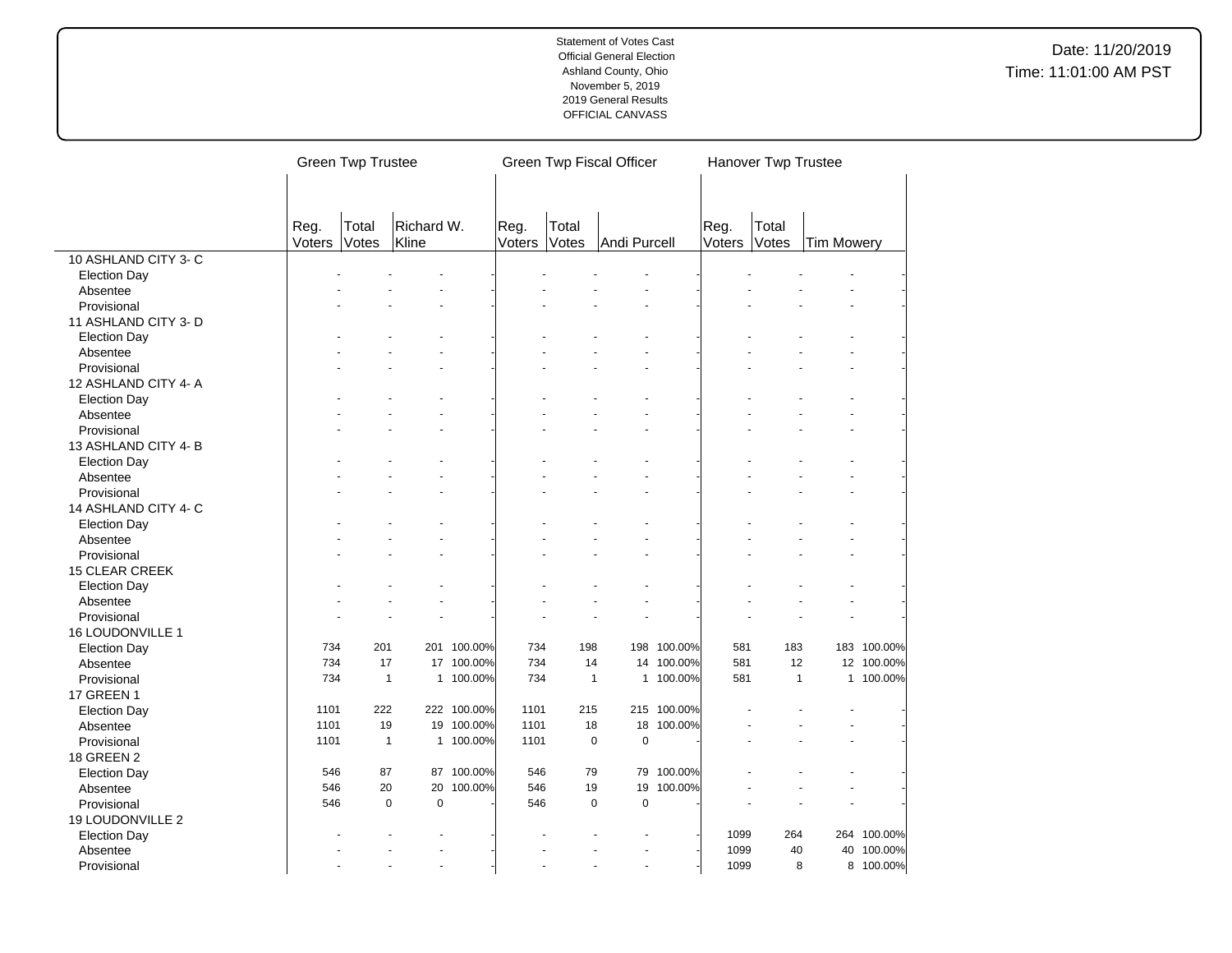Statement of Votes Cast
Official General Election
Ashland County, Ohio
November 5, 2019
2019 General Results
OFFICIAL CANVASS

Date: 11/20/2019
Time: 11:01:00 AM PST

| | Green Twp Trustee | | | | Green Twp Fiscal Officer | | | | Hanover Twp Trustee | | | |
|---|---|---|---|---|---|---|---|---|---|---|---|---|
| | Reg. Voters | Total Votes | Richard W. Kline | | Reg. Voters | Total Votes | Andi Purcell | | Reg. Voters | Total Votes | Tim Mowery | |
| 10 ASHLAND CITY 3- C | | | | | | | | | | | | |
| Election Day | - | - | - | - | - | - | - | - | - | - | - | - |
| Absentee | - | - | - | - | - | - | - | - | - | - | - | - |
| Provisional | - | - | - | - | - | - | - | - | - | - | - | - |
| 11 ASHLAND CITY 3- D | | | | | | | | | | | | |
| Election Day | - | - | - | - | - | - | - | - | - | - | - | - |
| Absentee | - | - | - | - | - | - | - | - | - | - | - | - |
| Provisional | - | - | - | - | - | - | - | - | - | - | - | - |
| 12 ASHLAND CITY 4- A | | | | | | | | | | | | |
| Election Day | - | - | - | - | - | - | - | - | - | - | - | - |
| Absentee | - | - | - | - | - | - | - | - | - | - | - | - |
| Provisional | - | - | - | - | - | - | - | - | - | - | - | - |
| 13 ASHLAND CITY 4- B | | | | | | | | | | | | |
| Election Day | - | - | - | - | - | - | - | - | - | - | - | - |
| Absentee | - | - | - | - | - | - | - | - | - | - | - | - |
| Provisional | - | - | - | - | - | - | - | - | - | - | - | - |
| 14 ASHLAND CITY 4- C | | | | | | | | | | | | |
| Election Day | - | - | - | - | - | - | - | - | - | - | - | - |
| Absentee | - | - | - | - | - | - | - | - | - | - | - | - |
| Provisional | - | - | - | - | - | - | - | - | - | - | - | - |
| 15 CLEAR CREEK | | | | | | | | | | | | |
| Election Day | - | - | - | - | - | - | - | - | - | - | - | - |
| Absentee | - | - | - | - | - | - | - | - | - | - | - | - |
| Provisional | - | - | - | - | - | - | - | - | - | - | - | - |
| 16 LOUDONVILLE 1 | | | | | | | | | | | | |
| Election Day | 734 | 201 | 201 | 100.00% | 734 | 198 | 198 | 100.00% | 581 | 183 | 183 | 100.00% |
| Absentee | 734 | 17 | 17 | 100.00% | 734 | 14 | 14 | 100.00% | 581 | 12 | 12 | 100.00% |
| Provisional | 734 | 1 | 1 | 100.00% | 734 | 1 | 1 | 100.00% | 581 | 1 | 1 | 100.00% |
| 17 GREEN 1 | | | | | | | | | | | | |
| Election Day | 1101 | 222 | 222 | 100.00% | 1101 | 215 | 215 | 100.00% | - | - | - | - |
| Absentee | 1101 | 19 | 19 | 100.00% | 1101 | 18 | 18 | 100.00% | - | - | - | - |
| Provisional | 1101 | 1 | 1 | 100.00% | 1101 | 0 | 0 | - | - | - | - | - |
| 18 GREEN 2 | | | | | | | | | | | | |
| Election Day | 546 | 87 | 87 | 100.00% | 546 | 79 | 79 | 100.00% | - | - | - | - |
| Absentee | 546 | 20 | 20 | 100.00% | 546 | 19 | 19 | 100.00% | - | - | - | - |
| Provisional | 546 | 0 | 0 | - | 546 | 0 | 0 | - | - | - | - | - |
| 19 LOUDONVILLE 2 | | | | | | | | | | | | |
| Election Day | - | - | - | - | - | - | - | - | 1099 | 264 | 264 | 100.00% |
| Absentee | - | - | - | - | - | - | - | - | 1099 | 40 | 40 | 100.00% |
| Provisional | - | - | - | - | - | - | - | - | 1099 | 8 | 8 | 100.00% |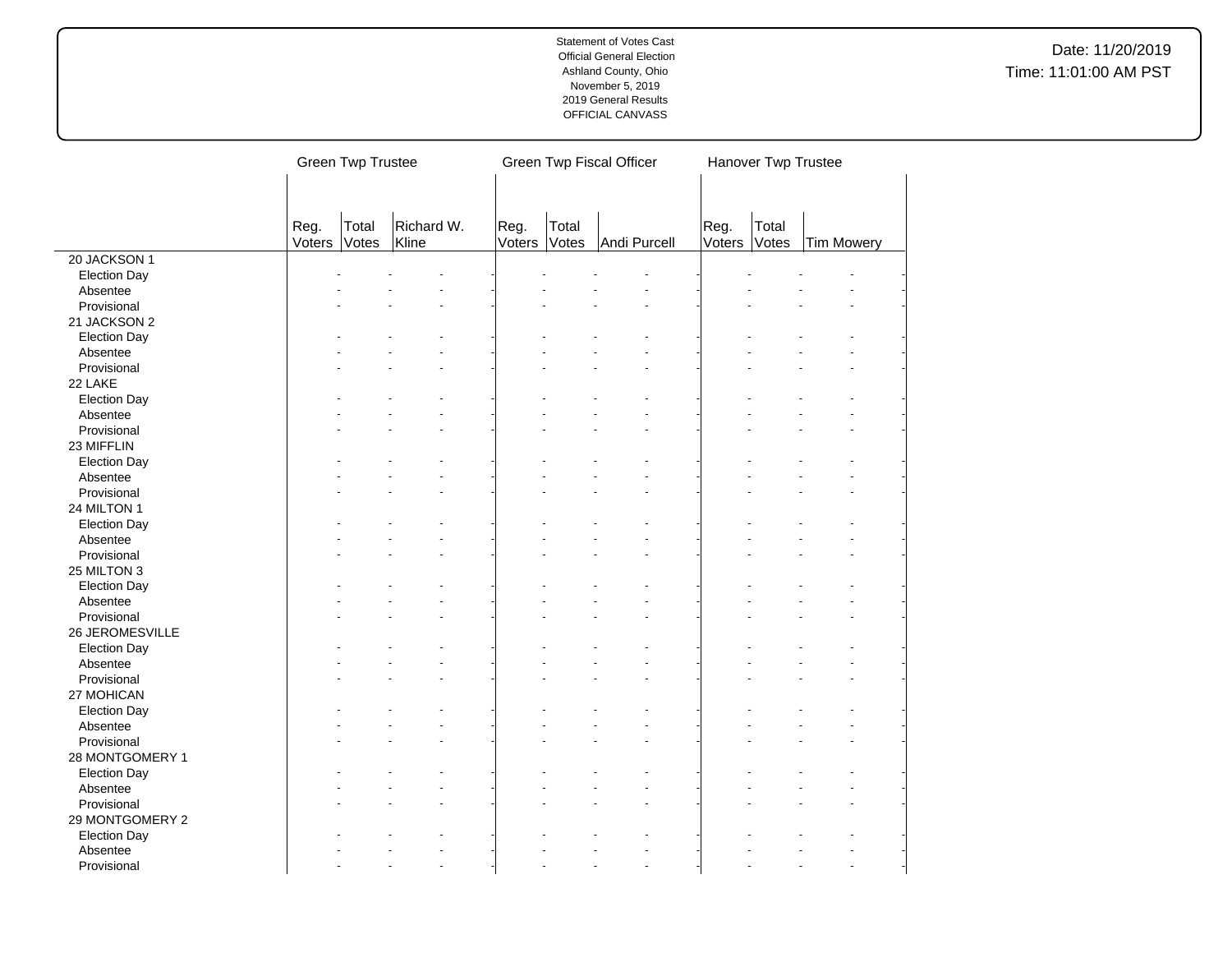Statement of Votes Cast
Official General Election
Ashland County, Ohio
November 5, 2019
2019 General Results
OFFICIAL CANVASS

Date: 11/20/2019
Time: 11:01:00 AM PST

| | Green Twp Trustee | | | Green Twp Fiscal Officer | | | Hanover Twp Trustee | | |
|---|---|---|---|---|---|---|---|---|---|
| | Reg. Voters | Total Votes | Richard W. Kline | Reg. Voters | Total Votes | Andi Purcell | Reg. Voters | Total Votes | Tim Mowery |
| 20 JACKSON 1 | | | | | | | | | |
| Election Day | - | - | - | - | - | - | - | - | - |
| Absentee | - | - | - | - | - | - | - | - | - |
| Provisional | - | - | - | - | - | - | - | - | - |
| 21 JACKSON 2 | | | | | | | | | |
| Election Day | - | - | - | - | - | - | - | - | - |
| Absentee | - | - | - | - | - | - | - | - | - |
| Provisional | - | - | - | - | - | - | - | - | - |
| 22 LAKE | | | | | | | | | |
| Election Day | - | - | - | - | - | - | - | - | - |
| Absentee | - | - | - | - | - | - | - | - | - |
| Provisional | - | - | - | - | - | - | - | - | - |
| 23 MIFFLIN | | | | | | | | | |
| Election Day | - | - | - | - | - | - | - | - | - |
| Absentee | - | - | - | - | - | - | - | - | - |
| Provisional | - | - | - | - | - | - | - | - | - |
| 24 MILTON 1 | | | | | | | | | |
| Election Day | - | - | - | - | - | - | - | - | - |
| Absentee | - | - | - | - | - | - | - | - | - |
| Provisional | - | - | - | - | - | - | - | - | - |
| 25 MILTON 3 | | | | | | | | | |
| Election Day | - | - | - | - | - | - | - | - | - |
| Absentee | - | - | - | - | - | - | - | - | - |
| Provisional | - | - | - | - | - | - | - | - | - |
| 26 JEROMESVILLE | | | | | | | | | |
| Election Day | - | - | - | - | - | - | - | - | - |
| Absentee | - | - | - | - | - | - | - | - | - |
| Provisional | - | - | - | - | - | - | - | - | - |
| 27 MOHICAN | | | | | | | | | |
| Election Day | - | - | - | - | - | - | - | - | - |
| Absentee | - | - | - | - | - | - | - | - | - |
| Provisional | - | - | - | - | - | - | - | - | - |
| 28 MONTGOMERY 1 | | | | | | | | | |
| Election Day | - | - | - | - | - | - | - | - | - |
| Absentee | - | - | - | - | - | - | - | - | - |
| Provisional | - | - | - | - | - | - | - | - | - |
| 29 MONTGOMERY 2 | | | | | | | | | |
| Election Day | - | - | - | - | - | - | - | - | - |
| Absentee | - | - | - | - | - | - | - | - | - |
| Provisional | - | - | - | - | - | - | - | - | - |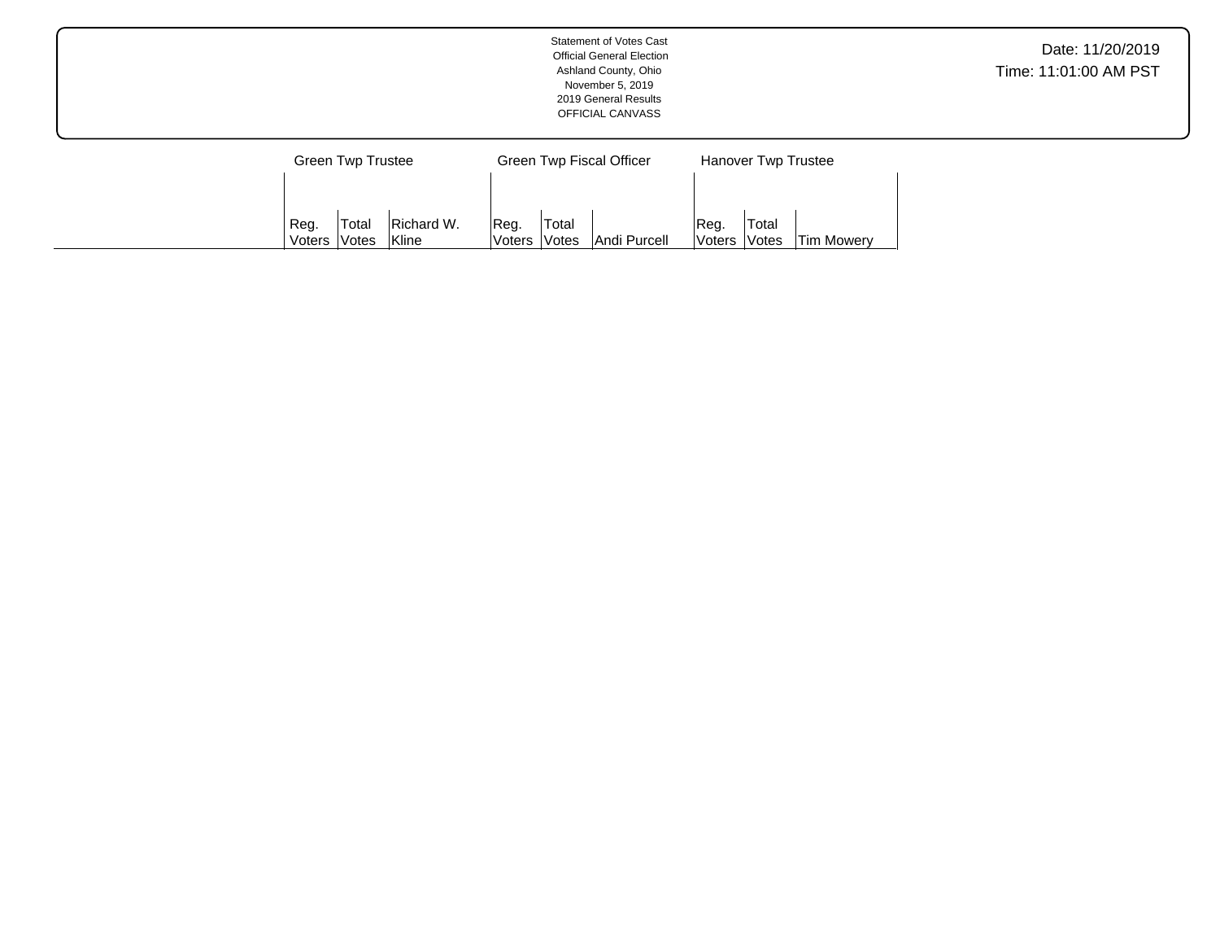Statement of Votes Cast
Official General Election
Ashland County, Ohio
November 5, 2019
2019 General Results
OFFICIAL CANVASS

Date: 11/20/2019
Time: 11:01:00 AM PST

| | Green Twp Trustee | | | Green Twp Fiscal Officer | | | Hanover Twp Trustee | | |
|---|---|---|---|---|---|---|---|---|---|
| | Reg. Voters | Total Votes | Richard W. Kline | Reg. Voters | Total Votes | Andi Purcell | Reg. Voters | Total Votes | Tim Mowery |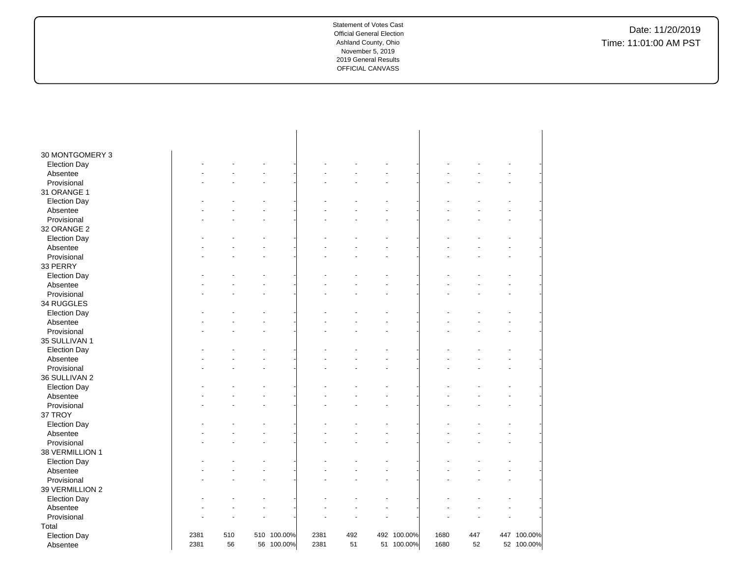Statement of Votes Cast
Official General Election
Ashland County, Ohio
November 5, 2019
2019 General Results
OFFICIAL CANVASS

Date: 11/20/2019
Time: 11:01:00 AM PST

| | | | | | | | | | | | | |
|---|---|---|---|---|---|---|---|---|---|---|---|---|
| 30 MONTGOMERY 3 | | | | | | | | | | | | |
| Election Day | - | - | - | - | - | - | - | - | - | - | - | - |
| Absentee | - | - | - | - | - | - | - | - | - | - | - | - |
| Provisional | - | - | - | - | - | - | - | - | - | - | - | - |
| 31 ORANGE 1 | | | | | | | | | | | | |
| Election Day | - | - | - | - | - | - | - | - | - | - | - | - |
| Absentee | - | - | - | - | - | - | - | - | - | - | - | - |
| Provisional | - | - | - | - | - | - | - | - | - | - | - | - |
| 32 ORANGE 2 | | | | | | | | | | | | |
| Election Day | - | - | - | - | - | - | - | - | - | - | - | - |
| Absentee | - | - | - | - | - | - | - | - | - | - | - | - |
| Provisional | - | - | - | - | - | - | - | - | - | - | - | - |
| 33 PERRY | | | | | | | | | | | | |
| Election Day | - | - | - | - | - | - | - | - | - | - | - | - |
| Absentee | - | - | - | - | - | - | - | - | - | - | - | - |
| Provisional | - | - | - | - | - | - | - | - | - | - | - | - |
| 34 RUGGLES | | | | | | | | | | | | |
| Election Day | - | - | - | - | - | - | - | - | - | - | - | - |
| Absentee | - | - | - | - | - | - | - | - | - | - | - | - |
| Provisional | - | - | - | - | - | - | - | - | - | - | - | - |
| 35 SULLIVAN 1 | | | | | | | | | | | | |
| Election Day | - | - | - | - | - | - | - | - | - | - | - | - |
| Absentee | - | - | - | - | - | - | - | - | - | - | - | - |
| Provisional | - | - | - | - | - | - | - | - | - | - | - | - |
| 36 SULLIVAN 2 | | | | | | | | | | | | |
| Election Day | - | - | - | - | - | - | - | - | - | - | - | - |
| Absentee | - | - | - | - | - | - | - | - | - | - | - | - |
| Provisional | - | - | - | - | - | - | - | - | - | - | - | - |
| 37 TROY | | | | | | | | | | | | |
| Election Day | - | - | - | - | - | - | - | - | - | - | - | - |
| Absentee | - | - | - | - | - | - | - | - | - | - | - | - |
| Provisional | - | - | - | - | - | - | - | - | - | - | - | - |
| 38 VERMILLION 1 | | | | | | | | | | | | |
| Election Day | - | - | - | - | - | - | - | - | - | - | - | - |
| Absentee | - | - | - | - | - | - | - | - | - | - | - | - |
| Provisional | - | - | - | - | - | - | - | - | - | - | - | - |
| 39 VERMILLION 2 | | | | | | | | | | | | |
| Election Day | - | - | - | - | - | - | - | - | - | - | - | - |
| Absentee | - | - | - | - | - | - | - | - | - | - | - | - |
| Provisional | - | - | - | - | - | - | - | - | - | - | - | - |
| Total | | | | | | | | | | | | |
| Election Day | 2381 | 510 | 510 | 100.00% | 2381 | 492 | 492 | 100.00% | 1680 | 447 | 447 | 100.00% |
| Absentee | 2381 | 56 | 56 | 100.00% | 2381 | 51 | 51 | 100.00% | 1680 | 52 | 52 | 100.00% |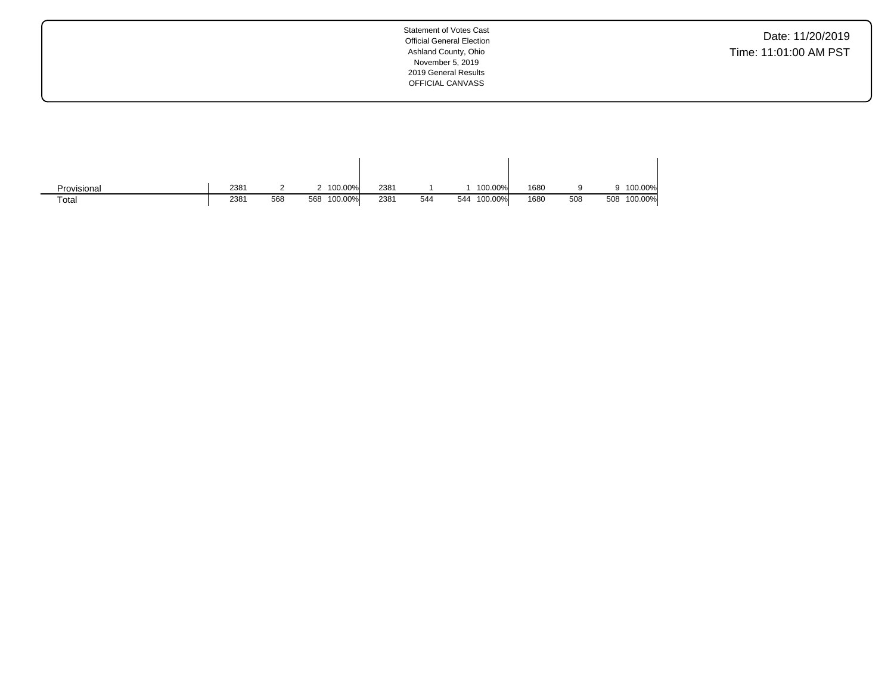Statement of Votes Cast
Official General Election
Ashland County, Ohio
November 5, 2019
2019 General Results
OFFICIAL CANVASS

Date: 11/20/2019
Time: 11:01:00 AM PST

| | | | | | | | | | | | | |
|---|---|---|---|---|---|---|---|---|---|---|---|---|
| Provisional | 2381 | 2 | 2 | 100.00% | 2381 | 1 | 1 | 100.00% | 1680 | 9 | 9 | 100.00% |
| Total | 2381 | 568 | 568 | 100.00% | 2381 | 544 | 544 | 100.00% | 1680 | 508 | 508 | 100.00% |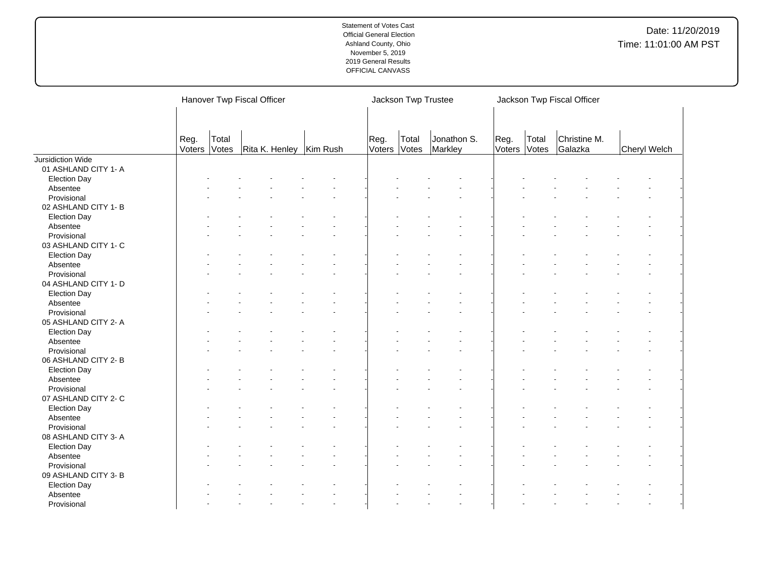| | Hanover Twp Fiscal Officer | | | | | | Jackson Twp Trustee | | | | Jackson Twp Fiscal Officer | | | | | |
|---|---|---|---|---|---|---|---|---|---|---|---|---|---|---|---|---|
| | Reg. Voters | Total Votes | Rita K. Henley | | Kim Rush | | Reg. Voters | Total Votes | Jonathon S. Markley | | Reg. Voters | Total Votes | Christine M. Galazka | | Cheryl Welch | |
| Jursidiction Wide | | | | | | | | | | | | | | | | |
| 01 ASHLAND CITY 1- A | | | | | | | | | | | | | | | | |
| Election Day | - | - | - | - | - | - | - | - | - | - | - | - | - | - | - | - |
| Absentee | - | - | - | - | - | - | - | - | - | - | - | - | - | - | - | - |
| Provisional | - | - | - | - | - | - | - | - | - | - | - | - | - | - | - | - |
| 02 ASHLAND CITY 1- B | | | | | | | | | | | | | | | | |
| Election Day | - | - | - | - | - | - | - | - | - | - | - | - | - | - | - | - |
| Absentee | - | - | - | - | - | - | - | - | - | - | - | - | - | - | - | - |
| Provisional | - | - | - | - | - | - | - | - | - | - | - | - | - | - | - | - |
| 03 ASHLAND CITY 1- C | | | | | | | | | | | | | | | | |
| Election Day | - | - | - | - | - | - | - | - | - | - | - | - | - | - | - | - |
| Absentee | - | - | - | - | - | - | - | - | - | - | - | - | - | - | - | - |
| Provisional | - | - | - | - | - | - | - | - | - | - | - | - | - | - | - | - |
| 04 ASHLAND CITY 1- D | | | | | | | | | | | | | | | | |
| Election Day | - | - | - | - | - | - | - | - | - | - | - | - | - | - | - | - |
| Absentee | - | - | - | - | - | - | - | - | - | - | - | - | - | - | - | - |
| Provisional | - | - | - | - | - | - | - | - | - | - | - | - | - | - | - | - |
| 05 ASHLAND CITY 2- A | | | | | | | | | | | | | | | | |
| Election Day | - | - | - | - | - | - | - | - | - | - | - | - | - | - | - | - |
| Absentee | - | - | - | - | - | - | - | - | - | - | - | - | - | - | - | - |
| Provisional | - | - | - | - | - | - | - | - | - | - | - | - | - | - | - | - |
| 06 ASHLAND CITY 2- B | | | | | | | | | | | | | | | | |
| Election Day | - | - | - | - | - | - | - | - | - | - | - | - | - | - | - | - |
| Absentee | - | - | - | - | - | - | - | - | - | - | - | - | - | - | - | - |
| Provisional | - | - | - | - | - | - | - | - | - | - | - | - | - | - | - | - |
| 07 ASHLAND CITY 2- C | | | | | | | | | | | | | | | | |
| Election Day | - | - | - | - | - | - | - | - | - | - | - | - | - | - | - | - |
| Absentee | - | - | - | - | - | - | - | - | - | - | - | - | - | - | - | - |
| Provisional | - | - | - | - | - | - | - | - | - | - | - | - | - | - | - | - |
| 08 ASHLAND CITY 3- A | | | | | | | | | | | | | | | | |
| Election Day | - | - | - | - | - | - | - | - | - | - | - | - | - | - | - | - |
| Absentee | - | - | - | - | - | - | - | - | - | - | - | - | - | - | - | - |
| Provisional | - | - | - | - | - | - | - | - | - | - | - | - | - | - | - | - |
| 09 ASHLAND CITY 3- B | | | | | | | | | | | | | | | | |
| Election Day | - | - | - | - | - | - | - | - | - | - | - | - | - | - | - | - |
| Absentee | - | - | - | - | - | - | - | - | - | - | - | - | - | - | - | - |
| Provisional | - | - | - | - | - | - | - | - | - | - | - | - | - | - | - | - |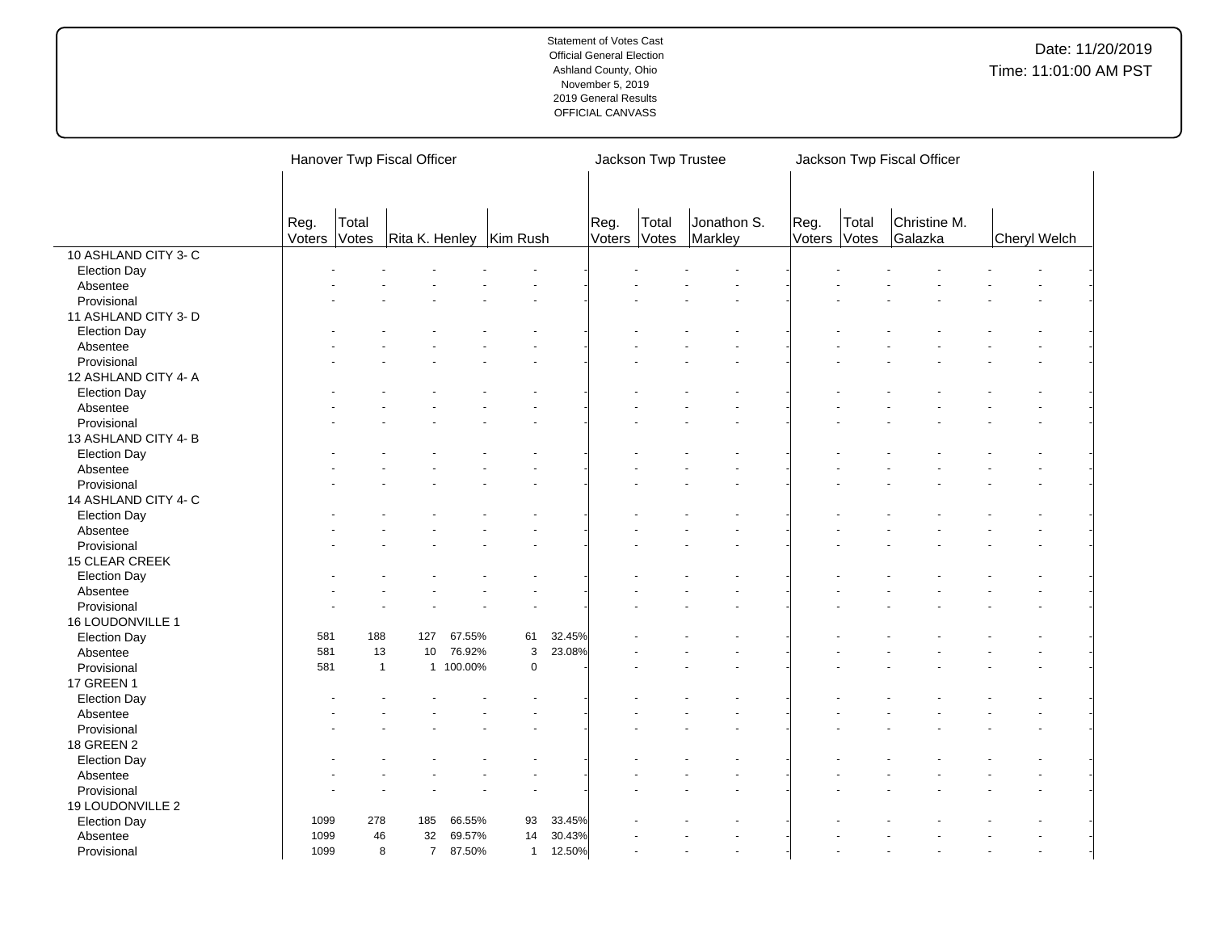Statement of Votes Cast
Official General Election
Ashland County, Ohio
November 5, 2019
2019 General Results
OFFICIAL CANVASS

Date: 11/20/2019
Time: 11:01:00 AM PST

| | Hanover Twp Fiscal Officer | | | | | | Jackson Twp Trustee | | | | Jackson Twp Fiscal Officer | | | | | |
|---|---|---|---|---|---|---|---|---|---|---|---|---|---|---|---|---|
| | Reg. Voters | Total Votes | Rita K. Henley | | Kim Rush | | Reg. Voters | Total Votes | Jonathon S. Markley | | Reg. Voters | Total Votes | Christine M. Galazka | | Cheryl Welch | |
| 10 ASHLAND CITY 3- C | | | | | | | | | | | | | | | | |
| Election Day | - | - | - | - | - | - | - | - | - | - | - | - | - | - | - | - |
| Absentee | - | - | - | - | - | - | - | - | - | - | - | - | - | - | - | - |
| Provisional | - | - | - | - | - | - | - | - | - | - | - | - | - | - | - | - |
| 11 ASHLAND CITY 3- D | | | | | | | | | | | | | | | | |
| Election Day | - | - | - | - | - | - | - | - | - | - | - | - | - | - | - | - |
| Absentee | - | - | - | - | - | - | - | - | - | - | - | - | - | - | - | - |
| Provisional | - | - | - | - | - | - | - | - | - | - | - | - | - | - | - | - |
| 12 ASHLAND CITY 4- A | | | | | | | | | | | | | | | | |
| Election Day | - | - | - | - | - | - | - | - | - | - | - | - | - | - | - | - |
| Absentee | - | - | - | - | - | - | - | - | - | - | - | - | - | - | - | - |
| Provisional | - | - | - | - | - | - | - | - | - | - | - | - | - | - | - | - |
| 13 ASHLAND CITY 4- B | | | | | | | | | | | | | | | | |
| Election Day | - | - | - | - | - | - | - | - | - | - | - | - | - | - | - | - |
| Absentee | - | - | - | - | - | - | - | - | - | - | - | - | - | - | - | - |
| Provisional | - | - | - | - | - | - | - | - | - | - | - | - | - | - | - | - |
| 14 ASHLAND CITY 4- C | | | | | | | | | | | | | | | | |
| Election Day | - | - | - | - | - | - | - | - | - | - | - | - | - | - | - | - |
| Absentee | - | - | - | - | - | - | - | - | - | - | - | - | - | - | - | - |
| Provisional | - | - | - | - | - | - | - | - | - | - | - | - | - | - | - | - |
| 15 CLEAR CREEK | | | | | | | | | | | | | | | | |
| Election Day | - | - | - | - | - | - | - | - | - | - | - | - | - | - | - | - |
| Absentee | - | - | - | - | - | - | - | - | - | - | - | - | - | - | - | - |
| Provisional | - | - | - | - | - | - | - | - | - | - | - | - | - | - | - | - |
| 16 LOUDONVILLE 1 | | | | | | | | | | | | | | | | |
| Election Day | 581 | 188 | 127 | 67.55% | 61 | 32.45% | - | - | - | - | - | - | - | - | - | - |
| Absentee | 581 | 13 | 10 | 76.92% | 3 | 23.08% | - | - | - | - | - | - | - | - | - | - |
| Provisional | 581 | 1 | 1 | 100.00% | 0 | - | - | - | - | - | - | - | - | - | - | - |
| 17 GREEN 1 | | | | | | | | | | | | | | | | |
| Election Day | - | - | - | - | - | - | - | - | - | - | - | - | - | - | - | - |
| Absentee | - | - | - | - | - | - | - | - | - | - | - | - | - | - | - | - |
| Provisional | - | - | - | - | - | - | - | - | - | - | - | - | - | - | - | - |
| 18 GREEN 2 | | | | | | | | | | | | | | | | |
| Election Day | - | - | - | - | - | - | - | - | - | - | - | - | - | - | - | - |
| Absentee | - | - | - | - | - | - | - | - | - | - | - | - | - | - | - | - |
| Provisional | - | - | - | - | - | - | - | - | - | - | - | - | - | - | - | - |
| 19 LOUDONVILLE 2 | | | | | | | | | | | | | | | | |
| Election Day | 1099 | 278 | 185 | 66.55% | 93 | 33.45% | - | - | - | - | - | - | - | - | - | - |
| Absentee | 1099 | 46 | 32 | 69.57% | 14 | 30.43% | - | - | - | - | - | - | - | - | - | - |
| Provisional | 1099 | 8 | 7 | 87.50% | 1 | 12.50% | - | - | - | - | - | - | - | - | - | - |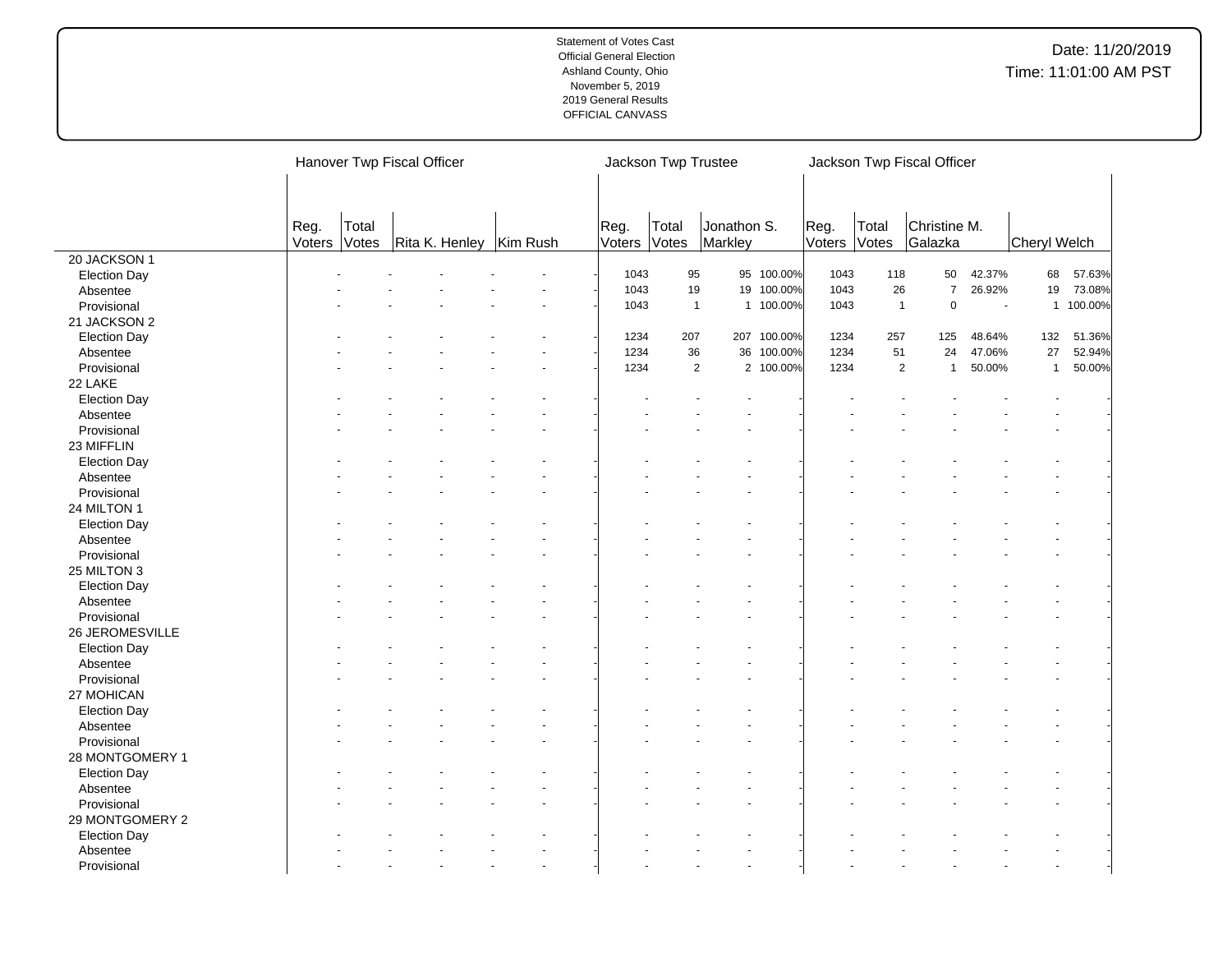Statement of Votes Cast
Official General Election
Ashland County, Ohio
November 5, 2019
2019 General Results
OFFICIAL CANVASS

Date: 11/20/2019
Time: 11:01:00 AM PST

| | Hanover Twp Fiscal Officer | | | | | | Jackson Twp Trustee | | | | Jackson Twp Fiscal Officer | | | | | |
|---|---|---|---|---|---|---|---|---|---|---|---|---|---|---|---|---|
| | Reg. Voters | Total Votes | Rita K. Henley | | Kim Rush | | Reg. Voters | Total Votes | Jonathon S. Markley | | Reg. Voters | Total Votes | Christine M. Galazka | | Cheryl Welch | |
| 20 JACKSON 1 | | | | | | | | | | | | | | | | |
| Election Day | - | - | - | - | - | - | 1043 | 95 | 95 | 100.00% | 1043 | 118 | 50 | 42.37% | 68 | 57.63% |
| Absentee | - | - | - | - | - | - | 1043 | 19 | 19 | 100.00% | 1043 | 26 | 7 | 26.92% | 19 | 73.08% |
| Provisional | - | - | - | - | - | - | 1043 | 1 | 1 | 100.00% | 1043 | 1 | 0 | - | 1 | 100.00% |
| 21 JACKSON 2 | | | | | | | | | | | | | | | | |
| Election Day | - | - | - | - | - | - | 1234 | 207 | 207 | 100.00% | 1234 | 257 | 125 | 48.64% | 132 | 51.36% |
| Absentee | - | - | - | - | - | - | 1234 | 36 | 36 | 100.00% | 1234 | 51 | 24 | 47.06% | 27 | 52.94% |
| Provisional | - | - | - | - | - | - | 1234 | 2 | 2 | 100.00% | 1234 | 2 | 1 | 50.00% | 1 | 50.00% |
| 22 LAKE | | | | | | | | | | | | | | | | |
| Election Day | - | - | - | - | - | - | - | - | - | - | - | - | - | - | - | - |
| Absentee | - | - | - | - | - | - | - | - | - | - | - | - | - | - | - | - |
| Provisional | - | - | - | - | - | - | - | - | - | - | - | - | - | - | - | - |
| 23 MIFFLIN | | | | | | | | | | | | | | | | |
| Election Day | - | - | - | - | - | - | - | - | - | - | - | - | - | - | - | - |
| Absentee | - | - | - | - | - | - | - | - | - | - | - | - | - | - | - | - |
| Provisional | - | - | - | - | - | - | - | - | - | - | - | - | - | - | - | - |
| 24 MILTON 1 | | | | | | | | | | | | | | | | |
| Election Day | - | - | - | - | - | - | - | - | - | - | - | - | - | - | - | - |
| Absentee | - | - | - | - | - | - | - | - | - | - | - | - | - | - | - | - |
| Provisional | - | - | - | - | - | - | - | - | - | - | - | - | - | - | - | - |
| 25 MILTON 3 | | | | | | | | | | | | | | | | |
| Election Day | - | - | - | - | - | - | - | - | - | - | - | - | - | - | - | - |
| Absentee | - | - | - | - | - | - | - | - | - | - | - | - | - | - | - | - |
| Provisional | - | - | - | - | - | - | - | - | - | - | - | - | - | - | - | - |
| 26 JEROMESVILLE | | | | | | | | | | | | | | | | |
| Election Day | - | - | - | - | - | - | - | - | - | - | - | - | - | - | - | - |
| Absentee | - | - | - | - | - | - | - | - | - | - | - | - | - | - | - | - |
| Provisional | - | - | - | - | - | - | - | - | - | - | - | - | - | - | - | - |
| 27 MOHICAN | | | | | | | | | | | | | | | | |
| Election Day | - | - | - | - | - | - | - | - | - | - | - | - | - | - | - | - |
| Absentee | - | - | - | - | - | - | - | - | - | - | - | - | - | - | - | - |
| Provisional | - | - | - | - | - | - | - | - | - | - | - | - | - | - | - | - |
| 28 MONTGOMERY 1 | | | | | | | | | | | | | | | | |
| Election Day | - | - | - | - | - | - | - | - | - | - | - | - | - | - | - | - |
| Absentee | - | - | - | - | - | - | - | - | - | - | - | - | - | - | - | - |
| Provisional | - | - | - | - | - | - | - | - | - | - | - | - | - | - | - | - |
| 29 MONTGOMERY 2 | | | | | | | | | | | | | | | | |
| Election Day | - | - | - | - | - | - | - | - | - | - | - | - | - | - | - | - |
| Absentee | - | - | - | - | - | - | - | - | - | - | - | - | - | - | - | - |
| Provisional | - | - | - | - | - | - | - | - | - | - | - | - | - | - | - | - |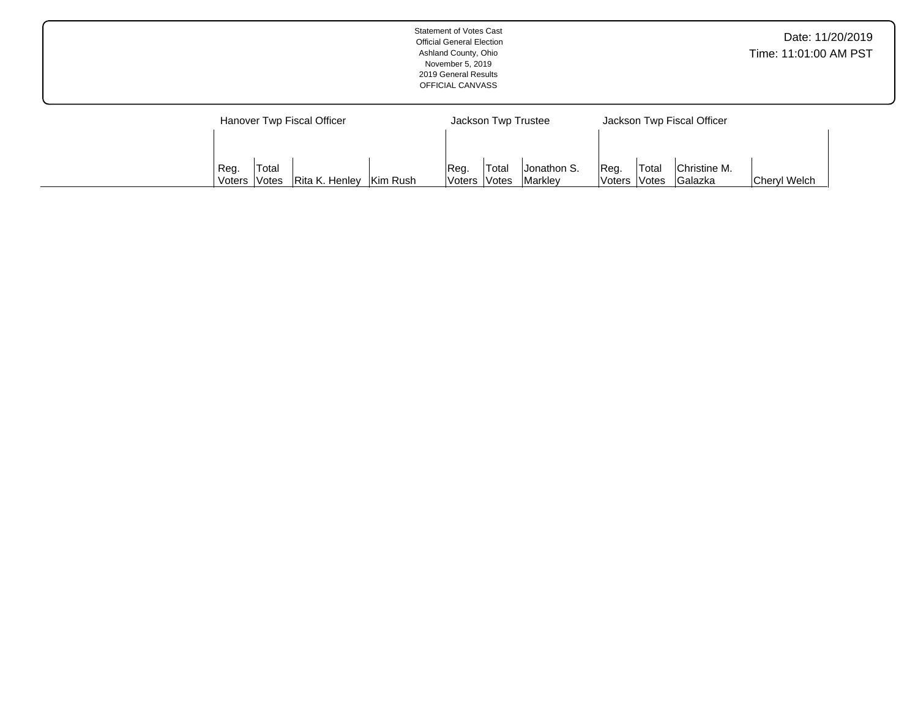Statement of Votes Cast
Official General Election
Ashland County, Ohio
November 5, 2019
2019 General Results
OFFICIAL CANVASS

Date: 11/20/2019
Time: 11:01:00 AM PST

| | Hanover Twp Fiscal Officer | | | | Jackson Twp Trustee | | | Jackson Twp Fiscal Officer | | | |
|---|---|---|---|---|---|---|---|---|---|---|---|
| | Reg. Voters | Total Votes | Rita K. Henley | Kim Rush | Reg. Voters | Total Votes | Jonathon S. Markley | Reg. Voters | Total Votes | Christine M. Galazka | Cheryl Welch |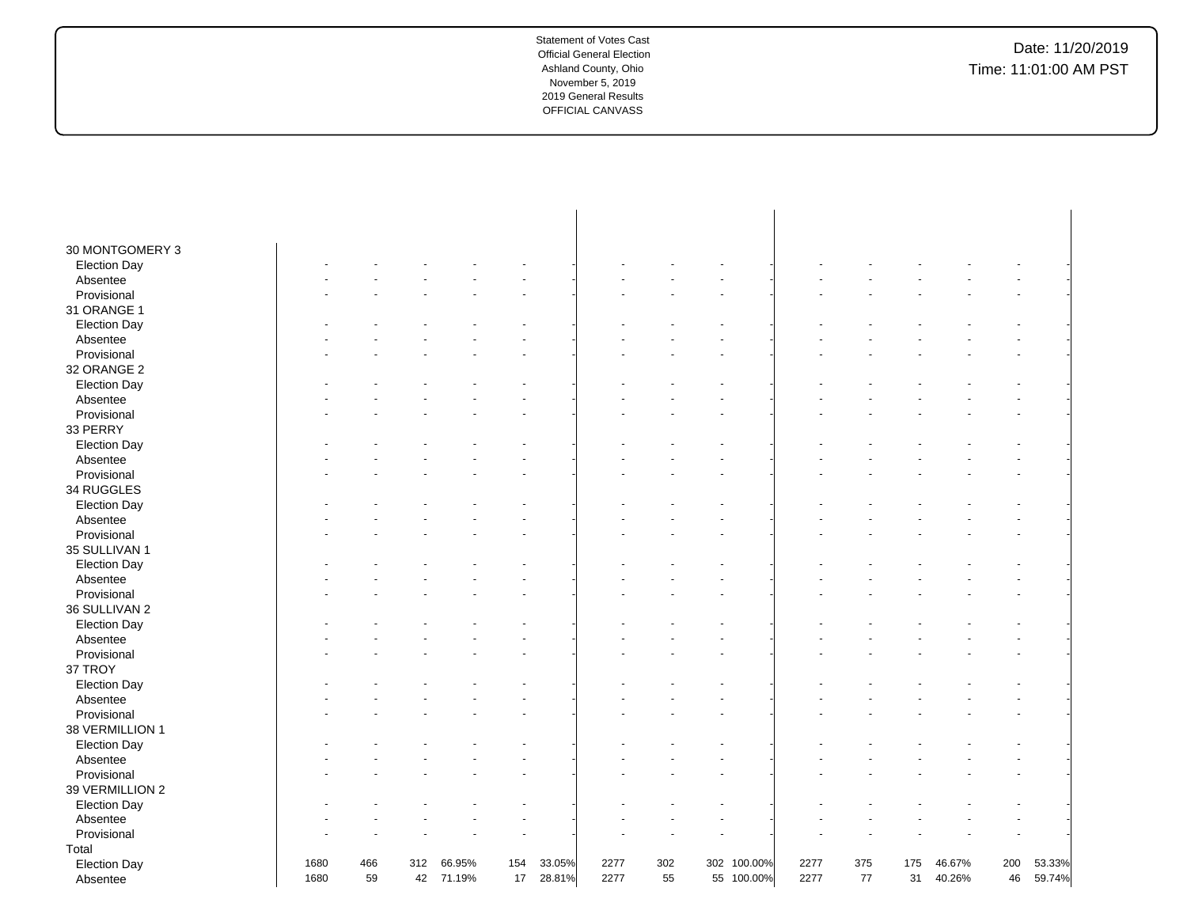Statement of Votes Cast
Official General Election
Ashland County, Ohio
November 5, 2019
2019 General Results
OFFICIAL CANVASS

Date: 11/20/2019
Time: 11:01:00 AM PST

| | | | | | | | | | | | | | | | | | |
|---|---|---|---|---|---|---|---|---|---|---|---|---|---|---|---|---|---|
| **30 MONTGOMERY 3** | | | | | | | | | | | | | | | | | |
| Election Day | - | - | - | - | - | - | - | - | - | - | - | - | - | - | - | - | - |
| Absentee | - | - | - | - | - | - | - | - | - | - | - | - | - | - | - | - | - |
| Provisional | - | - | - | - | - | - | - | - | - | - | - | - | - | - | - | - | - |
| **31 ORANGE 1** | | | | | | | | | | | | | | | | | |
| Election Day | - | - | - | - | - | - | - | - | - | - | - | - | - | - | - | - | - |
| Absentee | - | - | - | - | - | - | - | - | - | - | - | - | - | - | - | - | - |
| Provisional | - | - | - | - | - | - | - | - | - | - | - | - | - | - | - | - | - |
| **32 ORANGE 2** | | | | | | | | | | | | | | | | | |
| Election Day | - | - | - | - | - | - | - | - | - | - | - | - | - | - | - | - | - |
| Absentee | - | - | - | - | - | - | - | - | - | - | - | - | - | - | - | - | - |
| Provisional | - | - | - | - | - | - | - | - | - | - | - | - | - | - | - | - | - |
| **33 PERRY** | | | | | | | | | | | | | | | | | |
| Election Day | - | - | - | - | - | - | - | - | - | - | - | - | - | - | - | - | - |
| Absentee | - | - | - | - | - | - | - | - | - | - | - | - | - | - | - | - | - |
| Provisional | - | - | - | - | - | - | - | - | - | - | - | - | - | - | - | - | - |
| **34 RUGGLES** | | | | | | | | | | | | | | | | | |
| Election Day | - | - | - | - | - | - | - | - | - | - | - | - | - | - | - | - | - |
| Absentee | - | - | - | - | - | - | - | - | - | - | - | - | - | - | - | - | - |
| Provisional | - | - | - | - | - | - | - | - | - | - | - | - | - | - | - | - | - |
| **35 SULLIVAN 1** | | | | | | | | | | | | | | | | | |
| Election Day | - | - | - | - | - | - | - | - | - | - | - | - | - | - | - | - | - |
| Absentee | - | - | - | - | - | - | - | - | - | - | - | - | - | - | - | - | - |
| Provisional | - | - | - | - | - | - | - | - | - | - | - | - | - | - | - | - | - |
| **36 SULLIVAN 2** | | | | | | | | | | | | | | | | | |
| Election Day | - | - | - | - | - | - | - | - | - | - | - | - | - | - | - | - | - |
| Absentee | - | - | - | - | - | - | - | - | - | - | - | - | - | - | - | - | - |
| Provisional | - | - | - | - | - | - | - | - | - | - | - | - | - | - | - | - | - |
| **37 TROY** | | | | | | | | | | | | | | | | | |
| Election Day | - | - | - | - | - | - | - | - | - | - | - | - | - | - | - | - | - |
| Absentee | - | - | - | - | - | - | - | - | - | - | - | - | - | - | - | - | - |
| Provisional | - | - | - | - | - | - | - | - | - | - | - | - | - | - | - | - | - |
| **38 VERMILLION 1** | | | | | | | | | | | | | | | | | |
| Election Day | - | - | - | - | - | - | - | - | - | - | - | - | - | - | - | - | - |
| Absentee | - | - | - | - | - | - | - | - | - | - | - | - | - | - | - | - | - |
| Provisional | - | - | - | - | - | - | - | - | - | - | - | - | - | - | - | - | - |
| **39 VERMILLION 2** | | | | | | | | | | | | | | | | | |
| Election Day | - | - | - | - | - | - | - | - | - | - | - | - | - | - | - | - | - |
| Absentee | - | - | - | - | - | - | - | - | - | - | - | - | - | - | - | - | - |
| Provisional | - | - | - | - | - | - | - | - | - | - | - | - | - | - | - | - | - |
| **Total** | | | | | | | | | | | | | | | | | |
| Election Day | 1680 | 466 | 312 | 66.95% | 154 | 33.05% | 2277 | 302 | 302 | 100.00% | 2277 | 375 | 175 | 46.67% | 200 | 53.33% | |
| Absentee | 1680 | 59 | 42 | 71.19% | 17 | 28.81% | 2277 | 55 | 55 | 100.00% | 2277 | 77 | 31 | 40.26% | 46 | 59.74% | |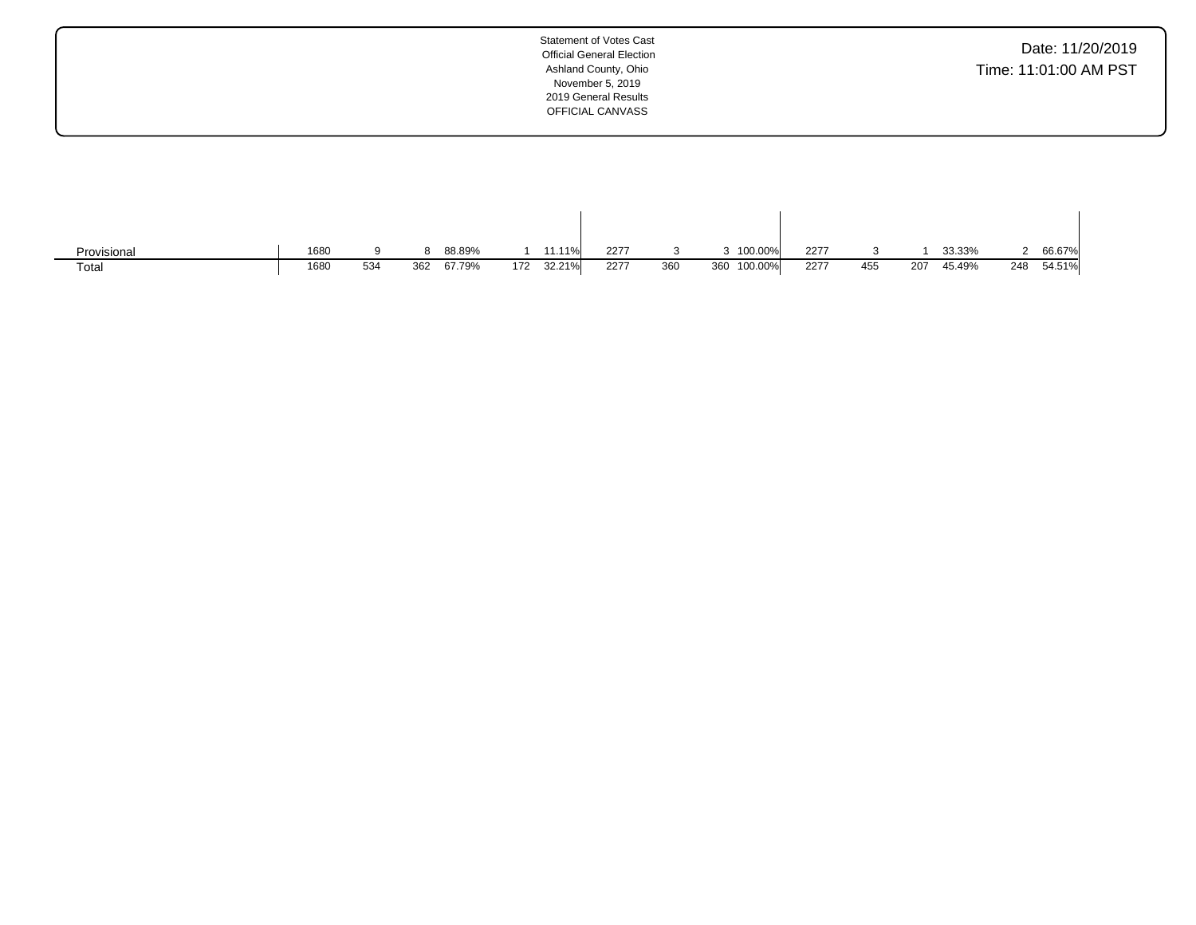Statement of Votes Cast
Official General Election
Ashland County, Ohio
November 5, 2019
2019 General Results
OFFICIAL CANVASS

Date: 11/20/2019
Time: 11:01:00 AM PST

| | | | | | | | | | | | | | | | | | |
|---|---|---|---|---|---|---|---|---|---|---|---|---|---|---|---|---|---|
| Provisional | 1680 | 9 | 8 | 88.89% | 1 | 11.11% | 2277 | 3 | 3 | 100.00% | 2277 | 3 | 1 | 33.33% | 2 | 66.67% |
| Total | 1680 | 534 | 362 | 67.79% | 172 | 32.21% | 2277 | 360 | 360 | 100.00% | 2277 | 455 | 207 | 45.49% | 248 | 54.51% |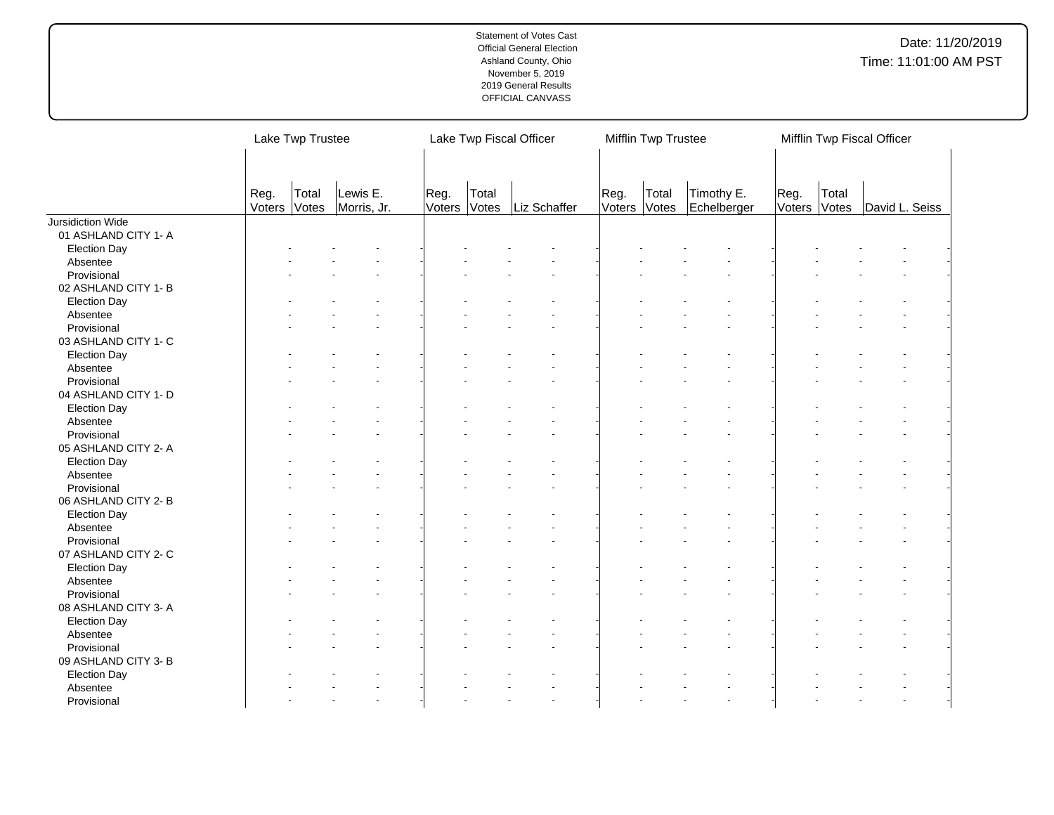| | Lake Twp Trustee | | | | Lake Twp Fiscal Officer | | | | Mifflin Twp Trustee | | | | Mifflin Twp Fiscal Officer | | | |
|---|---|---|---|---|---|---|---|---|---|---|---|---|---|---|---|---|
| | Reg. Voters | Total Votes | Lewis E. Morris, Jr. | | Reg. Voters | Total Votes | Liz Schaffer | | Reg. Voters | Total Votes | Timothy E. Echelberger | | Reg. Voters | Total Votes | David L. Seiss | |
| Jursidiction Wide | | | | | | | | | | | | | | | | |
| 01 ASHLAND CITY 1- A | | | | | | | | | | | | | | | | |
| Election Day | - | - | - | - | - | - | - | - | - | - | - | - | - | - | - | - |
| Absentee | - | - | - | - | - | - | - | - | - | - | - | - | - | - | - | - |
| Provisional | - | - | - | - | - | - | - | - | - | - | - | - | - | - | - | - |
| 02 ASHLAND CITY 1- B | | | | | | | | | | | | | | | | |
| Election Day | - | - | - | - | - | - | - | - | - | - | - | - | - | - | - | - |
| Absentee | - | - | - | - | - | - | - | - | - | - | - | - | - | - | - | - |
| Provisional | - | - | - | - | - | - | - | - | - | - | - | - | - | - | - | - |
| 03 ASHLAND CITY 1- C | | | | | | | | | | | | | | | | |
| Election Day | - | - | - | - | - | - | - | - | - | - | - | - | - | - | - | - |
| Absentee | - | - | - | - | - | - | - | - | - | - | - | - | - | - | - | - |
| Provisional | - | - | - | - | - | - | - | - | - | - | - | - | - | - | - | - |
| 04 ASHLAND CITY 1- D | | | | | | | | | | | | | | | | |
| Election Day | - | - | - | - | - | - | - | - | - | - | - | - | - | - | - | - |
| Absentee | - | - | - | - | - | - | - | - | - | - | - | - | - | - | - | - |
| Provisional | - | - | - | - | - | - | - | - | - | - | - | - | - | - | - | - |
| 05 ASHLAND CITY 2- A | | | | | | | | | | | | | | | | |
| Election Day | - | - | - | - | - | - | - | - | - | - | - | - | - | - | - | - |
| Absentee | - | - | - | - | - | - | - | - | - | - | - | - | - | - | - | - |
| Provisional | - | - | - | - | - | - | - | - | - | - | - | - | - | - | - | - |
| 06 ASHLAND CITY 2- B | | | | | | | | | | | | | | | | |
| Election Day | - | - | - | - | - | - | - | - | - | - | - | - | - | - | - | - |
| Absentee | - | - | - | - | - | - | - | - | - | - | - | - | - | - | - | - |
| Provisional | - | - | - | - | - | - | - | - | - | - | - | - | - | - | - | - |
| 07 ASHLAND CITY 2- C | | | | | | | | | | | | | | | | |
| Election Day | - | - | - | - | - | - | - | - | - | - | - | - | - | - | - | - |
| Absentee | - | - | - | - | - | - | - | - | - | - | - | - | - | - | - | - |
| Provisional | - | - | - | - | - | - | - | - | - | - | - | - | - | - | - | - |
| 08 ASHLAND CITY 3- A | | | | | | | | | | | | | | | | |
| Election Day | - | - | - | - | - | - | - | - | - | - | - | - | - | - | - | - |
| Absentee | - | - | - | - | - | - | - | - | - | - | - | - | - | - | - | - |
| Provisional | - | - | - | - | - | - | - | - | - | - | - | - | - | - | - | - |
| 09 ASHLAND CITY 3- B | | | | | | | | | | | | | | | | |
| Election Day | - | - | - | - | - | - | - | - | - | - | - | - | - | - | - | - |
| Absentee | - | - | - | - | - | - | - | - | - | - | - | - | - | - | - | - |
| Provisional | - | - | - | - | - | - | - | - | - | - | - | - | - | - | - | - |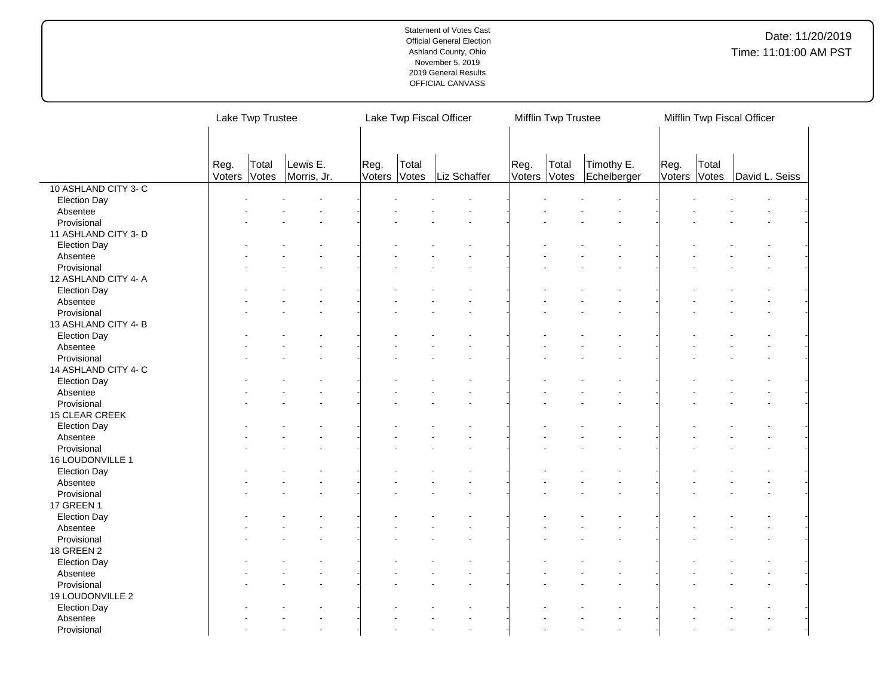Statement of Votes Cast
Official General Election
Ashland County, Ohio
November 5, 2019
2019 General Results
OFFICIAL CANVASS

Date: 11/20/2019
Time: 11:01:00 AM PST

| | Lake Twp Trustee | | | Lake Twp Fiscal Officer | | | Mifflin Twp Trustee | | | Mifflin Twp Fiscal Officer | | |
|---|---|---|---|---|---|---|---|---|---|---|---|---|
| | Reg. Voters | Total Votes | Lewis E. Morris, Jr. | Reg. Voters | Total Votes | Liz Schaffer | Reg. Voters | Total Votes | Timothy E. Echelberger | Reg. Voters | Total Votes | David L. Seiss |
| 10 ASHLAND CITY 3- C | | | | | | | | | | | | |
| Election Day | - | - | - | - | - | - | - | - | - | - | - | - |
| Absentee | - | - | - | - | - | - | - | - | - | - | - | - |
| Provisional | - | - | - | - | - | - | - | - | - | - | - | - |
| 11 ASHLAND CITY 3- D | | | | | | | | | | | | |
| Election Day | - | - | - | - | - | - | - | - | - | - | - | - |
| Absentee | - | - | - | - | - | - | - | - | - | - | - | - |
| Provisional | - | - | - | - | - | - | - | - | - | - | - | - |
| 12 ASHLAND CITY 4- A | | | | | | | | | | | | |
| Election Day | - | - | - | - | - | - | - | - | - | - | - | - |
| Absentee | - | - | - | - | - | - | - | - | - | - | - | - |
| Provisional | - | - | - | - | - | - | - | - | - | - | - | - |
| 13 ASHLAND CITY 4- B | | | | | | | | | | | | |
| Election Day | - | - | - | - | - | - | - | - | - | - | - | - |
| Absentee | - | - | - | - | - | - | - | - | - | - | - | - |
| Provisional | - | - | - | - | - | - | - | - | - | - | - | - |
| 14 ASHLAND CITY 4- C | | | | | | | | | | | | |
| Election Day | - | - | - | - | - | - | - | - | - | - | - | - |
| Absentee | - | - | - | - | - | - | - | - | - | - | - | - |
| Provisional | - | - | - | - | - | - | - | - | - | - | - | - |
| 15 CLEAR CREEK | | | | | | | | | | | | |
| Election Day | - | - | - | - | - | - | - | - | - | - | - | - |
| Absentee | - | - | - | - | - | - | - | - | - | - | - | - |
| Provisional | - | - | - | - | - | - | - | - | - | - | - | - |
| 16 LOUDONVILLE 1 | | | | | | | | | | | | |
| Election Day | - | - | - | - | - | - | - | - | - | - | - | - |
| Absentee | - | - | - | - | - | - | - | - | - | - | - | - |
| Provisional | - | - | - | - | - | - | - | - | - | - | - | - |
| 17 GREEN 1 | | | | | | | | | | | | |
| Election Day | - | - | - | - | - | - | - | - | - | - | - | - |
| Absentee | - | - | - | - | - | - | - | - | - | - | - | - |
| Provisional | - | - | - | - | - | - | - | - | - | - | - | - |
| 18 GREEN 2 | | | | | | | | | | | | |
| Election Day | - | - | - | - | - | - | - | - | - | - | - | - |
| Absentee | - | - | - | - | - | - | - | - | - | - | - | - |
| Provisional | - | - | - | - | - | - | - | - | - | - | - | - |
| 19 LOUDONVILLE 2 | | | | | | | | | | | | |
| Election Day | - | - | - | - | - | - | - | - | - | - | - | - |
| Absentee | - | - | - | - | - | - | - | - | - | - | - | - |
| Provisional | - | - | - | - | - | - | - | - | - | - | - | - |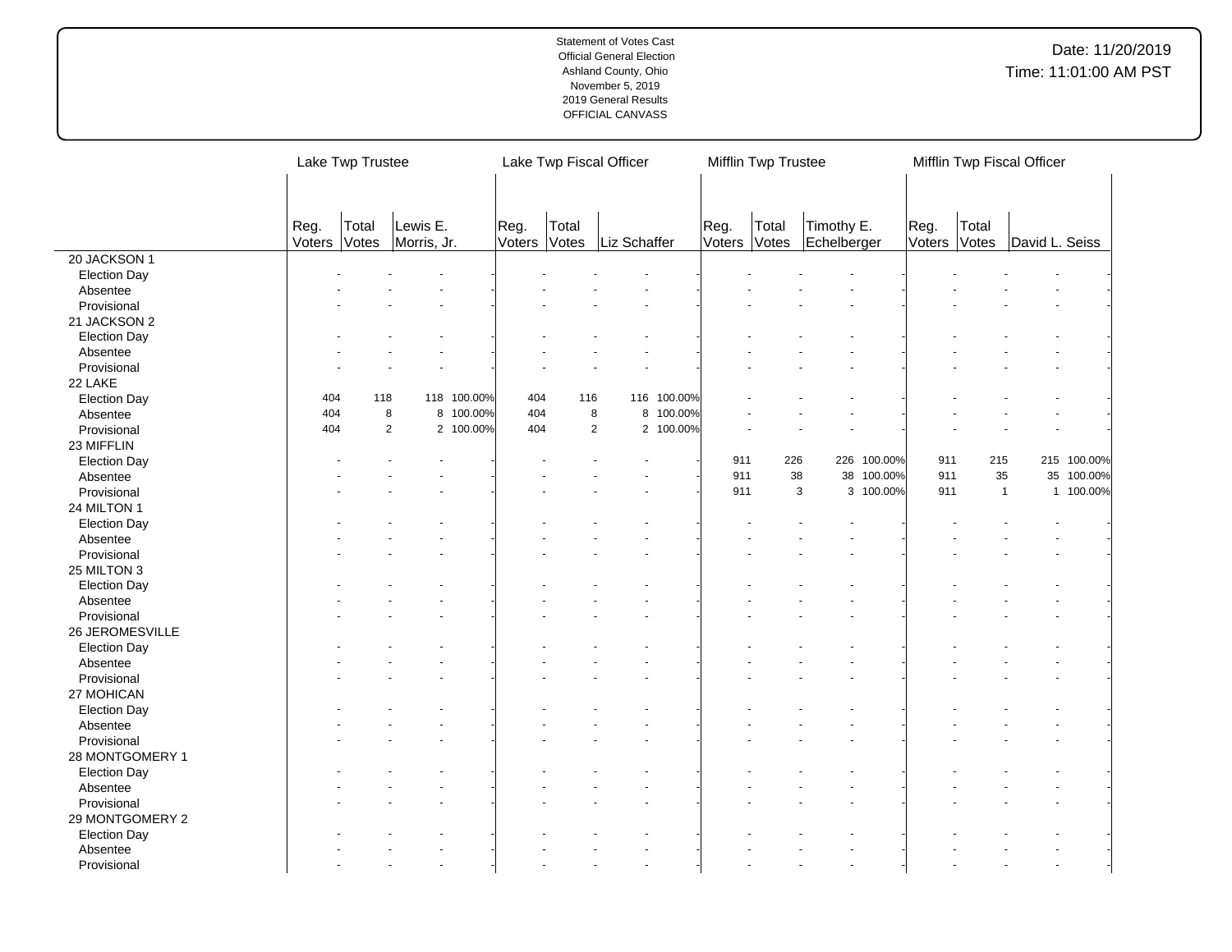Statement of Votes Cast
Official General Election
Ashland County, Ohio
November 5, 2019
2019 General Results
OFFICIAL CANVASS

Date: 11/20/2019
Time: 11:01:00 AM PST

| | Lake Twp Trustee | | | | Lake Twp Fiscal Officer | | | | Mifflin Twp Trustee | | | | Mifflin Twp Fiscal Officer | | | |
|---|---|---|---|---|---|---|---|---|---|---|---|---|---|---|---|---|
| | Reg. Voters | Total Votes | Lewis E. Morris, Jr. | | Reg. Voters | Total Votes | Liz Schaffer | | Reg. Voters | Total Votes | Timothy E. Echelberger | | Reg. Voters | Total Votes | David L. Seiss | |
| 20 JACKSON 1 | | | | | | | | | | | | | | | | |
| Election Day | - | - | - | - | - | - | - | - | - | - | - | - | - | - | - | - |
| Absentee | - | - | - | - | - | - | - | - | - | - | - | - | - | - | - | - |
| Provisional | - | - | - | - | - | - | - | - | - | - | - | - | - | - | - | - |
| 21 JACKSON 2 | | | | | | | | | | | | | | | | |
| Election Day | - | - | - | - | - | - | - | - | - | - | - | - | - | - | - | - |
| Absentee | - | - | - | - | - | - | - | - | - | - | - | - | - | - | - | - |
| Provisional | - | - | - | - | - | - | - | - | - | - | - | - | - | - | - | - |
| 22 LAKE | | | | | | | | | | | | | | | | |
| Election Day | 404 | 118 | 118 | 100.00% | 404 | 116 | 116 | 100.00% | - | - | - | - | - | - | - | - |
| Absentee | 404 | 8 | 8 | 100.00% | 404 | 8 | 8 | 100.00% | - | - | - | - | - | - | - | - |
| Provisional | 404 | 2 | 2 | 100.00% | 404 | 2 | 2 | 100.00% | - | - | - | - | - | - | - | - |
| 23 MIFFLIN | | | | | | | | | | | | | | | | |
| Election Day | - | - | - | - | - | - | - | - | 911 | 226 | 226 | 100.00% | 911 | 215 | 215 | 100.00% |
| Absentee | - | - | - | - | - | - | - | - | 911 | 38 | 38 | 100.00% | 911 | 35 | 35 | 100.00% |
| Provisional | - | - | - | - | - | - | - | - | 911 | 3 | 3 | 100.00% | 911 | 1 | 1 | 100.00% |
| 24 MILTON 1 | | | | | | | | | | | | | | | | |
| Election Day | - | - | - | - | - | - | - | - | - | - | - | - | - | - | - | - |
| Absentee | - | - | - | - | - | - | - | - | - | - | - | - | - | - | - | - |
| Provisional | - | - | - | - | - | - | - | - | - | - | - | - | - | - | - | - |
| 25 MILTON 3 | | | | | | | | | | | | | | | | |
| Election Day | - | - | - | - | - | - | - | - | - | - | - | - | - | - | - | - |
| Absentee | - | - | - | - | - | - | - | - | - | - | - | - | - | - | - | - |
| Provisional | - | - | - | - | - | - | - | - | - | - | - | - | - | - | - | - |
| 26 JEROMESVILLE | | | | | | | | | | | | | | | | |
| Election Day | - | - | - | - | - | - | - | - | - | - | - | - | - | - | - | - |
| Absentee | - | - | - | - | - | - | - | - | - | - | - | - | - | - | - | - |
| Provisional | - | - | - | - | - | - | - | - | - | - | - | - | - | - | - | - |
| 27 MOHICAN | | | | | | | | | | | | | | | | |
| Election Day | - | - | - | - | - | - | - | - | - | - | - | - | - | - | - | - |
| Absentee | - | - | - | - | - | - | - | - | - | - | - | - | - | - | - | - |
| Provisional | - | - | - | - | - | - | - | - | - | - | - | - | - | - | - | - |
| 28 MONTGOMERY 1 | | | | | | | | | | | | | | | | |
| Election Day | - | - | - | - | - | - | - | - | - | - | - | - | - | - | - | - |
| Absentee | - | - | - | - | - | - | - | - | - | - | - | - | - | - | - | - |
| Provisional | - | - | - | - | - | - | - | - | - | - | - | - | - | - | - | - |
| 29 MONTGOMERY 2 | | | | | | | | | | | | | | | | |
| Election Day | - | - | - | - | - | - | - | - | - | - | - | - | - | - | - | - |
| Absentee | - | - | - | - | - | - | - | - | - | - | - | - | - | - | - | - |
| Provisional | - | - | - | - | - | - | - | - | - | - | - | - | - | - | - | - |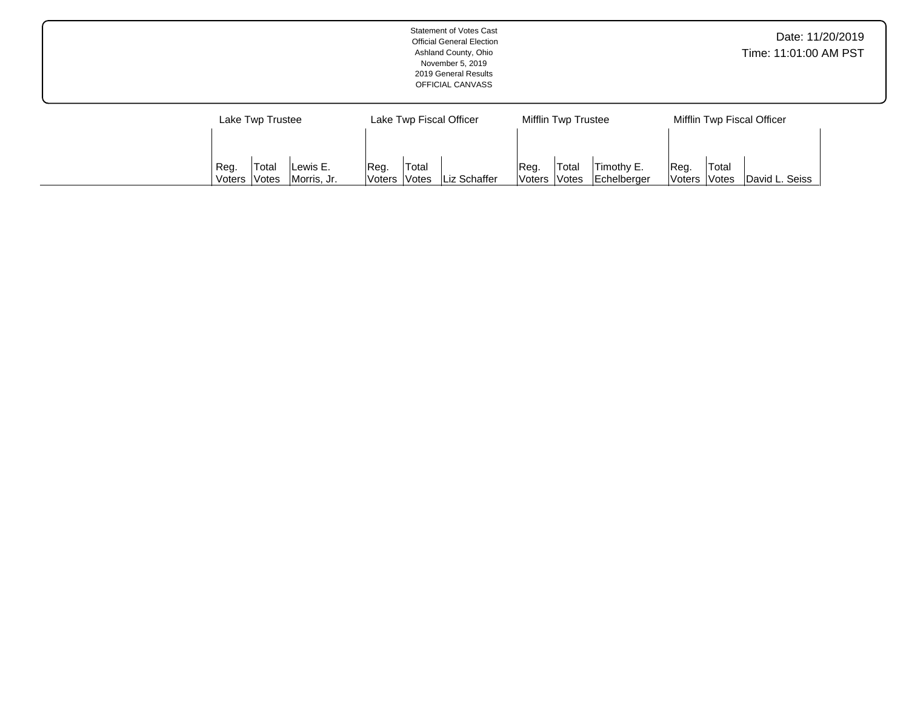Statement of Votes Cast
Official General Election
Ashland County, Ohio
November 5, 2019
2019 General Results
OFFICIAL CANVASS

Date: 11/20/2019
Time: 11:01:00 AM PST

| | Lake Twp Trustee | | | Lake Twp Fiscal Officer | | | Mifflin Twp Trustee | | | Mifflin Twp Fiscal Officer | | |
|---|---|---|---|---|---|---|---|---|---|---|---|---|
| | Reg. Voters | Total Votes | Lewis E. Morris, Jr. | Reg. Voters | Total Votes | Liz Schaffer | Reg. Voters | Total Votes | Timothy E. Echelberger | Reg. Voters | Total Votes | David L. Seiss |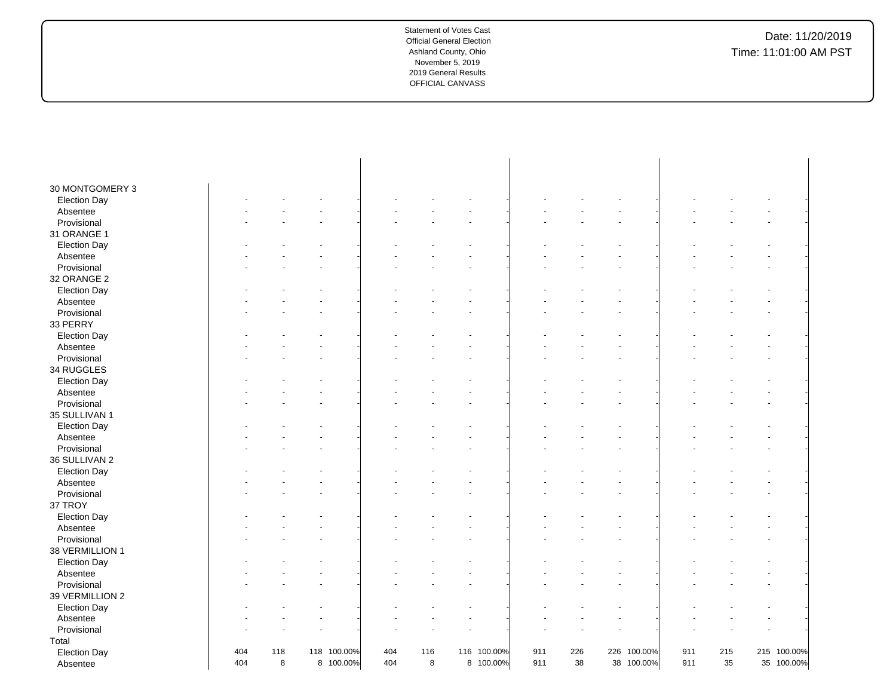Statement of Votes Cast
Official General Election
Ashland County, Ohio
November 5, 2019
2019 General Results
OFFICIAL CANVASS

Date: 11/20/2019
Time: 11:01:00 AM PST

| | | | | | | | | | | | | | | | | |
|---|---|---|---|---|---|---|---|---|---|---|---|---|---|---|---|---|
| 30 MONTGOMERY 3 | | | | | | | | | | | | | | | | |
| Election Day | - | - | - | - | - | - | - | - | - | - | - | - | - | - | - | - |
| Absentee | - | - | - | - | - | - | - | - | - | - | - | - | - | - | - | - |
| Provisional | - | - | - | - | - | - | - | - | - | - | - | - | - | - | - | - |
| 31 ORANGE 1 | | | | | | | | | | | | | | | | |
| Election Day | - | - | - | - | - | - | - | - | - | - | - | - | - | - | - | - |
| Absentee | - | - | - | - | - | - | - | - | - | - | - | - | - | - | - | - |
| Provisional | - | - | - | - | - | - | - | - | - | - | - | - | - | - | - | - |
| 32 ORANGE 2 | | | | | | | | | | | | | | | | |
| Election Day | - | - | - | - | - | - | - | - | - | - | - | - | - | - | - | - |
| Absentee | - | - | - | - | - | - | - | - | - | - | - | - | - | - | - | - |
| Provisional | - | - | - | - | - | - | - | - | - | - | - | - | - | - | - | - |
| 33 PERRY | | | | | | | | | | | | | | | | |
| Election Day | - | - | - | - | - | - | - | - | - | - | - | - | - | - | - | - |
| Absentee | - | - | - | - | - | - | - | - | - | - | - | - | - | - | - | - |
| Provisional | - | - | - | - | - | - | - | - | - | - | - | - | - | - | - | - |
| 34 RUGGLES | | | | | | | | | | | | | | | | |
| Election Day | - | - | - | - | - | - | - | - | - | - | - | - | - | - | - | - |
| Absentee | - | - | - | - | - | - | - | - | - | - | - | - | - | - | - | - |
| Provisional | - | - | - | - | - | - | - | - | - | - | - | - | - | - | - | - |
| 35 SULLIVAN 1 | | | | | | | | | | | | | | | | |
| Election Day | - | - | - | - | - | - | - | - | - | - | - | - | - | - | - | - |
| Absentee | - | - | - | - | - | - | - | - | - | - | - | - | - | - | - | - |
| Provisional | - | - | - | - | - | - | - | - | - | - | - | - | - | - | - | - |
| 36 SULLIVAN 2 | | | | | | | | | | | | | | | | |
| Election Day | - | - | - | - | - | - | - | - | - | - | - | - | - | - | - | - |
| Absentee | - | - | - | - | - | - | - | - | - | - | - | - | - | - | - | - |
| Provisional | - | - | - | - | - | - | - | - | - | - | - | - | - | - | - | - |
| 37 TROY | | | | | | | | | | | | | | | | |
| Election Day | - | - | - | - | - | - | - | - | - | - | - | - | - | - | - | - |
| Absentee | - | - | - | - | - | - | - | - | - | - | - | - | - | - | - | - |
| Provisional | - | - | - | - | - | - | - | - | - | - | - | - | - | - | - | - |
| 38 VERMILLION 1 | | | | | | | | | | | | | | | | |
| Election Day | - | - | - | - | - | - | - | - | - | - | - | - | - | - | - | - |
| Absentee | - | - | - | - | - | - | - | - | - | - | - | - | - | - | - | - |
| Provisional | - | - | - | - | - | - | - | - | - | - | - | - | - | - | - | - |
| 39 VERMILLION 2 | | | | | | | | | | | | | | | | |
| Election Day | - | - | - | - | - | - | - | - | - | - | - | - | - | - | - | - |
| Absentee | - | - | - | - | - | - | - | - | - | - | - | - | - | - | - | - |
| Provisional | - | - | - | - | - | - | - | - | - | - | - | - | - | - | - | - |
| Total | | | | | | | | | | | | | | | | |
| Election Day | 404 | 118 | 118 | 100.00% | 404 | 116 | 116 | 100.00% | 911 | 226 | 226 | 100.00% | 911 | 215 | 215 | 100.00% |
| Absentee | 404 | 8 | 8 | 100.00% | 404 | 8 | 8 | 100.00% | 911 | 38 | 38 | 100.00% | 911 | 35 | 35 | 100.00% |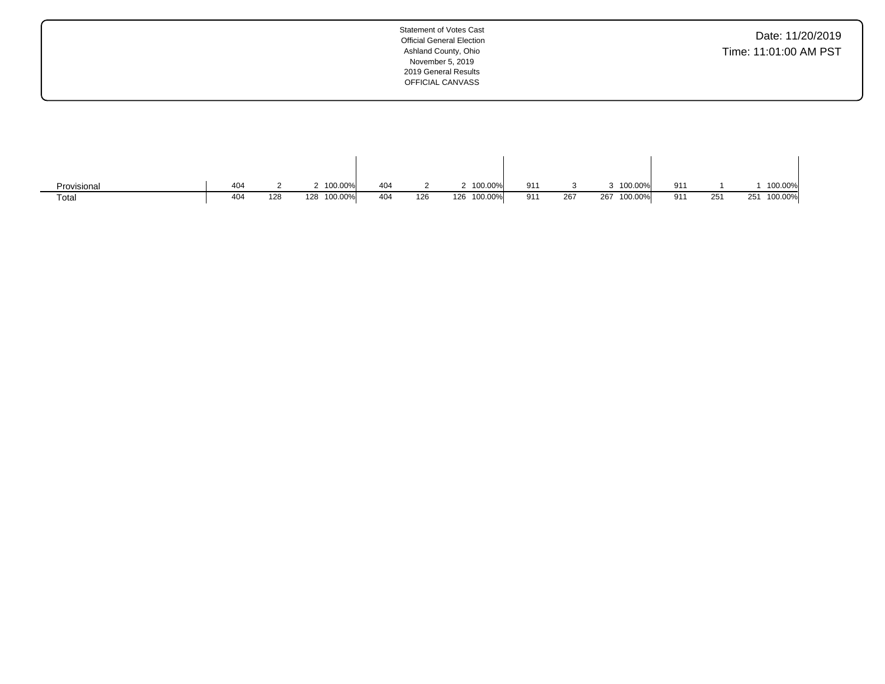Statement of Votes Cast
Official General Election
Ashland County, Ohio
November 5, 2019
2019 General Results
OFFICIAL CANVASS

Date: 11/20/2019
Time: 11:01:00 AM PST

| | | | | | | | | | | | | | | | | |
|---|---|---|---|---|---|---|---|---|---|---|---|---|---|---|---|---|
| Provisional | 404 | 2 | 2 | 100.00% | 404 | 2 | 2 | 100.00% | 911 | 3 | 3 | 100.00% | 911 | 1 | 1 | 100.00% |
| Total | 404 | 128 | 128 | 100.00% | 404 | 126 | 126 | 100.00% | 911 | 267 | 267 | 100.00% | 911 | 251 | 251 | 100.00% |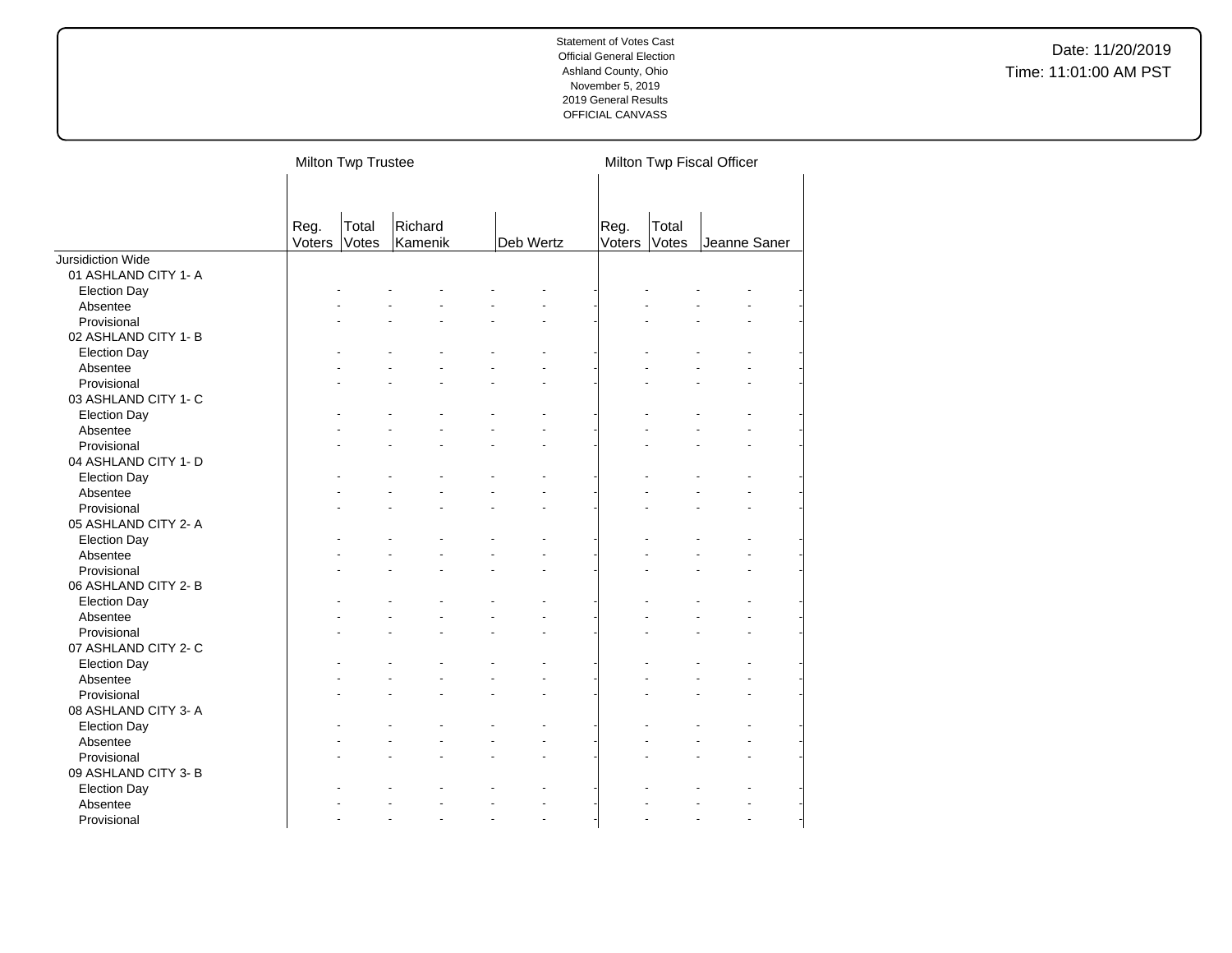| | Milton Twp Trustee | | | | | | Milton Twp Fiscal Officer | | | |
|---|---|---|---|---|---|---|---|---|---|---|
| | Reg. Voters | Total Votes | Richard Kamenik | | Deb Wertz | | Reg. Voters | Total Votes | Jeanne Saner | |
| Jursidiction Wide | | | | | | | | | | |
| 01 ASHLAND CITY 1- A | | | | | | | | | | |
| Election Day | - | - | - | - | - | - | - | - | - | - |
| Absentee | - | - | - | - | - | - | - | - | - | - |
| Provisional | - | - | - | - | - | - | - | - | - | - |
| 02 ASHLAND CITY 1- B | | | | | | | | | | |
| Election Day | - | - | - | - | - | - | - | - | - | - |
| Absentee | - | - | - | - | - | - | - | - | - | - |
| Provisional | - | - | - | - | - | - | - | - | - | - |
| 03 ASHLAND CITY 1- C | | | | | | | | | | |
| Election Day | - | - | - | - | - | - | - | - | - | - |
| Absentee | - | - | - | - | - | - | - | - | - | - |
| Provisional | - | - | - | - | - | - | - | - | - | - |
| 04 ASHLAND CITY 1- D | | | | | | | | | | |
| Election Day | - | - | - | - | - | - | - | - | - | - |
| Absentee | - | - | - | - | - | - | - | - | - | - |
| Provisional | - | - | - | - | - | - | - | - | - | - |
| 05 ASHLAND CITY 2- A | | | | | | | | | | |
| Election Day | - | - | - | - | - | - | - | - | - | - |
| Absentee | - | - | - | - | - | - | - | - | - | - |
| Provisional | - | - | - | - | - | - | - | - | - | - |
| 06 ASHLAND CITY 2- B | | | | | | | | | | |
| Election Day | - | - | - | - | - | - | - | - | - | - |
| Absentee | - | - | - | - | - | - | - | - | - | - |
| Provisional | - | - | - | - | - | - | - | - | - | - |
| 07 ASHLAND CITY 2- C | | | | | | | | | | |
| Election Day | - | - | - | - | - | - | - | - | - | - |
| Absentee | - | - | - | - | - | - | - | - | - | - |
| Provisional | - | - | - | - | - | - | - | - | - | - |
| 08 ASHLAND CITY 3- A | | | | | | | | | | |
| Election Day | - | - | - | - | - | - | - | - | - | - |
| Absentee | - | - | - | - | - | - | - | - | - | - |
| Provisional | - | - | - | - | - | - | - | - | - | - |
| 09 ASHLAND CITY 3- B | | | | | | | | | | |
| Election Day | - | - | - | - | - | - | - | - | - | - |
| Absentee | - | - | - | - | - | - | - | - | - | - |
| Provisional | - | - | - | - | - | - | - | - | - | - |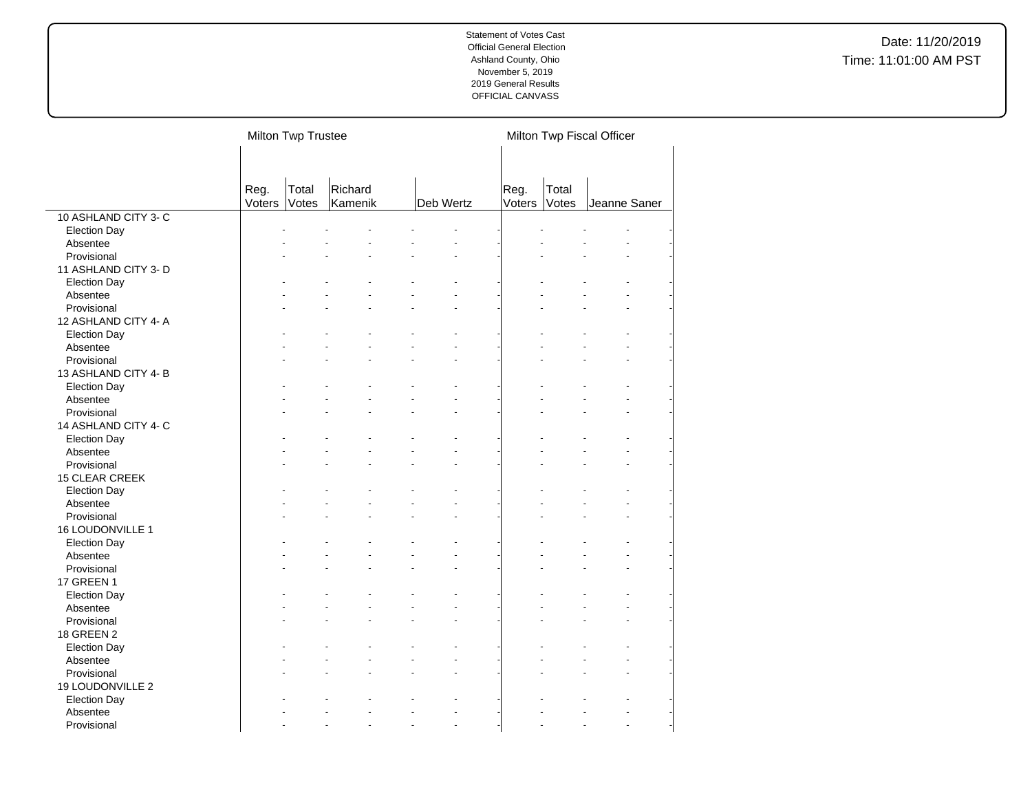| | Milton Twp Trustee | | | | | | Milton Twp Fiscal Officer | | | |
|---|---|---|---|---|---|---|---|---|---|---|
| | Reg. Voters | Total Votes | Richard Kamenik | | Deb Wertz | | Reg. Voters | Total Votes | Jeanne Saner | |
| 10 ASHLAND CITY 3- C | | | | | | | | | | |
| Election Day | - | - | - | - | - | - | - | - | - | - |
| Absentee | - | - | - | - | - | - | - | - | - | - |
| Provisional | - | - | - | - | - | - | - | - | - | - |
| 11 ASHLAND CITY 3- D | | | | | | | | | | |
| Election Day | - | - | - | - | - | - | - | - | - | - |
| Absentee | - | - | - | - | - | - | - | - | - | - |
| Provisional | - | - | - | - | - | - | - | - | - | - |
| 12 ASHLAND CITY 4- A | | | | | | | | | | |
| Election Day | - | - | - | - | - | - | - | - | - | - |
| Absentee | - | - | - | - | - | - | - | - | - | - |
| Provisional | - | - | - | - | - | - | - | - | - | - |
| 13 ASHLAND CITY 4- B | | | | | | | | | | |
| Election Day | - | - | - | - | - | - | - | - | - | - |
| Absentee | - | - | - | - | - | - | - | - | - | - |
| Provisional | - | - | - | - | - | - | - | - | - | - |
| 14 ASHLAND CITY 4- C | | | | | | | | | | |
| Election Day | - | - | - | - | - | - | - | - | - | - |
| Absentee | - | - | - | - | - | - | - | - | - | - |
| Provisional | - | - | - | - | - | - | - | - | - | - |
| 15 CLEAR CREEK | | | | | | | | | | |
| Election Day | - | - | - | - | - | - | - | - | - | - |
| Absentee | - | - | - | - | - | - | - | - | - | - |
| Provisional | - | - | - | - | - | - | - | - | - | - |
| 16 LOUDONVILLE 1 | | | | | | | | | | |
| Election Day | - | - | - | - | - | - | - | - | - | - |
| Absentee | - | - | - | - | - | - | - | - | - | - |
| Provisional | - | - | - | - | - | - | - | - | - | - |
| 17 GREEN 1 | | | | | | | | | | |
| Election Day | - | - | - | - | - | - | - | - | - | - |
| Absentee | - | - | - | - | - | - | - | - | - | - |
| Provisional | - | - | - | - | - | - | - | - | - | - |
| 18 GREEN 2 | | | | | | | | | | |
| Election Day | - | - | - | - | - | - | - | - | - | - |
| Absentee | - | - | - | - | - | - | - | - | - | - |
| Provisional | - | - | - | - | - | - | - | - | - | - |
| 19 LOUDONVILLE 2 | | | | | | | | | | |
| Election Day | - | - | - | - | - | - | - | - | - | - |
| Absentee | - | - | - | - | - | - | - | - | - | - |
| Provisional | - | - | - | - | - | - | - | - | - | - |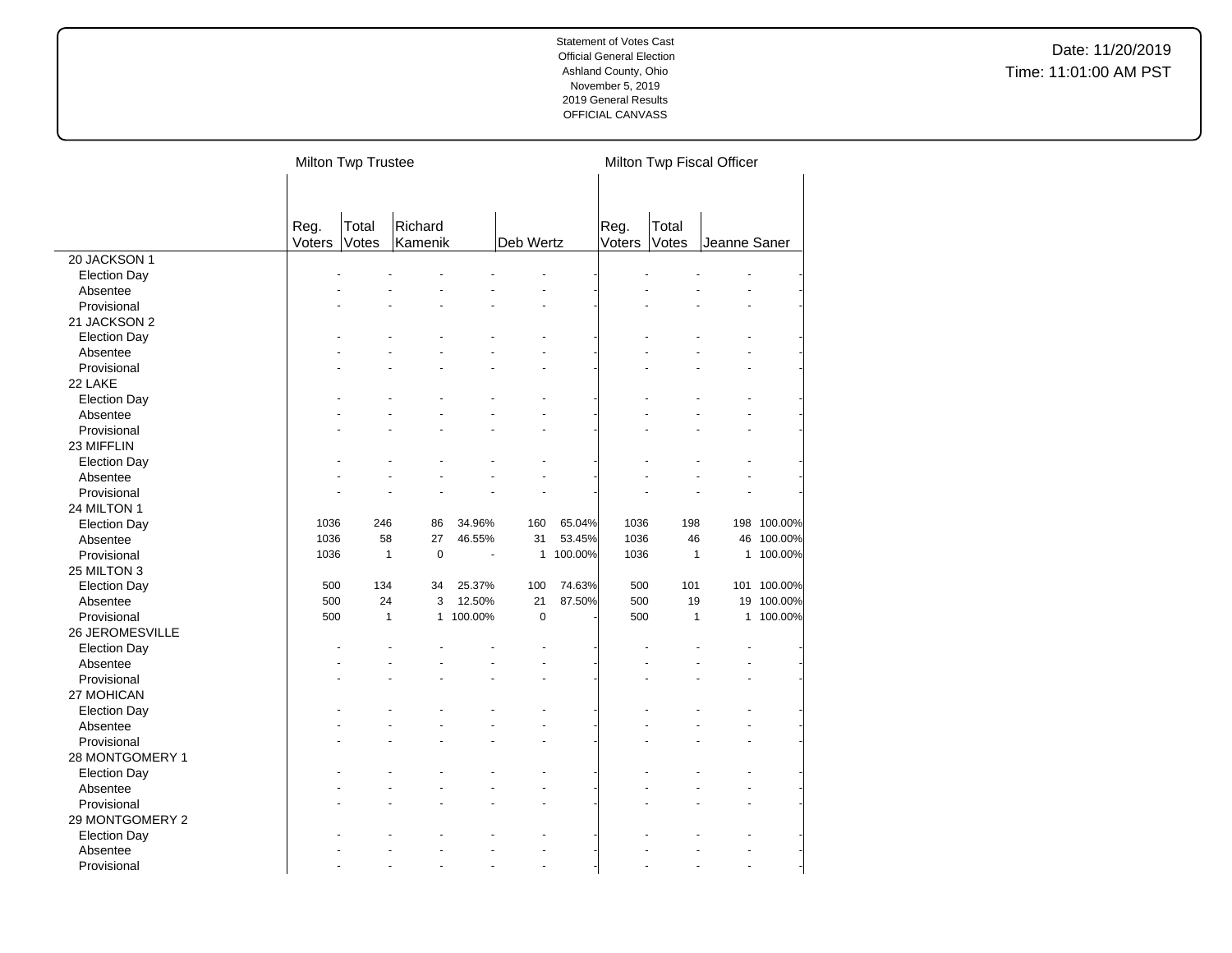Statement of Votes Cast
Official General Election
Ashland County, Ohio
November 5, 2019
2019 General Results
OFFICIAL CANVASS

Date: 11/20/2019
Time: 11:01:00 AM PST

| | Milton Twp Trustee | | | | | | Milton Twp Fiscal Officer | | | |
|---|---|---|---|---|---|---|---|---|---|---|
| | Reg. Voters | Total Votes | Richard Kamenik | | Deb Wertz | | Reg. Voters | Total Votes | Jeanne Saner | |
| 20 JACKSON 1 | | | | | | | | | | |
| Election Day | - | - | - | - | - | - | - | - | - | - |
| Absentee | - | - | - | - | - | - | - | - | - | - |
| Provisional | - | - | - | - | - | - | - | - | - | - |
| 21 JACKSON 2 | | | | | | | | | | |
| Election Day | - | - | - | - | - | - | - | - | - | - |
| Absentee | - | - | - | - | - | - | - | - | - | - |
| Provisional | - | - | - | - | - | - | - | - | - | - |
| 22 LAKE | | | | | | | | | | |
| Election Day | - | - | - | - | - | - | - | - | - | - |
| Absentee | - | - | - | - | - | - | - | - | - | - |
| Provisional | - | - | - | - | - | - | - | - | - | - |
| 23 MIFFLIN | | | | | | | | | | |
| Election Day | - | - | - | - | - | - | - | - | - | - |
| Absentee | - | - | - | - | - | - | - | - | - | - |
| Provisional | - | - | - | - | - | - | - | - | - | - |
| 24 MILTON 1 | | | | | | | | | | |
| Election Day | 1036 | 246 | 86 | 34.96% | 160 | 65.04% | 1036 | 198 | 198 | 100.00% |
| Absentee | 1036 | 58 | 27 | 46.55% | 31 | 53.45% | 1036 | 46 | 46 | 100.00% |
| Provisional | 1036 | 1 | 0 | - | 1 | 100.00% | 1036 | 1 | 1 | 100.00% |
| 25 MILTON 3 | | | | | | | | | | |
| Election Day | 500 | 134 | 34 | 25.37% | 100 | 74.63% | 500 | 101 | 101 | 100.00% |
| Absentee | 500 | 24 | 3 | 12.50% | 21 | 87.50% | 500 | 19 | 19 | 100.00% |
| Provisional | 500 | 1 | 1 | 100.00% | 0 | - | 500 | 1 | 1 | 100.00% |
| 26 JEROMESVILLE | | | | | | | | | | |
| Election Day | - | - | - | - | - | - | - | - | - | - |
| Absentee | - | - | - | - | - | - | - | - | - | - |
| Provisional | - | - | - | - | - | - | - | - | - | - |
| 27 MOHICAN | | | | | | | | | | |
| Election Day | - | - | - | - | - | - | - | - | - | - |
| Absentee | - | - | - | - | - | - | - | - | - | - |
| Provisional | - | - | - | - | - | - | - | - | - | - |
| 28 MONTGOMERY 1 | | | | | | | | | | |
| Election Day | - | - | - | - | - | - | - | - | - | - |
| Absentee | - | - | - | - | - | - | - | - | - | - |
| Provisional | - | - | - | - | - | - | - | - | - | - |
| 29 MONTGOMERY 2 | | | | | | | | | | |
| Election Day | - | - | - | - | - | - | - | - | - | - |
| Absentee | - | - | - | - | - | - | - | - | - | - |
| Provisional | - | - | - | - | - | - | - | - | - | - |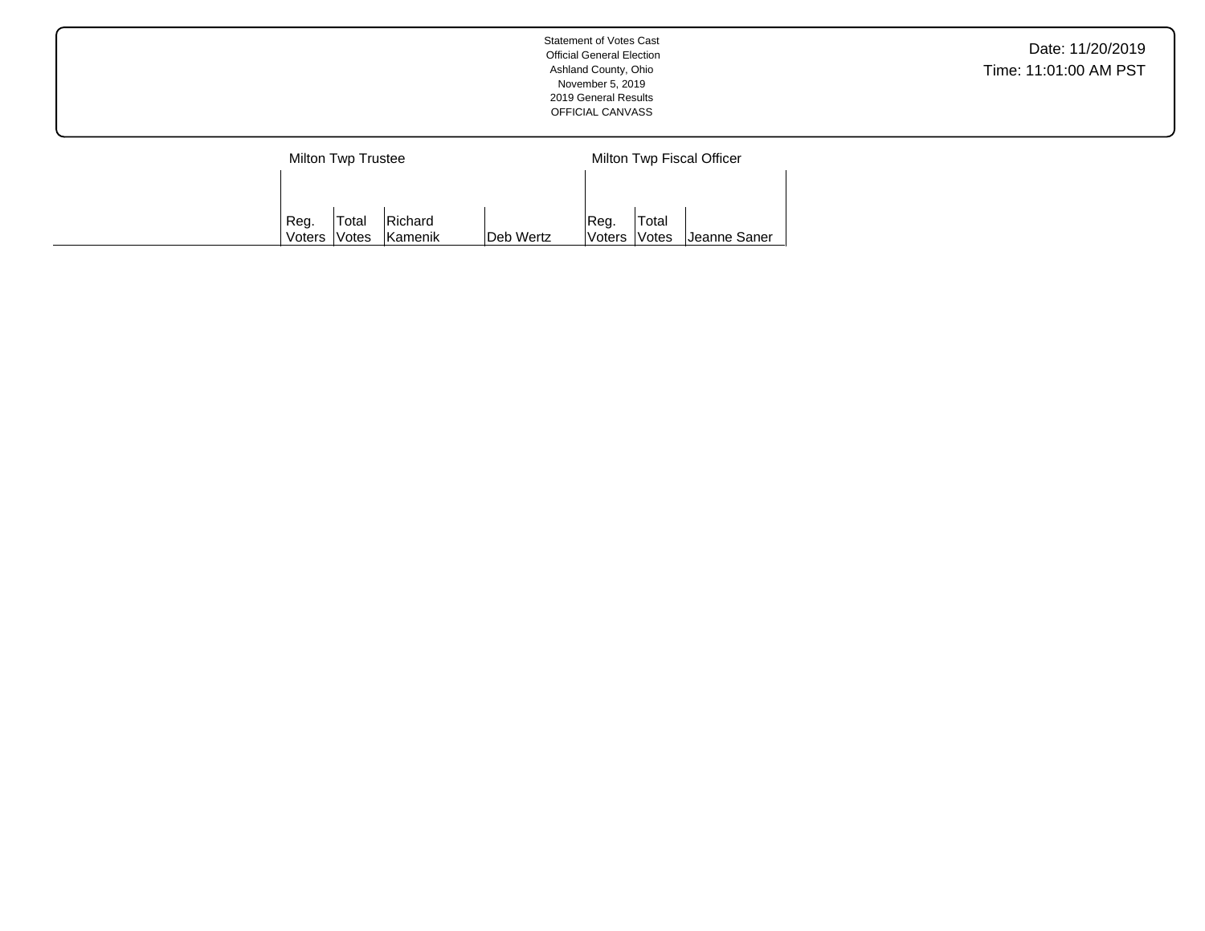Statement of Votes Cast
Official General Election
Ashland County, Ohio
November 5, 2019
2019 General Results
OFFICIAL CANVASS

Date: 11/20/2019
Time: 11:01:00 AM PST

| | Milton Twp Trustee | | | | Milton Twp Fiscal Officer | | |
|---|---|---|---|---|---|---|---|
| | Reg. Voters | Total Votes | Richard Kamenik | Deb Wertz | Reg. Voters | Total Votes | Jeanne Saner |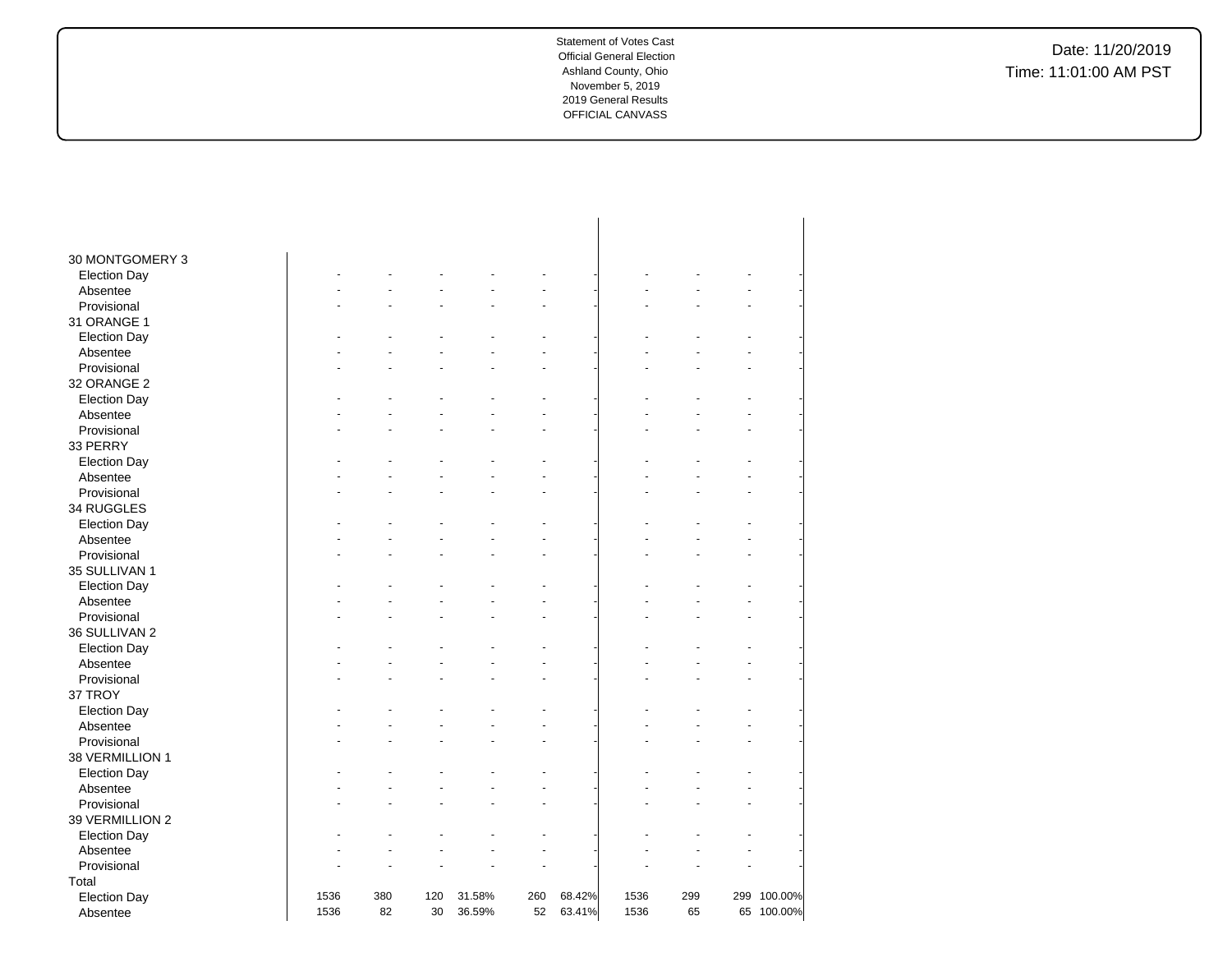Statement of Votes Cast
Official General Election
Ashland County, Ohio
November 5, 2019
2019 General Results
OFFICIAL CANVASS

Date: 11/20/2019
Time: 11:01:00 AM PST

| | | | | | | | | | | |
|---|---|---|---|---|---|---|---|---|---|---|
| 30 MONTGOMERY 3 | | | | | | | | | | |
| Election Day | - | - | - | - | - | - | - | - | - | - |
| Absentee | - | - | - | - | - | - | - | - | - | - |
| Provisional | - | - | - | - | - | - | - | - | - | - |
| 31 ORANGE 1 | | | | | | | | | | |
| Election Day | - | - | - | - | - | - | - | - | - | - |
| Absentee | - | - | - | - | - | - | - | - | - | - |
| Provisional | - | - | - | - | - | - | - | - | - | - |
| 32 ORANGE 2 | | | | | | | | | | |
| Election Day | - | - | - | - | - | - | - | - | - | - |
| Absentee | - | - | - | - | - | - | - | - | - | - |
| Provisional | - | - | - | - | - | - | - | - | - | - |
| 33 PERRY | | | | | | | | | | |
| Election Day | - | - | - | - | - | - | - | - | - | - |
| Absentee | - | - | - | - | - | - | - | - | - | - |
| Provisional | - | - | - | - | - | - | - | - | - | - |
| 34 RUGGLES | | | | | | | | | | |
| Election Day | - | - | - | - | - | - | - | - | - | - |
| Absentee | - | - | - | - | - | - | - | - | - | - |
| Provisional | - | - | - | - | - | - | - | - | - | - |
| 35 SULLIVAN 1 | | | | | | | | | | |
| Election Day | - | - | - | - | - | - | - | - | - | - |
| Absentee | - | - | - | - | - | - | - | - | - | - |
| Provisional | - | - | - | - | - | - | - | - | - | - |
| 36 SULLIVAN 2 | | | | | | | | | | |
| Election Day | - | - | - | - | - | - | - | - | - | - |
| Absentee | - | - | - | - | - | - | - | - | - | - |
| Provisional | - | - | - | - | - | - | - | - | - | - |
| 37 TROY | | | | | | | | | | |
| Election Day | - | - | - | - | - | - | - | - | - | - |
| Absentee | - | - | - | - | - | - | - | - | - | - |
| Provisional | - | - | - | - | - | - | - | - | - | - |
| 38 VERMILLION 1 | | | | | | | | | | |
| Election Day | - | - | - | - | - | - | - | - | - | - |
| Absentee | - | - | - | - | - | - | - | - | - | - |
| Provisional | - | - | - | - | - | - | - | - | - | - |
| 39 VERMILLION 2 | | | | | | | | | | |
| Election Day | - | - | - | - | - | - | - | - | - | - |
| Absentee | - | - | - | - | - | - | - | - | - | - |
| Provisional | - | - | - | - | - | - | - | - | - | - |
| Total | | | | | | | | | | |
| Election Day | 1536 | 380 | 120 | 31.58% | 260 | 68.42% | 1536 | 299 | 299 | 100.00% |
| Absentee | 1536 | 82 | 30 | 36.59% | 52 | 63.41% | 1536 | 65 | 65 | 100.00% |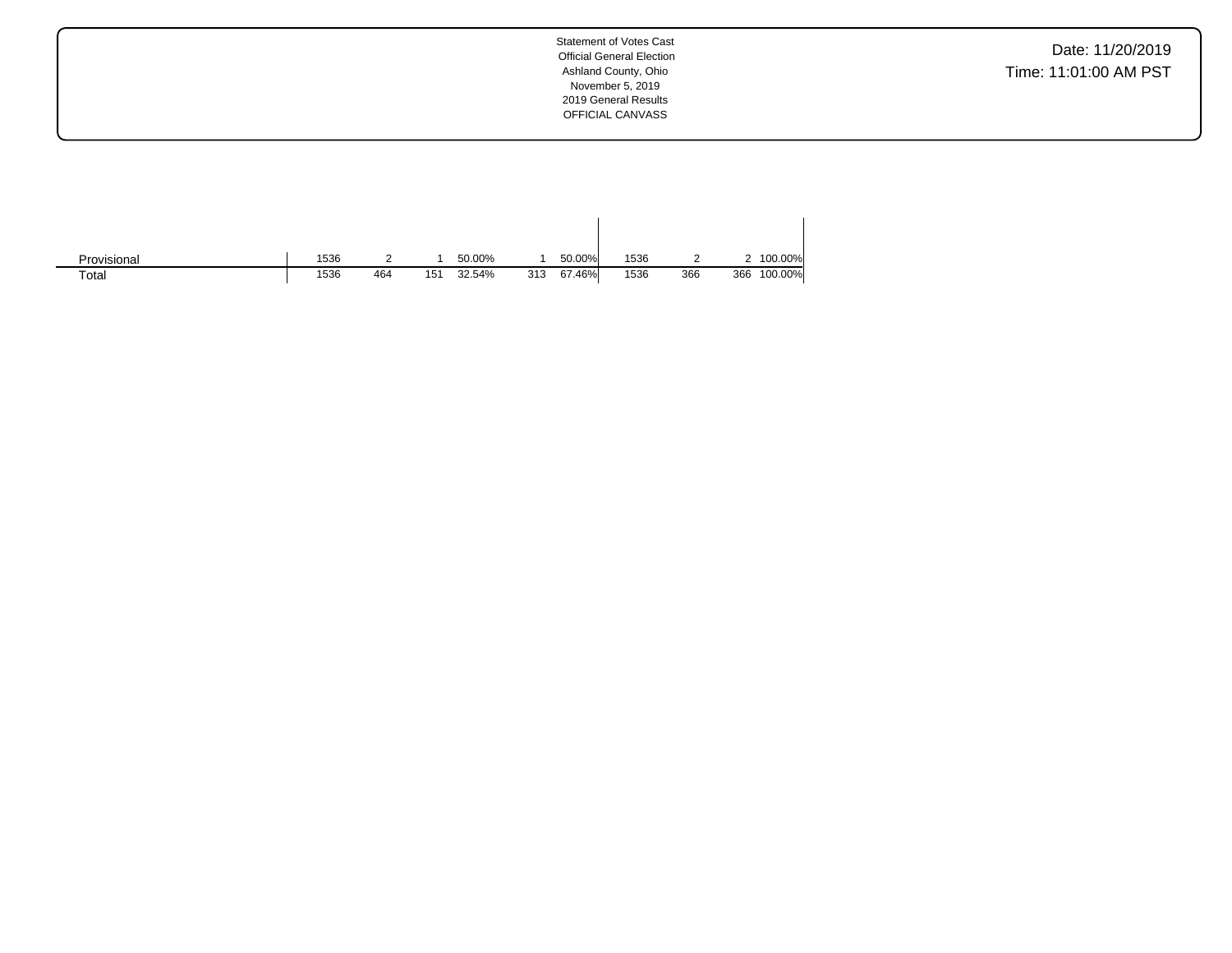Statement of Votes Cast
Official General Election
Ashland County, Ohio
November 5, 2019
2019 General Results
OFFICIAL CANVASS

Date: 11/20/2019
Time: 11:01:00 AM PST

| | | | | | | | | | | |
|---|---|---|---|---|---|---|---|---|---|---|
| Provisional | 1536 | 2 | 1 | 50.00% | 1 | 50.00% | 1536 | 2 | 2 | 100.00% |
| Total | 1536 | 464 | 151 | 32.54% | 313 | 67.46% | 1536 | 366 | 366 | 100.00% |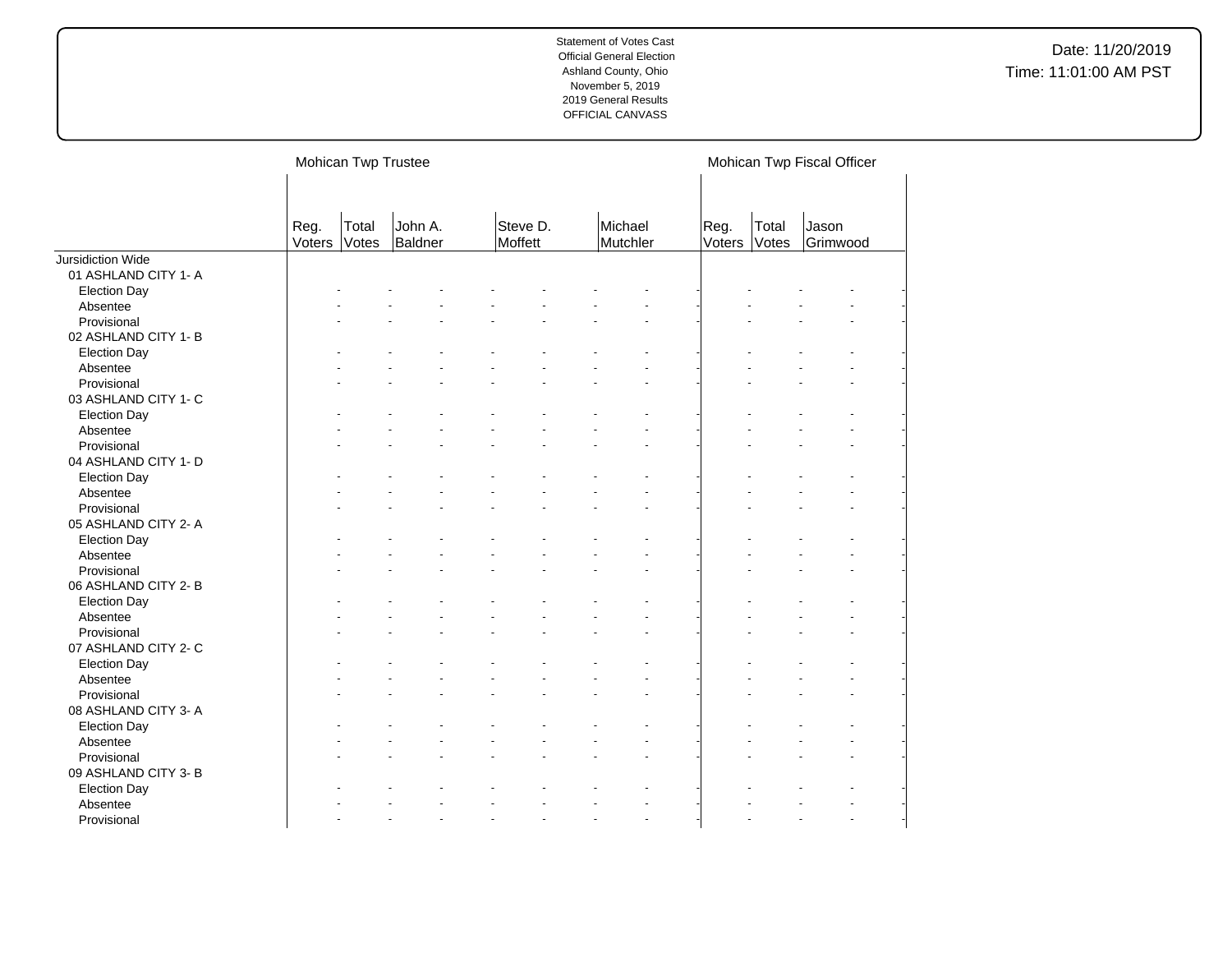Statement of Votes Cast
Official General Election
Ashland County, Ohio
November 5, 2019
2019 General Results
OFFICIAL CANVASS

Date: 11/20/2019
Time: 11:01:00 AM PST

| | Mohican Twp Trustee | | | | | Mohican Twp Fiscal Officer | | |
|---|---|---|---|---|---|---|---|---|
| | Reg. Voters | Total Votes | John A. Baldner | Steve D. Moffett | Michael Mutchler | Reg. Voters | Total Votes | Jason Grimwood |
| Jursidiction Wide | | | | | | | | |
| 01 ASHLAND CITY 1- A | | | | | | | | |
| Election Day | - | - | - | - | - | - | - | - |
| Absentee | - | - | - | - | - | - | - | - |
| Provisional | - | - | - | - | - | - | - | - |
| 02 ASHLAND CITY 1- B | | | | | | | | |
| Election Day | - | - | - | - | - | - | - | - |
| Absentee | - | - | - | - | - | - | - | - |
| Provisional | - | - | - | - | - | - | - | - |
| 03 ASHLAND CITY 1- C | | | | | | | | |
| Election Day | - | - | - | - | - | - | - | - |
| Absentee | - | - | - | - | - | - | - | - |
| Provisional | - | - | - | - | - | - | - | - |
| 04 ASHLAND CITY 1- D | | | | | | | | |
| Election Day | - | - | - | - | - | - | - | - |
| Absentee | - | - | - | - | - | - | - | - |
| Provisional | - | - | - | - | - | - | - | - |
| 05 ASHLAND CITY 2- A | | | | | | | | |
| Election Day | - | - | - | - | - | - | - | - |
| Absentee | - | - | - | - | - | - | - | - |
| Provisional | - | - | - | - | - | - | - | - |
| 06 ASHLAND CITY 2- B | | | | | | | | |
| Election Day | - | - | - | - | - | - | - | - |
| Absentee | - | - | - | - | - | - | - | - |
| Provisional | - | - | - | - | - | - | - | - |
| 07 ASHLAND CITY 2- C | | | | | | | | |
| Election Day | - | - | - | - | - | - | - | - |
| Absentee | - | - | - | - | - | - | - | - |
| Provisional | - | - | - | - | - | - | - | - |
| 08 ASHLAND CITY 3- A | | | | | | | | |
| Election Day | - | - | - | - | - | - | - | - |
| Absentee | - | - | - | - | - | - | - | - |
| Provisional | - | - | - | - | - | - | - | - |
| 09 ASHLAND CITY 3- B | | | | | | | | |
| Election Day | - | - | - | - | - | - | - | - |
| Absentee | - | - | - | - | - | - | - | - |
| Provisional | - | - | - | - | - | - | - | - |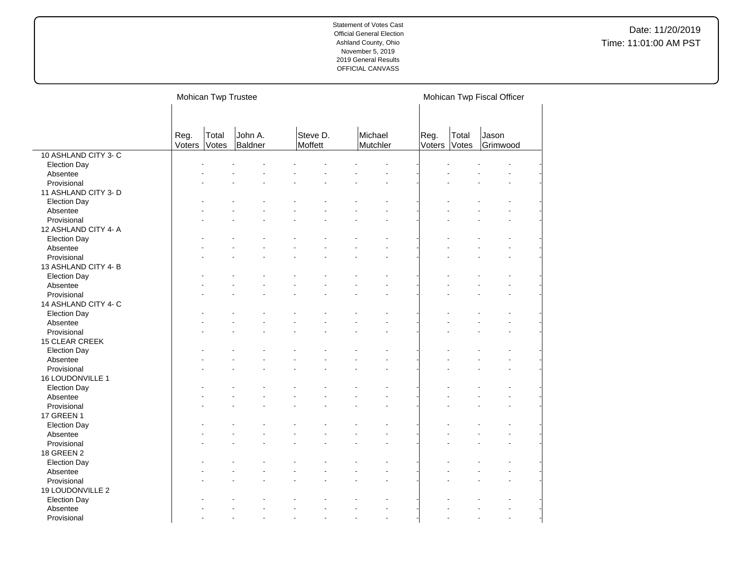Statement of Votes Cast
Official General Election
Ashland County, Ohio
November 5, 2019
2019 General Results
OFFICIAL CANVASS

Date: 11/20/2019
Time: 11:01:00 AM PST

| | Mohican Twp Trustee | | | | | Mohican Twp Fiscal Officer | | |
|---|---|---|---|---|---|---|---|---|
| | Reg. Voters | Total Votes | John A. Baldner | Steve D. Moffett | Michael Mutchler | Reg. Voters | Total Votes | Jason Grimwood |
| 10 ASHLAND CITY 3- C | | | | | | | | |
| Election Day | - | - | - | - | - | - | - | - |
| Absentee | - | - | - | - | - | - | - | - |
| Provisional | - | - | - | - | - | - | - | - |
| 11 ASHLAND CITY 3- D | | | | | | | | |
| Election Day | - | - | - | - | - | - | - | - |
| Absentee | - | - | - | - | - | - | - | - |
| Provisional | - | - | - | - | - | - | - | - |
| 12 ASHLAND CITY 4- A | | | | | | | | |
| Election Day | - | - | - | - | - | - | - | - |
| Absentee | - | - | - | - | - | - | - | - |
| Provisional | - | - | - | - | - | - | - | - |
| 13 ASHLAND CITY 4- B | | | | | | | | |
| Election Day | - | - | - | - | - | - | - | - |
| Absentee | - | - | - | - | - | - | - | - |
| Provisional | - | - | - | - | - | - | - | - |
| 14 ASHLAND CITY 4- C | | | | | | | | |
| Election Day | - | - | - | - | - | - | - | - |
| Absentee | - | - | - | - | - | - | - | - |
| Provisional | - | - | - | - | - | - | - | - |
| 15 CLEAR CREEK | | | | | | | | |
| Election Day | - | - | - | - | - | - | - | - |
| Absentee | - | - | - | - | - | - | - | - |
| Provisional | - | - | - | - | - | - | - | - |
| 16 LOUDONVILLE 1 | | | | | | | | |
| Election Day | - | - | - | - | - | - | - | - |
| Absentee | - | - | - | - | - | - | - | - |
| Provisional | - | - | - | - | - | - | - | - |
| 17 GREEN 1 | | | | | | | | |
| Election Day | - | - | - | - | - | - | - | - |
| Absentee | - | - | - | - | - | - | - | - |
| Provisional | - | - | - | - | - | - | - | - |
| 18 GREEN 2 | | | | | | | | |
| Election Day | - | - | - | - | - | - | - | - |
| Absentee | - | - | - | - | - | - | - | - |
| Provisional | - | - | - | - | - | - | - | - |
| 19 LOUDONVILLE 2 | | | | | | | | |
| Election Day | - | - | - | - | - | - | - | - |
| Absentee | - | - | - | - | - | - | - | - |
| Provisional | - | - | - | - | - | - | - | - |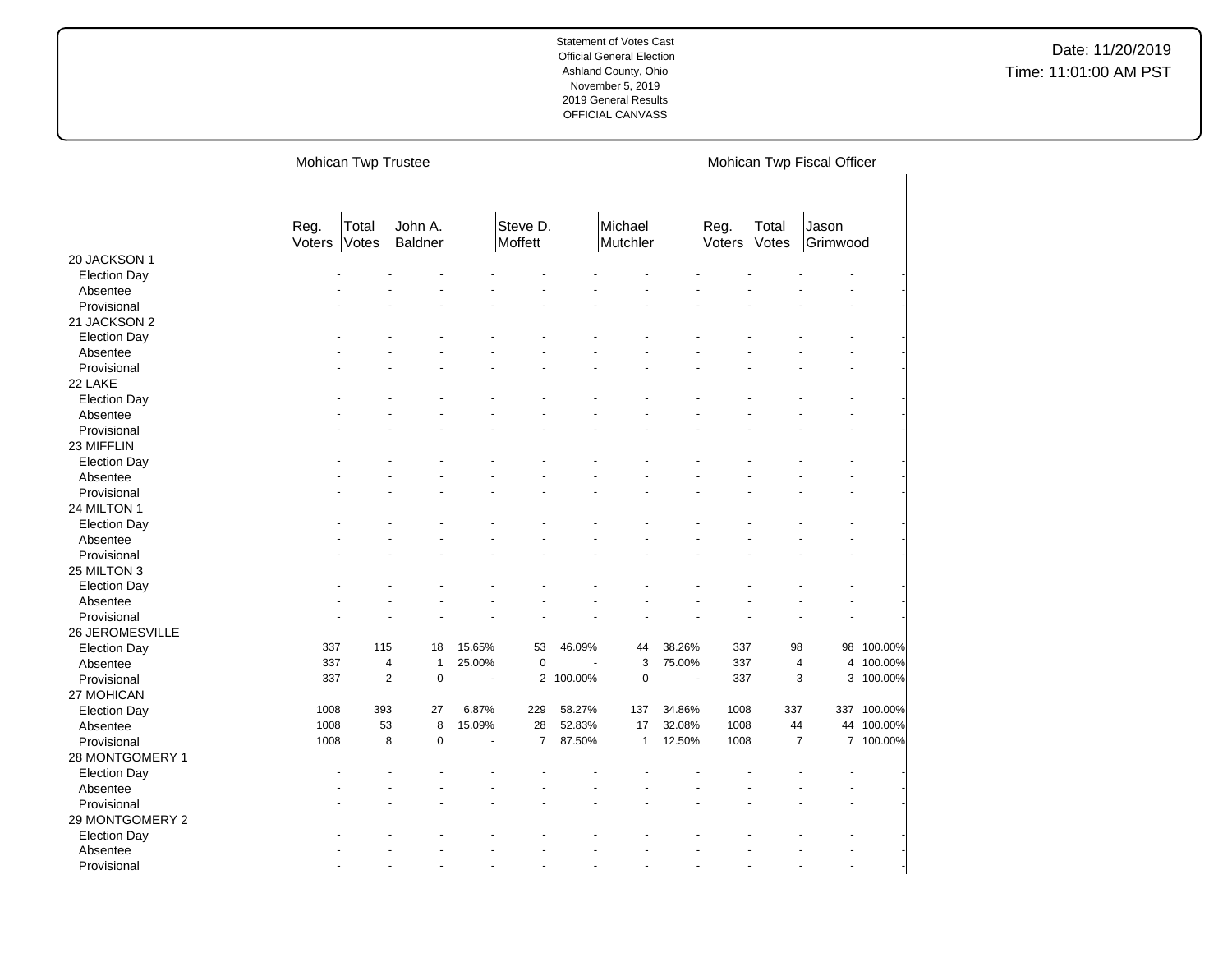Statement of Votes Cast
Official General Election
Ashland County, Ohio
November 5, 2019
2019 General Results
OFFICIAL CANVASS

Date: 11/20/2019
Time: 11:01:00 AM PST

| | Mohican Twp Trustee | | | | | | | | Mohican Twp Fiscal Officer | | | |
|---|---|---|---|---|---|---|---|---|---|---|---|---|
| | Reg. Voters | Total Votes | John A. Baldner | | Steve D. Moffett | | Michael Mutchler | | Reg. Voters | Total Votes | Jason Grimwood | |
| 20 JACKSON 1 | | | | | | | | | | | | |
| Election Day | - | - | - | - | - | - | - | - | - | - | - | - |
| Absentee | - | - | - | - | - | - | - | - | - | - | - | - |
| Provisional | - | - | - | - | - | - | - | - | - | - | - | - |
| 21 JACKSON 2 | | | | | | | | | | | | |
| Election Day | - | - | - | - | - | - | - | - | - | - | - | - |
| Absentee | - | - | - | - | - | - | - | - | - | - | - | - |
| Provisional | - | - | - | - | - | - | - | - | - | - | - | - |
| 22 LAKE | | | | | | | | | | | | |
| Election Day | - | - | - | - | - | - | - | - | - | - | - | - |
| Absentee | - | - | - | - | - | - | - | - | - | - | - | - |
| Provisional | - | - | - | - | - | - | - | - | - | - | - | - |
| 23 MIFFLIN | | | | | | | | | | | | |
| Election Day | - | - | - | - | - | - | - | - | - | - | - | - |
| Absentee | - | - | - | - | - | - | - | - | - | - | - | - |
| Provisional | - | - | - | - | - | - | - | - | - | - | - | - |
| 24 MILTON 1 | | | | | | | | | | | | |
| Election Day | - | - | - | - | - | - | - | - | - | - | - | - |
| Absentee | - | - | - | - | - | - | - | - | - | - | - | - |
| Provisional | - | - | - | - | - | - | - | - | - | - | - | - |
| 25 MILTON 3 | | | | | | | | | | | | |
| Election Day | - | - | - | - | - | - | - | - | - | - | - | - |
| Absentee | - | - | - | - | - | - | - | - | - | - | - | - |
| Provisional | - | - | - | - | - | - | - | - | - | - | - | - |
| 26 JEROMESVILLE | | | | | | | | | | | | |
| Election Day | 337 | 115 | 18 | 15.65% | 53 | 46.09% | 44 | 38.26% | 337 | 98 | 98 | 100.00% |
| Absentee | 337 | 4 | 1 | 25.00% | 0 | - | 3 | 75.00% | 337 | 4 | 4 | 100.00% |
| Provisional | 337 | 2 | 0 | - | 2 | 100.00% | 0 | - | 337 | 3 | 3 | 100.00% |
| 27 MOHICAN | | | | | | | | | | | | |
| Election Day | 1008 | 393 | 27 | 6.87% | 229 | 58.27% | 137 | 34.86% | 1008 | 337 | 337 | 100.00% |
| Absentee | 1008 | 53 | 8 | 15.09% | 28 | 52.83% | 17 | 32.08% | 1008 | 44 | 44 | 100.00% |
| Provisional | 1008 | 8 | 0 | - | 7 | 87.50% | 1 | 12.50% | 1008 | 7 | 7 | 100.00% |
| 28 MONTGOMERY 1 | | | | | | | | | | | | |
| Election Day | - | - | - | - | - | - | - | - | - | - | - | - |
| Absentee | - | - | - | - | - | - | - | - | - | - | - | - |
| Provisional | - | - | - | - | - | - | - | - | - | - | - | - |
| 29 MONTGOMERY 2 | | | | | | | | | | | | |
| Election Day | - | - | - | - | - | - | - | - | - | - | - | - |
| Absentee | - | - | - | - | - | - | - | - | - | - | - | - |
| Provisional | - | - | - | - | - | - | - | - | - | - | - | - |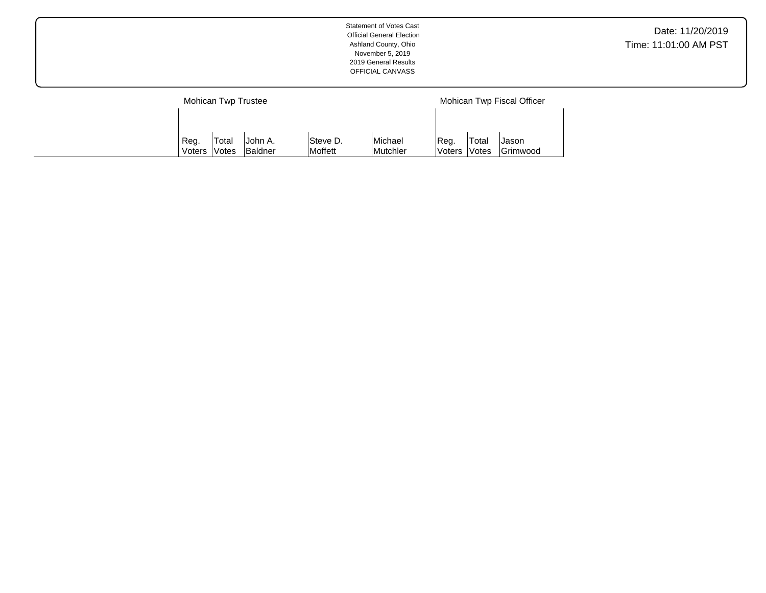Statement of Votes Cast
Official General Election
Ashland County, Ohio
November 5, 2019
2019 General Results
OFFICIAL CANVASS

Date: 11/20/2019
Time: 11:01:00 AM PST

| | Mohican Twp Trustee | | | | | Mohican Twp Fiscal Officer | | |
|---|---|---|---|---|---|---|---|---|
| | Reg. Voters | Total Votes | John A. Baldner | Steve D. Moffett | Michael Mutchler | Reg. Voters | Total Votes | Jason Grimwood |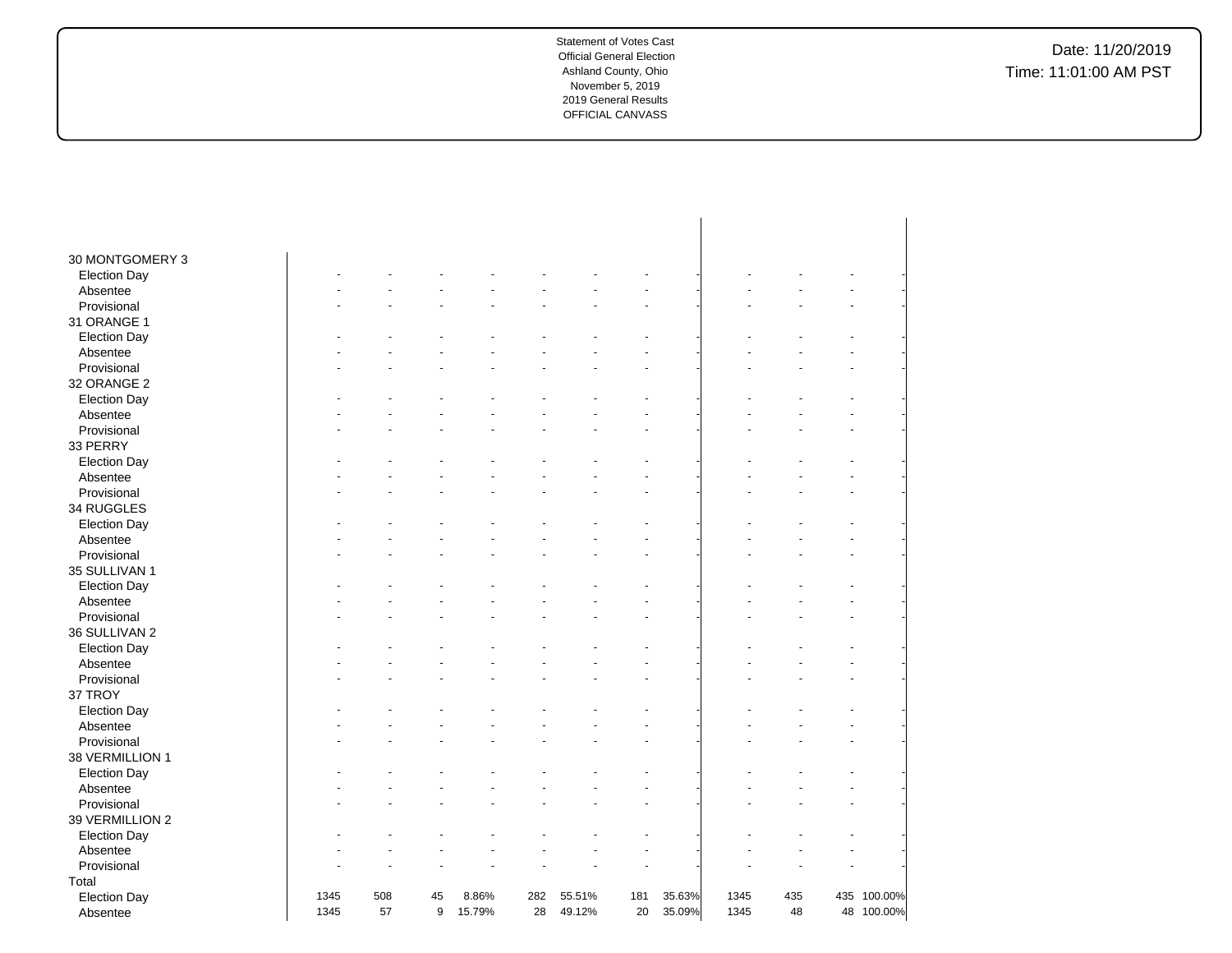Statement of Votes Cast
Official General Election
Ashland County, Ohio
November 5, 2019
2019 General Results
OFFICIAL CANVASS

Date: 11/20/2019
Time: 11:01:00 AM PST

| | | | | | | | | | | | | |
|---|---|---|---|---|---|---|---|---|---|---|---|---|
| 30 MONTGOMERY 3 | | | | | | | | | | | | |
| Election Day | - | - | - | - | - | - | - | - | - | - | - | - |
| Absentee | - | - | - | - | - | - | - | - | - | - | - | - |
| Provisional | - | - | - | - | - | - | - | - | - | - | - | - |
| 31 ORANGE 1 | | | | | | | | | | | | |
| Election Day | - | - | - | - | - | - | - | - | - | - | - | - |
| Absentee | - | - | - | - | - | - | - | - | - | - | - | - |
| Provisional | - | - | - | - | - | - | - | - | - | - | - | - |
| 32 ORANGE 2 | | | | | | | | | | | | |
| Election Day | - | - | - | - | - | - | - | - | - | - | - | - |
| Absentee | - | - | - | - | - | - | - | - | - | - | - | - |
| Provisional | - | - | - | - | - | - | - | - | - | - | - | - |
| 33 PERRY | | | | | | | | | | | | |
| Election Day | - | - | - | - | - | - | - | - | - | - | - | - |
| Absentee | - | - | - | - | - | - | - | - | - | - | - | - |
| Provisional | - | - | - | - | - | - | - | - | - | - | - | - |
| 34 RUGGLES | | | | | | | | | | | | |
| Election Day | - | - | - | - | - | - | - | - | - | - | - | - |
| Absentee | - | - | - | - | - | - | - | - | - | - | - | - |
| Provisional | - | - | - | - | - | - | - | - | - | - | - | - |
| 35 SULLIVAN 1 | | | | | | | | | | | | |
| Election Day | - | - | - | - | - | - | - | - | - | - | - | - |
| Absentee | - | - | - | - | - | - | - | - | - | - | - | - |
| Provisional | - | - | - | - | - | - | - | - | - | - | - | - |
| 36 SULLIVAN 2 | | | | | | | | | | | | |
| Election Day | - | - | - | - | - | - | - | - | - | - | - | - |
| Absentee | - | - | - | - | - | - | - | - | - | - | - | - |
| Provisional | - | - | - | - | - | - | - | - | - | - | - | - |
| 37 TROY | | | | | | | | | | | | |
| Election Day | - | - | - | - | - | - | - | - | - | - | - | - |
| Absentee | - | - | - | - | - | - | - | - | - | - | - | - |
| Provisional | - | - | - | - | - | - | - | - | - | - | - | - |
| 38 VERMILLION 1 | | | | | | | | | | | | |
| Election Day | - | - | - | - | - | - | - | - | - | - | - | - |
| Absentee | - | - | - | - | - | - | - | - | - | - | - | - |
| Provisional | - | - | - | - | - | - | - | - | - | - | - | - |
| 39 VERMILLION 2 | | | | | | | | | | | | |
| Election Day | - | - | - | - | - | - | - | - | - | - | - | - |
| Absentee | - | - | - | - | - | - | - | - | - | - | - | - |
| Provisional | - | - | - | - | - | - | - | - | - | - | - | - |
| Total | | | | | | | | | | | | |
| Election Day | 1345 | 508 | 45 | 8.86% | 282 | 55.51% | 181 | 35.63% | 1345 | 435 | 435 | 100.00% |
| Absentee | 1345 | 57 | 9 | 15.79% | 28 | 49.12% | 20 | 35.09% | 1345 | 48 | 48 | 100.00% |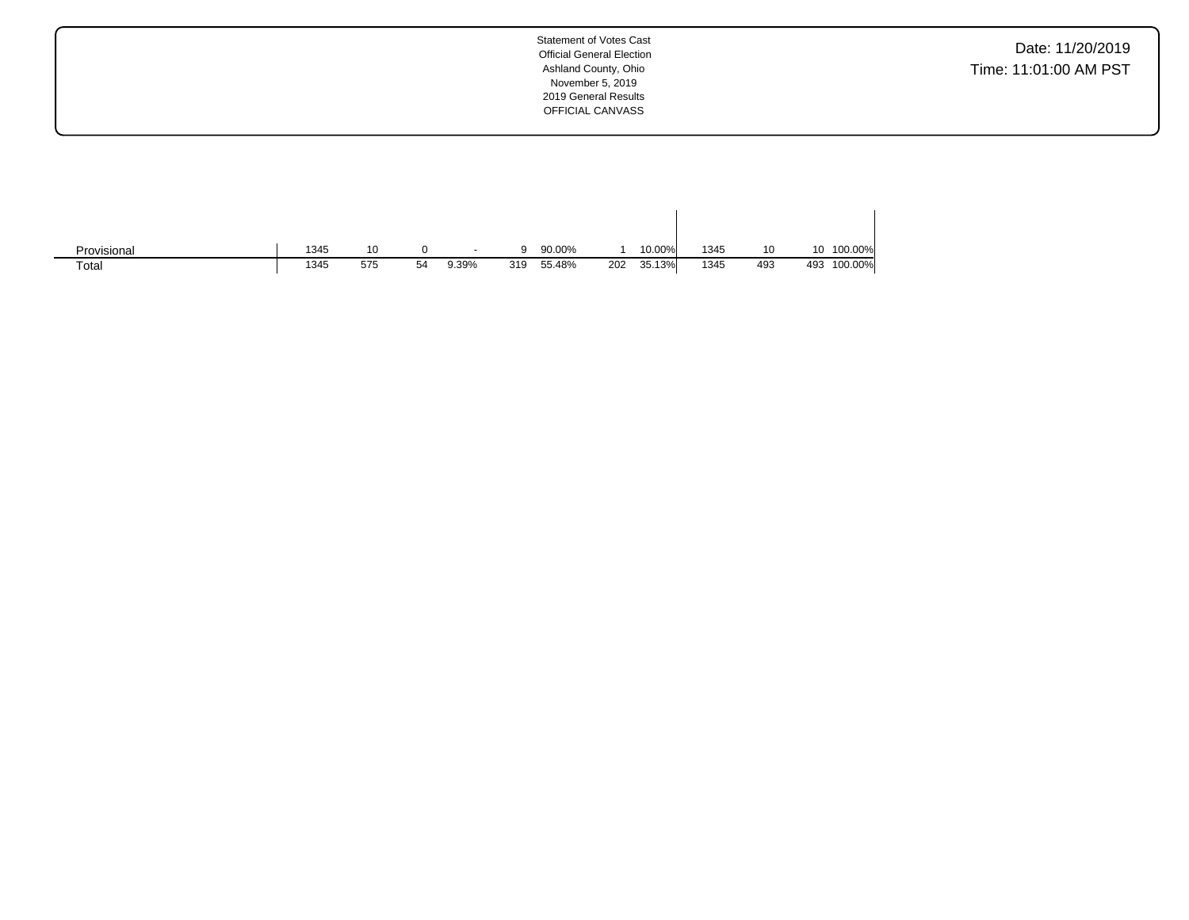Statement of Votes Cast
Official General Election
Ashland County, Ohio
November 5, 2019
2019 General Results
OFFICIAL CANVASS

Date: 11/20/2019
Time: 11:01:00 AM PST

| | | | | | | | | | | | | |
|---|---|---|---|---|---|---|---|---|---|---|---|---|
| Provisional | 1345 | 10 | 0 | - | 9 | 90.00% | 1 | 10.00% | 1345 | 10 | 10 | 100.00% |
| Total | 1345 | 575 | 54 | 9.39% | 319 | 55.48% | 202 | 35.13% | 1345 | 493 | 493 | 100.00% |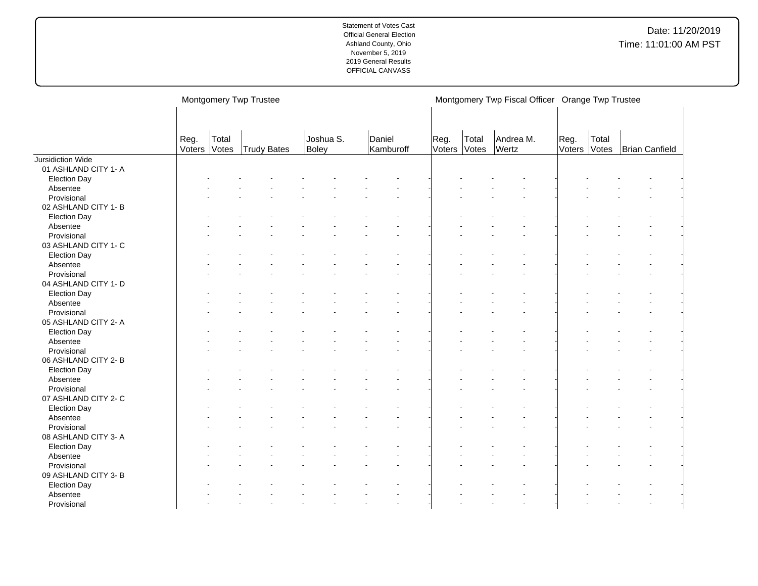| | Montgomery Twp Trustee | | | | | | | | Montgomery Twp Fiscal Officer | | | | Orange Twp Trustee | | | |
|---|---|---|---|---|---|---|---|---|---|---|---|---|---|---|---|---|
| | Reg. Voters | Total Votes | Trudy Bates | | Joshua S. Boley | | Daniel Kamburoff | | Reg. Voters | Total Votes | Andrea M. Wertz | | Reg. Voters | Total Votes | Brian Canfield | |
| Jursidiction Wide | | | | | | | | | | | | | | | | |
| 01 ASHLAND CITY 1- A | | | | | | | | | | | | | | | | |
| Election Day | - | - | - | - | - | - | - | - | - | - | - | - | - | - | - | - |
| Absentee | - | - | - | - | - | - | - | - | - | - | - | - | - | - | - | - |
| Provisional | - | - | - | - | - | - | - | - | - | - | - | - | - | - | - | - |
| 02 ASHLAND CITY 1- B | | | | | | | | | | | | | | | | |
| Election Day | - | - | - | - | - | - | - | - | - | - | - | - | - | - | - | - |
| Absentee | - | - | - | - | - | - | - | - | - | - | - | - | - | - | - | - |
| Provisional | - | - | - | - | - | - | - | - | - | - | - | - | - | - | - | - |
| 03 ASHLAND CITY 1- C | | | | | | | | | | | | | | | | |
| Election Day | - | - | - | - | - | - | - | - | - | - | - | - | - | - | - | - |
| Absentee | - | - | - | - | - | - | - | - | - | - | - | - | - | - | - | - |
| Provisional | - | - | - | - | - | - | - | - | - | - | - | - | - | - | - | - |
| 04 ASHLAND CITY 1- D | | | | | | | | | | | | | | | | |
| Election Day | - | - | - | - | - | - | - | - | - | - | - | - | - | - | - | - |
| Absentee | - | - | - | - | - | - | - | - | - | - | - | - | - | - | - | - |
| Provisional | - | - | - | - | - | - | - | - | - | - | - | - | - | - | - | - |
| 05 ASHLAND CITY 2- A | | | | | | | | | | | | | | | | |
| Election Day | - | - | - | - | - | - | - | - | - | - | - | - | - | - | - | - |
| Absentee | - | - | - | - | - | - | - | - | - | - | - | - | - | - | - | - |
| Provisional | - | - | - | - | - | - | - | - | - | - | - | - | - | - | - | - |
| 06 ASHLAND CITY 2- B | | | | | | | | | | | | | | | | |
| Election Day | - | - | - | - | - | - | - | - | - | - | - | - | - | - | - | - |
| Absentee | - | - | - | - | - | - | - | - | - | - | - | - | - | - | - | - |
| Provisional | - | - | - | - | - | - | - | - | - | - | - | - | - | - | - | - |
| 07 ASHLAND CITY 2- C | | | | | | | | | | | | | | | | |
| Election Day | - | - | - | - | - | - | - | - | - | - | - | - | - | - | - | - |
| Absentee | - | - | - | - | - | - | - | - | - | - | - | - | - | - | - | - |
| Provisional | - | - | - | - | - | - | - | - | - | - | - | - | - | - | - | - |
| 08 ASHLAND CITY 3- A | | | | | | | | | | | | | | | | |
| Election Day | - | - | - | - | - | - | - | - | - | - | - | - | - | - | - | - |
| Absentee | - | - | - | - | - | - | - | - | - | - | - | - | - | - | - | - |
| Provisional | - | - | - | - | - | - | - | - | - | - | - | - | - | - | - | - |
| 09 ASHLAND CITY 3- B | | | | | | | | | | | | | | | | |
| Election Day | - | - | - | - | - | - | - | - | - | - | - | - | - | - | - | - |
| Absentee | - | - | - | - | - | - | - | - | - | - | - | - | - | - | - | - |
| Provisional | - | - | - | - | - | - | - | - | - | - | - | - | - | - | - | - |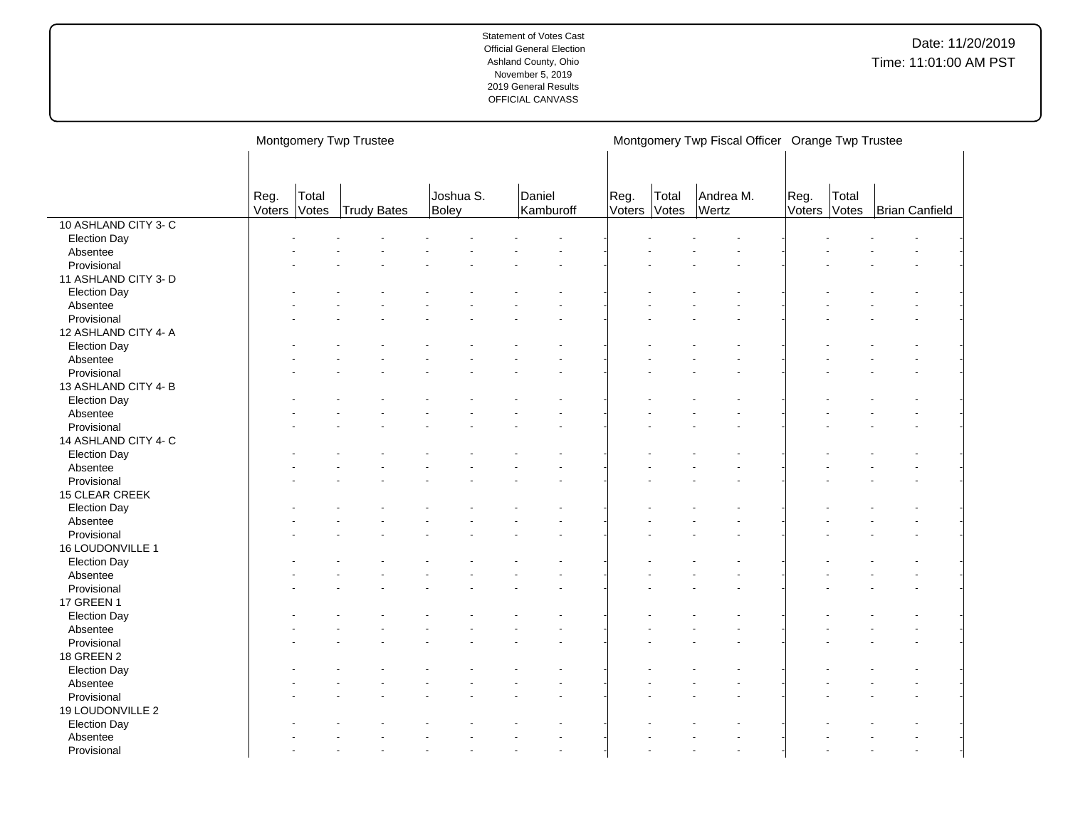Statement of Votes Cast
Official General Election
Ashland County, Ohio
November 5, 2019
2019 General Results
OFFICIAL CANVASS

Date: 11/20/2019
Time: 11:01:00 AM PST

| | Montgomery Twp Trustee | | | | | Montgomery Twp Fiscal Officer | | | Orange Twp Trustee | | |
|---|---|---|---|---|---|---|---|---|---|---|---|
| | Reg. Voters | Total Votes | Trudy Bates | Joshua S. Boley | Daniel Kamburoff | Reg. Voters | Total Votes | Andrea M. Wertz | Reg. Voters | Total Votes | Brian Canfield |
| 10 ASHLAND CITY 3- C | | | | | | | | | | | |
| Election Day | - | - | - | - | - | - | - | - | - | - | - |
| Absentee | - | - | - | - | - | - | - | - | - | - | - |
| Provisional | - | - | - | - | - | - | - | - | - | - | - |
| 11 ASHLAND CITY 3- D | | | | | | | | | | | |
| Election Day | - | - | - | - | - | - | - | - | - | - | - |
| Absentee | - | - | - | - | - | - | - | - | - | - | - |
| Provisional | - | - | - | - | - | - | - | - | - | - | - |
| 12 ASHLAND CITY 4- A | | | | | | | | | | | |
| Election Day | - | - | - | - | - | - | - | - | - | - | - |
| Absentee | - | - | - | - | - | - | - | - | - | - | - |
| Provisional | - | - | - | - | - | - | - | - | - | - | - |
| 13 ASHLAND CITY 4- B | | | | | | | | | | | |
| Election Day | - | - | - | - | - | - | - | - | - | - | - |
| Absentee | - | - | - | - | - | - | - | - | - | - | - |
| Provisional | - | - | - | - | - | - | - | - | - | - | - |
| 14 ASHLAND CITY 4- C | | | | | | | | | | | |
| Election Day | - | - | - | - | - | - | - | - | - | - | - |
| Absentee | - | - | - | - | - | - | - | - | - | - | - |
| Provisional | - | - | - | - | - | - | - | - | - | - | - |
| 15 CLEAR CREEK | | | | | | | | | | | |
| Election Day | - | - | - | - | - | - | - | - | - | - | - |
| Absentee | - | - | - | - | - | - | - | - | - | - | - |
| Provisional | - | - | - | - | - | - | - | - | - | - | - |
| 16 LOUDONVILLE 1 | | | | | | | | | | | |
| Election Day | - | - | - | - | - | - | - | - | - | - | - |
| Absentee | - | - | - | - | - | - | - | - | - | - | - |
| Provisional | - | - | - | - | - | - | - | - | - | - | - |
| 17 GREEN 1 | | | | | | | | | | | |
| Election Day | - | - | - | - | - | - | - | - | - | - | - |
| Absentee | - | - | - | - | - | - | - | - | - | - | - |
| Provisional | - | - | - | - | - | - | - | - | - | - | - |
| 18 GREEN 2 | | | | | | | | | | | |
| Election Day | - | - | - | - | - | - | - | - | - | - | - |
| Absentee | - | - | - | - | - | - | - | - | - | - | - |
| Provisional | - | - | - | - | - | - | - | - | - | - | - |
| 19 LOUDONVILLE 2 | | | | | | | | | | | |
| Election Day | - | - | - | - | - | - | - | - | - | - | - |
| Absentee | - | - | - | - | - | - | - | - | - | - | - |
| Provisional | - | - | - | - | - | - | - | - | - | - | - |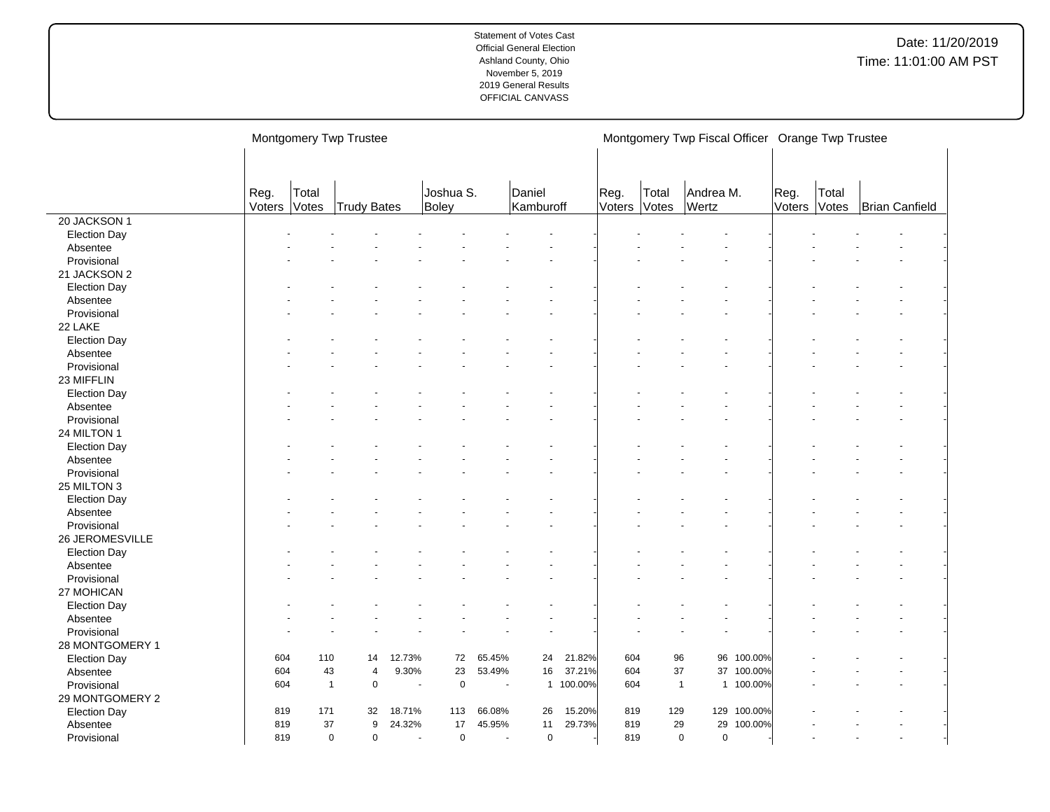Statement of Votes Cast
Official General Election
Ashland County, Ohio
November 5, 2019
2019 General Results
OFFICIAL CANVASS

Date: 11/20/2019
Time: 11:01:00 AM PST

| | Montgomery Twp Trustee | | | | | | | | Montgomery Twp Fiscal Officer | | | | Orange Twp Trustee | | |
|---|---|---|---|---|---|---|---|---|---|---|---|---|---|---|---|
| | Reg. Voters | Total Votes | Trudy Bates | | Joshua S. Boley | | Daniel Kamburoff | | Reg. Voters | Total Votes | Andrea M. Wertz | | Reg. Voters | Total Votes | Brian Canfield |
| 20 JACKSON 1 | | | | | | | | | | | | | | | |
| Election Day | - | - | - | - | - | - | - | - | - | - | - | - | - | - | - |
| Absentee | - | - | - | - | - | - | - | - | - | - | - | - | - | - | - |
| Provisional | - | - | - | - | - | - | - | - | - | - | - | - | - | - | - |
| 21 JACKSON 2 | | | | | | | | | | | | | | | |
| Election Day | - | - | - | - | - | - | - | - | - | - | - | - | - | - | - |
| Absentee | - | - | - | - | - | - | - | - | - | - | - | - | - | - | - |
| Provisional | - | - | - | - | - | - | - | - | - | - | - | - | - | - | - |
| 22 LAKE | | | | | | | | | | | | | | | |
| Election Day | - | - | - | - | - | - | - | - | - | - | - | - | - | - | - |
| Absentee | - | - | - | - | - | - | - | - | - | - | - | - | - | - | - |
| Provisional | - | - | - | - | - | - | - | - | - | - | - | - | - | - | - |
| 23 MIFFLIN | | | | | | | | | | | | | | | |
| Election Day | - | - | - | - | - | - | - | - | - | - | - | - | - | - | - |
| Absentee | - | - | - | - | - | - | - | - | - | - | - | - | - | - | - |
| Provisional | - | - | - | - | - | - | - | - | - | - | - | - | - | - | - |
| 24 MILTON 1 | | | | | | | | | | | | | | | |
| Election Day | - | - | - | - | - | - | - | - | - | - | - | - | - | - | - |
| Absentee | - | - | - | - | - | - | - | - | - | - | - | - | - | - | - |
| Provisional | - | - | - | - | - | - | - | - | - | - | - | - | - | - | - |
| 25 MILTON 3 | | | | | | | | | | | | | | | |
| Election Day | - | - | - | - | - | - | - | - | - | - | - | - | - | - | - |
| Absentee | - | - | - | - | - | - | - | - | - | - | - | - | - | - | - |
| Provisional | - | - | - | - | - | - | - | - | - | - | - | - | - | - | - |
| 26 JEROMESVILLE | | | | | | | | | | | | | | | |
| Election Day | - | - | - | - | - | - | - | - | - | - | - | - | - | - | - |
| Absentee | - | - | - | - | - | - | - | - | - | - | - | - | - | - | - |
| Provisional | - | - | - | - | - | - | - | - | - | - | - | - | - | - | - |
| 27 MOHICAN | | | | | | | | | | | | | | | |
| Election Day | - | - | - | - | - | - | - | - | - | - | - | - | - | - | - |
| Absentee | - | - | - | - | - | - | - | - | - | - | - | - | - | - | - |
| Provisional | - | - | - | - | - | - | - | - | - | - | - | - | - | - | - |
| 28 MONTGOMERY 1 | | | | | | | | | | | | | | | |
| Election Day | 604 | 110 | 14 | 12.73% | 72 | 65.45% | 24 | 21.82% | 604 | 96 | 96 | 100.00% | - | - | - |
| Absentee | 604 | 43 | 4 | 9.30% | 23 | 53.49% | 16 | 37.21% | 604 | 37 | 37 | 100.00% | - | - | - |
| Provisional | 604 | 1 | 0 | - | 0 | - | 1 | 100.00% | 604 | 1 | 1 | 100.00% | - | - | - |
| 29 MONTGOMERY 2 | | | | | | | | | | | | | | | |
| Election Day | 819 | 171 | 32 | 18.71% | 113 | 66.08% | 26 | 15.20% | 819 | 129 | 129 | 100.00% | - | - | - |
| Absentee | 819 | 37 | 9 | 24.32% | 17 | 45.95% | 11 | 29.73% | 819 | 29 | 29 | 100.00% | - | - | - |
| Provisional | 819 | 0 | 0 | - | 0 | - | 0 | - | 819 | 0 | 0 | - | - | - | - |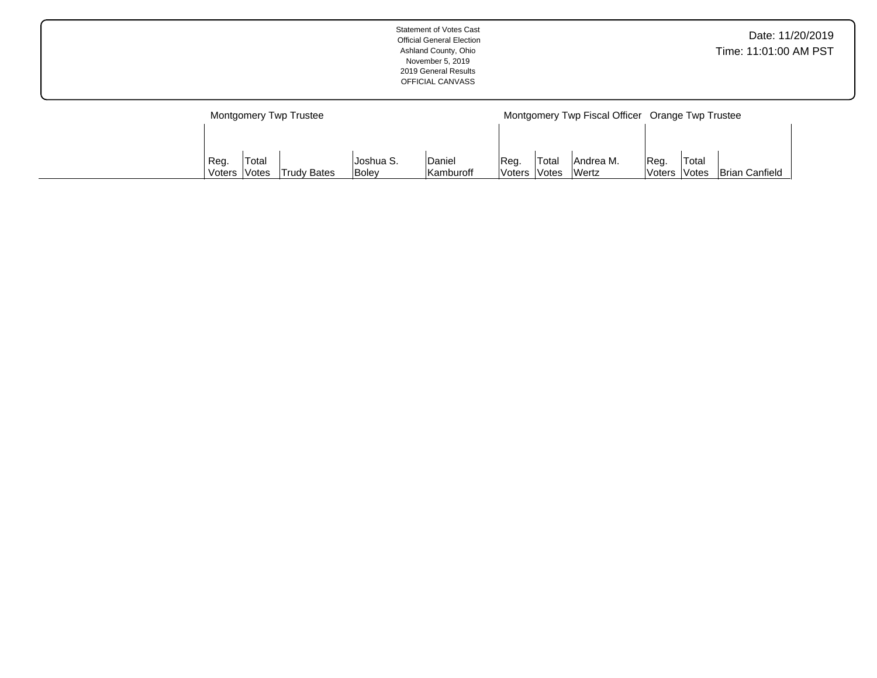Statement of Votes Cast
Official General Election
Ashland County, Ohio
November 5, 2019
2019 General Results
OFFICIAL CANVASS

Date: 11/20/2019
Time: 11:01:00 AM PST

| | Montgomery Twp Trustee | | | | | Montgomery Twp Fiscal Officer | | | Orange Twp Trustee | | |
|---|---|---|---|---|---|---|---|---|---|---|---|
| | Reg. Voters | Total Votes | Trudy Bates | Joshua S. Boley | Daniel Kamburoff | Reg. Voters | Total Votes | Andrea M. Wertz | Reg. Voters | Total Votes | Brian Canfield |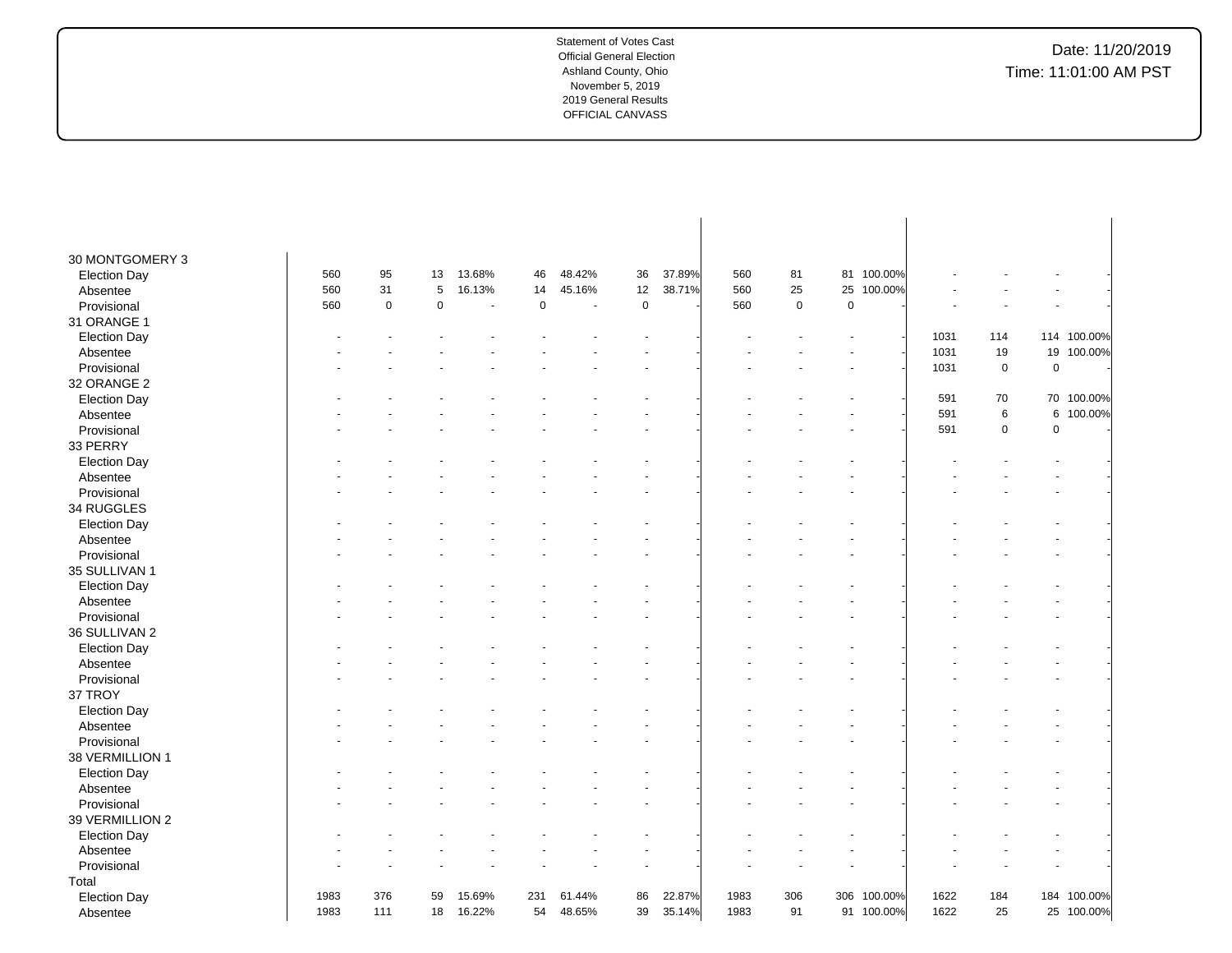Statement of Votes Cast
Official General Election
Ashland County, Ohio
November 5, 2019
2019 General Results
OFFICIAL CANVASS

Date: 11/20/2019
Time: 11:01:00 AM PST

| | | | | | | | | | | | | | | | | |
|---|---|---|---|---|---|---|---|---|---|---|---|---|---|---|---|---|
| **30 MONTGOMERY 3** | | | | | | | | | | | | | | | | |
| Election Day | 560 | 95 | 13 | 13.68% | 46 | 48.42% | 36 | 37.89% | 560 | 81 | 81 | 100.00% | - | - | - | - |
| Absentee | 560 | 31 | 5 | 16.13% | 14 | 45.16% | 12 | 38.71% | 560 | 25 | 25 | 100.00% | - | - | - | - |
| Provisional | 560 | 0 | 0 | - | 0 | - | 0 | - | 560 | 0 | 0 | - | - | - | - | - |
| **31 ORANGE 1** | | | | | | | | | | | | | | | | |
| Election Day | - | - | - | - | - | - | - | - | - | - | - | - | 1031 | 114 | 114 | 100.00% |
| Absentee | - | - | - | - | - | - | - | - | - | - | - | - | 1031 | 19 | 19 | 100.00% |
| Provisional | - | - | - | - | - | - | - | - | - | - | - | - | 1031 | 0 | 0 | - |
| **32 ORANGE 2** | | | | | | | | | | | | | | | | |
| Election Day | - | - | - | - | - | - | - | - | - | - | - | - | 591 | 70 | 70 | 100.00% |
| Absentee | - | - | - | - | - | - | - | - | - | - | - | - | 591 | 6 | 6 | 100.00% |
| Provisional | - | - | - | - | - | - | - | - | - | - | - | - | 591 | 0 | 0 | - |
| **33 PERRY** | | | | | | | | | | | | | | | | |
| Election Day | - | - | - | - | - | - | - | - | - | - | - | - | - | - | - | - |
| Absentee | - | - | - | - | - | - | - | - | - | - | - | - | - | - | - | - |
| Provisional | - | - | - | - | - | - | - | - | - | - | - | - | - | - | - | - |
| **34 RUGGLES** | | | | | | | | | | | | | | | | |
| Election Day | - | - | - | - | - | - | - | - | - | - | - | - | - | - | - | - |
| Absentee | - | - | - | - | - | - | - | - | - | - | - | - | - | - | - | - |
| Provisional | - | - | - | - | - | - | - | - | - | - | - | - | - | - | - | - |
| **35 SULLIVAN 1** | | | | | | | | | | | | | | | | |
| Election Day | - | - | - | - | - | - | - | - | - | - | - | - | - | - | - | - |
| Absentee | - | - | - | - | - | - | - | - | - | - | - | - | - | - | - | - |
| Provisional | - | - | - | - | - | - | - | - | - | - | - | - | - | - | - | - |
| **36 SULLIVAN 2** | | | | | | | | | | | | | | | | |
| Election Day | - | - | - | - | - | - | - | - | - | - | - | - | - | - | - | - |
| Absentee | - | - | - | - | - | - | - | - | - | - | - | - | - | - | - | - |
| Provisional | - | - | - | - | - | - | - | - | - | - | - | - | - | - | - | - |
| **37 TROY** | | | | | | | | | | | | | | | | |
| Election Day | - | - | - | - | - | - | - | - | - | - | - | - | - | - | - | - |
| Absentee | - | - | - | - | - | - | - | - | - | - | - | - | - | - | - | - |
| Provisional | - | - | - | - | - | - | - | - | - | - | - | - | - | - | - | - |
| **38 VERMILLION 1** | | | | | | | | | | | | | | | | |
| Election Day | - | - | - | - | - | - | - | - | - | - | - | - | - | - | - | - |
| Absentee | - | - | - | - | - | - | - | - | - | - | - | - | - | - | - | - |
| Provisional | - | - | - | - | - | - | - | - | - | - | - | - | - | - | - | - |
| **39 VERMILLION 2** | | | | | | | | | | | | | | | | |
| Election Day | - | - | - | - | - | - | - | - | - | - | - | - | - | - | - | - |
| Absentee | - | - | - | - | - | - | - | - | - | - | - | - | - | - | - | - |
| Provisional | - | - | - | - | - | - | - | - | - | - | - | - | - | - | - | - |
| **Total** | | | | | | | | | | | | | | | | |
| Election Day | 1983 | 376 | 59 | 15.69% | 231 | 61.44% | 86 | 22.87% | 1983 | 306 | 306 | 100.00% | 1622 | 184 | 184 | 100.00% |
| Absentee | 1983 | 111 | 18 | 16.22% | 54 | 48.65% | 39 | 35.14% | 1983 | 91 | 91 | 100.00% | 1622 | 25 | 25 | 100.00% |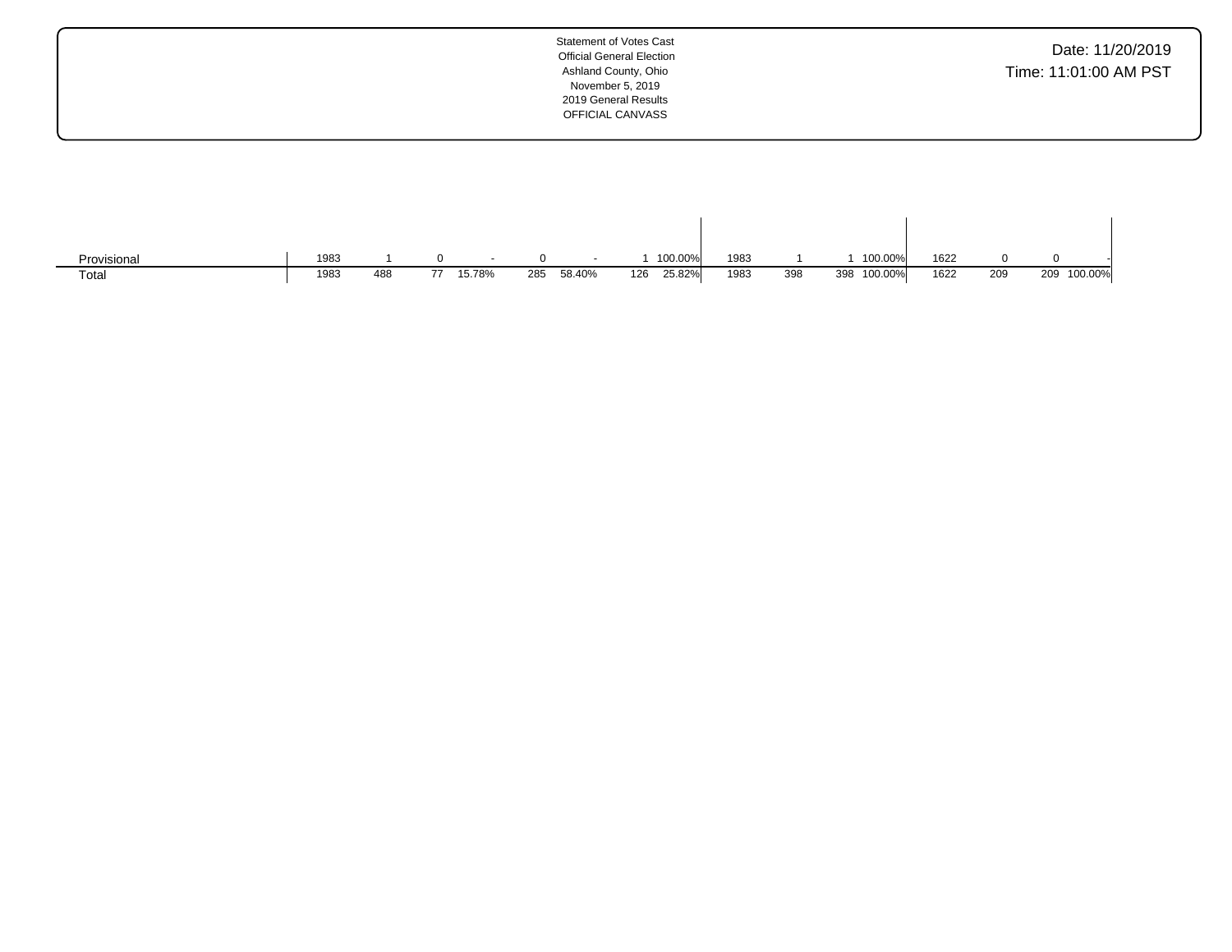Statement of Votes Cast
Official General Election
Ashland County, Ohio
November 5, 2019
2019 General Results
OFFICIAL CANVASS

Date: 11/20/2019
Time: 11:01:00 AM PST

| | | | | | | | | | | | | | | | | | | |
|---|---|---|---|---|---|---|---|---|---|---|---|---|---|---|---|---|---|---|
| Provisional | 1983 | 1 | 0 | - | 0 | - | 1 | 100.00% | 1983 | 1 | 1 | 100.00% | 1622 | 0 | 0 | - |
| Total | 1983 | 488 | 77 | 15.78% | 285 | 58.40% | 126 | 25.82% | 1983 | 398 | 398 | 100.00% | 1622 | 209 | 209 | 100.00% |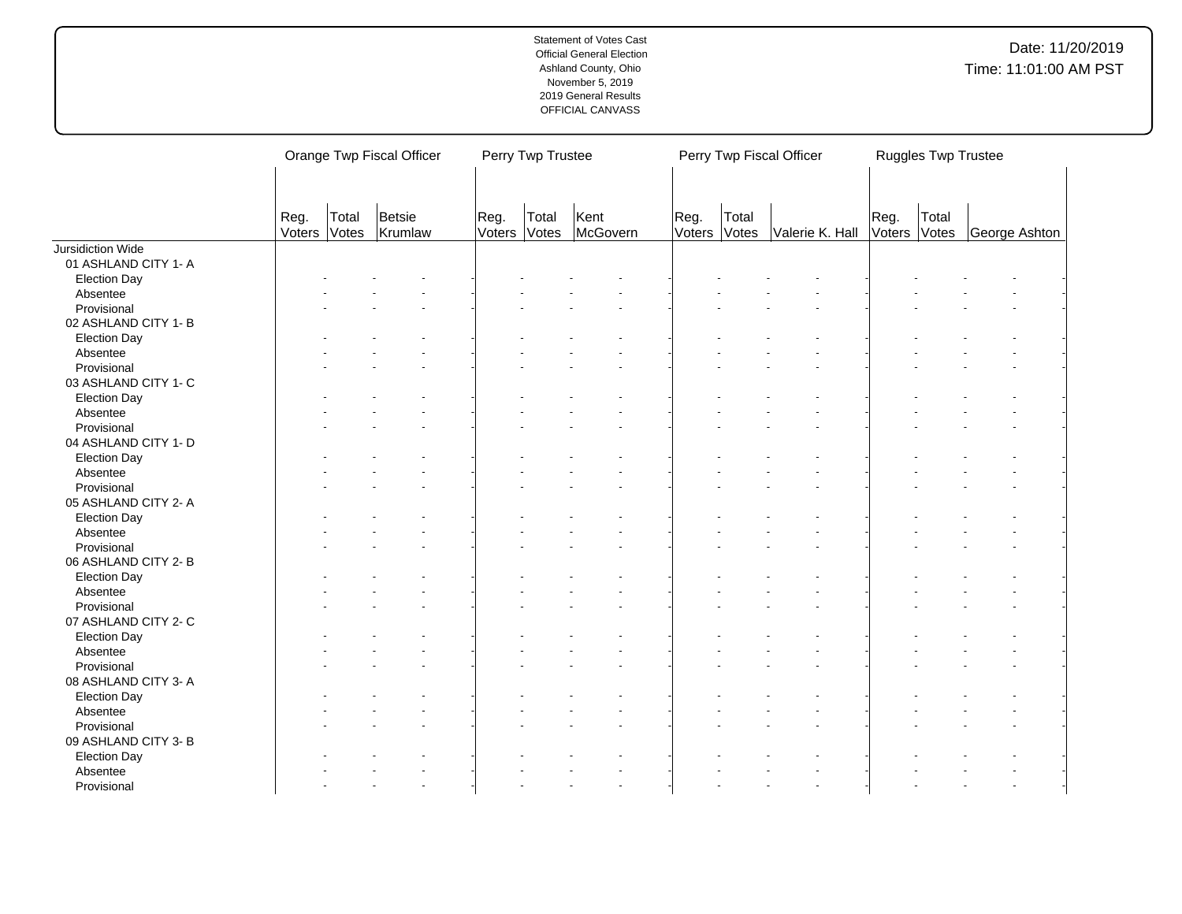Statement of Votes Cast
Official General Election
Ashland County, Ohio
November 5, 2019
2019 General Results
OFFICIAL CANVASS

Date: 11/20/2019
Time: 11:01:00 AM PST

| | Orange Twp Fiscal Officer | | | Perry Twp Trustee | | | Perry Twp Fiscal Officer | | | Ruggles Twp Trustee | | |
|---|---|---|---|---|---|---|---|---|---|---|---|---|
| | Reg. Voters | Total Votes | Betsie Krumlaw | Reg. Voters | Total Votes | Kent McGovern | Reg. Voters | Total Votes | Valerie K. Hall | Reg. Voters | Total Votes | George Ashton |
| Jursidiction Wide | | | | | | | | | | | | |
| 01 ASHLAND CITY 1- A | | | | | | | | | | | | |
| Election Day | - | - | - | - | - | - | - | - | - | - | - | - |
| Absentee | - | - | - | - | - | - | - | - | - | - | - | - |
| Provisional | - | - | - | - | - | - | - | - | - | - | - | - |
| 02 ASHLAND CITY 1- B | | | | | | | | | | | | |
| Election Day | - | - | - | - | - | - | - | - | - | - | - | - |
| Absentee | - | - | - | - | - | - | - | - | - | - | - | - |
| Provisional | - | - | - | - | - | - | - | - | - | - | - | - |
| 03 ASHLAND CITY 1- C | | | | | | | | | | | | |
| Election Day | - | - | - | - | - | - | - | - | - | - | - | - |
| Absentee | - | - | - | - | - | - | - | - | - | - | - | - |
| Provisional | - | - | - | - | - | - | - | - | - | - | - | - |
| 04 ASHLAND CITY 1- D | | | | | | | | | | | | |
| Election Day | - | - | - | - | - | - | - | - | - | - | - | - |
| Absentee | - | - | - | - | - | - | - | - | - | - | - | - |
| Provisional | - | - | - | - | - | - | - | - | - | - | - | - |
| 05 ASHLAND CITY 2- A | | | | | | | | | | | | |
| Election Day | - | - | - | - | - | - | - | - | - | - | - | - |
| Absentee | - | - | - | - | - | - | - | - | - | - | - | - |
| Provisional | - | - | - | - | - | - | - | - | - | - | - | - |
| 06 ASHLAND CITY 2- B | | | | | | | | | | | | |
| Election Day | - | - | - | - | - | - | - | - | - | - | - | - |
| Absentee | - | - | - | - | - | - | - | - | - | - | - | - |
| Provisional | - | - | - | - | - | - | - | - | - | - | - | - |
| 07 ASHLAND CITY 2- C | | | | | | | | | | | | |
| Election Day | - | - | - | - | - | - | - | - | - | - | - | - |
| Absentee | - | - | - | - | - | - | - | - | - | - | - | - |
| Provisional | - | - | - | - | - | - | - | - | - | - | - | - |
| 08 ASHLAND CITY 3- A | | | | | | | | | | | | |
| Election Day | - | - | - | - | - | - | - | - | - | - | - | - |
| Absentee | - | - | - | - | - | - | - | - | - | - | - | - |
| Provisional | - | - | - | - | - | - | - | - | - | - | - | - |
| 09 ASHLAND CITY 3- B | | | | | | | | | | | | |
| Election Day | - | - | - | - | - | - | - | - | - | - | - | - |
| Absentee | - | - | - | - | - | - | - | - | - | - | - | - |
| Provisional | - | - | - | - | - | - | - | - | - | - | - | - |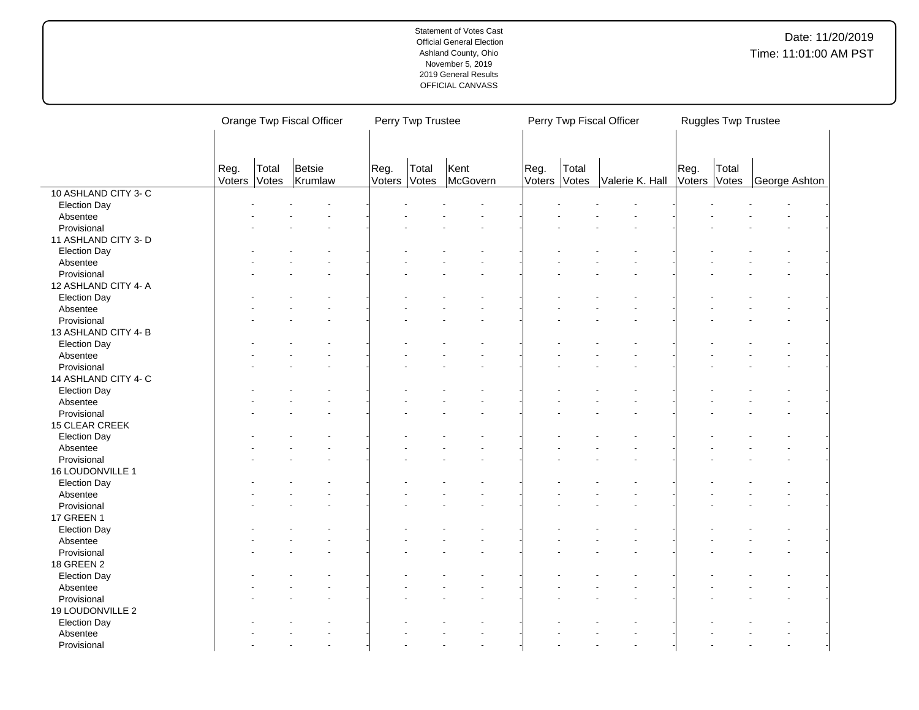Statement of Votes Cast
Official General Election
Ashland County, Ohio
November 5, 2019
2019 General Results
OFFICIAL CANVASS

Date: 11/20/2019
Time: 11:01:00 AM PST

| | Orange Twp Fiscal Officer | | | Perry Twp Trustee | | | Perry Twp Fiscal Officer | | | Ruggles Twp Trustee | | |
|---|---|---|---|---|---|---|---|---|---|---|---|---|
| | Reg. Voters | Total Votes | Betsie Krumlaw | Reg. Voters | Total Votes | Kent McGovern | Reg. Voters | Total Votes | Valerie K. Hall | Reg. Voters | Total Votes | George Ashton |
| 10 ASHLAND CITY 3- C | | | | | | | | | | | | |
| Election Day | - | - | - | - | - | - | - | - | - | - | - | - |
| Absentee | - | - | - | - | - | - | - | - | - | - | - | - |
| Provisional | - | - | - | - | - | - | - | - | - | - | - | - |
| 11 ASHLAND CITY 3- D | | | | | | | | | | | | |
| Election Day | - | - | - | - | - | - | - | - | - | - | - | - |
| Absentee | - | - | - | - | - | - | - | - | - | - | - | - |
| Provisional | - | - | - | - | - | - | - | - | - | - | - | - |
| 12 ASHLAND CITY 4- A | | | | | | | | | | | | |
| Election Day | - | - | - | - | - | - | - | - | - | - | - | - |
| Absentee | - | - | - | - | - | - | - | - | - | - | - | - |
| Provisional | - | - | - | - | - | - | - | - | - | - | - | - |
| 13 ASHLAND CITY 4- B | | | | | | | | | | | | |
| Election Day | - | - | - | - | - | - | - | - | - | - | - | - |
| Absentee | - | - | - | - | - | - | - | - | - | - | - | - |
| Provisional | - | - | - | - | - | - | - | - | - | - | - | - |
| 14 ASHLAND CITY 4- C | | | | | | | | | | | | |
| Election Day | - | - | - | - | - | - | - | - | - | - | - | - |
| Absentee | - | - | - | - | - | - | - | - | - | - | - | - |
| Provisional | - | - | - | - | - | - | - | - | - | - | - | - |
| 15 CLEAR CREEK | | | | | | | | | | | | |
| Election Day | - | - | - | - | - | - | - | - | - | - | - | - |
| Absentee | - | - | - | - | - | - | - | - | - | - | - | - |
| Provisional | - | - | - | - | - | - | - | - | - | - | - | - |
| 16 LOUDONVILLE 1 | | | | | | | | | | | | |
| Election Day | - | - | - | - | - | - | - | - | - | - | - | - |
| Absentee | - | - | - | - | - | - | - | - | - | - | - | - |
| Provisional | - | - | - | - | - | - | - | - | - | - | - | - |
| 17 GREEN 1 | | | | | | | | | | | | |
| Election Day | - | - | - | - | - | - | - | - | - | - | - | - |
| Absentee | - | - | - | - | - | - | - | - | - | - | - | - |
| Provisional | - | - | - | - | - | - | - | - | - | - | - | - |
| 18 GREEN 2 | | | | | | | | | | | | |
| Election Day | - | - | - | - | - | - | - | - | - | - | - | - |
| Absentee | - | - | - | - | - | - | - | - | - | - | - | - |
| Provisional | - | - | - | - | - | - | - | - | - | - | - | - |
| 19 LOUDONVILLE 2 | | | | | | | | | | | | |
| Election Day | - | - | - | - | - | - | - | - | - | - | - | - |
| Absentee | - | - | - | - | - | - | - | - | - | - | - | - |
| Provisional | - | - | - | - | - | - | - | - | - | - | - | - |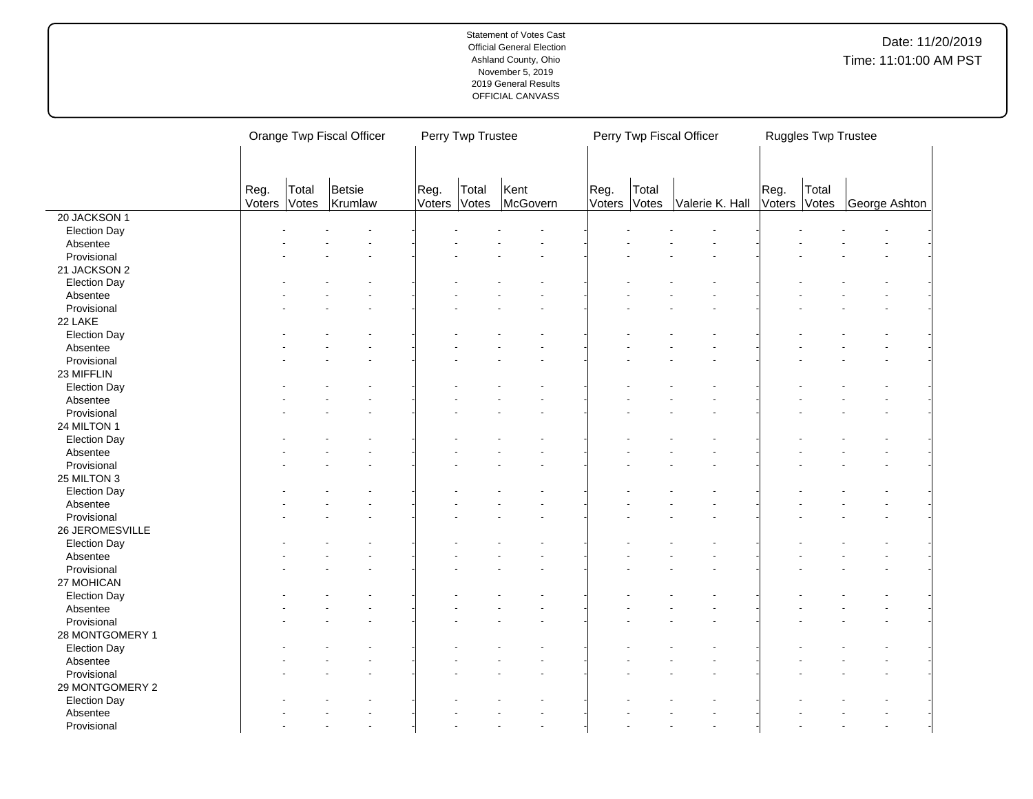Statement of Votes Cast
Official General Election
Ashland County, Ohio
November 5, 2019
2019 General Results
OFFICIAL CANVASS

Date: 11/20/2019
Time: 11:01:00 AM PST

| | Orange Twp Fiscal Officer | | | Perry Twp Trustee | | | Perry Twp Fiscal Officer | | | Ruggles Twp Trustee | | |
|---|---|---|---|---|---|---|---|---|---|---|---|---|
| | Reg. Voters | Total Votes | Betsie Krumlaw | Reg. Voters | Total Votes | Kent McGovern | Reg. Voters | Total Votes | Valerie K. Hall | Reg. Voters | Total Votes | George Ashton |
| 20 JACKSON 1 | | | | | | | | | | | | |
| Election Day | - | - | - | - | - | - | - | - | - | - | - | - |
| Absentee | - | - | - | - | - | - | - | - | - | - | - | - |
| Provisional | - | - | - | - | - | - | - | - | - | - | - | - |
| 21 JACKSON 2 | | | | | | | | | | | | |
| Election Day | - | - | - | - | - | - | - | - | - | - | - | - |
| Absentee | - | - | - | - | - | - | - | - | - | - | - | - |
| Provisional | - | - | - | - | - | - | - | - | - | - | - | - |
| 22 LAKE | | | | | | | | | | | | |
| Election Day | - | - | - | - | - | - | - | - | - | - | - | - |
| Absentee | - | - | - | - | - | - | - | - | - | - | - | - |
| Provisional | - | - | - | - | - | - | - | - | - | - | - | - |
| 23 MIFFLIN | | | | | | | | | | | | |
| Election Day | - | - | - | - | - | - | - | - | - | - | - | - |
| Absentee | - | - | - | - | - | - | - | - | - | - | - | - |
| Provisional | - | - | - | - | - | - | - | - | - | - | - | - |
| 24 MILTON 1 | | | | | | | | | | | | |
| Election Day | - | - | - | - | - | - | - | - | - | - | - | - |
| Absentee | - | - | - | - | - | - | - | - | - | - | - | - |
| Provisional | - | - | - | - | - | - | - | - | - | - | - | - |
| 25 MILTON 3 | | | | | | | | | | | | |
| Election Day | - | - | - | - | - | - | - | - | - | - | - | - |
| Absentee | - | - | - | - | - | - | - | - | - | - | - | - |
| Provisional | - | - | - | - | - | - | - | - | - | - | - | - |
| 26 JEROMESVILLE | | | | | | | | | | | | |
| Election Day | - | - | - | - | - | - | - | - | - | - | - | - |
| Absentee | - | - | - | - | - | - | - | - | - | - | - | - |
| Provisional | - | - | - | - | - | - | - | - | - | - | - | - |
| 27 MOHICAN | | | | | | | | | | | | |
| Election Day | - | - | - | - | - | - | - | - | - | - | - | - |
| Absentee | - | - | - | - | - | - | - | - | - | - | - | - |
| Provisional | - | - | - | - | - | - | - | - | - | - | - | - |
| 28 MONTGOMERY 1 | | | | | | | | | | | | |
| Election Day | - | - | - | - | - | - | - | - | - | - | - | - |
| Absentee | - | - | - | - | - | - | - | - | - | - | - | - |
| Provisional | - | - | - | - | - | - | - | - | - | - | - | - |
| 29 MONTGOMERY 2 | | | | | | | | | | | | |
| Election Day | - | - | - | - | - | - | - | - | - | - | - | - |
| Absentee | - | - | - | - | - | - | - | - | - | - | - | - |
| Provisional | - | - | - | - | - | - | - | - | - | - | - | - |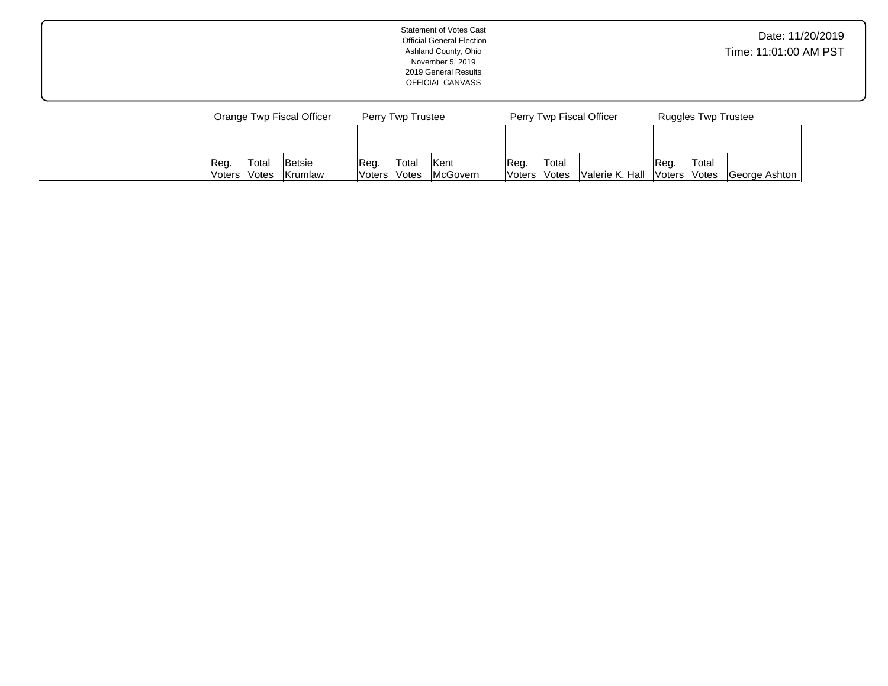Statement of Votes Cast
Official General Election
Ashland County, Ohio
November 5, 2019
2019 General Results
OFFICIAL CANVASS

Date: 11/20/2019
Time: 11:01:00 AM PST

| | Orange Twp Fiscal Officer | | | Perry Twp Trustee | | | Perry Twp Fiscal Officer | | | Ruggles Twp Trustee | | |
|---|---|---|---|---|---|---|---|---|---|---|---|---|
| | Reg. Voters | Total Votes | Betsie Krumlaw | Reg. Voters | Total Votes | Kent McGovern | Reg. Voters | Total Votes | Valerie K. Hall | Reg. Voters | Total Votes | George Ashton |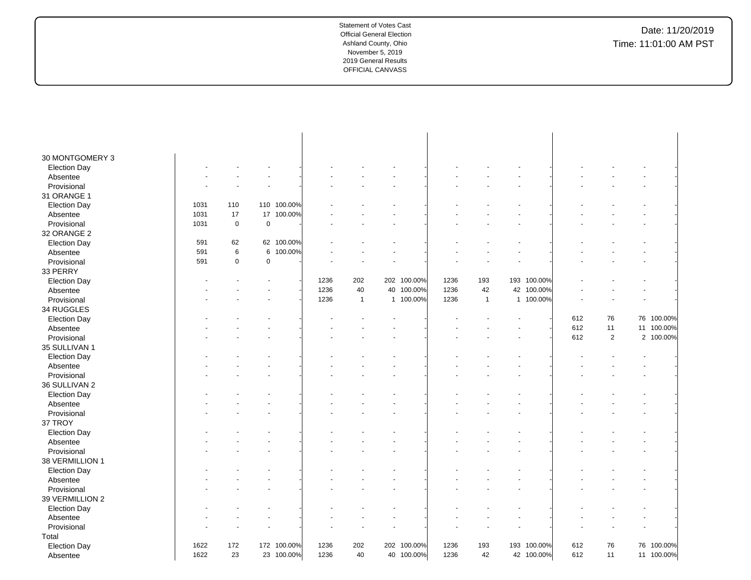Statement of Votes Cast
Official General Election
Ashland County, Ohio
November 5, 2019
2019 General Results
OFFICIAL CANVASS

Date: 11/20/2019
Time: 11:01:00 AM PST

| | | | | | | | | | | | | | | | | |
|---|---|---|---|---|---|---|---|---|---|---|---|---|---|---|---|---|
| 30 MONTGOMERY 3 | | | | | | | | | | | | | | | | |
| Election Day | - | - | - | - | - | - | - | - | - | - | - | - | - | - | - | - |
| Absentee | - | - | - | - | - | - | - | - | - | - | - | - | - | - | - | - |
| Provisional | - | - | - | - | - | - | - | - | - | - | - | - | - | - | - | - |
| 31 ORANGE 1 | | | | | | | | | | | | | | | | |
| Election Day | 1031 | 110 | 110 | 100.00% | - | - | - | - | - | - | - | - | - | - | - | - |
| Absentee | 1031 | 17 | 17 | 100.00% | - | - | - | - | - | - | - | - | - | - | - | - |
| Provisional | 1031 | 0 | 0 | - | - | - | - | - | - | - | - | - | - | - | - | - |
| 32 ORANGE 2 | | | | | | | | | | | | | | | | |
| Election Day | 591 | 62 | 62 | 100.00% | - | - | - | - | - | - | - | - | - | - | - | - |
| Absentee | 591 | 6 | 6 | 100.00% | - | - | - | - | - | - | - | - | - | - | - | - |
| Provisional | 591 | 0 | 0 | - | - | - | - | - | - | - | - | - | - | - | - | - |
| 33 PERRY | | | | | | | | | | | | | | | | |
| Election Day | - | - | - | - | 1236 | 202 | 202 | 100.00% | 1236 | 193 | 193 | 100.00% | - | - | - | - |
| Absentee | - | - | - | - | 1236 | 40 | 40 | 100.00% | 1236 | 42 | 42 | 100.00% | - | - | - | - |
| Provisional | - | - | - | - | 1236 | 1 | 1 | 100.00% | 1236 | 1 | 1 | 100.00% | - | - | - | - |
| 34 RUGGLES | | | | | | | | | | | | | | | | |
| Election Day | - | - | - | - | - | - | - | - | - | - | - | - | 612 | 76 | 76 | 100.00% |
| Absentee | - | - | - | - | - | - | - | - | - | - | - | - | 612 | 11 | 11 | 100.00% |
| Provisional | - | - | - | - | - | - | - | - | - | - | - | - | 612 | 2 | 2 | 100.00% |
| 35 SULLIVAN 1 | | | | | | | | | | | | | | | | |
| Election Day | - | - | - | - | - | - | - | - | - | - | - | - | - | - | - | - |
| Absentee | - | - | - | - | - | - | - | - | - | - | - | - | - | - | - | - |
| Provisional | - | - | - | - | - | - | - | - | - | - | - | - | - | - | - | - |
| 36 SULLIVAN 2 | | | | | | | | | | | | | | | | |
| Election Day | - | - | - | - | - | - | - | - | - | - | - | - | - | - | - | - |
| Absentee | - | - | - | - | - | - | - | - | - | - | - | - | - | - | - | - |
| Provisional | - | - | - | - | - | - | - | - | - | - | - | - | - | - | - | - |
| 37 TROY | | | | | | | | | | | | | | | | |
| Election Day | - | - | - | - | - | - | - | - | - | - | - | - | - | - | - | - |
| Absentee | - | - | - | - | - | - | - | - | - | - | - | - | - | - | - | - |
| Provisional | - | - | - | - | - | - | - | - | - | - | - | - | - | - | - | - |
| 38 VERMILLION 1 | | | | | | | | | | | | | | | | |
| Election Day | - | - | - | - | - | - | - | - | - | - | - | - | - | - | - | - |
| Absentee | - | - | - | - | - | - | - | - | - | - | - | - | - | - | - | - |
| Provisional | - | - | - | - | - | - | - | - | - | - | - | - | - | - | - | - |
| 39 VERMILLION 2 | | | | | | | | | | | | | | | | |
| Election Day | - | - | - | - | - | - | - | - | - | - | - | - | - | - | - | - |
| Absentee | - | - | - | - | - | - | - | - | - | - | - | - | - | - | - | - |
| Provisional | - | - | - | - | - | - | - | - | - | - | - | - | - | - | - | - |
| Total | | | | | | | | | | | | | | | | |
| Election Day | 1622 | 172 | 172 | 100.00% | 1236 | 202 | 202 | 100.00% | 1236 | 193 | 193 | 100.00% | 612 | 76 | 76 | 100.00% |
| Absentee | 1622 | 23 | 23 | 100.00% | 1236 | 40 | 40 | 100.00% | 1236 | 42 | 42 | 100.00% | 612 | 11 | 11 | 100.00% |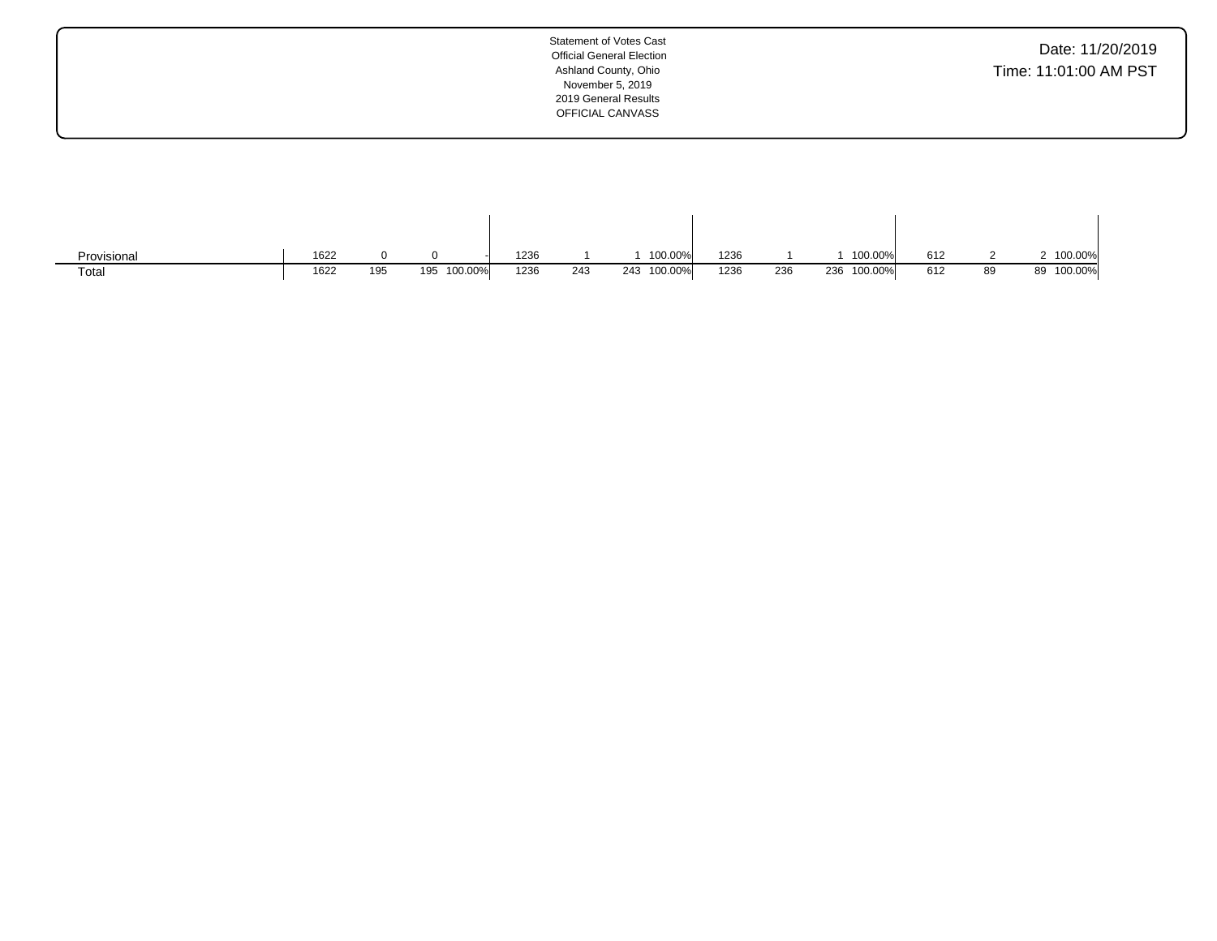Statement of Votes Cast
Official General Election
Ashland County, Ohio
November 5, 2019
2019 General Results
OFFICIAL CANVASS

Date: 11/20/2019
Time: 11:01:00 AM PST

| | | | | | | | | | | | | | | | | |
|---|---|---|---|---|---|---|---|---|---|---|---|---|---|---|---|---|
| Provisional | 1622 | 0 | 0 | - | 1236 | 1 | 1 | 100.00% | 1236 | 1 | 1 | 100.00% | 612 | 2 | 2 | 100.00% |
| Total | 1622 | 195 | 195 | 100.00% | 1236 | 243 | 243 | 100.00% | 1236 | 236 | 236 | 100.00% | 612 | 89 | 89 | 100.00% |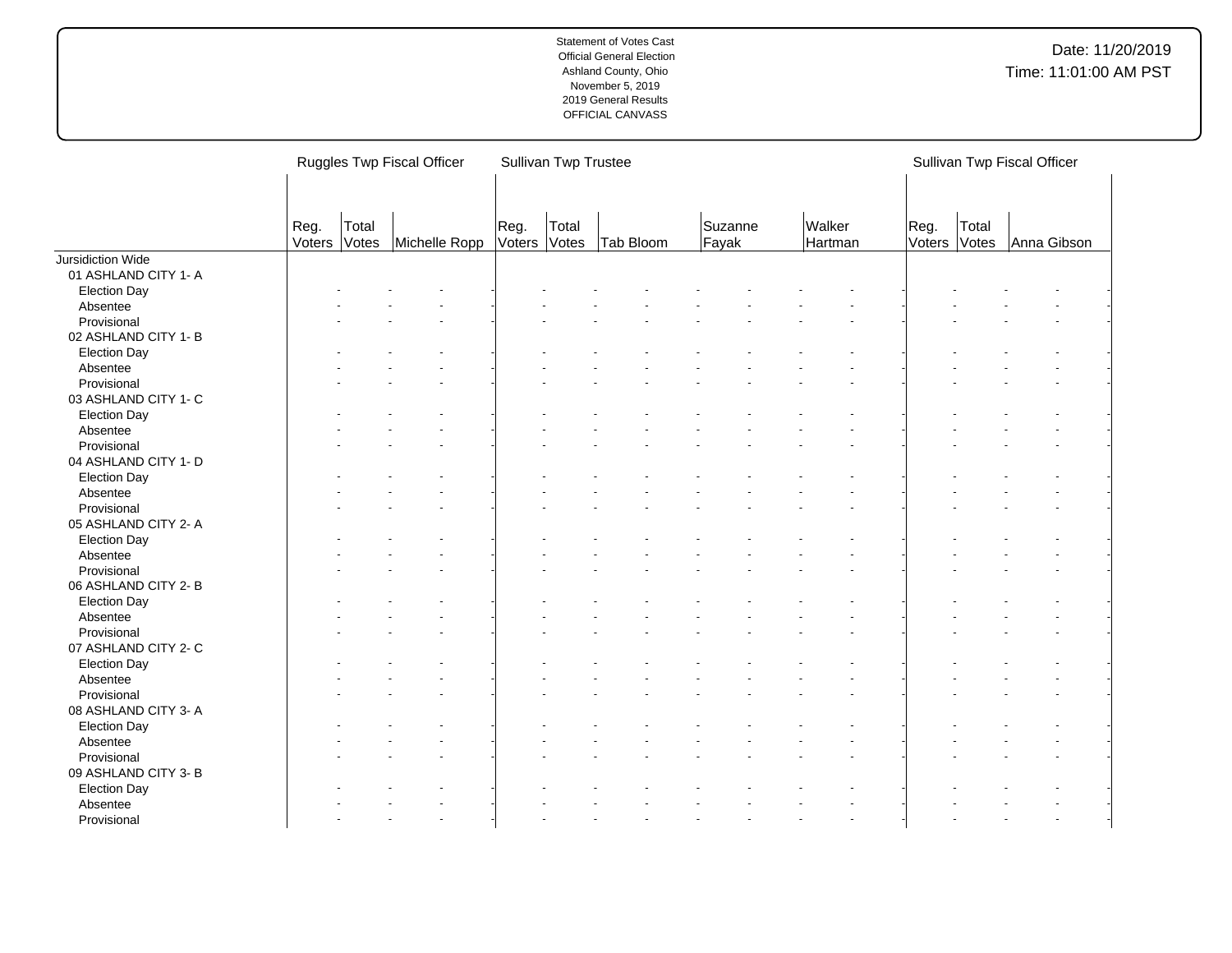| | Ruggles Twp Fiscal Officer | | | Sullivan Twp Trustee | | | | | Sullivan Twp Fiscal Officer | | |
|---|---|---|---|---|---|---|---|---|---|---|---|
| | Reg. Voters | Total Votes | Michelle Ropp | Reg. Voters | Total Votes | Tab Bloom | Suzanne Fayak | Walker Hartman | Reg. Voters | Total Votes | Anna Gibson |
| Jursidiction Wide | | | | | | | | | | | |
| 01 ASHLAND CITY 1- A | | | | | | | | | | | |
| Election Day | - | - | - | - | - | - | - | - | - | - | - |
| Absentee | - | - | - | - | - | - | - | - | - | - | - |
| Provisional | - | - | - | - | - | - | - | - | - | - | - |
| 02 ASHLAND CITY 1- B | | | | | | | | | | | |
| Election Day | - | - | - | - | - | - | - | - | - | - | - |
| Absentee | - | - | - | - | - | - | - | - | - | - | - |
| Provisional | - | - | - | - | - | - | - | - | - | - | - |
| 03 ASHLAND CITY 1- C | | | | | | | | | | | |
| Election Day | - | - | - | - | - | - | - | - | - | - | - |
| Absentee | - | - | - | - | - | - | - | - | - | - | - |
| Provisional | - | - | - | - | - | - | - | - | - | - | - |
| 04 ASHLAND CITY 1- D | | | | | | | | | | | |
| Election Day | - | - | - | - | - | - | - | - | - | - | - |
| Absentee | - | - | - | - | - | - | - | - | - | - | - |
| Provisional | - | - | - | - | - | - | - | - | - | - | - |
| 05 ASHLAND CITY 2- A | | | | | | | | | | | |
| Election Day | - | - | - | - | - | - | - | - | - | - | - |
| Absentee | - | - | - | - | - | - | - | - | - | - | - |
| Provisional | - | - | - | - | - | - | - | - | - | - | - |
| 06 ASHLAND CITY 2- B | | | | | | | | | | | |
| Election Day | - | - | - | - | - | - | - | - | - | - | - |
| Absentee | - | - | - | - | - | - | - | - | - | - | - |
| Provisional | - | - | - | - | - | - | - | - | - | - | - |
| 07 ASHLAND CITY 2- C | | | | | | | | | | | |
| Election Day | - | - | - | - | - | - | - | - | - | - | - |
| Absentee | - | - | - | - | - | - | - | - | - | - | - |
| Provisional | - | - | - | - | - | - | - | - | - | - | - |
| 08 ASHLAND CITY 3- A | | | | | | | | | | | |
| Election Day | - | - | - | - | - | - | - | - | - | - | - |
| Absentee | - | - | - | - | - | - | - | - | - | - | - |
| Provisional | - | - | - | - | - | - | - | - | - | - | - |
| 09 ASHLAND CITY 3- B | | | | | | | | | | | |
| Election Day | - | - | - | - | - | - | - | - | - | - | - |
| Absentee | - | - | - | - | - | - | - | - | - | - | - |
| Provisional | - | - | - | - | - | - | - | - | - | - | - |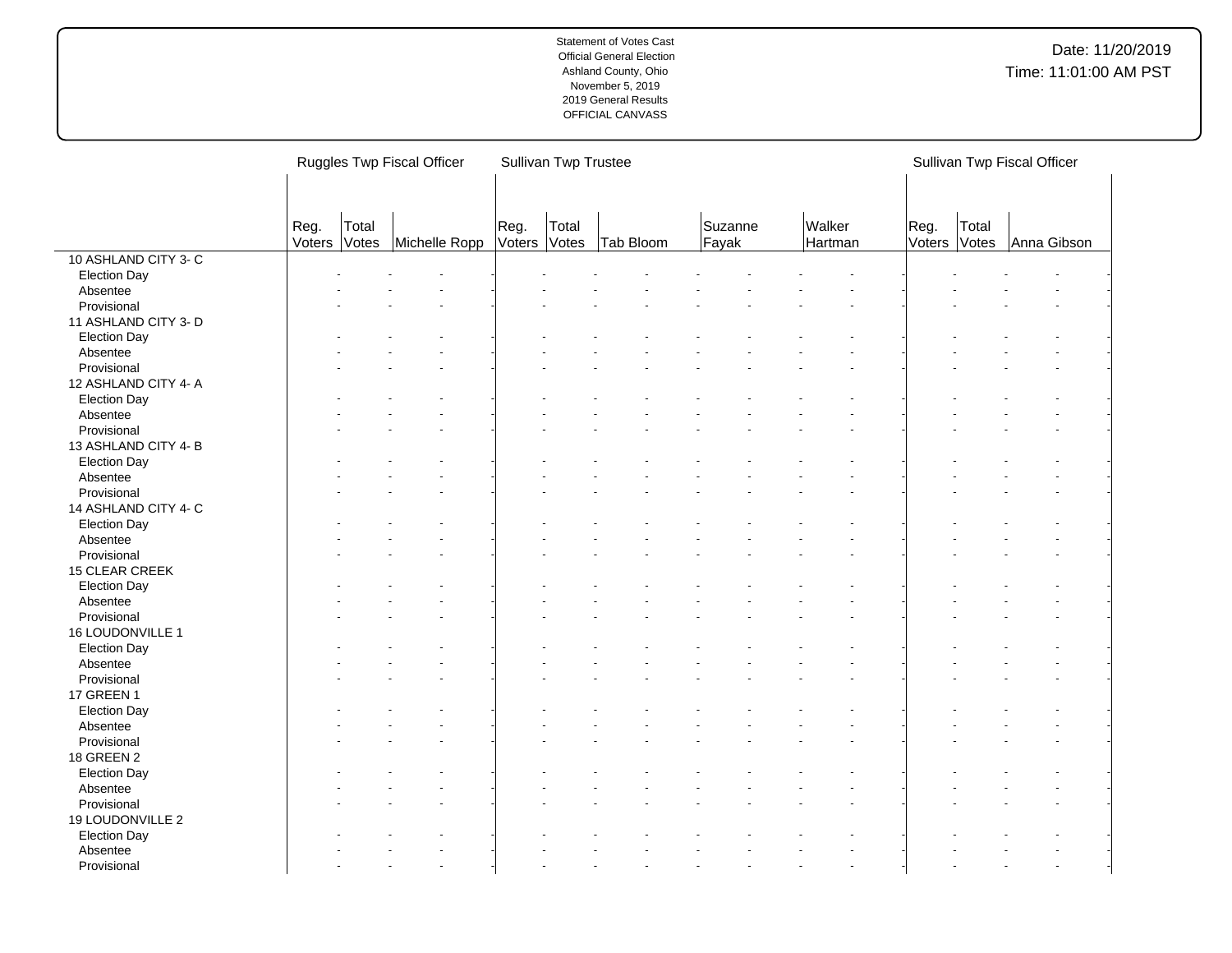Statement of Votes Cast
Official General Election
Ashland County, Ohio
November 5, 2019
2019 General Results
OFFICIAL CANVASS

Date: 11/20/2019
Time: 11:01:00 AM PST

| | Ruggles Twp Fiscal Officer | | | Sullivan Twp Trustee | | | | | Sullivan Twp Fiscal Officer | | |
|---|---|---|---|---|---|---|---|---|---|---|---|
| | Reg. Voters | Total Votes | Michelle Ropp | Reg. Voters | Total Votes | Tab Bloom | Suzanne Fayak | Walker Hartman | Reg. Voters | Total Votes | Anna Gibson |
| 10 ASHLAND CITY 3- C | | | | | | | | | | | |
| Election Day | - | - | - | - | - | - | - | - | - | - | - |
| Absentee | - | - | - | - | - | - | - | - | - | - | - |
| Provisional | - | - | - | - | - | - | - | - | - | - | - |
| 11 ASHLAND CITY 3- D | | | | | | | | | | | |
| Election Day | - | - | - | - | - | - | - | - | - | - | - |
| Absentee | - | - | - | - | - | - | - | - | - | - | - |
| Provisional | - | - | - | - | - | - | - | - | - | - | - |
| 12 ASHLAND CITY 4- A | | | | | | | | | | | |
| Election Day | - | - | - | - | - | - | - | - | - | - | - |
| Absentee | - | - | - | - | - | - | - | - | - | - | - |
| Provisional | - | - | - | - | - | - | - | - | - | - | - |
| 13 ASHLAND CITY 4- B | | | | | | | | | | | |
| Election Day | - | - | - | - | - | - | - | - | - | - | - |
| Absentee | - | - | - | - | - | - | - | - | - | - | - |
| Provisional | - | - | - | - | - | - | - | - | - | - | - |
| 14 ASHLAND CITY 4- C | | | | | | | | | | | |
| Election Day | - | - | - | - | - | - | - | - | - | - | - |
| Absentee | - | - | - | - | - | - | - | - | - | - | - |
| Provisional | - | - | - | - | - | - | - | - | - | - | - |
| 15 CLEAR CREEK | | | | | | | | | | | |
| Election Day | - | - | - | - | - | - | - | - | - | - | - |
| Absentee | - | - | - | - | - | - | - | - | - | - | - |
| Provisional | - | - | - | - | - | - | - | - | - | - | - |
| 16 LOUDONVILLE 1 | | | | | | | | | | | |
| Election Day | - | - | - | - | - | - | - | - | - | - | - |
| Absentee | - | - | - | - | - | - | - | - | - | - | - |
| Provisional | - | - | - | - | - | - | - | - | - | - | - |
| 17 GREEN 1 | | | | | | | | | | | |
| Election Day | - | - | - | - | - | - | - | - | - | - | - |
| Absentee | - | - | - | - | - | - | - | - | - | - | - |
| Provisional | - | - | - | - | - | - | - | - | - | - | - |
| 18 GREEN 2 | | | | | | | | | | | |
| Election Day | - | - | - | - | - | - | - | - | - | - | - |
| Absentee | - | - | - | - | - | - | - | - | - | - | - |
| Provisional | - | - | - | - | - | - | - | - | - | - | - |
| 19 LOUDONVILLE 2 | | | | | | | | | | | |
| Election Day | - | - | - | - | - | - | - | - | - | - | - |
| Absentee | - | - | - | - | - | - | - | - | - | - | - |
| Provisional | - | - | - | - | - | - | - | - | - | - | - |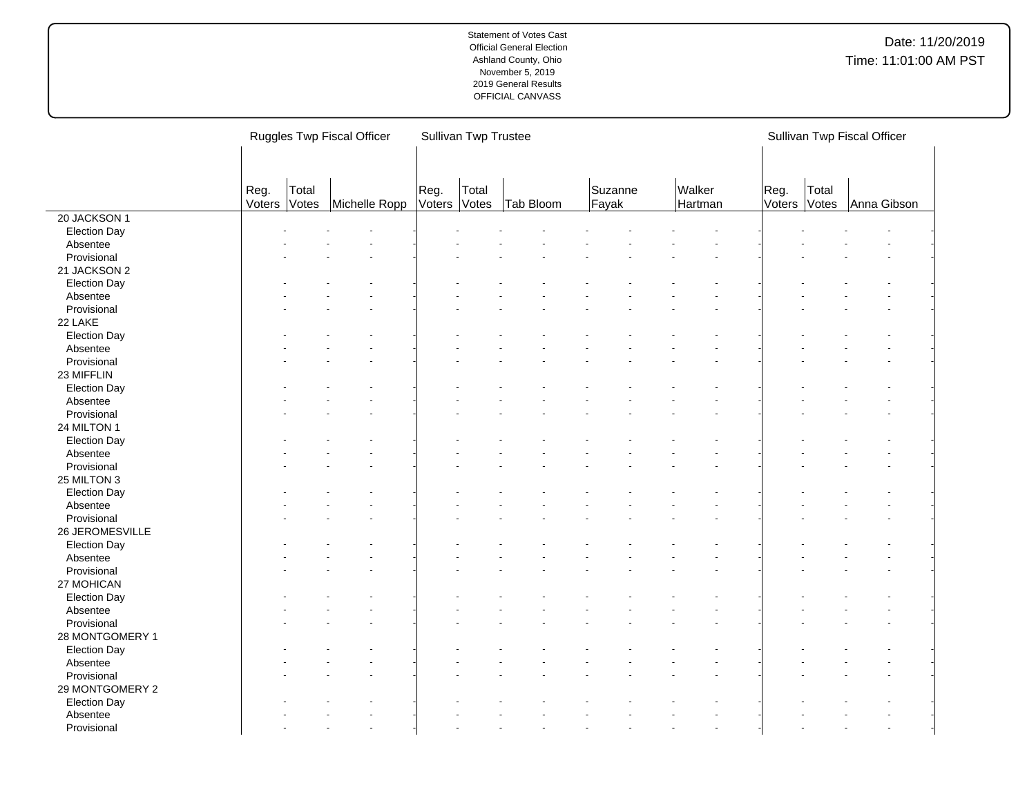Statement of Votes Cast
Official General Election
Ashland County, Ohio
November 5, 2019
2019 General Results
OFFICIAL CANVASS

Date: 11/20/2019
Time: 11:01:00 AM PST

| | Ruggles Twp Fiscal Officer | | | Sullivan Twp Trustee | | | | | Sullivan Twp Fiscal Officer | | |
|---|---|---|---|---|---|---|---|---|---|---|---|
| | Reg. Voters | Total Votes | Michelle Ropp | Reg. Voters | Total Votes | Tab Bloom | Suzanne Fayak | Walker Hartman | Reg. Voters | Total Votes | Anna Gibson |
| 20 JACKSON 1 | | | | | | | | | | | |
| Election Day | - | - | - | - | - | - | - | - | - | - | - |
| Absentee | - | - | - | - | - | - | - | - | - | - | - |
| Provisional | - | - | - | - | - | - | - | - | - | - | - |
| 21 JACKSON 2 | | | | | | | | | | | |
| Election Day | - | - | - | - | - | - | - | - | - | - | - |
| Absentee | - | - | - | - | - | - | - | - | - | - | - |
| Provisional | - | - | - | - | - | - | - | - | - | - | - |
| 22 LAKE | | | | | | | | | | | |
| Election Day | - | - | - | - | - | - | - | - | - | - | - |
| Absentee | - | - | - | - | - | - | - | - | - | - | - |
| Provisional | - | - | - | - | - | - | - | - | - | - | - |
| 23 MIFFLIN | | | | | | | | | | | |
| Election Day | - | - | - | - | - | - | - | - | - | - | - |
| Absentee | - | - | - | - | - | - | - | - | - | - | - |
| Provisional | - | - | - | - | - | - | - | - | - | - | - |
| 24 MILTON 1 | | | | | | | | | | | |
| Election Day | - | - | - | - | - | - | - | - | - | - | - |
| Absentee | - | - | - | - | - | - | - | - | - | - | - |
| Provisional | - | - | - | - | - | - | - | - | - | - | - |
| 25 MILTON 3 | | | | | | | | | | | |
| Election Day | - | - | - | - | - | - | - | - | - | - | - |
| Absentee | - | - | - | - | - | - | - | - | - | - | - |
| Provisional | - | - | - | - | - | - | - | - | - | - | - |
| 26 JEROMESVILLE | | | | | | | | | | | |
| Election Day | - | - | - | - | - | - | - | - | - | - | - |
| Absentee | - | - | - | - | - | - | - | - | - | - | - |
| Provisional | - | - | - | - | - | - | - | - | - | - | - |
| 27 MOHICAN | | | | | | | | | | | |
| Election Day | - | - | - | - | - | - | - | - | - | - | - |
| Absentee | - | - | - | - | - | - | - | - | - | - | - |
| Provisional | - | - | - | - | - | - | - | - | - | - | - |
| 28 MONTGOMERY 1 | | | | | | | | | | | |
| Election Day | - | - | - | - | - | - | - | - | - | - | - |
| Absentee | - | - | - | - | - | - | - | - | - | - | - |
| Provisional | - | - | - | - | - | - | - | - | - | - | - |
| 29 MONTGOMERY 2 | | | | | | | | | | | |
| Election Day | - | - | - | - | - | - | - | - | - | - | - |
| Absentee | - | - | - | - | - | - | - | - | - | - | - |
| Provisional | - | - | - | - | - | - | - | - | - | - | - |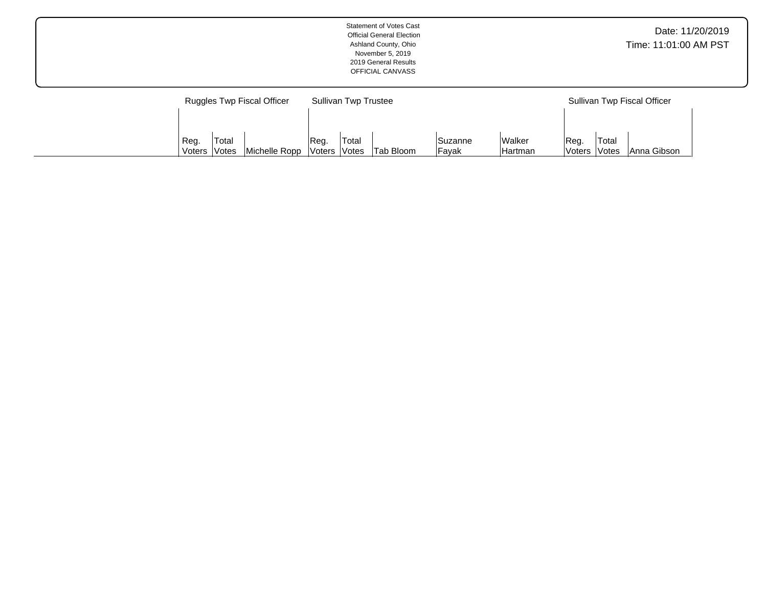Statement of Votes Cast
Official General Election
Ashland County, Ohio
November 5, 2019
2019 General Results
OFFICIAL CANVASS

Date: 11/20/2019
Time: 11:01:00 AM PST

| | Ruggles Twp Fiscal Officer | | | Sullivan Twp Trustee | | | | | Sullivan Twp Fiscal Officer | | |
|---|---|---|---|---|---|---|---|---|---|---|---|
| | Reg. Voters | Total Votes | Michelle Ropp | Reg. Voters | Total Votes | Tab Bloom | Suzanne Fayak | Walker Hartman | Reg. Voters | Total Votes | Anna Gibson |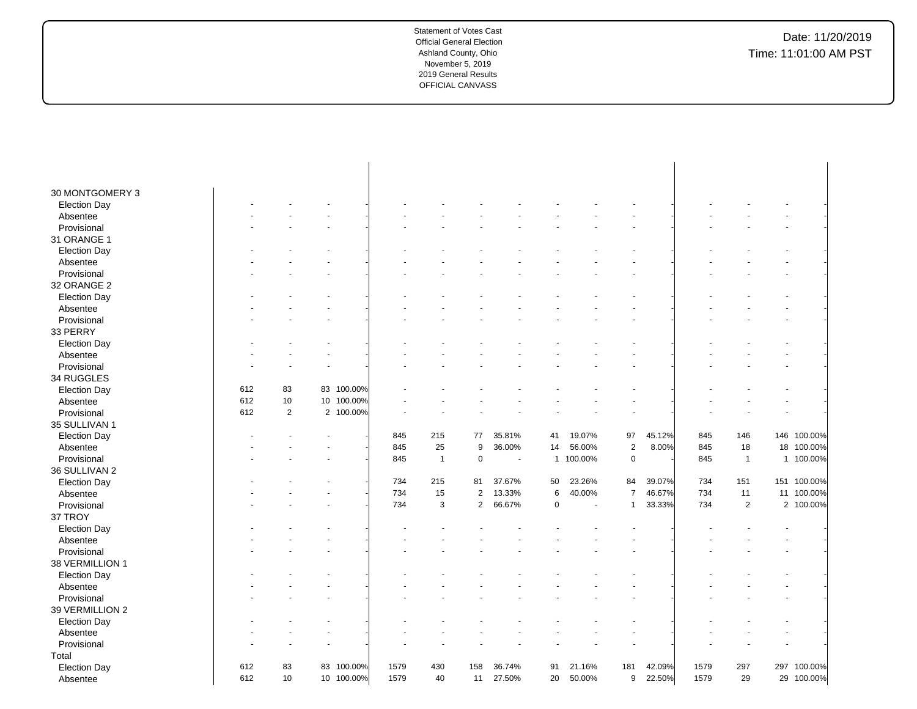Statement of Votes Cast
Official General Election
Ashland County, Ohio
November 5, 2019
2019 General Results
OFFICIAL CANVASS

Date: 11/20/2019
Time: 11:01:00 AM PST

| | | | | | | | | | | | | | | | | | | | |
|---|---|---|---|---|---|---|---|---|---|---|---|---|---|---|---|---|---|---|---|
| 30 MONTGOMERY 3 | | | | | | | | | | | | | | | | | | | |
| Election Day | - | - | - | - | - | - | - | - | - | - | - | - | - | - | - | - | - | - | - |
| Absentee | - | - | - | - | - | - | - | - | - | - | - | - | - | - | - | - | - | - | - |
| Provisional | - | - | - | - | - | - | - | - | - | - | - | - | - | - | - | - | - | - | - |
| 31 ORANGE 1 | | | | | | | | | | | | | | | | | | | |
| Election Day | - | - | - | - | - | - | - | - | - | - | - | - | - | - | - | - | - | - | - |
| Absentee | - | - | - | - | - | - | - | - | - | - | - | - | - | - | - | - | - | - | - |
| Provisional | - | - | - | - | - | - | - | - | - | - | - | - | - | - | - | - | - | - | - |
| 32 ORANGE 2 | | | | | | | | | | | | | | | | | | | |
| Election Day | - | - | - | - | - | - | - | - | - | - | - | - | - | - | - | - | - | - | - |
| Absentee | - | - | - | - | - | - | - | - | - | - | - | - | - | - | - | - | - | - | - |
| Provisional | - | - | - | - | - | - | - | - | - | - | - | - | - | - | - | - | - | - | - |
| 33 PERRY | | | | | | | | | | | | | | | | | | | |
| Election Day | - | - | - | - | - | - | - | - | - | - | - | - | - | - | - | - | - | - | - |
| Absentee | - | - | - | - | - | - | - | - | - | - | - | - | - | - | - | - | - | - | - |
| Provisional | - | - | - | - | - | - | - | - | - | - | - | - | - | - | - | - | - | - | - |
| 34 RUGGLES | | | | | | | | | | | | | | | | | | | |
| Election Day | 612 | 83 | 83 | 100.00% | - | - | - | - | - | - | - | - | - | - | - | - | - | - | - |
| Absentee | 612 | 10 | 10 | 100.00% | - | - | - | - | - | - | - | - | - | - | - | - | - | - | - |
| Provisional | 612 | 2 | 2 | 100.00% | - | - | - | - | - | - | - | - | - | - | - | - | - | - | - |
| 35 SULLIVAN 1 | | | | | | | | | | | | | | | | | | | |
| Election Day | - | - | - | - | 845 | 215 | 77 | 35.81% | 41 | 19.07% | 97 | 45.12% | 845 | 146 | 146 | 100.00% | | | |
| Absentee | - | - | - | - | 845 | 25 | 9 | 36.00% | 14 | 56.00% | 2 | 8.00% | 845 | 18 | 18 | 100.00% | | | |
| Provisional | - | - | - | - | 845 | 1 | 0 | - | 1 | 100.00% | 0 | - | 845 | 1 | 1 | 100.00% | | | |
| 36 SULLIVAN 2 | | | | | | | | | | | | | | | | | | | |
| Election Day | - | - | - | - | 734 | 215 | 81 | 37.67% | 50 | 23.26% | 84 | 39.07% | 734 | 151 | 151 | 100.00% | | | |
| Absentee | - | - | - | - | 734 | 15 | 2 | 13.33% | 6 | 40.00% | 7 | 46.67% | 734 | 11 | 11 | 100.00% | | | |
| Provisional | - | - | - | - | 734 | 3 | 2 | 66.67% | 0 | - | 1 | 33.33% | 734 | 2 | 2 | 100.00% | | | |
| 37 TROY | | | | | | | | | | | | | | | | | | | |
| Election Day | - | - | - | - | - | - | - | - | - | - | - | - | - | - | - | - | | | |
| Absentee | - | - | - | - | - | - | - | - | - | - | - | - | - | - | - | - | | | |
| Provisional | - | - | - | - | - | - | - | - | - | - | - | - | - | - | - | - | | | |
| 38 VERMILLION 1 | | | | | | | | | | | | | | | | | | | |
| Election Day | - | - | - | - | - | - | - | - | - | - | - | - | - | - | - | - | | | |
| Absentee | - | - | - | - | - | - | - | - | - | - | - | - | - | - | - | - | | | |
| Provisional | - | - | - | - | - | - | - | - | - | - | - | - | - | - | - | - | | | |
| 39 VERMILLION 2 | | | | | | | | | | | | | | | | | | | |
| Election Day | - | - | - | - | - | - | - | - | - | - | - | - | - | - | - | - | | | |
| Absentee | - | - | - | - | - | - | - | - | - | - | - | - | - | - | - | - | | | |
| Provisional | - | - | - | - | - | - | - | - | - | - | - | - | - | - | - | - | | | |
| Total | | | | | | | | | | | | | | | | | | | |
| Election Day | 612 | 83 | 83 | 100.00% | 1579 | 430 | 158 | 36.74% | 91 | 21.16% | 181 | 42.09% | 1579 | 297 | 297 | 100.00% | | | |
| Absentee | 612 | 10 | 10 | 100.00% | 1579 | 40 | 11 | 27.50% | 20 | 50.00% | 9 | 22.50% | 1579 | 29 | 29 | 100.00% | | | |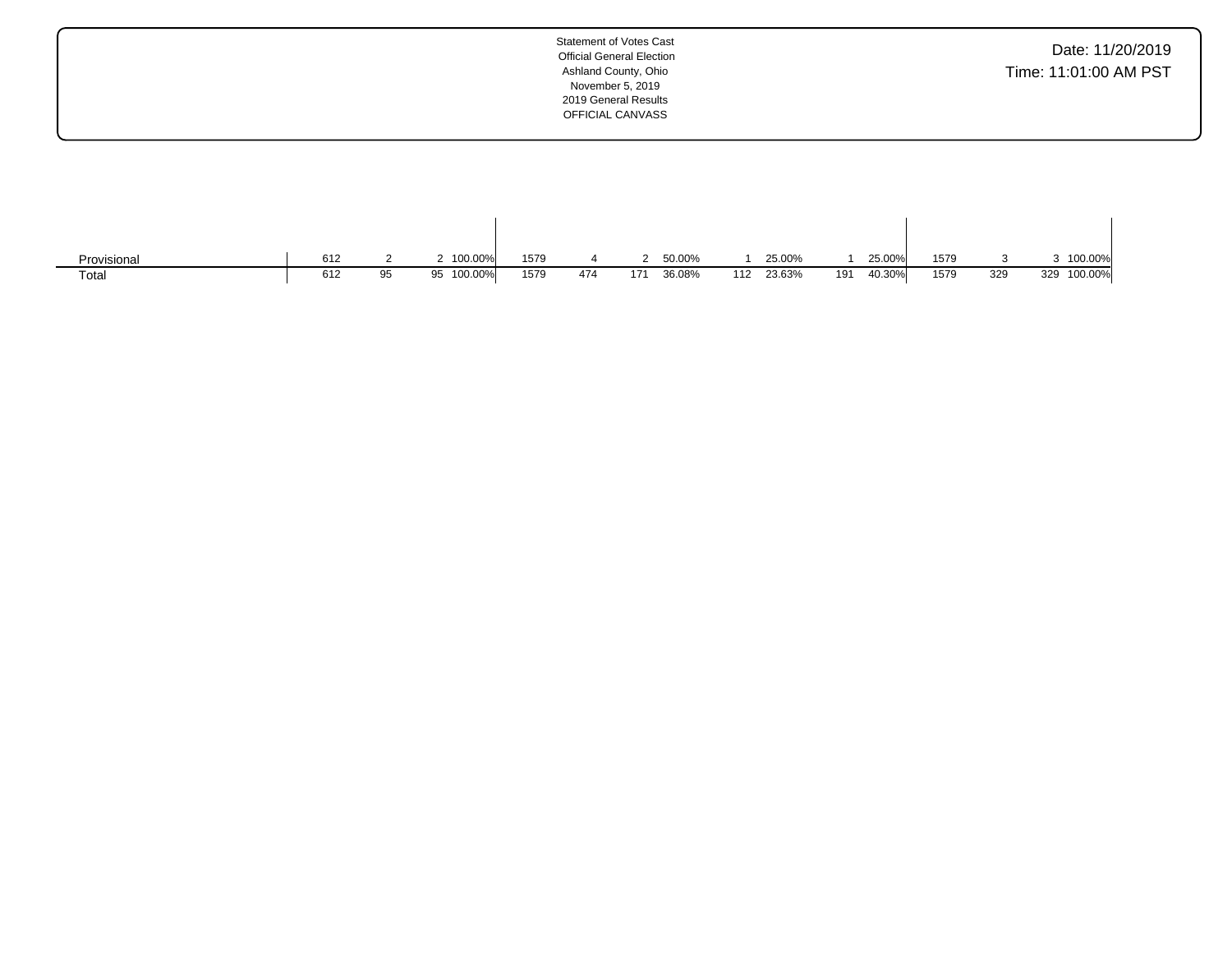Statement of Votes Cast
Official General Election
Ashland County, Ohio
November 5, 2019
2019 General Results
OFFICIAL CANVASS

Date: 11/20/2019
Time: 11:01:00 AM PST

| | | | | | | | | | | | | | | | | | | | |
|---|---|---|---|---|---|---|---|---|---|---|---|---|---|---|---|---|---|---|---|
| Provisional | 612 | 2 | 2 | 100.00% | 1579 | 4 | 2 | 50.00% | 1 | 25.00% | 1 | 25.00% | 1579 | 3 | 3 | 100.00% |
| Total | 612 | 95 | 95 | 100.00% | 1579 | 474 | 171 | 36.08% | 112 | 23.63% | 191 | 40.30% | 1579 | 329 | 329 | 100.00% |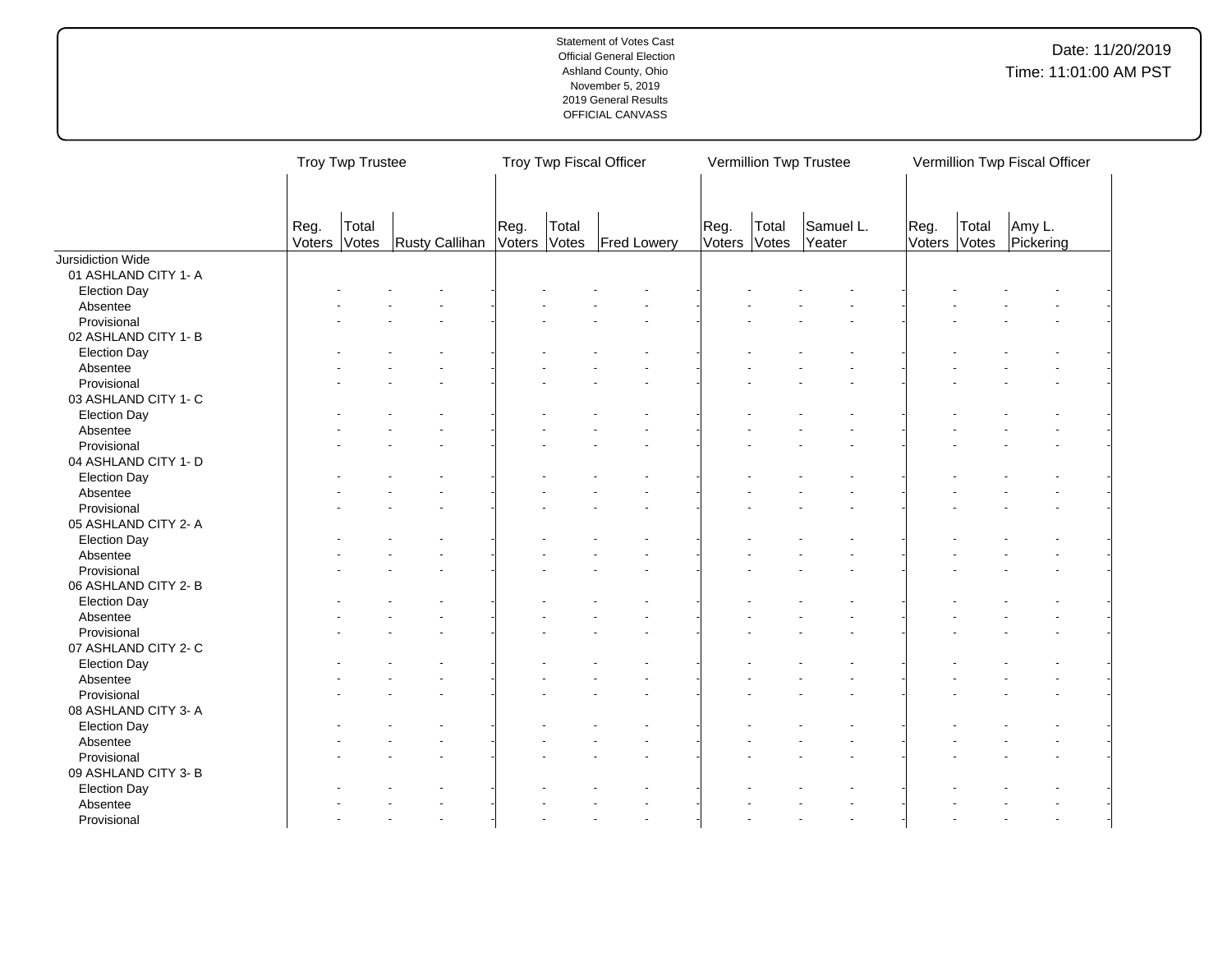Statement of Votes Cast
Official General Election
Ashland County, Ohio
November 5, 2019
2019 General Results
OFFICIAL CANVASS

Date: 11/20/2019
Time: 11:01:00 AM PST

| | Troy Twp Trustee | | | Troy Twp Fiscal Officer | | | Vermillion Twp Trustee | | | Vermillion Twp Fiscal Officer | | |
|---|---|---|---|---|---|---|---|---|---|---|---|---|
| | Reg. Voters | Total Votes | Rusty Callihan | Reg. Voters | Total Votes | Fred Lowery | Reg. Voters | Total Votes | Samuel L. Yeater | Reg. Voters | Total Votes | Amy L. Pickering |
| Jursidiction Wide | | | | | | | | | | | | |
| 01 ASHLAND CITY 1- A | | | | | | | | | | | | |
| Election Day | - | - | - | - | - | - | - | - | - | - | - | - |
| Absentee | - | - | - | - | - | - | - | - | - | - | - | - |
| Provisional | - | - | - | - | - | - | - | - | - | - | - | - |
| 02 ASHLAND CITY 1- B | | | | | | | | | | | | |
| Election Day | - | - | - | - | - | - | - | - | - | - | - | - |
| Absentee | - | - | - | - | - | - | - | - | - | - | - | - |
| Provisional | - | - | - | - | - | - | - | - | - | - | - | - |
| 03 ASHLAND CITY 1- C | | | | | | | | | | | | |
| Election Day | - | - | - | - | - | - | - | - | - | - | - | - |
| Absentee | - | - | - | - | - | - | - | - | - | - | - | - |
| Provisional | - | - | - | - | - | - | - | - | - | - | - | - |
| 04 ASHLAND CITY 1- D | | | | | | | | | | | | |
| Election Day | - | - | - | - | - | - | - | - | - | - | - | - |
| Absentee | - | - | - | - | - | - | - | - | - | - | - | - |
| Provisional | - | - | - | - | - | - | - | - | - | - | - | - |
| 05 ASHLAND CITY 2- A | | | | | | | | | | | | |
| Election Day | - | - | - | - | - | - | - | - | - | - | - | - |
| Absentee | - | - | - | - | - | - | - | - | - | - | - | - |
| Provisional | - | - | - | - | - | - | - | - | - | - | - | - |
| 06 ASHLAND CITY 2- B | | | | | | | | | | | | |
| Election Day | - | - | - | - | - | - | - | - | - | - | - | - |
| Absentee | - | - | - | - | - | - | - | - | - | - | - | - |
| Provisional | - | - | - | - | - | - | - | - | - | - | - | - |
| 07 ASHLAND CITY 2- C | | | | | | | | | | | | |
| Election Day | - | - | - | - | - | - | - | - | - | - | - | - |
| Absentee | - | - | - | - | - | - | - | - | - | - | - | - |
| Provisional | - | - | - | - | - | - | - | - | - | - | - | - |
| 08 ASHLAND CITY 3- A | | | | | | | | | | | | |
| Election Day | - | - | - | - | - | - | - | - | - | - | - | - |
| Absentee | - | - | - | - | - | - | - | - | - | - | - | - |
| Provisional | - | - | - | - | - | - | - | - | - | - | - | - |
| 09 ASHLAND CITY 3- B | | | | | | | | | | | | |
| Election Day | - | - | - | - | - | - | - | - | - | - | - | - |
| Absentee | - | - | - | - | - | - | - | - | - | - | - | - |
| Provisional | - | - | - | - | - | - | - | - | - | - | - | - |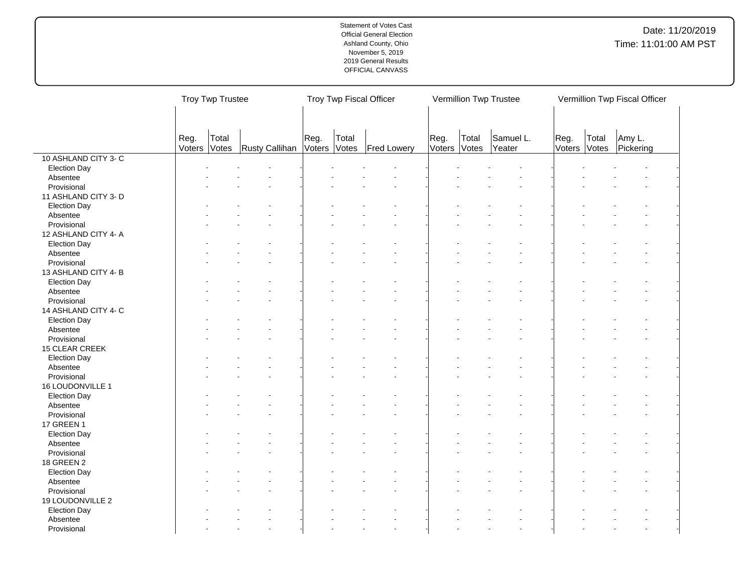Statement of Votes Cast
Official General Election
Ashland County, Ohio
November 5, 2019
2019 General Results
OFFICIAL CANVASS

Date: 11/20/2019
Time: 11:01:00 AM PST

| | Troy Twp Trustee | | | Troy Twp Fiscal Officer | | | Vermillion Twp Trustee | | | Vermillion Twp Fiscal Officer | | |
|---|---|---|---|---|---|---|---|---|---|---|---|---|
| | Reg. Voters | Total Votes | Rusty Callihan | Reg. Voters | Total Votes | Fred Lowery | Reg. Voters | Total Votes | Samuel L. Yeater | Reg. Voters | Total Votes | Amy L. Pickering |
| 10 ASHLAND CITY 3- C | | | | | | | | | | | | |
| Election Day | - | - | - | - | - | - | - | - | - | - | - | - |
| Absentee | - | - | - | - | - | - | - | - | - | - | - | - |
| Provisional | - | - | - | - | - | - | - | - | - | - | - | - |
| 11 ASHLAND CITY 3- D | | | | | | | | | | | | |
| Election Day | - | - | - | - | - | - | - | - | - | - | - | - |
| Absentee | - | - | - | - | - | - | - | - | - | - | - | - |
| Provisional | - | - | - | - | - | - | - | - | - | - | - | - |
| 12 ASHLAND CITY 4- A | | | | | | | | | | | | |
| Election Day | - | - | - | - | - | - | - | - | - | - | - | - |
| Absentee | - | - | - | - | - | - | - | - | - | - | - | - |
| Provisional | - | - | - | - | - | - | - | - | - | - | - | - |
| 13 ASHLAND CITY 4- B | | | | | | | | | | | | |
| Election Day | - | - | - | - | - | - | - | - | - | - | - | - |
| Absentee | - | - | - | - | - | - | - | - | - | - | - | - |
| Provisional | - | - | - | - | - | - | - | - | - | - | - | - |
| 14 ASHLAND CITY 4- C | | | | | | | | | | | | |
| Election Day | - | - | - | - | - | - | - | - | - | - | - | - |
| Absentee | - | - | - | - | - | - | - | - | - | - | - | - |
| Provisional | - | - | - | - | - | - | - | - | - | - | - | - |
| 15 CLEAR CREEK | | | | | | | | | | | | |
| Election Day | - | - | - | - | - | - | - | - | - | - | - | - |
| Absentee | - | - | - | - | - | - | - | - | - | - | - | - |
| Provisional | - | - | - | - | - | - | - | - | - | - | - | - |
| 16 LOUDONVILLE 1 | | | | | | | | | | | | |
| Election Day | - | - | - | - | - | - | - | - | - | - | - | - |
| Absentee | - | - | - | - | - | - | - | - | - | - | - | - |
| Provisional | - | - | - | - | - | - | - | - | - | - | - | - |
| 17 GREEN 1 | | | | | | | | | | | | |
| Election Day | - | - | - | - | - | - | - | - | - | - | - | - |
| Absentee | - | - | - | - | - | - | - | - | - | - | - | - |
| Provisional | - | - | - | - | - | - | - | - | - | - | - | - |
| 18 GREEN 2 | | | | | | | | | | | | |
| Election Day | - | - | - | - | - | - | - | - | - | - | - | - |
| Absentee | - | - | - | - | - | - | - | - | - | - | - | - |
| Provisional | - | - | - | - | - | - | - | - | - | - | - | - |
| 19 LOUDONVILLE 2 | | | | | | | | | | | | |
| Election Day | - | - | - | - | - | - | - | - | - | - | - | - |
| Absentee | - | - | - | - | - | - | - | - | - | - | - | - |
| Provisional | - | - | - | - | - | - | - | - | - | - | - | - |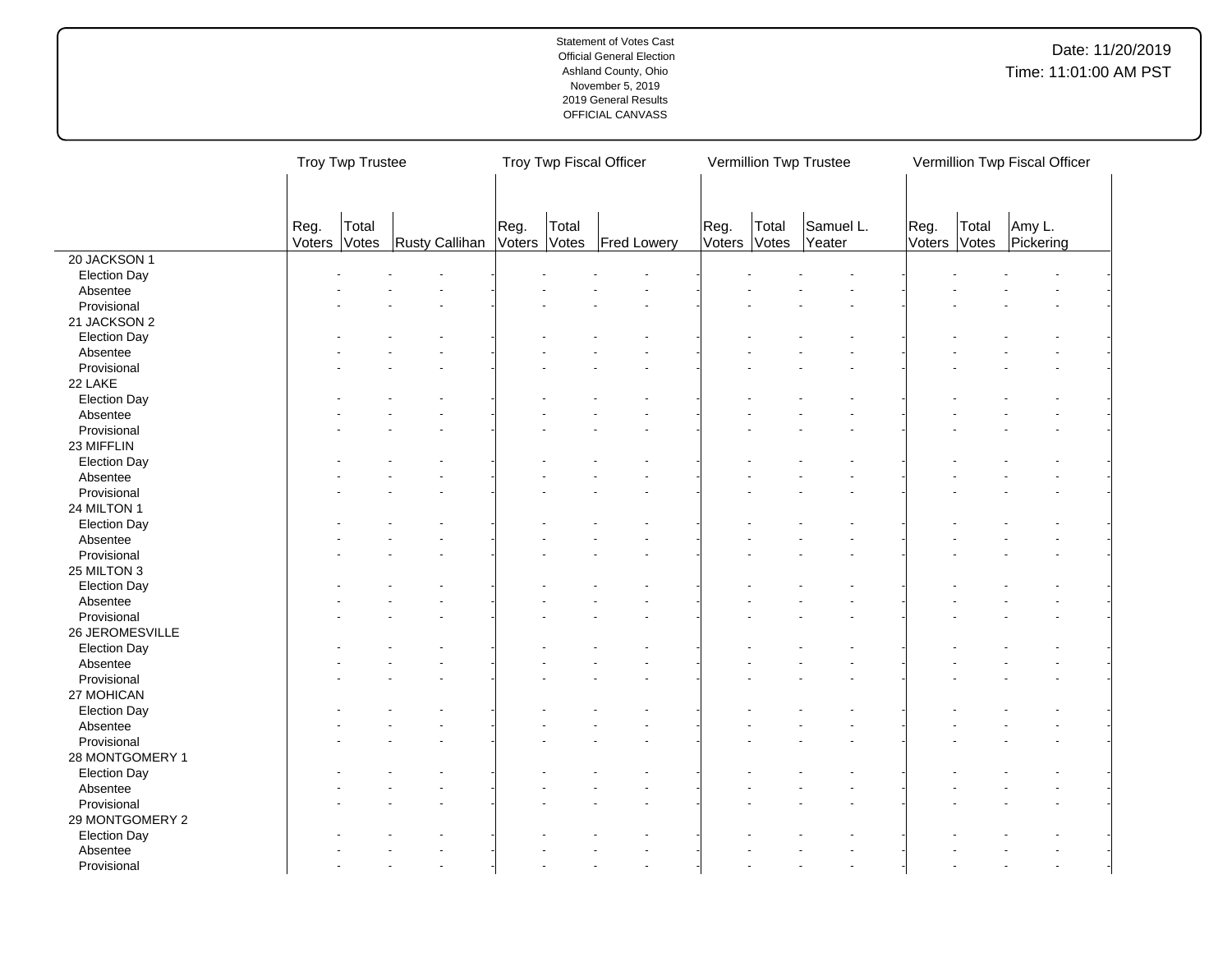Statement of Votes Cast
Official General Election
Ashland County, Ohio
November 5, 2019
2019 General Results
OFFICIAL CANVASS

Date: 11/20/2019
Time: 11:01:00 AM PST

| | Troy Twp Trustee | | | Troy Twp Fiscal Officer | | | Vermillion Twp Trustee | | | Vermillion Twp Fiscal Officer | | |
|---|---|---|---|---|---|---|---|---|---|---|---|---|
| | Reg. Voters | Total Votes | Rusty Callihan | Reg. Voters | Total Votes | Fred Lowery | Reg. Voters | Total Votes | Samuel L. Yeater | Reg. Voters | Total Votes | Amy L. Pickering |
| 20 JACKSON 1 | | | | | | | | | | | | |
| Election Day | - | - | - | - | - | - | - | - | - | - | - | - |
| Absentee | - | - | - | - | - | - | - | - | - | - | - | - |
| Provisional | - | - | - | - | - | - | - | - | - | - | - | - |
| 21 JACKSON 2 | | | | | | | | | | | | |
| Election Day | - | - | - | - | - | - | - | - | - | - | - | - |
| Absentee | - | - | - | - | - | - | - | - | - | - | - | - |
| Provisional | - | - | - | - | - | - | - | - | - | - | - | - |
| 22 LAKE | | | | | | | | | | | | |
| Election Day | - | - | - | - | - | - | - | - | - | - | - | - |
| Absentee | - | - | - | - | - | - | - | - | - | - | - | - |
| Provisional | - | - | - | - | - | - | - | - | - | - | - | - |
| 23 MIFFLIN | | | | | | | | | | | | |
| Election Day | - | - | - | - | - | - | - | - | - | - | - | - |
| Absentee | - | - | - | - | - | - | - | - | - | - | - | - |
| Provisional | - | - | - | - | - | - | - | - | - | - | - | - |
| 24 MILTON 1 | | | | | | | | | | | | |
| Election Day | - | - | - | - | - | - | - | - | - | - | - | - |
| Absentee | - | - | - | - | - | - | - | - | - | - | - | - |
| Provisional | - | - | - | - | - | - | - | - | - | - | - | - |
| 25 MILTON 3 | | | | | | | | | | | | |
| Election Day | - | - | - | - | - | - | - | - | - | - | - | - |
| Absentee | - | - | - | - | - | - | - | - | - | - | - | - |
| Provisional | - | - | - | - | - | - | - | - | - | - | - | - |
| 26 JEROMESVILLE | | | | | | | | | | | | |
| Election Day | - | - | - | - | - | - | - | - | - | - | - | - |
| Absentee | - | - | - | - | - | - | - | - | - | - | - | - |
| Provisional | - | - | - | - | - | - | - | - | - | - | - | - |
| 27 MOHICAN | | | | | | | | | | | | |
| Election Day | - | - | - | - | - | - | - | - | - | - | - | - |
| Absentee | - | - | - | - | - | - | - | - | - | - | - | - |
| Provisional | - | - | - | - | - | - | - | - | - | - | - | - |
| 28 MONTGOMERY 1 | | | | | | | | | | | | |
| Election Day | - | - | - | - | - | - | - | - | - | - | - | - |
| Absentee | - | - | - | - | - | - | - | - | - | - | - | - |
| Provisional | - | - | - | - | - | - | - | - | - | - | - | - |
| 29 MONTGOMERY 2 | | | | | | | | | | | | |
| Election Day | - | - | - | - | - | - | - | - | - | - | - | - |
| Absentee | - | - | - | - | - | - | - | - | - | - | - | - |
| Provisional | - | - | - | - | - | - | - | - | - | - | - | - |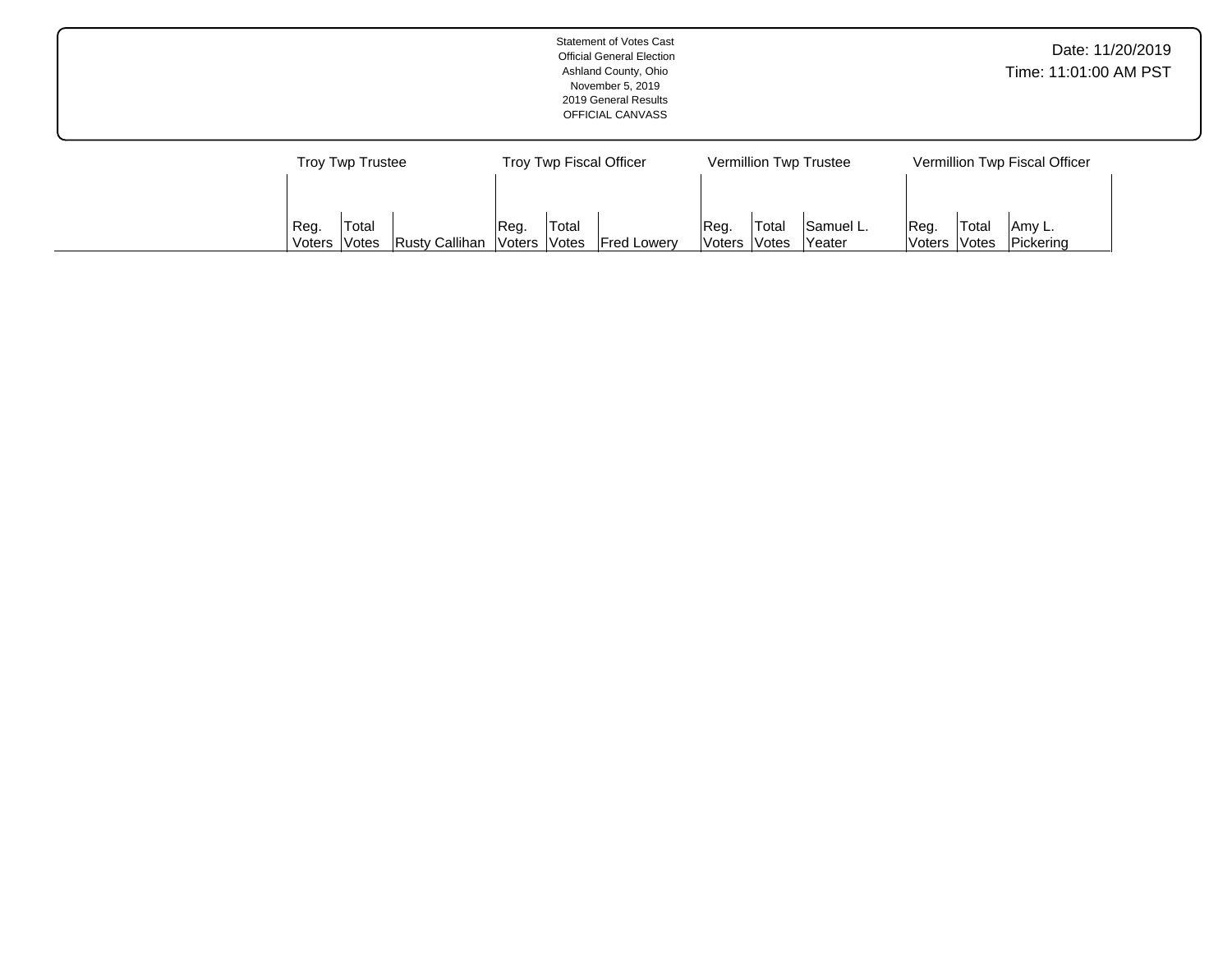Statement of Votes Cast
Official General Election
Ashland County, Ohio
November 5, 2019
2019 General Results
OFFICIAL CANVASS

Date: 11/20/2019
Time: 11:01:00 AM PST

| | Troy Twp Trustee | | | Troy Twp Fiscal Officer | | | Vermillion Twp Trustee | | | Vermillion Twp Fiscal Officer | | |
|---|---|---|---|---|---|---|---|---|---|---|---|---|
| | Reg. Voters | Total Votes | Rusty Callihan | Reg. Voters | Total Votes | Fred Lowery | Reg. Voters | Total Votes | Samuel L. Yeater | Reg. Voters | Total Votes | Amy L. Pickering |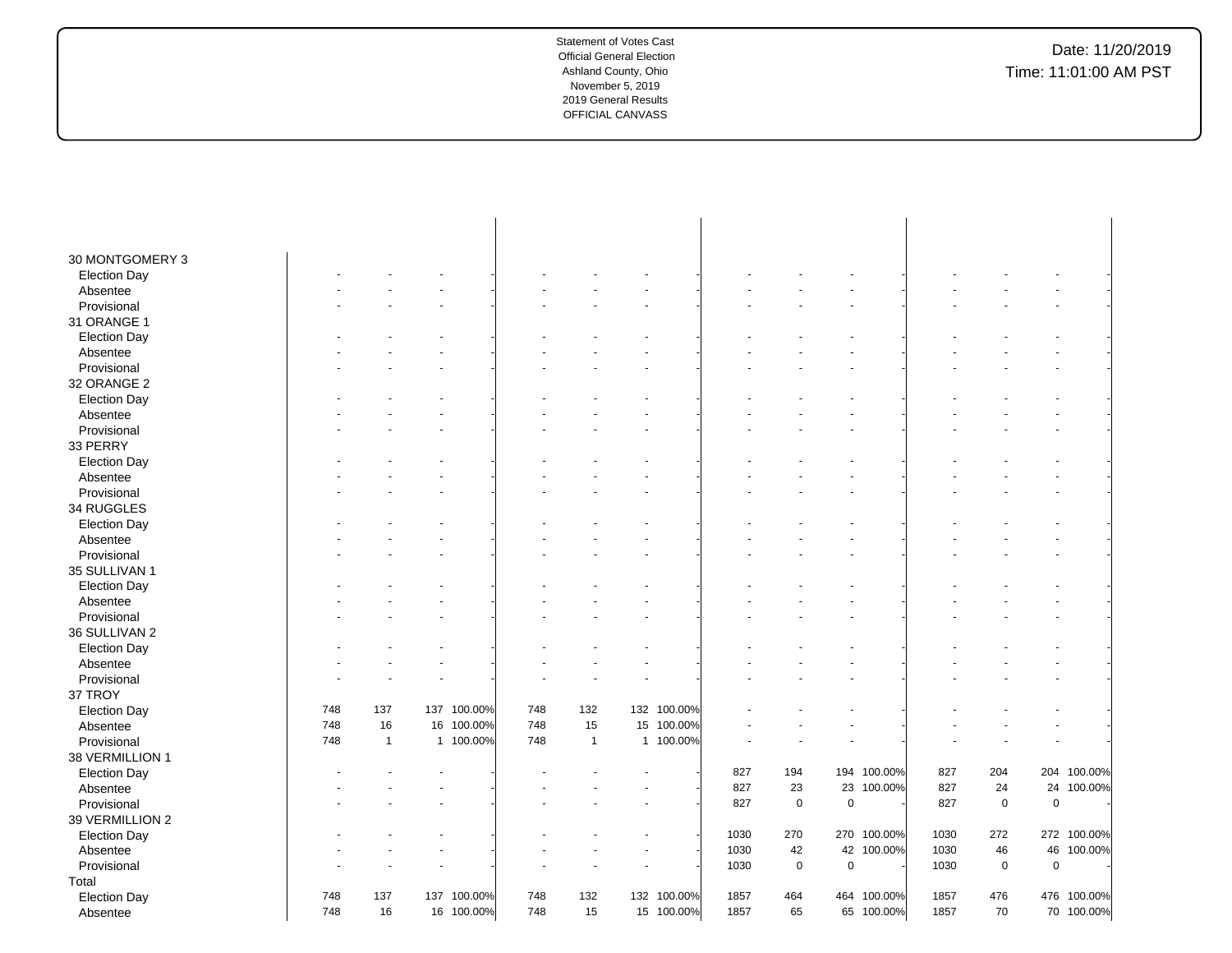| | | | | | | | | | | | | | | | | |
|---|---|---|---|---|---|---|---|---|---|---|---|---|---|---|---|---|
| 30 MONTGOMERY 3 | | | | | | | | | | | | | | | | |
| Election Day | - | - | - | - | - | - | - | - | - | - | - | - | - | - | - | - |
| Absentee | - | - | - | - | - | - | - | - | - | - | - | - | - | - | - | - |
| Provisional | - | - | - | - | - | - | - | - | - | - | - | - | - | - | - | - |
| 31 ORANGE 1 | | | | | | | | | | | | | | | | |
| Election Day | - | - | - | - | - | - | - | - | - | - | - | - | - | - | - | - |
| Absentee | - | - | - | - | - | - | - | - | - | - | - | - | - | - | - | - |
| Provisional | - | - | - | - | - | - | - | - | - | - | - | - | - | - | - | - |
| 32 ORANGE 2 | | | | | | | | | | | | | | | | |
| Election Day | - | - | - | - | - | - | - | - | - | - | - | - | - | - | - | - |
| Absentee | - | - | - | - | - | - | - | - | - | - | - | - | - | - | - | - |
| Provisional | - | - | - | - | - | - | - | - | - | - | - | - | - | - | - | - |
| 33 PERRY | | | | | | | | | | | | | | | | |
| Election Day | - | - | - | - | - | - | - | - | - | - | - | - | - | - | - | - |
| Absentee | - | - | - | - | - | - | - | - | - | - | - | - | - | - | - | - |
| Provisional | - | - | - | - | - | - | - | - | - | - | - | - | - | - | - | - |
| 34 RUGGLES | | | | | | | | | | | | | | | | |
| Election Day | - | - | - | - | - | - | - | - | - | - | - | - | - | - | - | - |
| Absentee | - | - | - | - | - | - | - | - | - | - | - | - | - | - | - | - |
| Provisional | - | - | - | - | - | - | - | - | - | - | - | - | - | - | - | - |
| 35 SULLIVAN 1 | | | | | | | | | | | | | | | | |
| Election Day | - | - | - | - | - | - | - | - | - | - | - | - | - | - | - | - |
| Absentee | - | - | - | - | - | - | - | - | - | - | - | - | - | - | - | - |
| Provisional | - | - | - | - | - | - | - | - | - | - | - | - | - | - | - | - |
| 36 SULLIVAN 2 | | | | | | | | | | | | | | | | |
| Election Day | - | - | - | - | - | - | - | - | - | - | - | - | - | - | - | - |
| Absentee | - | - | - | - | - | - | - | - | - | - | - | - | - | - | - | - |
| Provisional | - | - | - | - | - | - | - | - | - | - | - | - | - | - | - | - |
| 37 TROY | | | | | | | | | | | | | | | | |
| Election Day | 748 | 137 | 137 | 100.00% | 748 | 132 | 132 | 100.00% | - | - | - | - | - | - | - | - |
| Absentee | 748 | 16 | 16 | 100.00% | 748 | 15 | 15 | 100.00% | - | - | - | - | - | - | - | - |
| Provisional | 748 | 1 | 1 | 100.00% | 748 | 1 | 1 | 100.00% | - | - | - | - | - | - | - | - |
| 38 VERMILLION 1 | | | | | | | | | | | | | | | | |
| Election Day | - | - | - | - | - | - | - | - | 827 | 194 | 194 | 100.00% | 827 | 204 | 204 | 100.00% |
| Absentee | - | - | - | - | - | - | - | - | 827 | 23 | 23 | 100.00% | 827 | 24 | 24 | 100.00% |
| Provisional | - | - | - | - | - | - | - | - | 827 | 0 | 0 | - | 827 | 0 | 0 | - |
| 39 VERMILLION 2 | | | | | | | | | | | | | | | | |
| Election Day | - | - | - | - | - | - | - | - | 1030 | 270 | 270 | 100.00% | 1030 | 272 | 272 | 100.00% |
| Absentee | - | - | - | - | - | - | - | - | 1030 | 42 | 42 | 100.00% | 1030 | 46 | 46 | 100.00% |
| Provisional | - | - | - | - | - | - | - | - | 1030 | 0 | 0 | - | 1030 | 0 | 0 | - |
| Total | | | | | | | | | | | | | | | | |
| Election Day | 748 | 137 | 137 | 100.00% | 748 | 132 | 132 | 100.00% | 1857 | 464 | 464 | 100.00% | 1857 | 476 | 476 | 100.00% |
| Absentee | 748 | 16 | 16 | 100.00% | 748 | 15 | 15 | 100.00% | 1857 | 65 | 65 | 100.00% | 1857 | 70 | 70 | 100.00% |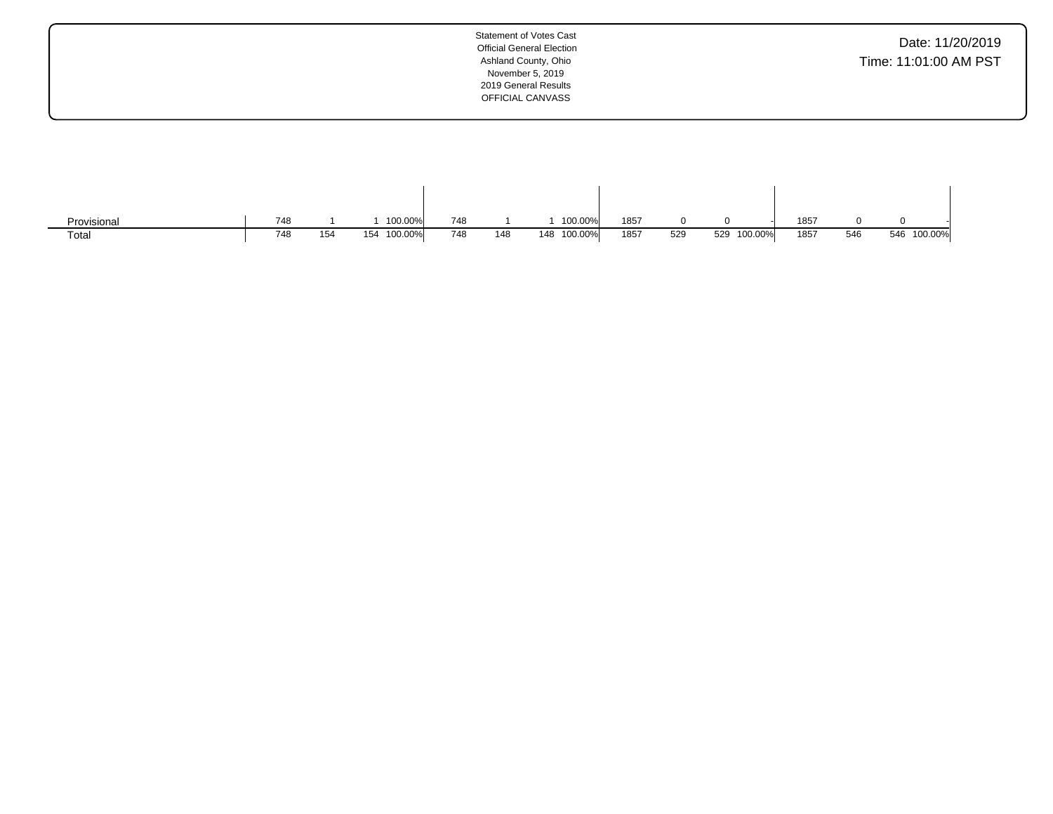Statement of Votes Cast
Official General Election
Ashland County, Ohio
November 5, 2019
2019 General Results
OFFICIAL CANVASS

Date: 11/20/2019
Time: 11:01:00 AM PST

| | | | | | | | | | | | | | | | | |
|---|---|---|---|---|---|---|---|---|---|---|---|---|---|---|---|---|
| Provisional | 748 | 1 | 1 | 100.00% | 748 | 1 | 1 | 100.00% | 1857 | 0 | 0 | - | 1857 | 0 | 0 | - |
| Total | 748 | 154 | 154 | 100.00% | 748 | 148 | 148 | 100.00% | 1857 | 529 | 529 | 100.00% | 1857 | 546 | 546 | 100.00% |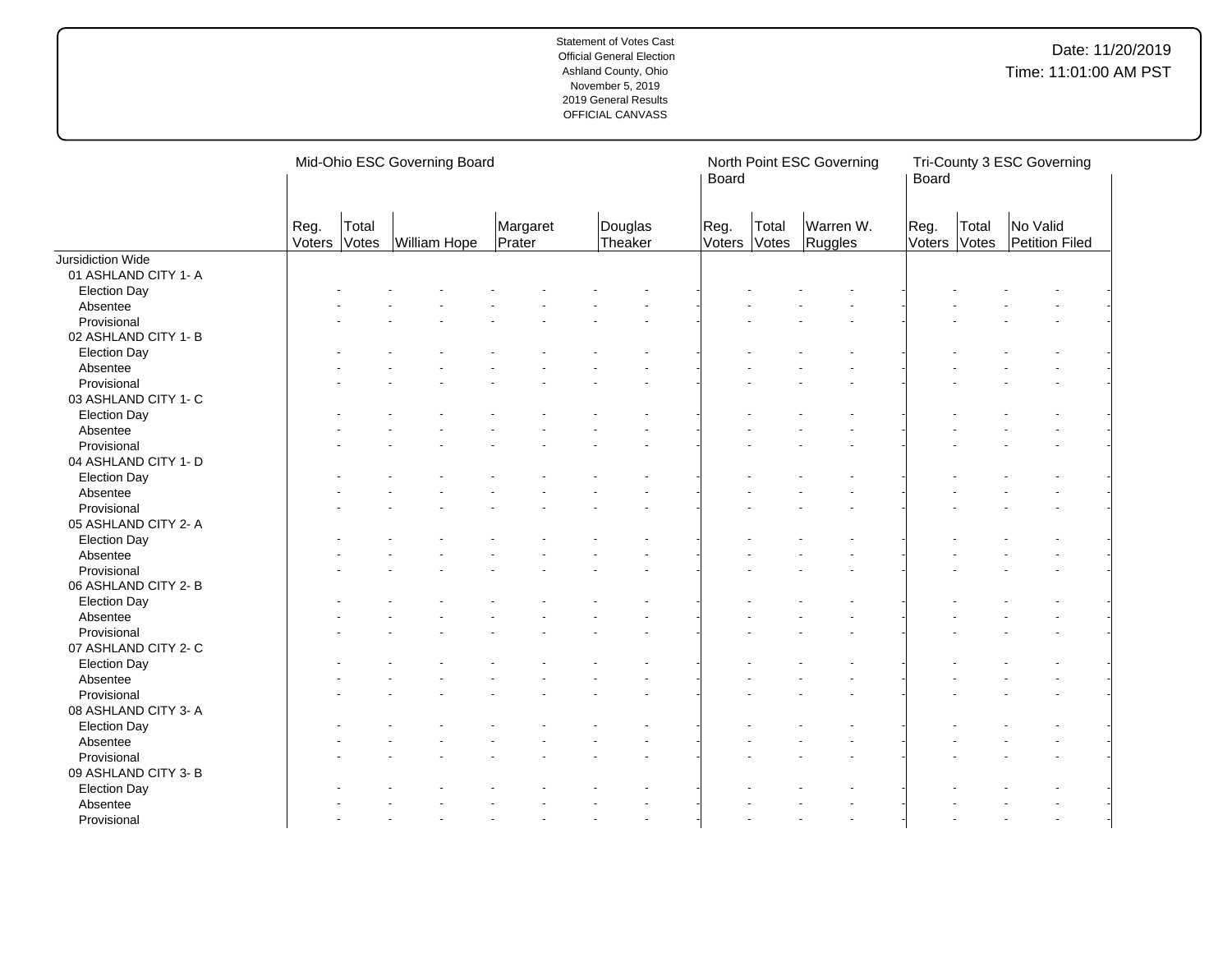Statement of Votes Cast
Official General Election
Ashland County, Ohio
November 5, 2019
2019 General Results
OFFICIAL CANVASS

Date: 11/20/2019
Time: 11:01:00 AM PST

| | Mid-Ohio ESC Governing Board | | | | | North Point ESC Governing Board | | | Tri-County 3 ESC Governing Board | | |
|---|---|---|---|---|---|---|---|---|---|---|---|
| | Reg. Voters | Total Votes | William Hope | Margaret Prater | Douglas Theaker | Reg. Voters | Total Votes | Warren W. Ruggles | Reg. Voters | Total Votes | No Valid Petition Filed |
| Jursidiction Wide | | | | | | | | | | | |
| 01 ASHLAND CITY 1- A | | | | | | | | | | | |
| Election Day | - | - | - | - | - | - | - | - | - | - | - |
| Absentee | - | - | - | - | - | - | - | - | - | - | - |
| Provisional | - | - | - | - | - | - | - | - | - | - | - |
| 02 ASHLAND CITY 1- B | | | | | | | | | | | |
| Election Day | - | - | - | - | - | - | - | - | - | - | - |
| Absentee | - | - | - | - | - | - | - | - | - | - | - |
| Provisional | - | - | - | - | - | - | - | - | - | - | - |
| 03 ASHLAND CITY 1- C | | | | | | | | | | | |
| Election Day | - | - | - | - | - | - | - | - | - | - | - |
| Absentee | - | - | - | - | - | - | - | - | - | - | - |
| Provisional | - | - | - | - | - | - | - | - | - | - | - |
| 04 ASHLAND CITY 1- D | | | | | | | | | | | |
| Election Day | - | - | - | - | - | - | - | - | - | - | - |
| Absentee | - | - | - | - | - | - | - | - | - | - | - |
| Provisional | - | - | - | - | - | - | - | - | - | - | - |
| 05 ASHLAND CITY 2- A | | | | | | | | | | | |
| Election Day | - | - | - | - | - | - | - | - | - | - | - |
| Absentee | - | - | - | - | - | - | - | - | - | - | - |
| Provisional | - | - | - | - | - | - | - | - | - | - | - |
| 06 ASHLAND CITY 2- B | | | | | | | | | | | |
| Election Day | - | - | - | - | - | - | - | - | - | - | - |
| Absentee | - | - | - | - | - | - | - | - | - | - | - |
| Provisional | - | - | - | - | - | - | - | - | - | - | - |
| 07 ASHLAND CITY 2- C | | | | | | | | | | | |
| Election Day | - | - | - | - | - | - | - | - | - | - | - |
| Absentee | - | - | - | - | - | - | - | - | - | - | - |
| Provisional | - | - | - | - | - | - | - | - | - | - | - |
| 08 ASHLAND CITY 3- A | | | | | | | | | | | |
| Election Day | - | - | - | - | - | - | - | - | - | - | - |
| Absentee | - | - | - | - | - | - | - | - | - | - | - |
| Provisional | - | - | - | - | - | - | - | - | - | - | - |
| 09 ASHLAND CITY 3- B | | | | | | | | | | | |
| Election Day | - | - | - | - | - | - | - | - | - | - | - |
| Absentee | - | - | - | - | - | - | - | - | - | - | - |
| Provisional | - | - | - | - | - | - | - | - | - | - | - |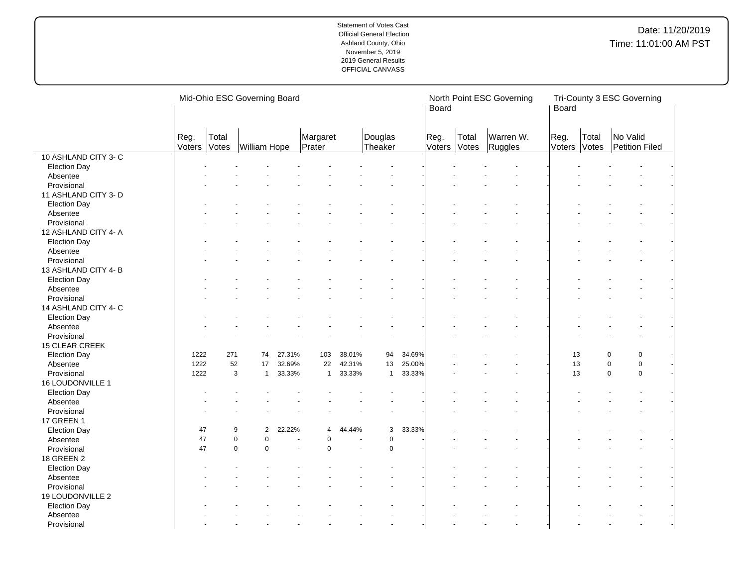Statement of Votes Cast
Official General Election
Ashland County, Ohio
November 5, 2019
2019 General Results
OFFICIAL CANVASS

Date: 11/20/2019
Time: 11:01:00 AM PST

| | Mid-Ohio ESC Governing Board | | | | | | | | North Point ESC Governing Board | | | | Tri-County 3 ESC Governing Board | | | |
|---|---|---|---|---|---|---|---|---|---|---|---|---|---|---|---|---|
| | Reg. Voters | Total Votes | William Hope | | Margaret Prater | | Douglas Theaker | | Reg. Voters | Total Votes | Warren W. Ruggles | | Reg. Voters | Total Votes | No Valid Petition Filed | |
| 10 ASHLAND CITY 3- C | | | | | | | | | | | | | | | | |
| Election Day | - | - | - | - | - | - | - | - | - | - | - | - | - | - | - | - |
| Absentee | - | - | - | - | - | - | - | - | - | - | - | - | - | - | - | - |
| Provisional | - | - | - | - | - | - | - | - | - | - | - | - | - | - | - | - |
| 11 ASHLAND CITY 3- D | | | | | | | | | | | | | | | | |
| Election Day | - | - | - | - | - | - | - | - | - | - | - | - | - | - | - | - |
| Absentee | - | - | - | - | - | - | - | - | - | - | - | - | - | - | - | - |
| Provisional | - | - | - | - | - | - | - | - | - | - | - | - | - | - | - | - |
| 12 ASHLAND CITY 4- A | | | | | | | | | | | | | | | | |
| Election Day | - | - | - | - | - | - | - | - | - | - | - | - | - | - | - | - |
| Absentee | - | - | - | - | - | - | - | - | - | - | - | - | - | - | - | - |
| Provisional | - | - | - | - | - | - | - | - | - | - | - | - | - | - | - | - |
| 13 ASHLAND CITY 4- B | | | | | | | | | | | | | | | | |
| Election Day | - | - | - | - | - | - | - | - | - | - | - | - | - | - | - | - |
| Absentee | - | - | - | - | - | - | - | - | - | - | - | - | - | - | - | - |
| Provisional | - | - | - | - | - | - | - | - | - | - | - | - | - | - | - | - |
| 14 ASHLAND CITY 4- C | | | | | | | | | | | | | | | | |
| Election Day | - | - | - | - | - | - | - | - | - | - | - | - | - | - | - | - |
| Absentee | - | - | - | - | - | - | - | - | - | - | - | - | - | - | - | - |
| Provisional | - | - | - | - | - | - | - | - | - | - | - | - | - | - | - | - |
| 15 CLEAR CREEK | | | | | | | | | | | | | | | | |
| Election Day | 1222 | 271 | 74 | 27.31% | 103 | 38.01% | 94 | 34.69% | - | - | - | - | 13 | 0 | 0 | - |
| Absentee | 1222 | 52 | 17 | 32.69% | 22 | 42.31% | 13 | 25.00% | - | - | - | - | 13 | 0 | 0 | - |
| Provisional | 1222 | 3 | 1 | 33.33% | 1 | 33.33% | 1 | 33.33% | - | - | - | - | 13 | 0 | 0 | - |
| 16 LOUDONVILLE 1 | | | | | | | | | | | | | | | | |
| Election Day | - | - | - | - | - | - | - | - | - | - | - | - | - | - | - | - |
| Absentee | - | - | - | - | - | - | - | - | - | - | - | - | - | - | - | - |
| Provisional | - | - | - | - | - | - | - | - | - | - | - | - | - | - | - | - |
| 17 GREEN 1 | | | | | | | | | | | | | | | | |
| Election Day | 47 | 9 | 2 | 22.22% | 4 | 44.44% | 3 | 33.33% | - | - | - | - | - | - | - | - |
| Absentee | 47 | 0 | 0 | - | 0 | - | 0 | - | - | - | - | - | - | - | - | - |
| Provisional | 47 | 0 | 0 | - | 0 | - | 0 | - | - | - | - | - | - | - | - | - |
| 18 GREEN 2 | | | | | | | | | | | | | | | | |
| Election Day | - | - | - | - | - | - | - | - | - | - | - | - | - | - | - | - |
| Absentee | - | - | - | - | - | - | - | - | - | - | - | - | - | - | - | - |
| Provisional | - | - | - | - | - | - | - | - | - | - | - | - | - | - | - | - |
| 19 LOUDONVILLE 2 | | | | | | | | | | | | | | | | |
| Election Day | - | - | - | - | - | - | - | - | - | - | - | - | - | - | - | - |
| Absentee | - | - | - | - | - | - | - | - | - | - | - | - | - | - | - | - |
| Provisional | - | - | - | - | - | - | - | - | - | - | - | - | - | - | - | - |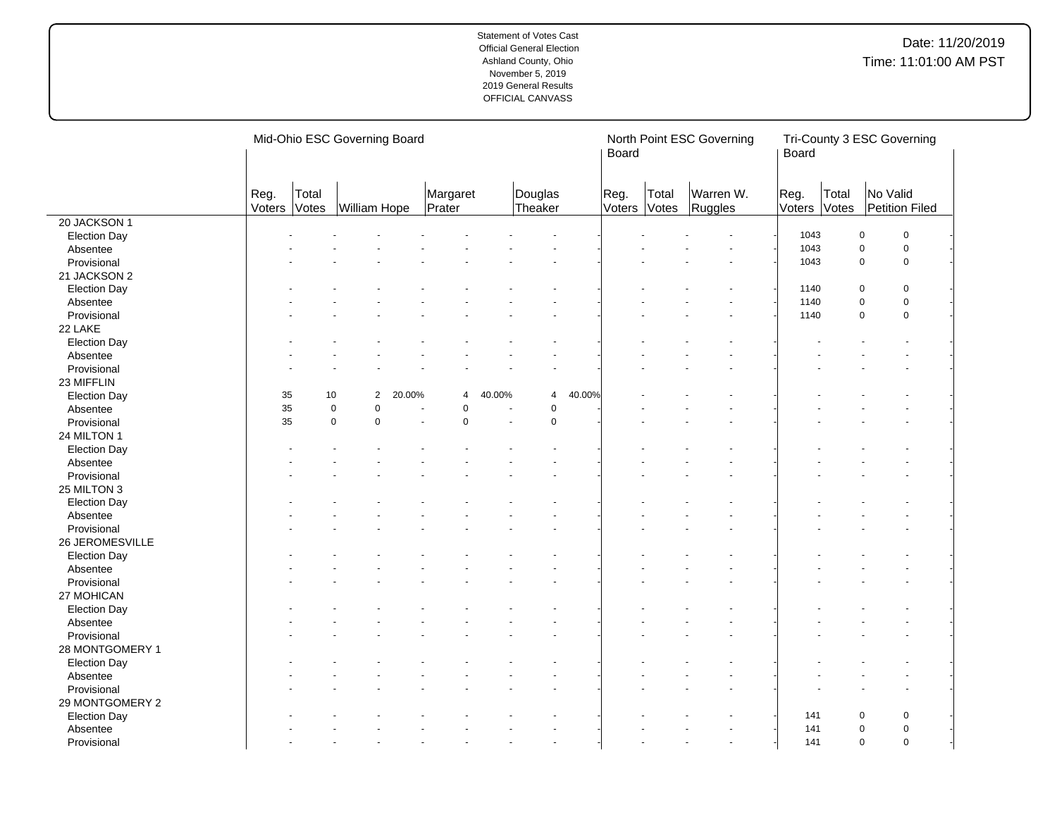Statement of Votes Cast
Official General Election
Ashland County, Ohio
November 5, 2019
2019 General Results
OFFICIAL CANVASS

Date: 11/20/2019
Time: 11:01:00 AM PST

| | Mid-Ohio ESC Governing Board | | | | | | | | | North Point ESC Governing Board | | | | Tri-County 3 ESC Governing Board | | | |
|---|---|---|---|---|---|---|---|---|---|---|---|---|---|---|---|---|---|
| | Reg. Voters | Total Votes | William Hope | | Margaret Prater | | Douglas Theaker | | | Reg. Voters | Total Votes | Warren W. Ruggles | | Reg. Voters | Total Votes | No Valid Petition Filed | |
| 20 JACKSON 1 | | | | | | | | | | | | | | | | | |
| Election Day | - | - | - | - | - | - | - | - | | - | - | - | - | 1043 | 0 | 0 | - |
| Absentee | - | - | - | - | - | - | - | - | | - | - | - | - | 1043 | 0 | 0 | - |
| Provisional | - | - | - | - | - | - | - | - | | - | - | - | - | 1043 | 0 | 0 | - |
| 21 JACKSON 2 | | | | | | | | | | | | | | | | | |
| Election Day | - | - | - | - | - | - | - | - | | - | - | - | - | 1140 | 0 | 0 | - |
| Absentee | - | - | - | - | - | - | - | - | | - | - | - | - | 1140 | 0 | 0 | - |
| Provisional | - | - | - | - | - | - | - | - | | - | - | - | - | 1140 | 0 | 0 | - |
| 22 LAKE | | | | | | | | | | | | | | | | | |
| Election Day | - | - | - | - | - | - | - | - | | - | - | - | - | - | - | - | - |
| Absentee | - | - | - | - | - | - | - | - | | - | - | - | - | - | - | - | - |
| Provisional | - | - | - | - | - | - | - | - | | - | - | - | - | - | - | - | - |
| 23 MIFFLIN | | | | | | | | | | | | | | | | | |
| Election Day | 35 | 10 | 2 | 20.00% | 4 | 40.00% | 4 | 40.00% | | - | - | - | - | - | - | - | - |
| Absentee | 35 | 0 | 0 | - | 0 | - | 0 | - | | - | - | - | - | - | - | - | - |
| Provisional | 35 | 0 | 0 | - | 0 | - | 0 | - | | - | - | - | - | - | - | - | - |
| 24 MILTON 1 | | | | | | | | | | | | | | | | | |
| Election Day | - | - | - | - | - | - | - | - | | - | - | - | - | - | - | - | - |
| Absentee | - | - | - | - | - | - | - | - | | - | - | - | - | - | - | - | - |
| Provisional | - | - | - | - | - | - | - | - | | - | - | - | - | - | - | - | - |
| 25 MILTON 3 | | | | | | | | | | | | | | | | | |
| Election Day | - | - | - | - | - | - | - | - | | - | - | - | - | - | - | - | - |
| Absentee | - | - | - | - | - | - | - | - | | - | - | - | - | - | - | - | - |
| Provisional | - | - | - | - | - | - | - | - | | - | - | - | - | - | - | - | - |
| 26 JEROMESVILLE | | | | | | | | | | | | | | | | | |
| Election Day | - | - | - | - | - | - | - | - | | - | - | - | - | - | - | - | - |
| Absentee | - | - | - | - | - | - | - | - | | - | - | - | - | - | - | - | - |
| Provisional | - | - | - | - | - | - | - | - | | - | - | - | - | - | - | - | - |
| 27 MOHICAN | | | | | | | | | | | | | | | | | |
| Election Day | - | - | - | - | - | - | - | - | | - | - | - | - | - | - | - | - |
| Absentee | - | - | - | - | - | - | - | - | | - | - | - | - | - | - | - | - |
| Provisional | - | - | - | - | - | - | - | - | | - | - | - | - | - | - | - | - |
| 28 MONTGOMERY 1 | | | | | | | | | | | | | | | | | |
| Election Day | - | - | - | - | - | - | - | - | | - | - | - | - | - | - | - | - |
| Absentee | - | - | - | - | - | - | - | - | | - | - | - | - | - | - | - | - |
| Provisional | - | - | - | - | - | - | - | - | | - | - | - | - | - | - | - | - |
| 29 MONTGOMERY 2 | | | | | | | | | | | | | | | | | |
| Election Day | - | - | - | - | - | - | - | - | | - | - | - | - | 141 | 0 | 0 | - |
| Absentee | - | - | - | - | - | - | - | - | | - | - | - | - | 141 | 0 | 0 | - |
| Provisional | - | - | - | - | - | - | - | - | | - | - | - | - | 141 | 0 | 0 | - |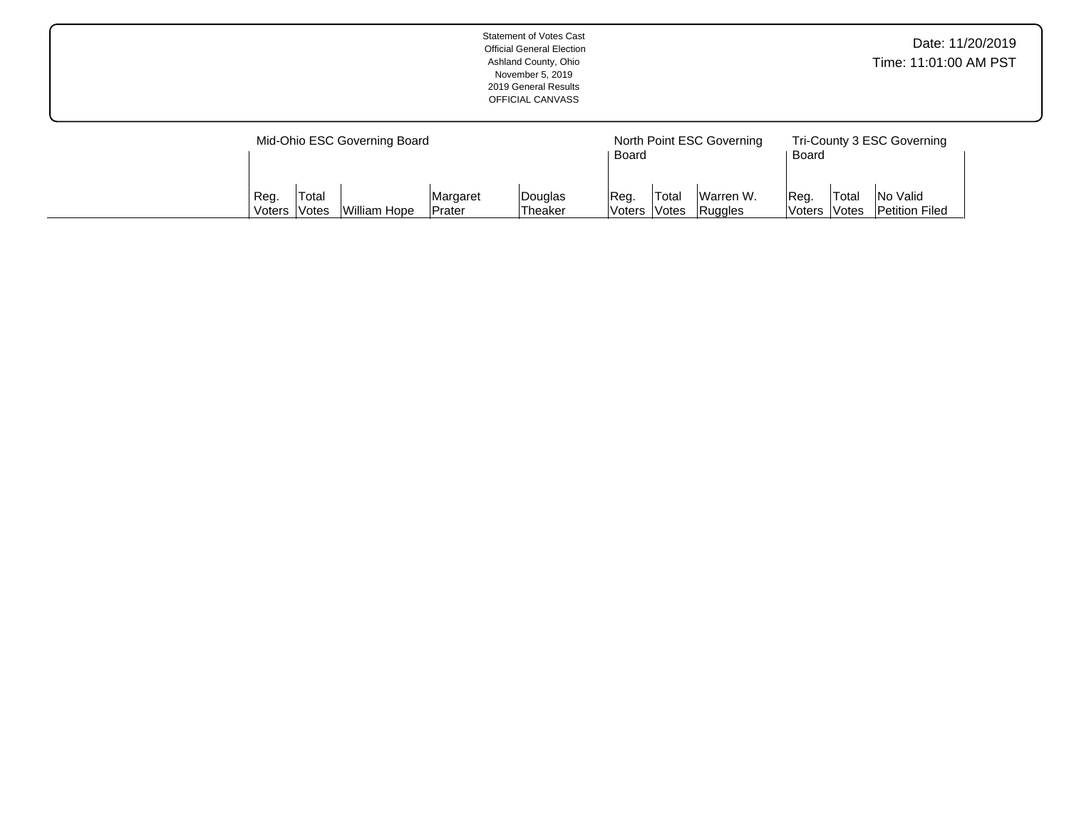Statement of Votes Cast
Official General Election
Ashland County, Ohio
November 5, 2019
2019 General Results
OFFICIAL CANVASS

Date: 11/20/2019
Time: 11:01:00 AM PST

| | Mid-Ohio ESC Governing Board | | | | | North Point ESC Governing Board | | | Tri-County 3 ESC Governing Board | | |
|---|---|---|---|---|---|---|---|---|---|---|---|
| | Reg. Voters | Total Votes | William Hope | Margaret Prater | Douglas Theaker | Reg. Voters | Total Votes | Warren W. Ruggles | Reg. Voters | Total Votes | No Valid Petition Filed |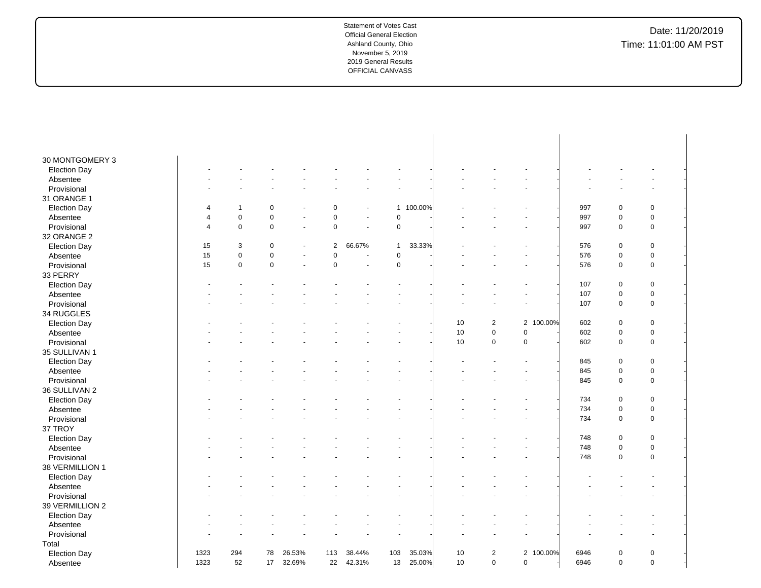Statement of Votes Cast
Official General Election
Ashland County, Ohio
November 5, 2019
2019 General Results
OFFICIAL CANVASS

Date: 11/20/2019
Time: 11:01:00 AM PST

| | | | | | | | | | | | | | | | | |
|---|---|---|---|---|---|---|---|---|---|---|---|---|---|---|---|---|
| **30 MONTGOMERY 3** | | | | | | | | | | | | | | | | |
| Election Day | - | - | - | - | - | - | - | - | - | - | - | - | - | - | - | - |
| Absentee | - | - | - | - | - | - | - | - | - | - | - | - | - | - | - | - |
| Provisional | - | - | - | - | - | - | - | - | - | - | - | - | - | - | - | - |
| **31 ORANGE 1** | | | | | | | | | | | | | | | | |
| Election Day | 4 | 1 | 0 | - | 0 | - | 1 | 100.00% | - | - | - | - | 997 | 0 | 0 | - |
| Absentee | 4 | 0 | 0 | - | 0 | - | 0 | - | - | - | - | - | 997 | 0 | 0 | - |
| Provisional | 4 | 0 | 0 | - | 0 | - | 0 | - | - | - | - | - | 997 | 0 | 0 | - |
| **32 ORANGE 2** | | | | | | | | | | | | | | | | |
| Election Day | 15 | 3 | 0 | - | 2 | 66.67% | 1 | 33.33% | - | - | - | - | 576 | 0 | 0 | - |
| Absentee | 15 | 0 | 0 | - | 0 | - | 0 | - | - | - | - | - | 576 | 0 | 0 | - |
| Provisional | 15 | 0 | 0 | - | 0 | - | 0 | - | - | - | - | - | 576 | 0 | 0 | - |
| **33 PERRY** | | | | | | | | | | | | | | | | |
| Election Day | - | - | - | - | - | - | - | - | - | - | - | - | 107 | 0 | 0 | - |
| Absentee | - | - | - | - | - | - | - | - | - | - | - | - | 107 | 0 | 0 | - |
| Provisional | - | - | - | - | - | - | - | - | - | - | - | - | 107 | 0 | 0 | - |
| **34 RUGGLES** | | | | | | | | | | | | | | | | |
| Election Day | - | - | - | - | - | - | - | - | 10 | 2 | 2 | 100.00% | 602 | 0 | 0 | - |
| Absentee | - | - | - | - | - | - | - | - | 10 | 0 | 0 | - | 602 | 0 | 0 | - |
| Provisional | - | - | - | - | - | - | - | - | 10 | 0 | 0 | - | 602 | 0 | 0 | - |
| **35 SULLIVAN 1** | | | | | | | | | | | | | | | | |
| Election Day | - | - | - | - | - | - | - | - | - | - | - | - | 845 | 0 | 0 | - |
| Absentee | - | - | - | - | - | - | - | - | - | - | - | - | 845 | 0 | 0 | - |
| Provisional | - | - | - | - | - | - | - | - | - | - | - | - | 845 | 0 | 0 | - |
| **36 SULLIVAN 2** | | | | | | | | | | | | | | | | |
| Election Day | - | - | - | - | - | - | - | - | - | - | - | - | 734 | 0 | 0 | - |
| Absentee | - | - | - | - | - | - | - | - | - | - | - | - | 734 | 0 | 0 | - |
| Provisional | - | - | - | - | - | - | - | - | - | - | - | - | 734 | 0 | 0 | - |
| **37 TROY** | | | | | | | | | | | | | | | | |
| Election Day | - | - | - | - | - | - | - | - | - | - | - | - | 748 | 0 | 0 | - |
| Absentee | - | - | - | - | - | - | - | - | - | - | - | - | 748 | 0 | 0 | - |
| Provisional | - | - | - | - | - | - | - | - | - | - | - | - | 748 | 0 | 0 | - |
| **38 VERMILLION 1** | | | | | | | | | | | | | | | | |
| Election Day | - | - | - | - | - | - | - | - | - | - | - | - | - | - | - | - |
| Absentee | - | - | - | - | - | - | - | - | - | - | - | - | - | - | - | - |
| Provisional | - | - | - | - | - | - | - | - | - | - | - | - | - | - | - | - |
| **39 VERMILLION 2** | | | | | | | | | | | | | | | | |
| Election Day | - | - | - | - | - | - | - | - | - | - | - | - | - | - | - | - |
| Absentee | - | - | - | - | - | - | - | - | - | - | - | - | - | - | - | - |
| Provisional | - | - | - | - | - | - | - | - | - | - | - | - | - | - | - | - |
| **Total** | | | | | | | | | | | | | | | | |
| Election Day | 1323 | 294 | 78 | 26.53% | 113 | 38.44% | 103 | 35.03% | 10 | 2 | 2 | 100.00% | 6946 | 0 | 0 | - |
| Absentee | 1323 | 52 | 17 | 32.69% | 22 | 42.31% | 13 | 25.00% | 10 | 0 | 0 | - | 6946 | 0 | 0 | - |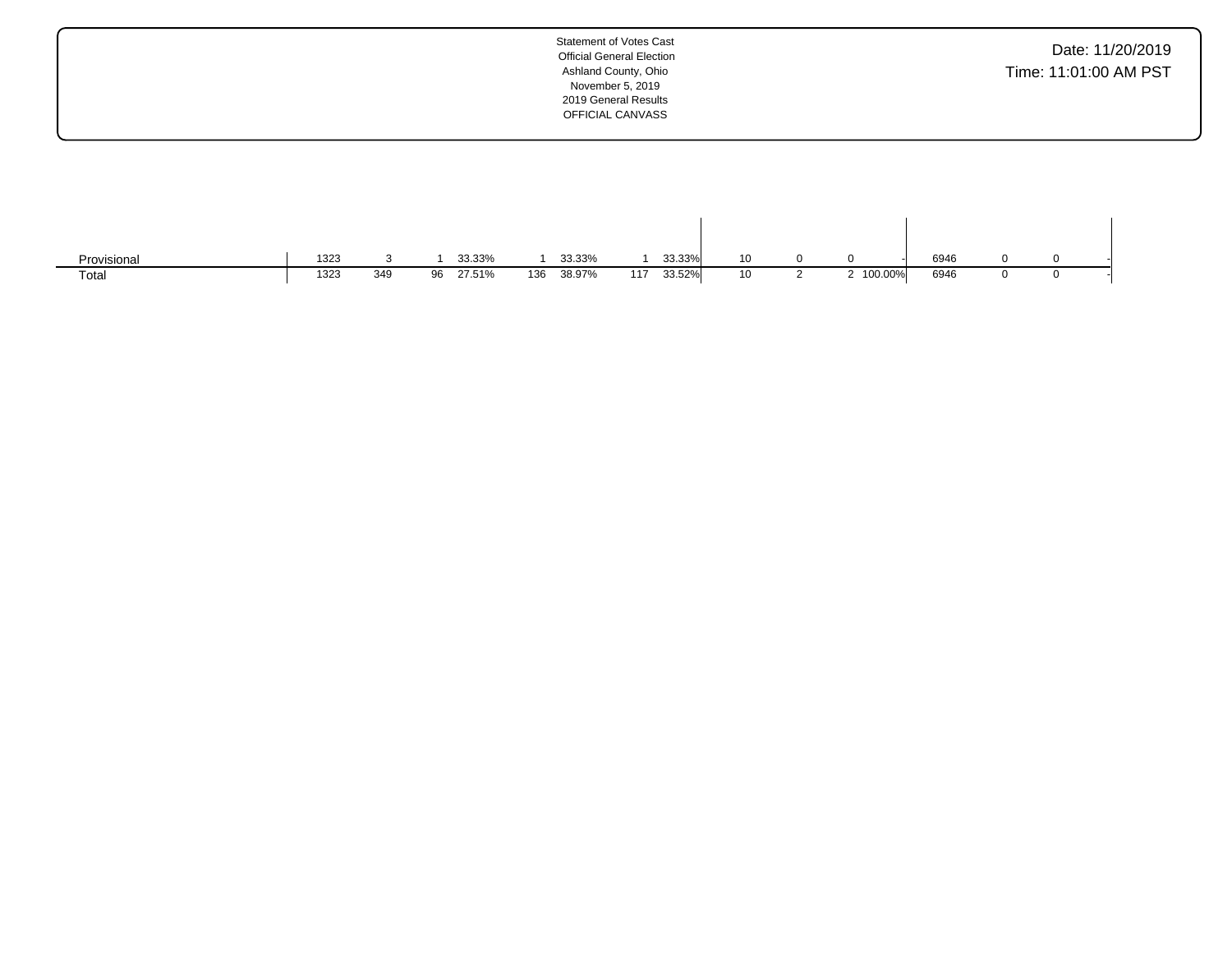Statement of Votes Cast
Official General Election
Ashland County, Ohio
November 5, 2019
2019 General Results
OFFICIAL CANVASS

Date: 11/20/2019
Time: 11:01:00 AM PST

| | | | | | | | | | | | | | | | | |
|---|---|---|---|---|---|---|---|---|---|---|---|---|---|---|---|---|
| Provisional | 1323 | 3 | 1 | 33.33% | 1 | 33.33% | 1 | 33.33% | 10 | 0 | 0 | - | 6946 | 0 | 0 | - |
| Total | 1323 | 349 | 96 | 27.51% | 136 | 38.97% | 117 | 33.52% | 10 | 2 | 2 | 100.00% | 6946 | 0 | 0 | - |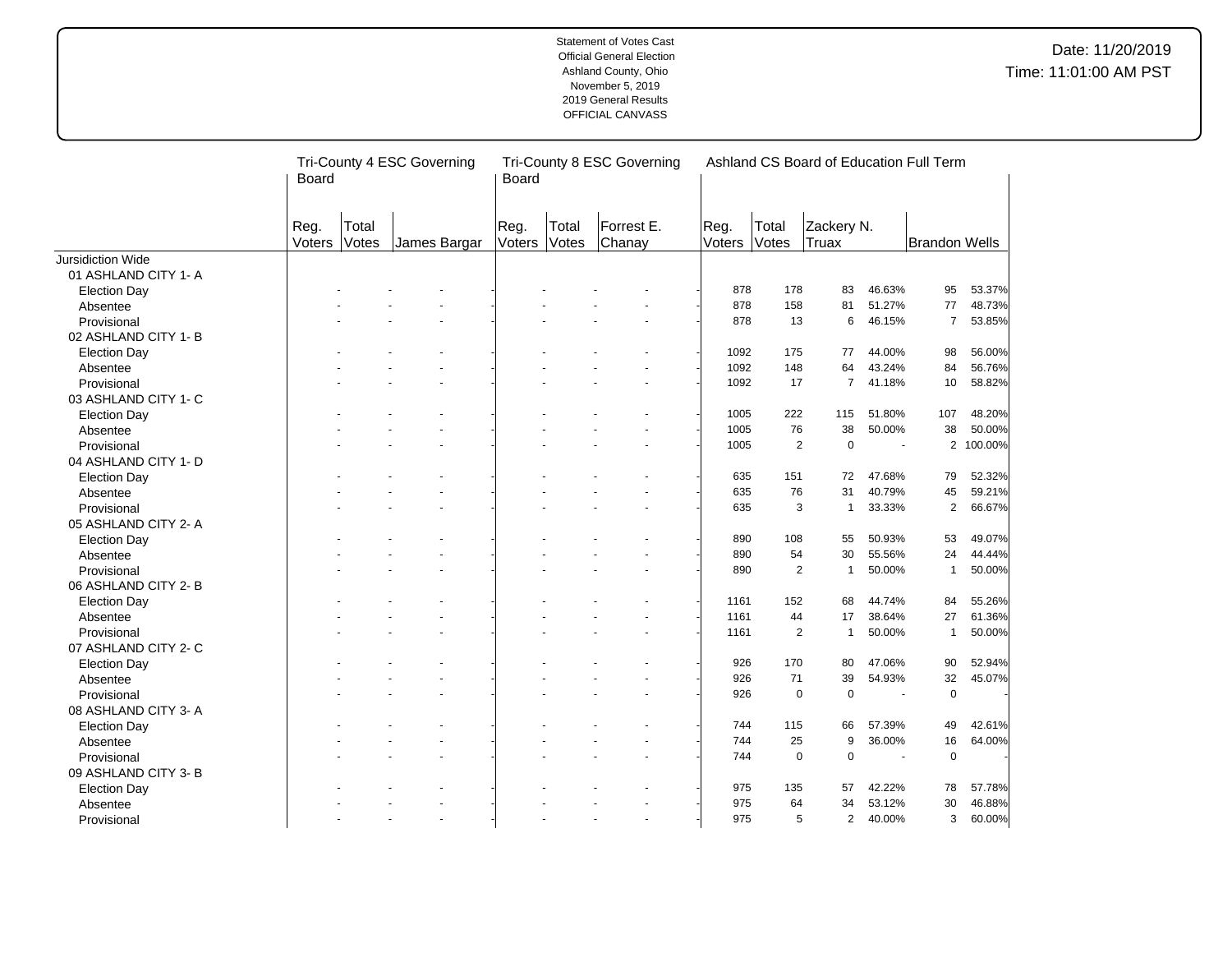Statement of Votes Cast
Official General Election
Ashland County, Ohio
November 5, 2019
2019 General Results
OFFICIAL CANVASS

Date: 11/20/2019
Time: 11:01:00 AM PST

| | Tri-County 4 ESC Governing Board | | | | Tri-County 8 ESC Governing Board | | | | Ashland CS Board of Education Full Term | | | | | |
|---|---|---|---|---|---|---|---|---|---|---|---|---|---|---|
| | Reg. Voters | Total Votes | James Bargar | | Reg. Voters | Total Votes | Forrest E. Chanay | | Reg. Voters | Total Votes | Zackery N. Truax | | Brandon Wells | |
| Jursidiction Wide | | | | | | | | | | | | | | |
| 01 ASHLAND CITY 1- A | | | | | | | | | | | | | | |
| Election Day | - | - | - | - | - | - | - | - | 878 | 178 | 83 | 46.63% | 95 | 53.37% |
| Absentee | - | - | - | - | - | - | - | - | 878 | 158 | 81 | 51.27% | 77 | 48.73% |
| Provisional | - | - | - | - | - | - | - | - | 878 | 13 | 6 | 46.15% | 7 | 53.85% |
| 02 ASHLAND CITY 1- B | | | | | | | | | | | | | | |
| Election Day | - | - | - | - | - | - | - | - | 1092 | 175 | 77 | 44.00% | 98 | 56.00% |
| Absentee | - | - | - | - | - | - | - | - | 1092 | 148 | 64 | 43.24% | 84 | 56.76% |
| Provisional | - | - | - | - | - | - | - | - | 1092 | 17 | 7 | 41.18% | 10 | 58.82% |
| 03 ASHLAND CITY 1- C | | | | | | | | | | | | | | |
| Election Day | - | - | - | - | - | - | - | - | 1005 | 222 | 115 | 51.80% | 107 | 48.20% |
| Absentee | - | - | - | - | - | - | - | - | 1005 | 76 | 38 | 50.00% | 38 | 50.00% |
| Provisional | - | - | - | - | - | - | - | - | 1005 | 2 | 0 | - | 2 | 100.00% |
| 04 ASHLAND CITY 1- D | | | | | | | | | | | | | | |
| Election Day | - | - | - | - | - | - | - | - | 635 | 151 | 72 | 47.68% | 79 | 52.32% |
| Absentee | - | - | - | - | - | - | - | - | 635 | 76 | 31 | 40.79% | 45 | 59.21% |
| Provisional | - | - | - | - | - | - | - | - | 635 | 3 | 1 | 33.33% | 2 | 66.67% |
| 05 ASHLAND CITY 2- A | | | | | | | | | | | | | | |
| Election Day | - | - | - | - | - | - | - | - | 890 | 108 | 55 | 50.93% | 53 | 49.07% |
| Absentee | - | - | - | - | - | - | - | - | 890 | 54 | 30 | 55.56% | 24 | 44.44% |
| Provisional | - | - | - | - | - | - | - | - | 890 | 2 | 1 | 50.00% | 1 | 50.00% |
| 06 ASHLAND CITY 2- B | | | | | | | | | | | | | | |
| Election Day | - | - | - | - | - | - | - | - | 1161 | 152 | 68 | 44.74% | 84 | 55.26% |
| Absentee | - | - | - | - | - | - | - | - | 1161 | 44 | 17 | 38.64% | 27 | 61.36% |
| Provisional | - | - | - | - | - | - | - | - | 1161 | 2 | 1 | 50.00% | 1 | 50.00% |
| 07 ASHLAND CITY 2- C | | | | | | | | | | | | | | |
| Election Day | - | - | - | - | - | - | - | - | 926 | 170 | 80 | 47.06% | 90 | 52.94% |
| Absentee | - | - | - | - | - | - | - | - | 926 | 71 | 39 | 54.93% | 32 | 45.07% |
| Provisional | - | - | - | - | - | - | - | - | 926 | 0 | 0 | - | 0 | - |
| 08 ASHLAND CITY 3- A | | | | | | | | | | | | | | |
| Election Day | - | - | - | - | - | - | - | - | 744 | 115 | 66 | 57.39% | 49 | 42.61% |
| Absentee | - | - | - | - | - | - | - | - | 744 | 25 | 9 | 36.00% | 16 | 64.00% |
| Provisional | - | - | - | - | - | - | - | - | 744 | 0 | 0 | - | 0 | - |
| 09 ASHLAND CITY 3- B | | | | | | | | | | | | | | |
| Election Day | - | - | - | - | - | - | - | - | 975 | 135 | 57 | 42.22% | 78 | 57.78% |
| Absentee | - | - | - | - | - | - | - | - | 975 | 64 | 34 | 53.12% | 30 | 46.88% |
| Provisional | - | - | - | - | - | - | - | - | 975 | 5 | 2 | 40.00% | 3 | 60.00% |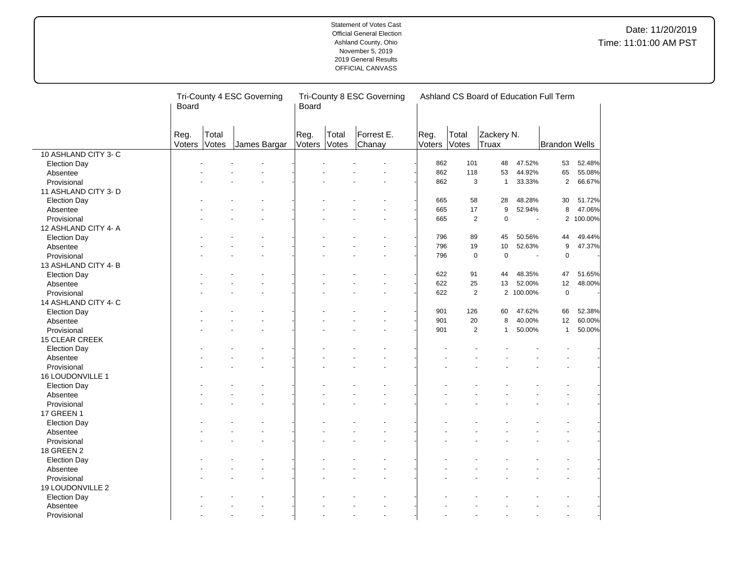Statement of Votes Cast
Official General Election
Ashland County, Ohio
November 5, 2019
2019 General Results
OFFICIAL CANVASS

Date: 11/20/2019
Time: 11:01:00 AM PST

| | Tri-County 4 ESC Governing Board | | | | Tri-County 8 ESC Governing Board | | | | Ashland CS Board of Education Full Term | | | | | |
|---|---|---|---|---|---|---|---|---|---|---|---|---|---|---|
| | Reg. Voters | Total Votes | James Bargar | | Reg. Voters | Total Votes | Forrest E. Chanay | | Reg. Voters | Total Votes | Zackery N. Truax | | Brandon Wells | |
| **10 ASHLAND CITY 3- C** | | | | | | | | | | | | | | |
| Election Day | - | - | - | - | - | - | - | - | 862 | 101 | 48 | 47.52% | 53 | 52.48% |
| Absentee | - | - | - | - | - | - | - | - | 862 | 118 | 53 | 44.92% | 65 | 55.08% |
| Provisional | - | - | - | - | - | - | - | - | 862 | 3 | 1 | 33.33% | 2 | 66.67% |
| **11 ASHLAND CITY 3- D** | | | | | | | | | | | | | | |
| Election Day | - | - | - | - | - | - | - | - | 665 | 58 | 28 | 48.28% | 30 | 51.72% |
| Absentee | - | - | - | - | - | - | - | - | 665 | 17 | 9 | 52.94% | 8 | 47.06% |
| Provisional | - | - | - | - | - | - | - | - | 665 | 2 | 0 | - | 2 | 100.00% |
| **12 ASHLAND CITY 4- A** | | | | | | | | | | | | | | |
| Election Day | - | - | - | - | - | - | - | - | 796 | 89 | 45 | 50.56% | 44 | 49.44% |
| Absentee | - | - | - | - | - | - | - | - | 796 | 19 | 10 | 52.63% | 9 | 47.37% |
| Provisional | - | - | - | - | - | - | - | - | 796 | 0 | 0 | - | 0 | - |
| **13 ASHLAND CITY 4- B** | | | | | | | | | | | | | | |
| Election Day | - | - | - | - | - | - | - | - | 622 | 91 | 44 | 48.35% | 47 | 51.65% |
| Absentee | - | - | - | - | - | - | - | - | 622 | 25 | 13 | 52.00% | 12 | 48.00% |
| Provisional | - | - | - | - | - | - | - | - | 622 | 2 | 2 | 100.00% | 0 | - |
| **14 ASHLAND CITY 4- C** | | | | | | | | | | | | | | |
| Election Day | - | - | - | - | - | - | - | - | 901 | 126 | 60 | 47.62% | 66 | 52.38% |
| Absentee | - | - | - | - | - | - | - | - | 901 | 20 | 8 | 40.00% | 12 | 60.00% |
| Provisional | - | - | - | - | - | - | - | - | 901 | 2 | 1 | 50.00% | 1 | 50.00% |
| **15 CLEAR CREEK** | | | | | | | | | | | | | | |
| Election Day | - | - | - | - | - | - | - | - | - | - | - | - | - | - |
| Absentee | - | - | - | - | - | - | - | - | - | - | - | - | - | - |
| Provisional | - | - | - | - | - | - | - | - | - | - | - | - | - | - |
| **16 LOUDONVILLE 1** | | | | | | | | | | | | | | |
| Election Day | - | - | - | - | - | - | - | - | - | - | - | - | - | - |
| Absentee | - | - | - | - | - | - | - | - | - | - | - | - | - | - |
| Provisional | - | - | - | - | - | - | - | - | - | - | - | - | - | - |
| **17 GREEN 1** | | | | | | | | | | | | | | |
| Election Day | - | - | - | - | - | - | - | - | - | - | - | - | - | - |
| Absentee | - | - | - | - | - | - | - | - | - | - | - | - | - | - |
| Provisional | - | - | - | - | - | - | - | - | - | - | - | - | - | - |
| **18 GREEN 2** | | | | | | | | | | | | | | |
| Election Day | - | - | - | - | - | - | - | - | - | - | - | - | - | - |
| Absentee | - | - | - | - | - | - | - | - | - | - | - | - | - | - |
| Provisional | - | - | - | - | - | - | - | - | - | - | - | - | - | - |
| **19 LOUDONVILLE 2** | | | | | | | | | | | | | | |
| Election Day | - | - | - | - | - | - | - | - | - | - | - | - | - | - |
| Absentee | - | - | - | - | - | - | - | - | - | - | - | - | - | - |
| Provisional | - | - | - | - | - | - | - | - | - | - | - | - | - | - |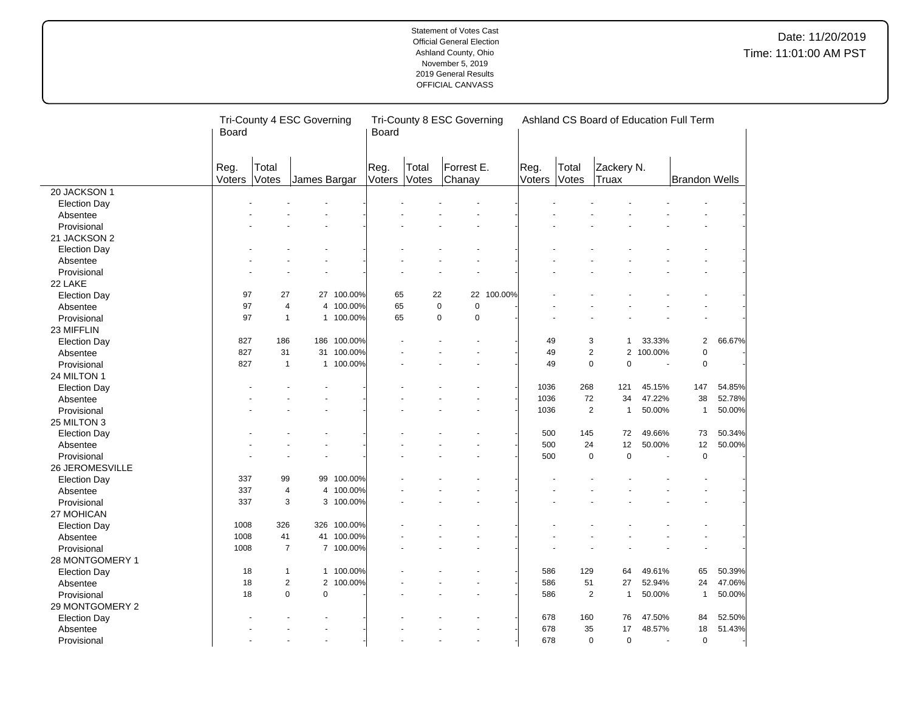Statement of Votes Cast
Official General Election
Ashland County, Ohio
November 5, 2019
2019 General Results
OFFICIAL CANVASS

Date: 11/20/2019
Time: 11:01:00 AM PST

| | Tri-County 4 ESC Governing Board | | | | Tri-County 8 ESC Governing Board | | | | Ashland CS Board of Education Full Term | | | | | |
|---|---|---|---|---|---|---|---|---|---|---|---|---|---|---|
| | Reg. Voters | Total Votes | James Bargar | | Reg. Voters | Total Votes | Forrest E. Chanay | | Reg. Voters | Total Votes | Zackery N. Truax | | Brandon Wells | |
| **20 JACKSON 1** | | | | | | | | | | | | | | |
| Election Day | - | - | - | - | - | - | - | - | - | - | - | - | - | - |
| Absentee | - | - | - | - | - | - | - | - | - | - | - | - | - | - |
| Provisional | - | - | - | - | - | - | - | - | - | - | - | - | - | - |
| **21 JACKSON 2** | | | | | | | | | | | | | | |
| Election Day | - | - | - | - | - | - | - | - | - | - | - | - | - | - |
| Absentee | - | - | - | - | - | - | - | - | - | - | - | - | - | - |
| Provisional | - | - | - | - | - | - | - | - | - | - | - | - | - | - |
| **22 LAKE** | | | | | | | | | | | | | | |
| Election Day | 97 | 27 | 27 | 100.00% | 65 | 22 | 22 | 100.00% | - | - | - | - | - | - |
| Absentee | 97 | 4 | 4 | 100.00% | 65 | 0 | 0 | - | - | - | - | - | - | - |
| Provisional | 97 | 1 | 1 | 100.00% | 65 | 0 | 0 | - | - | - | - | - | - | - |
| **23 MIFFLIN** | | | | | | | | | | | | | | |
| Election Day | 827 | 186 | 186 | 100.00% | - | - | - | - | 49 | 3 | 1 | 33.33% | 2 | 66.67% |
| Absentee | 827 | 31 | 31 | 100.00% | - | - | - | - | 49 | 2 | 2 | 100.00% | 0 | - |
| Provisional | 827 | 1 | 1 | 100.00% | - | - | - | - | 49 | 0 | 0 | - | 0 | - |
| **24 MILTON 1** | | | | | | | | | | | | | | |
| Election Day | - | - | - | - | - | - | - | - | 1036 | 268 | 121 | 45.15% | 147 | 54.85% |
| Absentee | - | - | - | - | - | - | - | - | 1036 | 72 | 34 | 47.22% | 38 | 52.78% |
| Provisional | - | - | - | - | - | - | - | - | 1036 | 2 | 1 | 50.00% | 1 | 50.00% |
| **25 MILTON 3** | | | | | | | | | | | | | | |
| Election Day | - | - | - | - | - | - | - | - | 500 | 145 | 72 | 49.66% | 73 | 50.34% |
| Absentee | - | - | - | - | - | - | - | - | 500 | 24 | 12 | 50.00% | 12 | 50.00% |
| Provisional | - | - | - | - | - | - | - | - | 500 | 0 | 0 | - | 0 | - |
| **26 JEROMESVILLE** | | | | | | | | | | | | | | |
| Election Day | 337 | 99 | 99 | 100.00% | - | - | - | - | - | - | - | - | - | - |
| Absentee | 337 | 4 | 4 | 100.00% | - | - | - | - | - | - | - | - | - | - |
| Provisional | 337 | 3 | 3 | 100.00% | - | - | - | - | - | - | - | - | - | - |
| **27 MOHICAN** | | | | | | | | | | | | | | |
| Election Day | 1008 | 326 | 326 | 100.00% | - | - | - | - | - | - | - | - | - | - |
| Absentee | 1008 | 41 | 41 | 100.00% | - | - | - | - | - | - | - | - | - | - |
| Provisional | 1008 | 7 | 7 | 100.00% | - | - | - | - | - | - | - | - | - | - |
| **28 MONTGOMERY 1** | | | | | | | | | | | | | | |
| Election Day | 18 | 1 | 1 | 100.00% | - | - | - | - | 586 | 129 | 64 | 49.61% | 65 | 50.39% |
| Absentee | 18 | 2 | 2 | 100.00% | - | - | - | - | 586 | 51 | 27 | 52.94% | 24 | 47.06% |
| Provisional | 18 | 0 | 0 | - | - | - | - | - | 586 | 2 | 1 | 50.00% | 1 | 50.00% |
| **29 MONTGOMERY 2** | | | | | | | | | | | | | | |
| Election Day | - | - | - | - | - | - | - | - | 678 | 160 | 76 | 47.50% | 84 | 52.50% |
| Absentee | - | - | - | - | - | - | - | - | 678 | 35 | 17 | 48.57% | 18 | 51.43% |
| Provisional | - | - | - | - | - | - | - | - | 678 | 0 | 0 | - | 0 | - |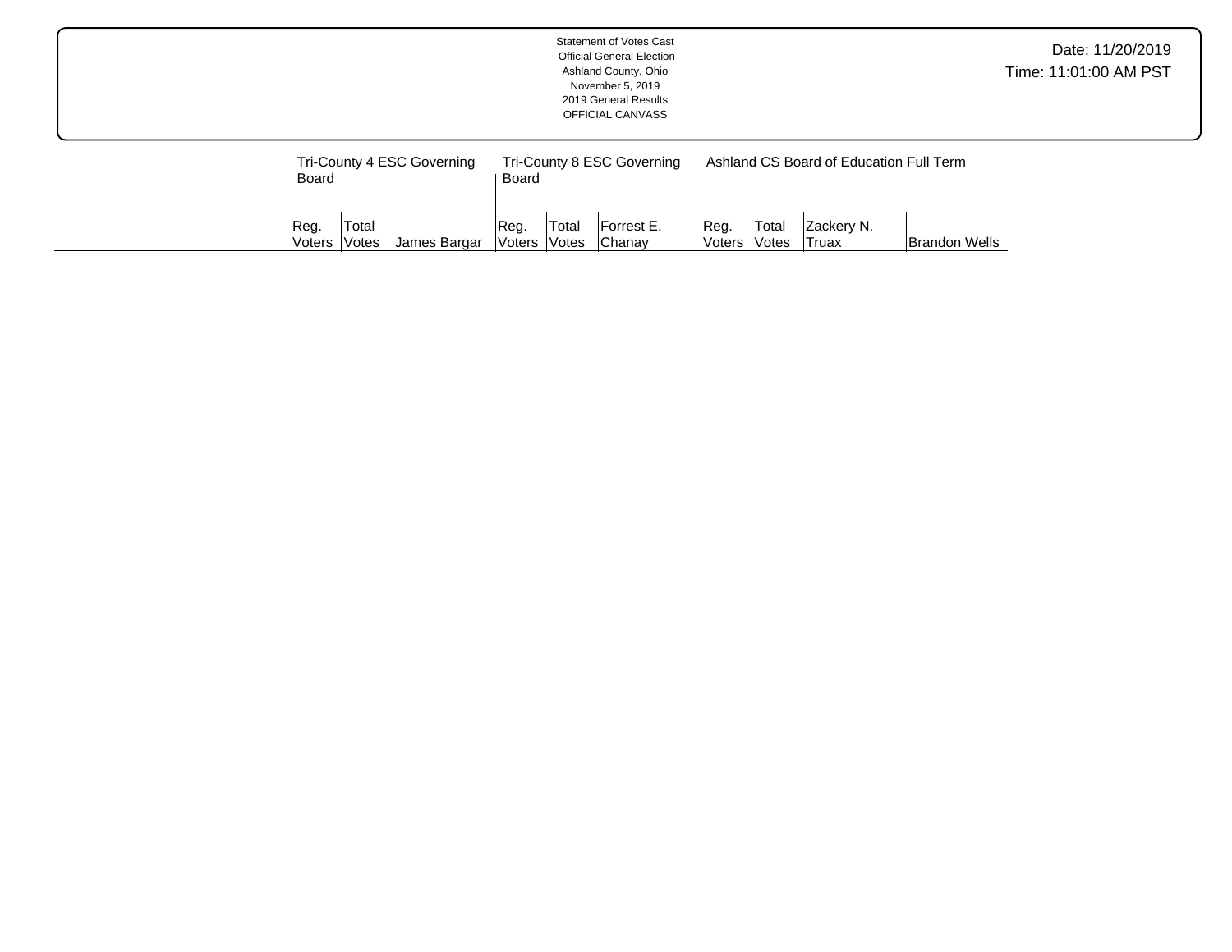Statement of Votes Cast
Official General Election
Ashland County, Ohio
November 5, 2019
2019 General Results
OFFICIAL CANVASS

Date: 11/20/2019
Time: 11:01:00 AM PST

| | Tri-County 4 ESC Governing Board | | | Tri-County 8 ESC Governing Board | | | Ashland CS Board of Education Full Term | | | |
|---|---|---|---|---|---|---|---|---|---|---|
| | Reg. Voters | Total Votes | James Bargar | Reg. Voters | Total Votes | Forrest E. Chanay | Reg. Voters | Total Votes | Zackery N. Truax | Brandon Wells |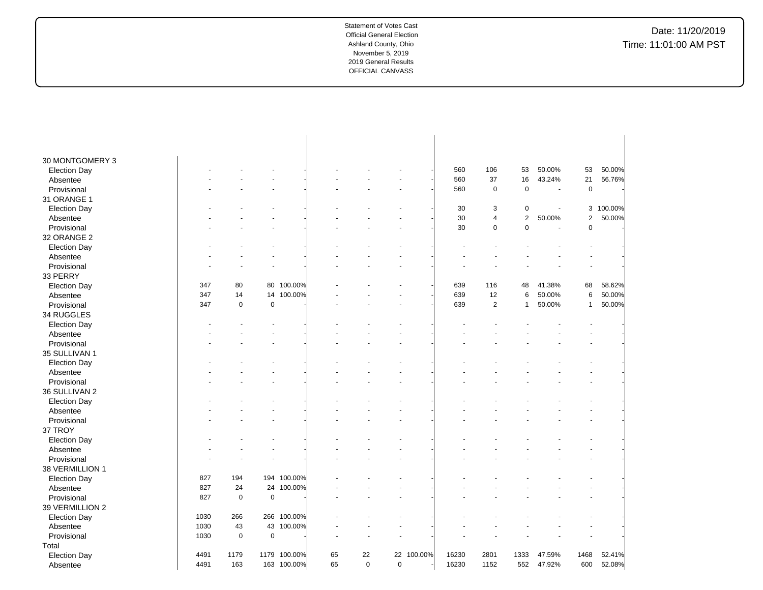Statement of Votes Cast
Official General Election
Ashland County, Ohio
November 5, 2019
2019 General Results
OFFICIAL CANVASS

Date: 11/20/2019
Time: 11:01:00 AM PST

| | | | | | | | | | | | | | | | |
|---|---|---|---|---|---|---|---|---|---|---|---|---|---|---|---|
| **30 MONTGOMERY 3** | | | | | | | | | | | | | | | |
| Election Day | - | - | - | - | - | - | - | - | 560 | 106 | 53 | 50.00% | 53 | 50.00% |
| Absentee | - | - | - | - | - | - | - | - | 560 | 37 | 16 | 43.24% | 21 | 56.76% |
| Provisional | - | - | - | - | - | - | - | - | 560 | 0 | 0 | - | 0 | - |
| **31 ORANGE 1** | | | | | | | | | | | | | | |
| Election Day | - | - | - | - | - | - | - | - | 30 | 3 | 0 | - | 3 | 100.00% |
| Absentee | - | - | - | - | - | - | - | - | 30 | 4 | 2 | 50.00% | 2 | 50.00% |
| Provisional | - | - | - | - | - | - | - | - | 30 | 0 | 0 | - | 0 | - |
| **32 ORANGE 2** | | | | | | | | | | | | | | |
| Election Day | - | - | - | - | - | - | - | - | - | - | - | - | - | - |
| Absentee | - | - | - | - | - | - | - | - | - | - | - | - | - | - |
| Provisional | - | - | - | - | - | - | - | - | - | - | - | - | - | - |
| **33 PERRY** | | | | | | | | | | | | | | |
| Election Day | 347 | 80 | 80 | 100.00% | - | - | - | - | 639 | 116 | 48 | 41.38% | 68 | 58.62% |
| Absentee | 347 | 14 | 14 | 100.00% | - | - | - | - | 639 | 12 | 6 | 50.00% | 6 | 50.00% |
| Provisional | 347 | 0 | 0 | - | - | - | - | - | 639 | 2 | 1 | 50.00% | 1 | 50.00% |
| **34 RUGGLES** | | | | | | | | | | | | | | |
| Election Day | - | - | - | - | - | - | - | - | - | - | - | - | - | - |
| Absentee | - | - | - | - | - | - | - | - | - | - | - | - | - | - |
| Provisional | - | - | - | - | - | - | - | - | - | - | - | - | - | - |
| **35 SULLIVAN 1** | | | | | | | | | | | | | | |
| Election Day | - | - | - | - | - | - | - | - | - | - | - | - | - | - |
| Absentee | - | - | - | - | - | - | - | - | - | - | - | - | - | - |
| Provisional | - | - | - | - | - | - | - | - | - | - | - | - | - | - |
| **36 SULLIVAN 2** | | | | | | | | | | | | | | |
| Election Day | - | - | - | - | - | - | - | - | - | - | - | - | - | - |
| Absentee | - | - | - | - | - | - | - | - | - | - | - | - | - | - |
| Provisional | - | - | - | - | - | - | - | - | - | - | - | - | - | - |
| **37 TROY** | | | | | | | | | | | | | | |
| Election Day | - | - | - | - | - | - | - | - | - | - | - | - | - | - |
| Absentee | - | - | - | - | - | - | - | - | - | - | - | - | - | - |
| Provisional | - | - | - | - | - | - | - | - | - | - | - | - | - | - |
| **38 VERMILLION 1** | | | | | | | | | | | | | | |
| Election Day | 827 | 194 | 194 | 100.00% | - | - | - | - | - | - | - | - | - | - |
| Absentee | 827 | 24 | 24 | 100.00% | - | - | - | - | - | - | - | - | - | - |
| Provisional | 827 | 0 | 0 | - | - | - | - | - | - | - | - | - | - | - |
| **39 VERMILLION 2** | | | | | | | | | | | | | | |
| Election Day | 1030 | 266 | 266 | 100.00% | - | - | - | - | - | - | - | - | - | - |
| Absentee | 1030 | 43 | 43 | 100.00% | - | - | - | - | - | - | - | - | - | - |
| Provisional | 1030 | 0 | 0 | - | - | - | - | - | - | - | - | - | - | - |
| **Total** | | | | | | | | | | | | | | |
| Election Day | 4491 | 1179 | 1179 | 100.00% | 65 | 22 | 22 | 100.00% | 16230 | 2801 | 1333 | 47.59% | 1468 | 52.41% |
| Absentee | 4491 | 163 | 163 | 100.00% | 65 | 0 | 0 | - | 16230 | 1152 | 552 | 47.92% | 600 | 52.08% |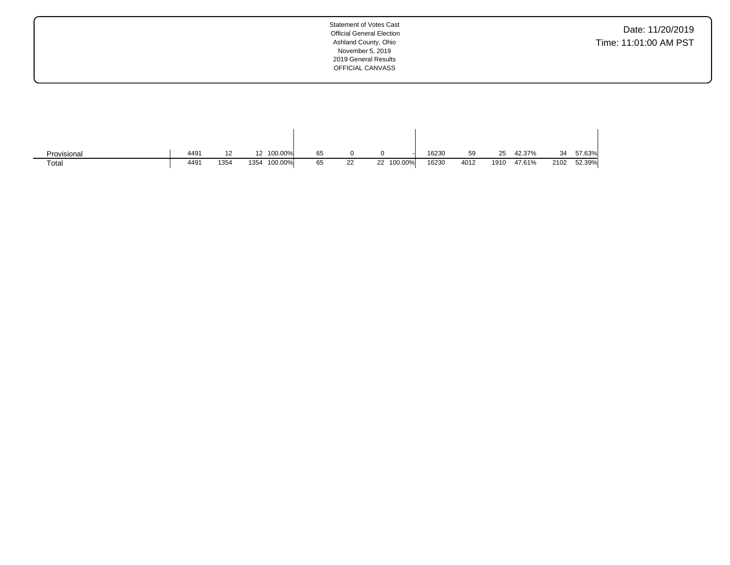Statement of Votes Cast
Official General Election
Ashland County, Ohio
November 5, 2019
2019 General Results
OFFICIAL CANVASS

Date: 11/20/2019
Time: 11:01:00 AM PST

| | | | | | | | | | | | | | | | |
|---|---|---|---|---|---|---|---|---|---|---|---|---|---|---|---|
| Provisional | 4491 | 12 | 12 | 100.00% | 65 | 0 | 0 | - | 16230 | 59 | 25 | 42.37% | 34 | 57.63% |
| Total | 4491 | 1354 | 1354 | 100.00% | 65 | 22 | 22 | 100.00% | 16230 | 4012 | 1910 | 47.61% | 2102 | 52.39% |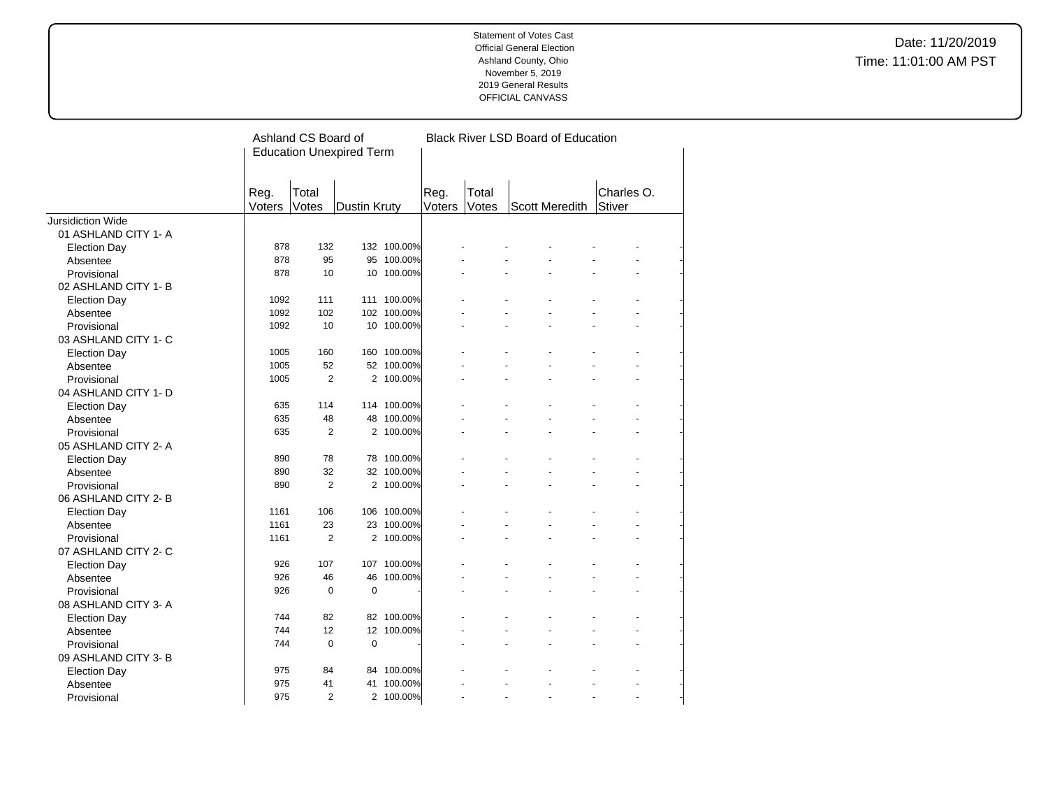Statement of Votes Cast
Official General Election
Ashland County, Ohio
November 5, 2019
2019 General Results
OFFICIAL CANVASS

Date: 11/20/2019
Time: 11:01:00 AM PST

| | Ashland CS Board of Education Unexpired Term | | | | Black River LSD Board of Education | | | | | |
|---|---|---|---|---|---|---|---|---|---|---|
| | Reg. Voters | Total Votes | Dustin Kruty | | Reg. Voters | Total Votes | Scott Meredith | | Charles O. Stiver | |
| Jursidiction Wide | | | | | | | | | | |
| 01 ASHLAND CITY 1- A | | | | | | | | | | |
| Election Day | 878 | 132 | 132 | 100.00% | - | - | - | - | - | - |
| Absentee | 878 | 95 | 95 | 100.00% | - | - | - | - | - | - |
| Provisional | 878 | 10 | 10 | 100.00% | - | - | - | - | - | - |
| 02 ASHLAND CITY 1- B | | | | | | | | | | |
| Election Day | 1092 | 111 | 111 | 100.00% | - | - | - | - | - | - |
| Absentee | 1092 | 102 | 102 | 100.00% | - | - | - | - | - | - |
| Provisional | 1092 | 10 | 10 | 100.00% | - | - | - | - | - | - |
| 03 ASHLAND CITY 1- C | | | | | | | | | | |
| Election Day | 1005 | 160 | 160 | 100.00% | - | - | - | - | - | - |
| Absentee | 1005 | 52 | 52 | 100.00% | - | - | - | - | - | - |
| Provisional | 1005 | 2 | 2 | 100.00% | - | - | - | - | - | - |
| 04 ASHLAND CITY 1- D | | | | | | | | | | |
| Election Day | 635 | 114 | 114 | 100.00% | - | - | - | - | - | - |
| Absentee | 635 | 48 | 48 | 100.00% | - | - | - | - | - | - |
| Provisional | 635 | 2 | 2 | 100.00% | - | - | - | - | - | - |
| 05 ASHLAND CITY 2- A | | | | | | | | | | |
| Election Day | 890 | 78 | 78 | 100.00% | - | - | - | - | - | - |
| Absentee | 890 | 32 | 32 | 100.00% | - | - | - | - | - | - |
| Provisional | 890 | 2 | 2 | 100.00% | - | - | - | - | - | - |
| 06 ASHLAND CITY 2- B | | | | | | | | | | |
| Election Day | 1161 | 106 | 106 | 100.00% | - | - | - | - | - | - |
| Absentee | 1161 | 23 | 23 | 100.00% | - | - | - | - | - | - |
| Provisional | 1161 | 2 | 2 | 100.00% | - | - | - | - | - | - |
| 07 ASHLAND CITY 2- C | | | | | | | | | | |
| Election Day | 926 | 107 | 107 | 100.00% | - | - | - | - | - | - |
| Absentee | 926 | 46 | 46 | 100.00% | - | - | - | - | - | - |
| Provisional | 926 | 0 | 0 | - | - | - | - | - | - | - |
| 08 ASHLAND CITY 3- A | | | | | | | | | | |
| Election Day | 744 | 82 | 82 | 100.00% | - | - | - | - | - | - |
| Absentee | 744 | 12 | 12 | 100.00% | - | - | - | - | - | - |
| Provisional | 744 | 0 | 0 | - | - | - | - | - | - | - |
| 09 ASHLAND CITY 3- B | | | | | | | | | | |
| Election Day | 975 | 84 | 84 | 100.00% | - | - | - | - | - | - |
| Absentee | 975 | 41 | 41 | 100.00% | - | - | - | - | - | - |
| Provisional | 975 | 2 | 2 | 100.00% | - | - | - | - | - | - |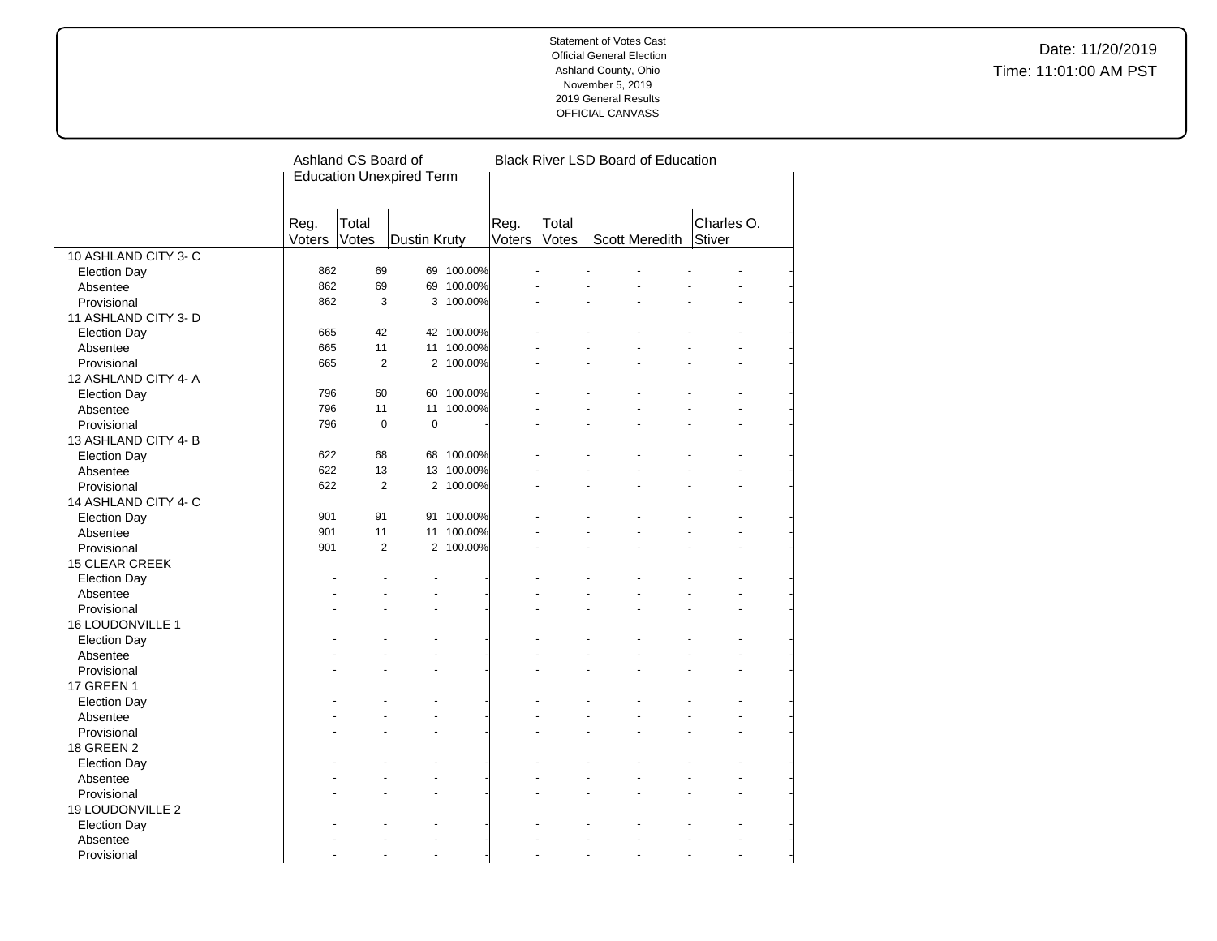Statement of Votes Cast
Official General Election
Ashland County, Ohio
November 5, 2019
2019 General Results
OFFICIAL CANVASS

Date: 11/20/2019
Time: 11:01:00 AM PST

| | Ashland CS Board of Education Unexpired Term | | | | Black River LSD Board of Education | | | | | |
|---|---|---|---|---|---|---|---|---|---|---|
| | Reg. Voters | Total Votes | Dustin Kruty | | Reg. Voters | Total Votes | Scott Meredith | | Charles O. Stiver | |
| 10 ASHLAND CITY 3- C | | | | | | | | | | |
| Election Day | 862 | 69 | 69 | 100.00% | - | - | - | - | - | - |
| Absentee | 862 | 69 | 69 | 100.00% | - | - | - | - | - | - |
| Provisional | 862 | 3 | 3 | 100.00% | - | - | - | - | - | - |
| 11 ASHLAND CITY 3- D | | | | | | | | | | |
| Election Day | 665 | 42 | 42 | 100.00% | - | - | - | - | - | - |
| Absentee | 665 | 11 | 11 | 100.00% | - | - | - | - | - | - |
| Provisional | 665 | 2 | 2 | 100.00% | - | - | - | - | - | - |
| 12 ASHLAND CITY 4- A | | | | | | | | | | |
| Election Day | 796 | 60 | 60 | 100.00% | - | - | - | - | - | - |
| Absentee | 796 | 11 | 11 | 100.00% | - | - | - | - | - | - |
| Provisional | 796 | 0 | 0 | - | - | - | - | - | - | - |
| 13 ASHLAND CITY 4- B | | | | | | | | | | |
| Election Day | 622 | 68 | 68 | 100.00% | - | - | - | - | - | - |
| Absentee | 622 | 13 | 13 | 100.00% | - | - | - | - | - | - |
| Provisional | 622 | 2 | 2 | 100.00% | - | - | - | - | - | - |
| 14 ASHLAND CITY 4- C | | | | | | | | | | |
| Election Day | 901 | 91 | 91 | 100.00% | - | - | - | - | - | - |
| Absentee | 901 | 11 | 11 | 100.00% | - | - | - | - | - | - |
| Provisional | 901 | 2 | 2 | 100.00% | - | - | - | - | - | - |
| 15 CLEAR CREEK | | | | | | | | | | |
| Election Day | - | - | - | - | - | - | - | - | - | - |
| Absentee | - | - | - | - | - | - | - | - | - | - |
| Provisional | - | - | - | - | - | - | - | - | - | - |
| 16 LOUDONVILLE 1 | | | | | | | | | | |
| Election Day | - | - | - | - | - | - | - | - | - | - |
| Absentee | - | - | - | - | - | - | - | - | - | - |
| Provisional | - | - | - | - | - | - | - | - | - | - |
| 17 GREEN 1 | | | | | | | | | | |
| Election Day | - | - | - | - | - | - | - | - | - | - |
| Absentee | - | - | - | - | - | - | - | - | - | - |
| Provisional | - | - | - | - | - | - | - | - | - | - |
| 18 GREEN 2 | | | | | | | | | | |
| Election Day | - | - | - | - | - | - | - | - | - | - |
| Absentee | - | - | - | - | - | - | - | - | - | - |
| Provisional | - | - | - | - | - | - | - | - | - | - |
| 19 LOUDONVILLE 2 | | | | | | | | | | |
| Election Day | - | - | - | - | - | - | - | - | - | - |
| Absentee | - | - | - | - | - | - | - | - | - | - |
| Provisional | - | - | - | - | - | - | - | - | - | - |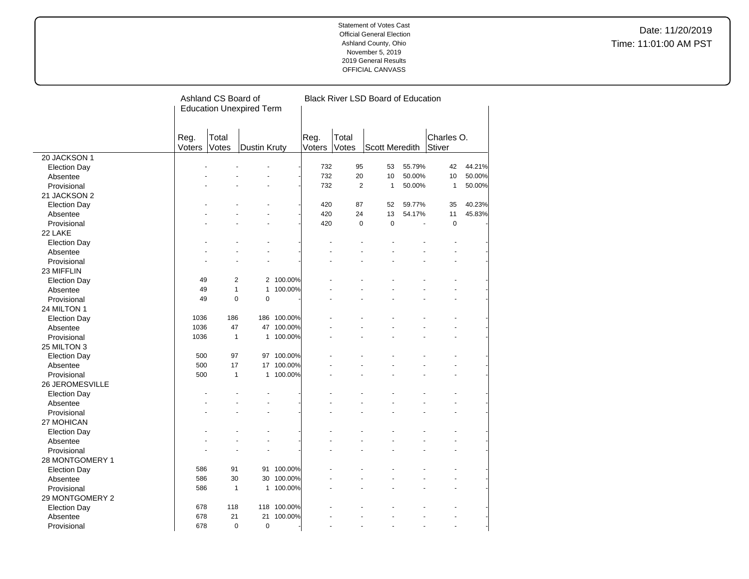Statement of Votes Cast
Official General Election
Ashland County, Ohio
November 5, 2019
2019 General Results
OFFICIAL CANVASS

Date: 11/20/2019
Time: 11:01:00 AM PST

| | Ashland CS Board of Education Unexpired Term | | | | Black River LSD Board of Education | | | | | |
|---|---|---|---|---|---|---|---|---|---|---|
| | Reg. Voters | Total Votes | Dustin Kruty | | Reg. Voters | Total Votes | Scott Meredith | | Charles O. Stiver | |
| **20 JACKSON 1** | | | | | | | | | | |
| Election Day | - | - | - | - | 732 | 95 | 53 | 55.79% | 42 | 44.21% |
| Absentee | - | - | - | - | 732 | 20 | 10 | 50.00% | 10 | 50.00% |
| Provisional | - | - | - | - | 732 | 2 | 1 | 50.00% | 1 | 50.00% |
| **21 JACKSON 2** | | | | | | | | | | |
| Election Day | - | - | - | - | 420 | 87 | 52 | 59.77% | 35 | 40.23% |
| Absentee | - | - | - | - | 420 | 24 | 13 | 54.17% | 11 | 45.83% |
| Provisional | - | - | - | - | 420 | 0 | 0 | - | 0 | - |
| **22 LAKE** | | | | | | | | | | |
| Election Day | - | - | - | - | - | - | - | - | - | - |
| Absentee | - | - | - | - | - | - | - | - | - | - |
| Provisional | - | - | - | - | - | - | - | - | - | - |
| **23 MIFFLIN** | | | | | | | | | | |
| Election Day | 49 | 2 | 2 | 100.00% | - | - | - | - | - | - |
| Absentee | 49 | 1 | 1 | 100.00% | - | - | - | - | - | - |
| Provisional | 49 | 0 | 0 | - | - | - | - | - | - | - |
| **24 MILTON 1** | | | | | | | | | | |
| Election Day | 1036 | 186 | 186 | 100.00% | - | - | - | - | - | - |
| Absentee | 1036 | 47 | 47 | 100.00% | - | - | - | - | - | - |
| Provisional | 1036 | 1 | 1 | 100.00% | - | - | - | - | - | - |
| **25 MILTON 3** | | | | | | | | | | |
| Election Day | 500 | 97 | 97 | 100.00% | - | - | - | - | - | - |
| Absentee | 500 | 17 | 17 | 100.00% | - | - | - | - | - | - |
| Provisional | 500 | 1 | 1 | 100.00% | - | - | - | - | - | - |
| **26 JEROMESVILLE** | | | | | | | | | | |
| Election Day | - | - | - | - | - | - | - | - | - | - |
| Absentee | - | - | - | - | - | - | - | - | - | - |
| Provisional | - | - | - | - | - | - | - | - | - | - |
| **27 MOHICAN** | | | | | | | | | | |
| Election Day | - | - | - | - | - | - | - | - | - | - |
| Absentee | - | - | - | - | - | - | - | - | - | - |
| Provisional | - | - | - | - | - | - | - | - | - | - |
| **28 MONTGOMERY 1** | | | | | | | | | | |
| Election Day | 586 | 91 | 91 | 100.00% | - | - | - | - | - | - |
| Absentee | 586 | 30 | 30 | 100.00% | - | - | - | - | - | - |
| Provisional | 586 | 1 | 1 | 100.00% | - | - | - | - | - | - |
| **29 MONTGOMERY 2** | | | | | | | | | | |
| Election Day | 678 | 118 | 118 | 100.00% | - | - | - | - | - | - |
| Absentee | 678 | 21 | 21 | 100.00% | - | - | - | - | - | - |
| Provisional | 678 | 0 | 0 | - | - | - | - | - | - | - |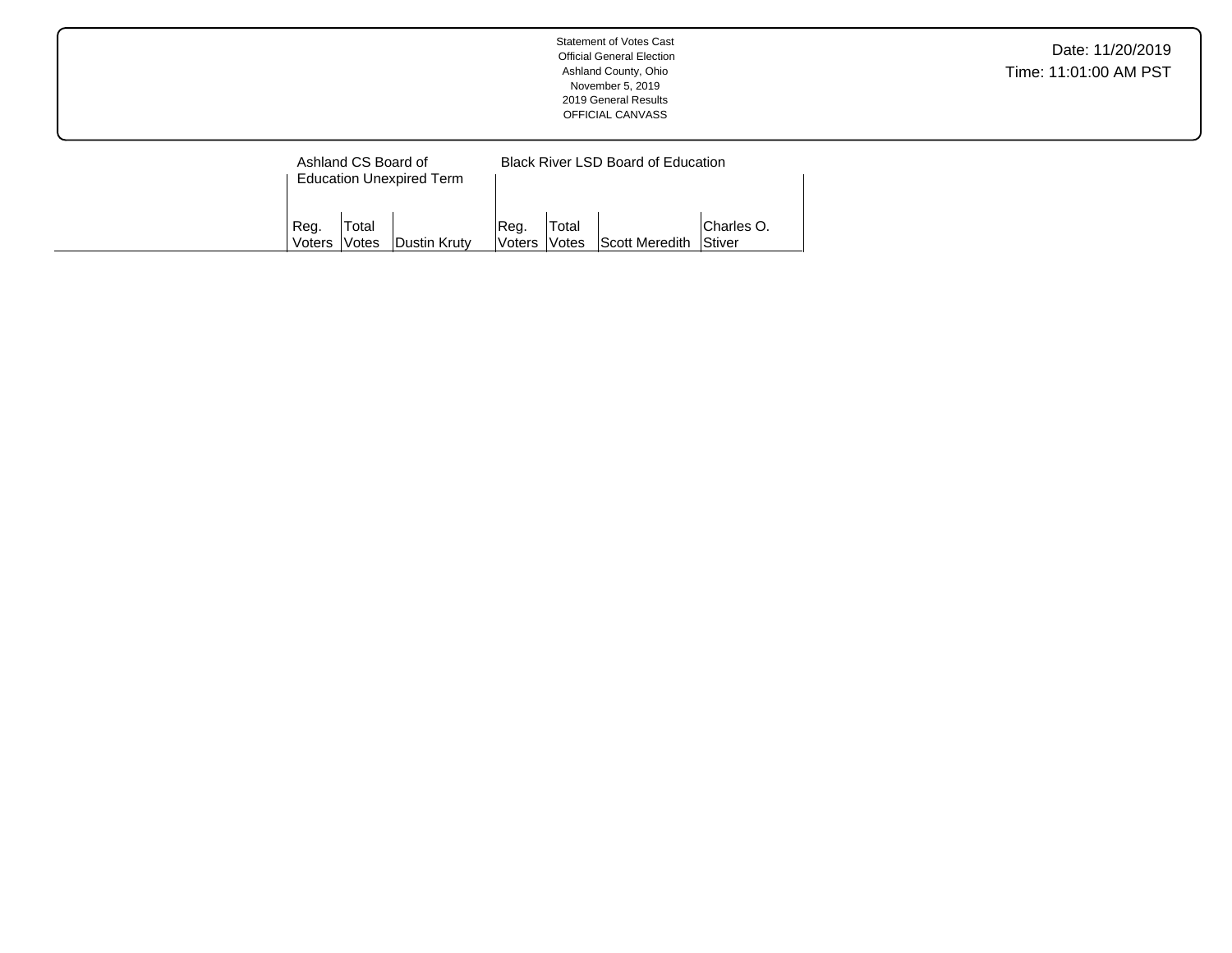Statement of Votes Cast
Official General Election
Ashland County, Ohio
November 5, 2019
2019 General Results
OFFICIAL CANVASS

Date: 11/20/2019
Time: 11:01:00 AM PST

| | Ashland CS Board of Education Unexpired Term | | | Black River LSD Board of Education | | | |
|---|---|---|---|---|---|---|---|
| | Reg. Voters | Total Votes | Dustin Kruty | Reg. Voters | Total Votes | Scott Meredith | Charles O. Stiver |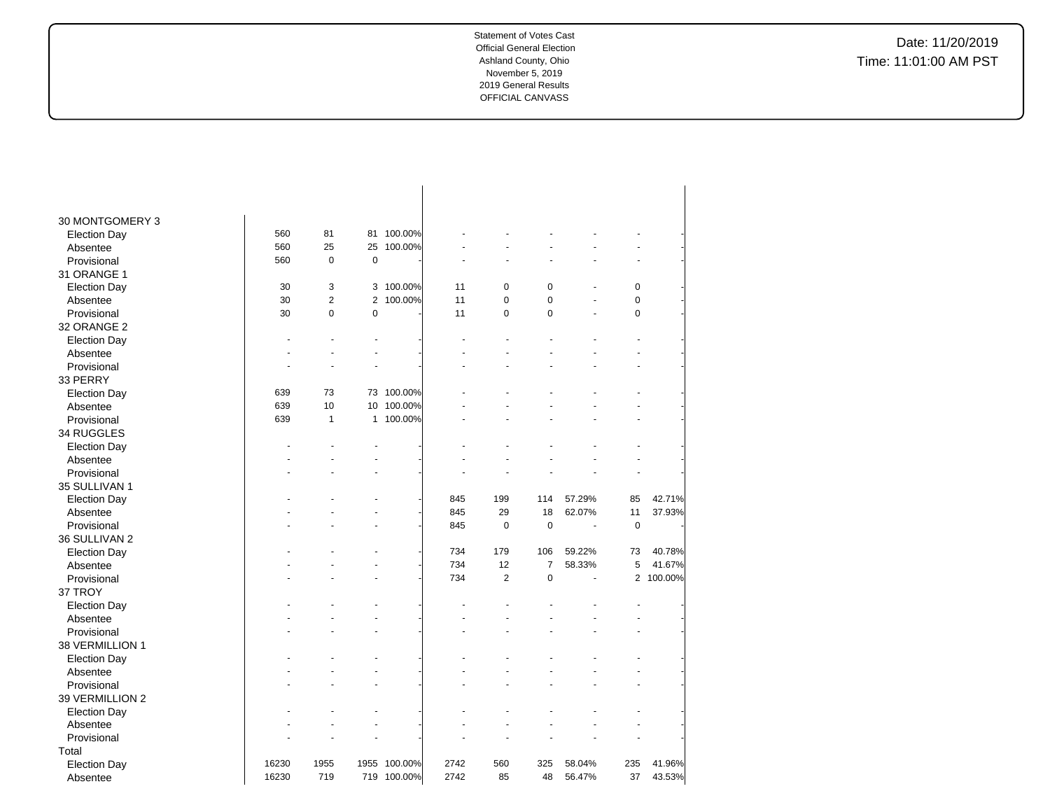Statement of Votes Cast
Official General Election
Ashland County, Ohio
November 5, 2019
2019 General Results
OFFICIAL CANVASS

Date: 11/20/2019
Time: 11:01:00 AM PST

| | | | | | | | | | | |
|---|---|---|---|---|---|---|---|---|---|---|
| 30 MONTGOMERY 3 | | | | | | | | | | |
| Election Day | 560 | 81 | 81 | 100.00% | - | - | - | - | - | - |
| Absentee | 560 | 25 | 25 | 100.00% | - | - | - | - | - | - |
| Provisional | 560 | 0 | 0 | - | - | - | - | - | - | - |
| 31 ORANGE 1 | | | | | | | | | | |
| Election Day | 30 | 3 | 3 | 100.00% | 11 | 0 | 0 | - | 0 | - |
| Absentee | 30 | 2 | 2 | 100.00% | 11 | 0 | 0 | - | 0 | - |
| Provisional | 30 | 0 | 0 | - | 11 | 0 | 0 | - | 0 | - |
| 32 ORANGE 2 | | | | | | | | | | |
| Election Day | - | - | - | - | - | - | - | - | - | - |
| Absentee | - | - | - | - | - | - | - | - | - | - |
| Provisional | - | - | - | - | - | - | - | - | - | - |
| 33 PERRY | | | | | | | | | | |
| Election Day | 639 | 73 | 73 | 100.00% | - | - | - | - | - | - |
| Absentee | 639 | 10 | 10 | 100.00% | - | - | - | - | - | - |
| Provisional | 639 | 1 | 1 | 100.00% | - | - | - | - | - | - |
| 34 RUGGLES | | | | | | | | | | |
| Election Day | - | - | - | - | - | - | - | - | - | - |
| Absentee | - | - | - | - | - | - | - | - | - | - |
| Provisional | - | - | - | - | - | - | - | - | - | - |
| 35 SULLIVAN 1 | | | | | | | | | | |
| Election Day | - | - | - | - | 845 | 199 | 114 | 57.29% | 85 | 42.71% |
| Absentee | - | - | - | - | 845 | 29 | 18 | 62.07% | 11 | 37.93% |
| Provisional | - | - | - | - | 845 | 0 | 0 | - | 0 | - |
| 36 SULLIVAN 2 | | | | | | | | | | |
| Election Day | - | - | - | - | 734 | 179 | 106 | 59.22% | 73 | 40.78% |
| Absentee | - | - | - | - | 734 | 12 | 7 | 58.33% | 5 | 41.67% |
| Provisional | - | - | - | - | 734 | 2 | 0 | - | 2 | 100.00% |
| 37 TROY | | | | | | | | | | |
| Election Day | - | - | - | - | - | - | - | - | - | - |
| Absentee | - | - | - | - | - | - | - | - | - | - |
| Provisional | - | - | - | - | - | - | - | - | - | - |
| 38 VERMILLION 1 | | | | | | | | | | |
| Election Day | - | - | - | - | - | - | - | - | - | - |
| Absentee | - | - | - | - | - | - | - | - | - | - |
| Provisional | - | - | - | - | - | - | - | - | - | - |
| 39 VERMILLION 2 | | | | | | | | | | |
| Election Day | - | - | - | - | - | - | - | - | - | - |
| Absentee | - | - | - | - | - | - | - | - | - | - |
| Provisional | - | - | - | - | - | - | - | - | - | - |
| Total | | | | | | | | | | |
| Election Day | 16230 | 1955 | 1955 | 100.00% | 2742 | 560 | 325 | 58.04% | 235 | 41.96% |
| Absentee | 16230 | 719 | 719 | 100.00% | 2742 | 85 | 48 | 56.47% | 37 | 43.53% |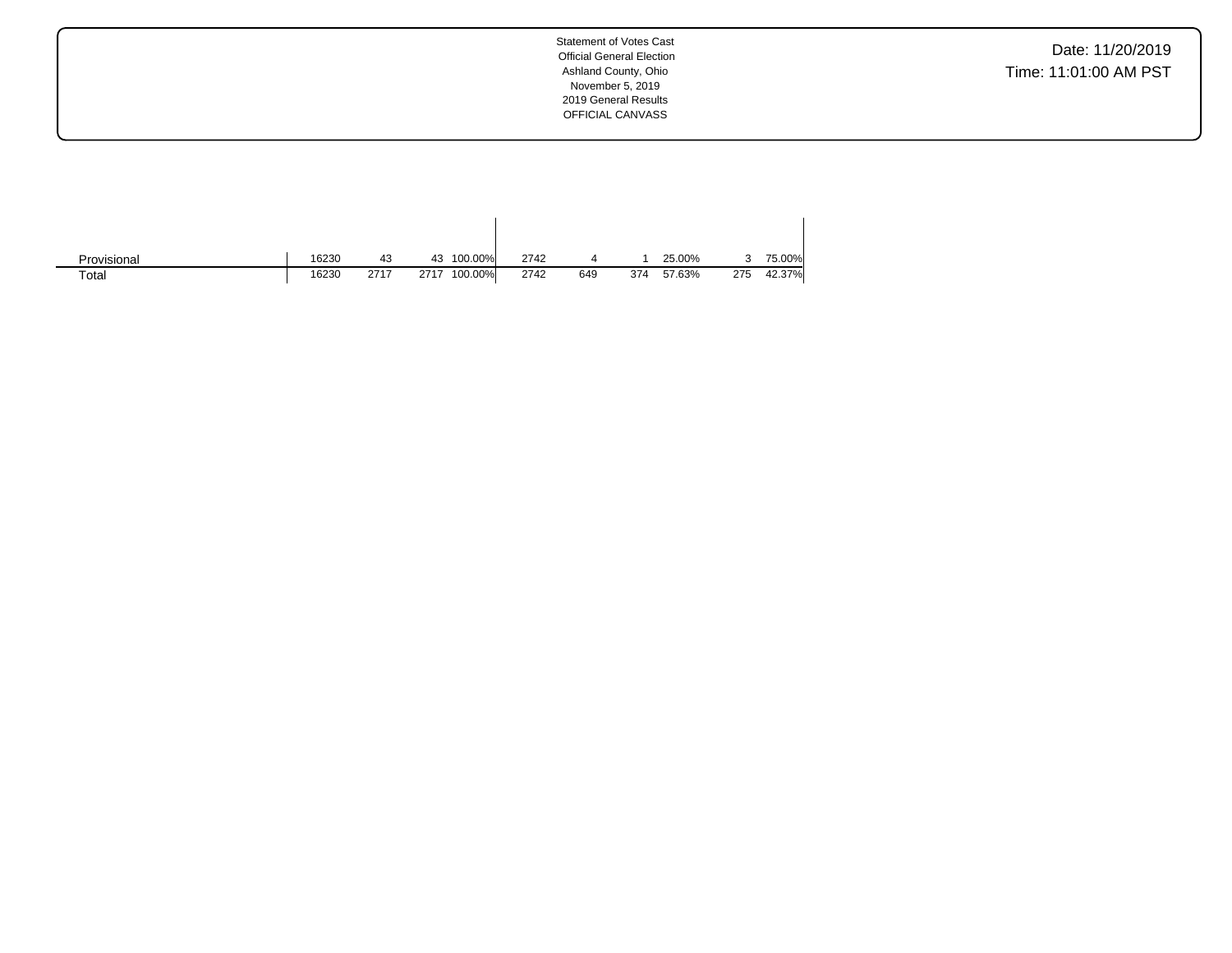Statement of Votes Cast
Official General Election
Ashland County, Ohio
November 5, 2019
2019 General Results
OFFICIAL CANVASS

Date: 11/20/2019
Time: 11:01:00 AM PST

| | | | | | | | | | | |
|---|---|---|---|---|---|---|---|---|---|---|
| Provisional | 16230 | 43 | 43 | 100.00% | 2742 | 4 | 1 | 25.00% | 3 | 75.00% |
| Total | 16230 | 2717 | 2717 | 100.00% | 2742 | 649 | 374 | 57.63% | 275 | 42.37% |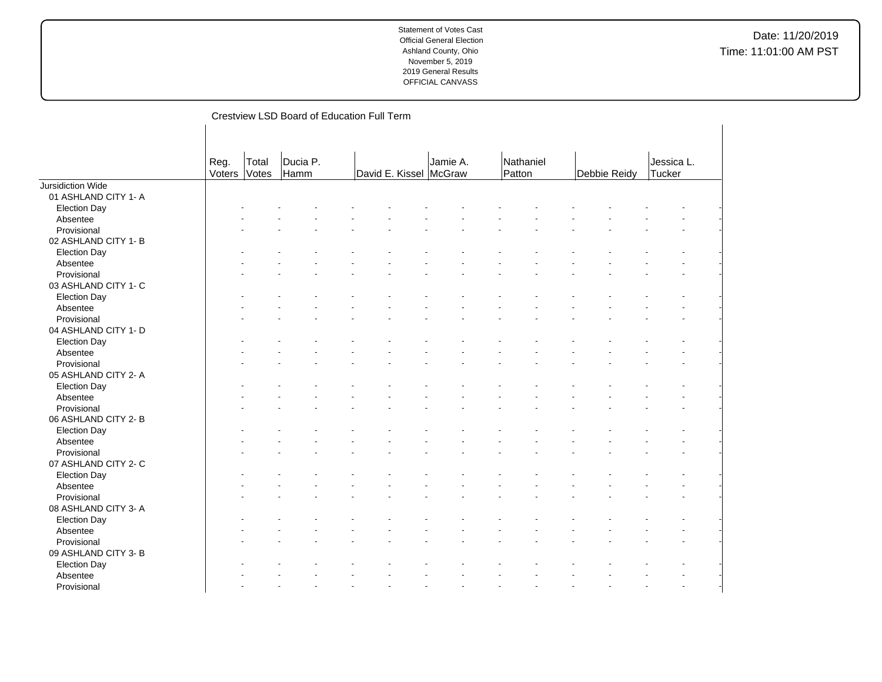## Crestview LSD Board of Education Full Term

| | Reg. Voters | Total Votes | Ducia P. Hamm | | David E. Kissel | | Jamie A. McGraw | | Nathaniel Patton | | Debbie Reidy | | Jessica L. Tucker | |
|---|---|---|---|---|---|---|---|---|---|---|---|---|---|---|
| Jursidiction Wide | | | | | | | | | | | | | | |
| 01 ASHLAND CITY 1- A | | | | | | | | | | | | | | |
| Election Day | - | - | - | - | - | - | - | - | - | - | - | - | - | - |
| Absentee | - | - | - | - | - | - | - | - | - | - | - | - | - | - |
| Provisional | - | - | - | - | - | - | - | - | - | - | - | - | - | - |
| 02 ASHLAND CITY 1- B | | | | | | | | | | | | | | |
| Election Day | - | - | - | - | - | - | - | - | - | - | - | - | - | - |
| Absentee | - | - | - | - | - | - | - | - | - | - | - | - | - | - |
| Provisional | - | - | - | - | - | - | - | - | - | - | - | - | - | - |
| 03 ASHLAND CITY 1- C | | | | | | | | | | | | | | |
| Election Day | - | - | - | - | - | - | - | - | - | - | - | - | - | - |
| Absentee | - | - | - | - | - | - | - | - | - | - | - | - | - | - |
| Provisional | - | - | - | - | - | - | - | - | - | - | - | - | - | - |
| 04 ASHLAND CITY 1- D | | | | | | | | | | | | | | |
| Election Day | - | - | - | - | - | - | - | - | - | - | - | - | - | - |
| Absentee | - | - | - | - | - | - | - | - | - | - | - | - | - | - |
| Provisional | - | - | - | - | - | - | - | - | - | - | - | - | - | - |
| 05 ASHLAND CITY 2- A | | | | | | | | | | | | | | |
| Election Day | - | - | - | - | - | - | - | - | - | - | - | - | - | - |
| Absentee | - | - | - | - | - | - | - | - | - | - | - | - | - | - |
| Provisional | - | - | - | - | - | - | - | - | - | - | - | - | - | - |
| 06 ASHLAND CITY 2- B | | | | | | | | | | | | | | |
| Election Day | - | - | - | - | - | - | - | - | - | - | - | - | - | - |
| Absentee | - | - | - | - | - | - | - | - | - | - | - | - | - | - |
| Provisional | - | - | - | - | - | - | - | - | - | - | - | - | - | - |
| 07 ASHLAND CITY 2- C | | | | | | | | | | | | | | |
| Election Day | - | - | - | - | - | - | - | - | - | - | - | - | - | - |
| Absentee | - | - | - | - | - | - | - | - | - | - | - | - | - | - |
| Provisional | - | - | - | - | - | - | - | - | - | - | - | - | - | - |
| 08 ASHLAND CITY 3- A | | | | | | | | | | | | | | |
| Election Day | - | - | - | - | - | - | - | - | - | - | - | - | - | - |
| Absentee | - | - | - | - | - | - | - | - | - | - | - | - | - | - |
| Provisional | - | - | - | - | - | - | - | - | - | - | - | - | - | - |
| 09 ASHLAND CITY 3- B | | | | | | | | | | | | | | |
| Election Day | - | - | - | - | - | - | - | - | - | - | - | - | - | - |
| Absentee | - | - | - | - | - | - | - | - | - | - | - | - | - | - |
| Provisional | - | - | - | - | - | - | - | - | - | - | - | - | - | - |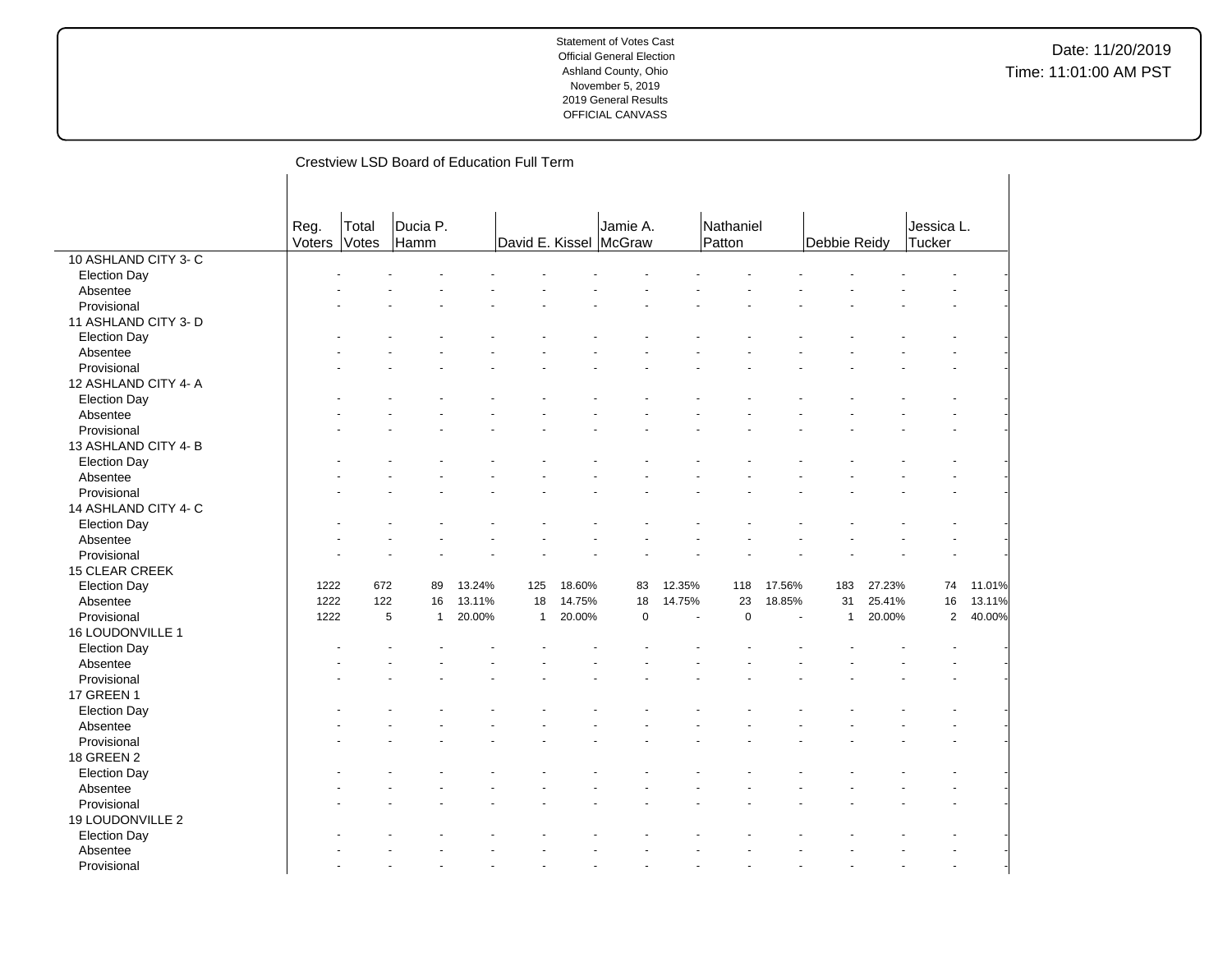Statement of Votes Cast
Official General Election
Ashland County, Ohio
November 5, 2019
2019 General Results
OFFICIAL CANVASS

Date: 11/20/2019
Time: 11:01:00 AM PST

## Crestview LSD Board of Education Full Term

| | Reg. Voters | Total Votes | Ducia P. Hamm | | David E. Kissel | | Jamie A. McGraw | | Nathaniel Patton | | Debbie Reidy | | Jessica L. Tucker | |
|---|---|---|---|---|---|---|---|---|---|---|---|---|---|---|
| 10 ASHLAND CITY 3- C | | | | | | | | | | | | | | |
| Election Day | - | - | - | - | - | - | - | - | - | - | - | - | - | - |
| Absentee | - | - | - | - | - | - | - | - | - | - | - | - | - | - |
| Provisional | - | - | - | - | - | - | - | - | - | - | - | - | - | - |
| 11 ASHLAND CITY 3- D | | | | | | | | | | | | | | |
| Election Day | - | - | - | - | - | - | - | - | - | - | - | - | - | - |
| Absentee | - | - | - | - | - | - | - | - | - | - | - | - | - | - |
| Provisional | - | - | - | - | - | - | - | - | - | - | - | - | - | - |
| 12 ASHLAND CITY 4- A | | | | | | | | | | | | | | |
| Election Day | - | - | - | - | - | - | - | - | - | - | - | - | - | - |
| Absentee | - | - | - | - | - | - | - | - | - | - | - | - | - | - |
| Provisional | - | - | - | - | - | - | - | - | - | - | - | - | - | - |
| 13 ASHLAND CITY 4- B | | | | | | | | | | | | | | |
| Election Day | - | - | - | - | - | - | - | - | - | - | - | - | - | - |
| Absentee | - | - | - | - | - | - | - | - | - | - | - | - | - | - |
| Provisional | - | - | - | - | - | - | - | - | - | - | - | - | - | - |
| 14 ASHLAND CITY 4- C | | | | | | | | | | | | | | |
| Election Day | - | - | - | - | - | - | - | - | - | - | - | - | - | - |
| Absentee | - | - | - | - | - | - | - | - | - | - | - | - | - | - |
| Provisional | - | - | - | - | - | - | - | - | - | - | - | - | - | - |
| 15 CLEAR CREEK | | | | | | | | | | | | | | |
| Election Day | 1222 | 672 | 89 | 13.24% | 125 | 18.60% | 83 | 12.35% | 118 | 17.56% | 183 | 27.23% | 74 | 11.01% |
| Absentee | 1222 | 122 | 16 | 13.11% | 18 | 14.75% | 18 | 14.75% | 23 | 18.85% | 31 | 25.41% | 16 | 13.11% |
| Provisional | 1222 | 5 | 1 | 20.00% | 1 | 20.00% | 0 | - | 0 | - | 1 | 20.00% | 2 | 40.00% |
| 16 LOUDONVILLE 1 | | | | | | | | | | | | | | |
| Election Day | - | - | - | - | - | - | - | - | - | - | - | - | - | - |
| Absentee | - | - | - | - | - | - | - | - | - | - | - | - | - | - |
| Provisional | - | - | - | - | - | - | - | - | - | - | - | - | - | - |
| 17 GREEN 1 | | | | | | | | | | | | | | |
| Election Day | - | - | - | - | - | - | - | - | - | - | - | - | - | - |
| Absentee | - | - | - | - | - | - | - | - | - | - | - | - | - | - |
| Provisional | - | - | - | - | - | - | - | - | - | - | - | - | - | - |
| 18 GREEN 2 | | | | | | | | | | | | | | |
| Election Day | - | - | - | - | - | - | - | - | - | - | - | - | - | - |
| Absentee | - | - | - | - | - | - | - | - | - | - | - | - | - | - |
| Provisional | - | - | - | - | - | - | - | - | - | - | - | - | - | - |
| 19 LOUDONVILLE 2 | | | | | | | | | | | | | | |
| Election Day | - | - | - | - | - | - | - | - | - | - | - | - | - | - |
| Absentee | - | - | - | - | - | - | - | - | - | - | - | - | - | - |
| Provisional | - | - | - | - | - | - | - | - | - | - | - | - | - | - |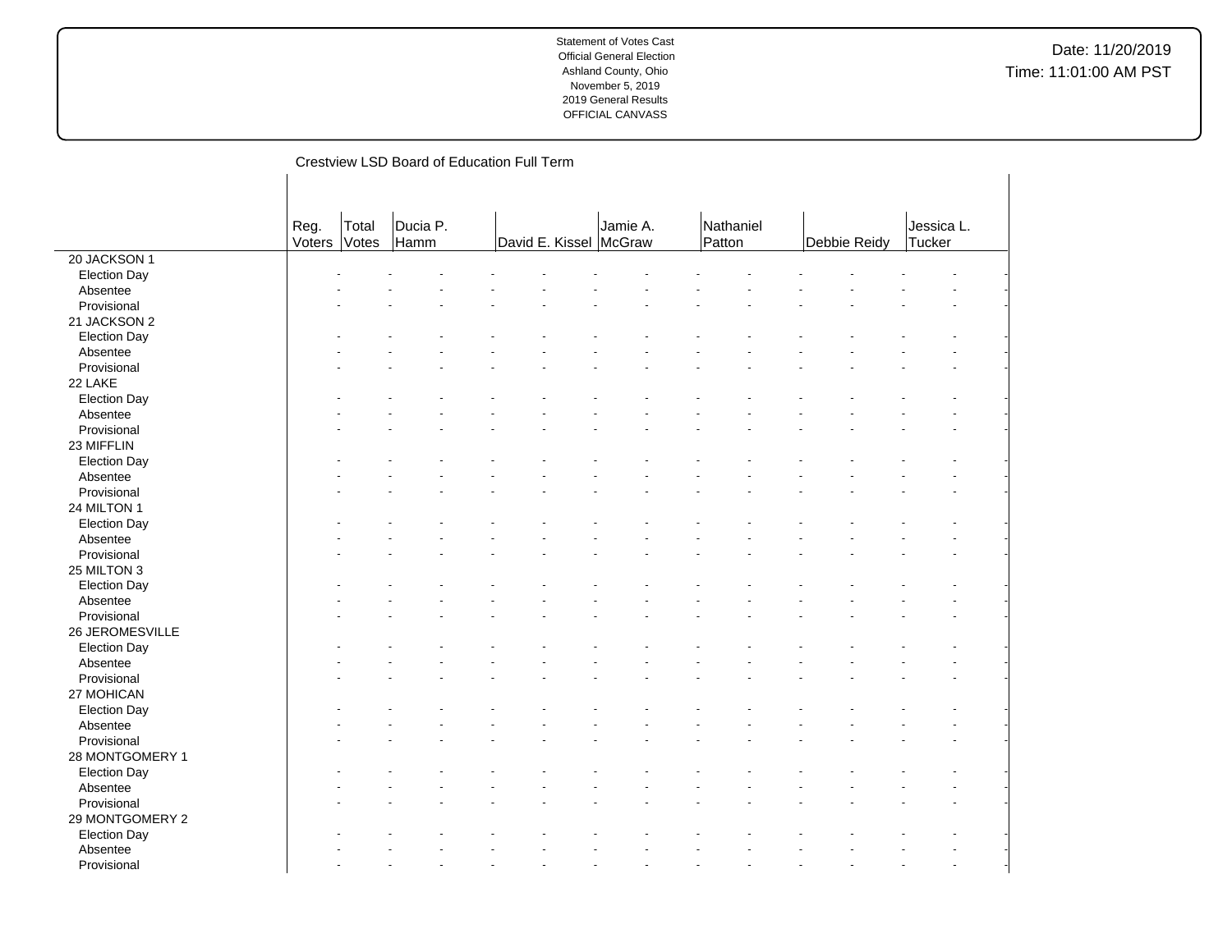Statement of Votes Cast
Official General Election
Ashland County, Ohio
November 5, 2019
2019 General Results
OFFICIAL CANVASS

Date: 11/20/2019
Time: 11:01:00 AM PST

## Crestview LSD Board of Education Full Term

| | Reg. Voters | Total Votes | Ducia P. Hamm | David E. Kissel | Jamie A. McGraw | Nathaniel Patton | Debbie Reidy | Jessica L. Tucker |
|---|---|---|---|---|---|---|---|---|
| **20 JACKSON 1** | | | | | | | | |
| Election Day | - | - | - | - | - | - | - | - |
| Absentee | - | - | - | - | - | - | - | - |
| Provisional | - | - | - | - | - | - | - | - |
| **21 JACKSON 2** | | | | | | | | |
| Election Day | - | - | - | - | - | - | - | - |
| Absentee | - | - | - | - | - | - | - | - |
| Provisional | - | - | - | - | - | - | - | - |
| **22 LAKE** | | | | | | | | |
| Election Day | - | - | - | - | - | - | - | - |
| Absentee | - | - | - | - | - | - | - | - |
| Provisional | - | - | - | - | - | - | - | - |
| **23 MIFFLIN** | | | | | | | | |
| Election Day | - | - | - | - | - | - | - | - |
| Absentee | - | - | - | - | - | - | - | - |
| Provisional | - | - | - | - | - | - | - | - |
| **24 MILTON 1** | | | | | | | | |
| Election Day | - | - | - | - | - | - | - | - |
| Absentee | - | - | - | - | - | - | - | - |
| Provisional | - | - | - | - | - | - | - | - |
| **25 MILTON 3** | | | | | | | | |
| Election Day | - | - | - | - | - | - | - | - |
| Absentee | - | - | - | - | - | - | - | - |
| Provisional | - | - | - | - | - | - | - | - |
| **26 JEROMESVILLE** | | | | | | | | |
| Election Day | - | - | - | - | - | - | - | - |
| Absentee | - | - | - | - | - | - | - | - |
| Provisional | - | - | - | - | - | - | - | - |
| **27 MOHICAN** | | | | | | | | |
| Election Day | - | - | - | - | - | - | - | - |
| Absentee | - | - | - | - | - | - | - | - |
| Provisional | - | - | - | - | - | - | - | - |
| **28 MONTGOMERY 1** | | | | | | | | |
| Election Day | - | - | - | - | - | - | - | - |
| Absentee | - | - | - | - | - | - | - | - |
| Provisional | - | - | - | - | - | - | - | - |
| **29 MONTGOMERY 2** | | | | | | | | |
| Election Day | - | - | - | - | - | - | - | - |
| Absentee | - | - | - | - | - | - | - | - |
| Provisional | - | - | - | - | - | - | - | - |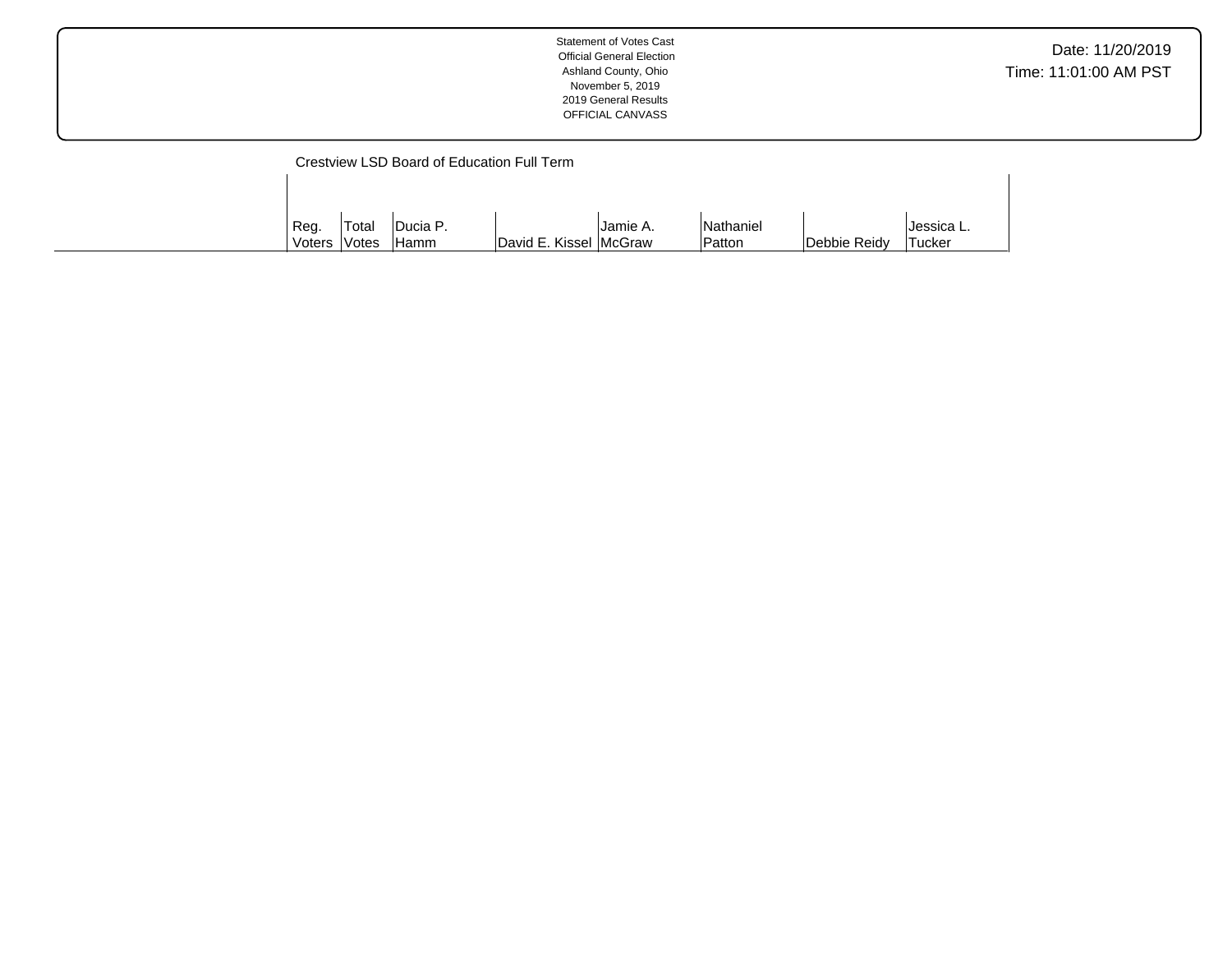Statement of Votes Cast
Official General Election
Ashland County, Ohio
November 5, 2019
2019 General Results
OFFICIAL CANVASS

Date: 11/20/2019
Time: 11:01:00 AM PST

Crestview LSD Board of Education Full Term

| | Reg. Voters | Total Votes | Ducia P. Hamm | David E. Kissel | Jamie A. McGraw | Nathaniel Patton | Debbie Reidy | Jessica L. Tucker |
|---|---|---|---|---|---|---|---|---|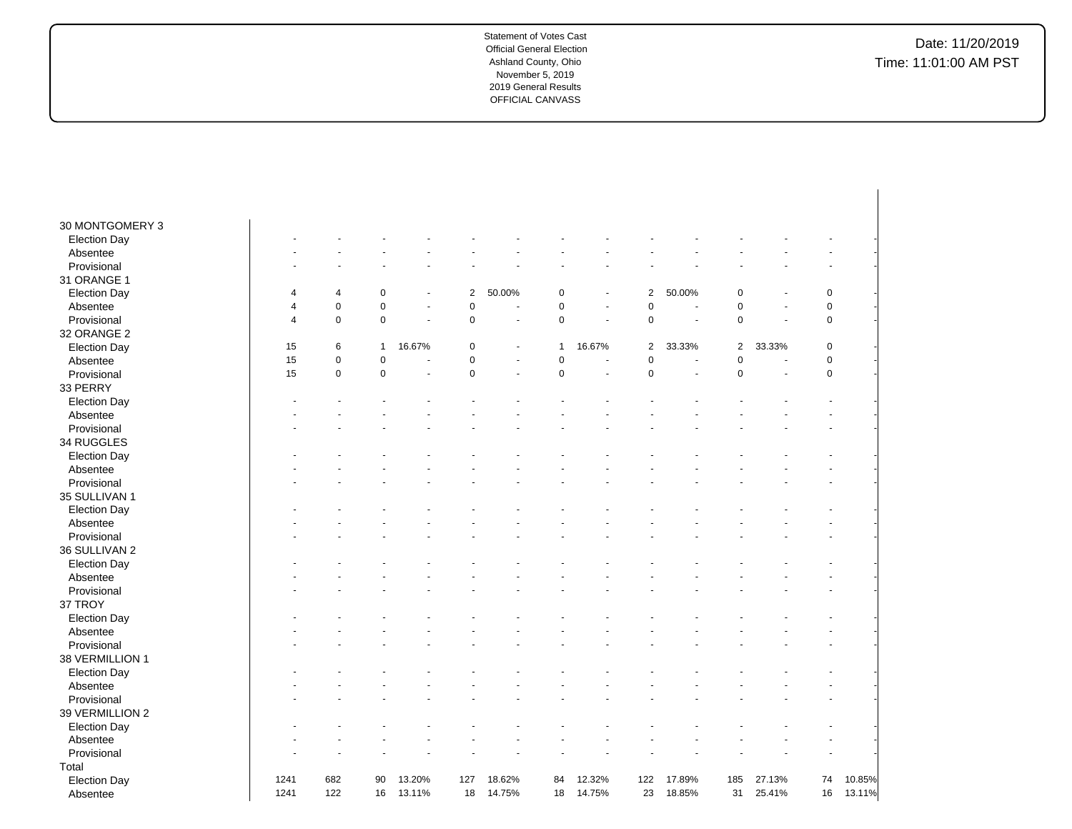Statement of Votes Cast
Official General Election
Ashland County, Ohio
November 5, 2019
2019 General Results
OFFICIAL CANVASS

Date: 11/20/2019
Time: 11:01:00 AM PST

| | | | | | | | | | | | | | | |
|---|---|---|---|---|---|---|---|---|---|---|---|---|---|---|
| 30 MONTGOMERY 3 | | | | | | | | | | | | | | |
| Election Day | - | - | - | - | - | - | - | - | - | - | - | - | - | - |
| Absentee | - | - | - | - | - | - | - | - | - | - | - | - | - | - |
| Provisional | - | - | - | - | - | - | - | - | - | - | - | - | - | - |
| 31 ORANGE 1 | | | | | | | | | | | | | | |
| Election Day | 4 | 4 | 0 | - | 2 | 50.00% | 0 | - | 2 | 50.00% | 0 | - | 0 | - |
| Absentee | 4 | 0 | 0 | - | 0 | - | 0 | - | 0 | - | 0 | - | 0 | - |
| Provisional | 4 | 0 | 0 | - | 0 | - | 0 | - | 0 | - | 0 | - | 0 | - |
| 32 ORANGE 2 | | | | | | | | | | | | | | |
| Election Day | 15 | 6 | 1 | 16.67% | 0 | - | 1 | 16.67% | 2 | 33.33% | 2 | 33.33% | 0 | - |
| Absentee | 15 | 0 | 0 | - | 0 | - | 0 | - | 0 | - | 0 | - | 0 | - |
| Provisional | 15 | 0 | 0 | - | 0 | - | 0 | - | 0 | - | 0 | - | 0 | - |
| 33 PERRY | | | | | | | | | | | | | | |
| Election Day | - | - | - | - | - | - | - | - | - | - | - | - | - | - |
| Absentee | - | - | - | - | - | - | - | - | - | - | - | - | - | - |
| Provisional | - | - | - | - | - | - | - | - | - | - | - | - | - | - |
| 34 RUGGLES | | | | | | | | | | | | | | |
| Election Day | - | - | - | - | - | - | - | - | - | - | - | - | - | - |
| Absentee | - | - | - | - | - | - | - | - | - | - | - | - | - | - |
| Provisional | - | - | - | - | - | - | - | - | - | - | - | - | - | - |
| 35 SULLIVAN 1 | | | | | | | | | | | | | | |
| Election Day | - | - | - | - | - | - | - | - | - | - | - | - | - | - |
| Absentee | - | - | - | - | - | - | - | - | - | - | - | - | - | - |
| Provisional | - | - | - | - | - | - | - | - | - | - | - | - | - | - |
| 36 SULLIVAN 2 | | | | | | | | | | | | | | |
| Election Day | - | - | - | - | - | - | - | - | - | - | - | - | - | - |
| Absentee | - | - | - | - | - | - | - | - | - | - | - | - | - | - |
| Provisional | - | - | - | - | - | - | - | - | - | - | - | - | - | - |
| 37 TROY | | | | | | | | | | | | | | |
| Election Day | - | - | - | - | - | - | - | - | - | - | - | - | - | - |
| Absentee | - | - | - | - | - | - | - | - | - | - | - | - | - | - |
| Provisional | - | - | - | - | - | - | - | - | - | - | - | - | - | - |
| 38 VERMILLION 1 | | | | | | | | | | | | | | |
| Election Day | - | - | - | - | - | - | - | - | - | - | - | - | - | - |
| Absentee | - | - | - | - | - | - | - | - | - | - | - | - | - | - |
| Provisional | - | - | - | - | - | - | - | - | - | - | - | - | - | - |
| 39 VERMILLION 2 | | | | | | | | | | | | | | |
| Election Day | - | - | - | - | - | - | - | - | - | - | - | - | - | - |
| Absentee | - | - | - | - | - | - | - | - | - | - | - | - | - | - |
| Provisional | - | - | - | - | - | - | - | - | - | - | - | - | - | - |
| Total | | | | | | | | | | | | | | |
| Election Day | 1241 | 682 | 90 | 13.20% | 127 | 18.62% | 84 | 12.32% | 122 | 17.89% | 185 | 27.13% | 74 | 10.85% |
| Absentee | 1241 | 122 | 16 | 13.11% | 18 | 14.75% | 18 | 14.75% | 23 | 18.85% | 31 | 25.41% | 16 | 13.11% |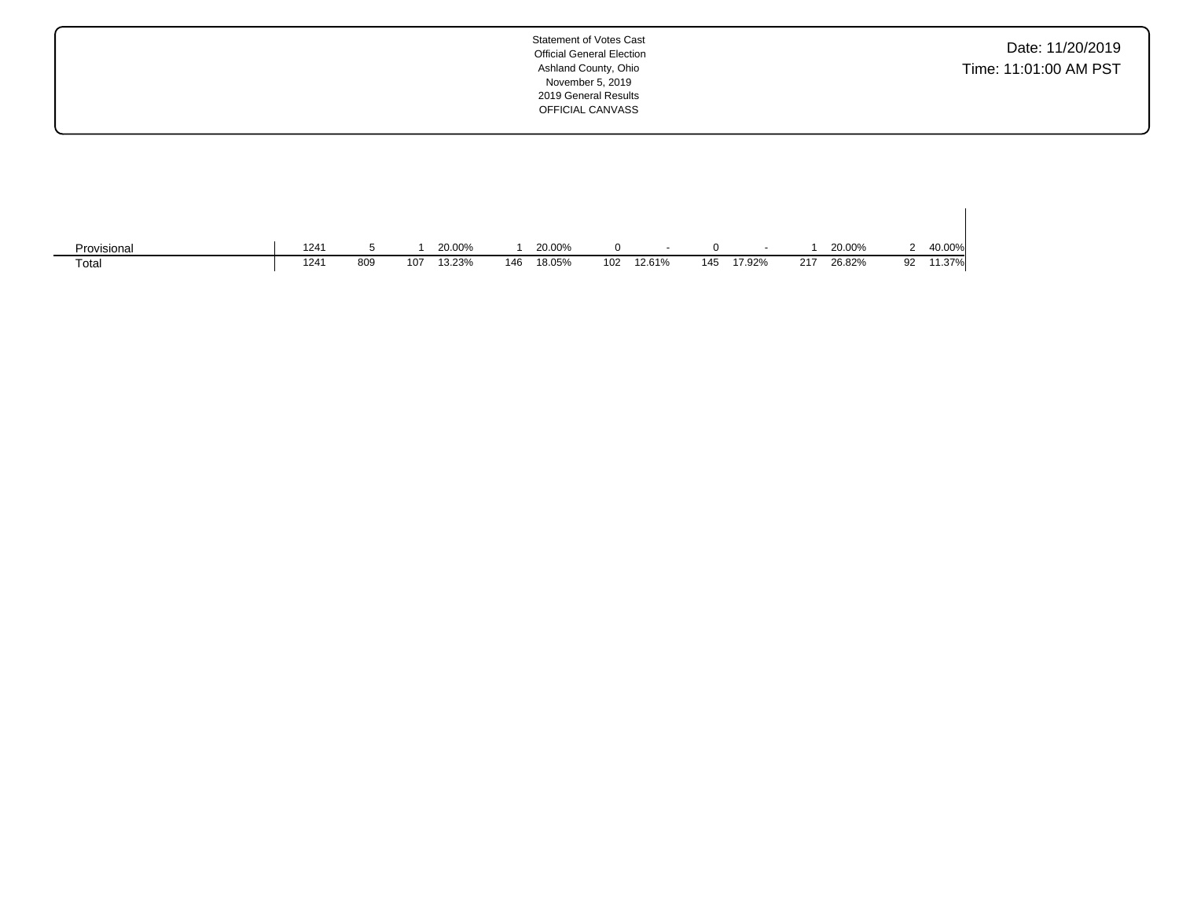Statement of Votes Cast
Official General Election
Ashland County, Ohio
November 5, 2019
2019 General Results
OFFICIAL CANVASS

Date: 11/20/2019
Time: 11:01:00 AM PST

| | | | | | | | | | | | | | | |
|---|---|---|---|---|---|---|---|---|---|---|---|---|---|---|
| Provisional | 1241 | 5 | 1 | 20.00% | 1 | 20.00% | 0 | - | 0 | - | 1 | 20.00% | 2 | 40.00% |
| Total | 1241 | 809 | 107 | 13.23% | 146 | 18.05% | 102 | 12.61% | 145 | 17.92% | 217 | 26.82% | 92 | 11.37% |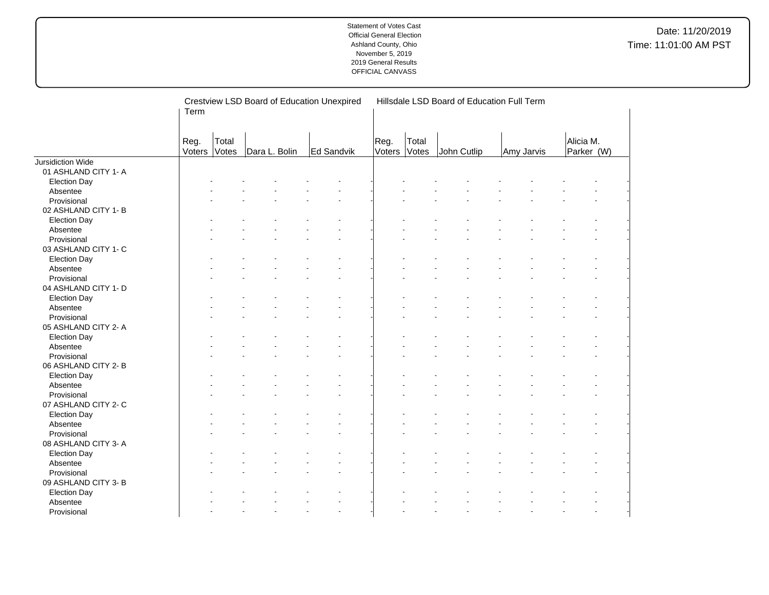Statement of Votes Cast
Official General Election
Ashland County, Ohio
November 5, 2019
2019 General Results
OFFICIAL CANVASS

Date: 11/20/2019
Time: 11:01:00 AM PST

| | Crestview LSD Board of Education Unexpired Term | | | | Hillsdale LSD Board of Education Full Term | | | | |
|---|---|---|---|---|---|---|---|---|---|
| | Reg. Voters | Total Votes | Dara L. Bolin | Ed Sandvik | Reg. Voters | Total Votes | John Cutlip | Amy Jarvis | Alicia M. Parker (W) |
| Jursidiction Wide | | | | | | | | | |
| 01 ASHLAND CITY 1- A | | | | | | | | | |
| Election Day | - | - | - | - | - | - | - | - | - |
| Absentee | - | - | - | - | - | - | - | - | - |
| Provisional | - | - | - | - | - | - | - | - | - |
| 02 ASHLAND CITY 1- B | | | | | | | | | |
| Election Day | - | - | - | - | - | - | - | - | - |
| Absentee | - | - | - | - | - | - | - | - | - |
| Provisional | - | - | - | - | - | - | - | - | - |
| 03 ASHLAND CITY 1- C | | | | | | | | | |
| Election Day | - | - | - | - | - | - | - | - | - |
| Absentee | - | - | - | - | - | - | - | - | - |
| Provisional | - | - | - | - | - | - | - | - | - |
| 04 ASHLAND CITY 1- D | | | | | | | | | |
| Election Day | - | - | - | - | - | - | - | - | - |
| Absentee | - | - | - | - | - | - | - | - | - |
| Provisional | - | - | - | - | - | - | - | - | - |
| 05 ASHLAND CITY 2- A | | | | | | | | | |
| Election Day | - | - | - | - | - | - | - | - | - |
| Absentee | - | - | - | - | - | - | - | - | - |
| Provisional | - | - | - | - | - | - | - | - | - |
| 06 ASHLAND CITY 2- B | | | | | | | | | |
| Election Day | - | - | - | - | - | - | - | - | - |
| Absentee | - | - | - | - | - | - | - | - | - |
| Provisional | - | - | - | - | - | - | - | - | - |
| 07 ASHLAND CITY 2- C | | | | | | | | | |
| Election Day | - | - | - | - | - | - | - | - | - |
| Absentee | - | - | - | - | - | - | - | - | - |
| Provisional | - | - | - | - | - | - | - | - | - |
| 08 ASHLAND CITY 3- A | | | | | | | | | |
| Election Day | - | - | - | - | - | - | - | - | - |
| Absentee | - | - | - | - | - | - | - | - | - |
| Provisional | - | - | - | - | - | - | - | - | - |
| 09 ASHLAND CITY 3- B | | | | | | | | | |
| Election Day | - | - | - | - | - | - | - | - | - |
| Absentee | - | - | - | - | - | - | - | - | - |
| Provisional | - | - | - | - | - | - | - | - | - |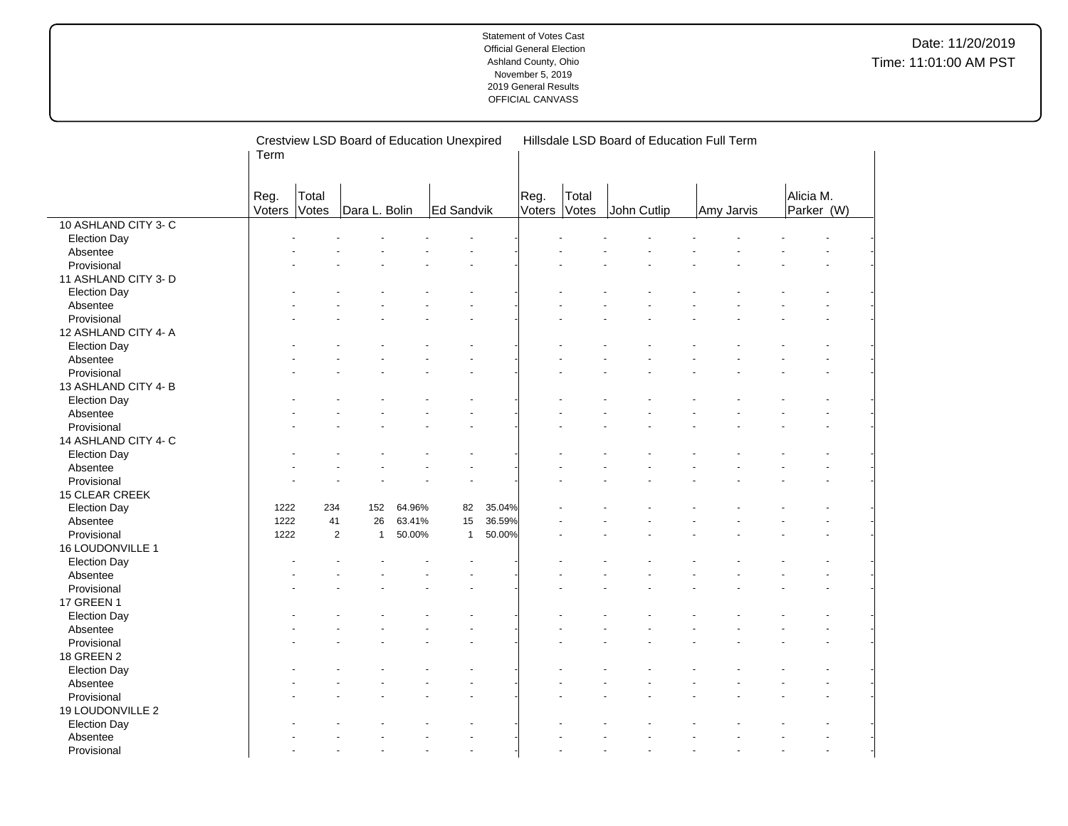Statement of Votes Cast
Official General Election
Ashland County, Ohio
November 5, 2019
2019 General Results
OFFICIAL CANVASS

Date: 11/20/2019
Time: 11:01:00 AM PST

| | Crestview LSD Board of Education Unexpired Term | | | | | | | Hillsdale LSD Board of Education Full Term | | | | | | | | |
|---|---|---|---|---|---|---|---|---|---|---|---|---|---|---|---|---|
| | Reg. Voters | Total Votes | Dara L. Bolin | | Ed Sandvik | | | Reg. Voters | Total Votes | John Cutlip | | Amy Jarvis | | Alicia M. Parker (W) | | |
| 10 ASHLAND CITY 3- C | | | | | | | | | | | | | | | | |
| Election Day | - | - | - | - | - | - | | - | - | - | - | - | - | - | - | |
| Absentee | - | - | - | - | - | - | | - | - | - | - | - | - | - | - | |
| Provisional | - | - | - | - | - | - | | - | - | - | - | - | - | - | - | |
| 11 ASHLAND CITY 3- D | | | | | | | | | | | | | | | | |
| Election Day | - | - | - | - | - | - | | - | - | - | - | - | - | - | - | |
| Absentee | - | - | - | - | - | - | | - | - | - | - | - | - | - | - | |
| Provisional | - | - | - | - | - | - | | - | - | - | - | - | - | - | - | |
| 12 ASHLAND CITY 4- A | | | | | | | | | | | | | | | | |
| Election Day | - | - | - | - | - | - | | - | - | - | - | - | - | - | - | |
| Absentee | - | - | - | - | - | - | | - | - | - | - | - | - | - | - | |
| Provisional | - | - | - | - | - | - | | - | - | - | - | - | - | - | - | |
| 13 ASHLAND CITY 4- B | | | | | | | | | | | | | | | | |
| Election Day | - | - | - | - | - | - | | - | - | - | - | - | - | - | - | |
| Absentee | - | - | - | - | - | - | | - | - | - | - | - | - | - | - | |
| Provisional | - | - | - | - | - | - | | - | - | - | - | - | - | - | - | |
| 14 ASHLAND CITY 4- C | | | | | | | | | | | | | | | | |
| Election Day | - | - | - | - | - | - | | - | - | - | - | - | - | - | - | |
| Absentee | - | - | - | - | - | - | | - | - | - | - | - | - | - | - | |
| Provisional | - | - | - | - | - | - | | - | - | - | - | - | - | - | - | |
| 15 CLEAR CREEK | | | | | | | | | | | | | | | | |
| Election Day | 1222 | 234 | 152 | 64.96% | 82 | 35.04% | | - | - | - | - | - | - | - | - | |
| Absentee | 1222 | 41 | 26 | 63.41% | 15 | 36.59% | | - | - | - | - | - | - | - | - | |
| Provisional | 1222 | 2 | 1 | 50.00% | 1 | 50.00% | | - | - | - | - | - | - | - | - | |
| 16 LOUDONVILLE 1 | | | | | | | | | | | | | | | | |
| Election Day | - | - | - | - | - | - | | - | - | - | - | - | - | - | - | |
| Absentee | - | - | - | - | - | - | | - | - | - | - | - | - | - | - | |
| Provisional | - | - | - | - | - | - | | - | - | - | - | - | - | - | - | |
| 17 GREEN 1 | | | | | | | | | | | | | | | | |
| Election Day | - | - | - | - | - | - | | - | - | - | - | - | - | - | - | |
| Absentee | - | - | - | - | - | - | | - | - | - | - | - | - | - | - | |
| Provisional | - | - | - | - | - | - | | - | - | - | - | - | - | - | - | |
| 18 GREEN 2 | | | | | | | | | | | | | | | | |
| Election Day | - | - | - | - | - | - | | - | - | - | - | - | - | - | - | |
| Absentee | - | - | - | - | - | - | | - | - | - | - | - | - | - | - | |
| Provisional | - | - | - | - | - | - | | - | - | - | - | - | - | - | - | |
| 19 LOUDONVILLE 2 | | | | | | | | | | | | | | | | |
| Election Day | - | - | - | - | - | - | | - | - | - | - | - | - | - | - | |
| Absentee | - | - | - | - | - | - | | - | - | - | - | - | - | - | - | |
| Provisional | - | - | - | - | - | - | | - | - | - | - | - | - | - | - | |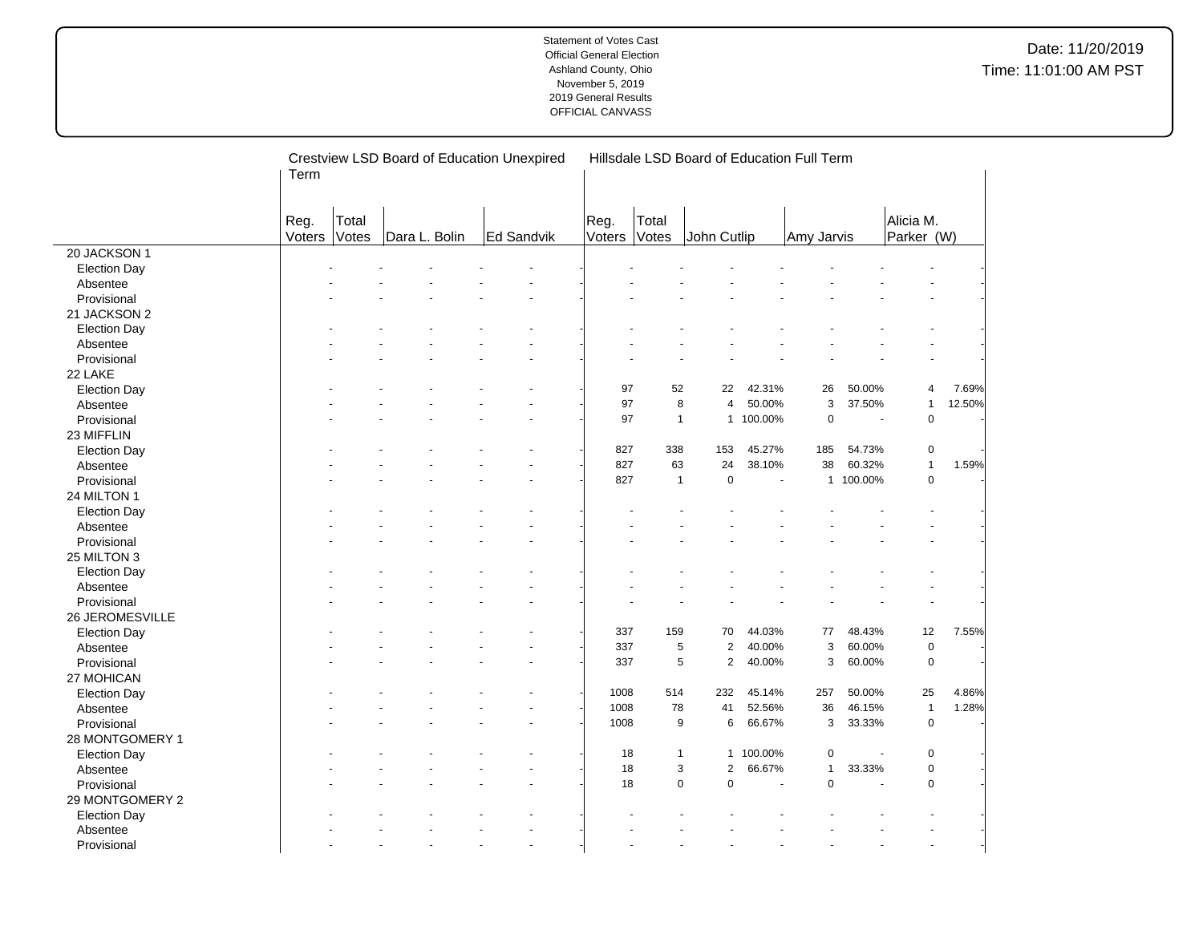Statement of Votes Cast
Official General Election
Ashland County, Ohio
November 5, 2019
2019 General Results
OFFICIAL CANVASS

Date: 11/20/2019
Time: 11:01:00 AM PST

| | Crestview LSD Board of Education Unexpired Term | | | | | | Hillsdale LSD Board of Education Full Term | | | | | | | | |
|---|---|---|---|---|---|---|---|---|---|---|---|---|---|---|---|
| | Reg. Voters | Total Votes | Dara L. Bolin | | Ed Sandvik | | Reg. Voters | Total Votes | John Cutlip | | Amy Jarvis | | Alicia M. Parker (W) | |
| 20 JACKSON 1 | | | | | | | | | | | | | | |
| Election Day | - | - | - | - | - | - | - | - | - | - | - | - | - | - |
| Absentee | - | - | - | - | - | - | - | - | - | - | - | - | - | - |
| Provisional | - | - | - | - | - | - | - | - | - | - | - | - | - | - |
| 21 JACKSON 2 | | | | | | | | | | | | | | |
| Election Day | - | - | - | - | - | - | - | - | - | - | - | - | - | - |
| Absentee | - | - | - | - | - | - | - | - | - | - | - | - | - | - |
| Provisional | - | - | - | - | - | - | - | - | - | - | - | - | - | - |
| 22 LAKE | | | | | | | | | | | | | | |
| Election Day | - | - | - | - | - | - | 97 | 52 | 22 | 42.31% | 26 | 50.00% | 4 | 7.69% |
| Absentee | - | - | - | - | - | - | 97 | 8 | 4 | 50.00% | 3 | 37.50% | 1 | 12.50% |
| Provisional | - | - | - | - | - | - | 97 | 1 | 1 | 100.00% | 0 | - | 0 | - |
| 23 MIFFLIN | | | | | | | | | | | | | | |
| Election Day | - | - | - | - | - | - | 827 | 338 | 153 | 45.27% | 185 | 54.73% | 0 | - |
| Absentee | - | - | - | - | - | - | 827 | 63 | 24 | 38.10% | 38 | 60.32% | 1 | 1.59% |
| Provisional | - | - | - | - | - | - | 827 | 1 | 0 | - | 1 | 100.00% | 0 | - |
| 24 MILTON 1 | | | | | | | | | | | | | | |
| Election Day | - | - | - | - | - | - | - | - | - | - | - | - | - | - |
| Absentee | - | - | - | - | - | - | - | - | - | - | - | - | - | - |
| Provisional | - | - | - | - | - | - | - | - | - | - | - | - | - | - |
| 25 MILTON 3 | | | | | | | | | | | | | | |
| Election Day | - | - | - | - | - | - | - | - | - | - | - | - | - | - |
| Absentee | - | - | - | - | - | - | - | - | - | - | - | - | - | - |
| Provisional | - | - | - | - | - | - | - | - | - | - | - | - | - | - |
| 26 JEROMESVILLE | | | | | | | | | | | | | | |
| Election Day | - | - | - | - | - | - | 337 | 159 | 70 | 44.03% | 77 | 48.43% | 12 | 7.55% |
| Absentee | - | - | - | - | - | - | 337 | 5 | 2 | 40.00% | 3 | 60.00% | 0 | - |
| Provisional | - | - | - | - | - | - | 337 | 5 | 2 | 40.00% | 3 | 60.00% | 0 | - |
| 27 MOHICAN | | | | | | | | | | | | | | |
| Election Day | - | - | - | - | - | - | 1008 | 514 | 232 | 45.14% | 257 | 50.00% | 25 | 4.86% |
| Absentee | - | - | - | - | - | - | 1008 | 78 | 41 | 52.56% | 36 | 46.15% | 1 | 1.28% |
| Provisional | - | - | - | - | - | - | 1008 | 9 | 6 | 66.67% | 3 | 33.33% | 0 | - |
| 28 MONTGOMERY 1 | | | | | | | | | | | | | | |
| Election Day | - | - | - | - | - | - | 18 | 1 | 1 | 100.00% | 0 | - | 0 | - |
| Absentee | - | - | - | - | - | - | 18 | 3 | 2 | 66.67% | 1 | 33.33% | 0 | - |
| Provisional | - | - | - | - | - | - | 18 | 0 | 0 | - | 0 | - | 0 | - |
| 29 MONTGOMERY 2 | | | | | | | | | | | | | | |
| Election Day | - | - | - | - | - | - | - | - | - | - | - | - | - | - |
| Absentee | - | - | - | - | - | - | - | - | - | - | - | - | - | - |
| Provisional | - | - | - | - | - | - | - | - | - | - | - | - | - | - |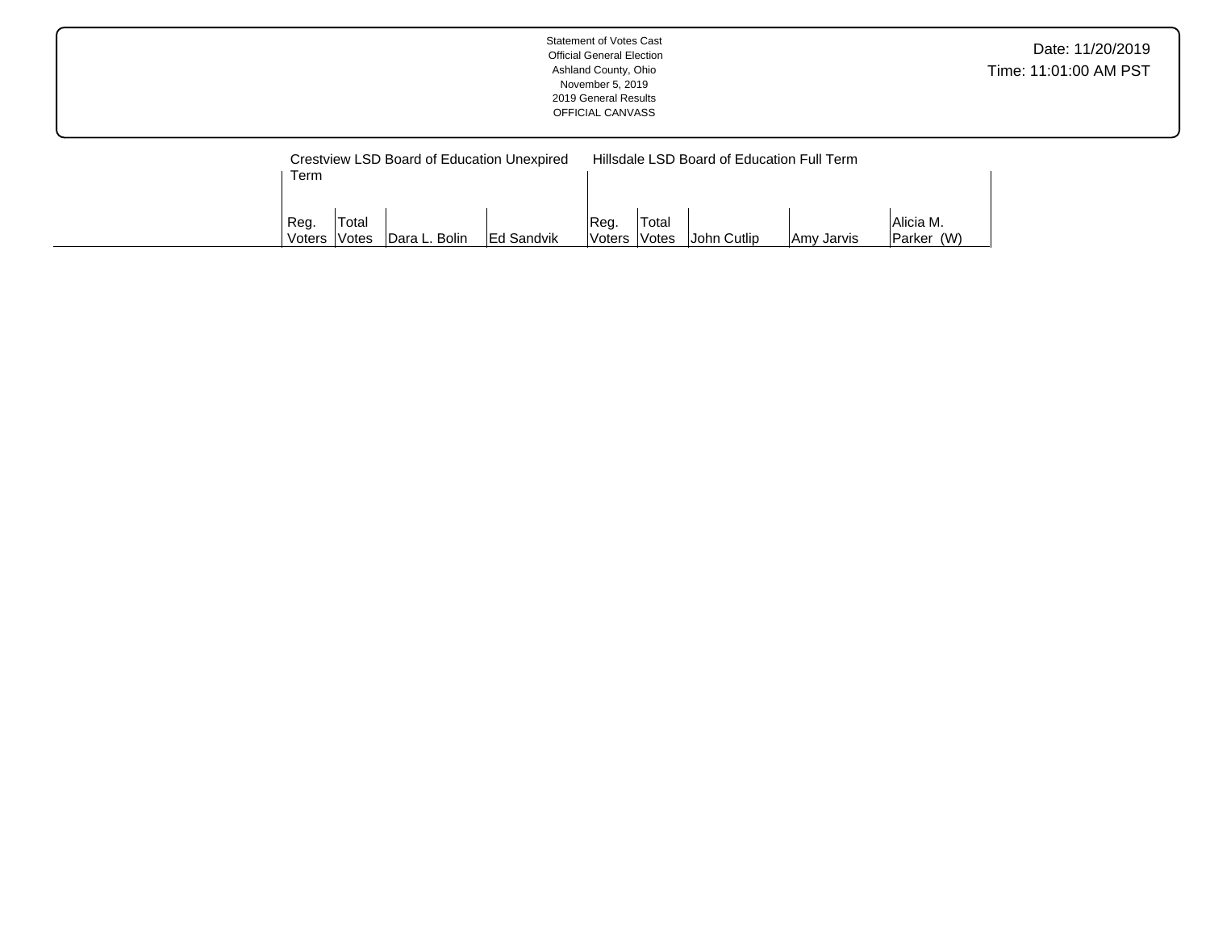Statement of Votes Cast
Official General Election
Ashland County, Ohio
November 5, 2019
2019 General Results
OFFICIAL CANVASS

Date: 11/20/2019
Time: 11:01:00 AM PST

| | Crestview LSD Board of Education Unexpired Term | | | | Hillsdale LSD Board of Education Full Term | | | | |
|---|---|---|---|---|---|---|---|---|---|
| | Reg. Voters | Total Votes | Dara L. Bolin | Ed Sandvik | Reg. Voters | Total Votes | John Cutlip | Amy Jarvis | Alicia M. Parker (W) |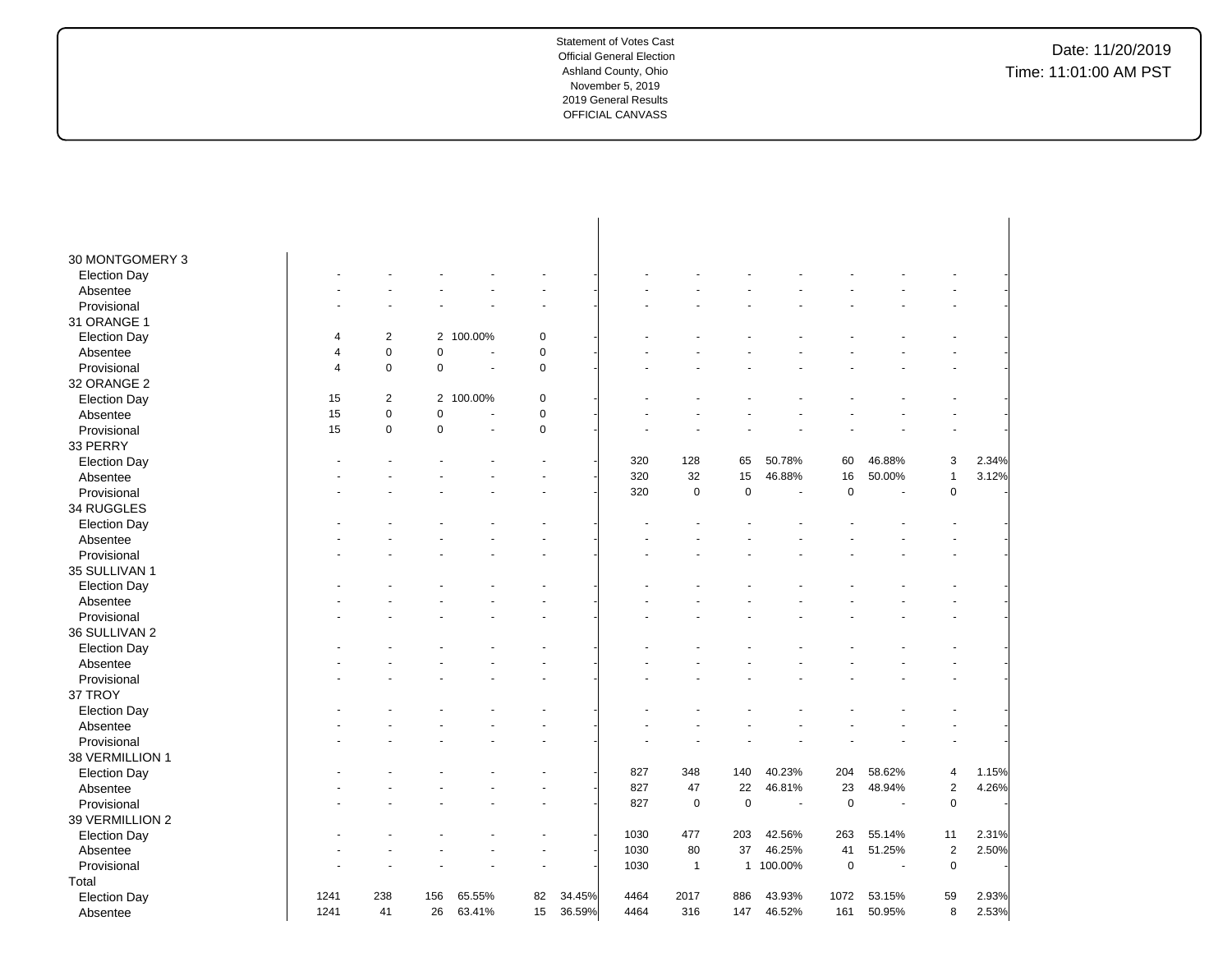Statement of Votes Cast
Official General Election
Ashland County, Ohio
November 5, 2019
2019 General Results
OFFICIAL CANVASS

Date: 11/20/2019
Time: 11:01:00 AM PST

| | | | | | | | | | | | | | | |
|---|---|---|---|---|---|---|---|---|---|---|---|---|---|---|
| **30 MONTGOMERY 3** | | | | | | | | | | | | | | |
| Election Day | - | - | - | - | - | - | - | - | - | - | - | - | - | - |
| Absentee | - | - | - | - | - | - | - | - | - | - | - | - | - | - |
| Provisional | - | - | - | - | - | - | - | - | - | - | - | - | - | - |
| **31 ORANGE 1** | | | | | | | | | | | | | | |
| Election Day | 4 | 2 | 2 | 100.00% | 0 | - | - | - | - | - | - | - | - | - |
| Absentee | 4 | 0 | 0 | - | 0 | - | - | - | - | - | - | - | - | - |
| Provisional | 4 | 0 | 0 | - | 0 | - | - | - | - | - | - | - | - | - |
| **32 ORANGE 2** | | | | | | | | | | | | | | |
| Election Day | 15 | 2 | 2 | 100.00% | 0 | - | - | - | - | - | - | - | - | - |
| Absentee | 15 | 0 | 0 | - | 0 | - | - | - | - | - | - | - | - | - |
| Provisional | 15 | 0 | 0 | - | 0 | - | - | - | - | - | - | - | - | - |
| **33 PERRY** | | | | | | | | | | | | | | |
| Election Day | - | - | - | - | - | - | 320 | 128 | 65 | 50.78% | 60 | 46.88% | 3 | 2.34% |
| Absentee | - | - | - | - | - | - | 320 | 32 | 15 | 46.88% | 16 | 50.00% | 1 | 3.12% |
| Provisional | - | - | - | - | - | - | 320 | 0 | 0 | - | 0 | - | 0 | - |
| **34 RUGGLES** | | | | | | | | | | | | | | |
| Election Day | - | - | - | - | - | - | - | - | - | - | - | - | - | - |
| Absentee | - | - | - | - | - | - | - | - | - | - | - | - | - | - |
| Provisional | - | - | - | - | - | - | - | - | - | - | - | - | - | - |
| **35 SULLIVAN 1** | | | | | | | | | | | | | | |
| Election Day | - | - | - | - | - | - | - | - | - | - | - | - | - | - |
| Absentee | - | - | - | - | - | - | - | - | - | - | - | - | - | - |
| Provisional | - | - | - | - | - | - | - | - | - | - | - | - | - | - |
| **36 SULLIVAN 2** | | | | | | | | | | | | | | |
| Election Day | - | - | - | - | - | - | - | - | - | - | - | - | - | - |
| Absentee | - | - | - | - | - | - | - | - | - | - | - | - | - | - |
| Provisional | - | - | - | - | - | - | - | - | - | - | - | - | - | - |
| **37 TROY** | | | | | | | | | | | | | | |
| Election Day | - | - | - | - | - | - | - | - | - | - | - | - | - | - |
| Absentee | - | - | - | - | - | - | - | - | - | - | - | - | - | - |
| Provisional | - | - | - | - | - | - | - | - | - | - | - | - | - | - |
| **38 VERMILLION 1** | | | | | | | | | | | | | | |
| Election Day | - | - | - | - | - | - | 827 | 348 | 140 | 40.23% | 204 | 58.62% | 4 | 1.15% |
| Absentee | - | - | - | - | - | - | 827 | 47 | 22 | 46.81% | 23 | 48.94% | 2 | 4.26% |
| Provisional | - | - | - | - | - | - | 827 | 0 | 0 | - | 0 | - | 0 | - |
| **39 VERMILLION 2** | | | | | | | | | | | | | | |
| Election Day | - | - | - | - | - | - | 1030 | 477 | 203 | 42.56% | 263 | 55.14% | 11 | 2.31% |
| Absentee | - | - | - | - | - | - | 1030 | 80 | 37 | 46.25% | 41 | 51.25% | 2 | 2.50% |
| Provisional | - | - | - | - | - | - | 1030 | 1 | 1 | 100.00% | 0 | - | 0 | - |
| **Total** | | | | | | | | | | | | | | |
| Election Day | 1241 | 238 | 156 | 65.55% | 82 | 34.45% | 4464 | 2017 | 886 | 43.93% | 1072 | 53.15% | 59 | 2.93% |
| Absentee | 1241 | 41 | 26 | 63.41% | 15 | 36.59% | 4464 | 316 | 147 | 46.52% | 161 | 50.95% | 8 | 2.53% |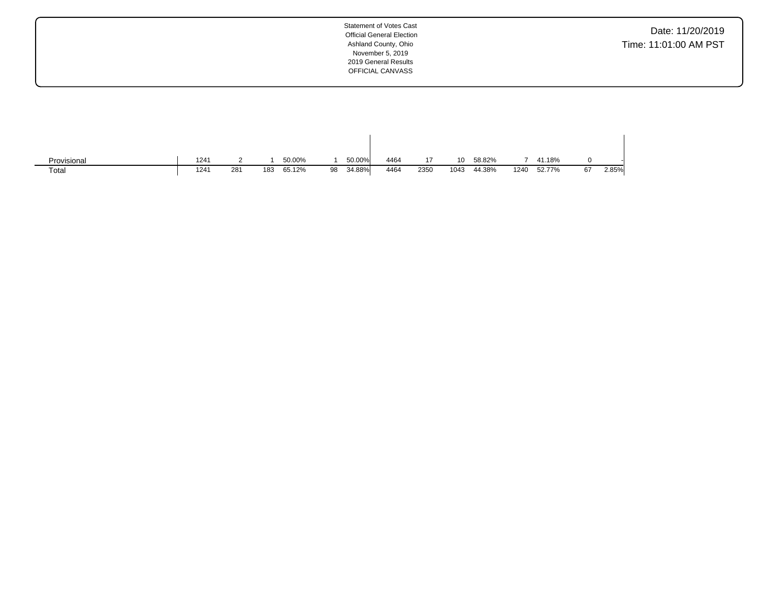Statement of Votes Cast
Official General Election
Ashland County, Ohio
November 5, 2019
2019 General Results
OFFICIAL CANVASS

Date: 11/20/2019
Time: 11:01:00 AM PST

| | | | | | | | | | | | | | | |
|---|---|---|---|---|---|---|---|---|---|---|---|---|---|---|
| Provisional | 1241 | 2 | 1 | 50.00% | 1 | 50.00% | 4464 | 17 | 10 | 58.82% | 7 | 41.18% | 0 | - |
| Total | 1241 | 281 | 183 | 65.12% | 98 | 34.88% | 4464 | 2350 | 1043 | 44.38% | 1240 | 52.77% | 67 | 2.85% |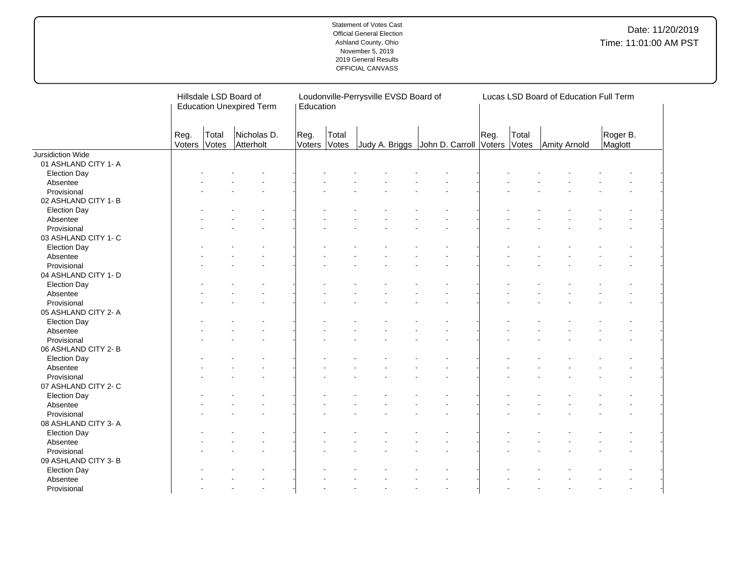Statement of Votes Cast
Official General Election
Ashland County, Ohio
November 5, 2019
2019 General Results
OFFICIAL CANVASS

Date: 11/20/2019
Time: 11:01:00 AM PST

| | Hillsdale LSD Board of Education Unexpired Term | | | Loudonville-Perrysville EVSD Board of Education | | | | Lucas LSD Board of Education Full Term | | | |
|---|---|---|---|---|---|---|---|---|---|---|---|
| | Reg. Voters | Total Votes | Nicholas D. Atterholt | Reg. Voters | Total Votes | Judy A. Briggs | John D. Carroll | Reg. Voters | Total Votes | Amity Arnold | Roger B. Maglott |
| Jursidiction Wide | | | | | | | | | | | |
| 01 ASHLAND CITY 1- A | | | | | | | | | | | |
| Election Day | - | - | - | - | - | - | - | - | - | - | - |
| Absentee | - | - | - | - | - | - | - | - | - | - | - |
| Provisional | - | - | - | - | - | - | - | - | - | - | - |
| 02 ASHLAND CITY 1- B | | | | | | | | | | | |
| Election Day | - | - | - | - | - | - | - | - | - | - | - |
| Absentee | - | - | - | - | - | - | - | - | - | - | - |
| Provisional | - | - | - | - | - | - | - | - | - | - | - |
| 03 ASHLAND CITY 1- C | | | | | | | | | | | |
| Election Day | - | - | - | - | - | - | - | - | - | - | - |
| Absentee | - | - | - | - | - | - | - | - | - | - | - |
| Provisional | - | - | - | - | - | - | - | - | - | - | - |
| 04 ASHLAND CITY 1- D | | | | | | | | | | | |
| Election Day | - | - | - | - | - | - | - | - | - | - | - |
| Absentee | - | - | - | - | - | - | - | - | - | - | - |
| Provisional | - | - | - | - | - | - | - | - | - | - | - |
| 05 ASHLAND CITY 2- A | | | | | | | | | | | |
| Election Day | - | - | - | - | - | - | - | - | - | - | - |
| Absentee | - | - | - | - | - | - | - | - | - | - | - |
| Provisional | - | - | - | - | - | - | - | - | - | - | - |
| 06 ASHLAND CITY 2- B | | | | | | | | | | | |
| Election Day | - | - | - | - | - | - | - | - | - | - | - |
| Absentee | - | - | - | - | - | - | - | - | - | - | - |
| Provisional | - | - | - | - | - | - | - | - | - | - | - |
| 07 ASHLAND CITY 2- C | | | | | | | | | | | |
| Election Day | - | - | - | - | - | - | - | - | - | - | - |
| Absentee | - | - | - | - | - | - | - | - | - | - | - |
| Provisional | - | - | - | - | - | - | - | - | - | - | - |
| 08 ASHLAND CITY 3- A | | | | | | | | | | | |
| Election Day | - | - | - | - | - | - | - | - | - | - | - |
| Absentee | - | - | - | - | - | - | - | - | - | - | - |
| Provisional | - | - | - | - | - | - | - | - | - | - | - |
| 09 ASHLAND CITY 3- B | | | | | | | | | | | |
| Election Day | - | - | - | - | - | - | - | - | - | - | - |
| Absentee | - | - | - | - | - | - | - | - | - | - | - |
| Provisional | - | - | - | - | - | - | - | - | - | - | - |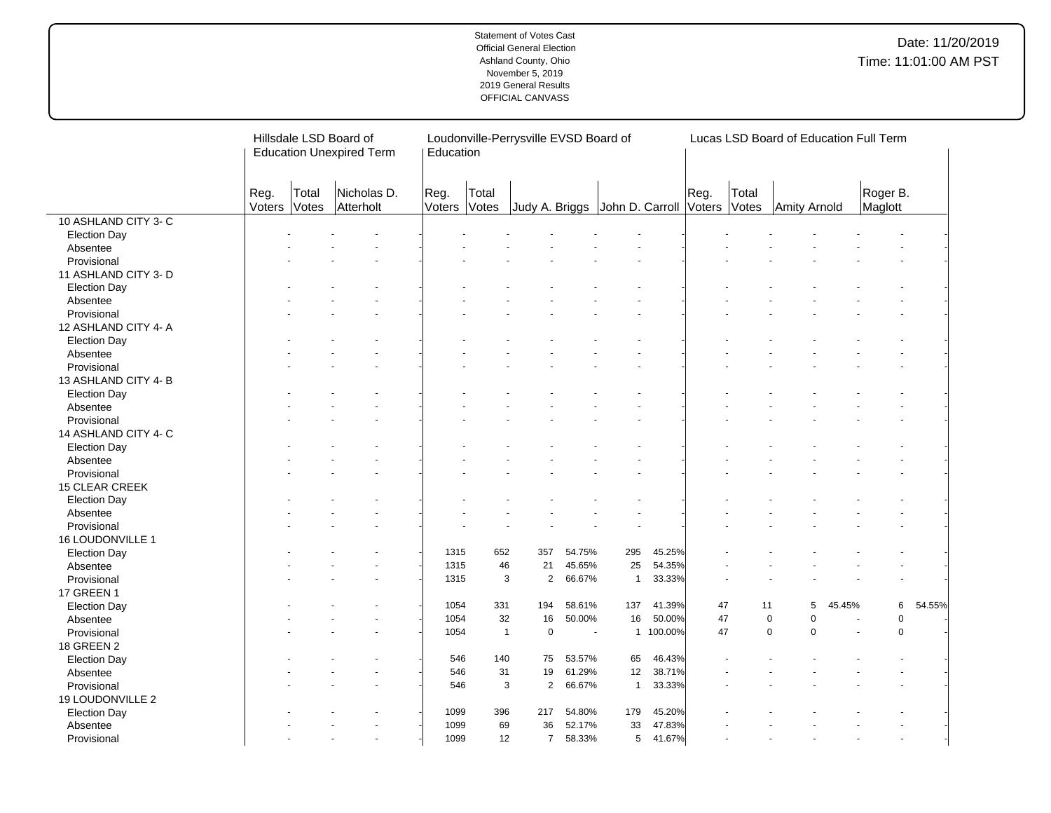Statement of Votes Cast
Official General Election
Ashland County, Ohio
November 5, 2019
2019 General Results
OFFICIAL CANVASS

Date: 11/20/2019
Time: 11:01:00 AM PST

| | Hillsdale LSD Board of Education Unexpired Term | | | | Loudonville-Perrysville EVSD Board of Education | | | | | | Lucas LSD Board of Education Full Term | | | | | |
|---|---|---|---|---|---|---|---|---|---|---|---|---|---|---|---|---|
| | Reg. Voters | Total Votes | Nicholas D. Atterholt | | Reg. Voters | Total Votes | Judy A. Briggs | | John D. Carroll | | Reg. Voters | Total Votes | Amity Arnold | | Roger B. Maglott | |
| 10 ASHLAND CITY 3- C | | | | | | | | | | | | | | | | |
| Election Day | - | - | - | - | - | - | - | - | - | - | - | - | - | - | - | - |
| Absentee | - | - | - | - | - | - | - | - | - | - | - | - | - | - | - | - |
| Provisional | - | - | - | - | - | - | - | - | - | - | - | - | - | - | - | - |
| 11 ASHLAND CITY 3- D | | | | | | | | | | | | | | | | |
| Election Day | - | - | - | - | - | - | - | - | - | - | - | - | - | - | - | - |
| Absentee | - | - | - | - | - | - | - | - | - | - | - | - | - | - | - | - |
| Provisional | - | - | - | - | - | - | - | - | - | - | - | - | - | - | - | - |
| 12 ASHLAND CITY 4- A | | | | | | | | | | | | | | | | |
| Election Day | - | - | - | - | - | - | - | - | - | - | - | - | - | - | - | - |
| Absentee | - | - | - | - | - | - | - | - | - | - | - | - | - | - | - | - |
| Provisional | - | - | - | - | - | - | - | - | - | - | - | - | - | - | - | - |
| 13 ASHLAND CITY 4- B | | | | | | | | | | | | | | | | |
| Election Day | - | - | - | - | - | - | - | - | - | - | - | - | - | - | - | - |
| Absentee | - | - | - | - | - | - | - | - | - | - | - | - | - | - | - | - |
| Provisional | - | - | - | - | - | - | - | - | - | - | - | - | - | - | - | - |
| 14 ASHLAND CITY 4- C | | | | | | | | | | | | | | | | |
| Election Day | - | - | - | - | - | - | - | - | - | - | - | - | - | - | - | - |
| Absentee | - | - | - | - | - | - | - | - | - | - | - | - | - | - | - | - |
| Provisional | - | - | - | - | - | - | - | - | - | - | - | - | - | - | - | - |
| 15 CLEAR CREEK | | | | | | | | | | | | | | | | |
| Election Day | - | - | - | - | - | - | - | - | - | - | - | - | - | - | - | - |
| Absentee | - | - | - | - | - | - | - | - | - | - | - | - | - | - | - | - |
| Provisional | - | - | - | - | - | - | - | - | - | - | - | - | - | - | - | - |
| 16 LOUDONVILLE 1 | | | | | | | | | | | | | | | | |
| Election Day | - | - | - | - | 1315 | 652 | 357 | 54.75% | 295 | 45.25% | - | - | - | - | - | - |
| Absentee | - | - | - | - | 1315 | 46 | 21 | 45.65% | 25 | 54.35% | - | - | - | - | - | - |
| Provisional | - | - | - | - | 1315 | 3 | 2 | 66.67% | 1 | 33.33% | - | - | - | - | - | - |
| 17 GREEN 1 | | | | | | | | | | | | | | | | |
| Election Day | - | - | - | - | 1054 | 331 | 194 | 58.61% | 137 | 41.39% | 47 | 11 | 5 | 45.45% | 6 | 54.55% |
| Absentee | - | - | - | - | 1054 | 32 | 16 | 50.00% | 16 | 50.00% | 47 | 0 | 0 | - | 0 | - |
| Provisional | - | - | - | - | 1054 | 1 | 0 | - | 1 | 100.00% | 47 | 0 | 0 | - | 0 | - |
| 18 GREEN 2 | | | | | | | | | | | | | | | | |
| Election Day | - | - | - | - | 546 | 140 | 75 | 53.57% | 65 | 46.43% | - | - | - | - | - | - |
| Absentee | - | - | - | - | 546 | 31 | 19 | 61.29% | 12 | 38.71% | - | - | - | - | - | - |
| Provisional | - | - | - | - | 546 | 3 | 2 | 66.67% | 1 | 33.33% | - | - | - | - | - | - |
| 19 LOUDONVILLE 2 | | | | | | | | | | | | | | | | |
| Election Day | - | - | - | - | 1099 | 396 | 217 | 54.80% | 179 | 45.20% | - | - | - | - | - | - |
| Absentee | - | - | - | - | 1099 | 69 | 36 | 52.17% | 33 | 47.83% | - | - | - | - | - | - |
| Provisional | - | - | - | - | 1099 | 12 | 7 | 58.33% | 5 | 41.67% | - | - | - | - | - | - |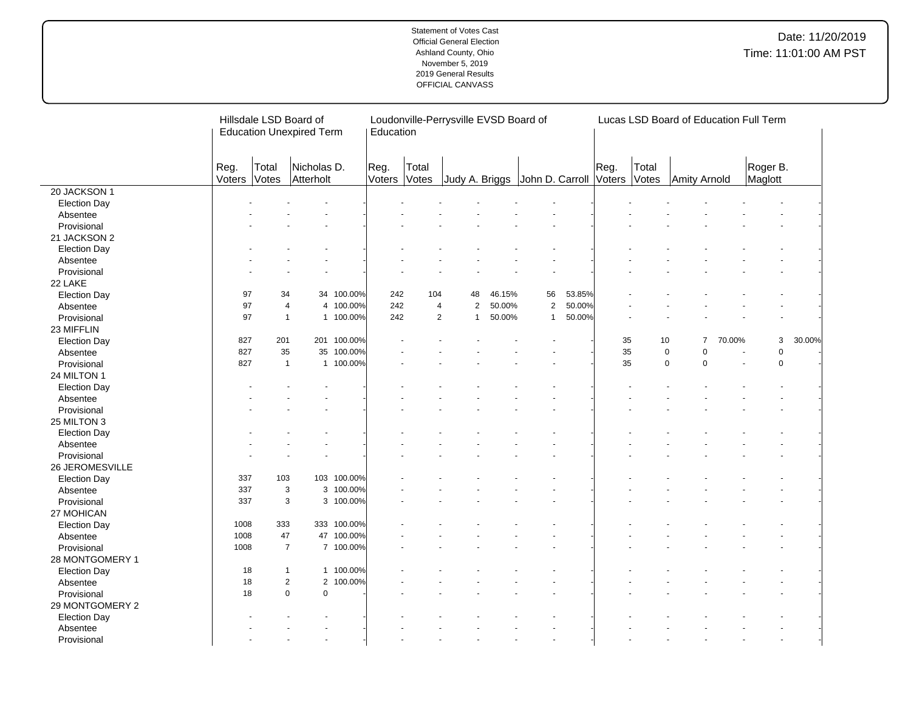Statement of Votes Cast
Official General Election
Ashland County, Ohio
November 5, 2019
2019 General Results
OFFICIAL CANVASS

Date: 11/20/2019
Time: 11:01:00 AM PST

| | Hillsdale LSD Board of Education Unexpired Term | | | | Loudonville-Perrysville EVSD Board of Education | | | | | | Lucas LSD Board of Education Full Term | | | | | |
|---|---|---|---|---|---|---|---|---|---|---|---|---|---|---|---|---|
| | Reg. Voters | Total Votes | Nicholas D. Atterholt | | Reg. Voters | Total Votes | Judy A. Briggs | | John D. Carroll | | Reg. Voters | Total Votes | Amity Arnold | | Roger B. Maglott | |
| **20 JACKSON 1** | | | | | | | | | | | | | | | | |
| Election Day | - | - | - | - | - | - | - | - | - | - | - | - | - | - | - | - |
| Absentee | - | - | - | - | - | - | - | - | - | - | - | - | - | - | - | - |
| Provisional | - | - | - | - | - | - | - | - | - | - | - | - | - | - | - | - |
| **21 JACKSON 2** | | | | | | | | | | | | | | | | |
| Election Day | - | - | - | - | - | - | - | - | - | - | - | - | - | - | - | - |
| Absentee | - | - | - | - | - | - | - | - | - | - | - | - | - | - | - | - |
| Provisional | - | - | - | - | - | - | - | - | - | - | - | - | - | - | - | - |
| **22 LAKE** | | | | | | | | | | | | | | | | |
| Election Day | 97 | 34 | 34 | 100.00% | 242 | 104 | 48 | 46.15% | 56 | 53.85% | - | - | - | - | - | - |
| Absentee | 97 | 4 | 4 | 100.00% | 242 | 4 | 2 | 50.00% | 2 | 50.00% | - | - | - | - | - | - |
| Provisional | 97 | 1 | 1 | 100.00% | 242 | 2 | 1 | 50.00% | 1 | 50.00% | - | - | - | - | - | - |
| **23 MIFFLIN** | | | | | | | | | | | | | | | | |
| Election Day | 827 | 201 | 201 | 100.00% | - | - | - | - | - | - | 35 | 10 | 7 | 70.00% | 3 | 30.00% |
| Absentee | 827 | 35 | 35 | 100.00% | - | - | - | - | - | - | 35 | 0 | 0 | - | 0 | - |
| Provisional | 827 | 1 | 1 | 100.00% | - | - | - | - | - | - | 35 | 0 | 0 | - | 0 | - |
| **24 MILTON 1** | | | | | | | | | | | | | | | | |
| Election Day | - | - | - | - | - | - | - | - | - | - | - | - | - | - | - | - |
| Absentee | - | - | - | - | - | - | - | - | - | - | - | - | - | - | - | - |
| Provisional | - | - | - | - | - | - | - | - | - | - | - | - | - | - | - | - |
| **25 MILTON 3** | | | | | | | | | | | | | | | | |
| Election Day | - | - | - | - | - | - | - | - | - | - | - | - | - | - | - | - |
| Absentee | - | - | - | - | - | - | - | - | - | - | - | - | - | - | - | - |
| Provisional | - | - | - | - | - | - | - | - | - | - | - | - | - | - | - | - |
| **26 JEROMESVILLE** | | | | | | | | | | | | | | | | |
| Election Day | 337 | 103 | 103 | 100.00% | - | - | - | - | - | - | - | - | - | - | - | - |
| Absentee | 337 | 3 | 3 | 100.00% | - | - | - | - | - | - | - | - | - | - | - | - |
| Provisional | 337 | 3 | 3 | 100.00% | - | - | - | - | - | - | - | - | - | - | - | - |
| **27 MOHICAN** | | | | | | | | | | | | | | | | |
| Election Day | 1008 | 333 | 333 | 100.00% | - | - | - | - | - | - | - | - | - | - | - | - |
| Absentee | 1008 | 47 | 47 | 100.00% | - | - | - | - | - | - | - | - | - | - | - | - |
| Provisional | 1008 | 7 | 7 | 100.00% | - | - | - | - | - | - | - | - | - | - | - | - |
| **28 MONTGOMERY 1** | | | | | | | | | | | | | | | | |
| Election Day | 18 | 1 | 1 | 100.00% | - | - | - | - | - | - | - | - | - | - | - | - |
| Absentee | 18 | 2 | 2 | 100.00% | - | - | - | - | - | - | - | - | - | - | - | - |
| Provisional | 18 | 0 | 0 | - | - | - | - | - | - | - | - | - | - | - | - | - |
| **29 MONTGOMERY 2** | | | | | | | | | | | | | | | | |
| Election Day | - | - | - | - | - | - | - | - | - | - | - | - | - | - | - | - |
| Absentee | - | - | - | - | - | - | - | - | - | - | - | - | - | - | - | - |
| Provisional | - | - | - | - | - | - | - | - | - | - | - | - | - | - | - | - |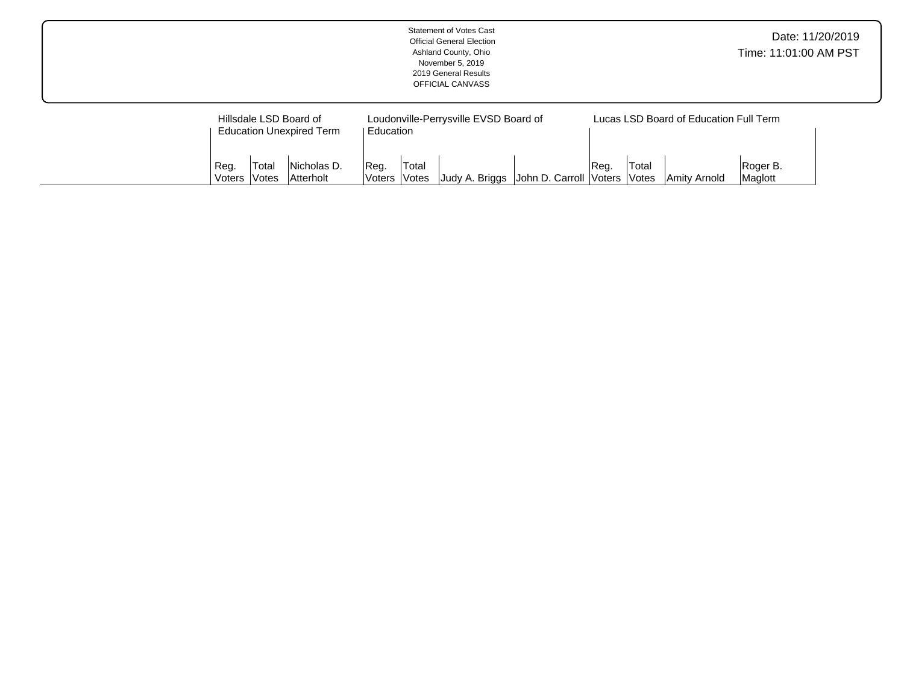Statement of Votes Cast
Official General Election
Ashland County, Ohio
November 5, 2019
2019 General Results
OFFICIAL CANVASS

Date: 11/20/2019
Time: 11:01:00 AM PST

| | Hillsdale LSD Board of Education Unexpired Term | | | Loudonville-Perrysville EVSD Board of Education | | | | Lucas LSD Board of Education Full Term | | | |
|---|---|---|---|---|---|---|---|---|---|---|---|
| | Reg. Voters | Total Votes | Nicholas D. Atterholt | Reg. Voters | Total Votes | Judy A. Briggs | John D. Carroll | Reg. Voters | Total Votes | Amity Arnold | Roger B. Maglott |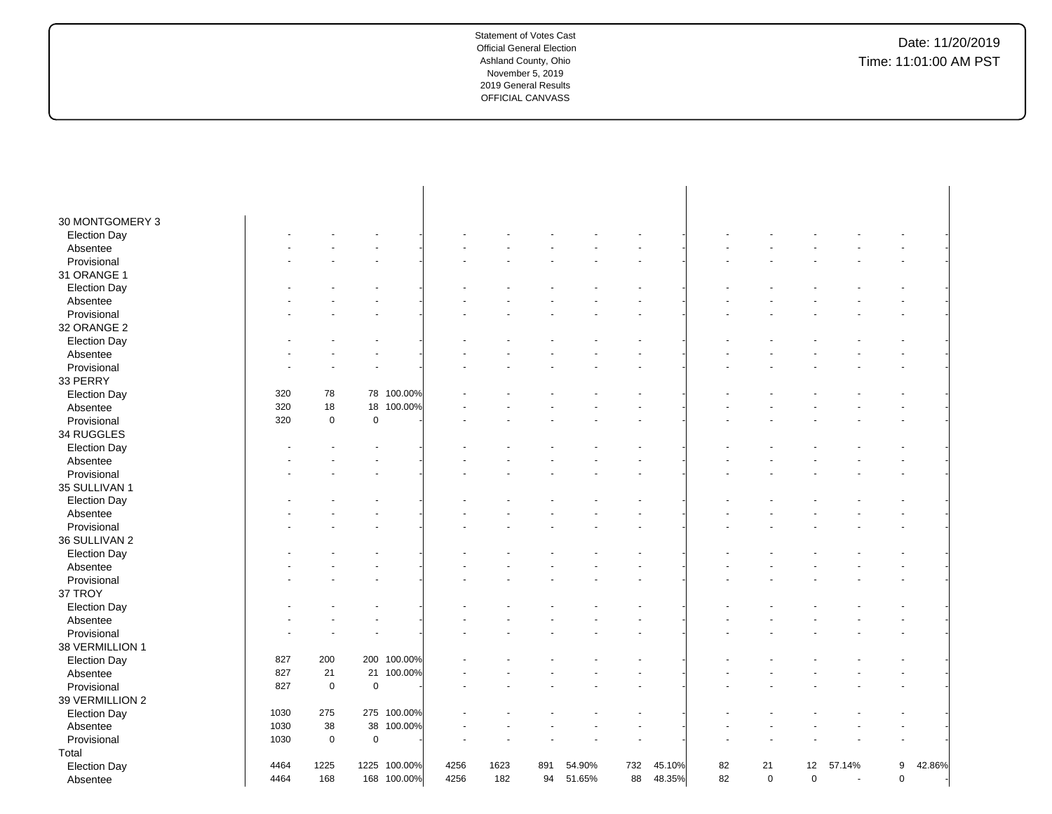Statement of Votes Cast
Official General Election
Ashland County, Ohio
November 5, 2019
2019 General Results
OFFICIAL CANVASS

Date: 11/20/2019
Time: 11:01:00 AM PST

| | | | | | | | | | | | | | | | | |
|---|---|---|---|---|---|---|---|---|---|---|---|---|---|---|---|---|
| 30 MONTGOMERY 3 | | | | | | | | | | | | | | | | |
| Election Day | - | - | - | - | - | - | - | - | - | - | - | - | - | - | - | - |
| Absentee | - | - | - | - | - | - | - | - | - | - | - | - | - | - | - | - |
| Provisional | - | - | - | - | - | - | - | - | - | - | - | - | - | - | - | - |
| 31 ORANGE 1 | | | | | | | | | | | | | | | | |
| Election Day | - | - | - | - | - | - | - | - | - | - | - | - | - | - | - | - |
| Absentee | - | - | - | - | - | - | - | - | - | - | - | - | - | - | - | - |
| Provisional | - | - | - | - | - | - | - | - | - | - | - | - | - | - | - | - |
| 32 ORANGE 2 | | | | | | | | | | | | | | | | |
| Election Day | - | - | - | - | - | - | - | - | - | - | - | - | - | - | - | - |
| Absentee | - | - | - | - | - | - | - | - | - | - | - | - | - | - | - | - |
| Provisional | - | - | - | - | - | - | - | - | - | - | - | - | - | - | - | - |
| 33 PERRY | | | | | | | | | | | | | | | | |
| Election Day | 320 | 78 | 78 | 100.00% | - | - | - | - | - | - | - | - | - | - | - | - |
| Absentee | 320 | 18 | 18 | 100.00% | - | - | - | - | - | - | - | - | - | - | - | - |
| Provisional | 320 | 0 | 0 | - | - | - | - | - | - | - | - | - | - | - | - | - |
| 34 RUGGLES | | | | | | | | | | | | | | | | |
| Election Day | - | - | - | - | - | - | - | - | - | - | - | - | - | - | - | - |
| Absentee | - | - | - | - | - | - | - | - | - | - | - | - | - | - | - | - |
| Provisional | - | - | - | - | - | - | - | - | - | - | - | - | - | - | - | - |
| 35 SULLIVAN 1 | | | | | | | | | | | | | | | | |
| Election Day | - | - | - | - | - | - | - | - | - | - | - | - | - | - | - | - |
| Absentee | - | - | - | - | - | - | - | - | - | - | - | - | - | - | - | - |
| Provisional | - | - | - | - | - | - | - | - | - | - | - | - | - | - | - | - |
| 36 SULLIVAN 2 | | | | | | | | | | | | | | | | |
| Election Day | - | - | - | - | - | - | - | - | - | - | - | - | - | - | - | - |
| Absentee | - | - | - | - | - | - | - | - | - | - | - | - | - | - | - | - |
| Provisional | - | - | - | - | - | - | - | - | - | - | - | - | - | - | - | - |
| 37 TROY | | | | | | | | | | | | | | | | |
| Election Day | - | - | - | - | - | - | - | - | - | - | - | - | - | - | - | - |
| Absentee | - | - | - | - | - | - | - | - | - | - | - | - | - | - | - | - |
| Provisional | - | - | - | - | - | - | - | - | - | - | - | - | - | - | - | - |
| 38 VERMILLION 1 | | | | | | | | | | | | | | | | |
| Election Day | 827 | 200 | 200 | 100.00% | - | - | - | - | - | - | - | - | - | - | - | - |
| Absentee | 827 | 21 | 21 | 100.00% | - | - | - | - | - | - | - | - | - | - | - | - |
| Provisional | 827 | 0 | 0 | - | - | - | - | - | - | - | - | - | - | - | - | - |
| 39 VERMILLION 2 | | | | | | | | | | | | | | | | |
| Election Day | 1030 | 275 | 275 | 100.00% | - | - | - | - | - | - | - | - | - | - | - | - |
| Absentee | 1030 | 38 | 38 | 100.00% | - | - | - | - | - | - | - | - | - | - | - | - |
| Provisional | 1030 | 0 | 0 | - | - | - | - | - | - | - | - | - | - | - | - | - |
| Total | | | | | | | | | | | | | | | | |
| Election Day | 4464 | 1225 | 1225 | 100.00% | 4256 | 1623 | 891 | 54.90% | 732 | 45.10% | 82 | 21 | 12 | 57.14% | 9 | 42.86% |
| Absentee | 4464 | 168 | 168 | 100.00% | 4256 | 182 | 94 | 51.65% | 88 | 48.35% | 82 | 0 | 0 | - | 0 | - |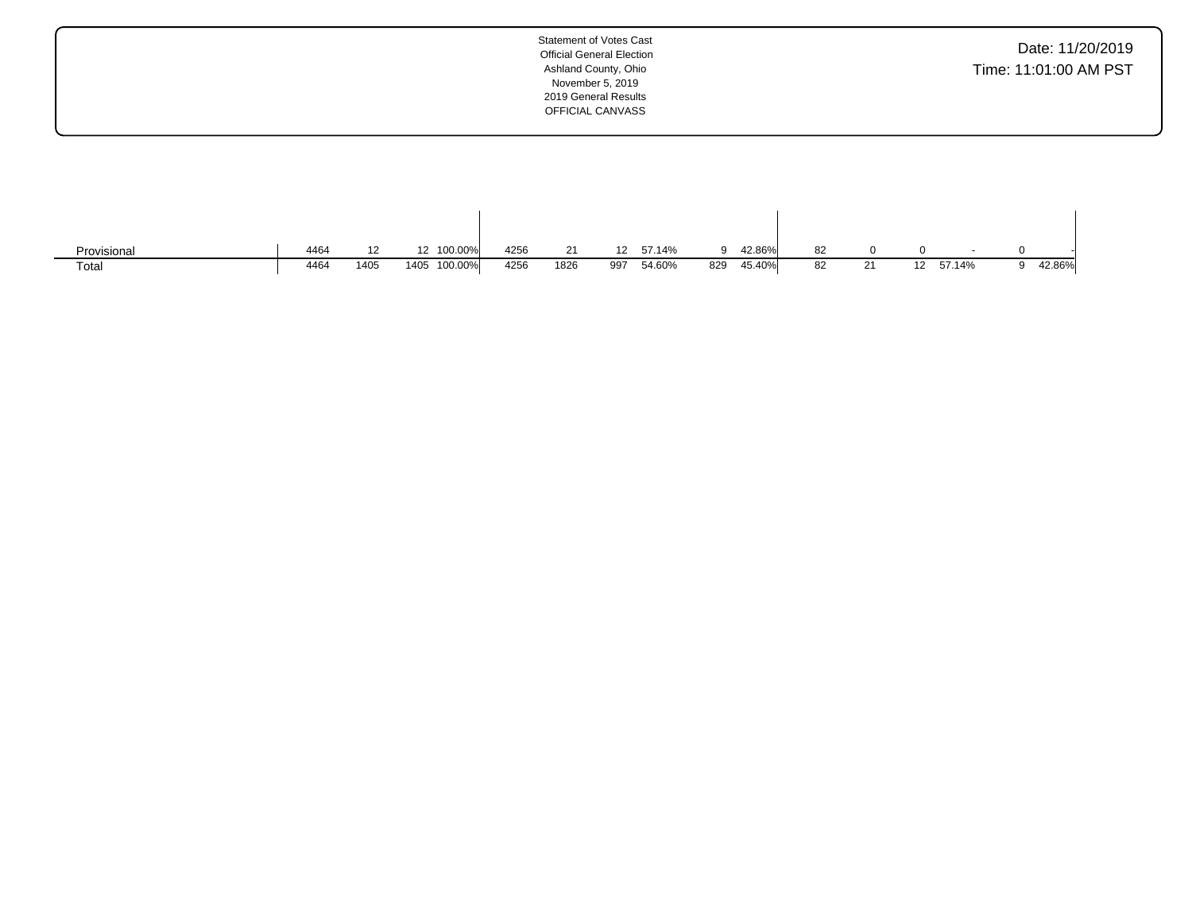Statement of Votes Cast
Official General Election
Ashland County, Ohio
November 5, 2019
2019 General Results
OFFICIAL CANVASS

Date: 11/20/2019
Time: 11:01:00 AM PST

| | | | | | | | | | | | | | | | | | | |
|---|---|---|---|---|---|---|---|---|---|---|---|---|---|---|---|---|---|---|
| Provisional | 4464 | 12 | 12 | 100.00% | 4256 | 21 | 12 | 57.14% | 9 | 42.86% | 82 | 0 | 0 | - | 0 | - |
| Total | 4464 | 1405 | 1405 | 100.00% | 4256 | 1826 | 997 | 54.60% | 829 | 45.40% | 82 | 21 | 12 | 57.14% | 9 | 42.86% |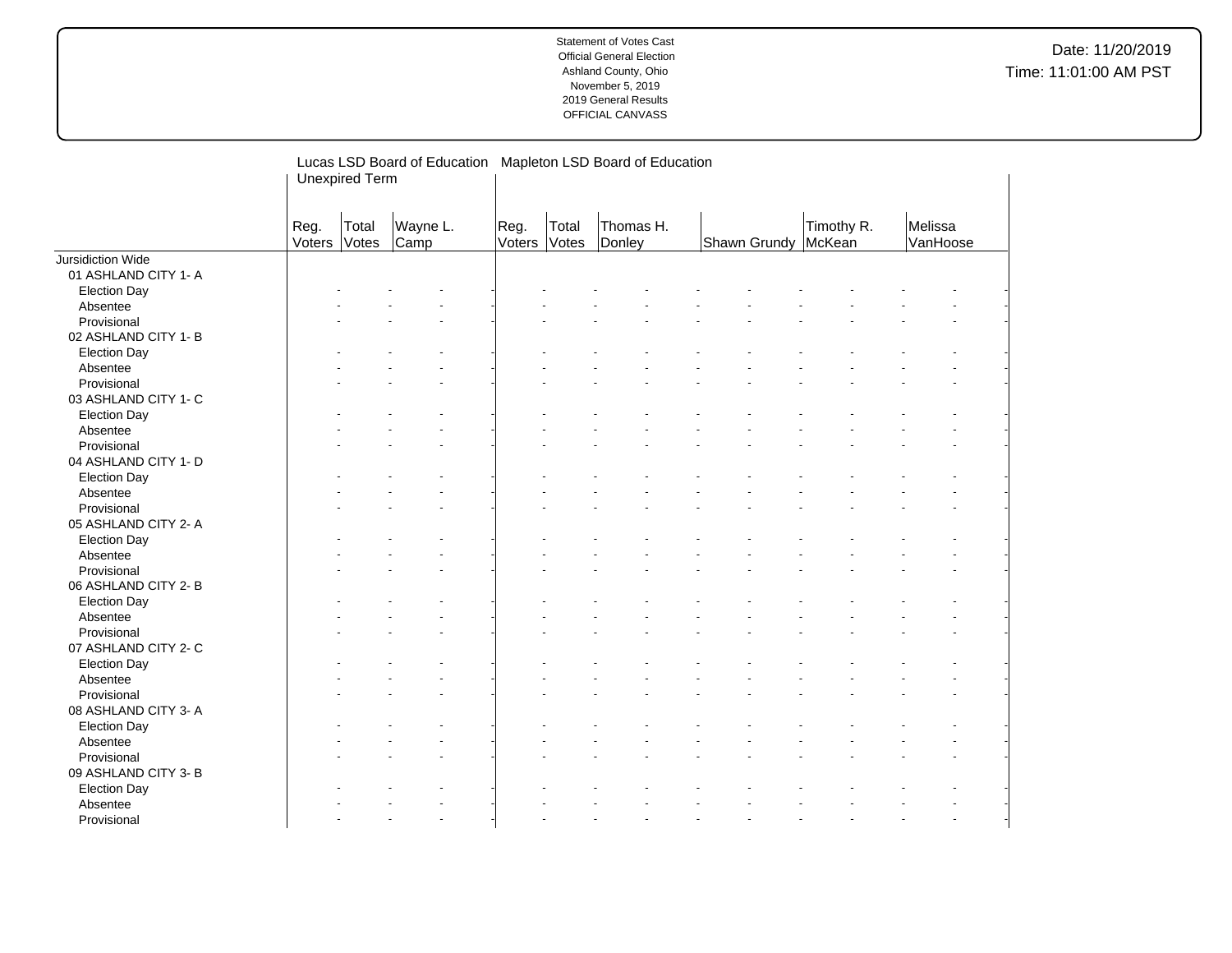| | Lucas LSD Board of Education Unexpired Term | | | | Mapleton LSD Board of Education | | | | | | | | | |
|---|---|---|---|---|---|---|---|---|---|---|---|---|---|---|
| | Reg. Voters | Total Votes | Wayne L. Camp | | Reg. Voters | Total Votes | Thomas H. Donley | | Shawn Grundy | | Timothy R. McKean | | Melissa VanHoose | |
| Jursidiction Wide | | | | | | | | | | | | | | |
| 01 ASHLAND CITY 1- A | | | | | | | | | | | | | | |
| Election Day | - | - | - | - | - | - | - | - | - | - | - | - | - | - |
| Absentee | - | - | - | - | - | - | - | - | - | - | - | - | - | - |
| Provisional | - | - | - | - | - | - | - | - | - | - | - | - | - | - |
| 02 ASHLAND CITY 1- B | | | | | | | | | | | | | | |
| Election Day | - | - | - | - | - | - | - | - | - | - | - | - | - | - |
| Absentee | - | - | - | - | - | - | - | - | - | - | - | - | - | - |
| Provisional | - | - | - | - | - | - | - | - | - | - | - | - | - | - |
| 03 ASHLAND CITY 1- C | | | | | | | | | | | | | | |
| Election Day | - | - | - | - | - | - | - | - | - | - | - | - | - | - |
| Absentee | - | - | - | - | - | - | - | - | - | - | - | - | - | - |
| Provisional | - | - | - | - | - | - | - | - | - | - | - | - | - | - |
| 04 ASHLAND CITY 1- D | | | | | | | | | | | | | | |
| Election Day | - | - | - | - | - | - | - | - | - | - | - | - | - | - |
| Absentee | - | - | - | - | - | - | - | - | - | - | - | - | - | - |
| Provisional | - | - | - | - | - | - | - | - | - | - | - | - | - | - |
| 05 ASHLAND CITY 2- A | | | | | | | | | | | | | | |
| Election Day | - | - | - | - | - | - | - | - | - | - | - | - | - | - |
| Absentee | - | - | - | - | - | - | - | - | - | - | - | - | - | - |
| Provisional | - | - | - | - | - | - | - | - | - | - | - | - | - | - |
| 06 ASHLAND CITY 2- B | | | | | | | | | | | | | | |
| Election Day | - | - | - | - | - | - | - | - | - | - | - | - | - | - |
| Absentee | - | - | - | - | - | - | - | - | - | - | - | - | - | - |
| Provisional | - | - | - | - | - | - | - | - | - | - | - | - | - | - |
| 07 ASHLAND CITY 2- C | | | | | | | | | | | | | | |
| Election Day | - | - | - | - | - | - | - | - | - | - | - | - | - | - |
| Absentee | - | - | - | - | - | - | - | - | - | - | - | - | - | - |
| Provisional | - | - | - | - | - | - | - | - | - | - | - | - | - | - |
| 08 ASHLAND CITY 3- A | | | | | | | | | | | | | | |
| Election Day | - | - | - | - | - | - | - | - | - | - | - | - | - | - |
| Absentee | - | - | - | - | - | - | - | - | - | - | - | - | - | - |
| Provisional | - | - | - | - | - | - | - | - | - | - | - | - | - | - |
| 09 ASHLAND CITY 3- B | | | | | | | | | | | | | | |
| Election Day | - | - | - | - | - | - | - | - | - | - | - | - | - | - |
| Absentee | - | - | - | - | - | - | - | - | - | - | - | - | - | - |
| Provisional | - | - | - | - | - | - | - | - | - | - | - | - | - | - |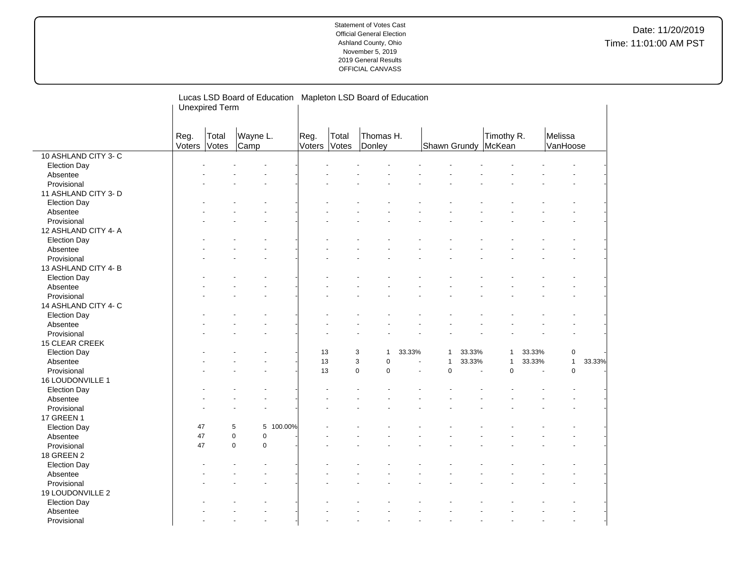Statement of Votes Cast
Official General Election
Ashland County, Ohio
November 5, 2019
2019 General Results
OFFICIAL CANVASS

Date: 11/20/2019
Time: 11:01:00 AM PST

| | Lucas LSD Board of Education Unexpired Term | | | | Mapleton LSD Board of Education | | | | | | | | | | |
|---|---|---|---|---|---|---|---|---|---|---|---|---|---|---|---|
| | Reg. Voters | Total Votes | Wayne L. Camp | | Reg. Voters | Total Votes | Thomas H. Donley | | Shawn Grundy | | Timothy R. McKean | | Melissa VanHoose | |
| 10 ASHLAND CITY 3- C | | | | | | | | | | | | | | |
| Election Day | - | - | - | - | - | - | - | - | - | - | - | - | - | - |
| Absentee | - | - | - | - | - | - | - | - | - | - | - | - | - | - |
| Provisional | - | - | - | - | - | - | - | - | - | - | - | - | - | - |
| 11 ASHLAND CITY 3- D | | | | | | | | | | | | | | |
| Election Day | - | - | - | - | - | - | - | - | - | - | - | - | - | - |
| Absentee | - | - | - | - | - | - | - | - | - | - | - | - | - | - |
| Provisional | - | - | - | - | - | - | - | - | - | - | - | - | - | - |
| 12 ASHLAND CITY 4- A | | | | | | | | | | | | | | |
| Election Day | - | - | - | - | - | - | - | - | - | - | - | - | - | - |
| Absentee | - | - | - | - | - | - | - | - | - | - | - | - | - | - |
| Provisional | - | - | - | - | - | - | - | - | - | - | - | - | - | - |
| 13 ASHLAND CITY 4- B | | | | | | | | | | | | | | |
| Election Day | - | - | - | - | - | - | - | - | - | - | - | - | - | - |
| Absentee | - | - | - | - | - | - | - | - | - | - | - | - | - | - |
| Provisional | - | - | - | - | - | - | - | - | - | - | - | - | - | - |
| 14 ASHLAND CITY 4- C | | | | | | | | | | | | | | |
| Election Day | - | - | - | - | - | - | - | - | - | - | - | - | - | - |
| Absentee | - | - | - | - | - | - | - | - | - | - | - | - | - | - |
| Provisional | - | - | - | - | - | - | - | - | - | - | - | - | - | - |
| 15 CLEAR CREEK | | | | | | | | | | | | | | |
| Election Day | - | - | - | - | 13 | 3 | 1 | 33.33% | 1 | 33.33% | 1 | 33.33% | 0 | - |
| Absentee | - | - | - | - | 13 | 3 | 0 | - | 1 | 33.33% | 1 | 33.33% | 1 | 33.33% |
| Provisional | - | - | - | - | 13 | 0 | 0 | - | 0 | - | 0 | - | 0 | - |
| 16 LOUDONVILLE 1 | | | | | | | | | | | | | | |
| Election Day | - | - | - | - | - | - | - | - | - | - | - | - | - | - |
| Absentee | - | - | - | - | - | - | - | - | - | - | - | - | - | - |
| Provisional | - | - | - | - | - | - | - | - | - | - | - | - | - | - |
| 17 GREEN 1 | | | | | | | | | | | | | | |
| Election Day | 47 | 5 | 5 | 100.00% | - | - | - | - | - | - | - | - | - | - |
| Absentee | 47 | 0 | 0 | - | - | - | - | - | - | - | - | - | - | - |
| Provisional | 47 | 0 | 0 | - | - | - | - | - | - | - | - | - | - | - |
| 18 GREEN 2 | | | | | | | | | | | | | | |
| Election Day | - | - | - | - | - | - | - | - | - | - | - | - | - | - |
| Absentee | - | - | - | - | - | - | - | - | - | - | - | - | - | - |
| Provisional | - | - | - | - | - | - | - | - | - | - | - | - | - | - |
| 19 LOUDONVILLE 2 | | | | | | | | | | | | | | |
| Election Day | - | - | - | - | - | - | - | - | - | - | - | - | - | - |
| Absentee | - | - | - | - | - | - | - | - | - | - | - | - | - | - |
| Provisional | - | - | - | - | - | - | - | - | - | - | - | - | - | - |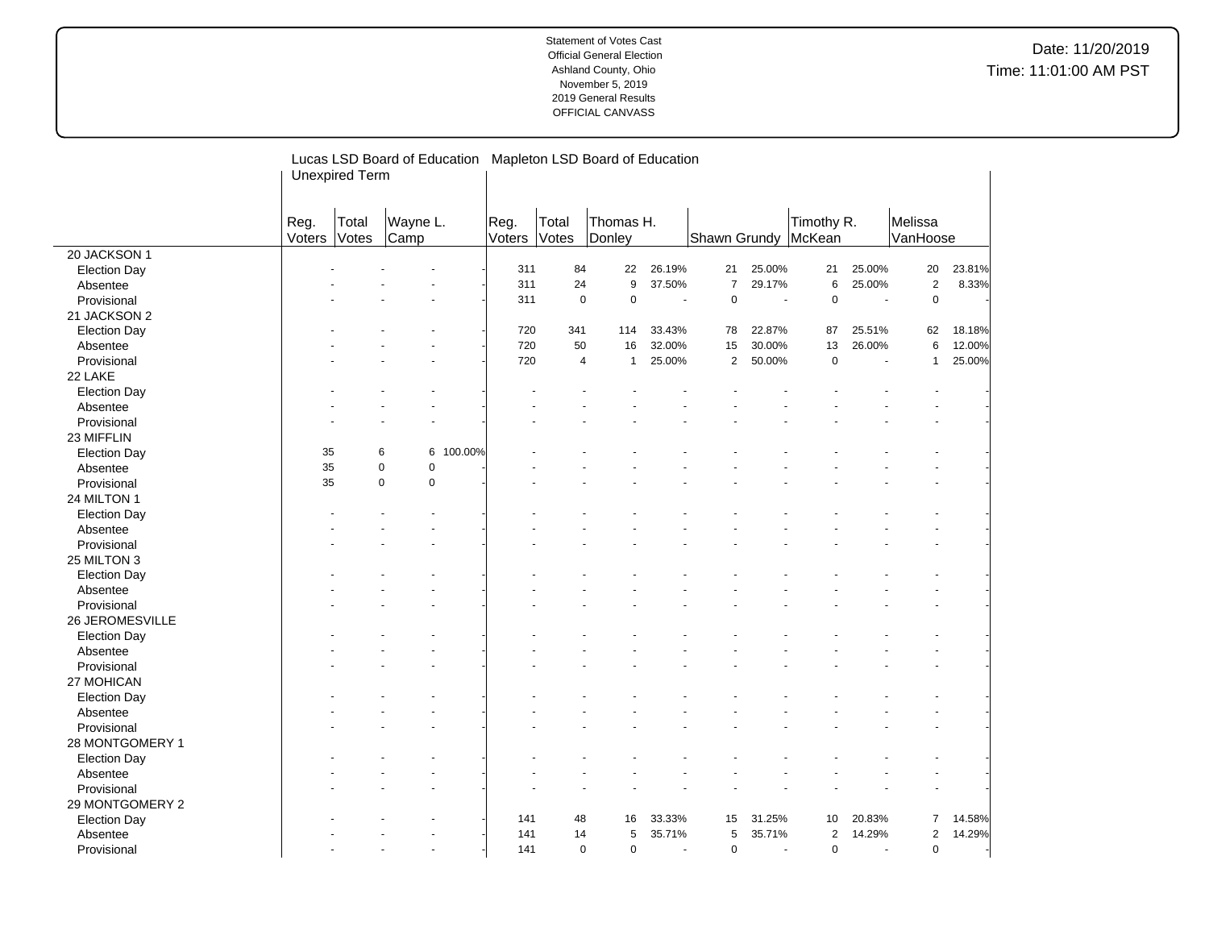Statement of Votes Cast
Official General Election
Ashland County, Ohio
November 5, 2019
2019 General Results
OFFICIAL CANVASS

Date: 11/20/2019
Time: 11:01:00 AM PST

| | Lucas LSD Board of Education Unexpired Term | | | | Mapleton LSD Board of Education | | | | | | | | | | |
|---|---|---|---|---|---|---|---|---|---|---|---|---|---|---|---|
| | Reg. Voters | Total Votes | Wayne L. Camp | | Reg. Voters | Total Votes | Thomas H. Donley | | Shawn Grundy | | Timothy R. McKean | | Melissa VanHoose | | |
| **20 JACKSON 1** | | | | | | | | | | | | | | | |
| Election Day | - | - | - | - | 311 | 84 | 22 | 26.19% | 21 | 25.00% | 21 | 25.00% | 20 | 23.81% | |
| Absentee | - | - | - | - | 311 | 24 | 9 | 37.50% | 7 | 29.17% | 6 | 25.00% | 2 | 8.33% | |
| Provisional | - | - | - | - | 311 | 0 | 0 | - | 0 | - | 0 | - | 0 | - | |
| **21 JACKSON 2** | | | | | | | | | | | | | | | |
| Election Day | - | - | - | - | 720 | 341 | 114 | 33.43% | 78 | 22.87% | 87 | 25.51% | 62 | 18.18% | |
| Absentee | - | - | - | - | 720 | 50 | 16 | 32.00% | 15 | 30.00% | 13 | 26.00% | 6 | 12.00% | |
| Provisional | - | - | - | - | 720 | 4 | 1 | 25.00% | 2 | 50.00% | 0 | - | 1 | 25.00% | |
| **22 LAKE** | | | | | | | | | | | | | | | |
| Election Day | - | - | - | - | - | - | - | - | - | - | - | - | - | - | |
| Absentee | - | - | - | - | - | - | - | - | - | - | - | - | - | - | |
| Provisional | - | - | - | - | - | - | - | - | - | - | - | - | - | - | |
| **23 MIFFLIN** | | | | | | | | | | | | | | | |
| Election Day | 35 | 6 | 6 | 100.00% | - | - | - | - | - | - | - | - | - | - | |
| Absentee | 35 | 0 | 0 | - | - | - | - | - | - | - | - | - | - | - | |
| Provisional | 35 | 0 | 0 | - | - | - | - | - | - | - | - | - | - | - | |
| **24 MILTON 1** | | | | | | | | | | | | | | | |
| Election Day | - | - | - | - | - | - | - | - | - | - | - | - | - | - | |
| Absentee | - | - | - | - | - | - | - | - | - | - | - | - | - | - | |
| Provisional | - | - | - | - | - | - | - | - | - | - | - | - | - | - | |
| **25 MILTON 3** | | | | | | | | | | | | | | | |
| Election Day | - | - | - | - | - | - | - | - | - | - | - | - | - | - | |
| Absentee | - | - | - | - | - | - | - | - | - | - | - | - | - | - | |
| Provisional | - | - | - | - | - | - | - | - | - | - | - | - | - | - | |
| **26 JEROMESVILLE** | | | | | | | | | | | | | | | |
| Election Day | - | - | - | - | - | - | - | - | - | - | - | - | - | - | |
| Absentee | - | - | - | - | - | - | - | - | - | - | - | - | - | - | |
| Provisional | - | - | - | - | - | - | - | - | - | - | - | - | - | - | |
| **27 MOHICAN** | | | | | | | | | | | | | | | |
| Election Day | - | - | - | - | - | - | - | - | - | - | - | - | - | - | |
| Absentee | - | - | - | - | - | - | - | - | - | - | - | - | - | - | |
| Provisional | - | - | - | - | - | - | - | - | - | - | - | - | - | - | |
| **28 MONTGOMERY 1** | | | | | | | | | | | | | | | |
| Election Day | - | - | - | - | - | - | - | - | - | - | - | - | - | - | |
| Absentee | - | - | - | - | - | - | - | - | - | - | - | - | - | - | |
| Provisional | - | - | - | - | - | - | - | - | - | - | - | - | - | - | |
| **29 MONTGOMERY 2** | | | | | | | | | | | | | | | |
| Election Day | - | - | - | - | 141 | 48 | 16 | 33.33% | 15 | 31.25% | 10 | 20.83% | 7 | 14.58% | |
| Absentee | - | - | - | - | 141 | 14 | 5 | 35.71% | 5 | 35.71% | 2 | 14.29% | 2 | 14.29% | |
| Provisional | - | - | - | - | 141 | 0 | 0 | - | 0 | - | 0 | - | 0 | - | |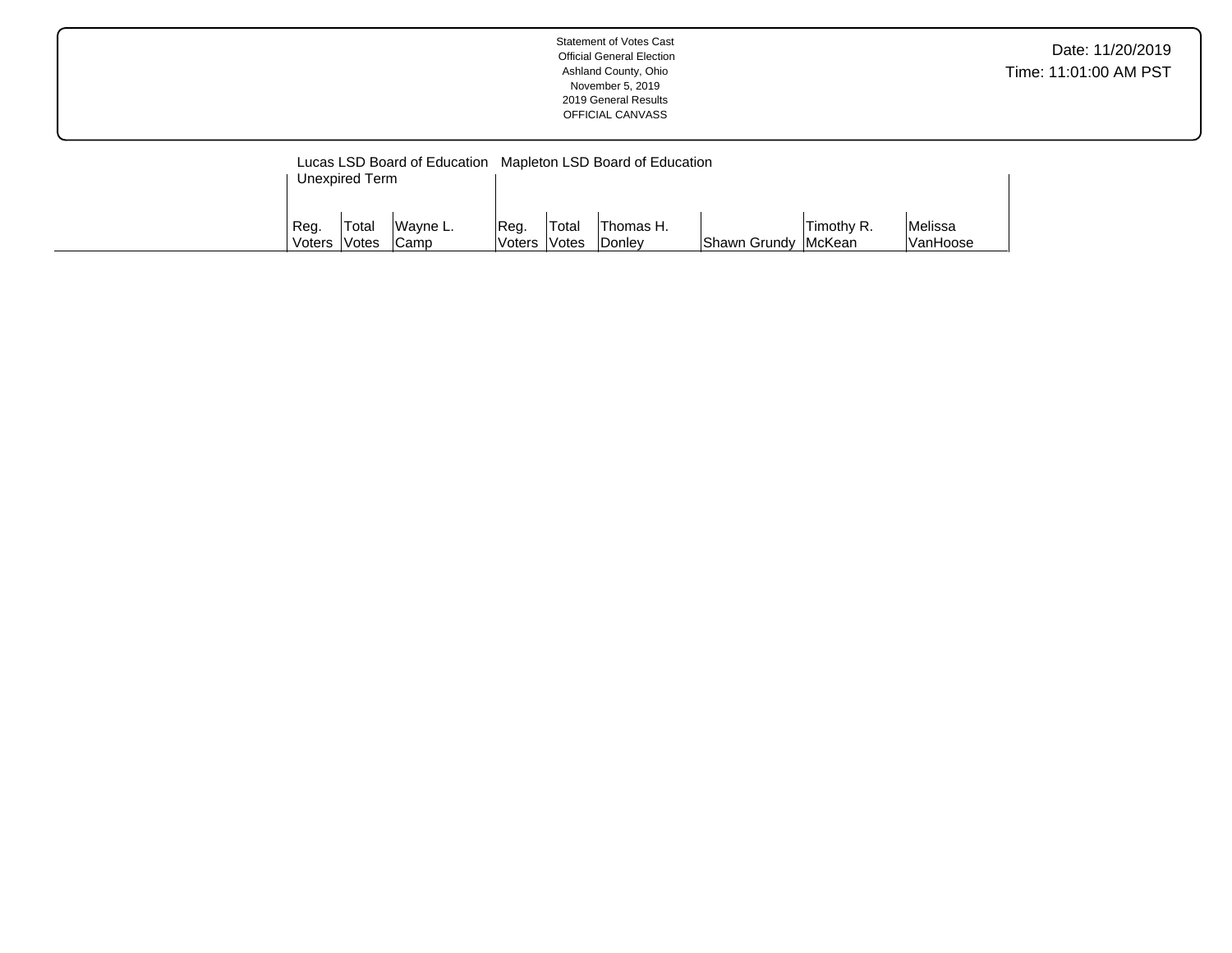Statement of Votes Cast
Official General Election
Ashland County, Ohio
November 5, 2019
2019 General Results
OFFICIAL CANVASS

Date: 11/20/2019
Time: 11:01:00 AM PST

| | Lucas LSD Board of Education Unexpired Term | | | Mapleton LSD Board of Education | | | | | |
|---|---|---|---|---|---|---|---|---|---|
| | Reg. Voters | Total Votes | Wayne L. Camp | Reg. Voters | Total Votes | Thomas H. Donley | Shawn Grundy | Timothy R. McKean | Melissa VanHoose |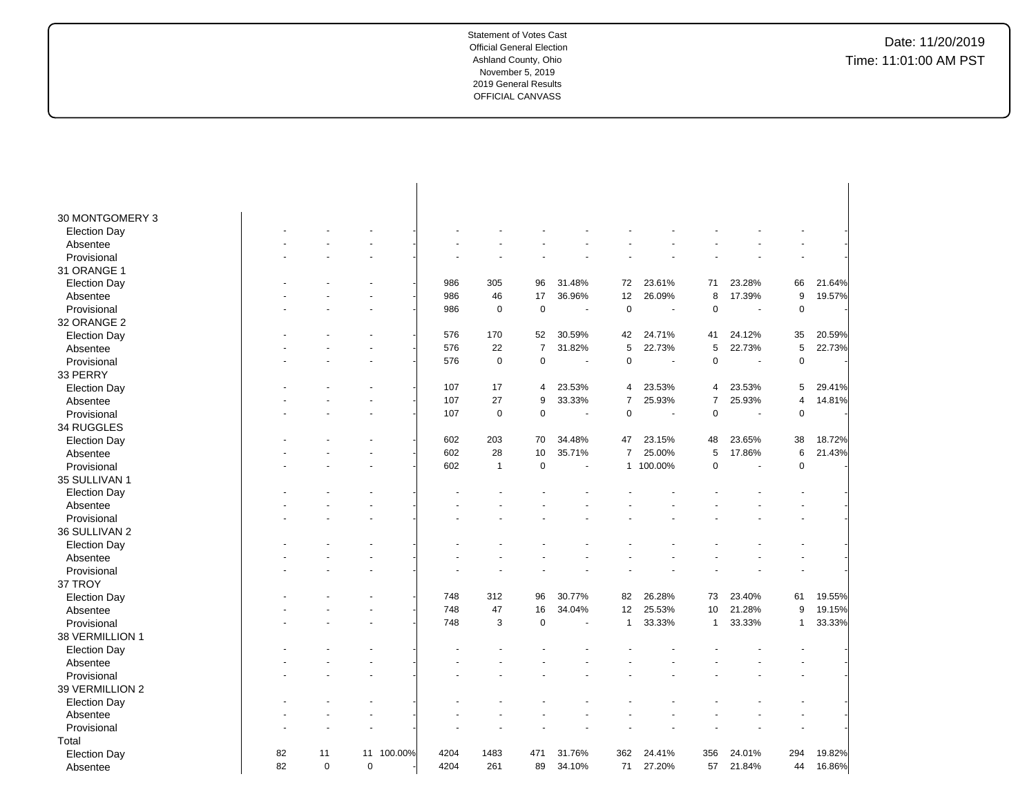Statement of Votes Cast
Official General Election
Ashland County, Ohio
November 5, 2019
2019 General Results
OFFICIAL CANVASS

Date: 11/20/2019
Time: 11:01:00 AM PST

| | | | | | | | | | | | | | | | |
|---|---|---|---|---|---|---|---|---|---|---|---|---|---|---|---|
| 30 MONTGOMERY 3 | | | | | | | | | | | | | | | |
| Election Day | - | - | - | - | - | - | - | - | - | - | - | - | - | - | - |
| Absentee | - | - | - | - | - | - | - | - | - | - | - | - | - | - | - |
| Provisional | - | - | - | - | - | - | - | - | - | - | - | - | - | - | - |
| 31 ORANGE 1 | | | | | | | | | | | | | | | |
| Election Day | - | - | - | - | 986 | 305 | 96 | 31.48% | 72 | 23.61% | 71 | 23.28% | 66 | 21.64% | |
| Absentee | - | - | - | - | 986 | 46 | 17 | 36.96% | 12 | 26.09% | 8 | 17.39% | 9 | 19.57% | |
| Provisional | - | - | - | - | 986 | 0 | 0 | - | 0 | - | 0 | - | 0 | - | |
| 32 ORANGE 2 | | | | | | | | | | | | | | | |
| Election Day | - | - | - | - | 576 | 170 | 52 | 30.59% | 42 | 24.71% | 41 | 24.12% | 35 | 20.59% | |
| Absentee | - | - | - | - | 576 | 22 | 7 | 31.82% | 5 | 22.73% | 5 | 22.73% | 5 | 22.73% | |
| Provisional | - | - | - | - | 576 | 0 | 0 | - | 0 | - | 0 | - | 0 | - | |
| 33 PERRY | | | | | | | | | | | | | | | |
| Election Day | - | - | - | - | 107 | 17 | 4 | 23.53% | 4 | 23.53% | 4 | 23.53% | 5 | 29.41% | |
| Absentee | - | - | - | - | 107 | 27 | 9 | 33.33% | 7 | 25.93% | 7 | 25.93% | 4 | 14.81% | |
| Provisional | - | - | - | - | 107 | 0 | 0 | - | 0 | - | 0 | - | 0 | - | |
| 34 RUGGLES | | | | | | | | | | | | | | | |
| Election Day | - | - | - | - | 602 | 203 | 70 | 34.48% | 47 | 23.15% | 48 | 23.65% | 38 | 18.72% | |
| Absentee | - | - | - | - | 602 | 28 | 10 | 35.71% | 7 | 25.00% | 5 | 17.86% | 6 | 21.43% | |
| Provisional | - | - | - | - | 602 | 1 | 0 | - | 1 | 100.00% | 0 | - | 0 | - | |
| 35 SULLIVAN 1 | | | | | | | | | | | | | | | |
| Election Day | - | - | - | - | - | - | - | - | - | - | - | - | - | - | - |
| Absentee | - | - | - | - | - | - | - | - | - | - | - | - | - | - | - |
| Provisional | - | - | - | - | - | - | - | - | - | - | - | - | - | - | - |
| 36 SULLIVAN 2 | | | | | | | | | | | | | | | |
| Election Day | - | - | - | - | - | - | - | - | - | - | - | - | - | - | - |
| Absentee | - | - | - | - | - | - | - | - | - | - | - | - | - | - | - |
| Provisional | - | - | - | - | - | - | - | - | - | - | - | - | - | - | - |
| 37 TROY | | | | | | | | | | | | | | | |
| Election Day | - | - | - | - | 748 | 312 | 96 | 30.77% | 82 | 26.28% | 73 | 23.40% | 61 | 19.55% | |
| Absentee | - | - | - | - | 748 | 47 | 16 | 34.04% | 12 | 25.53% | 10 | 21.28% | 9 | 19.15% | |
| Provisional | - | - | - | - | 748 | 3 | 0 | - | 1 | 33.33% | 1 | 33.33% | 1 | 33.33% | |
| 38 VERMILLION 1 | | | | | | | | | | | | | | | |
| Election Day | - | - | - | - | - | - | - | - | - | - | - | - | - | - | - |
| Absentee | - | - | - | - | - | - | - | - | - | - | - | - | - | - | - |
| Provisional | - | - | - | - | - | - | - | - | - | - | - | - | - | - | - |
| 39 VERMILLION 2 | | | | | | | | | | | | | | | |
| Election Day | - | - | - | - | - | - | - | - | - | - | - | - | - | - | - |
| Absentee | - | - | - | - | - | - | - | - | - | - | - | - | - | - | - |
| Provisional | - | - | - | - | - | - | - | - | - | - | - | - | - | - | - |
| Total | | | | | | | | | | | | | | | |
| Election Day | 82 | 11 | 11 | 100.00% | 4204 | 1483 | 471 | 31.76% | 362 | 24.41% | 356 | 24.01% | 294 | 19.82% | |
| Absentee | 82 | 0 | 0 | - | 4204 | 261 | 89 | 34.10% | 71 | 27.20% | 57 | 21.84% | 44 | 16.86% | |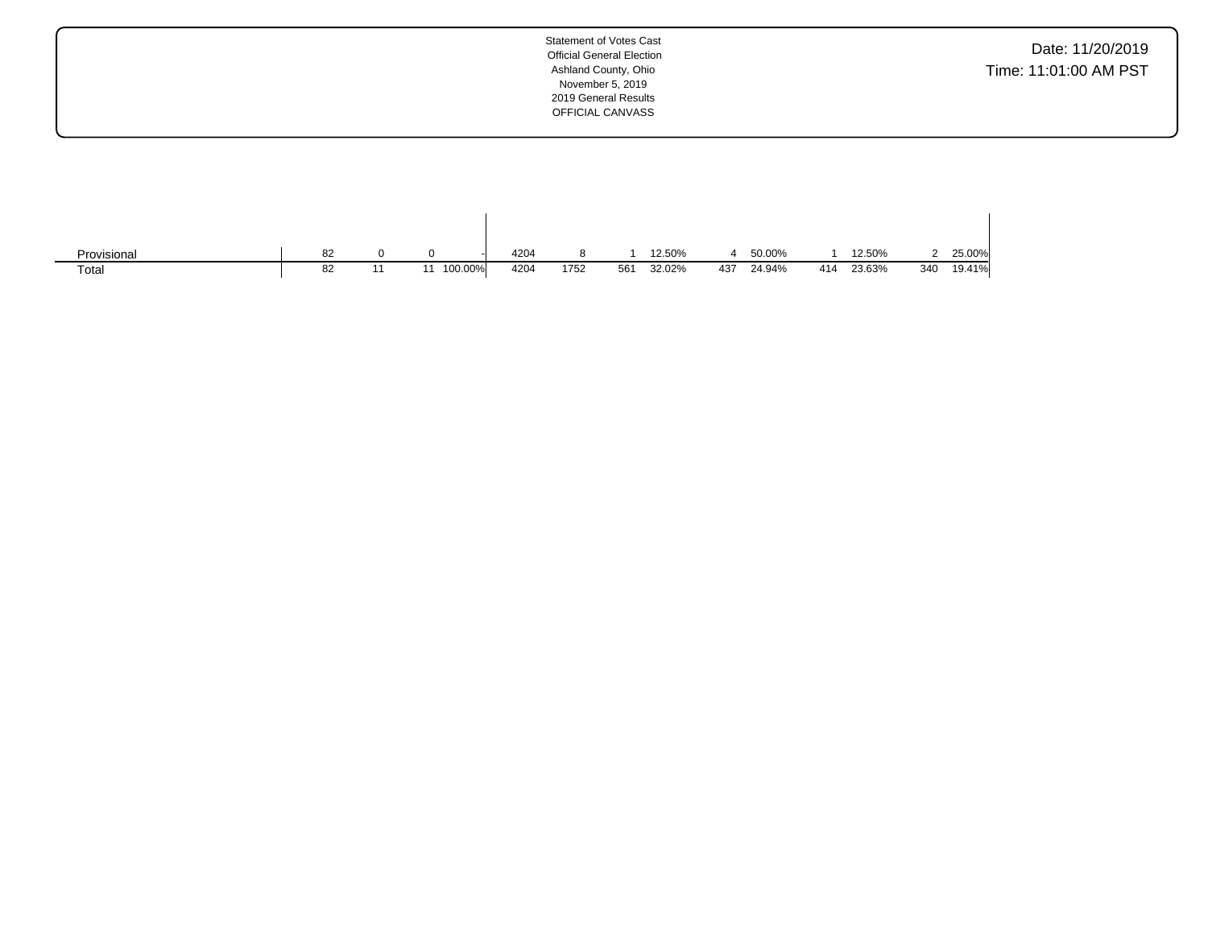Statement of Votes Cast
Official General Election
Ashland County, Ohio
November 5, 2019
2019 General Results
OFFICIAL CANVASS

Date: 11/20/2019
Time: 11:01:00 AM PST

| | | | | | | | | | | | | | | | |
|---|---|---|---|---|---|---|---|---|---|---|---|---|---|---|---|
| Provisional | 82 | 0 | 0 | - | 4204 | 8 | 1 | 12.50% | 4 | 50.00% | 1 | 12.50% | 2 | 25.00% |
| Total | 82 | 11 | 11 | 100.00% | 4204 | 1752 | 561 | 32.02% | 437 | 24.94% | 414 | 23.63% | 340 | 19.41% |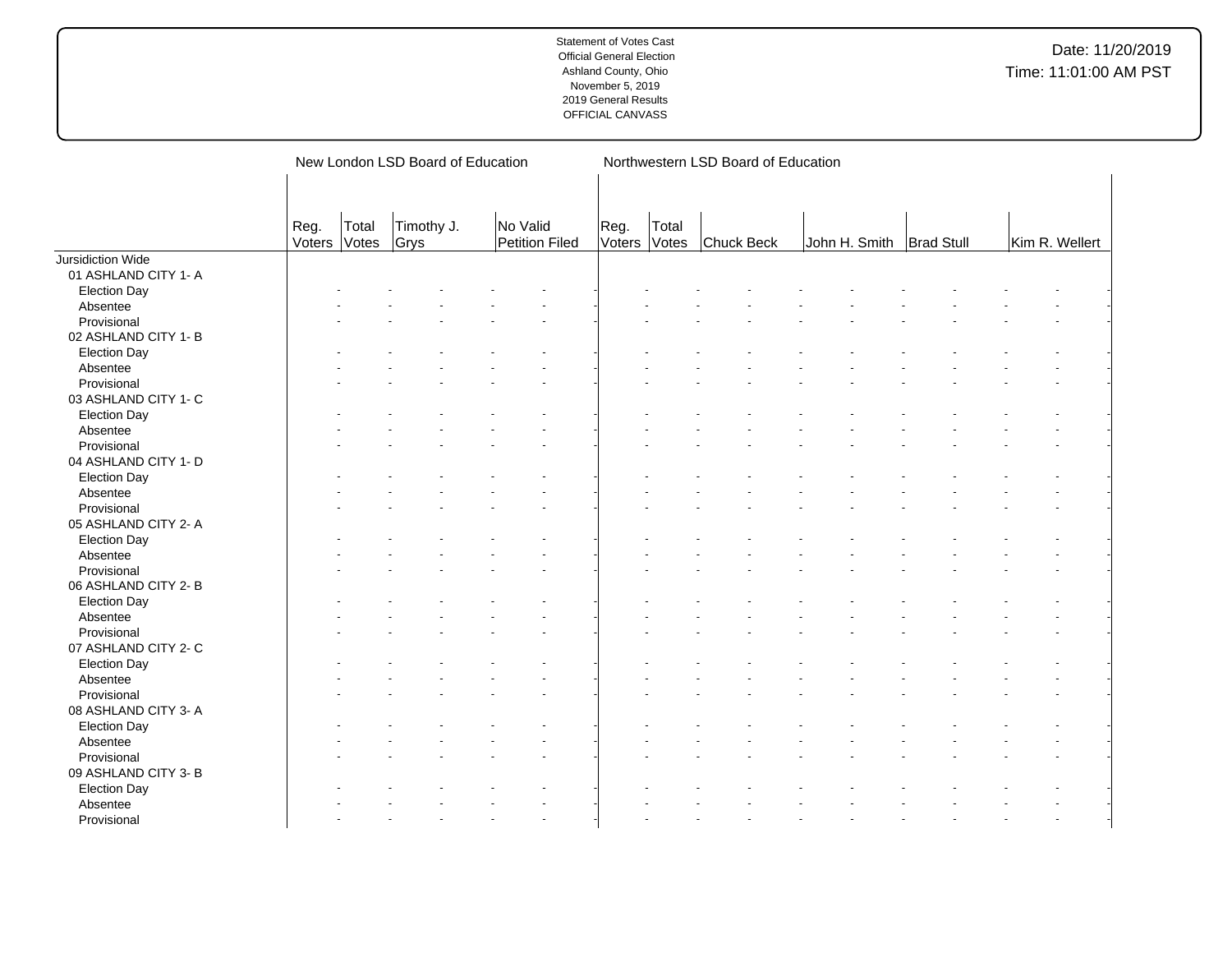| | New London LSD Board of Education | | | | | | Northwestern LSD Board of Education | | | | | | | | | |
|---|---|---|---|---|---|---|---|---|---|---|---|---|---|---|---|---|
| | Reg. Voters | Total Votes | Timothy J. Grys | | No Valid Petition Filed | | Reg. Voters | Total Votes | Chuck Beck | | John H. Smith | | Brad Stull | | Kim R. Wellert | |
| Jursidiction Wide | | | | | | | | | | | | | | | | |
| 01 ASHLAND CITY 1- A | | | | | | | | | | | | | | | | |
| Election Day | - | - | - | - | - | - | - | - | - | - | - | - | - | - | - | - |
| Absentee | - | - | - | - | - | - | - | - | - | - | - | - | - | - | - | - |
| Provisional | - | - | - | - | - | - | - | - | - | - | - | - | - | - | - | - |
| 02 ASHLAND CITY 1- B | | | | | | | | | | | | | | | | |
| Election Day | - | - | - | - | - | - | - | - | - | - | - | - | - | - | - | - |
| Absentee | - | - | - | - | - | - | - | - | - | - | - | - | - | - | - | - |
| Provisional | - | - | - | - | - | - | - | - | - | - | - | - | - | - | - | - |
| 03 ASHLAND CITY 1- C | | | | | | | | | | | | | | | | |
| Election Day | - | - | - | - | - | - | - | - | - | - | - | - | - | - | - | - |
| Absentee | - | - | - | - | - | - | - | - | - | - | - | - | - | - | - | - |
| Provisional | - | - | - | - | - | - | - | - | - | - | - | - | - | - | - | - |
| 04 ASHLAND CITY 1- D | | | | | | | | | | | | | | | | |
| Election Day | - | - | - | - | - | - | - | - | - | - | - | - | - | - | - | - |
| Absentee | - | - | - | - | - | - | - | - | - | - | - | - | - | - | - | - |
| Provisional | - | - | - | - | - | - | - | - | - | - | - | - | - | - | - | - |
| 05 ASHLAND CITY 2- A | | | | | | | | | | | | | | | | |
| Election Day | - | - | - | - | - | - | - | - | - | - | - | - | - | - | - | - |
| Absentee | - | - | - | - | - | - | - | - | - | - | - | - | - | - | - | - |
| Provisional | - | - | - | - | - | - | - | - | - | - | - | - | - | - | - | - |
| 06 ASHLAND CITY 2- B | | | | | | | | | | | | | | | | |
| Election Day | - | - | - | - | - | - | - | - | - | - | - | - | - | - | - | - |
| Absentee | - | - | - | - | - | - | - | - | - | - | - | - | - | - | - | - |
| Provisional | - | - | - | - | - | - | - | - | - | - | - | - | - | - | - | - |
| 07 ASHLAND CITY 2- C | | | | | | | | | | | | | | | | |
| Election Day | - | - | - | - | - | - | - | - | - | - | - | - | - | - | - | - |
| Absentee | - | - | - | - | - | - | - | - | - | - | - | - | - | - | - | - |
| Provisional | - | - | - | - | - | - | - | - | - | - | - | - | - | - | - | - |
| 08 ASHLAND CITY 3- A | | | | | | | | | | | | | | | | |
| Election Day | - | - | - | - | - | - | - | - | - | - | - | - | - | - | - | - |
| Absentee | - | - | - | - | - | - | - | - | - | - | - | - | - | - | - | - |
| Provisional | - | - | - | - | - | - | - | - | - | - | - | - | - | - | - | - |
| 09 ASHLAND CITY 3- B | | | | | | | | | | | | | | | | |
| Election Day | - | - | - | - | - | - | - | - | - | - | - | - | - | - | - | - |
| Absentee | - | - | - | - | - | - | - | - | - | - | - | - | - | - | - | - |
| Provisional | - | - | - | - | - | - | - | - | - | - | - | - | - | - | - | - |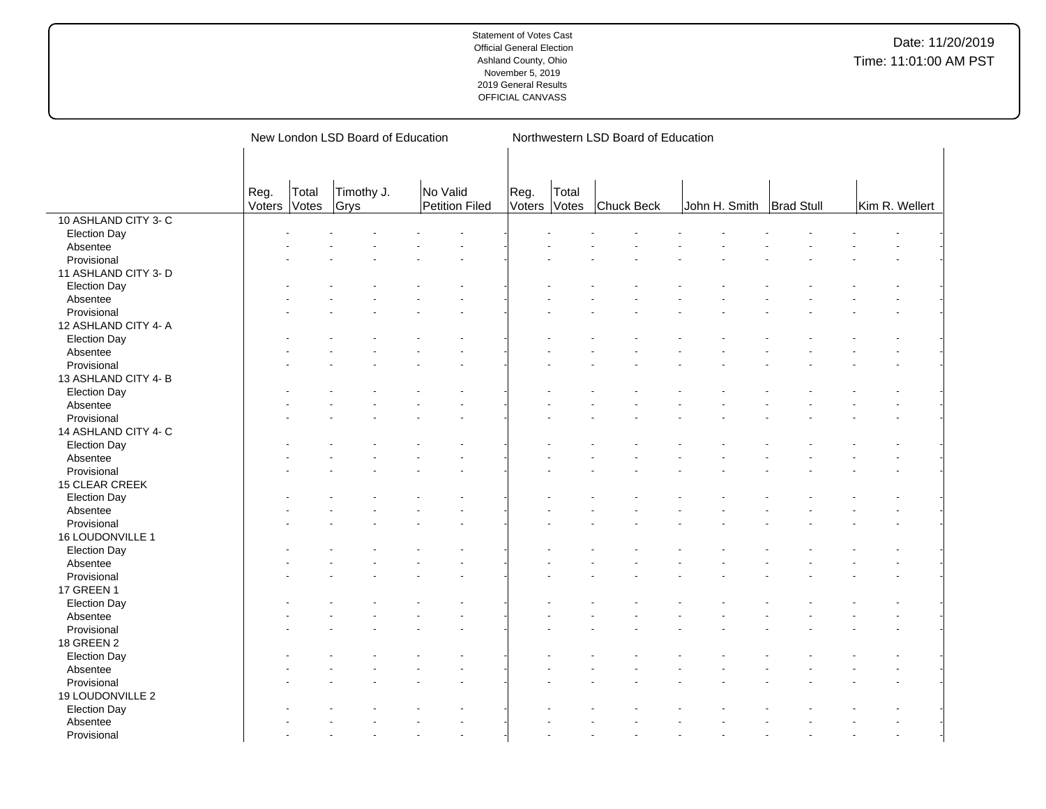| | New London LSD Board of Education | | | | Northwestern LSD Board of Education | | | | | |
|---|---|---|---|---|---|---|---|---|---|---|
| | Reg. Voters | Total Votes | Timothy J. Grys | No Valid Petition Filed | Reg. Voters | Total Votes | Chuck Beck | John H. Smith | Brad Stull | Kim R. Wellert |
| 10 ASHLAND CITY 3- C | | | | | | | | | | |
| Election Day | - | - | - | - | - | - | - | - | - | - |
| Absentee | - | - | - | - | - | - | - | - | - | - |
| Provisional | - | - | - | - | - | - | - | - | - | - |
| 11 ASHLAND CITY 3- D | | | | | | | | | | |
| Election Day | - | - | - | - | - | - | - | - | - | - |
| Absentee | - | - | - | - | - | - | - | - | - | - |
| Provisional | - | - | - | - | - | - | - | - | - | - |
| 12 ASHLAND CITY 4- A | | | | | | | | | | |
| Election Day | - | - | - | - | - | - | - | - | - | - |
| Absentee | - | - | - | - | - | - | - | - | - | - |
| Provisional | - | - | - | - | - | - | - | - | - | - |
| 13 ASHLAND CITY 4- B | | | | | | | | | | |
| Election Day | - | - | - | - | - | - | - | - | - | - |
| Absentee | - | - | - | - | - | - | - | - | - | - |
| Provisional | - | - | - | - | - | - | - | - | - | - |
| 14 ASHLAND CITY 4- C | | | | | | | | | | |
| Election Day | - | - | - | - | - | - | - | - | - | - |
| Absentee | - | - | - | - | - | - | - | - | - | - |
| Provisional | - | - | - | - | - | - | - | - | - | - |
| 15 CLEAR CREEK | | | | | | | | | | |
| Election Day | - | - | - | - | - | - | - | - | - | - |
| Absentee | - | - | - | - | - | - | - | - | - | - |
| Provisional | - | - | - | - | - | - | - | - | - | - |
| 16 LOUDONVILLE 1 | | | | | | | | | | |
| Election Day | - | - | - | - | - | - | - | - | - | - |
| Absentee | - | - | - | - | - | - | - | - | - | - |
| Provisional | - | - | - | - | - | - | - | - | - | - |
| 17 GREEN 1 | | | | | | | | | | |
| Election Day | - | - | - | - | - | - | - | - | - | - |
| Absentee | - | - | - | - | - | - | - | - | - | - |
| Provisional | - | - | - | - | - | - | - | - | - | - |
| 18 GREEN 2 | | | | | | | | | | |
| Election Day | - | - | - | - | - | - | - | - | - | - |
| Absentee | - | - | - | - | - | - | - | - | - | - |
| Provisional | - | - | - | - | - | - | - | - | - | - |
| 19 LOUDONVILLE 2 | | | | | | | | | | |
| Election Day | - | - | - | - | - | - | - | - | - | - |
| Absentee | - | - | - | - | - | - | - | - | - | - |
| Provisional | - | - | - | - | - | - | - | - | - | - |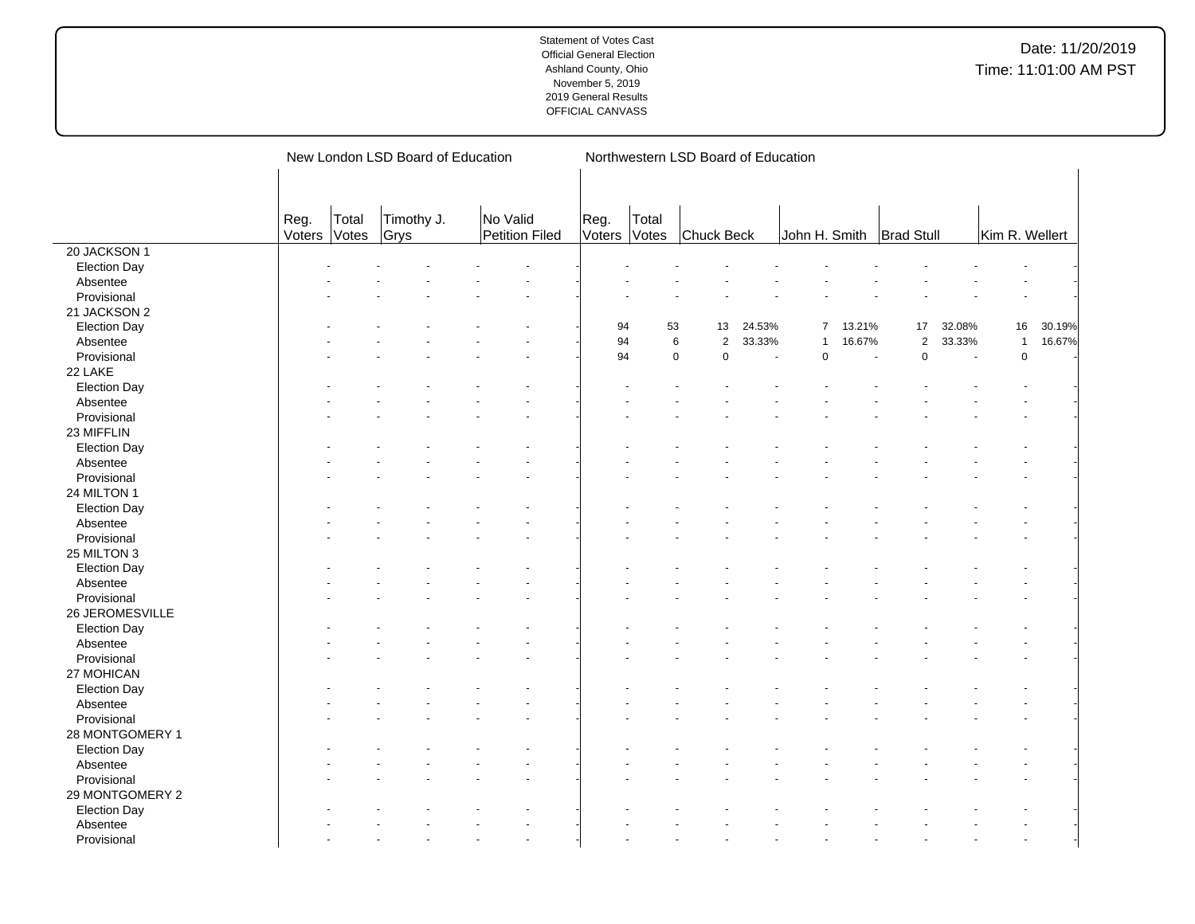Statement of Votes Cast
Official General Election
Ashland County, Ohio
November 5, 2019
2019 General Results
OFFICIAL CANVASS

Date: 11/20/2019
Time: 11:01:00 AM PST

| | New London LSD Board of Education | | | | | | Northwestern LSD Board of Education | | | | | | | | | | | |
|---|---|---|---|---|---|---|---|---|---|---|---|---|---|---|---|---|---|---|
| | Reg. Voters | Total Votes | Timothy J. Grys | | No Valid Petition Filed | | Reg. Voters | Total Votes | Chuck Beck | | John H. Smith | | Brad Stull | | Kim R. Wellert | | | |
| 20 JACKSON 1 | | | | | | | | | | | | | | | | | | |
| Election Day | - | - | - | - | - | - | - | - | - | - | - | - | - | - | - | - | | |
| Absentee | - | - | - | - | - | - | - | - | - | - | - | - | - | - | - | - | | |
| Provisional | - | - | - | - | - | - | - | - | - | - | - | - | - | - | - | - | | |
| 21 JACKSON 2 | | | | | | | | | | | | | | | | | | |
| Election Day | - | - | - | - | - | - | 94 | 53 | 13 | 24.53% | 7 | 13.21% | 17 | 32.08% | 16 | 30.19% | | |
| Absentee | - | - | - | - | - | - | 94 | 6 | 2 | 33.33% | 1 | 16.67% | 2 | 33.33% | 1 | 16.67% | | |
| Provisional | - | - | - | - | - | - | 94 | 0 | 0 | - | 0 | - | 0 | - | 0 | - | | |
| 22 LAKE | | | | | | | | | | | | | | | | | | |
| Election Day | - | - | - | - | - | - | - | - | - | - | - | - | - | - | - | - | | |
| Absentee | - | - | - | - | - | - | - | - | - | - | - | - | - | - | - | - | | |
| Provisional | - | - | - | - | - | - | - | - | - | - | - | - | - | - | - | - | | |
| 23 MIFFLIN | | | | | | | | | | | | | | | | | | |
| Election Day | - | - | - | - | - | - | - | - | - | - | - | - | - | - | - | - | | |
| Absentee | - | - | - | - | - | - | - | - | - | - | - | - | - | - | - | - | | |
| Provisional | - | - | - | - | - | - | - | - | - | - | - | - | - | - | - | - | | |
| 24 MILTON 1 | | | | | | | | | | | | | | | | | | |
| Election Day | - | - | - | - | - | - | - | - | - | - | - | - | - | - | - | - | | |
| Absentee | - | - | - | - | - | - | - | - | - | - | - | - | - | - | - | - | | |
| Provisional | - | - | - | - | - | - | - | - | - | - | - | - | - | - | - | - | | |
| 25 MILTON 3 | | | | | | | | | | | | | | | | | | |
| Election Day | - | - | - | - | - | - | - | - | - | - | - | - | - | - | - | - | | |
| Absentee | - | - | - | - | - | - | - | - | - | - | - | - | - | - | - | - | | |
| Provisional | - | - | - | - | - | - | - | - | - | - | - | - | - | - | - | - | | |
| 26 JEROMESVILLE | | | | | | | | | | | | | | | | | | |
| Election Day | - | - | - | - | - | - | - | - | - | - | - | - | - | - | - | - | | |
| Absentee | - | - | - | - | - | - | - | - | - | - | - | - | - | - | - | - | | |
| Provisional | - | - | - | - | - | - | - | - | - | - | - | - | - | - | - | - | | |
| 27 MOHICAN | | | | | | | | | | | | | | | | | | |
| Election Day | - | - | - | - | - | - | - | - | - | - | - | - | - | - | - | - | | |
| Absentee | - | - | - | - | - | - | - | - | - | - | - | - | - | - | - | - | | |
| Provisional | - | - | - | - | - | - | - | - | - | - | - | - | - | - | - | - | | |
| 28 MONTGOMERY 1 | | | | | | | | | | | | | | | | | | |
| Election Day | - | - | - | - | - | - | - | - | - | - | - | - | - | - | - | - | | |
| Absentee | - | - | - | - | - | - | - | - | - | - | - | - | - | - | - | - | | |
| Provisional | - | - | - | - | - | - | - | - | - | - | - | - | - | - | - | - | | |
| 29 MONTGOMERY 2 | | | | | | | | | | | | | | | | | | |
| Election Day | - | - | - | - | - | - | - | - | - | - | - | - | - | - | - | - | | |
| Absentee | - | - | - | - | - | - | - | - | - | - | - | - | - | - | - | - | | |
| Provisional | - | - | - | - | - | - | - | - | - | - | - | - | - | - | - | - | | |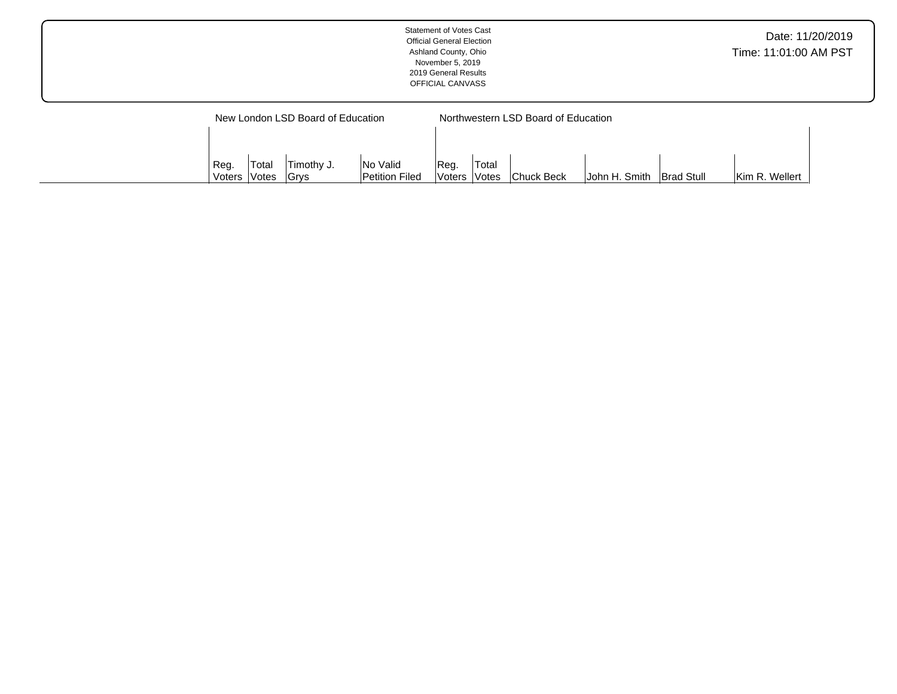Statement of Votes Cast
Official General Election
Ashland County, Ohio
November 5, 2019
2019 General Results
OFFICIAL CANVASS

Date: 11/20/2019
Time: 11:01:00 AM PST

| | New London LSD Board of Education | | | | Northwestern LSD Board of Education | | | | | |
|---|---|---|---|---|---|---|---|---|---|---|
| | Reg. Voters | Total Votes | Timothy J. Grys | No Valid Petition Filed | Reg. Voters | Total Votes | Chuck Beck | John H. Smith | Brad Stull | Kim R. Wellert |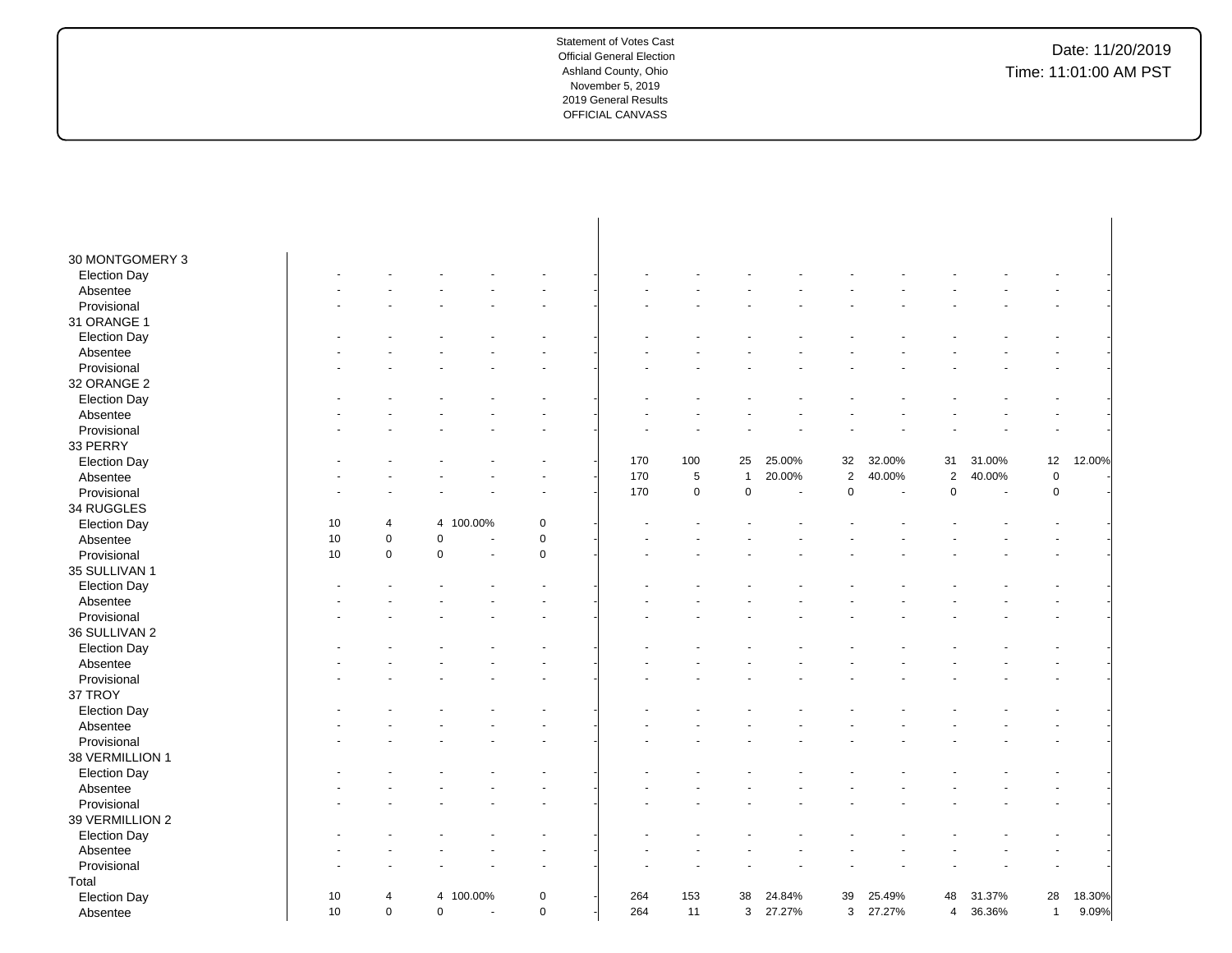Statement of Votes Cast
Official General Election
Ashland County, Ohio
November 5, 2019
2019 General Results
OFFICIAL CANVASS

Date: 11/20/2019
Time: 11:01:00 AM PST

| | | | | | | | | | | | | | | | | | |
|---|---|---|---|---|---|---|---|---|---|---|---|---|---|---|---|---|---|
| **30 MONTGOMERY 3** | | | | | | | | | | | | | | | | | |
| Election Day | - | - | - | - | - | - | - | - | - | - | - | - | - | - | - | - | - |
| Absentee | - | - | - | - | - | - | - | - | - | - | - | - | - | - | - | - | - |
| Provisional | - | - | - | - | - | - | - | - | - | - | - | - | - | - | - | - | - |
| **31 ORANGE 1** | | | | | | | | | | | | | | | | | |
| Election Day | - | - | - | - | - | - | - | - | - | - | - | - | - | - | - | - | - |
| Absentee | - | - | - | - | - | - | - | - | - | - | - | - | - | - | - | - | - |
| Provisional | - | - | - | - | - | - | - | - | - | - | - | - | - | - | - | - | - |
| **32 ORANGE 2** | | | | | | | | | | | | | | | | | |
| Election Day | - | - | - | - | - | - | - | - | - | - | - | - | - | - | - | - | - |
| Absentee | - | - | - | - | - | - | - | - | - | - | - | - | - | - | - | - | - |
| Provisional | - | - | - | - | - | - | - | - | - | - | - | - | - | - | - | - | - |
| **33 PERRY** | | | | | | | | | | | | | | | | | |
| Election Day | - | - | - | - | - | - | 170 | 100 | 25 | 25.00% | 32 | 32.00% | 31 | 31.00% | 12 | 12.00% | |
| Absentee | - | - | - | - | - | - | 170 | 5 | 1 | 20.00% | 2 | 40.00% | 2 | 40.00% | 0 | - | |
| Provisional | - | - | - | - | - | - | 170 | 0 | 0 | - | 0 | - | 0 | - | 0 | - | |
| **34 RUGGLES** | | | | | | | | | | | | | | | | | |
| Election Day | 10 | 4 | 4 | 100.00% | 0 | - | - | - | - | - | - | - | - | - | - | - | - |
| Absentee | 10 | 0 | 0 | - | 0 | - | - | - | - | - | - | - | - | - | - | - | - |
| Provisional | 10 | 0 | 0 | - | 0 | - | - | - | - | - | - | - | - | - | - | - | - |
| **35 SULLIVAN 1** | | | | | | | | | | | | | | | | | |
| Election Day | - | - | - | - | - | - | - | - | - | - | - | - | - | - | - | - | - |
| Absentee | - | - | - | - | - | - | - | - | - | - | - | - | - | - | - | - | - |
| Provisional | - | - | - | - | - | - | - | - | - | - | - | - | - | - | - | - | - |
| **36 SULLIVAN 2** | | | | | | | | | | | | | | | | | |
| Election Day | - | - | - | - | - | - | - | - | - | - | - | - | - | - | - | - | - |
| Absentee | - | - | - | - | - | - | - | - | - | - | - | - | - | - | - | - | - |
| Provisional | - | - | - | - | - | - | - | - | - | - | - | - | - | - | - | - | - |
| **37 TROY** | | | | | | | | | | | | | | | | | |
| Election Day | - | - | - | - | - | - | - | - | - | - | - | - | - | - | - | - | - |
| Absentee | - | - | - | - | - | - | - | - | - | - | - | - | - | - | - | - | - |
| Provisional | - | - | - | - | - | - | - | - | - | - | - | - | - | - | - | - | - |
| **38 VERMILLION 1** | | | | | | | | | | | | | | | | | |
| Election Day | - | - | - | - | - | - | - | - | - | - | - | - | - | - | - | - | - |
| Absentee | - | - | - | - | - | - | - | - | - | - | - | - | - | - | - | - | - |
| Provisional | - | - | - | - | - | - | - | - | - | - | - | - | - | - | - | - | - |
| **39 VERMILLION 2** | | | | | | | | | | | | | | | | | |
| Election Day | - | - | - | - | - | - | - | - | - | - | - | - | - | - | - | - | - |
| Absentee | - | - | - | - | - | - | - | - | - | - | - | - | - | - | - | - | - |
| Provisional | - | - | - | - | - | - | - | - | - | - | - | - | - | - | - | - | - |
| **Total** | | | | | | | | | | | | | | | | | |
| Election Day | 10 | 4 | 4 | 100.00% | 0 | - | 264 | 153 | 38 | 24.84% | 39 | 25.49% | 48 | 31.37% | 28 | 18.30% | |
| Absentee | 10 | 0 | 0 | - | 0 | - | 264 | 11 | 3 | 27.27% | 3 | 27.27% | 4 | 36.36% | 1 | 9.09% | |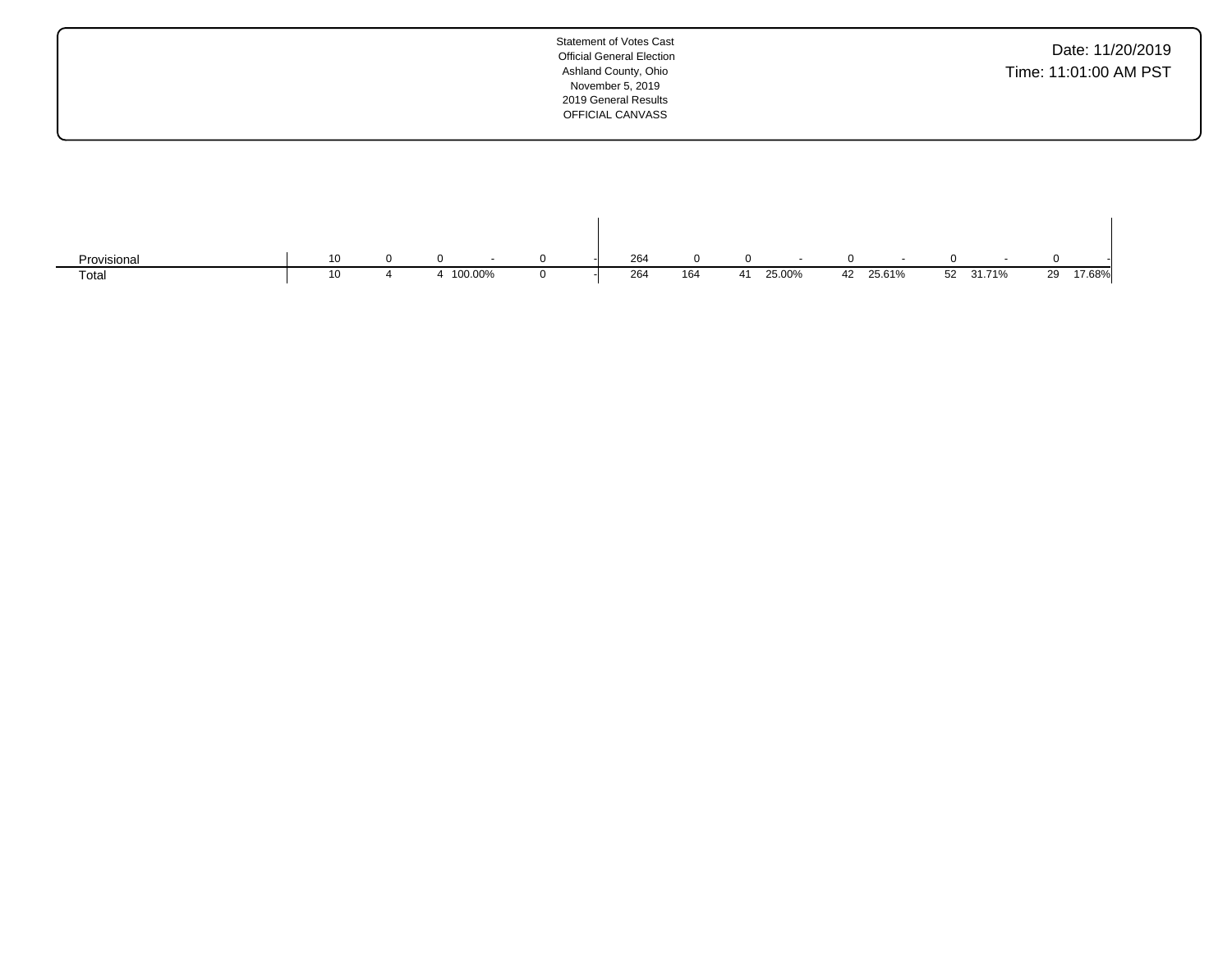Statement of Votes Cast
Official General Election
Ashland County, Ohio
November 5, 2019
2019 General Results
OFFICIAL CANVASS

Date: 11/20/2019
Time: 11:01:00 AM PST

| | | | | | | | | | | | | | | | | | | |
|---|---|---|---|---|---|---|---|---|---|---|---|---|---|---|---|---|---|---|
| Provisional | 10 | 0 | 0 | - | 0 | - | 264 | 0 | 0 | - | 0 | - | 0 | - | 0 | - |
| Total | 10 | 4 | 4 | 100.00% | 0 | - | 264 | 164 | 41 | 25.00% | 42 | 25.61% | 52 | 31.71% | 29 | 17.68% |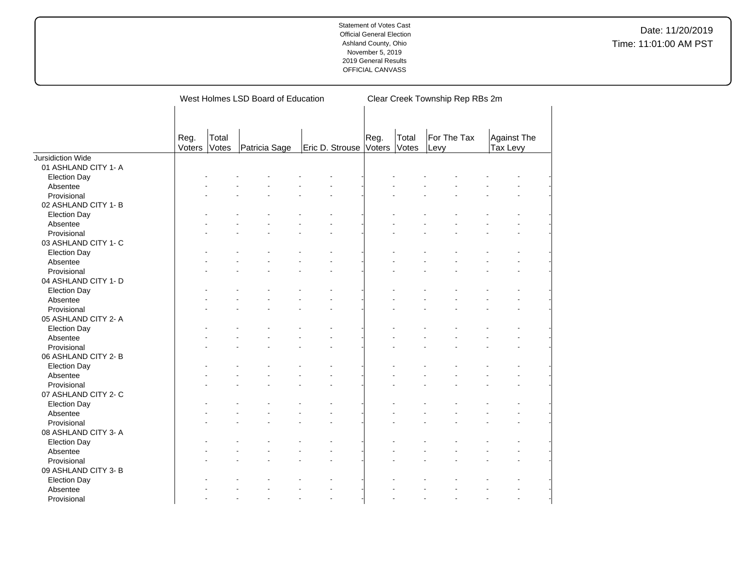Statement of Votes Cast
Official General Election
Ashland County, Ohio
November 5, 2019
2019 General Results
OFFICIAL CANVASS

Date: 11/20/2019
Time: 11:01:00 AM PST

| | West Holmes LSD Board of Education | | | | Clear Creek Township Rep RBs 2m | | | |
|---|---|---|---|---|---|---|---|---|
| | Reg. Voters | Total Votes | Patricia Sage | Eric D. Strouse | Reg. Voters | Total Votes | For The Tax Levy | Against The Tax Levy |
| Jursidiction Wide | | | | | | | | |
| 01 ASHLAND CITY 1- A | | | | | | | | |
| Election Day | - | - | - | - | - | - | - | - |
| Absentee | - | - | - | - | - | - | - | - |
| Provisional | - | - | - | - | - | - | - | - |
| 02 ASHLAND CITY 1- B | | | | | | | | |
| Election Day | - | - | - | - | - | - | - | - |
| Absentee | - | - | - | - | - | - | - | - |
| Provisional | - | - | - | - | - | - | - | - |
| 03 ASHLAND CITY 1- C | | | | | | | | |
| Election Day | - | - | - | - | - | - | - | - |
| Absentee | - | - | - | - | - | - | - | - |
| Provisional | - | - | - | - | - | - | - | - |
| 04 ASHLAND CITY 1- D | | | | | | | | |
| Election Day | - | - | - | - | - | - | - | - |
| Absentee | - | - | - | - | - | - | - | - |
| Provisional | - | - | - | - | - | - | - | - |
| 05 ASHLAND CITY 2- A | | | | | | | | |
| Election Day | - | - | - | - | - | - | - | - |
| Absentee | - | - | - | - | - | - | - | - |
| Provisional | - | - | - | - | - | - | - | - |
| 06 ASHLAND CITY 2- B | | | | | | | | |
| Election Day | - | - | - | - | - | - | - | - |
| Absentee | - | - | - | - | - | - | - | - |
| Provisional | - | - | - | - | - | - | - | - |
| 07 ASHLAND CITY 2- C | | | | | | | | |
| Election Day | - | - | - | - | - | - | - | - |
| Absentee | - | - | - | - | - | - | - | - |
| Provisional | - | - | - | - | - | - | - | - |
| 08 ASHLAND CITY 3- A | | | | | | | | |
| Election Day | - | - | - | - | - | - | - | - |
| Absentee | - | - | - | - | - | - | - | - |
| Provisional | - | - | - | - | - | - | - | - |
| 09 ASHLAND CITY 3- B | | | | | | | | |
| Election Day | - | - | - | - | - | - | - | - |
| Absentee | - | - | - | - | - | - | - | - |
| Provisional | - | - | - | - | - | - | - | - |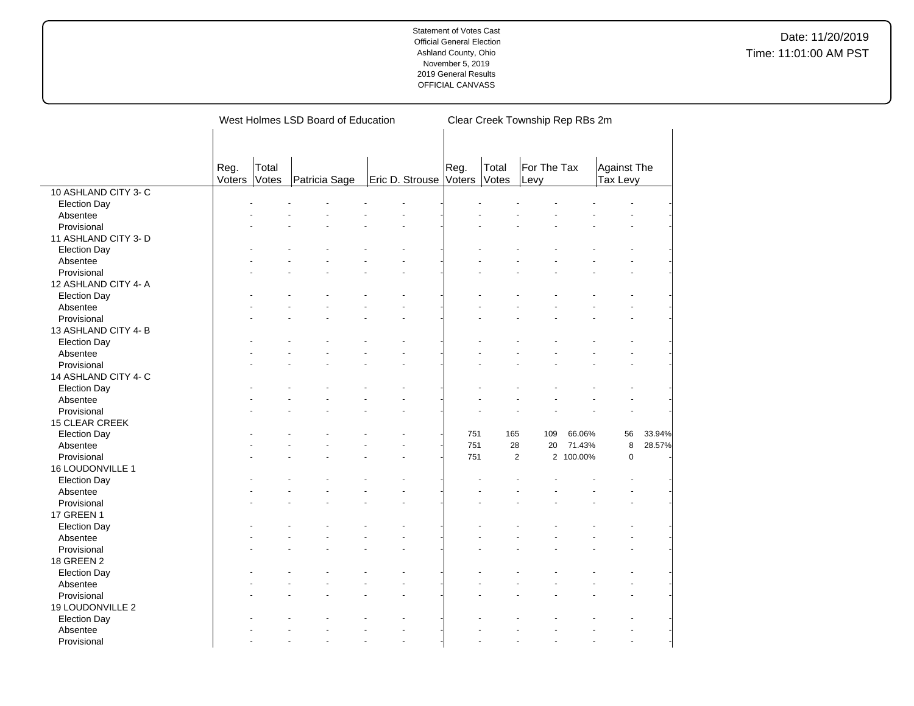Statement of Votes Cast
Official General Election
Ashland County, Ohio
November 5, 2019
2019 General Results
OFFICIAL CANVASS

Date: 11/20/2019
Time: 11:01:00 AM PST

| | West Holmes LSD Board of Education | | | | | | Clear Creek Township Rep RBs 2m | | | | | |
|---|---|---|---|---|---|---|---|---|---|---|---|---|
| | Reg. Voters | Total Votes | Patricia Sage | | Eric D. Strouse | | Reg. Voters | Total Votes | For The Tax Levy | | Against The Tax Levy | |
| 10 ASHLAND CITY 3- C | | | | | | | | | | | | |
| Election Day | - | - | - | - | - | - | - | - | - | - | - | - |
| Absentee | - | - | - | - | - | - | - | - | - | - | - | - |
| Provisional | - | - | - | - | - | - | - | - | - | - | - | - |
| 11 ASHLAND CITY 3- D | | | | | | | | | | | | |
| Election Day | - | - | - | - | - | - | - | - | - | - | - | - |
| Absentee | - | - | - | - | - | - | - | - | - | - | - | - |
| Provisional | - | - | - | - | - | - | - | - | - | - | - | - |
| 12 ASHLAND CITY 4- A | | | | | | | | | | | | |
| Election Day | - | - | - | - | - | - | - | - | - | - | - | - |
| Absentee | - | - | - | - | - | - | - | - | - | - | - | - |
| Provisional | - | - | - | - | - | - | - | - | - | - | - | - |
| 13 ASHLAND CITY 4- B | | | | | | | | | | | | |
| Election Day | - | - | - | - | - | - | - | - | - | - | - | - |
| Absentee | - | - | - | - | - | - | - | - | - | - | - | - |
| Provisional | - | - | - | - | - | - | - | - | - | - | - | - |
| 14 ASHLAND CITY 4- C | | | | | | | | | | | | |
| Election Day | - | - | - | - | - | - | - | - | - | - | - | - |
| Absentee | - | - | - | - | - | - | - | - | - | - | - | - |
| Provisional | - | - | - | - | - | - | - | - | - | - | - | - |
| 15 CLEAR CREEK | | | | | | | | | | | | |
| Election Day | - | - | - | - | - | - | 751 | 165 | 109 | 66.06% | 56 | 33.94% |
| Absentee | - | - | - | - | - | - | 751 | 28 | 20 | 71.43% | 8 | 28.57% |
| Provisional | - | - | - | - | - | - | 751 | 2 | 2 | 100.00% | 0 | - |
| 16 LOUDONVILLE 1 | | | | | | | | | | | | |
| Election Day | - | - | - | - | - | - | - | - | - | - | - | - |
| Absentee | - | - | - | - | - | - | - | - | - | - | - | - |
| Provisional | - | - | - | - | - | - | - | - | - | - | - | - |
| 17 GREEN 1 | | | | | | | | | | | | |
| Election Day | - | - | - | - | - | - | - | - | - | - | - | - |
| Absentee | - | - | - | - | - | - | - | - | - | - | - | - |
| Provisional | - | - | - | - | - | - | - | - | - | - | - | - |
| 18 GREEN 2 | | | | | | | | | | | | |
| Election Day | - | - | - | - | - | - | - | - | - | - | - | - |
| Absentee | - | - | - | - | - | - | - | - | - | - | - | - |
| Provisional | - | - | - | - | - | - | - | - | - | - | - | - |
| 19 LOUDONVILLE 2 | | | | | | | | | | | | |
| Election Day | - | - | - | - | - | - | - | - | - | - | - | - |
| Absentee | - | - | - | - | - | - | - | - | - | - | - | - |
| Provisional | - | - | - | - | - | - | - | - | - | - | - | - |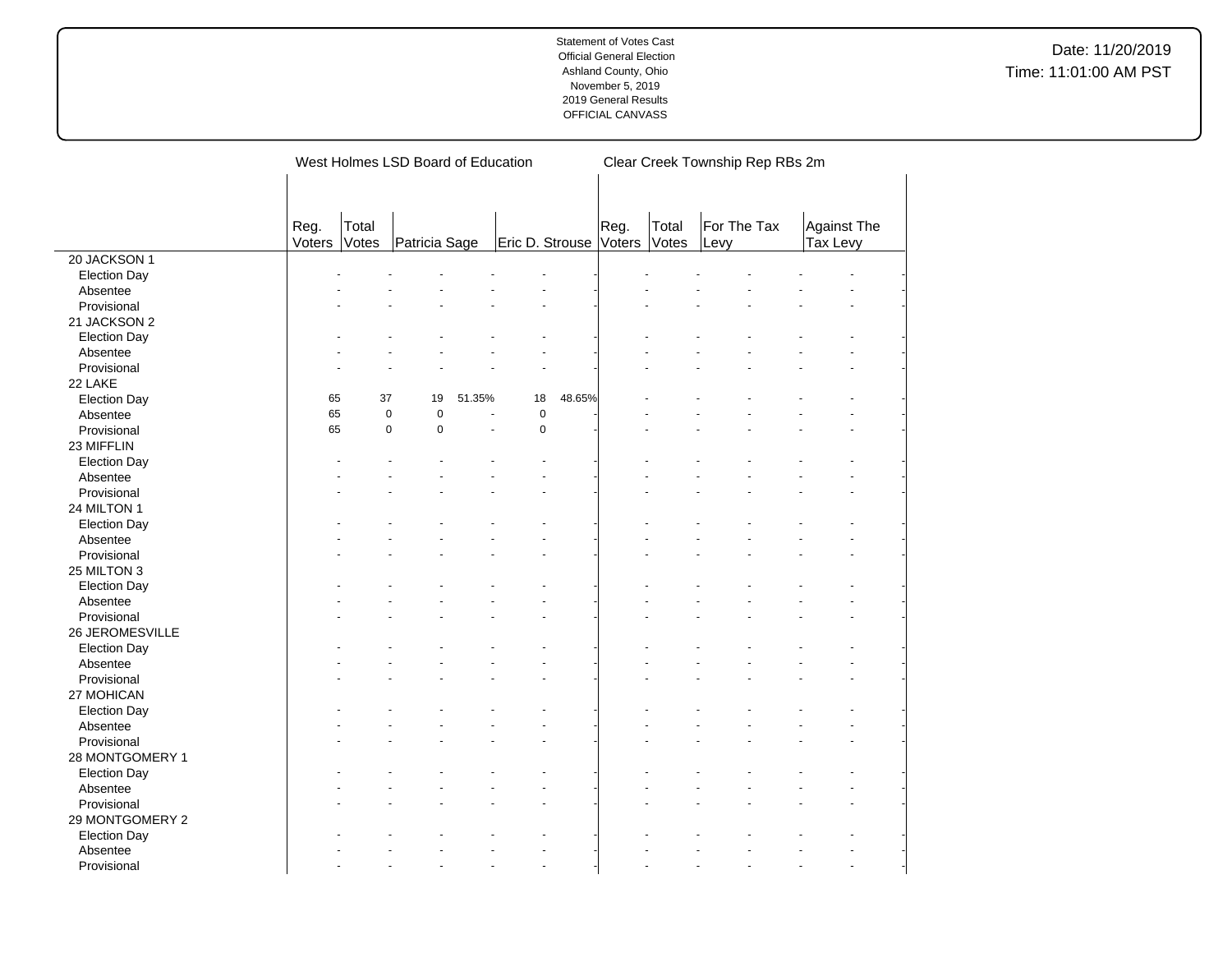Statement of Votes Cast
Official General Election
Ashland County, Ohio
November 5, 2019
2019 General Results
OFFICIAL CANVASS

Date: 11/20/2019
Time: 11:01:00 AM PST

| | West Holmes LSD Board of Education | | | | | | Clear Creek Township Rep RBs 2m | | | | | |
|---|---|---|---|---|---|---|---|---|---|---|---|---|
| | Reg. Voters | Total Votes | Patricia Sage | | Eric D. Strouse | | Reg. Voters | Total Votes | For The Tax Levy | | Against The Tax Levy | |
| **20 JACKSON 1** | | | | | | | | | | | | |
| Election Day | - | - | - | - | - | - | - | - | - | - | - | - |
| Absentee | - | - | - | - | - | - | - | - | - | - | - | - |
| Provisional | - | - | - | - | - | - | - | - | - | - | - | - |
| **21 JACKSON 2** | | | | | | | | | | | | |
| Election Day | - | - | - | - | - | - | - | - | - | - | - | - |
| Absentee | - | - | - | - | - | - | - | - | - | - | - | - |
| Provisional | - | - | - | - | - | - | - | - | - | - | - | - |
| **22 LAKE** | | | | | | | | | | | | |
| Election Day | 65 | 37 | 19 | 51.35% | 18 | 48.65% | - | - | - | - | - | - |
| Absentee | 65 | 0 | 0 | - | 0 | - | - | - | - | - | - | - |
| Provisional | 65 | 0 | 0 | - | 0 | - | - | - | - | - | - | - |
| **23 MIFFLIN** | | | | | | | | | | | | |
| Election Day | - | - | - | - | - | - | - | - | - | - | - | - |
| Absentee | - | - | - | - | - | - | - | - | - | - | - | - |
| Provisional | - | - | - | - | - | - | - | - | - | - | - | - |
| **24 MILTON 1** | | | | | | | | | | | | |
| Election Day | - | - | - | - | - | - | - | - | - | - | - | - |
| Absentee | - | - | - | - | - | - | - | - | - | - | - | - |
| Provisional | - | - | - | - | - | - | - | - | - | - | - | - |
| **25 MILTON 3** | | | | | | | | | | | | |
| Election Day | - | - | - | - | - | - | - | - | - | - | - | - |
| Absentee | - | - | - | - | - | - | - | - | - | - | - | - |
| Provisional | - | - | - | - | - | - | - | - | - | - | - | - |
| **26 JEROMESVILLE** | | | | | | | | | | | | |
| Election Day | - | - | - | - | - | - | - | - | - | - | - | - |
| Absentee | - | - | - | - | - | - | - | - | - | - | - | - |
| Provisional | - | - | - | - | - | - | - | - | - | - | - | - |
| **27 MOHICAN** | | | | | | | | | | | | |
| Election Day | - | - | - | - | - | - | - | - | - | - | - | - |
| Absentee | - | - | - | - | - | - | - | - | - | - | - | - |
| Provisional | - | - | - | - | - | - | - | - | - | - | - | - |
| **28 MONTGOMERY 1** | | | | | | | | | | | | |
| Election Day | - | - | - | - | - | - | - | - | - | - | - | - |
| Absentee | - | - | - | - | - | - | - | - | - | - | - | - |
| Provisional | - | - | - | - | - | - | - | - | - | - | - | - |
| **29 MONTGOMERY 2** | | | | | | | | | | | | |
| Election Day | - | - | - | - | - | - | - | - | - | - | - | - |
| Absentee | - | - | - | - | - | - | - | - | - | - | - | - |
| Provisional | - | - | - | - | - | - | - | - | - | - | - | - |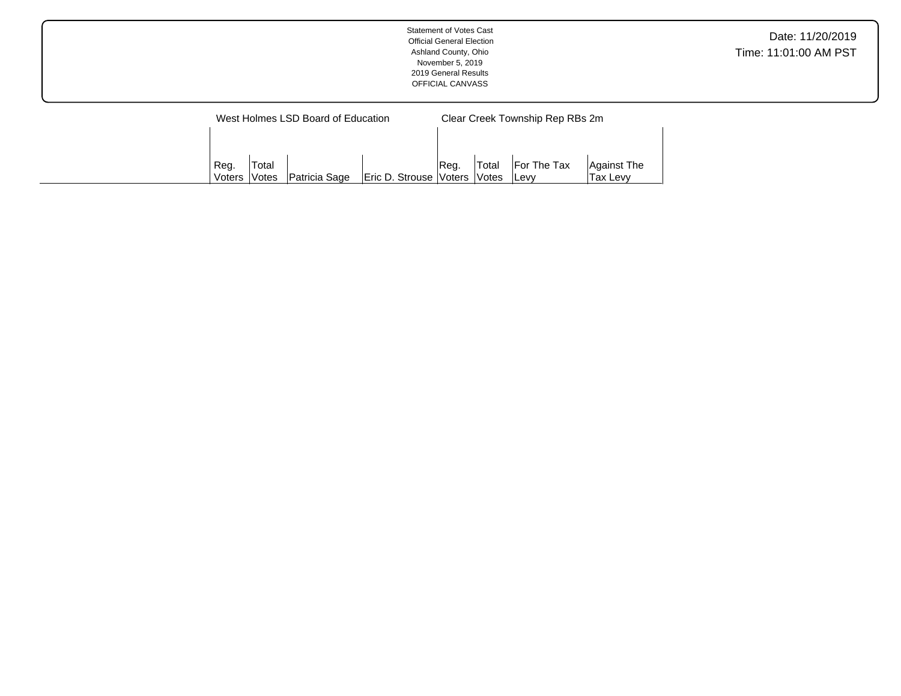Statement of Votes Cast
Official General Election
Ashland County, Ohio
November 5, 2019
2019 General Results
OFFICIAL CANVASS

Date: 11/20/2019
Time: 11:01:00 AM PST

| | West Holmes LSD Board of Education | | | | Clear Creek Township Rep RBs 2m | | | |
|---|---|---|---|---|---|---|---|---|
| | Reg. Voters | Total Votes | Patricia Sage | Eric D. Strouse | Reg. Voters | Total Votes | For The Tax Levy | Against The Tax Levy |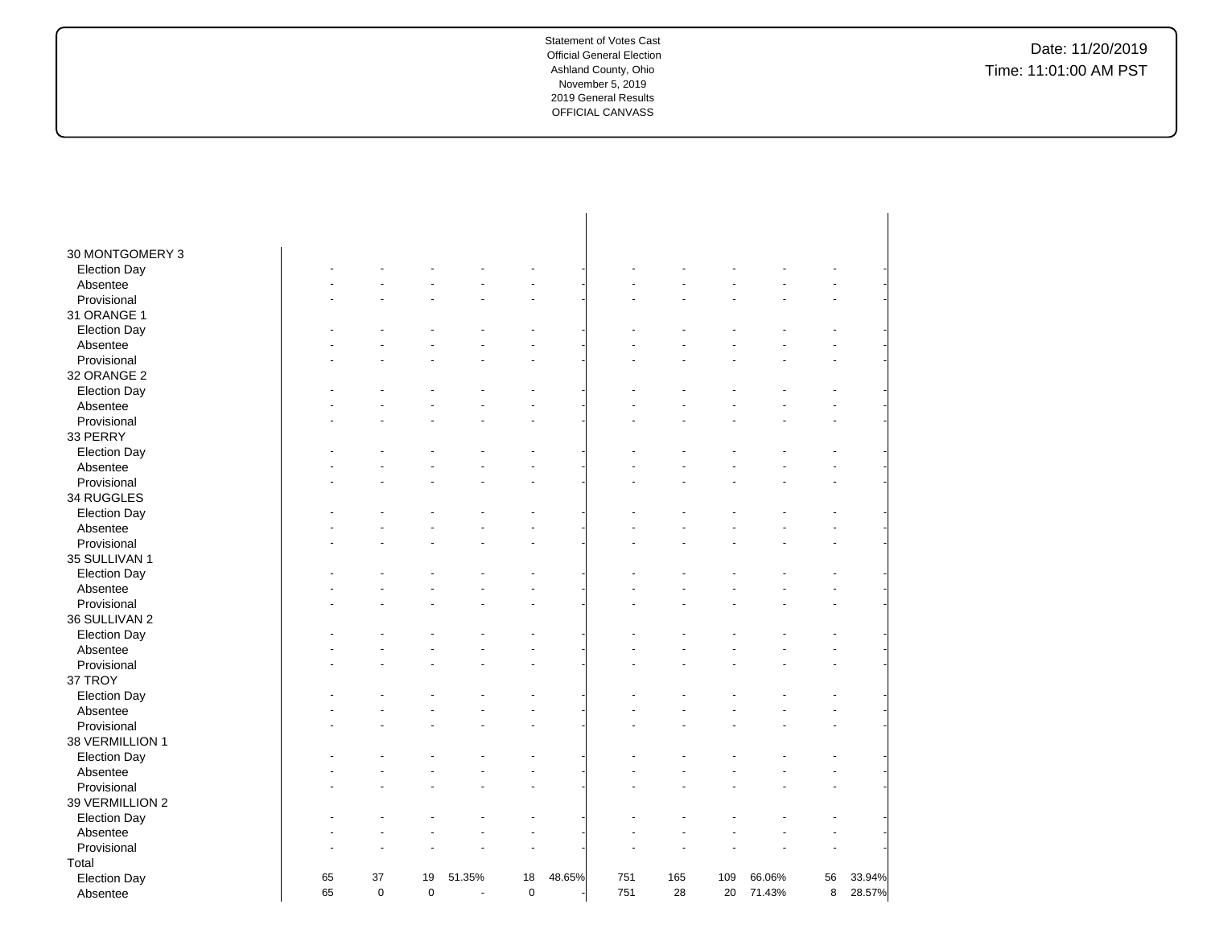Statement of Votes Cast
Official General Election
Ashland County, Ohio
November 5, 2019
2019 General Results
OFFICIAL CANVASS

Date: 11/20/2019
Time: 11:01:00 AM PST

| | | | | | | | | | | | | |
|---|---|---|---|---|---|---|---|---|---|---|---|---|
| 30 MONTGOMERY 3 | | | | | | | | | | | | |
| Election Day | - | - | - | - | - | - | - | - | - | - | - | - |
| Absentee | - | - | - | - | - | - | - | - | - | - | - | - |
| Provisional | - | - | - | - | - | - | - | - | - | - | - | - |
| 31 ORANGE 1 | | | | | | | | | | | | |
| Election Day | - | - | - | - | - | - | - | - | - | - | - | - |
| Absentee | - | - | - | - | - | - | - | - | - | - | - | - |
| Provisional | - | - | - | - | - | - | - | - | - | - | - | - |
| 32 ORANGE 2 | | | | | | | | | | | | |
| Election Day | - | - | - | - | - | - | - | - | - | - | - | - |
| Absentee | - | - | - | - | - | - | - | - | - | - | - | - |
| Provisional | - | - | - | - | - | - | - | - | - | - | - | - |
| 33 PERRY | | | | | | | | | | | | |
| Election Day | - | - | - | - | - | - | - | - | - | - | - | - |
| Absentee | - | - | - | - | - | - | - | - | - | - | - | - |
| Provisional | - | - | - | - | - | - | - | - | - | - | - | - |
| 34 RUGGLES | | | | | | | | | | | | |
| Election Day | - | - | - | - | - | - | - | - | - | - | - | - |
| Absentee | - | - | - | - | - | - | - | - | - | - | - | - |
| Provisional | - | - | - | - | - | - | - | - | - | - | - | - |
| 35 SULLIVAN 1 | | | | | | | | | | | | |
| Election Day | - | - | - | - | - | - | - | - | - | - | - | - |
| Absentee | - | - | - | - | - | - | - | - | - | - | - | - |
| Provisional | - | - | - | - | - | - | - | - | - | - | - | - |
| 36 SULLIVAN 2 | | | | | | | | | | | | |
| Election Day | - | - | - | - | - | - | - | - | - | - | - | - |
| Absentee | - | - | - | - | - | - | - | - | - | - | - | - |
| Provisional | - | - | - | - | - | - | - | - | - | - | - | - |
| 37 TROY | | | | | | | | | | | | |
| Election Day | - | - | - | - | - | - | - | - | - | - | - | - |
| Absentee | - | - | - | - | - | - | - | - | - | - | - | - |
| Provisional | - | - | - | - | - | - | - | - | - | - | - | - |
| 38 VERMILLION 1 | | | | | | | | | | | | |
| Election Day | - | - | - | - | - | - | - | - | - | - | - | - |
| Absentee | - | - | - | - | - | - | - | - | - | - | - | - |
| Provisional | - | - | - | - | - | - | - | - | - | - | - | - |
| 39 VERMILLION 2 | | | | | | | | | | | | |
| Election Day | - | - | - | - | - | - | - | - | - | - | - | - |
| Absentee | - | - | - | - | - | - | - | - | - | - | - | - |
| Provisional | - | - | - | - | - | - | - | - | - | - | - | - |
| Total | | | | | | | | | | | | |
| Election Day | 65 | 37 | 19 | 51.35% | 18 | 48.65% | 751 | 165 | 109 | 66.06% | 56 | 33.94% |
| Absentee | 65 | 0 | 0 | - | 0 | - | 751 | 28 | 20 | 71.43% | 8 | 28.57% |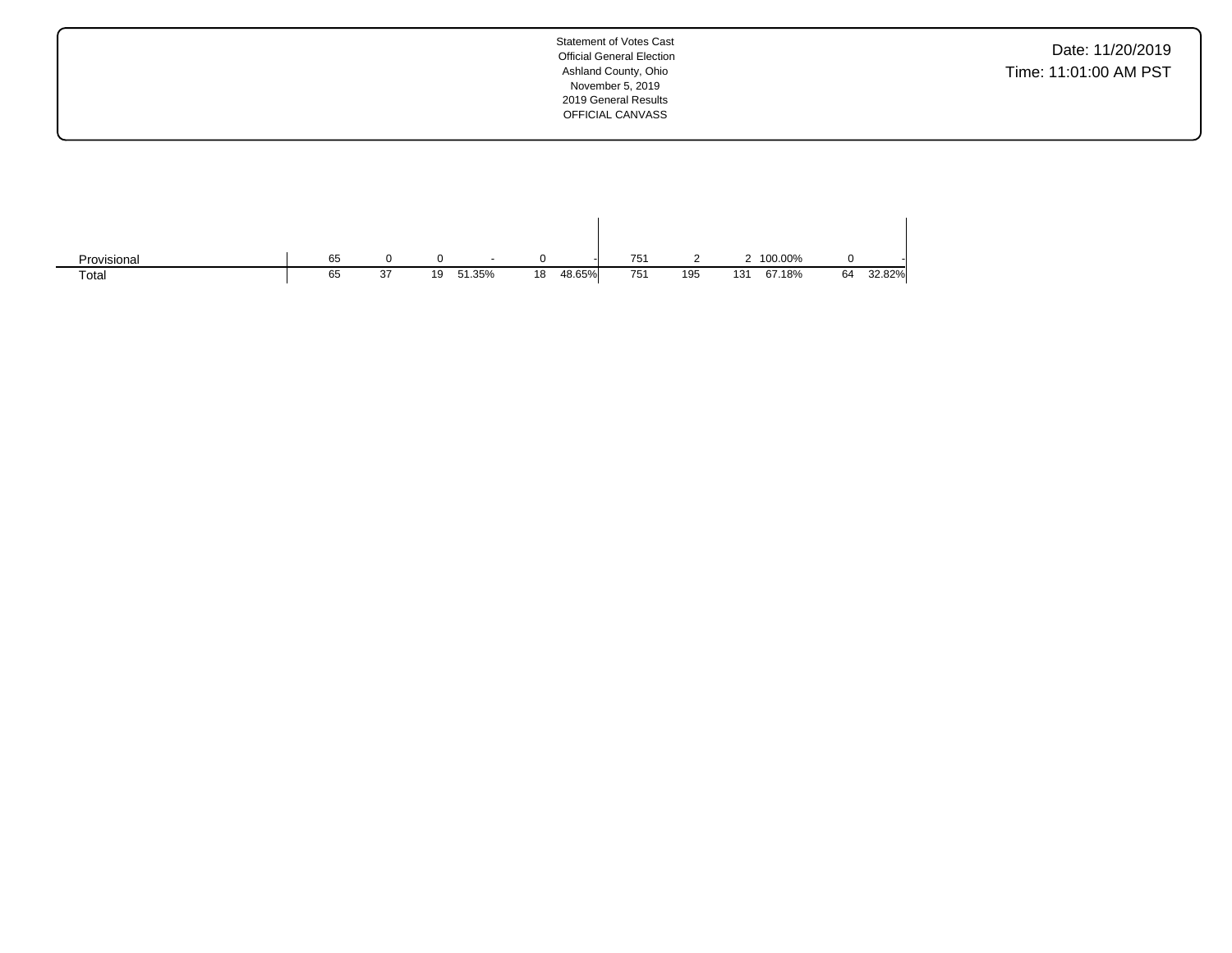Statement of Votes Cast
Official General Election
Ashland County, Ohio
November 5, 2019
2019 General Results
OFFICIAL CANVASS

Date: 11/20/2019
Time: 11:01:00 AM PST

| | | | | | | | | | | | | |
|---|---|---|---|---|---|---|---|---|---|---|---|---|
| Provisional | 65 | 0 | 0 | - | 0 | - | 751 | 2 | 2 | 100.00% | 0 | - |
| Total | 65 | 37 | 19 | 51.35% | 18 | 48.65% | 751 | 195 | 131 | 67.18% | 64 | 32.82% |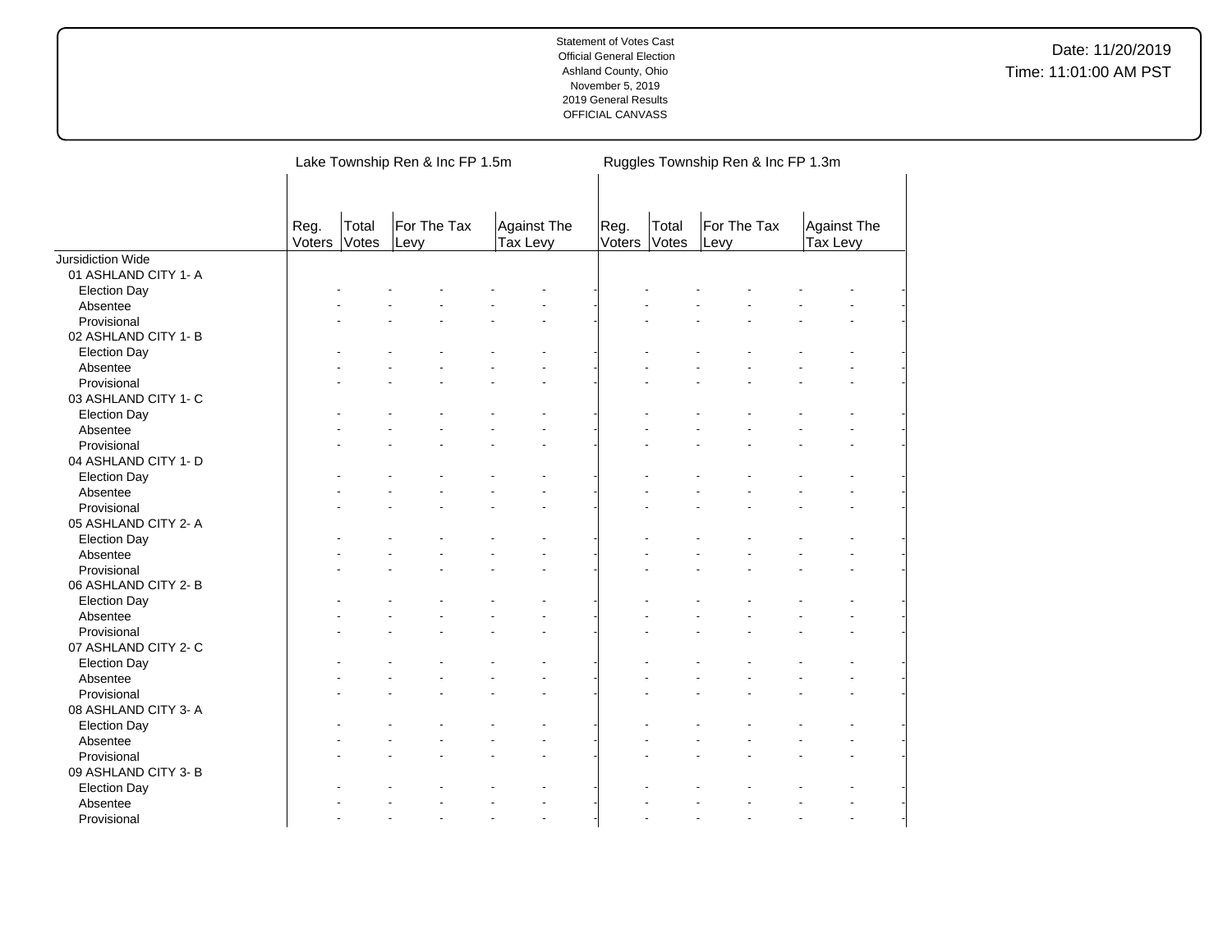Statement of Votes Cast
Official General Election
Ashland County, Ohio
November 5, 2019
2019 General Results
OFFICIAL CANVASS

Date: 11/20/2019
Time: 11:01:00 AM PST

| | Lake Township Ren & Inc FP 1.5m | | | | | | Ruggles Township Ren & Inc FP 1.3m | | | | | |
|---|---|---|---|---|---|---|---|---|---|---|---|---|
| | Reg. Voters | Total Votes | For The Tax Levy | | Against The Tax Levy | | Reg. Voters | Total Votes | For The Tax Levy | | Against The Tax Levy | |
| Jursidiction Wide | | | | | | | | | | | | |
| 01 ASHLAND CITY 1- A | | | | | | | | | | | | |
| Election Day | - | - | - | - | - | - | - | - | - | - | - | - |
| Absentee | - | - | - | - | - | - | - | - | - | - | - | - |
| Provisional | - | - | - | - | - | - | - | - | - | - | - | - |
| 02 ASHLAND CITY 1- B | | | | | | | | | | | | |
| Election Day | - | - | - | - | - | - | - | - | - | - | - | - |
| Absentee | - | - | - | - | - | - | - | - | - | - | - | - |
| Provisional | - | - | - | - | - | - | - | - | - | - | - | - |
| 03 ASHLAND CITY 1- C | | | | | | | | | | | | |
| Election Day | - | - | - | - | - | - | - | - | - | - | - | - |
| Absentee | - | - | - | - | - | - | - | - | - | - | - | - |
| Provisional | - | - | - | - | - | - | - | - | - | - | - | - |
| 04 ASHLAND CITY 1- D | | | | | | | | | | | | |
| Election Day | - | - | - | - | - | - | - | - | - | - | - | - |
| Absentee | - | - | - | - | - | - | - | - | - | - | - | - |
| Provisional | - | - | - | - | - | - | - | - | - | - | - | - |
| 05 ASHLAND CITY 2- A | | | | | | | | | | | | |
| Election Day | - | - | - | - | - | - | - | - | - | - | - | - |
| Absentee | - | - | - | - | - | - | - | - | - | - | - | - |
| Provisional | - | - | - | - | - | - | - | - | - | - | - | - |
| 06 ASHLAND CITY 2- B | | | | | | | | | | | | |
| Election Day | - | - | - | - | - | - | - | - | - | - | - | - |
| Absentee | - | - | - | - | - | - | - | - | - | - | - | - |
| Provisional | - | - | - | - | - | - | - | - | - | - | - | - |
| 07 ASHLAND CITY 2- C | | | | | | | | | | | | |
| Election Day | - | - | - | - | - | - | - | - | - | - | - | - |
| Absentee | - | - | - | - | - | - | - | - | - | - | - | - |
| Provisional | - | - | - | - | - | - | - | - | - | - | - | - |
| 08 ASHLAND CITY 3- A | | | | | | | | | | | | |
| Election Day | - | - | - | - | - | - | - | - | - | - | - | - |
| Absentee | - | - | - | - | - | - | - | - | - | - | - | - |
| Provisional | - | - | - | - | - | - | - | - | - | - | - | - |
| 09 ASHLAND CITY 3- B | | | | | | | | | | | | |
| Election Day | - | - | - | - | - | - | - | - | - | - | - | - |
| Absentee | - | - | - | - | - | - | - | - | - | - | - | - |
| Provisional | - | - | - | - | - | - | - | - | - | - | - | - |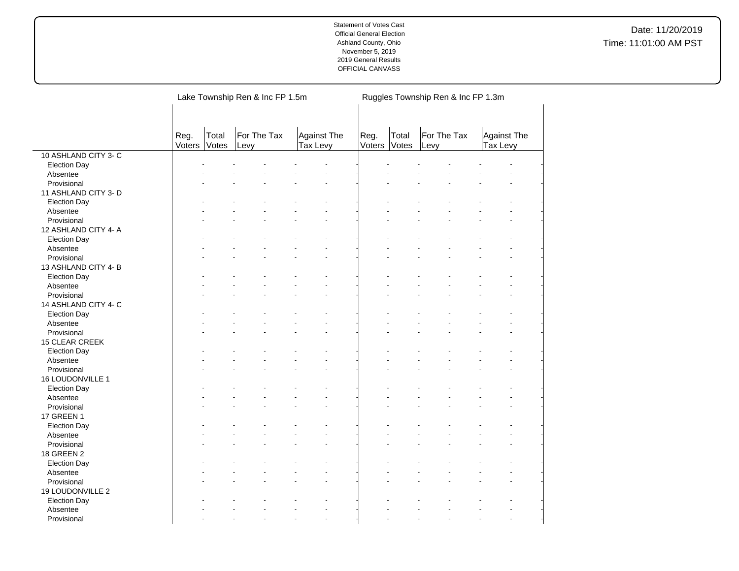Statement of Votes Cast
Official General Election
Ashland County, Ohio
November 5, 2019
2019 General Results
OFFICIAL CANVASS

Date: 11/20/2019
Time: 11:01:00 AM PST

| | Lake Township Ren & Inc FP 1.5m | | | | | | Ruggles Township Ren & Inc FP 1.3m | | | | | |
|---|---|---|---|---|---|---|---|---|---|---|---|---|
| | Reg. Voters | Total Votes | For The Tax Levy | | Against The Tax Levy | | Reg. Voters | Total Votes | For The Tax Levy | | Against The Tax Levy | |
| 10 ASHLAND CITY 3- C | | | | | | | | | | | | |
| Election Day | - | - | - | - | - | - | - | - | - | - | - | - |
| Absentee | - | - | - | - | - | - | - | - | - | - | - | - |
| Provisional | - | - | - | - | - | - | - | - | - | - | - | - |
| 11 ASHLAND CITY 3- D | | | | | | | | | | | | |
| Election Day | - | - | - | - | - | - | - | - | - | - | - | - |
| Absentee | - | - | - | - | - | - | - | - | - | - | - | - |
| Provisional | - | - | - | - | - | - | - | - | - | - | - | - |
| 12 ASHLAND CITY 4- A | | | | | | | | | | | | |
| Election Day | - | - | - | - | - | - | - | - | - | - | - | - |
| Absentee | - | - | - | - | - | - | - | - | - | - | - | - |
| Provisional | - | - | - | - | - | - | - | - | - | - | - | - |
| 13 ASHLAND CITY 4- B | | | | | | | | | | | | |
| Election Day | - | - | - | - | - | - | - | - | - | - | - | - |
| Absentee | - | - | - | - | - | - | - | - | - | - | - | - |
| Provisional | - | - | - | - | - | - | - | - | - | - | - | - |
| 14 ASHLAND CITY 4- C | | | | | | | | | | | | |
| Election Day | - | - | - | - | - | - | - | - | - | - | - | - |
| Absentee | - | - | - | - | - | - | - | - | - | - | - | - |
| Provisional | - | - | - | - | - | - | - | - | - | - | - | - |
| 15 CLEAR CREEK | | | | | | | | | | | | |
| Election Day | - | - | - | - | - | - | - | - | - | - | - | - |
| Absentee | - | - | - | - | - | - | - | - | - | - | - | - |
| Provisional | - | - | - | - | - | - | - | - | - | - | - | - |
| 16 LOUDONVILLE 1 | | | | | | | | | | | | |
| Election Day | - | - | - | - | - | - | - | - | - | - | - | - |
| Absentee | - | - | - | - | - | - | - | - | - | - | - | - |
| Provisional | - | - | - | - | - | - | - | - | - | - | - | - |
| 17 GREEN 1 | | | | | | | | | | | | |
| Election Day | - | - | - | - | - | - | - | - | - | - | - | - |
| Absentee | - | - | - | - | - | - | - | - | - | - | - | - |
| Provisional | - | - | - | - | - | - | - | - | - | - | - | - |
| 18 GREEN 2 | | | | | | | | | | | | |
| Election Day | - | - | - | - | - | - | - | - | - | - | - | - |
| Absentee | - | - | - | - | - | - | - | - | - | - | - | - |
| Provisional | - | - | - | - | - | - | - | - | - | - | - | - |
| 19 LOUDONVILLE 2 | | | | | | | | | | | | |
| Election Day | - | - | - | - | - | - | - | - | - | - | - | - |
| Absentee | - | - | - | - | - | - | - | - | - | - | - | - |
| Provisional | - | - | - | - | - | - | - | - | - | - | - | - |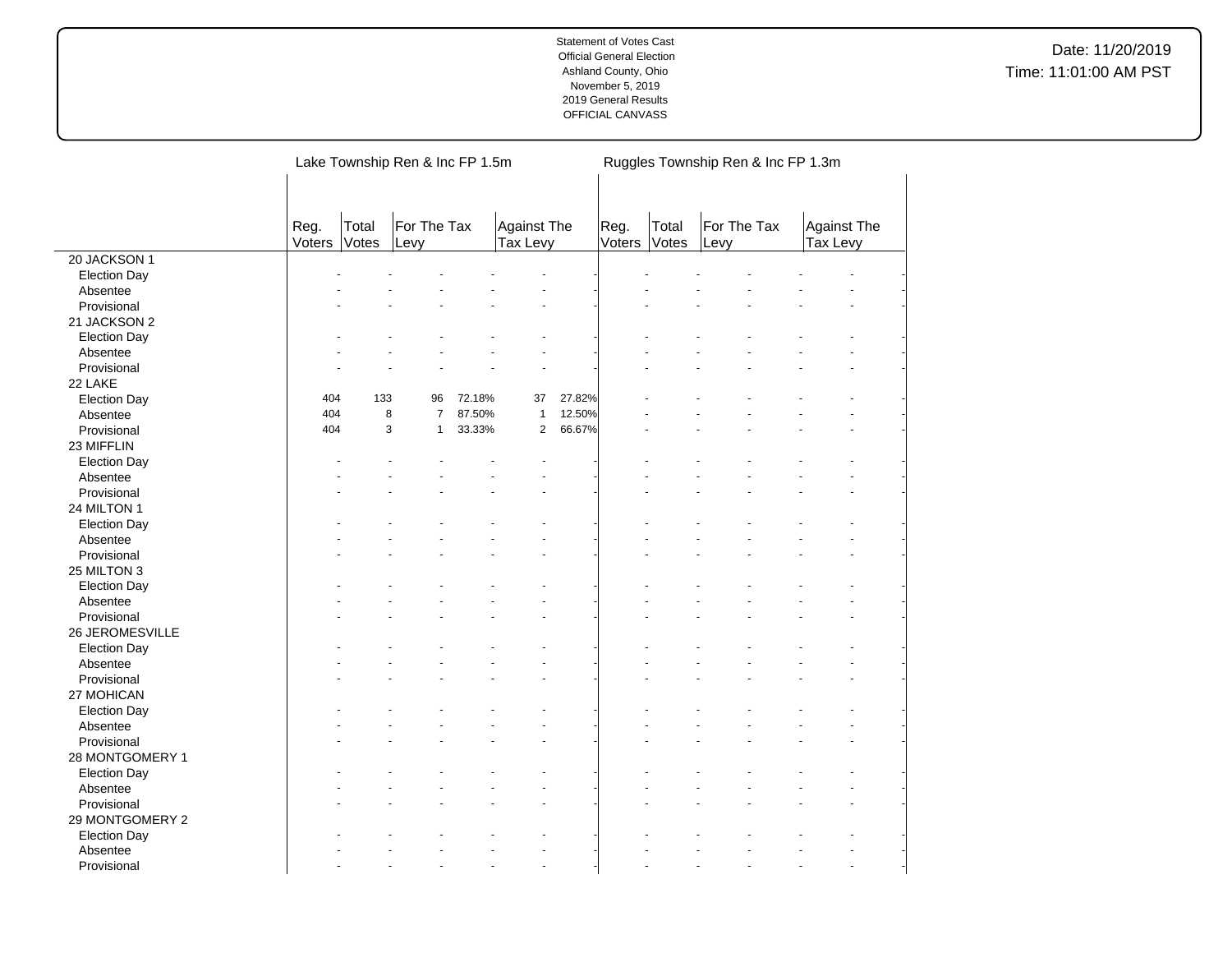Statement of Votes Cast
Official General Election
Ashland County, Ohio
November 5, 2019
2019 General Results
OFFICIAL CANVASS

Date: 11/20/2019
Time: 11:01:00 AM PST

| | Lake Township Ren & Inc FP 1.5m | | | | | | Ruggles Township Ren & Inc FP 1.3m | | | | | |
|---|---|---|---|---|---|---|---|---|---|---|---|---|
| | Reg. Voters | Total Votes | For The Tax Levy | | Against The Tax Levy | | Reg. Voters | Total Votes | For The Tax Levy | | Against The Tax Levy | |
| **20 JACKSON 1** | | | | | | | | | | | | |
| Election Day | - | - | - | - | - | - | - | - | - | - | - | - |
| Absentee | - | - | - | - | - | - | - | - | - | - | - | - |
| Provisional | - | - | - | - | - | - | - | - | - | - | - | - |
| **21 JACKSON 2** | | | | | | | | | | | | |
| Election Day | - | - | - | - | - | - | - | - | - | - | - | - |
| Absentee | - | - | - | - | - | - | - | - | - | - | - | - |
| Provisional | - | - | - | - | - | - | - | - | - | - | - | - |
| **22 LAKE** | | | | | | | | | | | | |
| Election Day | 404 | 133 | 96 | 72.18% | 37 | 27.82% | - | - | - | - | - | - |
| Absentee | 404 | 8 | 7 | 87.50% | 1 | 12.50% | - | - | - | - | - | - |
| Provisional | 404 | 3 | 1 | 33.33% | 2 | 66.67% | - | - | - | - | - | - |
| **23 MIFFLIN** | | | | | | | | | | | | |
| Election Day | - | - | - | - | - | - | - | - | - | - | - | - |
| Absentee | - | - | - | - | - | - | - | - | - | - | - | - |
| Provisional | - | - | - | - | - | - | - | - | - | - | - | - |
| **24 MILTON 1** | | | | | | | | | | | | |
| Election Day | - | - | - | - | - | - | - | - | - | - | - | - |
| Absentee | - | - | - | - | - | - | - | - | - | - | - | - |
| Provisional | - | - | - | - | - | - | - | - | - | - | - | - |
| **25 MILTON 3** | | | | | | | | | | | | |
| Election Day | - | - | - | - | - | - | - | - | - | - | - | - |
| Absentee | - | - | - | - | - | - | - | - | - | - | - | - |
| Provisional | - | - | - | - | - | - | - | - | - | - | - | - |
| **26 JEROMESVILLE** | | | | | | | | | | | | |
| Election Day | - | - | - | - | - | - | - | - | - | - | - | - |
| Absentee | - | - | - | - | - | - | - | - | - | - | - | - |
| Provisional | - | - | - | - | - | - | - | - | - | - | - | - |
| **27 MOHICAN** | | | | | | | | | | | | |
| Election Day | - | - | - | - | - | - | - | - | - | - | - | - |
| Absentee | - | - | - | - | - | - | - | - | - | - | - | - |
| Provisional | - | - | - | - | - | - | - | - | - | - | - | - |
| **28 MONTGOMERY 1** | | | | | | | | | | | | |
| Election Day | - | - | - | - | - | - | - | - | - | - | - | - |
| Absentee | - | - | - | - | - | - | - | - | - | - | - | - |
| Provisional | - | - | - | - | - | - | - | - | - | - | - | - |
| **29 MONTGOMERY 2** | | | | | | | | | | | | |
| Election Day | - | - | - | - | - | - | - | - | - | - | - | - |
| Absentee | - | - | - | - | - | - | - | - | - | - | - | - |
| Provisional | - | - | - | - | - | - | - | - | - | - | - | - |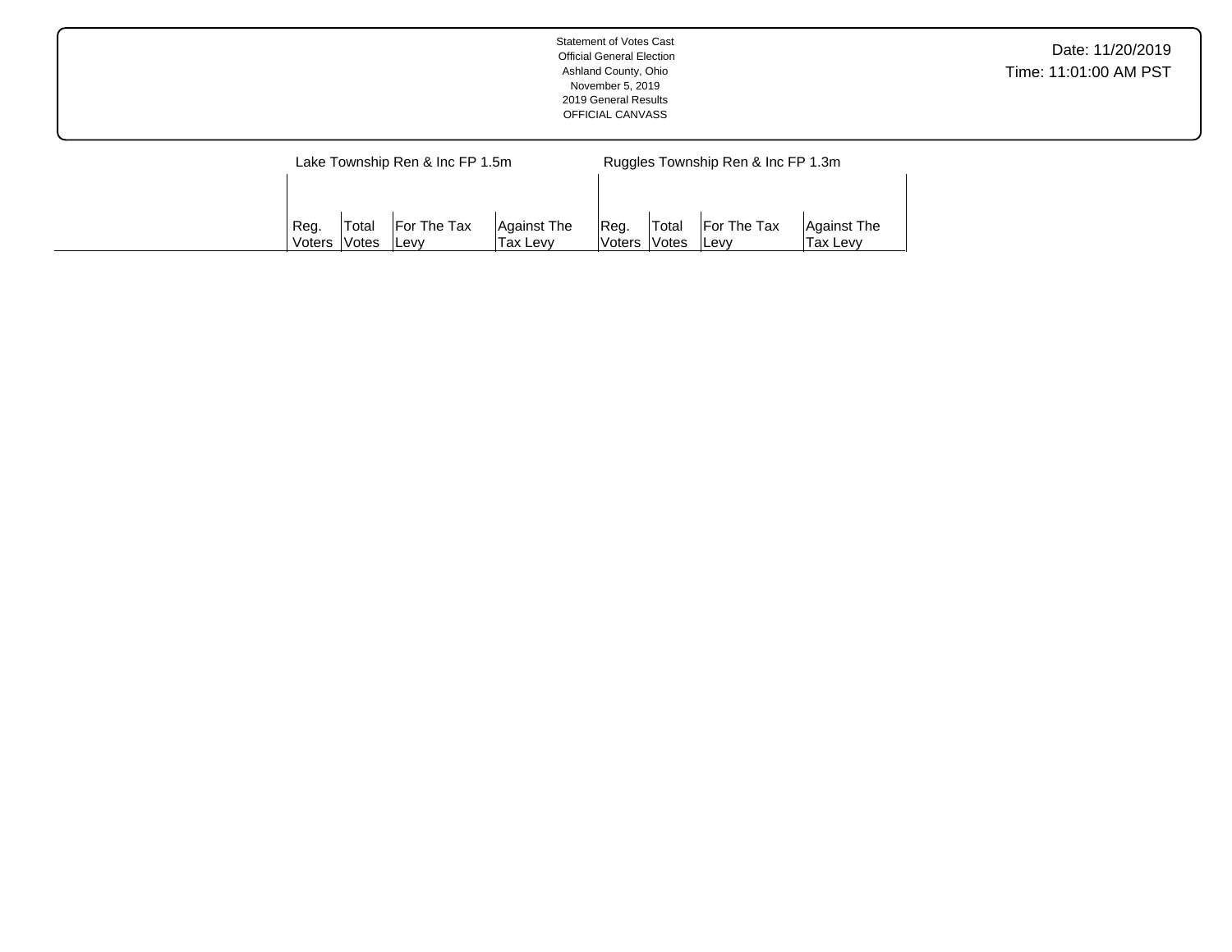Statement of Votes Cast
Official General Election
Ashland County, Ohio
November 5, 2019
2019 General Results
OFFICIAL CANVASS

Date: 11/20/2019
Time: 11:01:00 AM PST

| | Lake Township Ren & Inc FP 1.5m | | | | Ruggles Township Ren & Inc FP 1.3m | | | |
|---|---|---|---|---|---|---|---|---|
| | Reg. Voters | Total Votes | For The Tax Levy | Against The Tax Levy | Reg. Voters | Total Votes | For The Tax Levy | Against The Tax Levy |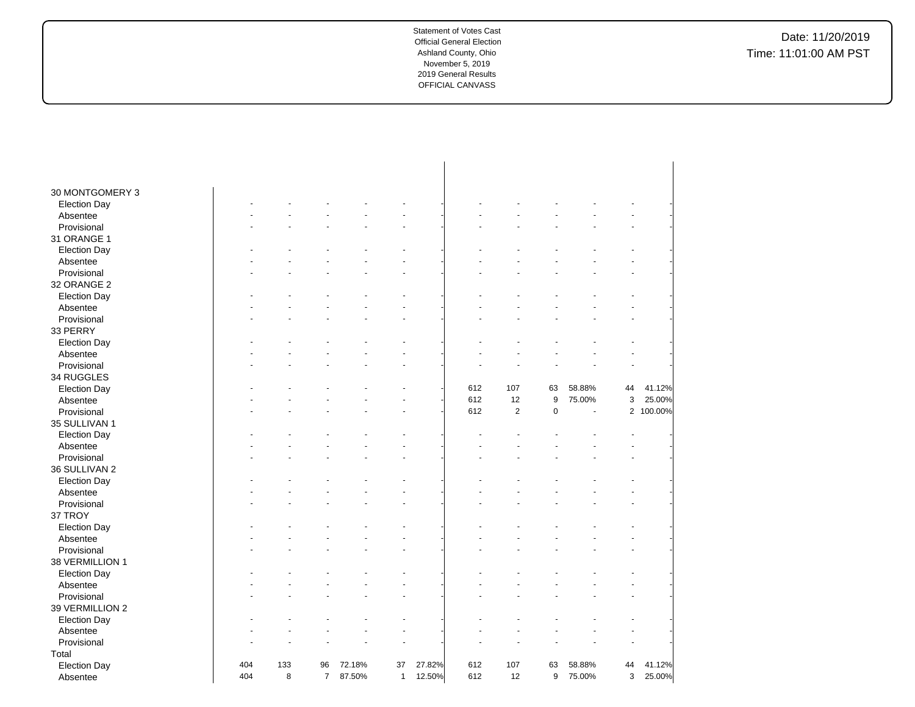Statement of Votes Cast
Official General Election
Ashland County, Ohio
November 5, 2019
2019 General Results
OFFICIAL CANVASS

Date: 11/20/2019
Time: 11:01:00 AM PST

| | | | | | | | | | | | | |
|---|---|---|---|---|---|---|---|---|---|---|---|---|
| 30 MONTGOMERY 3 | | | | | | | | | | | | |
| Election Day | - | - | - | - | - | - | - | - | - | - | - | - |
| Absentee | - | - | - | - | - | - | - | - | - | - | - | - |
| Provisional | - | - | - | - | - | - | - | - | - | - | - | - |
| 31 ORANGE 1 | | | | | | | | | | | | |
| Election Day | - | - | - | - | - | - | - | - | - | - | - | - |
| Absentee | - | - | - | - | - | - | - | - | - | - | - | - |
| Provisional | - | - | - | - | - | - | - | - | - | - | - | - |
| 32 ORANGE 2 | | | | | | | | | | | | |
| Election Day | - | - | - | - | - | - | - | - | - | - | - | - |
| Absentee | - | - | - | - | - | - | - | - | - | - | - | - |
| Provisional | - | - | - | - | - | - | - | - | - | - | - | - |
| 33 PERRY | | | | | | | | | | | | |
| Election Day | - | - | - | - | - | - | - | - | - | - | - | - |
| Absentee | - | - | - | - | - | - | - | - | - | - | - | - |
| Provisional | - | - | - | - | - | - | - | - | - | - | - | - |
| 34 RUGGLES | | | | | | | | | | | | |
| Election Day | - | - | - | - | - | - | 612 | 107 | 63 | 58.88% | 44 | 41.12% |
| Absentee | - | - | - | - | - | - | 612 | 12 | 9 | 75.00% | 3 | 25.00% |
| Provisional | - | - | - | - | - | - | 612 | 2 | 0 | - | 2 | 100.00% |
| 35 SULLIVAN 1 | | | | | | | | | | | | |
| Election Day | - | - | - | - | - | - | - | - | - | - | - | - |
| Absentee | - | - | - | - | - | - | - | - | - | - | - | - |
| Provisional | - | - | - | - | - | - | - | - | - | - | - | - |
| 36 SULLIVAN 2 | | | | | | | | | | | | |
| Election Day | - | - | - | - | - | - | - | - | - | - | - | - |
| Absentee | - | - | - | - | - | - | - | - | - | - | - | - |
| Provisional | - | - | - | - | - | - | - | - | - | - | - | - |
| 37 TROY | | | | | | | | | | | | |
| Election Day | - | - | - | - | - | - | - | - | - | - | - | - |
| Absentee | - | - | - | - | - | - | - | - | - | - | - | - |
| Provisional | - | - | - | - | - | - | - | - | - | - | - | - |
| 38 VERMILLION 1 | | | | | | | | | | | | |
| Election Day | - | - | - | - | - | - | - | - | - | - | - | - |
| Absentee | - | - | - | - | - | - | - | - | - | - | - | - |
| Provisional | - | - | - | - | - | - | - | - | - | - | - | - |
| 39 VERMILLION 2 | | | | | | | | | | | | |
| Election Day | - | - | - | - | - | - | - | - | - | - | - | - |
| Absentee | - | - | - | - | - | - | - | - | - | - | - | - |
| Provisional | - | - | - | - | - | - | - | - | - | - | - | - |
| Total | | | | | | | | | | | | |
| Election Day | 404 | 133 | 96 | 72.18% | 37 | 27.82% | 612 | 107 | 63 | 58.88% | 44 | 41.12% |
| Absentee | 404 | 8 | 7 | 87.50% | 1 | 12.50% | 612 | 12 | 9 | 75.00% | 3 | 25.00% |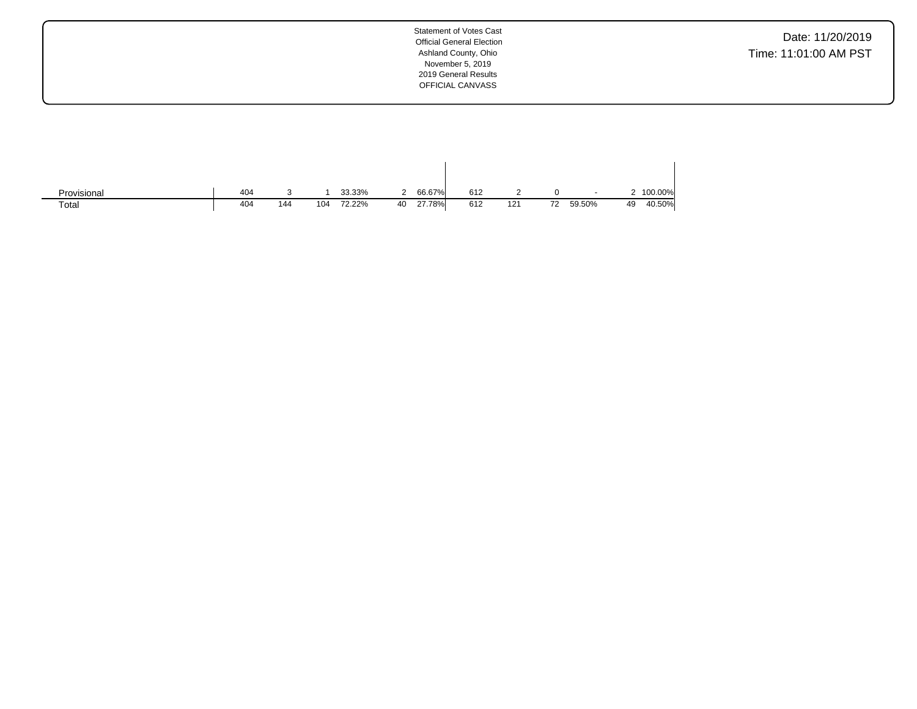Statement of Votes Cast
Official General Election
Ashland County, Ohio
November 5, 2019
2019 General Results
OFFICIAL CANVASS

Date: 11/20/2019
Time: 11:01:00 AM PST

| | | | | | | | | | | | | |
|---|---|---|---|---|---|---|---|---|---|---|---|---|
| Provisional | 404 | 3 | 1 | 33.33% | 2 | 66.67% | 612 | 2 | 0 | - | 2 | 100.00% |
| Total | 404 | 144 | 104 | 72.22% | 40 | 27.78% | 612 | 121 | 72 | 59.50% | 49 | 40.50% |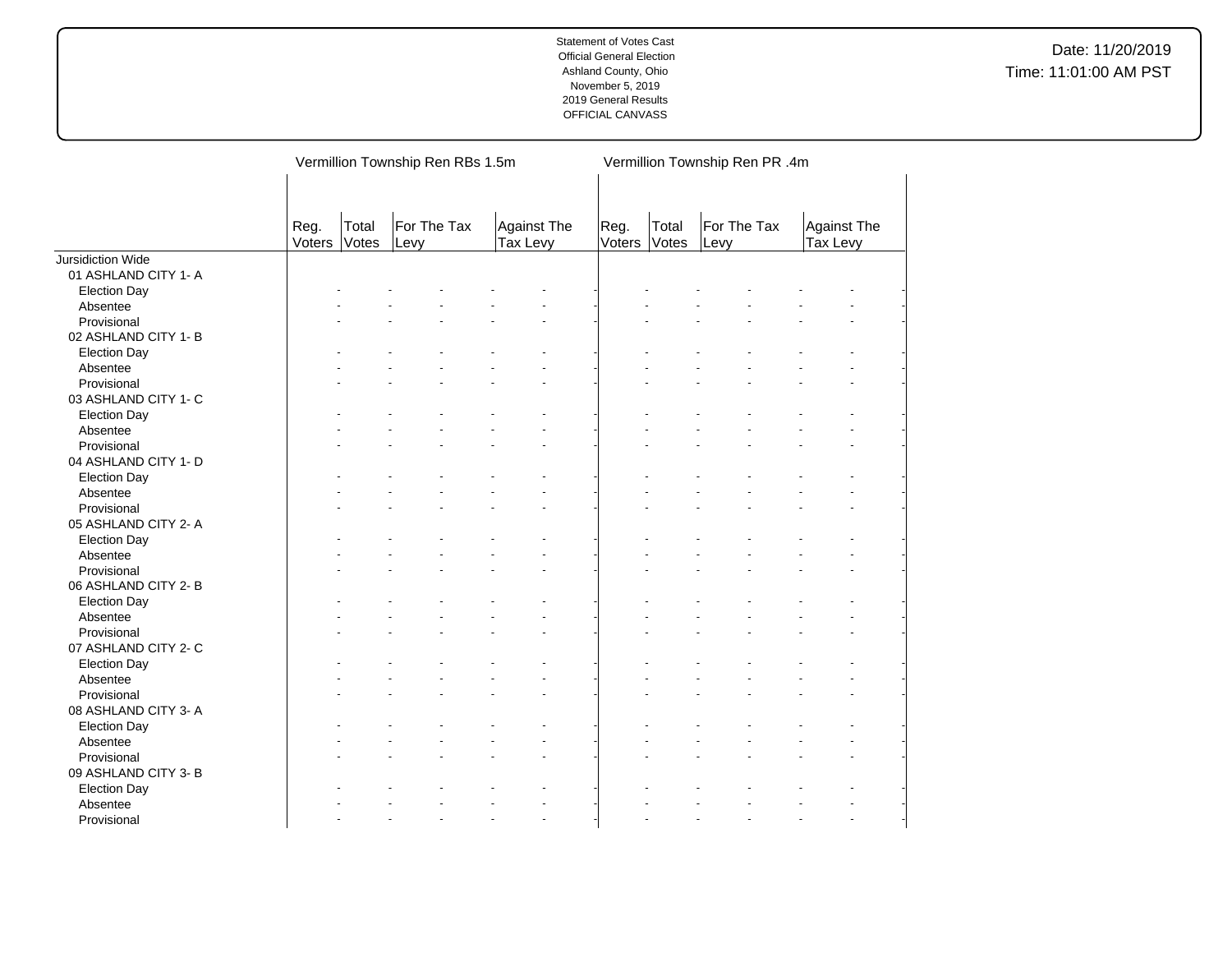| | Vermillion Township Ren RBs 1.5m | | | | | | Vermillion Township Ren PR .4m | | | | | |
|---|---|---|---|---|---|---|---|---|---|---|---|---|
| | Reg. Voters | Total Votes | For The Tax Levy | | Against The Tax Levy | | Reg. Voters | Total Votes | For The Tax Levy | | Against The Tax Levy | |
| Jursidiction Wide | | | | | | | | | | | | |
| 01 ASHLAND CITY 1- A | | | | | | | | | | | | |
| Election Day | - | - | - | - | - | - | - | - | - | - | - | - |
| Absentee | - | - | - | - | - | - | - | - | - | - | - | - |
| Provisional | - | - | - | - | - | - | - | - | - | - | - | - |
| 02 ASHLAND CITY 1- B | | | | | | | | | | | | |
| Election Day | - | - | - | - | - | - | - | - | - | - | - | - |
| Absentee | - | - | - | - | - | - | - | - | - | - | - | - |
| Provisional | - | - | - | - | - | - | - | - | - | - | - | - |
| 03 ASHLAND CITY 1- C | | | | | | | | | | | | |
| Election Day | - | - | - | - | - | - | - | - | - | - | - | - |
| Absentee | - | - | - | - | - | - | - | - | - | - | - | - |
| Provisional | - | - | - | - | - | - | - | - | - | - | - | - |
| 04 ASHLAND CITY 1- D | | | | | | | | | | | | |
| Election Day | - | - | - | - | - | - | - | - | - | - | - | - |
| Absentee | - | - | - | - | - | - | - | - | - | - | - | - |
| Provisional | - | - | - | - | - | - | - | - | - | - | - | - |
| 05 ASHLAND CITY 2- A | | | | | | | | | | | | |
| Election Day | - | - | - | - | - | - | - | - | - | - | - | - |
| Absentee | - | - | - | - | - | - | - | - | - | - | - | - |
| Provisional | - | - | - | - | - | - | - | - | - | - | - | - |
| 06 ASHLAND CITY 2- B | | | | | | | | | | | | |
| Election Day | - | - | - | - | - | - | - | - | - | - | - | - |
| Absentee | - | - | - | - | - | - | - | - | - | - | - | - |
| Provisional | - | - | - | - | - | - | - | - | - | - | - | - |
| 07 ASHLAND CITY 2- C | | | | | | | | | | | | |
| Election Day | - | - | - | - | - | - | - | - | - | - | - | - |
| Absentee | - | - | - | - | - | - | - | - | - | - | - | - |
| Provisional | - | - | - | - | - | - | - | - | - | - | - | - |
| 08 ASHLAND CITY 3- A | | | | | | | | | | | | |
| Election Day | - | - | - | - | - | - | - | - | - | - | - | - |
| Absentee | - | - | - | - | - | - | - | - | - | - | - | - |
| Provisional | - | - | - | - | - | - | - | - | - | - | - | - |
| 09 ASHLAND CITY 3- B | | | | | | | | | | | | |
| Election Day | - | - | - | - | - | - | - | - | - | - | - | - |
| Absentee | - | - | - | - | - | - | - | - | - | - | - | - |
| Provisional | - | - | - | - | - | - | - | - | - | - | - | - |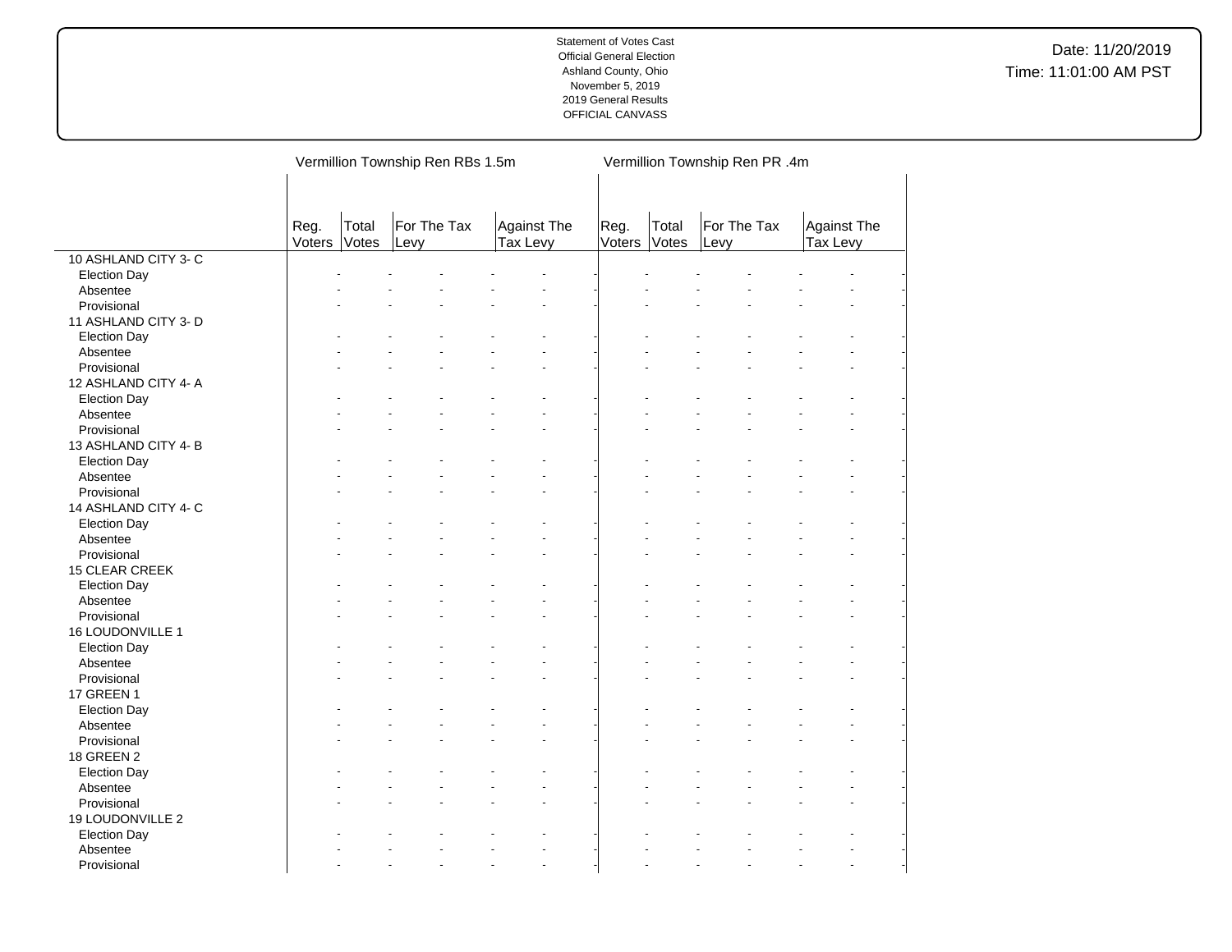Statement of Votes Cast
Official General Election
Ashland County, Ohio
November 5, 2019
2019 General Results
OFFICIAL CANVASS

Date: 11/20/2019
Time: 11:01:00 AM PST

| | Vermillion Township Ren RBs 1.5m | | | | Vermillion Township Ren PR .4m | | | |
|---|---|---|---|---|---|---|---|---|
| | Reg. Voters | Total Votes | For The Tax Levy | Against The Tax Levy | Reg. Voters | Total Votes | For The Tax Levy | Against The Tax Levy |
| 10 ASHLAND CITY 3- C | | | | | | | | |
| Election Day | - | - | - | - | - | - | - | - |
| Absentee | - | - | - | - | - | - | - | - |
| Provisional | - | - | - | - | - | - | - | - |
| 11 ASHLAND CITY 3- D | | | | | | | | |
| Election Day | - | - | - | - | - | - | - | - |
| Absentee | - | - | - | - | - | - | - | - |
| Provisional | - | - | - | - | - | - | - | - |
| 12 ASHLAND CITY 4- A | | | | | | | | |
| Election Day | - | - | - | - | - | - | - | - |
| Absentee | - | - | - | - | - | - | - | - |
| Provisional | - | - | - | - | - | - | - | - |
| 13 ASHLAND CITY 4- B | | | | | | | | |
| Election Day | - | - | - | - | - | - | - | - |
| Absentee | - | - | - | - | - | - | - | - |
| Provisional | - | - | - | - | - | - | - | - |
| 14 ASHLAND CITY 4- C | | | | | | | | |
| Election Day | - | - | - | - | - | - | - | - |
| Absentee | - | - | - | - | - | - | - | - |
| Provisional | - | - | - | - | - | - | - | - |
| 15 CLEAR CREEK | | | | | | | | |
| Election Day | - | - | - | - | - | - | - | - |
| Absentee | - | - | - | - | - | - | - | - |
| Provisional | - | - | - | - | - | - | - | - |
| 16 LOUDONVILLE 1 | | | | | | | | |
| Election Day | - | - | - | - | - | - | - | - |
| Absentee | - | - | - | - | - | - | - | - |
| Provisional | - | - | - | - | - | - | - | - |
| 17 GREEN 1 | | | | | | | | |
| Election Day | - | - | - | - | - | - | - | - |
| Absentee | - | - | - | - | - | - | - | - |
| Provisional | - | - | - | - | - | - | - | - |
| 18 GREEN 2 | | | | | | | | |
| Election Day | - | - | - | - | - | - | - | - |
| Absentee | - | - | - | - | - | - | - | - |
| Provisional | - | - | - | - | - | - | - | - |
| 19 LOUDONVILLE 2 | | | | | | | | |
| Election Day | - | - | - | - | - | - | - | - |
| Absentee | - | - | - | - | - | - | - | - |
| Provisional | - | - | - | - | - | - | - | - |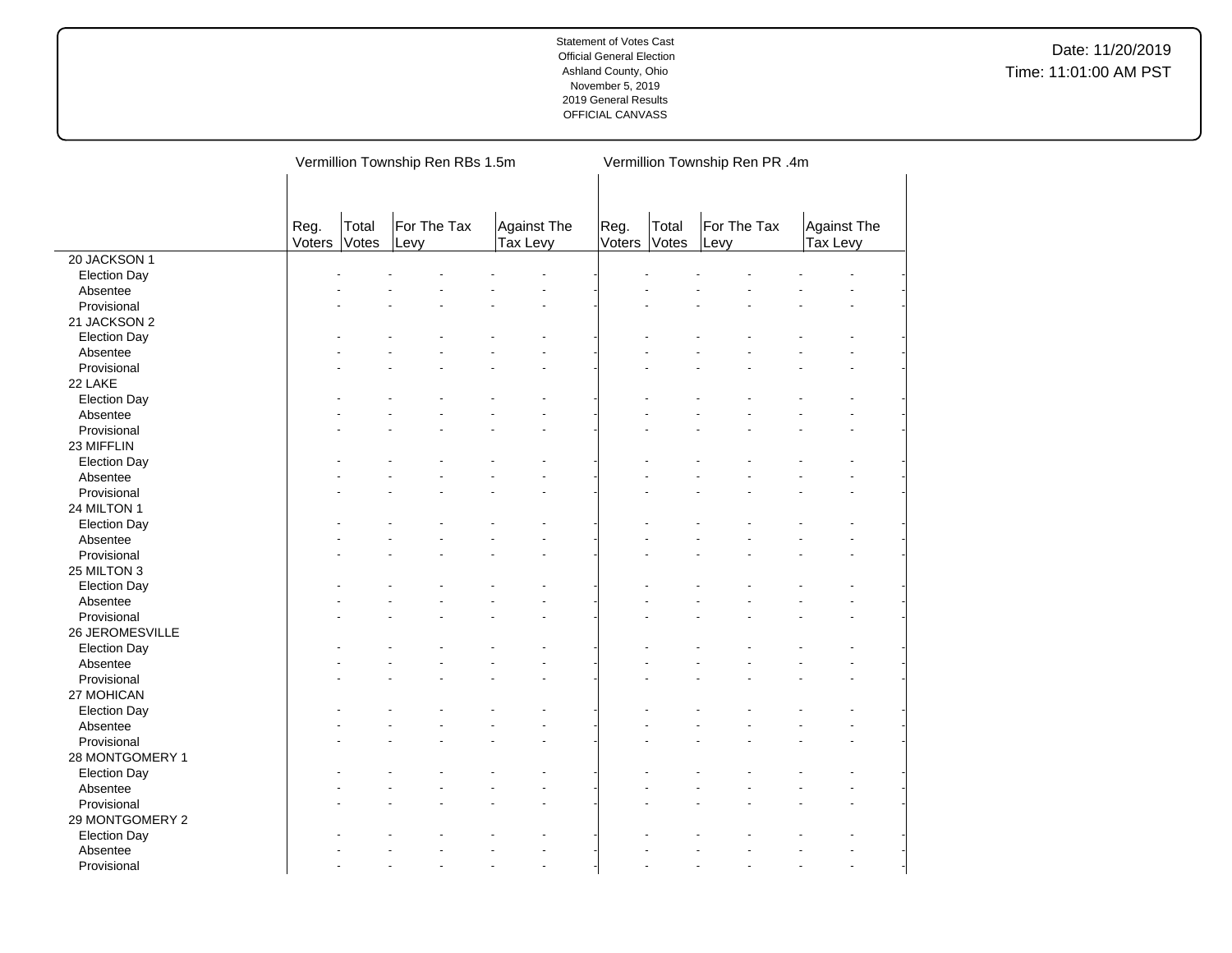Statement of Votes Cast
Official General Election
Ashland County, Ohio
November 5, 2019
2019 General Results
OFFICIAL CANVASS

Date: 11/20/2019
Time: 11:01:00 AM PST

| | Vermillion Township Ren RBs 1.5m | | | | Vermillion Township Ren PR .4m | | | |
|---|---|---|---|---|---|---|---|---|
| | Reg. Voters | Total Votes | For The Tax Levy | Against The Tax Levy | Reg. Voters | Total Votes | For The Tax Levy | Against The Tax Levy |
| 20 JACKSON 1 | | | | | | | | |
| Election Day | - | - | - - | - - | - | - | - - | - - |
| Absentee | - | - | - - | - - | - | - | - - | - - |
| Provisional | - | - | - - | - - | - | - | - - | - - |
| 21 JACKSON 2 | | | | | | | | |
| Election Day | - | - | - - | - - | - | - | - - | - - |
| Absentee | - | - | - - | - - | - | - | - - | - - |
| Provisional | - | - | - - | - - | - | - | - - | - - |
| 22 LAKE | | | | | | | | |
| Election Day | - | - | - - | - - | - | - | - - | - - |
| Absentee | - | - | - - | - - | - | - | - - | - - |
| Provisional | - | - | - - | - - | - | - | - - | - - |
| 23 MIFFLIN | | | | | | | | |
| Election Day | - | - | - - | - - | - | - | - - | - - |
| Absentee | - | - | - - | - - | - | - | - - | - - |
| Provisional | - | - | - - | - - | - | - | - - | - - |
| 24 MILTON 1 | | | | | | | | |
| Election Day | - | - | - - | - - | - | - | - - | - - |
| Absentee | - | - | - - | - - | - | - | - - | - - |
| Provisional | - | - | - - | - - | - | - | - - | - - |
| 25 MILTON 3 | | | | | | | | |
| Election Day | - | - | - - | - - | - | - | - - | - - |
| Absentee | - | - | - - | - - | - | - | - - | - - |
| Provisional | - | - | - - | - - | - | - | - - | - - |
| 26 JEROMESVILLE | | | | | | | | |
| Election Day | - | - | - - | - - | - | - | - - | - - |
| Absentee | - | - | - - | - - | - | - | - - | - - |
| Provisional | - | - | - - | - - | - | - | - - | - - |
| 27 MOHICAN | | | | | | | | |
| Election Day | - | - | - - | - - | - | - | - - | - - |
| Absentee | - | - | - - | - - | - | - | - - | - - |
| Provisional | - | - | - - | - - | - | - | - - | - - |
| 28 MONTGOMERY 1 | | | | | | | | |
| Election Day | - | - | - - | - - | - | - | - - | - - |
| Absentee | - | - | - - | - - | - | - | - - | - - |
| Provisional | - | - | - - | - - | - | - | - - | - - |
| 29 MONTGOMERY 2 | | | | | | | | |
| Election Day | - | - | - - | - - | - | - | - - | - - |
| Absentee | - | - | - - | - - | - | - | - - | - - |
| Provisional | - | - | - - | - - | - | - | - - | - - |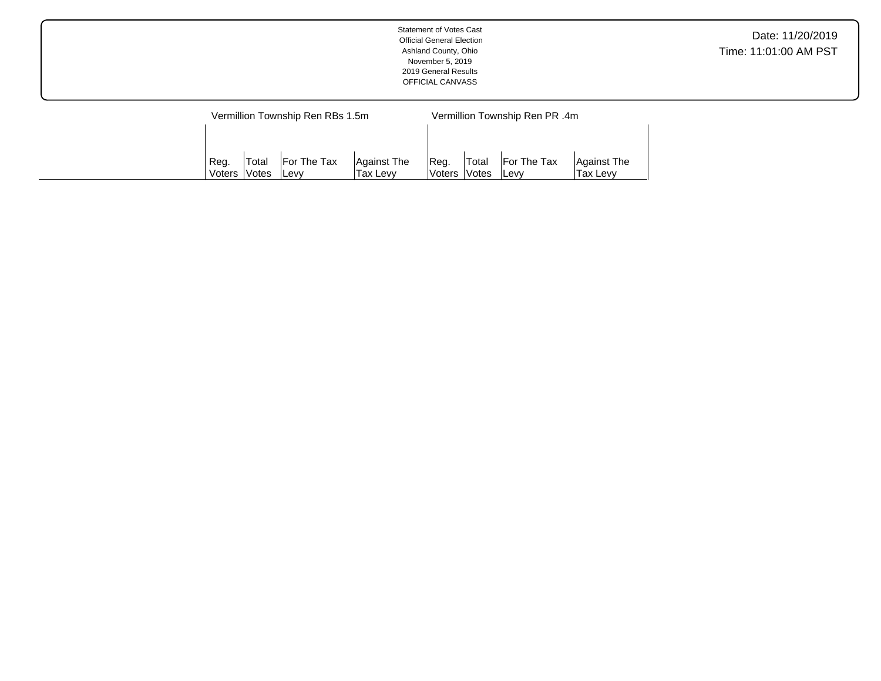Statement of Votes Cast
Official General Election
Ashland County, Ohio
November 5, 2019
2019 General Results
OFFICIAL CANVASS

Date: 11/20/2019
Time: 11:01:00 AM PST

| | Vermillion Township Ren RBs 1.5m | | | | Vermillion Township Ren PR .4m | | | |
|---|---|---|---|---|---|---|---|---|
| | Reg. Voters | Total Votes | For The Tax Levy | Against The Tax Levy | Reg. Voters | Total Votes | For The Tax Levy | Against The Tax Levy |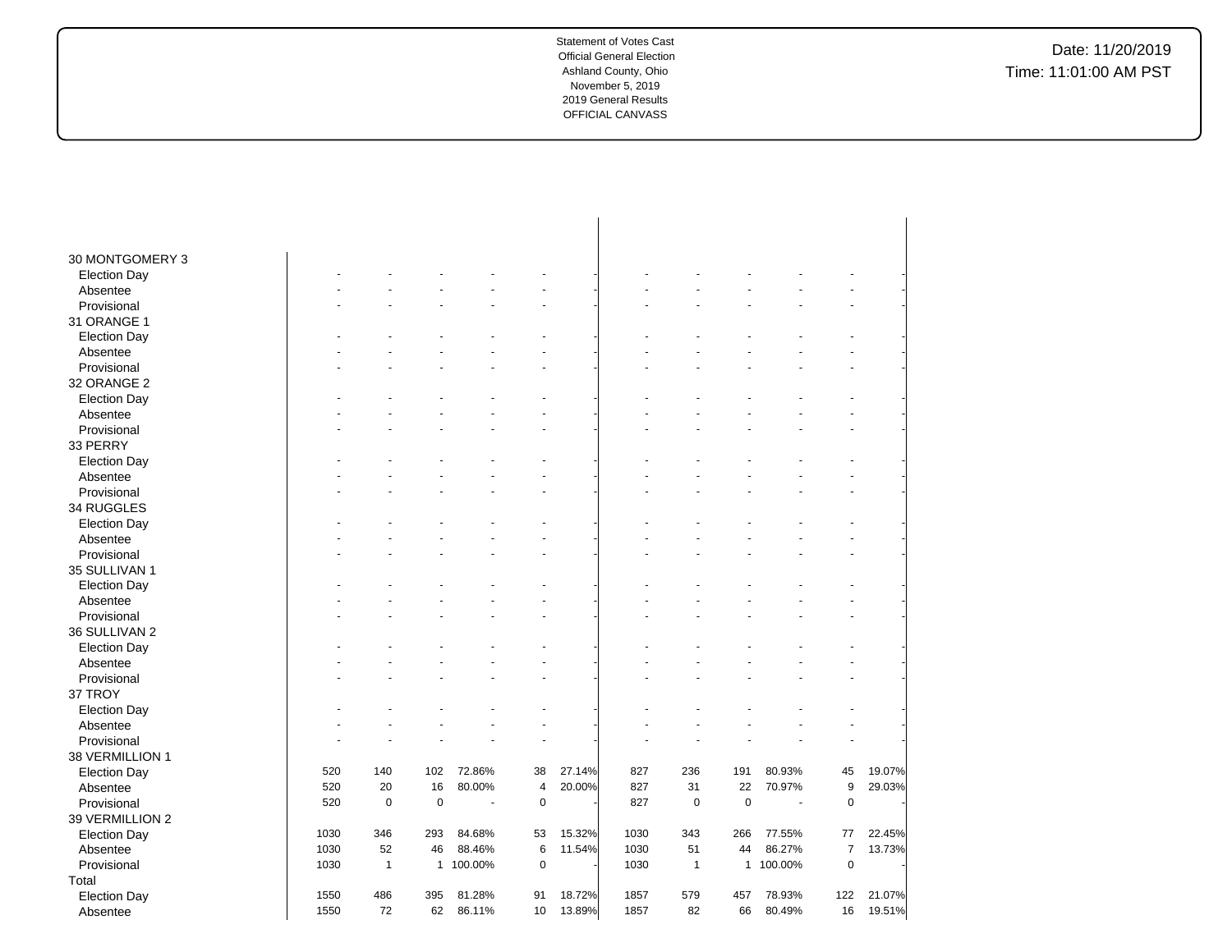Statement of Votes Cast
Official General Election
Ashland County, Ohio
November 5, 2019
2019 General Results
OFFICIAL CANVASS

Date: 11/20/2019
Time: 11:01:00 AM PST

| | | | | | | | | | | | | |
|---|---|---|---|---|---|---|---|---|---|---|---|---|
| **30 MONTGOMERY 3** | | | | | | | | | | | | |
| Election Day | - | - | - | - | - | - | - | - | - | - | - | - |
| Absentee | - | - | - | - | - | - | - | - | - | - | - | - |
| Provisional | - | - | - | - | - | - | - | - | - | - | - | - |
| **31 ORANGE 1** | | | | | | | | | | | | |
| Election Day | - | - | - | - | - | - | - | - | - | - | - | - |
| Absentee | - | - | - | - | - | - | - | - | - | - | - | - |
| Provisional | - | - | - | - | - | - | - | - | - | - | - | - |
| **32 ORANGE 2** | | | | | | | | | | | | |
| Election Day | - | - | - | - | - | - | - | - | - | - | - | - |
| Absentee | - | - | - | - | - | - | - | - | - | - | - | - |
| Provisional | - | - | - | - | - | - | - | - | - | - | - | - |
| **33 PERRY** | | | | | | | | | | | | |
| Election Day | - | - | - | - | - | - | - | - | - | - | - | - |
| Absentee | - | - | - | - | - | - | - | - | - | - | - | - |
| Provisional | - | - | - | - | - | - | - | - | - | - | - | - |
| **34 RUGGLES** | | | | | | | | | | | | |
| Election Day | - | - | - | - | - | - | - | - | - | - | - | - |
| Absentee | - | - | - | - | - | - | - | - | - | - | - | - |
| Provisional | - | - | - | - | - | - | - | - | - | - | - | - |
| **35 SULLIVAN 1** | | | | | | | | | | | | |
| Election Day | - | - | - | - | - | - | - | - | - | - | - | - |
| Absentee | - | - | - | - | - | - | - | - | - | - | - | - |
| Provisional | - | - | - | - | - | - | - | - | - | - | - | - |
| **36 SULLIVAN 2** | | | | | | | | | | | | |
| Election Day | - | - | - | - | - | - | - | - | - | - | - | - |
| Absentee | - | - | - | - | - | - | - | - | - | - | - | - |
| Provisional | - | - | - | - | - | - | - | - | - | - | - | - |
| **37 TROY** | | | | | | | | | | | | |
| Election Day | - | - | - | - | - | - | - | - | - | - | - | - |
| Absentee | - | - | - | - | - | - | - | - | - | - | - | - |
| Provisional | - | - | - | - | - | - | - | - | - | - | - | - |
| **38 VERMILLION 1** | | | | | | | | | | | | |
| Election Day | 520 | 140 | 102 | 72.86% | 38 | 27.14% | 827 | 236 | 191 | 80.93% | 45 | 19.07% |
| Absentee | 520 | 20 | 16 | 80.00% | 4 | 20.00% | 827 | 31 | 22 | 70.97% | 9 | 29.03% |
| Provisional | 520 | 0 | 0 | - | 0 | - | 827 | 0 | 0 | - | 0 | - |
| **39 VERMILLION 2** | | | | | | | | | | | | |
| Election Day | 1030 | 346 | 293 | 84.68% | 53 | 15.32% | 1030 | 343 | 266 | 77.55% | 77 | 22.45% |
| Absentee | 1030 | 52 | 46 | 88.46% | 6 | 11.54% | 1030 | 51 | 44 | 86.27% | 7 | 13.73% |
| Provisional | 1030 | 1 | 1 | 100.00% | 0 | - | 1030 | 1 | 1 | 100.00% | 0 | - |
| **Total** | | | | | | | | | | | | |
| Election Day | 1550 | 486 | 395 | 81.28% | 91 | 18.72% | 1857 | 579 | 457 | 78.93% | 122 | 21.07% |
| Absentee | 1550 | 72 | 62 | 86.11% | 10 | 13.89% | 1857 | 82 | 66 | 80.49% | 16 | 19.51% |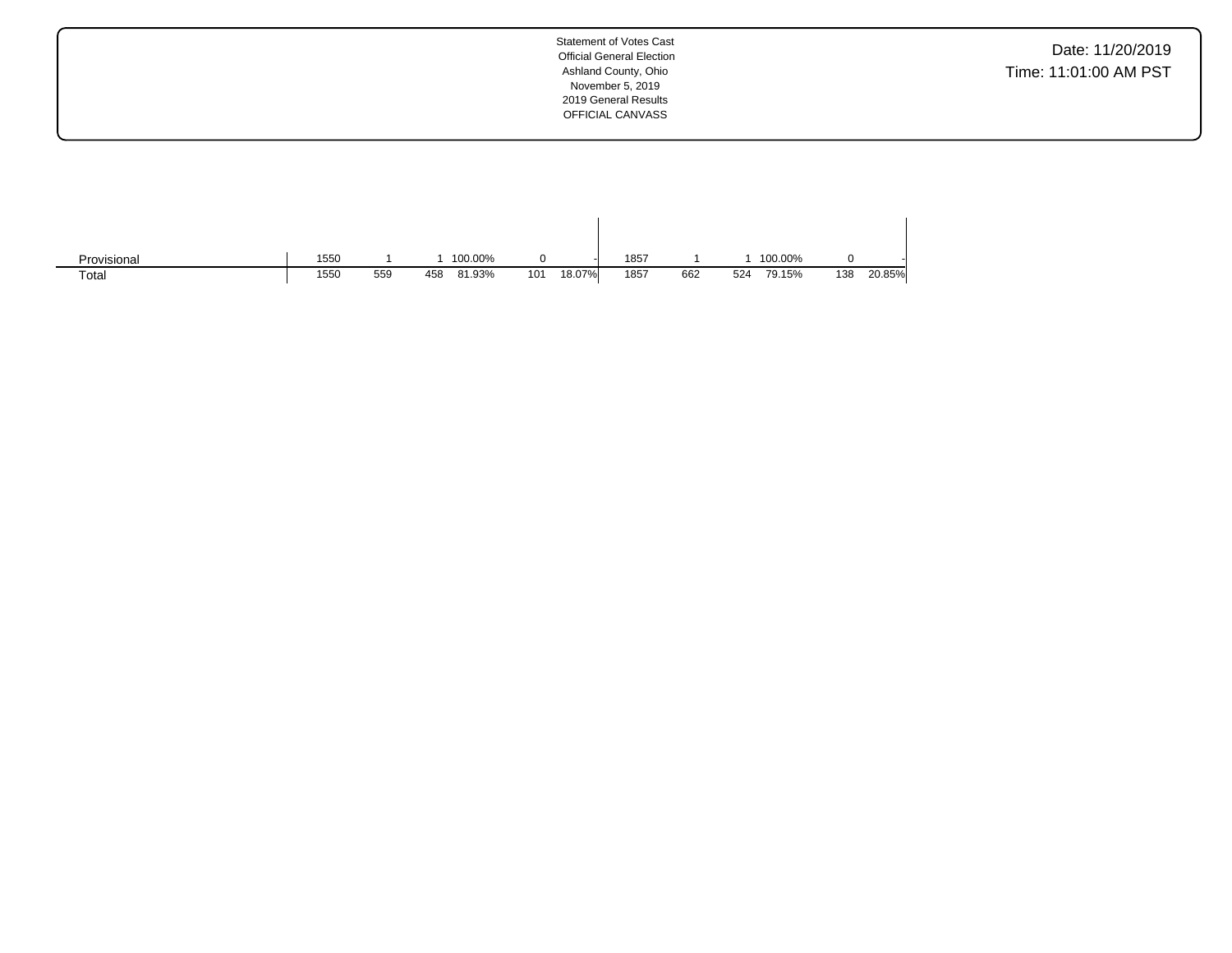Statement of Votes Cast
Official General Election
Ashland County, Ohio
November 5, 2019
2019 General Results
OFFICIAL CANVASS

Date: 11/20/2019
Time: 11:01:00 AM PST

| | | | | | | | | | | | | |
|---|---|---|---|---|---|---|---|---|---|---|---|---|
| Provisional | 1550 | 1 | 1 | 100.00% | 0 | - | 1857 | 1 | 1 | 100.00% | 0 | - |
| Total | 1550 | 559 | 458 | 81.93% | 101 | 18.07% | 1857 | 662 | 524 | 79.15% | 138 | 20.85% |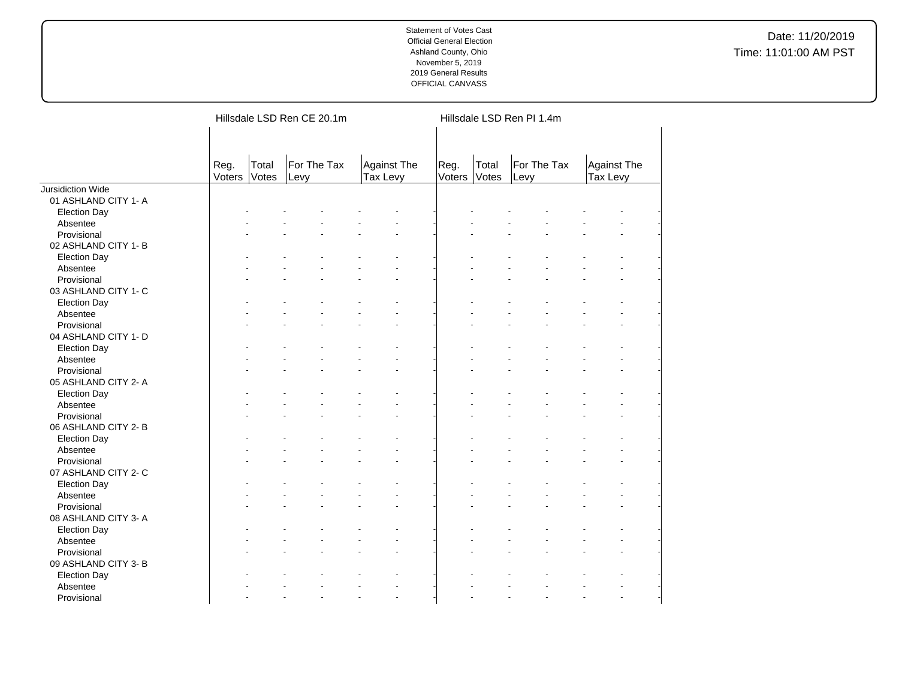Statement of Votes Cast
Official General Election
Ashland County, Ohio
November 5, 2019
2019 General Results
OFFICIAL CANVASS

Date: 11/20/2019
Time: 11:01:00 AM PST

| | Hillsdale LSD Ren CE 20.1m | | | | | | Hillsdale LSD Ren PI 1.4m | | | | | |
|---|---|---|---|---|---|---|---|---|---|---|---|---|
| | Reg. Voters | Total Votes | For The Tax Levy | | Against The Tax Levy | | Reg. Voters | Total Votes | For The Tax Levy | | Against The Tax Levy | |
| Jursidiction Wide | | | | | | | | | | | | |
| 01 ASHLAND CITY 1- A | | | | | | | | | | | | |
| Election Day | - | - | - | - | - | - | - | - | - | - | - | - |
| Absentee | - | - | - | - | - | - | - | - | - | - | - | - |
| Provisional | - | - | - | - | - | - | - | - | - | - | - | - |
| 02 ASHLAND CITY 1- B | | | | | | | | | | | | |
| Election Day | - | - | - | - | - | - | - | - | - | - | - | - |
| Absentee | - | - | - | - | - | - | - | - | - | - | - | - |
| Provisional | - | - | - | - | - | - | - | - | - | - | - | - |
| 03 ASHLAND CITY 1- C | | | | | | | | | | | | |
| Election Day | - | - | - | - | - | - | - | - | - | - | - | - |
| Absentee | - | - | - | - | - | - | - | - | - | - | - | - |
| Provisional | - | - | - | - | - | - | - | - | - | - | - | - |
| 04 ASHLAND CITY 1- D | | | | | | | | | | | | |
| Election Day | - | - | - | - | - | - | - | - | - | - | - | - |
| Absentee | - | - | - | - | - | - | - | - | - | - | - | - |
| Provisional | - | - | - | - | - | - | - | - | - | - | - | - |
| 05 ASHLAND CITY 2- A | | | | | | | | | | | | |
| Election Day | - | - | - | - | - | - | - | - | - | - | - | - |
| Absentee | - | - | - | - | - | - | - | - | - | - | - | - |
| Provisional | - | - | - | - | - | - | - | - | - | - | - | - |
| 06 ASHLAND CITY 2- B | | | | | | | | | | | | |
| Election Day | - | - | - | - | - | - | - | - | - | - | - | - |
| Absentee | - | - | - | - | - | - | - | - | - | - | - | - |
| Provisional | - | - | - | - | - | - | - | - | - | - | - | - |
| 07 ASHLAND CITY 2- C | | | | | | | | | | | | |
| Election Day | - | - | - | - | - | - | - | - | - | - | - | - |
| Absentee | - | - | - | - | - | - | - | - | - | - | - | - |
| Provisional | - | - | - | - | - | - | - | - | - | - | - | - |
| 08 ASHLAND CITY 3- A | | | | | | | | | | | | |
| Election Day | - | - | - | - | - | - | - | - | - | - | - | - |
| Absentee | - | - | - | - | - | - | - | - | - | - | - | - |
| Provisional | - | - | - | - | - | - | - | - | - | - | - | - |
| 09 ASHLAND CITY 3- B | | | | | | | | | | | | |
| Election Day | - | - | - | - | - | - | - | - | - | - | - | - |
| Absentee | - | - | - | - | - | - | - | - | - | - | - | - |
| Provisional | - | - | - | - | - | - | - | - | - | - | - | - |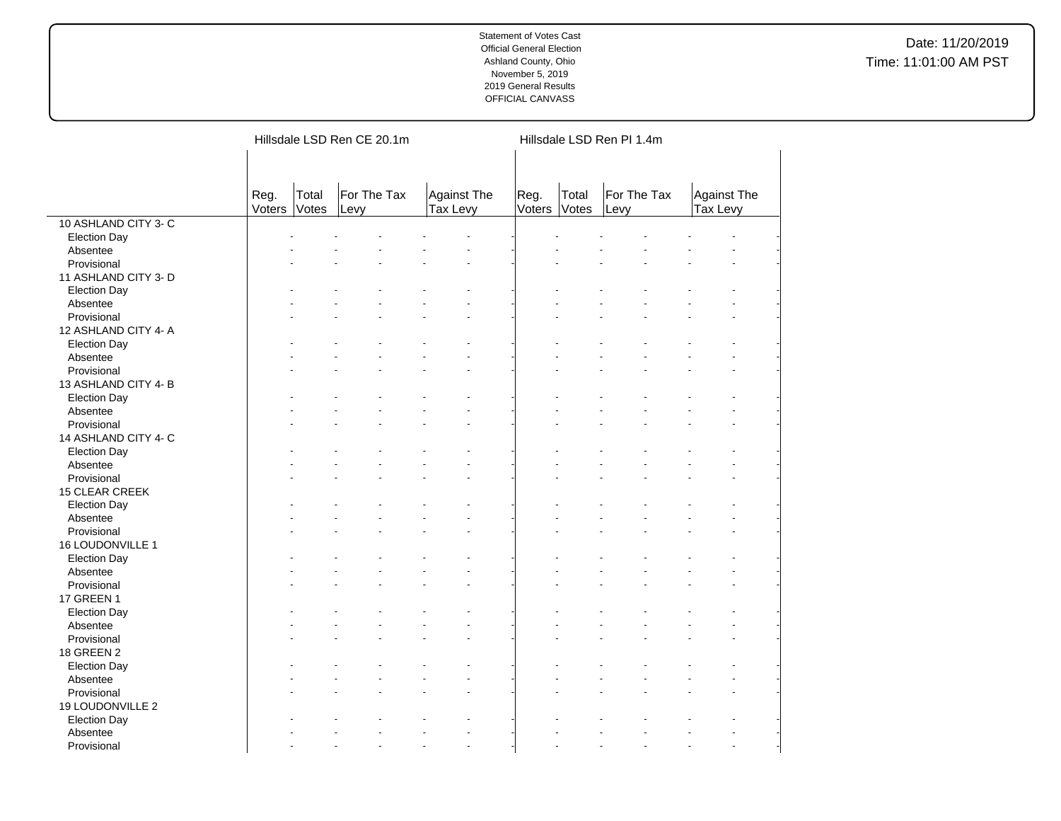Statement of Votes Cast
Official General Election
Ashland County, Ohio
November 5, 2019
2019 General Results
OFFICIAL CANVASS

Date: 11/20/2019
Time: 11:01:00 AM PST

| | Hillsdale LSD Ren CE 20.1m | | | | | | Hillsdale LSD Ren PI 1.4m | | | | | |
|---|---|---|---|---|---|---|---|---|---|---|---|---|
| | Reg. Voters | Total Votes | For The Tax Levy | | Against The Tax Levy | | Reg. Voters | Total Votes | For The Tax Levy | | Against The Tax Levy | |
| 10 ASHLAND CITY 3- C | | | | | | | | | | | | |
| Election Day | - | - | - | - | - | - | - | - | - | - | - | - |
| Absentee | - | - | - | - | - | - | - | - | - | - | - | - |
| Provisional | - | - | - | - | - | - | - | - | - | - | - | - |
| 11 ASHLAND CITY 3- D | | | | | | | | | | | | |
| Election Day | - | - | - | - | - | - | - | - | - | - | - | - |
| Absentee | - | - | - | - | - | - | - | - | - | - | - | - |
| Provisional | - | - | - | - | - | - | - | - | - | - | - | - |
| 12 ASHLAND CITY 4- A | | | | | | | | | | | | |
| Election Day | - | - | - | - | - | - | - | - | - | - | - | - |
| Absentee | - | - | - | - | - | - | - | - | - | - | - | - |
| Provisional | - | - | - | - | - | - | - | - | - | - | - | - |
| 13 ASHLAND CITY 4- B | | | | | | | | | | | | |
| Election Day | - | - | - | - | - | - | - | - | - | - | - | - |
| Absentee | - | - | - | - | - | - | - | - | - | - | - | - |
| Provisional | - | - | - | - | - | - | - | - | - | - | - | - |
| 14 ASHLAND CITY 4- C | | | | | | | | | | | | |
| Election Day | - | - | - | - | - | - | - | - | - | - | - | - |
| Absentee | - | - | - | - | - | - | - | - | - | - | - | - |
| Provisional | - | - | - | - | - | - | - | - | - | - | - | - |
| 15 CLEAR CREEK | | | | | | | | | | | | |
| Election Day | - | - | - | - | - | - | - | - | - | - | - | - |
| Absentee | - | - | - | - | - | - | - | - | - | - | - | - |
| Provisional | - | - | - | - | - | - | - | - | - | - | - | - |
| 16 LOUDONVILLE 1 | | | | | | | | | | | | |
| Election Day | - | - | - | - | - | - | - | - | - | - | - | - |
| Absentee | - | - | - | - | - | - | - | - | - | - | - | - |
| Provisional | - | - | - | - | - | - | - | - | - | - | - | - |
| 17 GREEN 1 | | | | | | | | | | | | |
| Election Day | - | - | - | - | - | - | - | - | - | - | - | - |
| Absentee | - | - | - | - | - | - | - | - | - | - | - | - |
| Provisional | - | - | - | - | - | - | - | - | - | - | - | - |
| 18 GREEN 2 | | | | | | | | | | | | |
| Election Day | - | - | - | - | - | - | - | - | - | - | - | - |
| Absentee | - | - | - | - | - | - | - | - | - | - | - | - |
| Provisional | - | - | - | - | - | - | - | - | - | - | - | - |
| 19 LOUDONVILLE 2 | | | | | | | | | | | | |
| Election Day | - | - | - | - | - | - | - | - | - | - | - | - |
| Absentee | - | - | - | - | - | - | - | - | - | - | - | - |
| Provisional | - | - | - | - | - | - | - | - | - | - | - | - |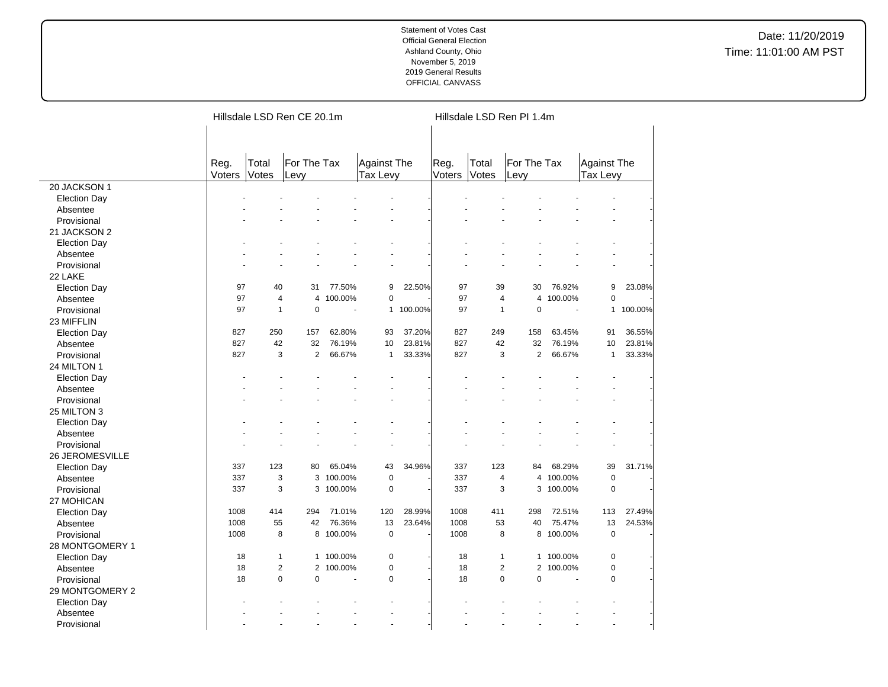Statement of Votes Cast
Official General Election
Ashland County, Ohio
November 5, 2019
2019 General Results
OFFICIAL CANVASS

Date: 11/20/2019
Time: 11:01:00 AM PST

| | Hillsdale LSD Ren CE 20.1m | | | | | | Hillsdale LSD Ren PI 1.4m | | | | | |
|---|---|---|---|---|---|---|---|---|---|---|---|---|
| | Reg. Voters | Total Votes | For The Tax Levy | | Against The Tax Levy | | Reg. Voters | Total Votes | For The Tax Levy | | Against The Tax Levy | |
| 20 JACKSON 1 | | | | | | | | | | | | |
| Election Day | - | - | - | - | - | - | - | - | - | - | - | - |
| Absentee | - | - | - | - | - | - | - | - | - | - | - | - |
| Provisional | - | - | - | - | - | - | - | - | - | - | - | - |
| 21 JACKSON 2 | | | | | | | | | | | | |
| Election Day | - | - | - | - | - | - | - | - | - | - | - | - |
| Absentee | - | - | - | - | - | - | - | - | - | - | - | - |
| Provisional | - | - | - | - | - | - | - | - | - | - | - | - |
| 22 LAKE | | | | | | | | | | | | |
| Election Day | 97 | 40 | 31 | 77.50% | 9 | 22.50% | 97 | 39 | 30 | 76.92% | 9 | 23.08% |
| Absentee | 97 | 4 | 4 | 100.00% | 0 | - | 97 | 4 | 4 | 100.00% | 0 | - |
| Provisional | 97 | 1 | 0 | - | 1 | 100.00% | 97 | 1 | 0 | - | 1 | 100.00% |
| 23 MIFFLIN | | | | | | | | | | | | |
| Election Day | 827 | 250 | 157 | 62.80% | 93 | 37.20% | 827 | 249 | 158 | 63.45% | 91 | 36.55% |
| Absentee | 827 | 42 | 32 | 76.19% | 10 | 23.81% | 827 | 42 | 32 | 76.19% | 10 | 23.81% |
| Provisional | 827 | 3 | 2 | 66.67% | 1 | 33.33% | 827 | 3 | 2 | 66.67% | 1 | 33.33% |
| 24 MILTON 1 | | | | | | | | | | | | |
| Election Day | - | - | - | - | - | - | - | - | - | - | - | - |
| Absentee | - | - | - | - | - | - | - | - | - | - | - | - |
| Provisional | - | - | - | - | - | - | - | - | - | - | - | - |
| 25 MILTON 3 | | | | | | | | | | | | |
| Election Day | - | - | - | - | - | - | - | - | - | - | - | - |
| Absentee | - | - | - | - | - | - | - | - | - | - | - | - |
| Provisional | - | - | - | - | - | - | - | - | - | - | - | - |
| 26 JEROMESVILLE | | | | | | | | | | | | |
| Election Day | 337 | 123 | 80 | 65.04% | 43 | 34.96% | 337 | 123 | 84 | 68.29% | 39 | 31.71% |
| Absentee | 337 | 3 | 3 | 100.00% | 0 | - | 337 | 4 | 4 | 100.00% | 0 | - |
| Provisional | 337 | 3 | 3 | 100.00% | 0 | - | 337 | 3 | 3 | 100.00% | 0 | - |
| 27 MOHICAN | | | | | | | | | | | | |
| Election Day | 1008 | 414 | 294 | 71.01% | 120 | 28.99% | 1008 | 411 | 298 | 72.51% | 113 | 27.49% |
| Absentee | 1008 | 55 | 42 | 76.36% | 13 | 23.64% | 1008 | 53 | 40 | 75.47% | 13 | 24.53% |
| Provisional | 1008 | 8 | 8 | 100.00% | 0 | - | 1008 | 8 | 8 | 100.00% | 0 | - |
| 28 MONTGOMERY 1 | | | | | | | | | | | | |
| Election Day | 18 | 1 | 1 | 100.00% | 0 | - | 18 | 1 | 1 | 100.00% | 0 | - |
| Absentee | 18 | 2 | 2 | 100.00% | 0 | - | 18 | 2 | 2 | 100.00% | 0 | - |
| Provisional | 18 | 0 | 0 | - | 0 | - | 18 | 0 | 0 | - | 0 | - |
| 29 MONTGOMERY 2 | | | | | | | | | | | | |
| Election Day | - | - | - | - | - | - | - | - | - | - | - | - |
| Absentee | - | - | - | - | - | - | - | - | - | - | - | - |
| Provisional | - | - | - | - | - | - | - | - | - | - | - | - |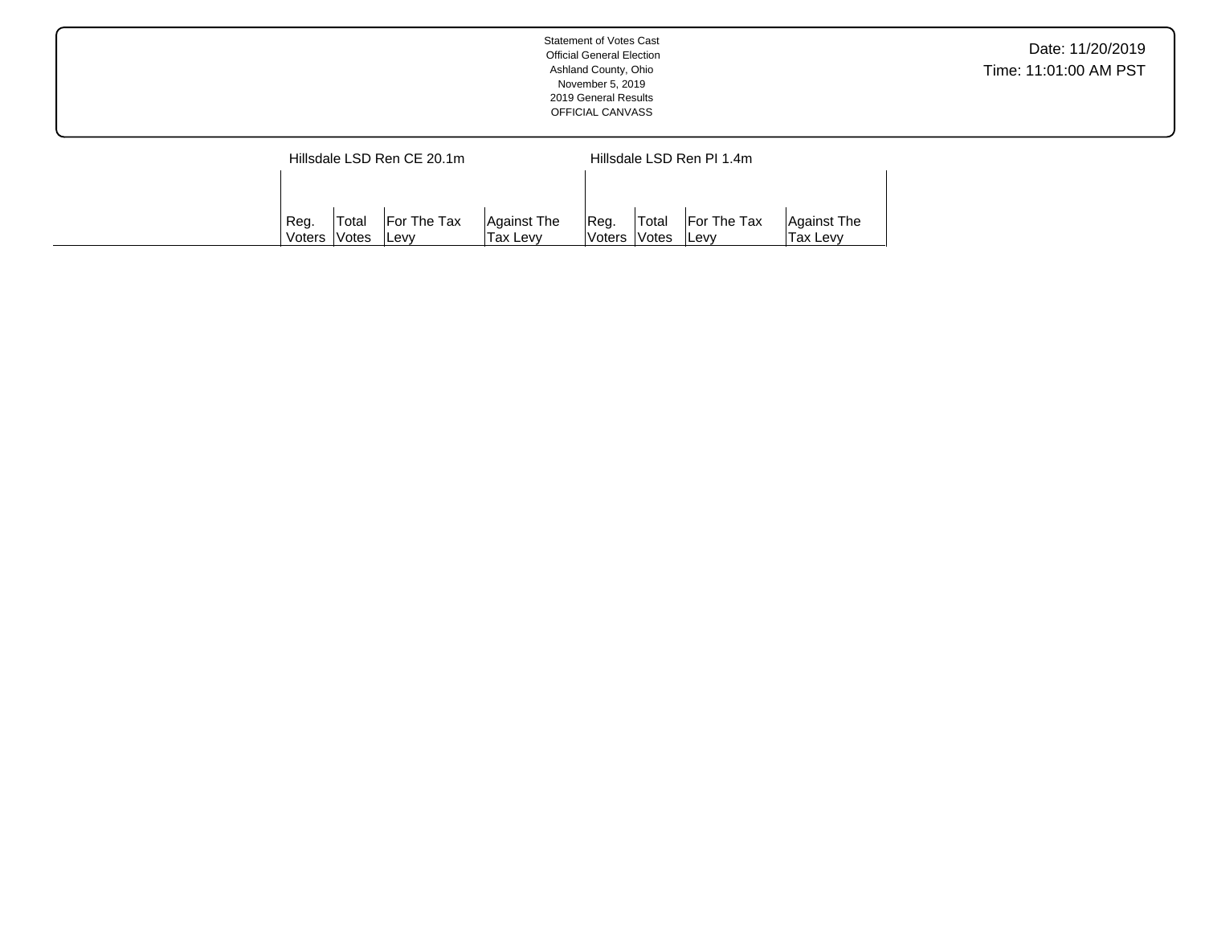Statement of Votes Cast
Official General Election
Ashland County, Ohio
November 5, 2019
2019 General Results
OFFICIAL CANVASS

Date: 11/20/2019
Time: 11:01:00 AM PST

| | Hillsdale LSD Ren CE 20.1m | | | | Hillsdale LSD Ren PI 1.4m | | | |
|---|---|---|---|---|---|---|---|---|
| | Reg. Voters | Total Votes | For The Tax Levy | Against The Tax Levy | Reg. Voters | Total Votes | For The Tax Levy | Against The Tax Levy |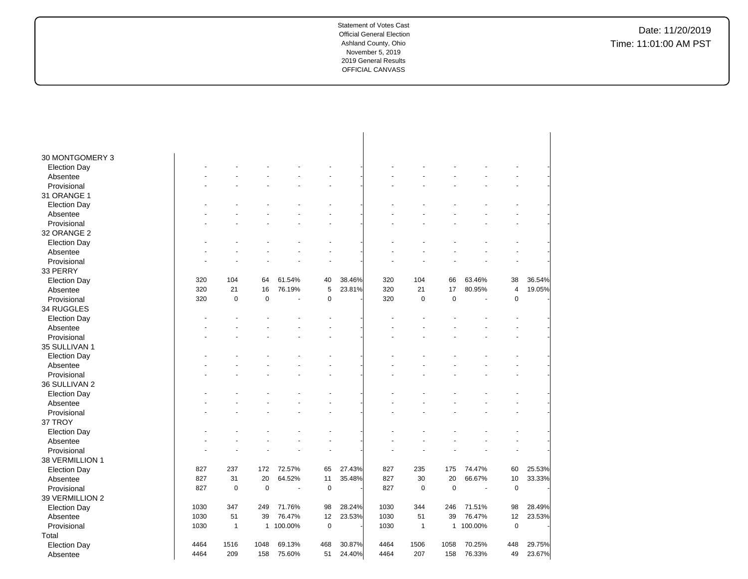Statement of Votes Cast
Official General Election
Ashland County, Ohio
November 5, 2019
2019 General Results
OFFICIAL CANVASS

Date: 11/20/2019
Time: 11:01:00 AM PST

| | | | | | | | | | | | | |
|---|---|---|---|---|---|---|---|---|---|---|---|---|
| 30 MONTGOMERY 3 | | | | | | | | | | | | |
| Election Day | - | - | - | - | - | - | - | - | - | - | - | - |
| Absentee | - | - | - | - | - | - | - | - | - | - | - | - |
| Provisional | - | - | - | - | - | - | - | - | - | - | - | - |
| 31 ORANGE 1 | | | | | | | | | | | | |
| Election Day | - | - | - | - | - | - | - | - | - | - | - | - |
| Absentee | - | - | - | - | - | - | - | - | - | - | - | - |
| Provisional | - | - | - | - | - | - | - | - | - | - | - | - |
| 32 ORANGE 2 | | | | | | | | | | | | |
| Election Day | - | - | - | - | - | - | - | - | - | - | - | - |
| Absentee | - | - | - | - | - | - | - | - | - | - | - | - |
| Provisional | - | - | - | - | - | - | - | - | - | - | - | - |
| 33 PERRY | | | | | | | | | | | | |
| Election Day | 320 | 104 | 64 | 61.54% | 40 | 38.46% | 320 | 104 | 66 | 63.46% | 38 | 36.54% |
| Absentee | 320 | 21 | 16 | 76.19% | 5 | 23.81% | 320 | 21 | 17 | 80.95% | 4 | 19.05% |
| Provisional | 320 | 0 | 0 | - | 0 | - | 320 | 0 | 0 | - | 0 | - |
| 34 RUGGLES | | | | | | | | | | | | |
| Election Day | - | - | - | - | - | - | - | - | - | - | - | - |
| Absentee | - | - | - | - | - | - | - | - | - | - | - | - |
| Provisional | - | - | - | - | - | - | - | - | - | - | - | - |
| 35 SULLIVAN 1 | | | | | | | | | | | | |
| Election Day | - | - | - | - | - | - | - | - | - | - | - | - |
| Absentee | - | - | - | - | - | - | - | - | - | - | - | - |
| Provisional | - | - | - | - | - | - | - | - | - | - | - | - |
| 36 SULLIVAN 2 | | | | | | | | | | | | |
| Election Day | - | - | - | - | - | - | - | - | - | - | - | - |
| Absentee | - | - | - | - | - | - | - | - | - | - | - | - |
| Provisional | - | - | - | - | - | - | - | - | - | - | - | - |
| 37 TROY | | | | | | | | | | | | |
| Election Day | - | - | - | - | - | - | - | - | - | - | - | - |
| Absentee | - | - | - | - | - | - | - | - | - | - | - | - |
| Provisional | - | - | - | - | - | - | - | - | - | - | - | - |
| 38 VERMILLION 1 | | | | | | | | | | | | |
| Election Day | 827 | 237 | 172 | 72.57% | 65 | 27.43% | 827 | 235 | 175 | 74.47% | 60 | 25.53% |
| Absentee | 827 | 31 | 20 | 64.52% | 11 | 35.48% | 827 | 30 | 20 | 66.67% | 10 | 33.33% |
| Provisional | 827 | 0 | 0 | - | 0 | - | 827 | 0 | 0 | - | 0 | - |
| 39 VERMILLION 2 | | | | | | | | | | | | |
| Election Day | 1030 | 347 | 249 | 71.76% | 98 | 28.24% | 1030 | 344 | 246 | 71.51% | 98 | 28.49% |
| Absentee | 1030 | 51 | 39 | 76.47% | 12 | 23.53% | 1030 | 51 | 39 | 76.47% | 12 | 23.53% |
| Provisional | 1030 | 1 | 1 | 100.00% | 0 | - | 1030 | 1 | 1 | 100.00% | 0 | - |
| Total | | | | | | | | | | | | |
| Election Day | 4464 | 1516 | 1048 | 69.13% | 468 | 30.87% | 4464 | 1506 | 1058 | 70.25% | 448 | 29.75% |
| Absentee | 4464 | 209 | 158 | 75.60% | 51 | 24.40% | 4464 | 207 | 158 | 76.33% | 49 | 23.67% |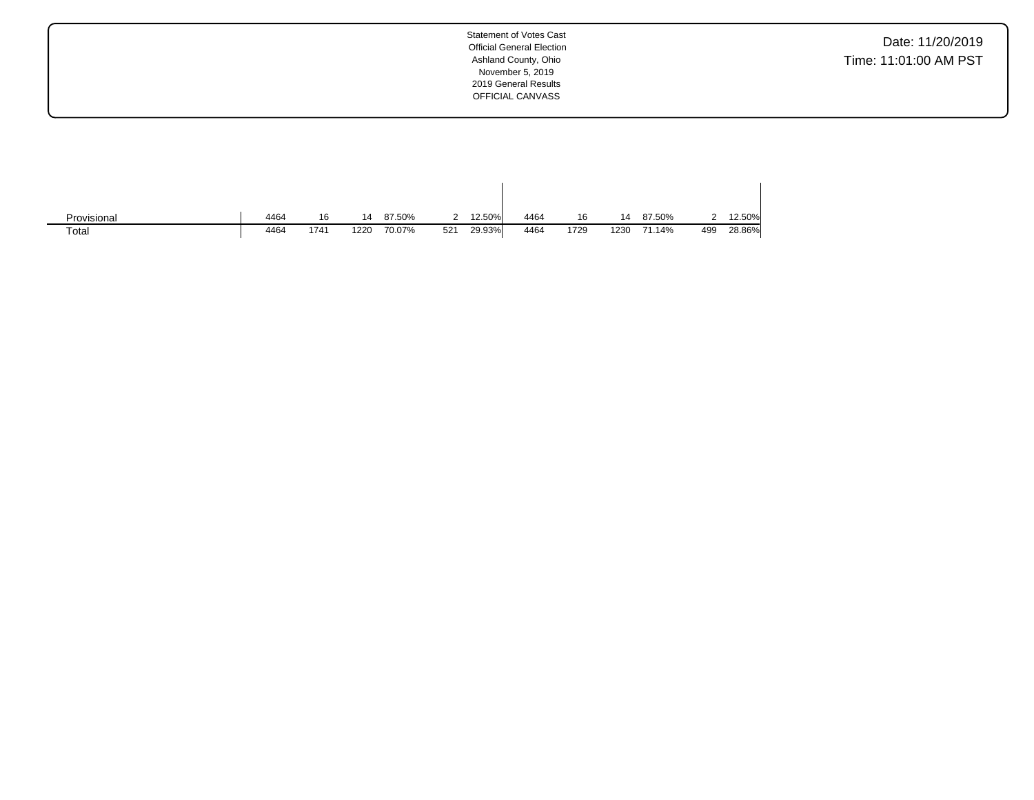Statement of Votes Cast
Official General Election
Ashland County, Ohio
November 5, 2019
2019 General Results
OFFICIAL CANVASS

Date: 11/20/2019
Time: 11:01:00 AM PST

| | | | | | | | | | | | | |
|---|---|---|---|---|---|---|---|---|---|---|---|---|
| Provisional | 4464 | 16 | 14 | 87.50% | 2 | 12.50% | 4464 | 16 | 14 | 87.50% | 2 | 12.50% |
| Total | 4464 | 1741 | 1220 | 70.07% | 521 | 29.93% | 4464 | 1729 | 1230 | 71.14% | 499 | 28.86% |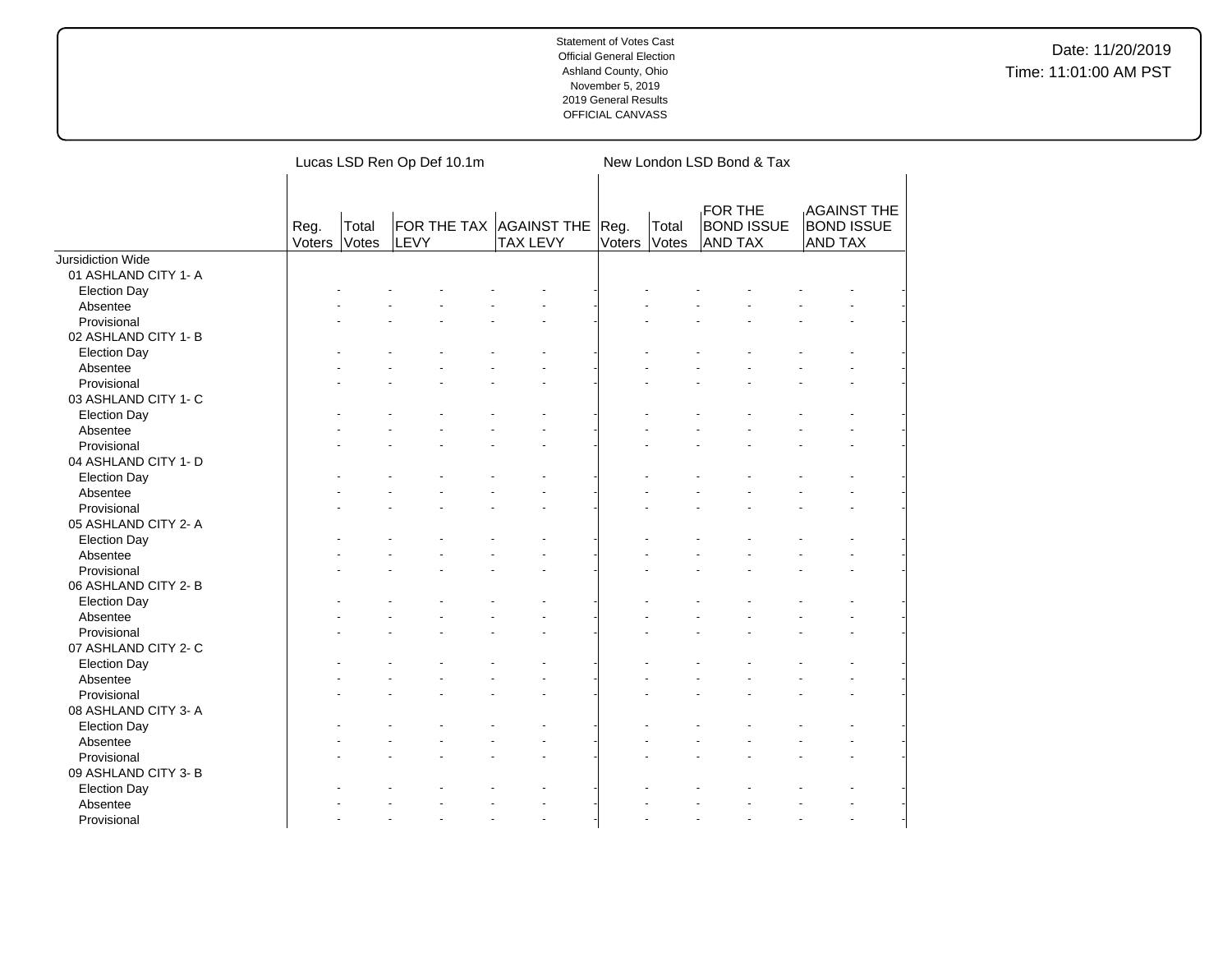Statement of Votes Cast
Official General Election
Ashland County, Ohio
November 5, 2019
2019 General Results
OFFICIAL CANVASS

Date: 11/20/2019
Time: 11:01:00 AM PST

| | Lucas LSD Ren Op Def 10.1m | | | | New London LSD Bond & Tax | | | |
|---|---|---|---|---|---|---|---|---|
| | Reg. Voters | Total Votes | FOR THE TAX LEVY | AGAINST THE TAX LEVY | Reg. Voters | Total Votes | FOR THE BOND ISSUE AND TAX | AGAINST THE BOND ISSUE AND TAX |
| Jursidiction Wide | | | | | | | | |
| 01 ASHLAND CITY 1- A | | | | | | | | |
| Election Day | - | - | - | - | - | - | - | - |
| Absentee | - | - | - | - | - | - | - | - |
| Provisional | - | - | - | - | - | - | - | - |
| 02 ASHLAND CITY 1- B | | | | | | | | |
| Election Day | - | - | - | - | - | - | - | - |
| Absentee | - | - | - | - | - | - | - | - |
| Provisional | - | - | - | - | - | - | - | - |
| 03 ASHLAND CITY 1- C | | | | | | | | |
| Election Day | - | - | - | - | - | - | - | - |
| Absentee | - | - | - | - | - | - | - | - |
| Provisional | - | - | - | - | - | - | - | - |
| 04 ASHLAND CITY 1- D | | | | | | | | |
| Election Day | - | - | - | - | - | - | - | - |
| Absentee | - | - | - | - | - | - | - | - |
| Provisional | - | - | - | - | - | - | - | - |
| 05 ASHLAND CITY 2- A | | | | | | | | |
| Election Day | - | - | - | - | - | - | - | - |
| Absentee | - | - | - | - | - | - | - | - |
| Provisional | - | - | - | - | - | - | - | - |
| 06 ASHLAND CITY 2- B | | | | | | | | |
| Election Day | - | - | - | - | - | - | - | - |
| Absentee | - | - | - | - | - | - | - | - |
| Provisional | - | - | - | - | - | - | - | - |
| 07 ASHLAND CITY 2- C | | | | | | | | |
| Election Day | - | - | - | - | - | - | - | - |
| Absentee | - | - | - | - | - | - | - | - |
| Provisional | - | - | - | - | - | - | - | - |
| 08 ASHLAND CITY 3- A | | | | | | | | |
| Election Day | - | - | - | - | - | - | - | - |
| Absentee | - | - | - | - | - | - | - | - |
| Provisional | - | - | - | - | - | - | - | - |
| 09 ASHLAND CITY 3- B | | | | | | | | |
| Election Day | - | - | - | - | - | - | - | - |
| Absentee | - | - | - | - | - | - | - | - |
| Provisional | - | - | - | - | - | - | - | - |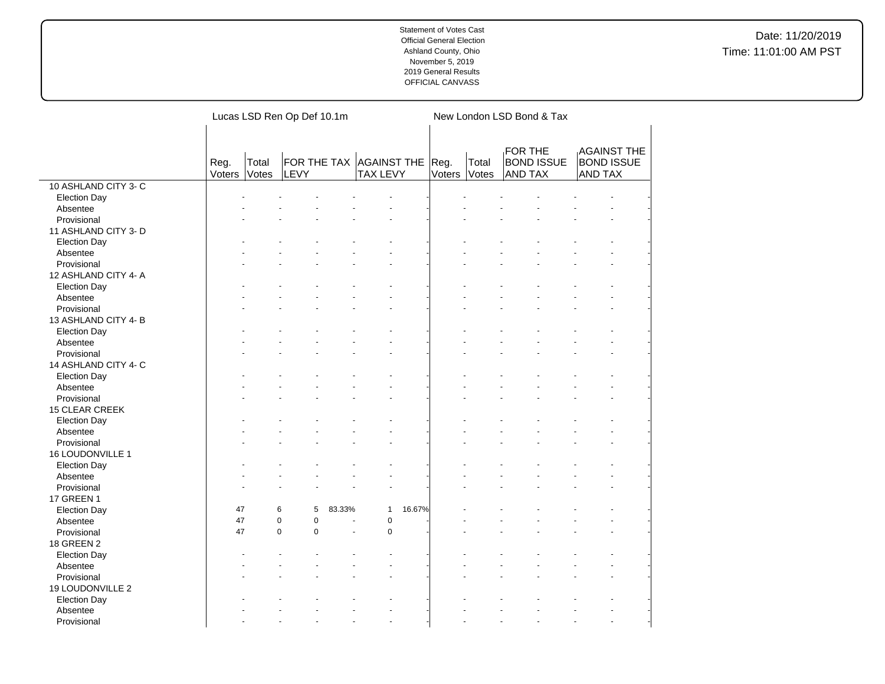Statement of Votes Cast
Official General Election
Ashland County, Ohio
November 5, 2019
2019 General Results
OFFICIAL CANVASS

Date: 11/20/2019
Time: 11:01:00 AM PST

| | Lucas LSD Ren Op Def 10.1m | | | | | | New London LSD Bond & Tax | | | | | |
|---|---|---|---|---|---|---|---|---|---|---|---|---|
| | Reg. Voters | Total Votes | FOR THE TAX LEVY | | AGAINST THE TAX LEVY | | Reg. Voters | Total Votes | FOR THE BOND ISSUE AND TAX | | AGAINST THE BOND ISSUE AND TAX | |
| 10 ASHLAND CITY 3- C | | | | | | | | | | | | |
| Election Day | - | - | - | - | - | - | - | - | - | - | - | - |
| Absentee | - | - | - | - | - | - | - | - | - | - | - | - |
| Provisional | - | - | - | - | - | - | - | - | - | - | - | - |
| 11 ASHLAND CITY 3- D | | | | | | | | | | | | |
| Election Day | - | - | - | - | - | - | - | - | - | - | - | - |
| Absentee | - | - | - | - | - | - | - | - | - | - | - | - |
| Provisional | - | - | - | - | - | - | - | - | - | - | - | - |
| 12 ASHLAND CITY 4- A | | | | | | | | | | | | |
| Election Day | - | - | - | - | - | - | - | - | - | - | - | - |
| Absentee | - | - | - | - | - | - | - | - | - | - | - | - |
| Provisional | - | - | - | - | - | - | - | - | - | - | - | - |
| 13 ASHLAND CITY 4- B | | | | | | | | | | | | |
| Election Day | - | - | - | - | - | - | - | - | - | - | - | - |
| Absentee | - | - | - | - | - | - | - | - | - | - | - | - |
| Provisional | - | - | - | - | - | - | - | - | - | - | - | - |
| 14 ASHLAND CITY 4- C | | | | | | | | | | | | |
| Election Day | - | - | - | - | - | - | - | - | - | - | - | - |
| Absentee | - | - | - | - | - | - | - | - | - | - | - | - |
| Provisional | - | - | - | - | - | - | - | - | - | - | - | - |
| 15 CLEAR CREEK | | | | | | | | | | | | |
| Election Day | - | - | - | - | - | - | - | - | - | - | - | - |
| Absentee | - | - | - | - | - | - | - | - | - | - | - | - |
| Provisional | - | - | - | - | - | - | - | - | - | - | - | - |
| 16 LOUDONVILLE 1 | | | | | | | | | | | | |
| Election Day | - | - | - | - | - | - | - | - | - | - | - | - |
| Absentee | - | - | - | - | - | - | - | - | - | - | - | - |
| Provisional | - | - | - | - | - | - | - | - | - | - | - | - |
| 17 GREEN 1 | | | | | | | | | | | | |
| Election Day | 47 | 6 | 5 | 83.33% | 1 | 16.67% | - | - | - | - | - | - |
| Absentee | 47 | 0 | 0 | - | 0 | - | - | - | - | - | - | - |
| Provisional | 47 | 0 | 0 | - | 0 | - | - | - | - | - | - | - |
| 18 GREEN 2 | | | | | | | | | | | | |
| Election Day | - | - | - | - | - | - | - | - | - | - | - | - |
| Absentee | - | - | - | - | - | - | - | - | - | - | - | - |
| Provisional | - | - | - | - | - | - | - | - | - | - | - | - |
| 19 LOUDONVILLE 2 | | | | | | | | | | | | |
| Election Day | - | - | - | - | - | - | - | - | - | - | - | - |
| Absentee | - | - | - | - | - | - | - | - | - | - | - | - |
| Provisional | - | - | - | - | - | - | - | - | - | - | - | - |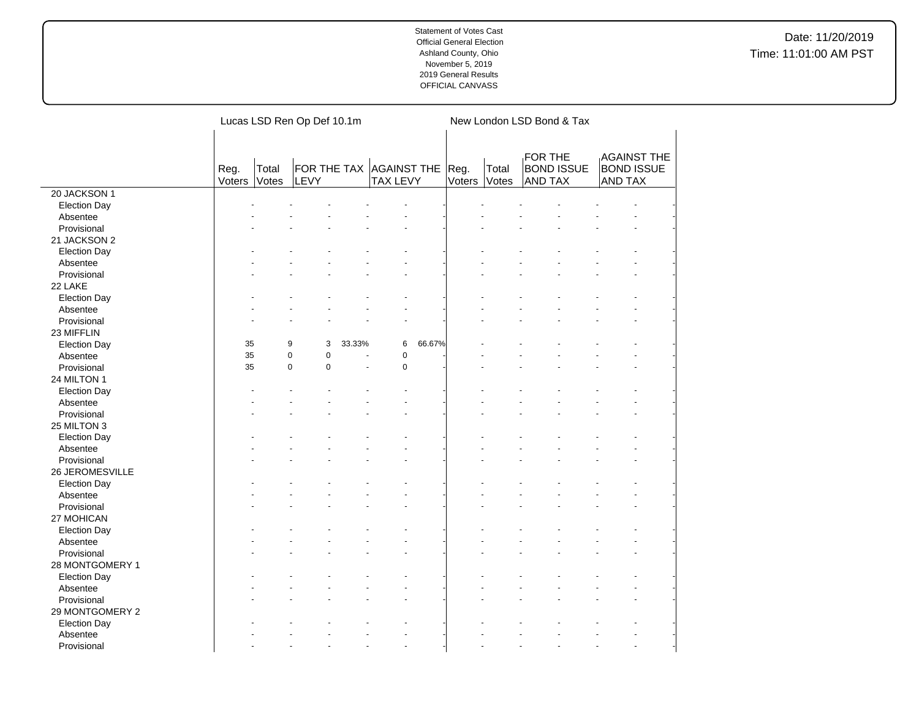Statement of Votes Cast
Official General Election
Ashland County, Ohio
November 5, 2019
2019 General Results
OFFICIAL CANVASS

Date: 11/20/2019
Time: 11:01:00 AM PST

| | Lucas LSD Ren Op Def 10.1m | | | | | | New London LSD Bond & Tax | | | | | |
|---|---|---|---|---|---|---|---|---|---|---|---|---|
| | Reg. Voters | Total Votes | FOR THE TAX LEVY | | AGAINST THE TAX LEVY | | Reg. Voters | Total Votes | FOR THE BOND ISSUE AND TAX | | AGAINST THE BOND ISSUE AND TAX | |
| 20 JACKSON 1 | | | | | | | | | | | | |
| Election Day | - | - | - | - | - | - | - | - | - | - | - | - |
| Absentee | - | - | - | - | - | - | - | - | - | - | - | - |
| Provisional | - | - | - | - | - | - | - | - | - | - | - | - |
| 21 JACKSON 2 | | | | | | | | | | | | |
| Election Day | - | - | - | - | - | - | - | - | - | - | - | - |
| Absentee | - | - | - | - | - | - | - | - | - | - | - | - |
| Provisional | - | - | - | - | - | - | - | - | - | - | - | - |
| 22 LAKE | | | | | | | | | | | | |
| Election Day | - | - | - | - | - | - | - | - | - | - | - | - |
| Absentee | - | - | - | - | - | - | - | - | - | - | - | - |
| Provisional | - | - | - | - | - | - | - | - | - | - | - | - |
| 23 MIFFLIN | | | | | | | | | | | | |
| Election Day | 35 | 9 | 3 | 33.33% | 6 | 66.67% | - | - | - | - | - | - |
| Absentee | 35 | 0 | 0 | - | 0 | - | - | - | - | - | - | - |
| Provisional | 35 | 0 | 0 | - | 0 | - | - | - | - | - | - | - |
| 24 MILTON 1 | | | | | | | | | | | | |
| Election Day | - | - | - | - | - | - | - | - | - | - | - | - |
| Absentee | - | - | - | - | - | - | - | - | - | - | - | - |
| Provisional | - | - | - | - | - | - | - | - | - | - | - | - |
| 25 MILTON 3 | | | | | | | | | | | | |
| Election Day | - | - | - | - | - | - | - | - | - | - | - | - |
| Absentee | - | - | - | - | - | - | - | - | - | - | - | - |
| Provisional | - | - | - | - | - | - | - | - | - | - | - | - |
| 26 JEROMESVILLE | | | | | | | | | | | | |
| Election Day | - | - | - | - | - | - | - | - | - | - | - | - |
| Absentee | - | - | - | - | - | - | - | - | - | - | - | - |
| Provisional | - | - | - | - | - | - | - | - | - | - | - | - |
| 27 MOHICAN | | | | | | | | | | | | |
| Election Day | - | - | - | - | - | - | - | - | - | - | - | - |
| Absentee | - | - | - | - | - | - | - | - | - | - | - | - |
| Provisional | - | - | - | - | - | - | - | - | - | - | - | - |
| 28 MONTGOMERY 1 | | | | | | | | | | | | |
| Election Day | - | - | - | - | - | - | - | - | - | - | - | - |
| Absentee | - | - | - | - | - | - | - | - | - | - | - | - |
| Provisional | - | - | - | - | - | - | - | - | - | - | - | - |
| 29 MONTGOMERY 2 | | | | | | | | | | | | |
| Election Day | - | - | - | - | - | - | - | - | - | - | - | - |
| Absentee | - | - | - | - | - | - | - | - | - | - | - | - |
| Provisional | - | - | - | - | - | - | - | - | - | - | - | - |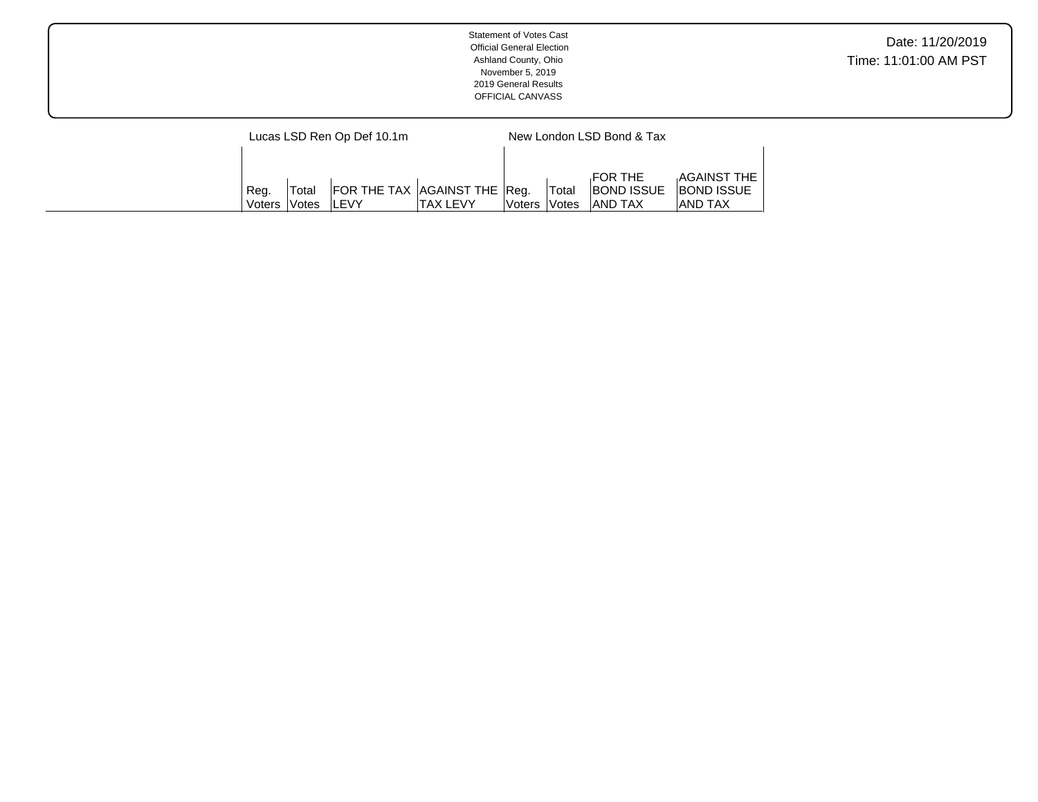Statement of Votes Cast
Official General Election
Ashland County, Ohio
November 5, 2019
2019 General Results
OFFICIAL CANVASS

Date: 11/20/2019
Time: 11:01:00 AM PST

| | Lucas LSD Ren Op Def 10.1m | | | | New London LSD Bond & Tax | | | |
|---|---|---|---|---|---|---|---|---|
| | Reg. Voters | Total Votes | FOR THE TAX LEVY | AGAINST THE TAX LEVY | Reg. Voters | Total Votes | FOR THE BOND ISSUE AND TAX | AGAINST THE BOND ISSUE AND TAX |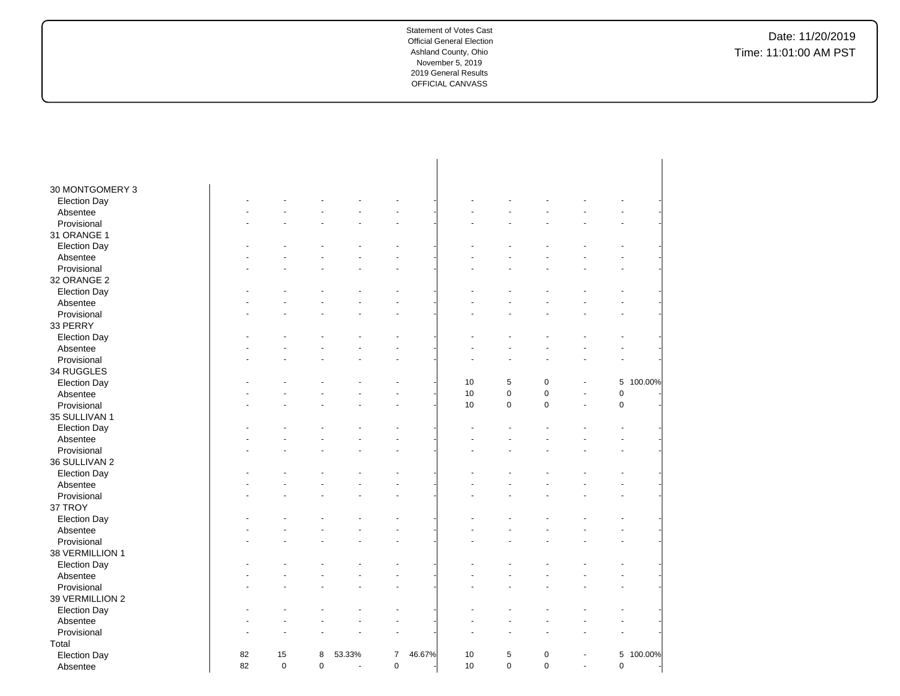Statement of Votes Cast
Official General Election
Ashland County, Ohio
November 5, 2019
2019 General Results
OFFICIAL CANVASS

Date: 11/20/2019
Time: 11:01:00 AM PST

| | | | | | | | | | | | | |
|---|---|---|---|---|---|---|---|---|---|---|---|---|
| 30 MONTGOMERY 3 | | | | | | | | | | | | |
| Election Day | - | - | - | - | - | - | - | - | - | - | - | - |
| Absentee | - | - | - | - | - | - | - | - | - | - | - | - |
| Provisional | - | - | - | - | - | - | - | - | - | - | - | - |
| 31 ORANGE 1 | | | | | | | | | | | | |
| Election Day | - | - | - | - | - | - | - | - | - | - | - | - |
| Absentee | - | - | - | - | - | - | - | - | - | - | - | - |
| Provisional | - | - | - | - | - | - | - | - | - | - | - | - |
| 32 ORANGE 2 | | | | | | | | | | | | |
| Election Day | - | - | - | - | - | - | - | - | - | - | - | - |
| Absentee | - | - | - | - | - | - | - | - | - | - | - | - |
| Provisional | - | - | - | - | - | - | - | - | - | - | - | - |
| 33 PERRY | | | | | | | | | | | | |
| Election Day | - | - | - | - | - | - | - | - | - | - | - | - |
| Absentee | - | - | - | - | - | - | - | - | - | - | - | - |
| Provisional | - | - | - | - | - | - | - | - | - | - | - | - |
| 34 RUGGLES | | | | | | | | | | | | |
| Election Day | - | - | - | - | - | - | 10 | 5 | 0 | - | 5 | 100.00% |
| Absentee | - | - | - | - | - | - | 10 | 0 | 0 | - | 0 | - |
| Provisional | - | - | - | - | - | - | 10 | 0 | 0 | - | 0 | - |
| 35 SULLIVAN 1 | | | | | | | | | | | | |
| Election Day | - | - | - | - | - | - | - | - | - | - | - | - |
| Absentee | - | - | - | - | - | - | - | - | - | - | - | - |
| Provisional | - | - | - | - | - | - | - | - | - | - | - | - |
| 36 SULLIVAN 2 | | | | | | | | | | | | |
| Election Day | - | - | - | - | - | - | - | - | - | - | - | - |
| Absentee | - | - | - | - | - | - | - | - | - | - | - | - |
| Provisional | - | - | - | - | - | - | - | - | - | - | - | - |
| 37 TROY | | | | | | | | | | | | |
| Election Day | - | - | - | - | - | - | - | - | - | - | - | - |
| Absentee | - | - | - | - | - | - | - | - | - | - | - | - |
| Provisional | - | - | - | - | - | - | - | - | - | - | - | - |
| 38 VERMILLION 1 | | | | | | | | | | | | |
| Election Day | - | - | - | - | - | - | - | - | - | - | - | - |
| Absentee | - | - | - | - | - | - | - | - | - | - | - | - |
| Provisional | - | - | - | - | - | - | - | - | - | - | - | - |
| 39 VERMILLION 2 | | | | | | | | | | | | |
| Election Day | - | - | - | - | - | - | - | - | - | - | - | - |
| Absentee | - | - | - | - | - | - | - | - | - | - | - | - |
| Provisional | - | - | - | - | - | - | - | - | - | - | - | - |
| Total | | | | | | | | | | | | |
| Election Day | 82 | 15 | 8 | 53.33% | 7 | 46.67% | 10 | 5 | 0 | - | 5 | 100.00% |
| Absentee | 82 | 0 | 0 | - | 0 | - | 10 | 0 | 0 | - | 0 | - |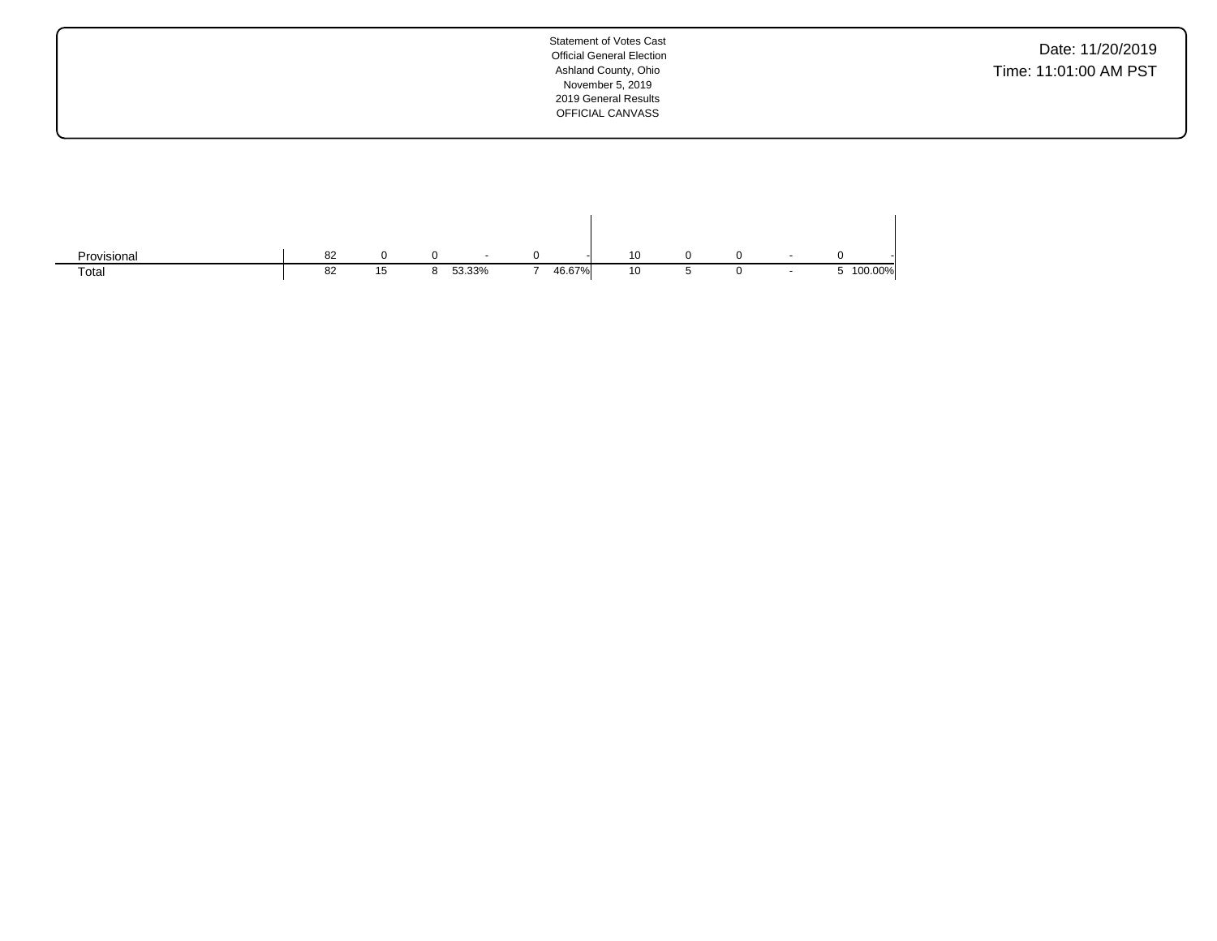Statement of Votes Cast
Official General Election
Ashland County, Ohio
November 5, 2019
2019 General Results
OFFICIAL CANVASS

Date: 11/20/2019
Time: 11:01:00 AM PST

| | | | | | | | | | | | | |
|---|---|---|---|---|---|---|---|---|---|---|---|---|
| Provisional | 82 | 0 | 0 | - | 0 | - | 10 | 0 | 0 | - | 0 | - |
| Total | 82 | 15 | 8 | 53.33% | 7 | 46.67% | 10 | 5 | 0 | - | 5 | 100.00% |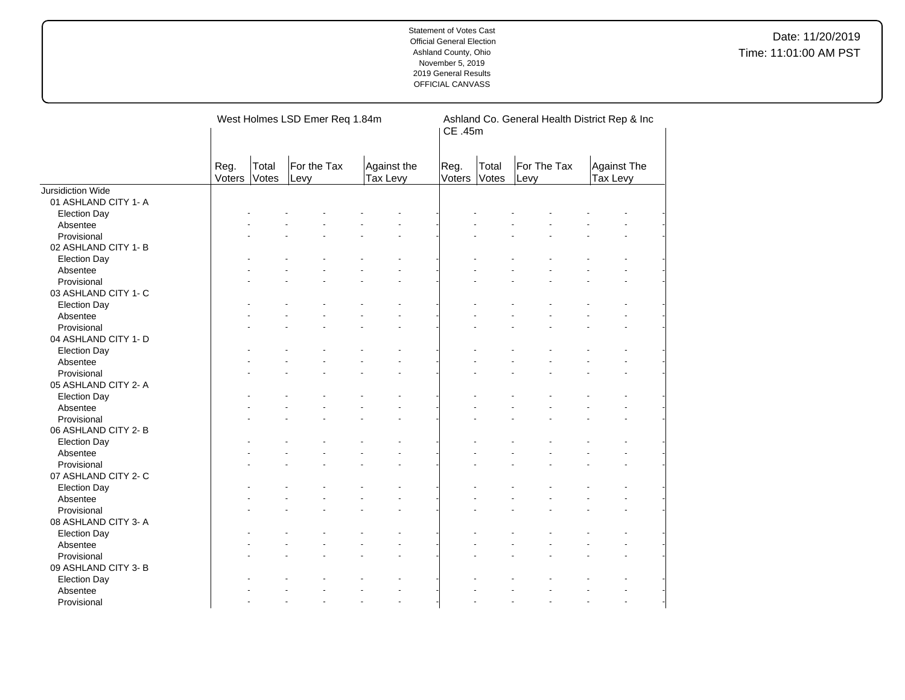Statement of Votes Cast
Official General Election
Ashland County, Ohio
November 5, 2019
2019 General Results
OFFICIAL CANVASS

Date: 11/20/2019
Time: 11:01:00 AM PST

| | West Holmes LSD Emer Req 1.84m | | | | Ashland Co. General Health District Rep & Inc CE .45m | | | |
|---|---|---|---|---|---|---|---|---|
| | Reg. Voters | Total Votes | For the Tax Levy | Against the Tax Levy | Reg. Voters | Total Votes | For The Tax Levy | Against The Tax Levy |
| Jursidiction Wide | | | | | | | | |
| 01 ASHLAND CITY 1- A | | | | | | | | |
| Election Day | - | - | - | - | - | - | - | - |
| Absentee | - | - | - | - | - | - | - | - |
| Provisional | - | - | - | - | - | - | - | - |
| 02 ASHLAND CITY 1- B | | | | | | | | |
| Election Day | - | - | - | - | - | - | - | - |
| Absentee | - | - | - | - | - | - | - | - |
| Provisional | - | - | - | - | - | - | - | - |
| 03 ASHLAND CITY 1- C | | | | | | | | |
| Election Day | - | - | - | - | - | - | - | - |
| Absentee | - | - | - | - | - | - | - | - |
| Provisional | - | - | - | - | - | - | - | - |
| 04 ASHLAND CITY 1- D | | | | | | | | |
| Election Day | - | - | - | - | - | - | - | - |
| Absentee | - | - | - | - | - | - | - | - |
| Provisional | - | - | - | - | - | - | - | - |
| 05 ASHLAND CITY 2- A | | | | | | | | |
| Election Day | - | - | - | - | - | - | - | - |
| Absentee | - | - | - | - | - | - | - | - |
| Provisional | - | - | - | - | - | - | - | - |
| 06 ASHLAND CITY 2- B | | | | | | | | |
| Election Day | - | - | - | - | - | - | - | - |
| Absentee | - | - | - | - | - | - | - | - |
| Provisional | - | - | - | - | - | - | - | - |
| 07 ASHLAND CITY 2- C | | | | | | | | |
| Election Day | - | - | - | - | - | - | - | - |
| Absentee | - | - | - | - | - | - | - | - |
| Provisional | - | - | - | - | - | - | - | - |
| 08 ASHLAND CITY 3- A | | | | | | | | |
| Election Day | - | - | - | - | - | - | - | - |
| Absentee | - | - | - | - | - | - | - | - |
| Provisional | - | - | - | - | - | - | - | - |
| 09 ASHLAND CITY 3- B | | | | | | | | |
| Election Day | - | - | - | - | - | - | - | - |
| Absentee | - | - | - | - | - | - | - | - |
| Provisional | - | - | - | - | - | - | - | - |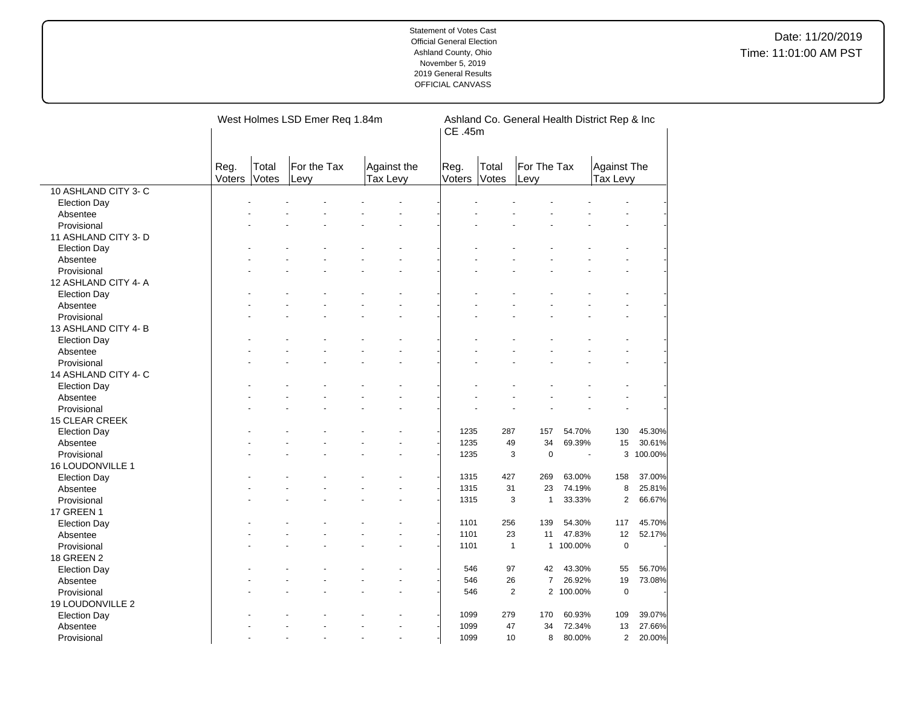Statement of Votes Cast
Official General Election
Ashland County, Ohio
November 5, 2019
2019 General Results
OFFICIAL CANVASS

Date: 11/20/2019
Time: 11:01:00 AM PST

| | West Holmes LSD Emer Req 1.84m | | | | | | Ashland Co. General Health District Rep & Inc CE .45m | | | | | |
|---|---|---|---|---|---|---|---|---|---|---|---|---|
| | Reg. Voters | Total Votes | For the Tax Levy | | Against the Tax Levy | | Reg. Voters | Total Votes | For The Tax Levy | | Against The Tax Levy | |
| **10 ASHLAND CITY 3- C** | | | | | | | | | | | | |
| Election Day | - | - | - | - | - | - | - | - | - | - | - | - |
| Absentee | - | - | - | - | - | - | - | - | - | - | - | - |
| Provisional | - | - | - | - | - | - | - | - | - | - | - | - |
| **11 ASHLAND CITY 3- D** | | | | | | | | | | | | |
| Election Day | - | - | - | - | - | - | - | - | - | - | - | - |
| Absentee | - | - | - | - | - | - | - | - | - | - | - | - |
| Provisional | - | - | - | - | - | - | - | - | - | - | - | - |
| **12 ASHLAND CITY 4- A** | | | | | | | | | | | | |
| Election Day | - | - | - | - | - | - | - | - | - | - | - | - |
| Absentee | - | - | - | - | - | - | - | - | - | - | - | - |
| Provisional | - | - | - | - | - | - | - | - | - | - | - | - |
| **13 ASHLAND CITY 4- B** | | | | | | | | | | | | |
| Election Day | - | - | - | - | - | - | - | - | - | - | - | - |
| Absentee | - | - | - | - | - | - | - | - | - | - | - | - |
| Provisional | - | - | - | - | - | - | - | - | - | - | - | - |
| **14 ASHLAND CITY 4- C** | | | | | | | | | | | | |
| Election Day | - | - | - | - | - | - | - | - | - | - | - | - |
| Absentee | - | - | - | - | - | - | - | - | - | - | - | - |
| Provisional | - | - | - | - | - | - | - | - | - | - | - | - |
| **15 CLEAR CREEK** | | | | | | | | | | | | |
| Election Day | - | - | - | - | - | - | 1235 | 287 | 157 | 54.70% | 130 | 45.30% |
| Absentee | - | - | - | - | - | - | 1235 | 49 | 34 | 69.39% | 15 | 30.61% |
| Provisional | - | - | - | - | - | - | 1235 | 3 | 0 | - | 3 | 100.00% |
| **16 LOUDONVILLE 1** | | | | | | | | | | | | |
| Election Day | - | - | - | - | - | - | 1315 | 427 | 269 | 63.00% | 158 | 37.00% |
| Absentee | - | - | - | - | - | - | 1315 | 31 | 23 | 74.19% | 8 | 25.81% |
| Provisional | - | - | - | - | - | - | 1315 | 3 | 1 | 33.33% | 2 | 66.67% |
| **17 GREEN 1** | | | | | | | | | | | | |
| Election Day | - | - | - | - | - | - | 1101 | 256 | 139 | 54.30% | 117 | 45.70% |
| Absentee | - | - | - | - | - | - | 1101 | 23 | 11 | 47.83% | 12 | 52.17% |
| Provisional | - | - | - | - | - | - | 1101 | 1 | 1 | 100.00% | 0 | - |
| **18 GREEN 2** | | | | | | | | | | | | |
| Election Day | - | - | - | - | - | - | 546 | 97 | 42 | 43.30% | 55 | 56.70% |
| Absentee | - | - | - | - | - | - | 546 | 26 | 7 | 26.92% | 19 | 73.08% |
| Provisional | - | - | - | - | - | - | 546 | 2 | 2 | 100.00% | 0 | - |
| **19 LOUDONVILLE 2** | | | | | | | | | | | | |
| Election Day | - | - | - | - | - | - | 1099 | 279 | 170 | 60.93% | 109 | 39.07% |
| Absentee | - | - | - | - | - | - | 1099 | 47 | 34 | 72.34% | 13 | 27.66% |
| Provisional | - | - | - | - | - | - | 1099 | 10 | 8 | 80.00% | 2 | 20.00% |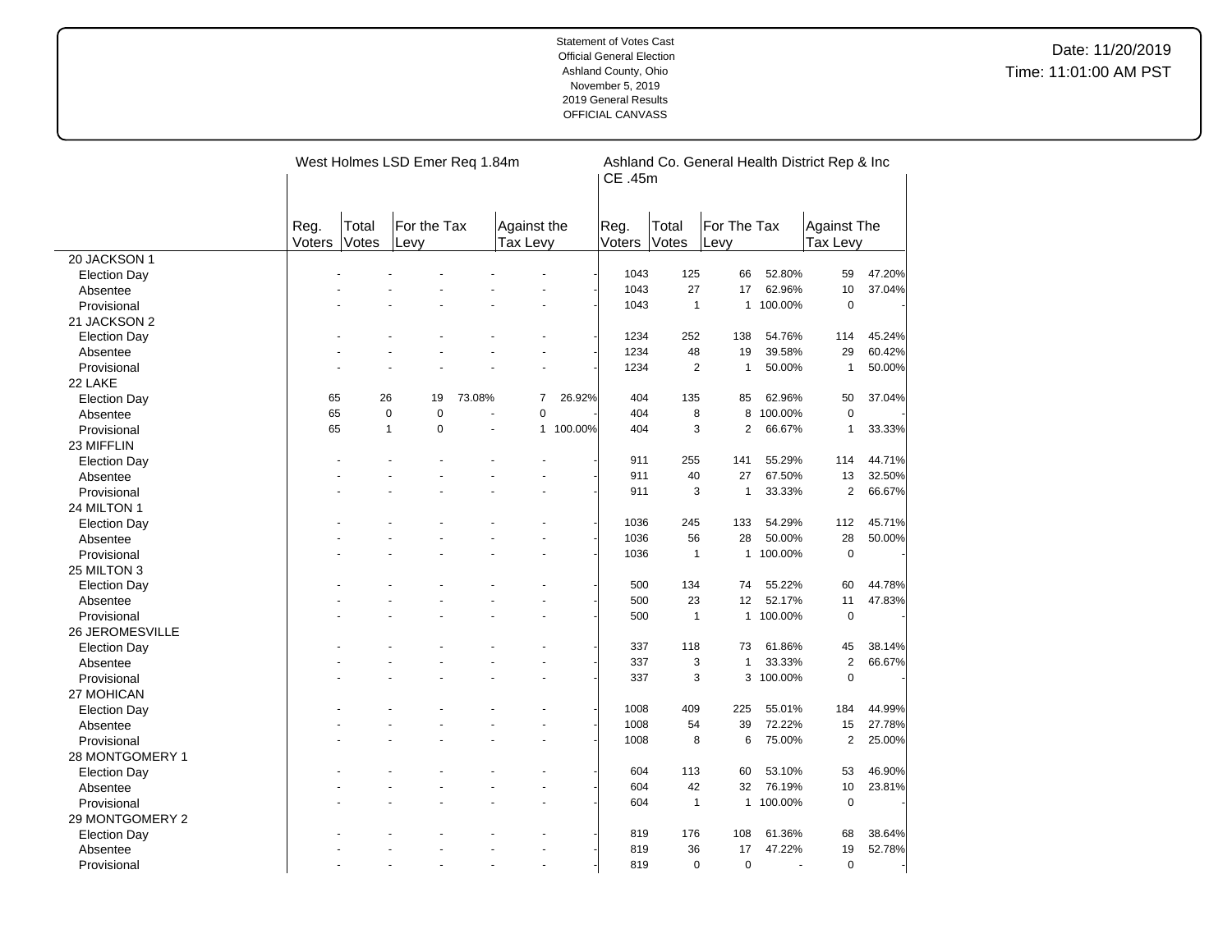Statement of Votes Cast
Official General Election
Ashland County, Ohio
November 5, 2019
2019 General Results
OFFICIAL CANVASS

Date: 11/20/2019
Time: 11:01:00 AM PST

| | West Holmes LSD Emer Req 1.84m | | | | | | Ashland Co. General Health District Rep & Inc CE .45m | | | | | |
|---|---|---|---|---|---|---|---|---|---|---|---|---|
| | Reg. Voters | Total Votes | For the Tax Levy | | Against the Tax Levy | | Reg. Voters | Total Votes | For The Tax Levy | | Against The Tax Levy | |
| **20 JACKSON 1** | | | | | | | | | | | | |
| Election Day | - | - | - | - | - | - | 1043 | 125 | 66 | 52.80% | 59 | 47.20% |
| Absentee | - | - | - | - | - | - | 1043 | 27 | 17 | 62.96% | 10 | 37.04% |
| Provisional | - | - | - | - | - | - | 1043 | 1 | 1 | 100.00% | 0 | - |
| **21 JACKSON 2** | | | | | | | | | | | | |
| Election Day | - | - | - | - | - | - | 1234 | 252 | 138 | 54.76% | 114 | 45.24% |
| Absentee | - | - | - | - | - | - | 1234 | 48 | 19 | 39.58% | 29 | 60.42% |
| Provisional | - | - | - | - | - | - | 1234 | 2 | 1 | 50.00% | 1 | 50.00% |
| **22 LAKE** | | | | | | | | | | | | |
| Election Day | 65 | 26 | 19 | 73.08% | 7 | 26.92% | 404 | 135 | 85 | 62.96% | 50 | 37.04% |
| Absentee | 65 | 0 | 0 | - | 0 | - | 404 | 8 | 8 | 100.00% | 0 | - |
| Provisional | 65 | 1 | 0 | - | 1 | 100.00% | 404 | 3 | 2 | 66.67% | 1 | 33.33% |
| **23 MIFFLIN** | | | | | | | | | | | | |
| Election Day | - | - | - | - | - | - | 911 | 255 | 141 | 55.29% | 114 | 44.71% |
| Absentee | - | - | - | - | - | - | 911 | 40 | 27 | 67.50% | 13 | 32.50% |
| Provisional | - | - | - | - | - | - | 911 | 3 | 1 | 33.33% | 2 | 66.67% |
| **24 MILTON 1** | | | | | | | | | | | | |
| Election Day | - | - | - | - | - | - | 1036 | 245 | 133 | 54.29% | 112 | 45.71% |
| Absentee | - | - | - | - | - | - | 1036 | 56 | 28 | 50.00% | 28 | 50.00% |
| Provisional | - | - | - | - | - | - | 1036 | 1 | 1 | 100.00% | 0 | - |
| **25 MILTON 3** | | | | | | | | | | | | |
| Election Day | - | - | - | - | - | - | 500 | 134 | 74 | 55.22% | 60 | 44.78% |
| Absentee | - | - | - | - | - | - | 500 | 23 | 12 | 52.17% | 11 | 47.83% |
| Provisional | - | - | - | - | - | - | 500 | 1 | 1 | 100.00% | 0 | - |
| **26 JEROMESVILLE** | | | | | | | | | | | | |
| Election Day | - | - | - | - | - | - | 337 | 118 | 73 | 61.86% | 45 | 38.14% |
| Absentee | - | - | - | - | - | - | 337 | 3 | 1 | 33.33% | 2 | 66.67% |
| Provisional | - | - | - | - | - | - | 337 | 3 | 3 | 100.00% | 0 | - |
| **27 MOHICAN** | | | | | | | | | | | | |
| Election Day | - | - | - | - | - | - | 1008 | 409 | 225 | 55.01% | 184 | 44.99% |
| Absentee | - | - | - | - | - | - | 1008 | 54 | 39 | 72.22% | 15 | 27.78% |
| Provisional | - | - | - | - | - | - | 1008 | 8 | 6 | 75.00% | 2 | 25.00% |
| **28 MONTGOMERY 1** | | | | | | | | | | | | |
| Election Day | - | - | - | - | - | - | 604 | 113 | 60 | 53.10% | 53 | 46.90% |
| Absentee | - | - | - | - | - | - | 604 | 42 | 32 | 76.19% | 10 | 23.81% |
| Provisional | - | - | - | - | - | - | 604 | 1 | 1 | 100.00% | 0 | - |
| **29 MONTGOMERY 2** | | | | | | | | | | | | |
| Election Day | - | - | - | - | - | - | 819 | 176 | 108 | 61.36% | 68 | 38.64% |
| Absentee | - | - | - | - | - | - | 819 | 36 | 17 | 47.22% | 19 | 52.78% |
| Provisional | - | - | - | - | - | - | 819 | 0 | 0 | - | 0 | - |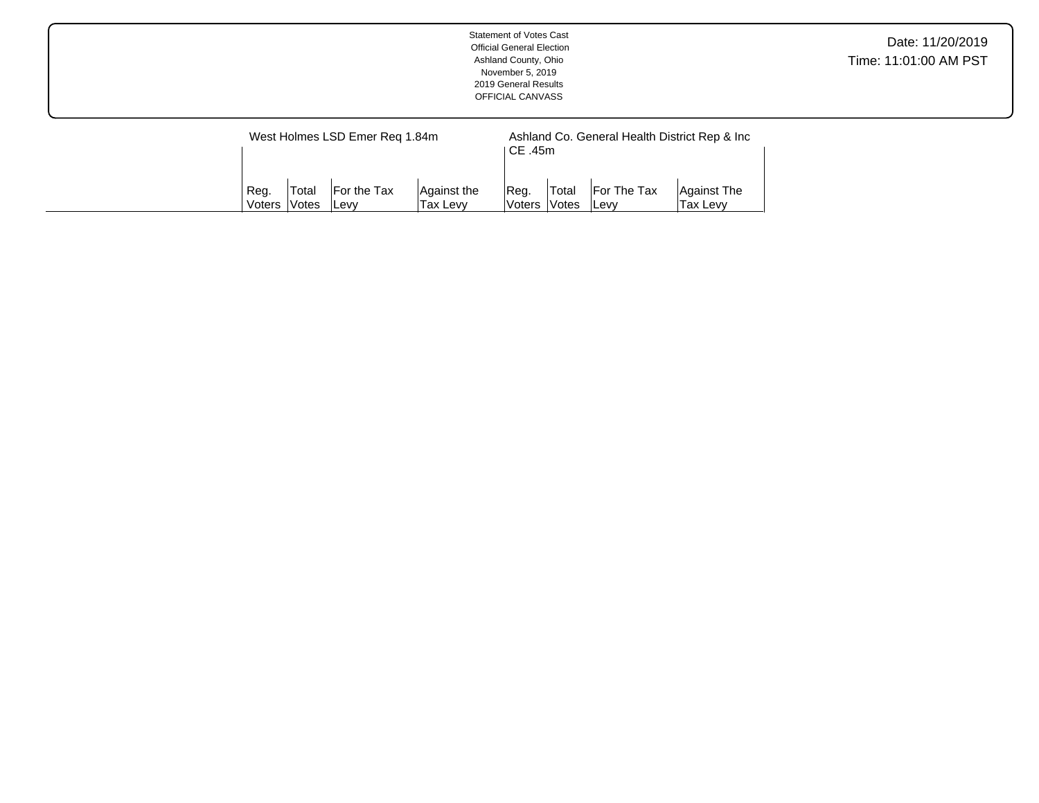Statement of Votes Cast
Official General Election
Ashland County, Ohio
November 5, 2019
2019 General Results
OFFICIAL CANVASS

Date: 11/20/2019
Time: 11:01:00 AM PST

| | West Holmes LSD Emer Req 1.84m | | | | Ashland Co. General Health District Rep & Inc CE .45m | | | |
|---|---|---|---|---|---|---|---|---|
| | Reg. Voters | Total Votes | For the Tax Levy | Against the Tax Levy | Reg. Voters | Total Votes | For The Tax Levy | Against The Tax Levy |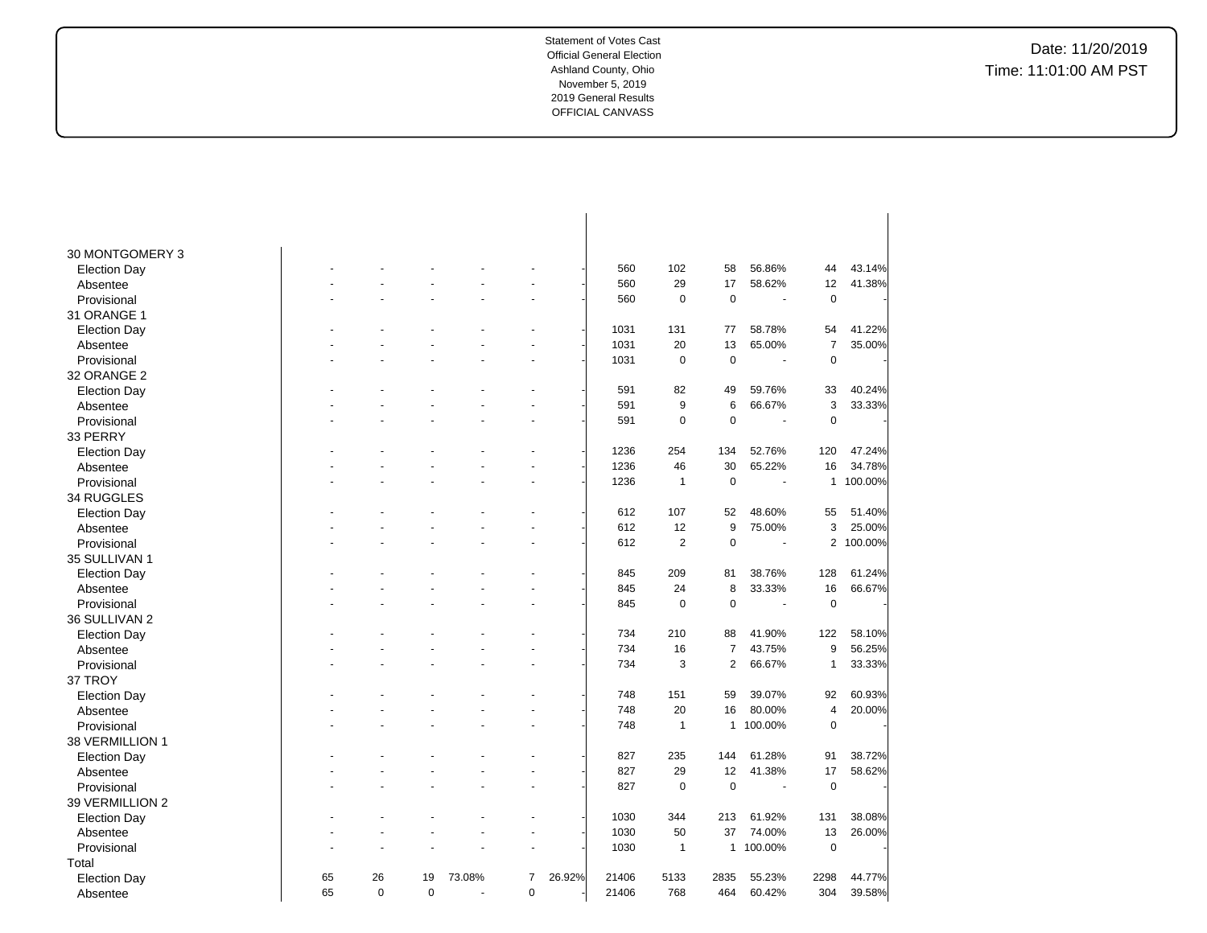Statement of Votes Cast
Official General Election
Ashland County, Ohio
November 5, 2019
2019 General Results
OFFICIAL CANVASS

Date: 11/20/2019
Time: 11:01:00 AM PST

| | | | | | | | | | | | | | |
|---|---|---|---|---|---|---|---|---|---|---|---|---|---|
| 30 MONTGOMERY 3 | | | | | | | | | | | | | |
| Election Day | - | - | - | - | - | - | 560 | 102 | 58 | 56.86% | 44 | 43.14% |
| Absentee | - | - | - | - | - | - | 560 | 29 | 17 | 58.62% | 12 | 41.38% |
| Provisional | - | - | - | - | - | - | 560 | 0 | 0 | - | 0 | - |
| 31 ORANGE 1 | | | | | | | | | | | | |
| Election Day | - | - | - | - | - | - | 1031 | 131 | 77 | 58.78% | 54 | 41.22% |
| Absentee | - | - | - | - | - | - | 1031 | 20 | 13 | 65.00% | 7 | 35.00% |
| Provisional | - | - | - | - | - | - | 1031 | 0 | 0 | - | 0 | - |
| 32 ORANGE 2 | | | | | | | | | | | | |
| Election Day | - | - | - | - | - | - | 591 | 82 | 49 | 59.76% | 33 | 40.24% |
| Absentee | - | - | - | - | - | - | 591 | 9 | 6 | 66.67% | 3 | 33.33% |
| Provisional | - | - | - | - | - | - | 591 | 0 | 0 | - | 0 | - |
| 33 PERRY | | | | | | | | | | | | |
| Election Day | - | - | - | - | - | - | 1236 | 254 | 134 | 52.76% | 120 | 47.24% |
| Absentee | - | - | - | - | - | - | 1236 | 46 | 30 | 65.22% | 16 | 34.78% |
| Provisional | - | - | - | - | - | - | 1236 | 1 | 0 | - | 1 | 100.00% |
| 34 RUGGLES | | | | | | | | | | | | |
| Election Day | - | - | - | - | - | - | 612 | 107 | 52 | 48.60% | 55 | 51.40% |
| Absentee | - | - | - | - | - | - | 612 | 12 | 9 | 75.00% | 3 | 25.00% |
| Provisional | - | - | - | - | - | - | 612 | 2 | 0 | - | 2 | 100.00% |
| 35 SULLIVAN 1 | | | | | | | | | | | | |
| Election Day | - | - | - | - | - | - | 845 | 209 | 81 | 38.76% | 128 | 61.24% |
| Absentee | - | - | - | - | - | - | 845 | 24 | 8 | 33.33% | 16 | 66.67% |
| Provisional | - | - | - | - | - | - | 845 | 0 | 0 | - | 0 | - |
| 36 SULLIVAN 2 | | | | | | | | | | | | |
| Election Day | - | - | - | - | - | - | 734 | 210 | 88 | 41.90% | 122 | 58.10% |
| Absentee | - | - | - | - | - | - | 734 | 16 | 7 | 43.75% | 9 | 56.25% |
| Provisional | - | - | - | - | - | - | 734 | 3 | 2 | 66.67% | 1 | 33.33% |
| 37 TROY | | | | | | | | | | | | |
| Election Day | - | - | - | - | - | - | 748 | 151 | 59 | 39.07% | 92 | 60.93% |
| Absentee | - | - | - | - | - | - | 748 | 20 | 16 | 80.00% | 4 | 20.00% |
| Provisional | - | - | - | - | - | - | 748 | 1 | 1 | 100.00% | 0 | - |
| 38 VERMILLION 1 | | | | | | | | | | | | |
| Election Day | - | - | - | - | - | - | 827 | 235 | 144 | 61.28% | 91 | 38.72% |
| Absentee | - | - | - | - | - | - | 827 | 29 | 12 | 41.38% | 17 | 58.62% |
| Provisional | - | - | - | - | - | - | 827 | 0 | 0 | - | 0 | - |
| 39 VERMILLION 2 | | | | | | | | | | | | |
| Election Day | - | - | - | - | - | - | 1030 | 344 | 213 | 61.92% | 131 | 38.08% |
| Absentee | - | - | - | - | - | - | 1030 | 50 | 37 | 74.00% | 13 | 26.00% |
| Provisional | - | - | - | - | - | - | 1030 | 1 | 1 | 100.00% | 0 | - |
| Total | | | | | | | | | | | | |
| Election Day | 65 | 26 | 19 | 73.08% | 7 | 26.92% | 21406 | 5133 | 2835 | 55.23% | 2298 | 44.77% |
| Absentee | 65 | 0 | 0 | - | 0 | - | 21406 | 768 | 464 | 60.42% | 304 | 39.58% |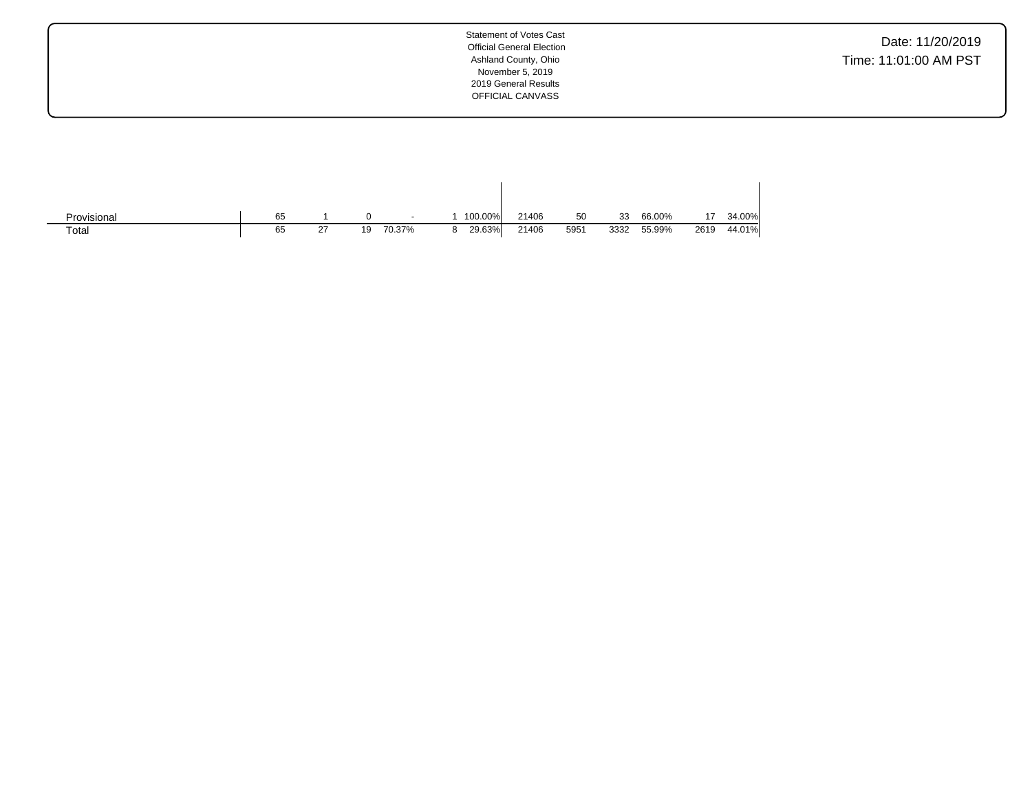Statement of Votes Cast
Official General Election
Ashland County, Ohio
November 5, 2019
2019 General Results
OFFICIAL CANVASS

Date: 11/20/2019
Time: 11:01:00 AM PST

| | | | | | | | | | | | | | |
|---|---|---|---|---|---|---|---|---|---|---|---|---|---|
| Provisional | 65 | 1 | 0 | - | 1 | 100.00% | 21406 | 50 | 33 | 66.00% | 17 | 34.00% |
| Total | 65 | 27 | 19 | 70.37% | 8 | 29.63% | 21406 | 5951 | 3332 | 55.99% | 2619 | 44.01% |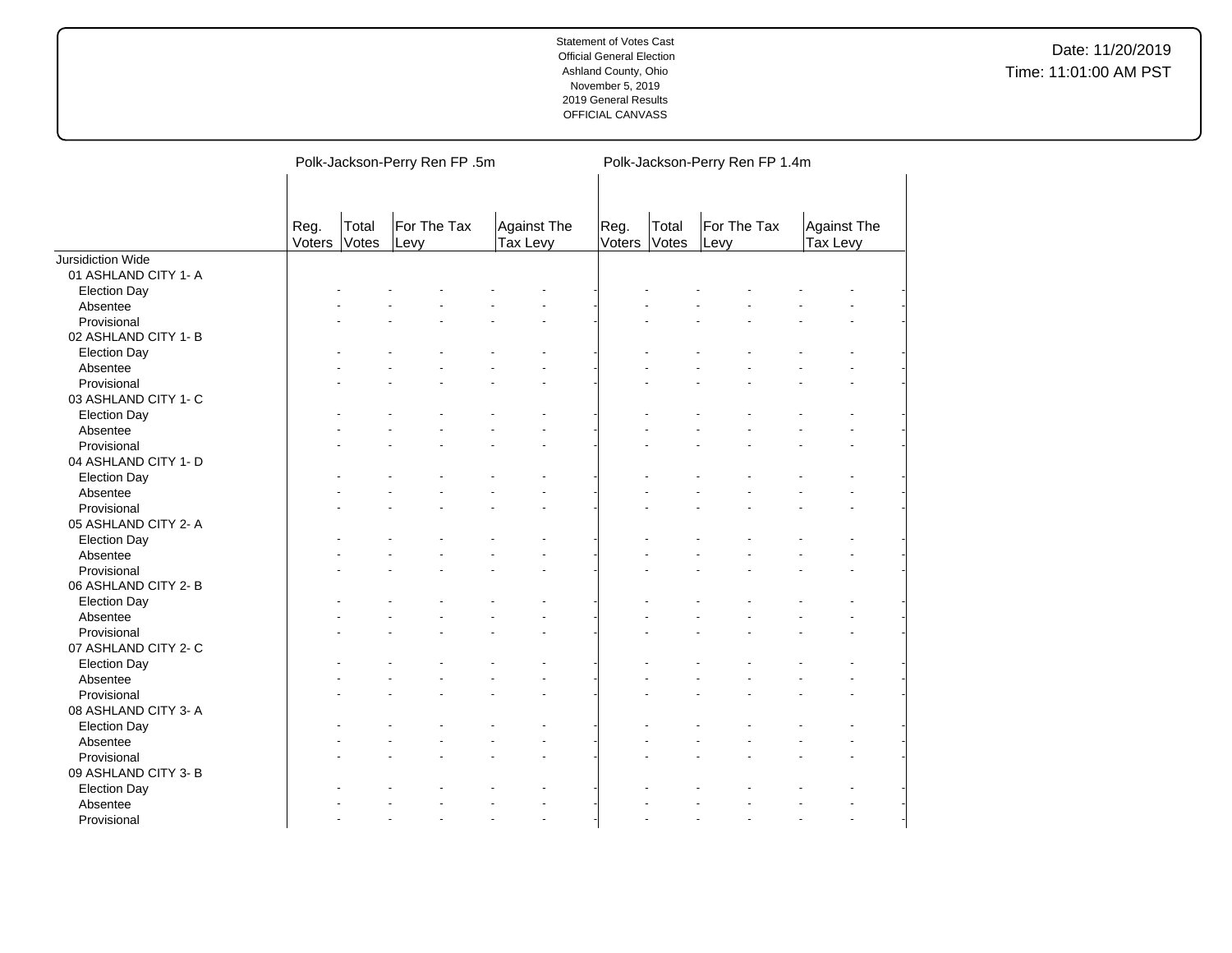Statement of Votes Cast
Official General Election
Ashland County, Ohio
November 5, 2019
2019 General Results
OFFICIAL CANVASS

Date: 11/20/2019
Time: 11:01:00 AM PST

| | Polk-Jackson-Perry Ren FP .5m | | | | | | Polk-Jackson-Perry Ren FP 1.4m | | | | | |
|---|---|---|---|---|---|---|---|---|---|---|---|---|
| | Reg. Voters | Total Votes | For The Tax Levy | | Against The Tax Levy | | Reg. Voters | Total Votes | For The Tax Levy | | Against The Tax Levy | |
| Jursidiction Wide | | | | | | | | | | | | |
| 01 ASHLAND CITY 1- A | | | | | | | | | | | | |
| Election Day | - | - | - | - | - | - | - | - | - | - | - | - |
| Absentee | - | - | - | - | - | - | - | - | - | - | - | - |
| Provisional | - | - | - | - | - | - | - | - | - | - | - | - |
| 02 ASHLAND CITY 1- B | | | | | | | | | | | | |
| Election Day | - | - | - | - | - | - | - | - | - | - | - | - |
| Absentee | - | - | - | - | - | - | - | - | - | - | - | - |
| Provisional | - | - | - | - | - | - | - | - | - | - | - | - |
| 03 ASHLAND CITY 1- C | | | | | | | | | | | | |
| Election Day | - | - | - | - | - | - | - | - | - | - | - | - |
| Absentee | - | - | - | - | - | - | - | - | - | - | - | - |
| Provisional | - | - | - | - | - | - | - | - | - | - | - | - |
| 04 ASHLAND CITY 1- D | | | | | | | | | | | | |
| Election Day | - | - | - | - | - | - | - | - | - | - | - | - |
| Absentee | - | - | - | - | - | - | - | - | - | - | - | - |
| Provisional | - | - | - | - | - | - | - | - | - | - | - | - |
| 05 ASHLAND CITY 2- A | | | | | | | | | | | | |
| Election Day | - | - | - | - | - | - | - | - | - | - | - | - |
| Absentee | - | - | - | - | - | - | - | - | - | - | - | - |
| Provisional | - | - | - | - | - | - | - | - | - | - | - | - |
| 06 ASHLAND CITY 2- B | | | | | | | | | | | | |
| Election Day | - | - | - | - | - | - | - | - | - | - | - | - |
| Absentee | - | - | - | - | - | - | - | - | - | - | - | - |
| Provisional | - | - | - | - | - | - | - | - | - | - | - | - |
| 07 ASHLAND CITY 2- C | | | | | | | | | | | | |
| Election Day | - | - | - | - | - | - | - | - | - | - | - | - |
| Absentee | - | - | - | - | - | - | - | - | - | - | - | - |
| Provisional | - | - | - | - | - | - | - | - | - | - | - | - |
| 08 ASHLAND CITY 3- A | | | | | | | | | | | | |
| Election Day | - | - | - | - | - | - | - | - | - | - | - | - |
| Absentee | - | - | - | - | - | - | - | - | - | - | - | - |
| Provisional | - | - | - | - | - | - | - | - | - | - | - | - |
| 09 ASHLAND CITY 3- B | | | | | | | | | | | | |
| Election Day | - | - | - | - | - | - | - | - | - | - | - | - |
| Absentee | - | - | - | - | - | - | - | - | - | - | - | - |
| Provisional | - | - | - | - | - | - | - | - | - | - | - | - |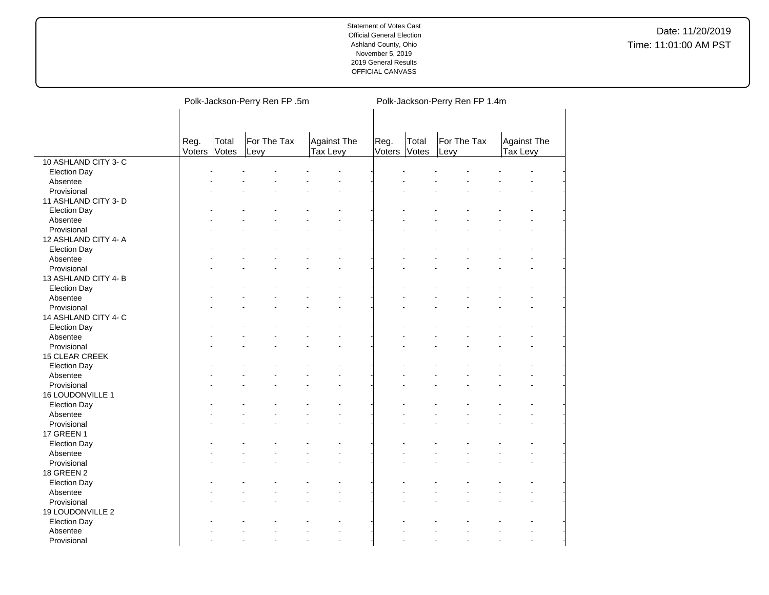Statement of Votes Cast
Official General Election
Ashland County, Ohio
November 5, 2019
2019 General Results
OFFICIAL CANVASS

Date: 11/20/2019
Time: 11:01:00 AM PST

| | Polk-Jackson-Perry Ren FP .5m | | | | Polk-Jackson-Perry Ren FP 1.4m | | | |
|---|---|---|---|---|---|---|---|---|
| | Reg. Voters | Total Votes | For The Tax Levy | Against The Tax Levy | Reg. Voters | Total Votes | For The Tax Levy | Against The Tax Levy |
| 10 ASHLAND CITY 3- C | | | | | | | | |
| Election Day | - | - | - | - | - | - | - | - |
| Absentee | - | - | - | - | - | - | - | - |
| Provisional | - | - | - | - | - | - | - | - |
| 11 ASHLAND CITY 3- D | | | | | | | | |
| Election Day | - | - | - | - | - | - | - | - |
| Absentee | - | - | - | - | - | - | - | - |
| Provisional | - | - | - | - | - | - | - | - |
| 12 ASHLAND CITY 4- A | | | | | | | | |
| Election Day | - | - | - | - | - | - | - | - |
| Absentee | - | - | - | - | - | - | - | - |
| Provisional | - | - | - | - | - | - | - | - |
| 13 ASHLAND CITY 4- B | | | | | | | | |
| Election Day | - | - | - | - | - | - | - | - |
| Absentee | - | - | - | - | - | - | - | - |
| Provisional | - | - | - | - | - | - | - | - |
| 14 ASHLAND CITY 4- C | | | | | | | | |
| Election Day | - | - | - | - | - | - | - | - |
| Absentee | - | - | - | - | - | - | - | - |
| Provisional | - | - | - | - | - | - | - | - |
| 15 CLEAR CREEK | | | | | | | | |
| Election Day | - | - | - | - | - | - | - | - |
| Absentee | - | - | - | - | - | - | - | - |
| Provisional | - | - | - | - | - | - | - | - |
| 16 LOUDONVILLE 1 | | | | | | | | |
| Election Day | - | - | - | - | - | - | - | - |
| Absentee | - | - | - | - | - | - | - | - |
| Provisional | - | - | - | - | - | - | - | - |
| 17 GREEN 1 | | | | | | | | |
| Election Day | - | - | - | - | - | - | - | - |
| Absentee | - | - | - | - | - | - | - | - |
| Provisional | - | - | - | - | - | - | - | - |
| 18 GREEN 2 | | | | | | | | |
| Election Day | - | - | - | - | - | - | - | - |
| Absentee | - | - | - | - | - | - | - | - |
| Provisional | - | - | - | - | - | - | - | - |
| 19 LOUDONVILLE 2 | | | | | | | | |
| Election Day | - | - | - | - | - | - | - | - |
| Absentee | - | - | - | - | - | - | - | - |
| Provisional | - | - | - | - | - | - | - | - |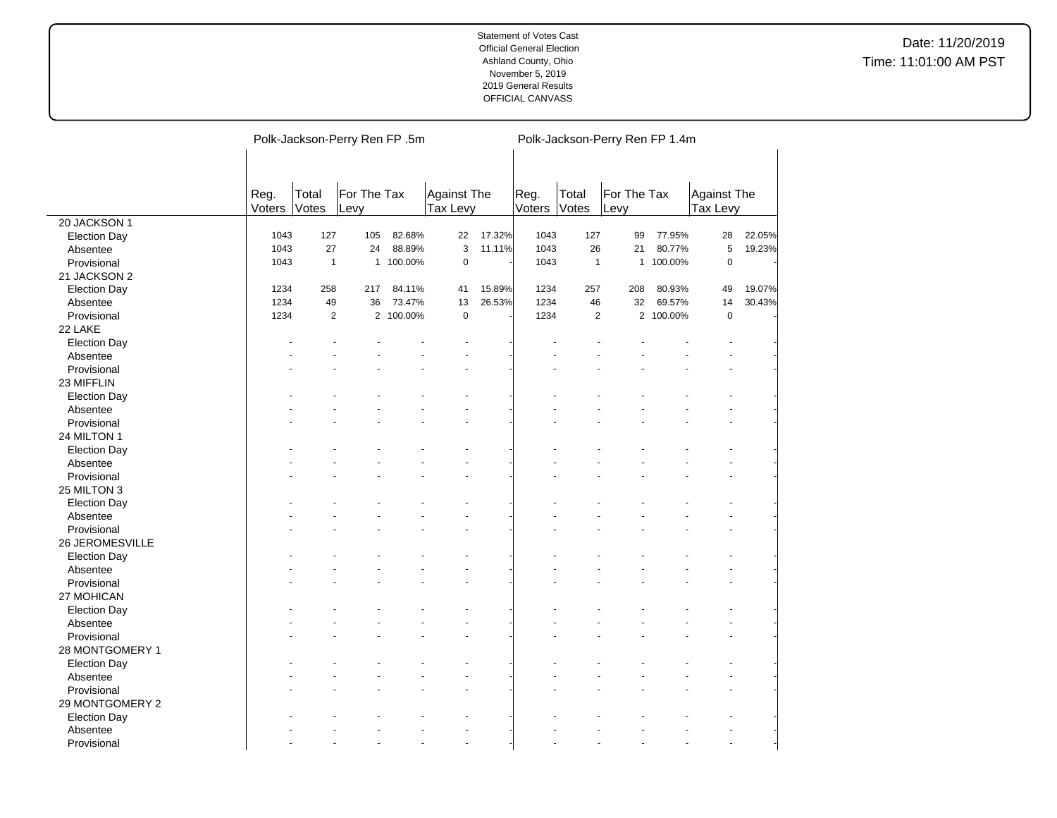Statement of Votes Cast
Official General Election
Ashland County, Ohio
November 5, 2019
2019 General Results
OFFICIAL CANVASS

Date: 11/20/2019
Time: 11:01:00 AM PST

| | Polk-Jackson-Perry Ren FP .5m | | | | | | Polk-Jackson-Perry Ren FP 1.4m | | | | | |
|---|---|---|---|---|---|---|---|---|---|---|---|---|
| | Reg. Voters | Total Votes | For The Tax Levy | | Against The Tax Levy | | Reg. Voters | Total Votes | For The Tax Levy | | Against The Tax Levy | |
| **20 JACKSON 1** | | | | | | | | | | | | |
| Election Day | 1043 | 127 | 105 | 82.68% | 22 | 17.32% | 1043 | 127 | 99 | 77.95% | 28 | 22.05% |
| Absentee | 1043 | 27 | 24 | 88.89% | 3 | 11.11% | 1043 | 26 | 21 | 80.77% | 5 | 19.23% |
| Provisional | 1043 | 1 | 1 | 100.00% | 0 | - | 1043 | 1 | 1 | 100.00% | 0 | - |
| **21 JACKSON 2** | | | | | | | | | | | | |
| Election Day | 1234 | 258 | 217 | 84.11% | 41 | 15.89% | 1234 | 257 | 208 | 80.93% | 49 | 19.07% |
| Absentee | 1234 | 49 | 36 | 73.47% | 13 | 26.53% | 1234 | 46 | 32 | 69.57% | 14 | 30.43% |
| Provisional | 1234 | 2 | 2 | 100.00% | 0 | - | 1234 | 2 | 2 | 100.00% | 0 | - |
| **22 LAKE** | | | | | | | | | | | | |
| Election Day | - | - | - | - | - | - | - | - | - | - | - | - |
| Absentee | - | - | - | - | - | - | - | - | - | - | - | - |
| Provisional | - | - | - | - | - | - | - | - | - | - | - | - |
| **23 MIFFLIN** | | | | | | | | | | | | |
| Election Day | - | - | - | - | - | - | - | - | - | - | - | - |
| Absentee | - | - | - | - | - | - | - | - | - | - | - | - |
| Provisional | - | - | - | - | - | - | - | - | - | - | - | - |
| **24 MILTON 1** | | | | | | | | | | | | |
| Election Day | - | - | - | - | - | - | - | - | - | - | - | - |
| Absentee | - | - | - | - | - | - | - | - | - | - | - | - |
| Provisional | - | - | - | - | - | - | - | - | - | - | - | - |
| **25 MILTON 3** | | | | | | | | | | | | |
| Election Day | - | - | - | - | - | - | - | - | - | - | - | - |
| Absentee | - | - | - | - | - | - | - | - | - | - | - | - |
| Provisional | - | - | - | - | - | - | - | - | - | - | - | - |
| **26 JEROMESVILLE** | | | | | | | | | | | | |
| Election Day | - | - | - | - | - | - | - | - | - | - | - | - |
| Absentee | - | - | - | - | - | - | - | - | - | - | - | - |
| Provisional | - | - | - | - | - | - | - | - | - | - | - | - |
| **27 MOHICAN** | | | | | | | | | | | | |
| Election Day | - | - | - | - | - | - | - | - | - | - | - | - |
| Absentee | - | - | - | - | - | - | - | - | - | - | - | - |
| Provisional | - | - | - | - | - | - | - | - | - | - | - | - |
| **28 MONTGOMERY 1** | | | | | | | | | | | | |
| Election Day | - | - | - | - | - | - | - | - | - | - | - | - |
| Absentee | - | - | - | - | - | - | - | - | - | - | - | - |
| Provisional | - | - | - | - | - | - | - | - | - | - | - | - |
| **29 MONTGOMERY 2** | | | | | | | | | | | | |
| Election Day | - | - | - | - | - | - | - | - | - | - | - | - |
| Absentee | - | - | - | - | - | - | - | - | - | - | - | - |
| Provisional | - | - | - | - | - | - | - | - | - | - | - | - |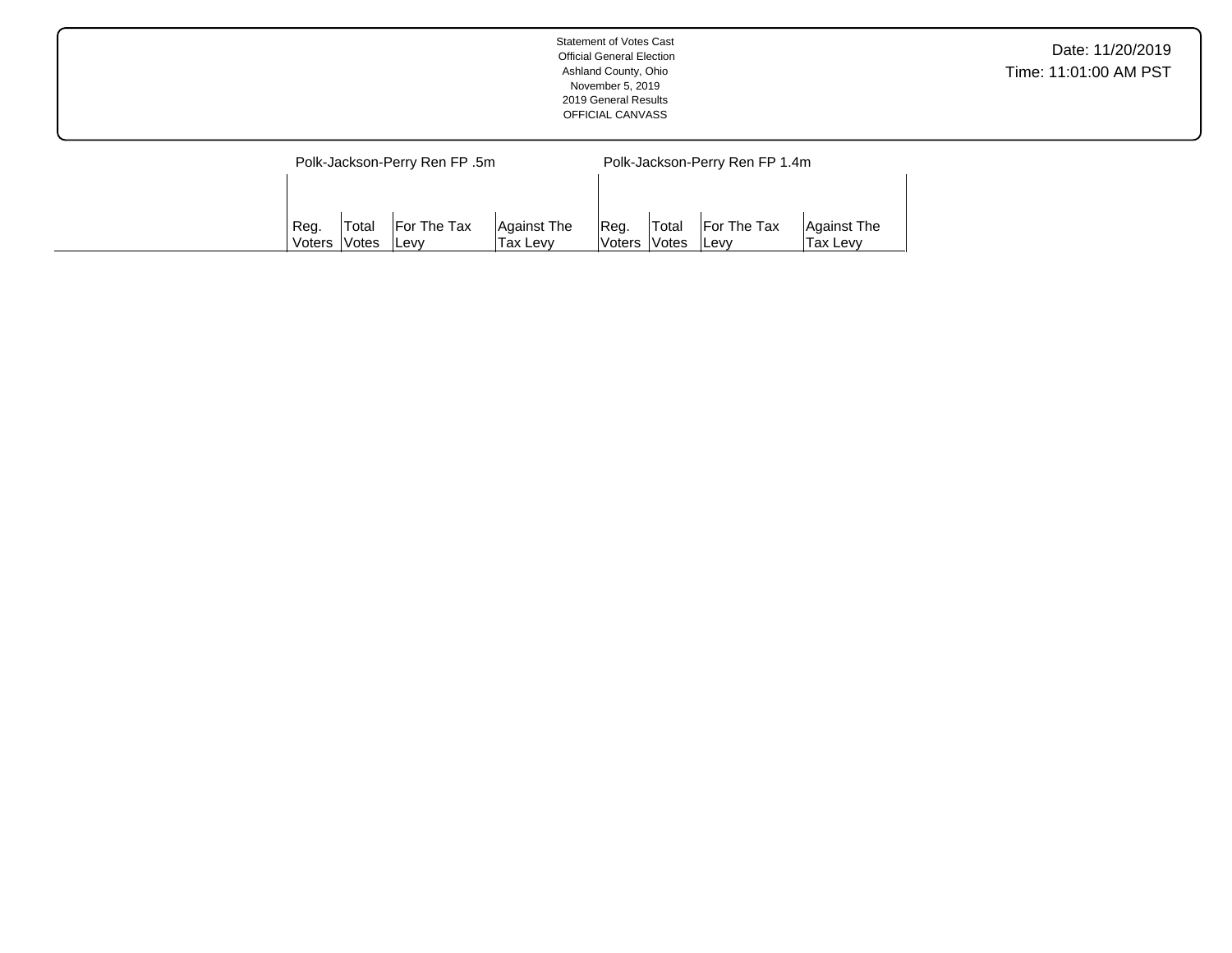Statement of Votes Cast
Official General Election
Ashland County, Ohio
November 5, 2019
2019 General Results
OFFICIAL CANVASS

Date: 11/20/2019
Time: 11:01:00 AM PST

| | Polk-Jackson-Perry Ren FP .5m | | | | Polk-Jackson-Perry Ren FP 1.4m | | | |
|---|---|---|---|---|---|---|---|---|
| | Reg. Voters | Total Votes | For The Tax Levy | Against The Tax Levy | Reg. Voters | Total Votes | For The Tax Levy | Against The Tax Levy |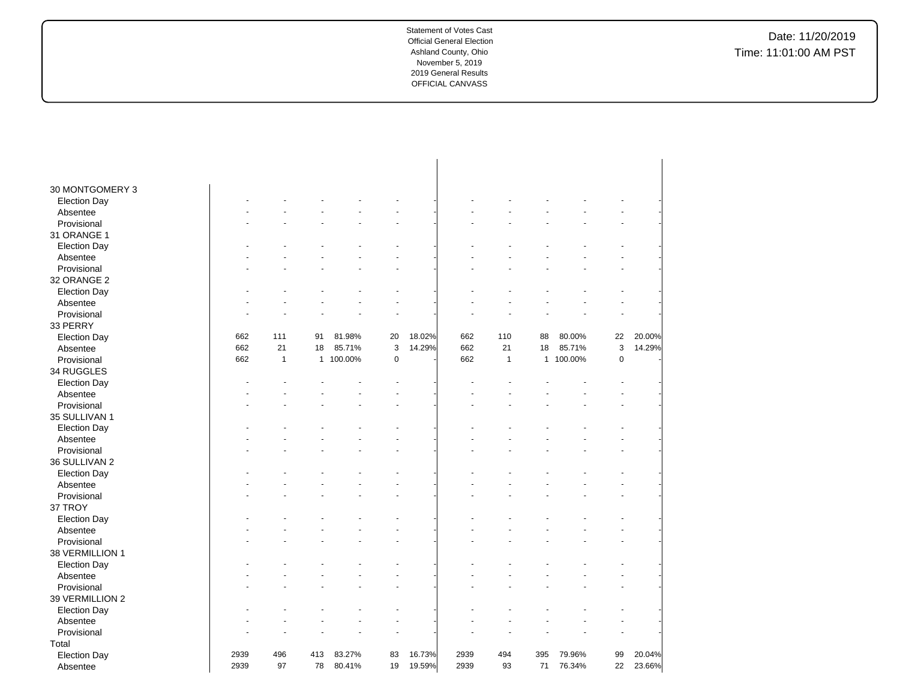Statement of Votes Cast
Official General Election
Ashland County, Ohio
November 5, 2019
2019 General Results
OFFICIAL CANVASS

Date: 11/20/2019
Time: 11:01:00 AM PST

| | | | | | | | | | | | | |
|---|---|---|---|---|---|---|---|---|---|---|---|---|
| 30 MONTGOMERY 3 | | | | | | | | | | | | |
| Election Day | - | - | - | - | - | - | - | - | - | - | - | - |
| Absentee | - | - | - | - | - | - | - | - | - | - | - | - |
| Provisional | - | - | - | - | - | - | - | - | - | - | - | - |
| 31 ORANGE 1 | | | | | | | | | | | | |
| Election Day | - | - | - | - | - | - | - | - | - | - | - | - |
| Absentee | - | - | - | - | - | - | - | - | - | - | - | - |
| Provisional | - | - | - | - | - | - | - | - | - | - | - | - |
| 32 ORANGE 2 | | | | | | | | | | | | |
| Election Day | - | - | - | - | - | - | - | - | - | - | - | - |
| Absentee | - | - | - | - | - | - | - | - | - | - | - | - |
| Provisional | - | - | - | - | - | - | - | - | - | - | - | - |
| 33 PERRY | | | | | | | | | | | | |
| Election Day | 662 | 111 | 91 | 81.98% | 20 | 18.02% | 662 | 110 | 88 | 80.00% | 22 | 20.00% |
| Absentee | 662 | 21 | 18 | 85.71% | 3 | 14.29% | 662 | 21 | 18 | 85.71% | 3 | 14.29% |
| Provisional | 662 | 1 | 1 | 100.00% | 0 | - | 662 | 1 | 1 | 100.00% | 0 | - |
| 34 RUGGLES | | | | | | | | | | | | |
| Election Day | - | - | - | - | - | - | - | - | - | - | - | - |
| Absentee | - | - | - | - | - | - | - | - | - | - | - | - |
| Provisional | - | - | - | - | - | - | - | - | - | - | - | - |
| 35 SULLIVAN 1 | | | | | | | | | | | | |
| Election Day | - | - | - | - | - | - | - | - | - | - | - | - |
| Absentee | - | - | - | - | - | - | - | - | - | - | - | - |
| Provisional | - | - | - | - | - | - | - | - | - | - | - | - |
| 36 SULLIVAN 2 | | | | | | | | | | | | |
| Election Day | - | - | - | - | - | - | - | - | - | - | - | - |
| Absentee | - | - | - | - | - | - | - | - | - | - | - | - |
| Provisional | - | - | - | - | - | - | - | - | - | - | - | - |
| 37 TROY | | | | | | | | | | | | |
| Election Day | - | - | - | - | - | - | - | - | - | - | - | - |
| Absentee | - | - | - | - | - | - | - | - | - | - | - | - |
| Provisional | - | - | - | - | - | - | - | - | - | - | - | - |
| 38 VERMILLION 1 | | | | | | | | | | | | |
| Election Day | - | - | - | - | - | - | - | - | - | - | - | - |
| Absentee | - | - | - | - | - | - | - | - | - | - | - | - |
| Provisional | - | - | - | - | - | - | - | - | - | - | - | - |
| 39 VERMILLION 2 | | | | | | | | | | | | |
| Election Day | - | - | - | - | - | - | - | - | - | - | - | - |
| Absentee | - | - | - | - | - | - | - | - | - | - | - | - |
| Provisional | - | - | - | - | - | - | - | - | - | - | - | - |
| Total | | | | | | | | | | | | |
| Election Day | 2939 | 496 | 413 | 83.27% | 83 | 16.73% | 2939 | 494 | 395 | 79.96% | 99 | 20.04% |
| Absentee | 2939 | 97 | 78 | 80.41% | 19 | 19.59% | 2939 | 93 | 71 | 76.34% | 22 | 23.66% |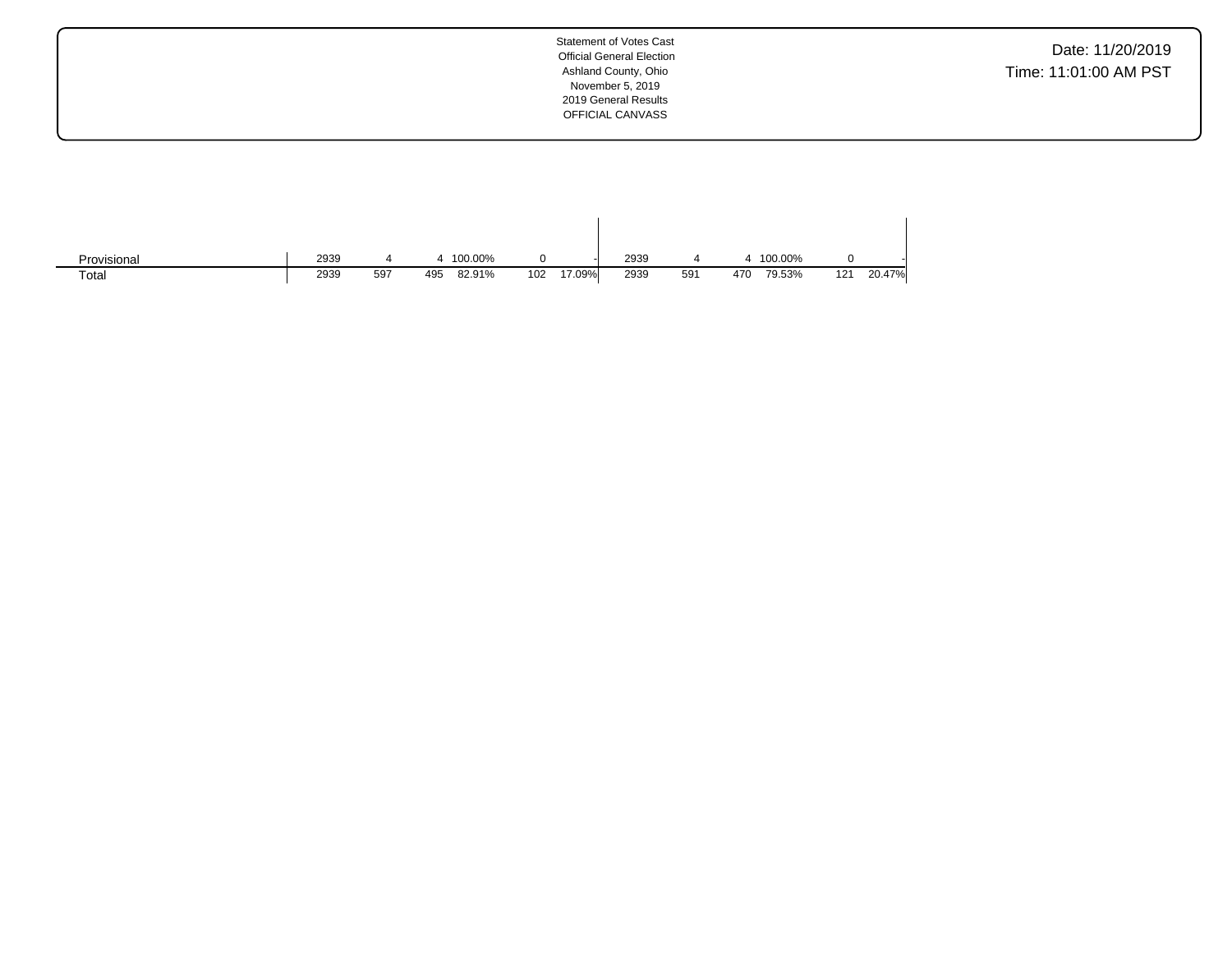Statement of Votes Cast
Official General Election
Ashland County, Ohio
November 5, 2019
2019 General Results
OFFICIAL CANVASS

Date: 11/20/2019
Time: 11:01:00 AM PST

| | | | | | | | | | | | | |
|---|---|---|---|---|---|---|---|---|---|---|---|---|
| Provisional | 2939 | 4 | 4 | 100.00% | 0 | - | 2939 | 4 | 4 | 100.00% | 0 | - |
| Total | 2939 | 597 | 495 | 82.91% | 102 | 17.09% | 2939 | 591 | 470 | 79.53% | 121 | 20.47% |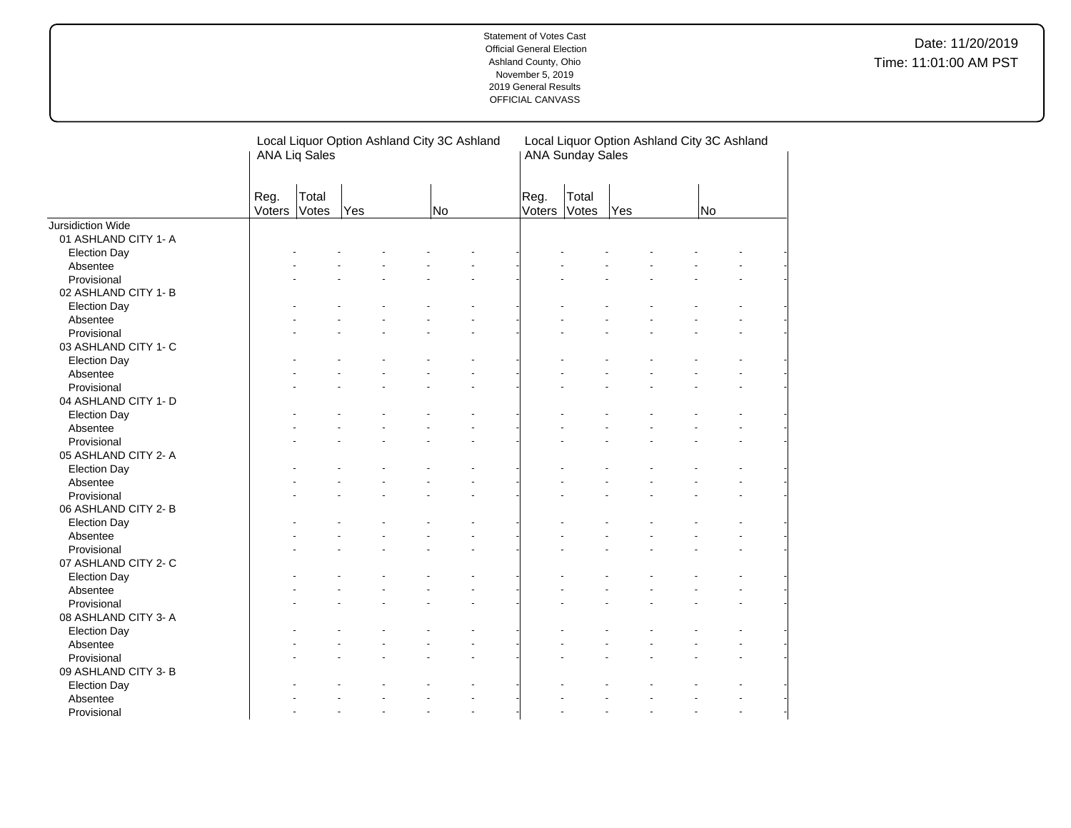| | Local Liquor Option Ashland City 3C Ashland ANA Liq Sales | | | | | | Local Liquor Option Ashland City 3C Ashland ANA Sunday Sales | | | | | |
|---|---|---|---|---|---|---|---|---|---|---|---|---|
| | Reg. Voters | Total Votes | Yes | | No | | Reg. Voters | Total Votes | Yes | | No | |
| Jursidiction Wide | | | | | | | | | | | | |
| 01 ASHLAND CITY 1- A | | | | | | | | | | | | |
| Election Day | - | - | - | - | - | - | - | - | - | - | - | - |
| Absentee | - | - | - | - | - | - | - | - | - | - | - | - |
| Provisional | - | - | - | - | - | - | - | - | - | - | - | - |
| 02 ASHLAND CITY 1- B | | | | | | | | | | | | |
| Election Day | - | - | - | - | - | - | - | - | - | - | - | - |
| Absentee | - | - | - | - | - | - | - | - | - | - | - | - |
| Provisional | - | - | - | - | - | - | - | - | - | - | - | - |
| 03 ASHLAND CITY 1- C | | | | | | | | | | | | |
| Election Day | - | - | - | - | - | - | - | - | - | - | - | - |
| Absentee | - | - | - | - | - | - | - | - | - | - | - | - |
| Provisional | - | - | - | - | - | - | - | - | - | - | - | - |
| 04 ASHLAND CITY 1- D | | | | | | | | | | | | |
| Election Day | - | - | - | - | - | - | - | - | - | - | - | - |
| Absentee | - | - | - | - | - | - | - | - | - | - | - | - |
| Provisional | - | - | - | - | - | - | - | - | - | - | - | - |
| 05 ASHLAND CITY 2- A | | | | | | | | | | | | |
| Election Day | - | - | - | - | - | - | - | - | - | - | - | - |
| Absentee | - | - | - | - | - | - | - | - | - | - | - | - |
| Provisional | - | - | - | - | - | - | - | - | - | - | - | - |
| 06 ASHLAND CITY 2- B | | | | | | | | | | | | |
| Election Day | - | - | - | - | - | - | - | - | - | - | - | - |
| Absentee | - | - | - | - | - | - | - | - | - | - | - | - |
| Provisional | - | - | - | - | - | - | - | - | - | - | - | - |
| 07 ASHLAND CITY 2- C | | | | | | | | | | | | |
| Election Day | - | - | - | - | - | - | - | - | - | - | - | - |
| Absentee | - | - | - | - | - | - | - | - | - | - | - | - |
| Provisional | - | - | - | - | - | - | - | - | - | - | - | - |
| 08 ASHLAND CITY 3- A | | | | | | | | | | | | |
| Election Day | - | - | - | - | - | - | - | - | - | - | - | - |
| Absentee | - | - | - | - | - | - | - | - | - | - | - | - |
| Provisional | - | - | - | - | - | - | - | - | - | - | - | - |
| 09 ASHLAND CITY 3- B | | | | | | | | | | | | |
| Election Day | - | - | - | - | - | - | - | - | - | - | - | - |
| Absentee | - | - | - | - | - | - | - | - | - | - | - | - |
| Provisional | - | - | - | - | - | - | - | - | - | - | - | - |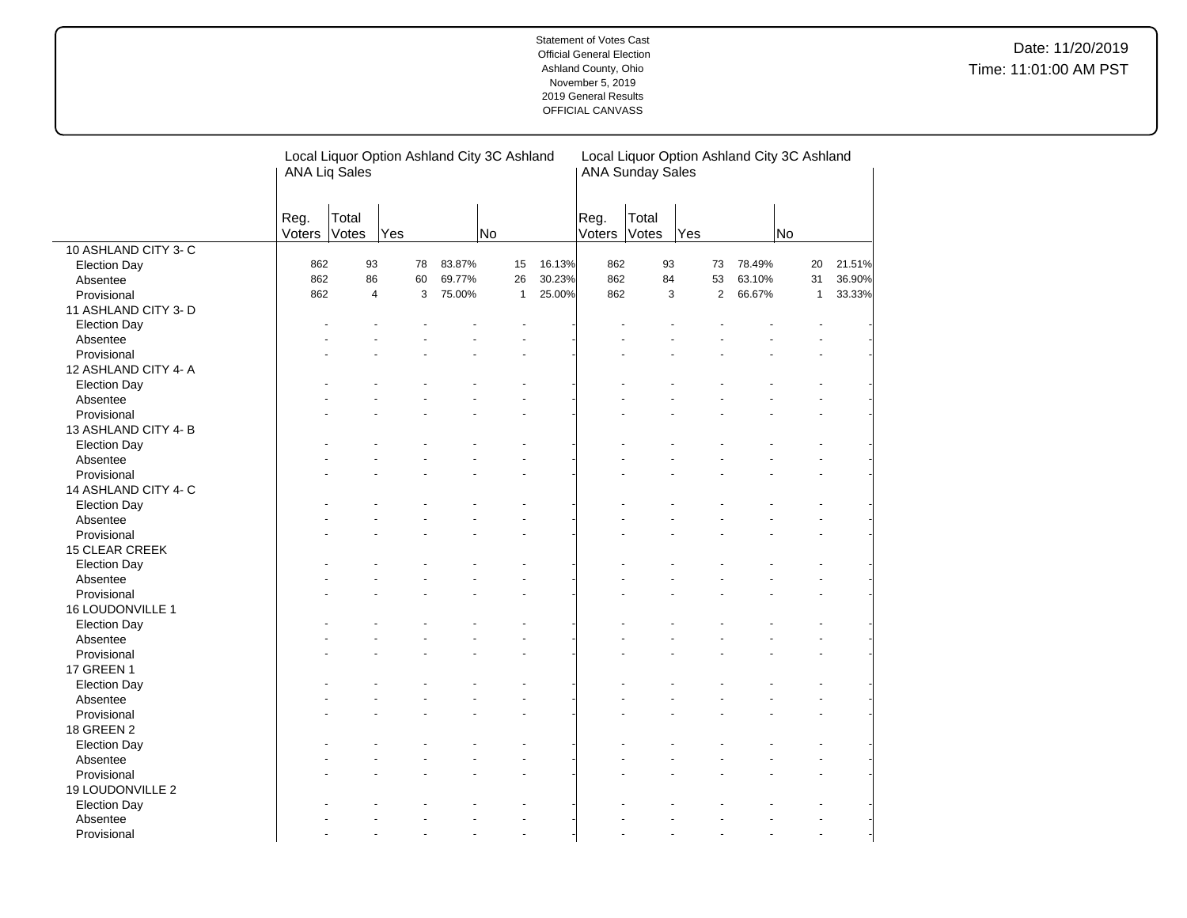Statement of Votes Cast
Official General Election
Ashland County, Ohio
November 5, 2019
2019 General Results
OFFICIAL CANVASS

Date: 11/20/2019
Time: 11:01:00 AM PST

| | Local Liquor Option Ashland City 3C Ashland ANA Liq Sales | | | | | | Local Liquor Option Ashland City 3C Ashland ANA Sunday Sales | | | | | |
|---|---|---|---|---|---|---|---|---|---|---|---|---|
| | Reg. Voters | Total Votes | Yes | | No | | Reg. Voters | Total Votes | Yes | | No | |
| 10 ASHLAND CITY 3- C | | | | | | | | | | | | |
| Election Day | 862 | 93 | 78 | 83.87% | 15 | 16.13% | 862 | 93 | 73 | 78.49% | 20 | 21.51% |
| Absentee | 862 | 86 | 60 | 69.77% | 26 | 30.23% | 862 | 84 | 53 | 63.10% | 31 | 36.90% |
| Provisional | 862 | 4 | 3 | 75.00% | 1 | 25.00% | 862 | 3 | 2 | 66.67% | 1 | 33.33% |
| 11 ASHLAND CITY 3- D | | | | | | | | | | | | |
| Election Day | - | - | - | - | - | - | - | - | - | - | - | - |
| Absentee | - | - | - | - | - | - | - | - | - | - | - | - |
| Provisional | - | - | - | - | - | - | - | - | - | - | - | - |
| 12 ASHLAND CITY 4- A | | | | | | | | | | | | |
| Election Day | - | - | - | - | - | - | - | - | - | - | - | - |
| Absentee | - | - | - | - | - | - | - | - | - | - | - | - |
| Provisional | - | - | - | - | - | - | - | - | - | - | - | - |
| 13 ASHLAND CITY 4- B | | | | | | | | | | | | |
| Election Day | - | - | - | - | - | - | - | - | - | - | - | - |
| Absentee | - | - | - | - | - | - | - | - | - | - | - | - |
| Provisional | - | - | - | - | - | - | - | - | - | - | - | - |
| 14 ASHLAND CITY 4- C | | | | | | | | | | | | |
| Election Day | - | - | - | - | - | - | - | - | - | - | - | - |
| Absentee | - | - | - | - | - | - | - | - | - | - | - | - |
| Provisional | - | - | - | - | - | - | - | - | - | - | - | - |
| 15 CLEAR CREEK | | | | | | | | | | | | |
| Election Day | - | - | - | - | - | - | - | - | - | - | - | - |
| Absentee | - | - | - | - | - | - | - | - | - | - | - | - |
| Provisional | - | - | - | - | - | - | - | - | - | - | - | - |
| 16 LOUDONVILLE 1 | | | | | | | | | | | | |
| Election Day | - | - | - | - | - | - | - | - | - | - | - | - |
| Absentee | - | - | - | - | - | - | - | - | - | - | - | - |
| Provisional | - | - | - | - | - | - | - | - | - | - | - | - |
| 17 GREEN 1 | | | | | | | | | | | | |
| Election Day | - | - | - | - | - | - | - | - | - | - | - | - |
| Absentee | - | - | - | - | - | - | - | - | - | - | - | - |
| Provisional | - | - | - | - | - | - | - | - | - | - | - | - |
| 18 GREEN 2 | | | | | | | | | | | | |
| Election Day | - | - | - | - | - | - | - | - | - | - | - | - |
| Absentee | - | - | - | - | - | - | - | - | - | - | - | - |
| Provisional | - | - | - | - | - | - | - | - | - | - | - | - |
| 19 LOUDONVILLE 2 | | | | | | | | | | | | |
| Election Day | - | - | - | - | - | - | - | - | - | - | - | - |
| Absentee | - | - | - | - | - | - | - | - | - | - | - | - |
| Provisional | - | - | - | - | - | - | - | - | - | - | - | - |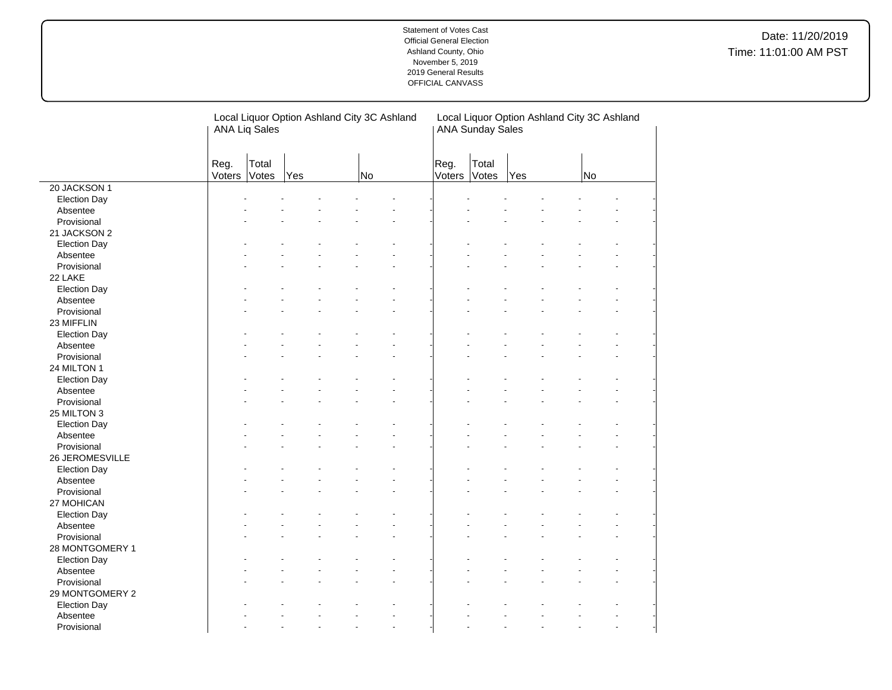| | Local Liquor Option Ashland City 3C Ashland ANA Liq Sales | | | | | | Local Liquor Option Ashland City 3C Ashland ANA Sunday Sales | | | | | |
|---|---|---|---|---|---|---|---|---|---|---|---|---|
| | Reg. Voters | Total Votes | Yes | | No | | Reg. Voters | Total Votes | Yes | | No | |
| 20 JACKSON 1 | | | | | | | | | | | | |
| Election Day | - | - | - | - | - | - | - | - | - | - | - | - |
| Absentee | - | - | - | - | - | - | - | - | - | - | - | - |
| Provisional | - | - | - | - | - | - | - | - | - | - | - | - |
| 21 JACKSON 2 | | | | | | | | | | | | |
| Election Day | - | - | - | - | - | - | - | - | - | - | - | - |
| Absentee | - | - | - | - | - | - | - | - | - | - | - | - |
| Provisional | - | - | - | - | - | - | - | - | - | - | - | - |
| 22 LAKE | | | | | | | | | | | | |
| Election Day | - | - | - | - | - | - | - | - | - | - | - | - |
| Absentee | - | - | - | - | - | - | - | - | - | - | - | - |
| Provisional | - | - | - | - | - | - | - | - | - | - | - | - |
| 23 MIFFLIN | | | | | | | | | | | | |
| Election Day | - | - | - | - | - | - | - | - | - | - | - | - |
| Absentee | - | - | - | - | - | - | - | - | - | - | - | - |
| Provisional | - | - | - | - | - | - | - | - | - | - | - | - |
| 24 MILTON 1 | | | | | | | | | | | | |
| Election Day | - | - | - | - | - | - | - | - | - | - | - | - |
| Absentee | - | - | - | - | - | - | - | - | - | - | - | - |
| Provisional | - | - | - | - | - | - | - | - | - | - | - | - |
| 25 MILTON 3 | | | | | | | | | | | | |
| Election Day | - | - | - | - | - | - | - | - | - | - | - | - |
| Absentee | - | - | - | - | - | - | - | - | - | - | - | - |
| Provisional | - | - | - | - | - | - | - | - | - | - | - | - |
| 26 JEROMESVILLE | | | | | | | | | | | | |
| Election Day | - | - | - | - | - | - | - | - | - | - | - | - |
| Absentee | - | - | - | - | - | - | - | - | - | - | - | - |
| Provisional | - | - | - | - | - | - | - | - | - | - | - | - |
| 27 MOHICAN | | | | | | | | | | | | |
| Election Day | - | - | - | - | - | - | - | - | - | - | - | - |
| Absentee | - | - | - | - | - | - | - | - | - | - | - | - |
| Provisional | - | - | - | - | - | - | - | - | - | - | - | - |
| 28 MONTGOMERY 1 | | | | | | | | | | | | |
| Election Day | - | - | - | - | - | - | - | - | - | - | - | - |
| Absentee | - | - | - | - | - | - | - | - | - | - | - | - |
| Provisional | - | - | - | - | - | - | - | - | - | - | - | - |
| 29 MONTGOMERY 2 | | | | | | | | | | | | |
| Election Day | - | - | - | - | - | - | - | - | - | - | - | - |
| Absentee | - | - | - | - | - | - | - | - | - | - | - | - |
| Provisional | - | - | - | - | - | - | - | - | - | - | - | - |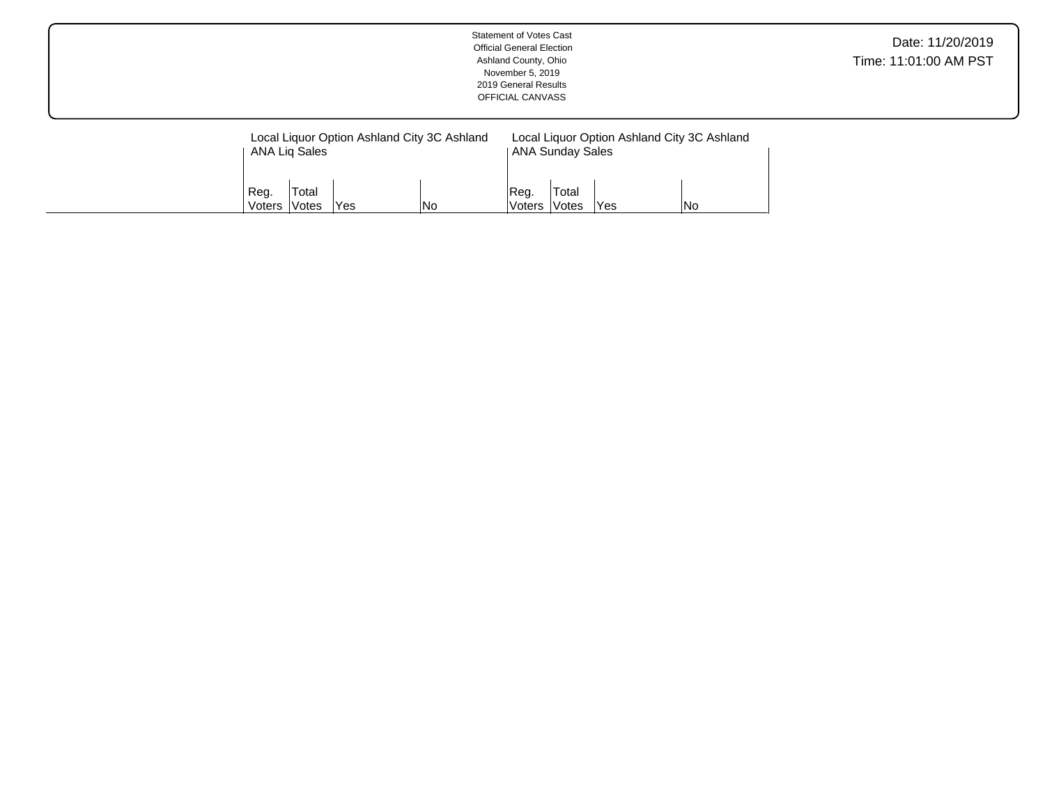Statement of Votes Cast
Official General Election
Ashland County, Ohio
November 5, 2019
2019 General Results
OFFICIAL CANVASS

Date: 11/20/2019
Time: 11:01:00 AM PST

| | Local Liquor Option Ashland City 3C Ashland ANA Liq Sales | | | | Local Liquor Option Ashland City 3C Ashland ANA Sunday Sales | | | |
|---|---|---|---|---|---|---|---|---|
| | Reg. Voters | Total Votes | Yes | No | Reg. Voters | Total Votes | Yes | No |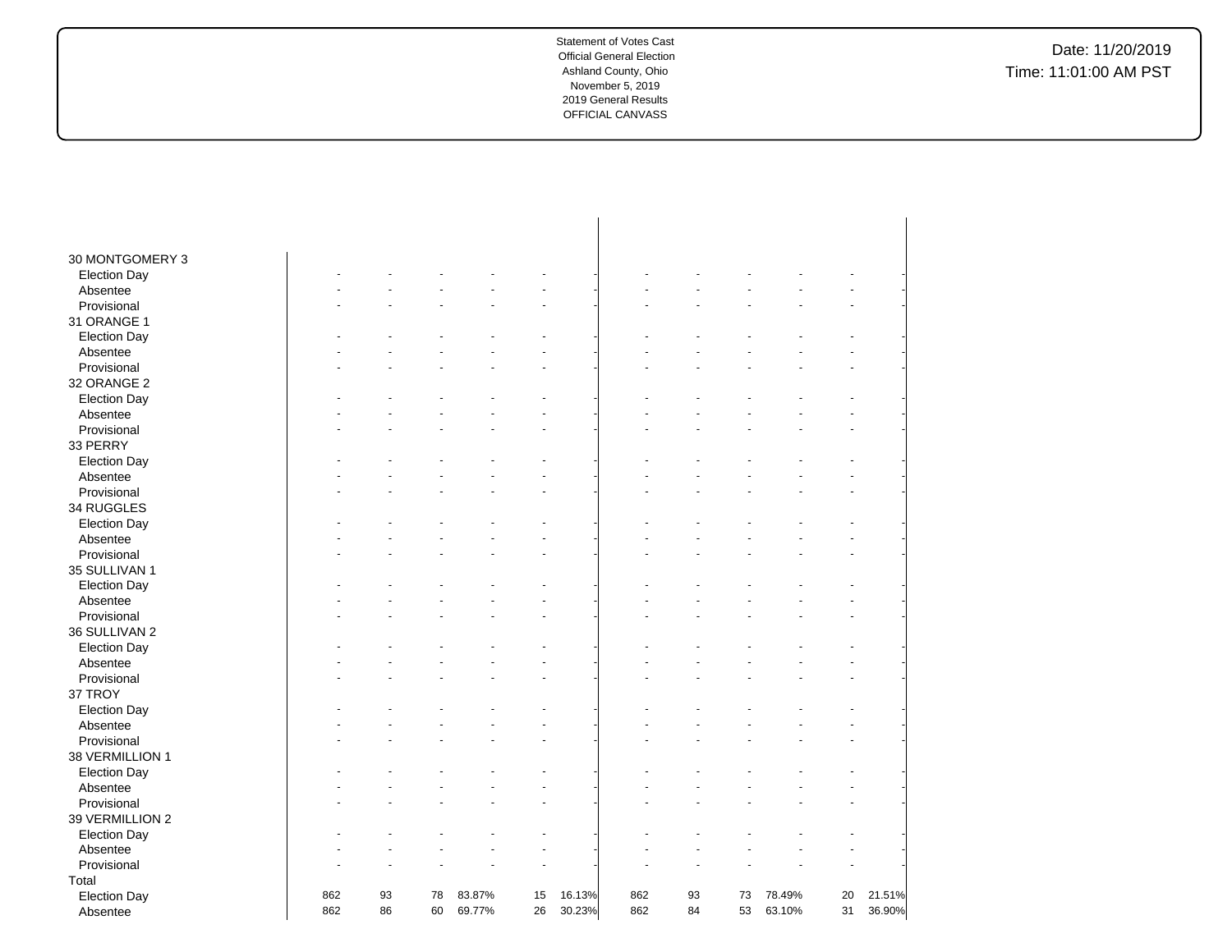Statement of Votes Cast
Official General Election
Ashland County, Ohio
November 5, 2019
2019 General Results
OFFICIAL CANVASS

Date: 11/20/2019
Time: 11:01:00 AM PST

| | | | | | | | | | | | | |
|---|---|---|---|---|---|---|---|---|---|---|---|---|
| **30 MONTGOMERY 3** | | | | | | | | | | | | |
| Election Day | - | - | - | - | - | - | - | - | - | - | - | - |
| Absentee | - | - | - | - | - | - | - | - | - | - | - | - |
| Provisional | - | - | - | - | - | - | - | - | - | - | - | - |
| **31 ORANGE 1** | | | | | | | | | | | | |
| Election Day | - | - | - | - | - | - | - | - | - | - | - | - |
| Absentee | - | - | - | - | - | - | - | - | - | - | - | - |
| Provisional | - | - | - | - | - | - | - | - | - | - | - | - |
| **32 ORANGE 2** | | | | | | | | | | | | |
| Election Day | - | - | - | - | - | - | - | - | - | - | - | - |
| Absentee | - | - | - | - | - | - | - | - | - | - | - | - |
| Provisional | - | - | - | - | - | - | - | - | - | - | - | - |
| **33 PERRY** | | | | | | | | | | | | |
| Election Day | - | - | - | - | - | - | - | - | - | - | - | - |
| Absentee | - | - | - | - | - | - | - | - | - | - | - | - |
| Provisional | - | - | - | - | - | - | - | - | - | - | - | - |
| **34 RUGGLES** | | | | | | | | | | | | |
| Election Day | - | - | - | - | - | - | - | - | - | - | - | - |
| Absentee | - | - | - | - | - | - | - | - | - | - | - | - |
| Provisional | - | - | - | - | - | - | - | - | - | - | - | - |
| **35 SULLIVAN 1** | | | | | | | | | | | | |
| Election Day | - | - | - | - | - | - | - | - | - | - | - | - |
| Absentee | - | - | - | - | - | - | - | - | - | - | - | - |
| Provisional | - | - | - | - | - | - | - | - | - | - | - | - |
| **36 SULLIVAN 2** | | | | | | | | | | | | |
| Election Day | - | - | - | - | - | - | - | - | - | - | - | - |
| Absentee | - | - | - | - | - | - | - | - | - | - | - | - |
| Provisional | - | - | - | - | - | - | - | - | - | - | - | - |
| **37 TROY** | | | | | | | | | | | | |
| Election Day | - | - | - | - | - | - | - | - | - | - | - | - |
| Absentee | - | - | - | - | - | - | - | - | - | - | - | - |
| Provisional | - | - | - | - | - | - | - | - | - | - | - | - |
| **38 VERMILLION 1** | | | | | | | | | | | | |
| Election Day | - | - | - | - | - | - | - | - | - | - | - | - |
| Absentee | - | - | - | - | - | - | - | - | - | - | - | - |
| Provisional | - | - | - | - | - | - | - | - | - | - | - | - |
| **39 VERMILLION 2** | | | | | | | | | | | | |
| Election Day | - | - | - | - | - | - | - | - | - | - | - | - |
| Absentee | - | - | - | - | - | - | - | - | - | - | - | - |
| Provisional | - | - | - | - | - | - | - | - | - | - | - | - |
| **Total** | | | | | | | | | | | | |
| Election Day | 862 | 93 | 78 | 83.87% | 15 | 16.13% | 862 | 93 | 73 | 78.49% | 20 | 21.51% |
| Absentee | 862 | 86 | 60 | 69.77% | 26 | 30.23% | 862 | 84 | 53 | 63.10% | 31 | 36.90% |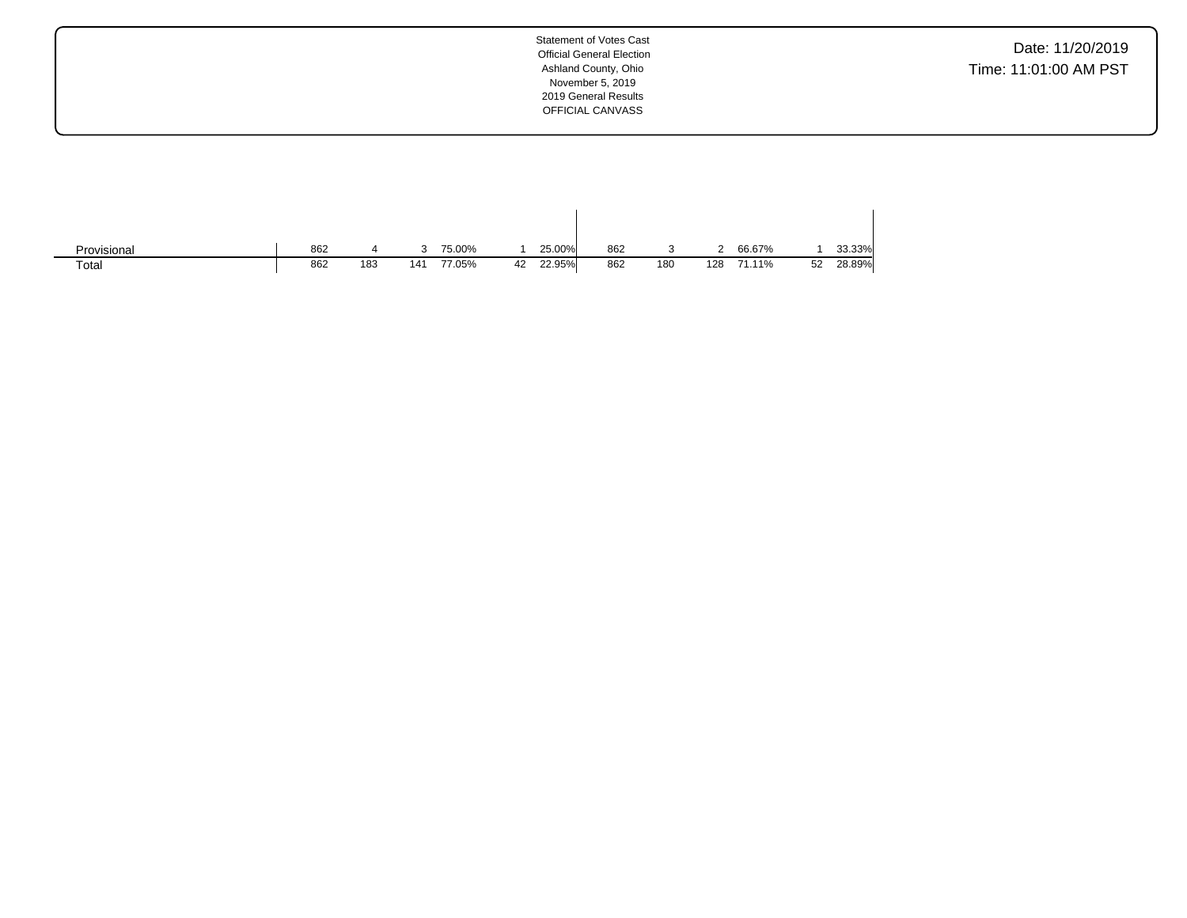Statement of Votes Cast
Official General Election
Ashland County, Ohio
November 5, 2019
2019 General Results
OFFICIAL CANVASS

Date: 11/20/2019
Time: 11:01:00 AM PST

| | | | | | | | | | | | | |
|---|---|---|---|---|---|---|---|---|---|---|---|---|
| Provisional | 862 | 4 | 3 | 75.00% | 1 | 25.00% | 862 | 3 | 2 | 66.67% | 1 | 33.33% |
| Total | 862 | 183 | 141 | 77.05% | 42 | 22.95% | 862 | 180 | 128 | 71.11% | 52 | 28.89% |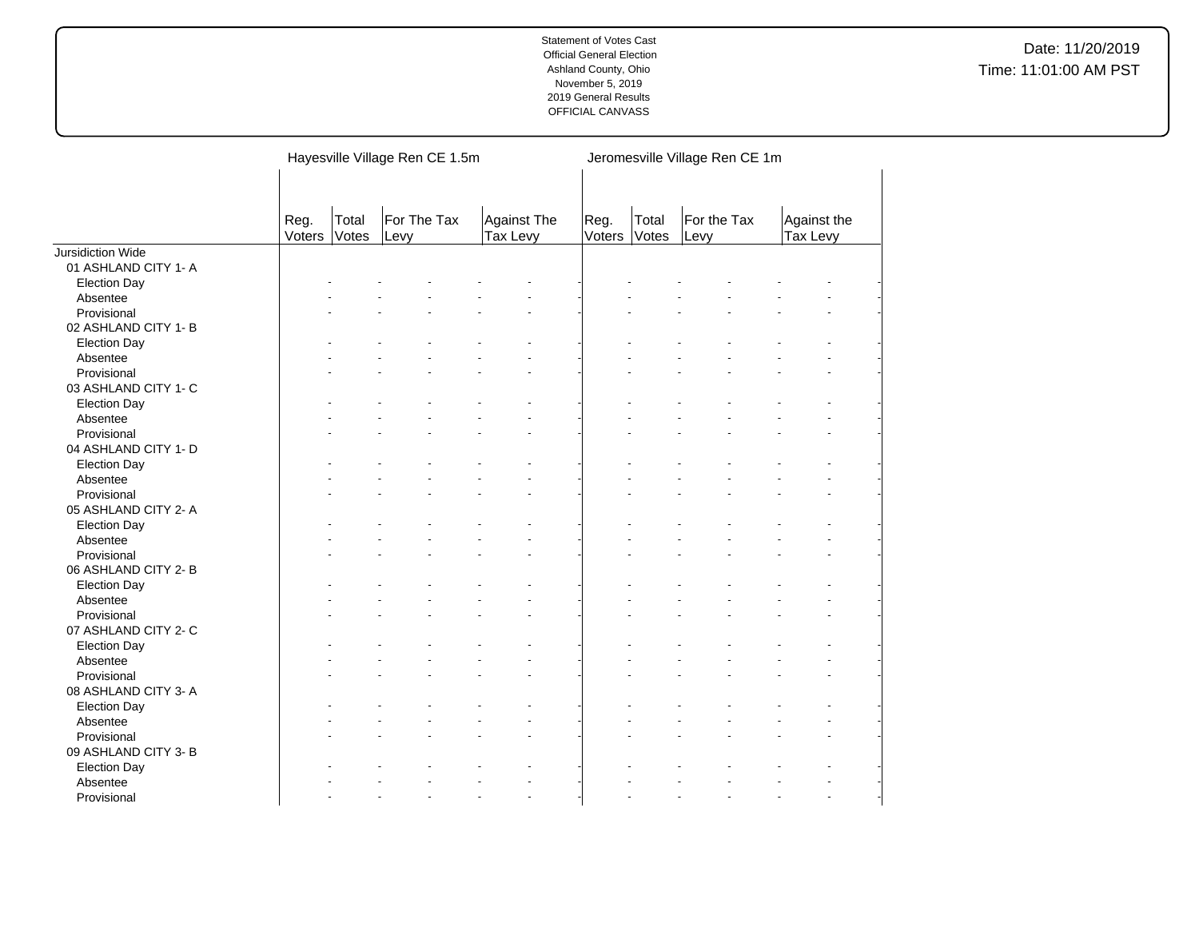| | Hayesville Village Ren CE 1.5m | | | | | | Jeromesville Village Ren CE 1m | | | | | |
|---|---|---|---|---|---|---|---|---|---|---|---|---|
| | Reg. Voters | Total Votes | For The Tax Levy | | Against The Tax Levy | | Reg. Voters | Total Votes | For the Tax Levy | | Against the Tax Levy | |
| Jursidiction Wide | | | | | | | | | | | | |
| 01 ASHLAND CITY 1- A | | | | | | | | | | | | |
| Election Day | - | - | - | - | - | - | - | - | - | - | - | - |
| Absentee | - | - | - | - | - | - | - | - | - | - | - | - |
| Provisional | - | - | - | - | - | - | - | - | - | - | - | - |
| 02 ASHLAND CITY 1- B | | | | | | | | | | | | |
| Election Day | - | - | - | - | - | - | - | - | - | - | - | - |
| Absentee | - | - | - | - | - | - | - | - | - | - | - | - |
| Provisional | - | - | - | - | - | - | - | - | - | - | - | - |
| 03 ASHLAND CITY 1- C | | | | | | | | | | | | |
| Election Day | - | - | - | - | - | - | - | - | - | - | - | - |
| Absentee | - | - | - | - | - | - | - | - | - | - | - | - |
| Provisional | - | - | - | - | - | - | - | - | - | - | - | - |
| 04 ASHLAND CITY 1- D | | | | | | | | | | | | |
| Election Day | - | - | - | - | - | - | - | - | - | - | - | - |
| Absentee | - | - | - | - | - | - | - | - | - | - | - | - |
| Provisional | - | - | - | - | - | - | - | - | - | - | - | - |
| 05 ASHLAND CITY 2- A | | | | | | | | | | | | |
| Election Day | - | - | - | - | - | - | - | - | - | - | - | - |
| Absentee | - | - | - | - | - | - | - | - | - | - | - | - |
| Provisional | - | - | - | - | - | - | - | - | - | - | - | - |
| 06 ASHLAND CITY 2- B | | | | | | | | | | | | |
| Election Day | - | - | - | - | - | - | - | - | - | - | - | - |
| Absentee | - | - | - | - | - | - | - | - | - | - | - | - |
| Provisional | - | - | - | - | - | - | - | - | - | - | - | - |
| 07 ASHLAND CITY 2- C | | | | | | | | | | | | |
| Election Day | - | - | - | - | - | - | - | - | - | - | - | - |
| Absentee | - | - | - | - | - | - | - | - | - | - | - | - |
| Provisional | - | - | - | - | - | - | - | - | - | - | - | - |
| 08 ASHLAND CITY 3- A | | | | | | | | | | | | |
| Election Day | - | - | - | - | - | - | - | - | - | - | - | - |
| Absentee | - | - | - | - | - | - | - | - | - | - | - | - |
| Provisional | - | - | - | - | - | - | - | - | - | - | - | - |
| 09 ASHLAND CITY 3- B | | | | | | | | | | | | |
| Election Day | - | - | - | - | - | - | - | - | - | - | - | - |
| Absentee | - | - | - | - | - | - | - | - | - | - | - | - |
| Provisional | - | - | - | - | - | - | - | - | - | - | - | - |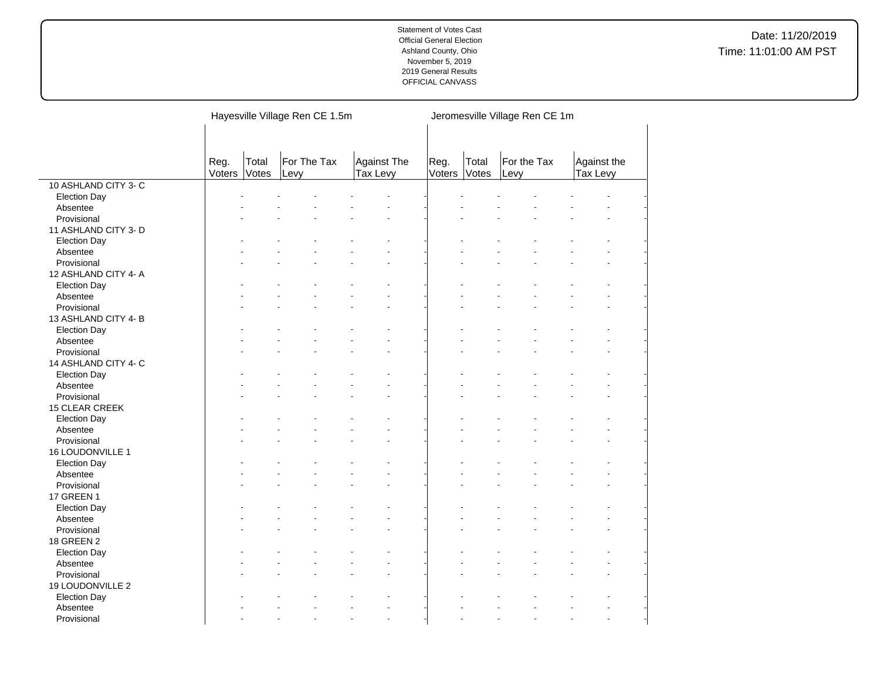Statement of Votes Cast
Official General Election
Ashland County, Ohio
November 5, 2019
2019 General Results
OFFICIAL CANVASS

Date: 11/20/2019
Time: 11:01:00 AM PST

| | Hayesville Village Ren CE 1.5m | | | | | | Jeromesville Village Ren CE 1m | | | | | |
|---|---|---|---|---|---|---|---|---|---|---|---|---|
| | Reg. Voters | Total Votes | For The Tax Levy | | Against The Tax Levy | | Reg. Voters | Total Votes | For the Tax Levy | | Against the Tax Levy | |
| 10 ASHLAND CITY 3- C | | | | | | | | | | | | |
| Election Day | - | - | - | - | - | - | - | - | - | - | - | - |
| Absentee | - | - | - | - | - | - | - | - | - | - | - | - |
| Provisional | - | - | - | - | - | - | - | - | - | - | - | - |
| 11 ASHLAND CITY 3- D | | | | | | | | | | | | |
| Election Day | - | - | - | - | - | - | - | - | - | - | - | - |
| Absentee | - | - | - | - | - | - | - | - | - | - | - | - |
| Provisional | - | - | - | - | - | - | - | - | - | - | - | - |
| 12 ASHLAND CITY 4- A | | | | | | | | | | | | |
| Election Day | - | - | - | - | - | - | - | - | - | - | - | - |
| Absentee | - | - | - | - | - | - | - | - | - | - | - | - |
| Provisional | - | - | - | - | - | - | - | - | - | - | - | - |
| 13 ASHLAND CITY 4- B | | | | | | | | | | | | |
| Election Day | - | - | - | - | - | - | - | - | - | - | - | - |
| Absentee | - | - | - | - | - | - | - | - | - | - | - | - |
| Provisional | - | - | - | - | - | - | - | - | - | - | - | - |
| 14 ASHLAND CITY 4- C | | | | | | | | | | | | |
| Election Day | - | - | - | - | - | - | - | - | - | - | - | - |
| Absentee | - | - | - | - | - | - | - | - | - | - | - | - |
| Provisional | - | - | - | - | - | - | - | - | - | - | - | - |
| 15 CLEAR CREEK | | | | | | | | | | | | |
| Election Day | - | - | - | - | - | - | - | - | - | - | - | - |
| Absentee | - | - | - | - | - | - | - | - | - | - | - | - |
| Provisional | - | - | - | - | - | - | - | - | - | - | - | - |
| 16 LOUDONVILLE 1 | | | | | | | | | | | | |
| Election Day | - | - | - | - | - | - | - | - | - | - | - | - |
| Absentee | - | - | - | - | - | - | - | - | - | - | - | - |
| Provisional | - | - | - | - | - | - | - | - | - | - | - | - |
| 17 GREEN 1 | | | | | | | | | | | | |
| Election Day | - | - | - | - | - | - | - | - | - | - | - | - |
| Absentee | - | - | - | - | - | - | - | - | - | - | - | - |
| Provisional | - | - | - | - | - | - | - | - | - | - | - | - |
| 18 GREEN 2 | | | | | | | | | | | | |
| Election Day | - | - | - | - | - | - | - | - | - | - | - | - |
| Absentee | - | - | - | - | - | - | - | - | - | - | - | - |
| Provisional | - | - | - | - | - | - | - | - | - | - | - | - |
| 19 LOUDONVILLE 2 | | | | | | | | | | | | |
| Election Day | - | - | - | - | - | - | - | - | - | - | - | - |
| Absentee | - | - | - | - | - | - | - | - | - | - | - | - |
| Provisional | - | - | - | - | - | - | - | - | - | - | - | - |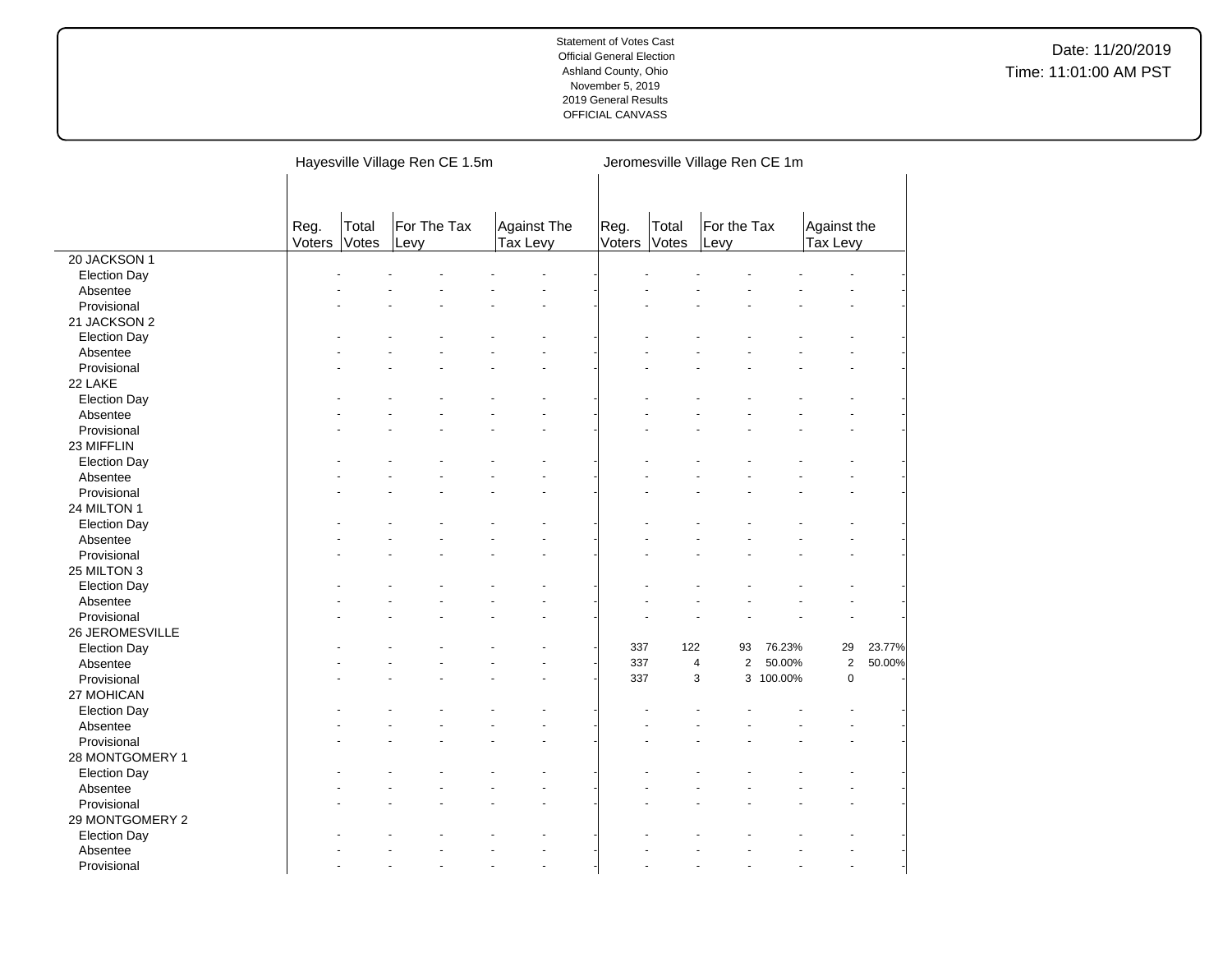| | Hayesville Village Ren CE 1.5m | | | | | | Jeromesville Village Ren CE 1m | | | | | |
|---|---|---|---|---|---|---|---|---|---|---|---|---|
| | Reg. Voters | Total Votes | For The Tax Levy | | Against The Tax Levy | | Reg. Voters | Total Votes | For the Tax Levy | | Against the Tax Levy | |
| 20 JACKSON 1 | | | | | | | | | | | | |
| Election Day | - | - | - | - | - | - | - | - | - | - | - | - |
| Absentee | - | - | - | - | - | - | - | - | - | - | - | - |
| Provisional | - | - | - | - | - | - | - | - | - | - | - | - |
| 21 JACKSON 2 | | | | | | | | | | | | |
| Election Day | - | - | - | - | - | - | - | - | - | - | - | - |
| Absentee | - | - | - | - | - | - | - | - | - | - | - | - |
| Provisional | - | - | - | - | - | - | - | - | - | - | - | - |
| 22 LAKE | | | | | | | | | | | | |
| Election Day | - | - | - | - | - | - | - | - | - | - | - | - |
| Absentee | - | - | - | - | - | - | - | - | - | - | - | - |
| Provisional | - | - | - | - | - | - | - | - | - | - | - | - |
| 23 MIFFLIN | | | | | | | | | | | | |
| Election Day | - | - | - | - | - | - | - | - | - | - | - | - |
| Absentee | - | - | - | - | - | - | - | - | - | - | - | - |
| Provisional | - | - | - | - | - | - | - | - | - | - | - | - |
| 24 MILTON 1 | | | | | | | | | | | | |
| Election Day | - | - | - | - | - | - | - | - | - | - | - | - |
| Absentee | - | - | - | - | - | - | - | - | - | - | - | - |
| Provisional | - | - | - | - | - | - | - | - | - | - | - | - |
| 25 MILTON 3 | | | | | | | | | | | | |
| Election Day | - | - | - | - | - | - | - | - | - | - | - | - |
| Absentee | - | - | - | - | - | - | - | - | - | - | - | - |
| Provisional | - | - | - | - | - | - | - | - | - | - | - | - |
| 26 JEROMESVILLE | | | | | | | | | | | | |
| Election Day | - | - | - | - | - | - | 337 | 122 | 93 | 76.23% | 29 | 23.77% |
| Absentee | - | - | - | - | - | - | 337 | 4 | 2 | 50.00% | 2 | 50.00% |
| Provisional | - | - | - | - | - | - | 337 | 3 | 3 | 100.00% | 0 | - |
| 27 MOHICAN | | | | | | | | | | | | |
| Election Day | - | - | - | - | - | - | - | - | - | - | - | - |
| Absentee | - | - | - | - | - | - | - | - | - | - | - | - |
| Provisional | - | - | - | - | - | - | - | - | - | - | - | - |
| 28 MONTGOMERY 1 | | | | | | | | | | | | |
| Election Day | - | - | - | - | - | - | - | - | - | - | - | - |
| Absentee | - | - | - | - | - | - | - | - | - | - | - | - |
| Provisional | - | - | - | - | - | - | - | - | - | - | - | - |
| 29 MONTGOMERY 2 | | | | | | | | | | | | |
| Election Day | - | - | - | - | - | - | - | - | - | - | - | - |
| Absentee | - | - | - | - | - | - | - | - | - | - | - | - |
| Provisional | - | - | - | - | - | - | - | - | - | - | - | - |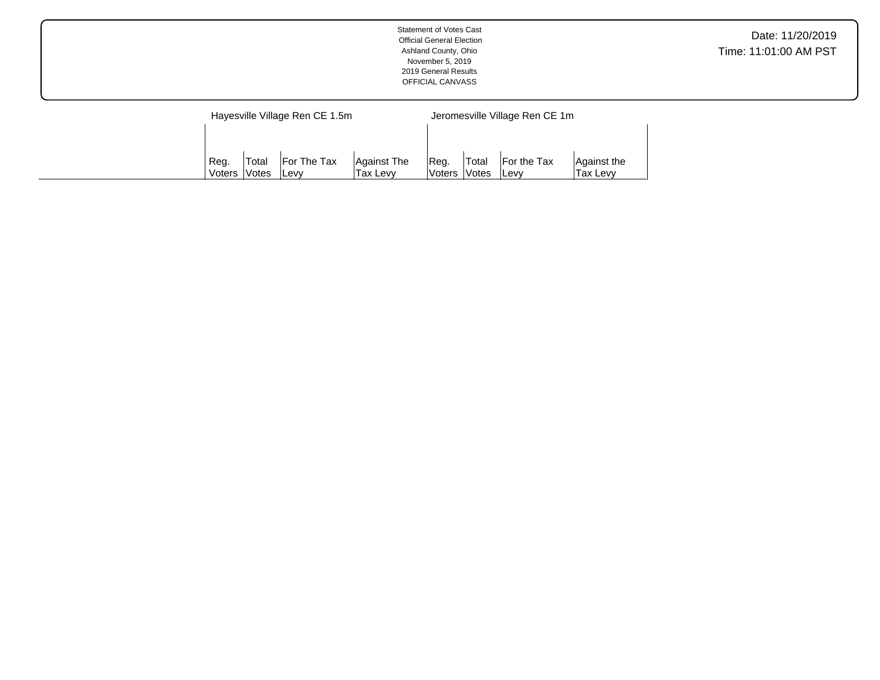Statement of Votes Cast
Official General Election
Ashland County, Ohio
November 5, 2019
2019 General Results
OFFICIAL CANVASS

Date: 11/20/2019
Time: 11:01:00 AM PST

| | Hayesville Village Ren CE 1.5m | | | | Jeromesville Village Ren CE 1m | | | |
|---|---|---|---|---|---|---|---|---|
| | Reg. Voters | Total Votes | For The Tax Levy | Against The Tax Levy | Reg. Voters | Total Votes | For the Tax Levy | Against the Tax Levy |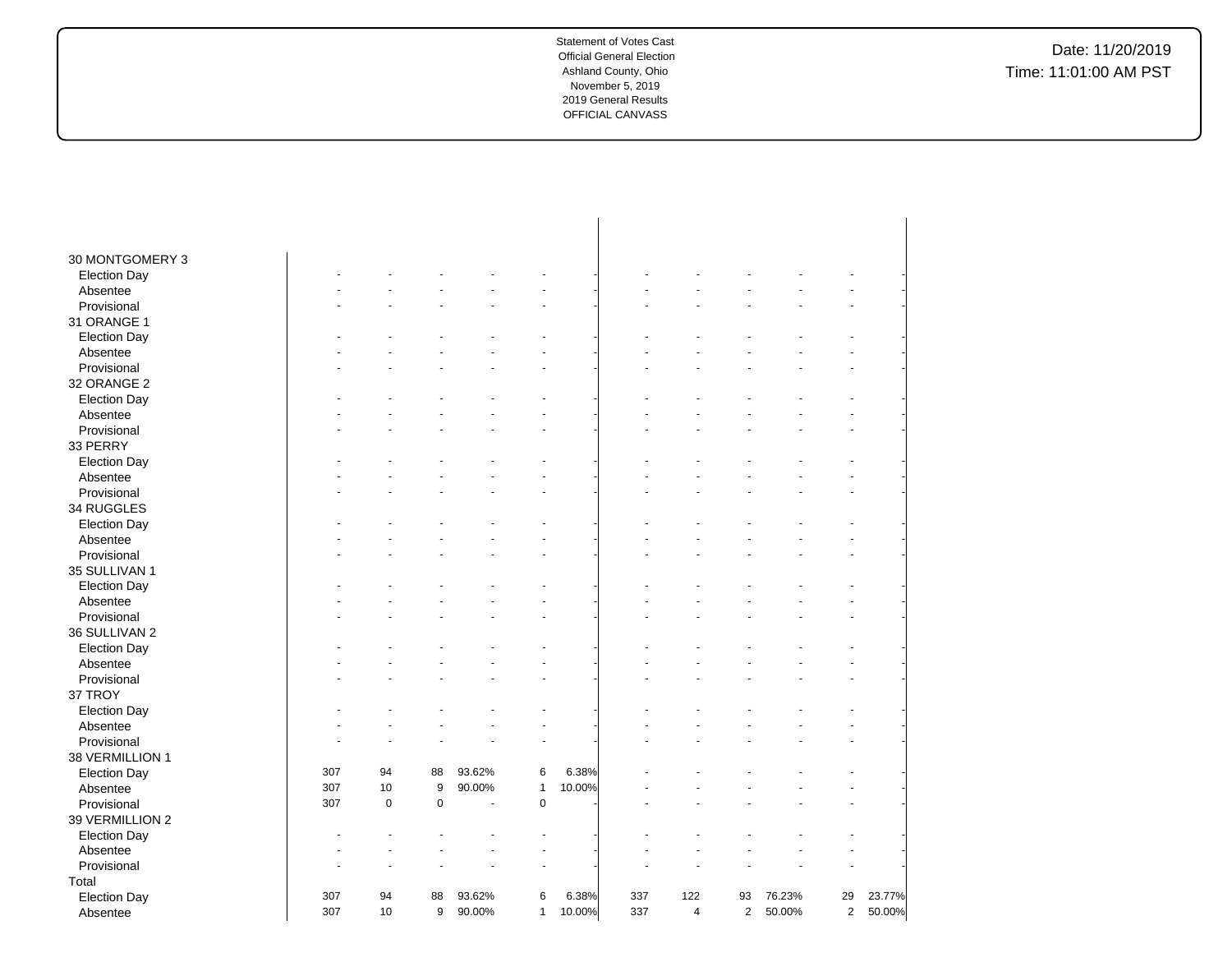Statement of Votes Cast
Official General Election
Ashland County, Ohio
November 5, 2019
2019 General Results
OFFICIAL CANVASS

Date: 11/20/2019
Time: 11:01:00 AM PST

| | | | | | | | | | | | | |
|---|---|---|---|---|---|---|---|---|---|---|---|---|
| 30 MONTGOMERY 3 | | | | | | | | | | | | |
| Election Day | - | - | - | - | - | - | - | - | - | - | - | - |
| Absentee | - | - | - | - | - | - | - | - | - | - | - | - |
| Provisional | - | - | - | - | - | - | - | - | - | - | - | - |
| 31 ORANGE 1 | | | | | | | | | | | | |
| Election Day | - | - | - | - | - | - | - | - | - | - | - | - |
| Absentee | - | - | - | - | - | - | - | - | - | - | - | - |
| Provisional | - | - | - | - | - | - | - | - | - | - | - | - |
| 32 ORANGE 2 | | | | | | | | | | | | |
| Election Day | - | - | - | - | - | - | - | - | - | - | - | - |
| Absentee | - | - | - | - | - | - | - | - | - | - | - | - |
| Provisional | - | - | - | - | - | - | - | - | - | - | - | - |
| 33 PERRY | | | | | | | | | | | | |
| Election Day | - | - | - | - | - | - | - | - | - | - | - | - |
| Absentee | - | - | - | - | - | - | - | - | - | - | - | - |
| Provisional | - | - | - | - | - | - | - | - | - | - | - | - |
| 34 RUGGLES | | | | | | | | | | | | |
| Election Day | - | - | - | - | - | - | - | - | - | - | - | - |
| Absentee | - | - | - | - | - | - | - | - | - | - | - | - |
| Provisional | - | - | - | - | - | - | - | - | - | - | - | - |
| 35 SULLIVAN 1 | | | | | | | | | | | | |
| Election Day | - | - | - | - | - | - | - | - | - | - | - | - |
| Absentee | - | - | - | - | - | - | - | - | - | - | - | - |
| Provisional | - | - | - | - | - | - | - | - | - | - | - | - |
| 36 SULLIVAN 2 | | | | | | | | | | | | |
| Election Day | - | - | - | - | - | - | - | - | - | - | - | - |
| Absentee | - | - | - | - | - | - | - | - | - | - | - | - |
| Provisional | - | - | - | - | - | - | - | - | - | - | - | - |
| 37 TROY | | | | | | | | | | | | |
| Election Day | - | - | - | - | - | - | - | - | - | - | - | - |
| Absentee | - | - | - | - | - | - | - | - | - | - | - | - |
| Provisional | - | - | - | - | - | - | - | - | - | - | - | - |
| 38 VERMILLION 1 | | | | | | | | | | | | |
| Election Day | 307 | 94 | 88 | 93.62% | 6 | 6.38% | - | - | - | - | - | - |
| Absentee | 307 | 10 | 9 | 90.00% | 1 | 10.00% | - | - | - | - | - | - |
| Provisional | 307 | 0 | 0 | - | 0 | - | - | - | - | - | - | - |
| 39 VERMILLION 2 | | | | | | | | | | | | |
| Election Day | - | - | - | - | - | - | - | - | - | - | - | - |
| Absentee | - | - | - | - | - | - | - | - | - | - | - | - |
| Provisional | - | - | - | - | - | - | - | - | - | - | - | - |
| Total | | | | | | | | | | | | |
| Election Day | 307 | 94 | 88 | 93.62% | 6 | 6.38% | 337 | 122 | 93 | 76.23% | 29 | 23.77% |
| Absentee | 307 | 10 | 9 | 90.00% | 1 | 10.00% | 337 | 4 | 2 | 50.00% | 2 | 50.00% |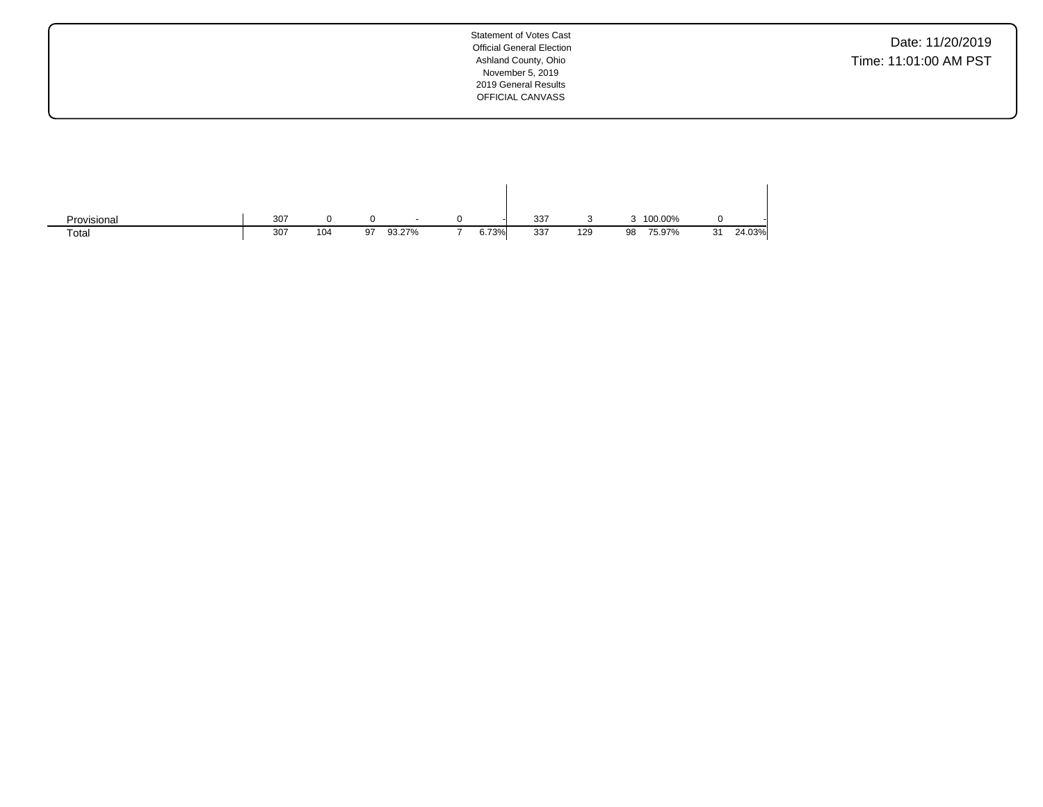| | | | | | | | | | | | | |
|---|---|---|---|---|---|---|---|---|---|---|---|---|
| Provisional | 307 | 0 | 0 | - | 0 | - | 337 | 3 | 3 | 100.00% | 0 | - |
| Total | 307 | 104 | 97 | 93.27% | 7 | 6.73% | 337 | 129 | 98 | 75.97% | 31 | 24.03% |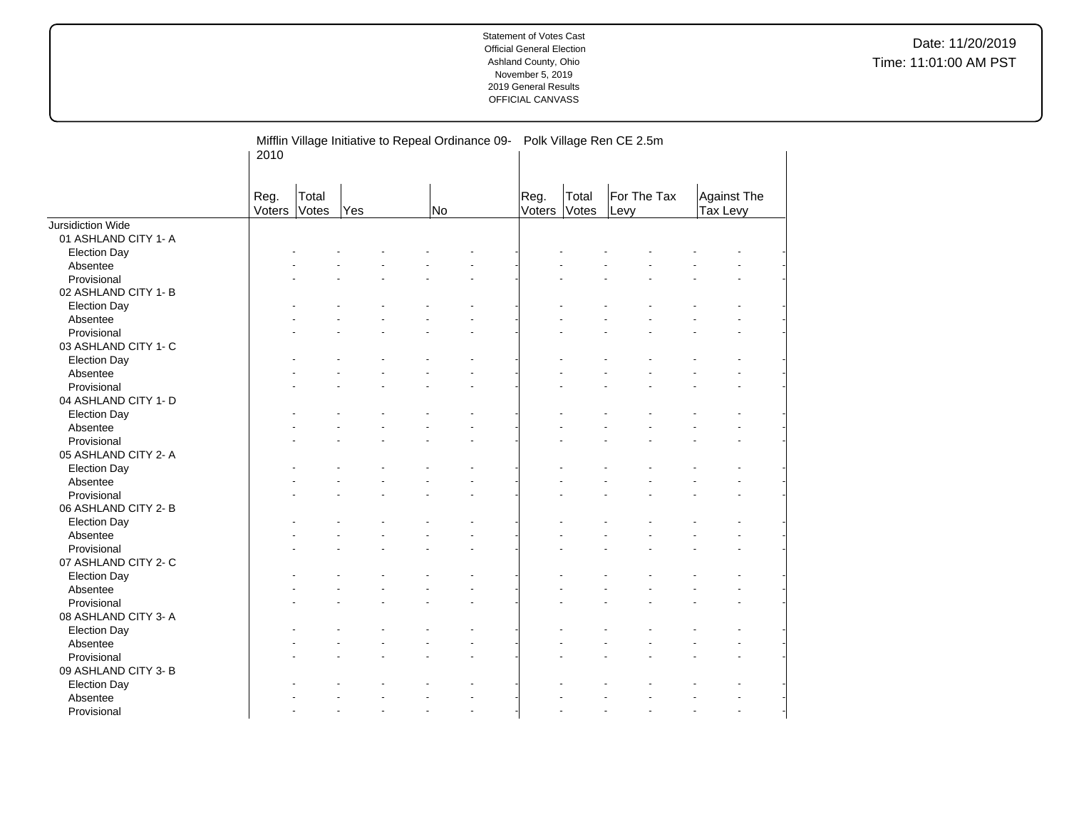Statement of Votes Cast
Official General Election
Ashland County, Ohio
November 5, 2019
2019 General Results
OFFICIAL CANVASS

Date: 11/20/2019
Time: 11:01:00 AM PST

| | Mifflin Village Initiative to Repeal Ordinance 09-2010 | | | | Polk Village Ren CE 2.5m | | | |
|---|---|---|---|---|---|---|---|---|
| | Reg. Voters | Total Votes | Yes | No | Reg. Voters | Total Votes | For The Tax Levy | Against The Tax Levy |
| Jursidiction Wide | | | | | | | | |
| 01 ASHLAND CITY 1- A | | | | | | | | |
| Election Day | - | - | - | - | - | - | - | - |
| Absentee | - | - | - | - | - | - | - | - |
| Provisional | - | - | - | - | - | - | - | - |
| 02 ASHLAND CITY 1- B | | | | | | | | |
| Election Day | - | - | - | - | - | - | - | - |
| Absentee | - | - | - | - | - | - | - | - |
| Provisional | - | - | - | - | - | - | - | - |
| 03 ASHLAND CITY 1- C | | | | | | | | |
| Election Day | - | - | - | - | - | - | - | - |
| Absentee | - | - | - | - | - | - | - | - |
| Provisional | - | - | - | - | - | - | - | - |
| 04 ASHLAND CITY 1- D | | | | | | | | |
| Election Day | - | - | - | - | - | - | - | - |
| Absentee | - | - | - | - | - | - | - | - |
| Provisional | - | - | - | - | - | - | - | - |
| 05 ASHLAND CITY 2- A | | | | | | | | |
| Election Day | - | - | - | - | - | - | - | - |
| Absentee | - | - | - | - | - | - | - | - |
| Provisional | - | - | - | - | - | - | - | - |
| 06 ASHLAND CITY 2- B | | | | | | | | |
| Election Day | - | - | - | - | - | - | - | - |
| Absentee | - | - | - | - | - | - | - | - |
| Provisional | - | - | - | - | - | - | - | - |
| 07 ASHLAND CITY 2- C | | | | | | | | |
| Election Day | - | - | - | - | - | - | - | - |
| Absentee | - | - | - | - | - | - | - | - |
| Provisional | - | - | - | - | - | - | - | - |
| 08 ASHLAND CITY 3- A | | | | | | | | |
| Election Day | - | - | - | - | - | - | - | - |
| Absentee | - | - | - | - | - | - | - | - |
| Provisional | - | - | - | - | - | - | - | - |
| 09 ASHLAND CITY 3- B | | | | | | | | |
| Election Day | - | - | - | - | - | - | - | - |
| Absentee | - | - | - | - | - | - | - | - |
| Provisional | - | - | - | - | - | - | - | - |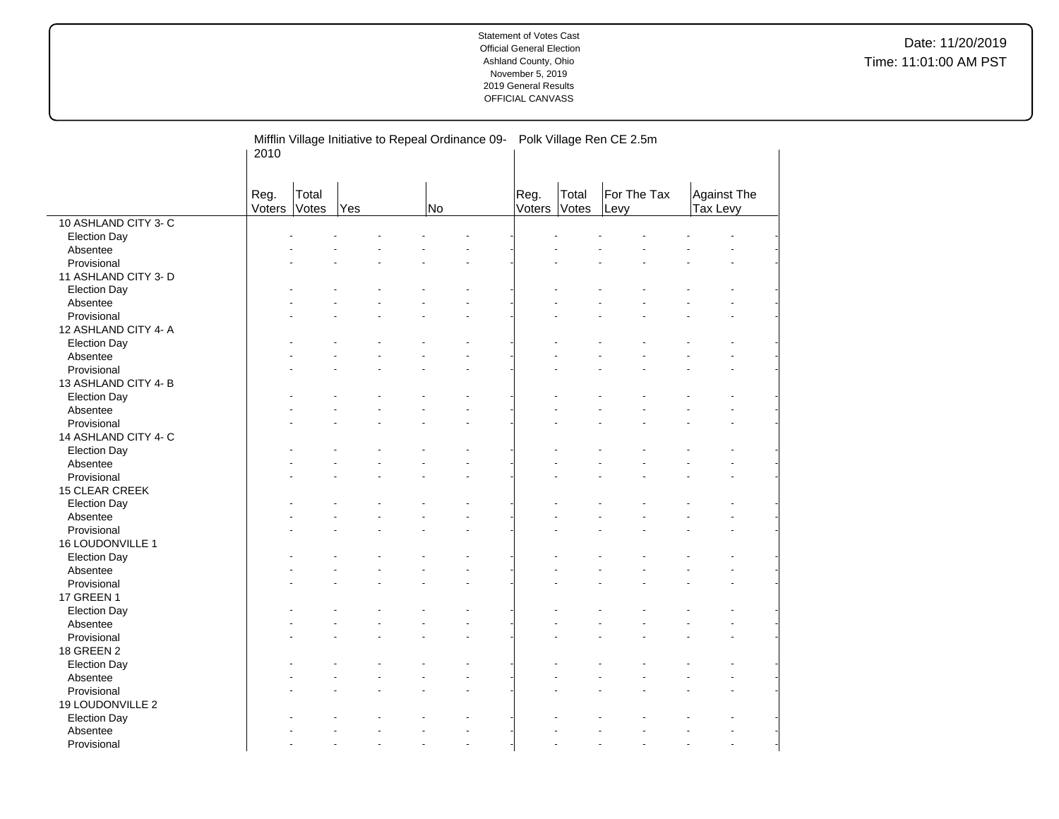Statement of Votes Cast
Official General Election
Ashland County, Ohio
November 5, 2019
2019 General Results
OFFICIAL CANVASS

Date: 11/20/2019
Time: 11:01:00 AM PST

| | Mifflin Village Initiative to Repeal Ordinance 09-2010 | | | | | | Polk Village Ren CE 2.5m | | | | | |
|---|---|---|---|---|---|---|---|---|---|---|---|---|
| | Reg. Voters | Total Votes | Yes | | No | | Reg. Voters | Total Votes | For The Tax Levy | | Against The Tax Levy | |
| 10 ASHLAND CITY 3- C | | | | | | | | | | | | |
| Election Day | - | - | - | - | - | - | - | - | - | - | - | - |
| Absentee | - | - | - | - | - | - | - | - | - | - | - | - |
| Provisional | - | - | - | - | - | - | - | - | - | - | - | - |
| 11 ASHLAND CITY 3- D | | | | | | | | | | | | |
| Election Day | - | - | - | - | - | - | - | - | - | - | - | - |
| Absentee | - | - | - | - | - | - | - | - | - | - | - | - |
| Provisional | - | - | - | - | - | - | - | - | - | - | - | - |
| 12 ASHLAND CITY 4- A | | | | | | | | | | | | |
| Election Day | - | - | - | - | - | - | - | - | - | - | - | - |
| Absentee | - | - | - | - | - | - | - | - | - | - | - | - |
| Provisional | - | - | - | - | - | - | - | - | - | - | - | - |
| 13 ASHLAND CITY 4- B | | | | | | | | | | | | |
| Election Day | - | - | - | - | - | - | - | - | - | - | - | - |
| Absentee | - | - | - | - | - | - | - | - | - | - | - | - |
| Provisional | - | - | - | - | - | - | - | - | - | - | - | - |
| 14 ASHLAND CITY 4- C | | | | | | | | | | | | |
| Election Day | - | - | - | - | - | - | - | - | - | - | - | - |
| Absentee | - | - | - | - | - | - | - | - | - | - | - | - |
| Provisional | - | - | - | - | - | - | - | - | - | - | - | - |
| 15 CLEAR CREEK | | | | | | | | | | | | |
| Election Day | - | - | - | - | - | - | - | - | - | - | - | - |
| Absentee | - | - | - | - | - | - | - | - | - | - | - | - |
| Provisional | - | - | - | - | - | - | - | - | - | - | - | - |
| 16 LOUDONVILLE 1 | | | | | | | | | | | | |
| Election Day | - | - | - | - | - | - | - | - | - | - | - | - |
| Absentee | - | - | - | - | - | - | - | - | - | - | - | - |
| Provisional | - | - | - | - | - | - | - | - | - | - | - | - |
| 17 GREEN 1 | | | | | | | | | | | | |
| Election Day | - | - | - | - | - | - | - | - | - | - | - | - |
| Absentee | - | - | - | - | - | - | - | - | - | - | - | - |
| Provisional | - | - | - | - | - | - | - | - | - | - | - | - |
| 18 GREEN 2 | | | | | | | | | | | | |
| Election Day | - | - | - | - | - | - | - | - | - | - | - | - |
| Absentee | - | - | - | - | - | - | - | - | - | - | - | - |
| Provisional | - | - | - | - | - | - | - | - | - | - | - | - |
| 19 LOUDONVILLE 2 | | | | | | | | | | | | |
| Election Day | - | - | - | - | - | - | - | - | - | - | - | - |
| Absentee | - | - | - | - | - | - | - | - | - | - | - | - |
| Provisional | - | - | - | - | - | - | - | - | - | - | - | - |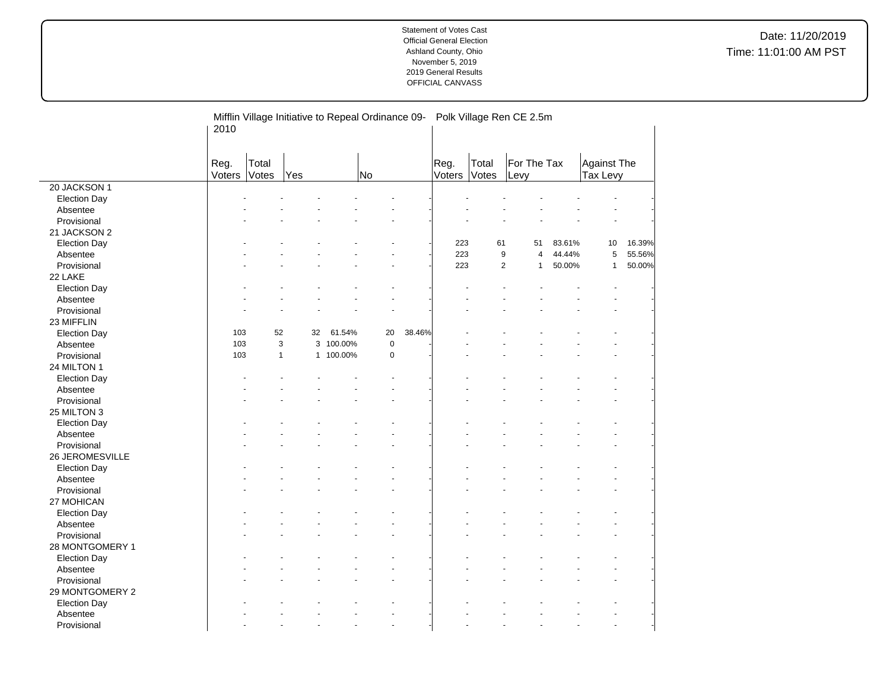Statement of Votes Cast
Official General Election
Ashland County, Ohio
November 5, 2019
2019 General Results
OFFICIAL CANVASS

Date: 11/20/2019
Time: 11:01:00 AM PST

| | Mifflin Village Initiative to Repeal Ordinance 09-2010 | | | | | | Polk Village Ren CE 2.5m | | | | | |
|---|---|---|---|---|---|---|---|---|---|---|---|---|
| | Reg. Voters | Total Votes | Yes | | No | | Reg. Voters | Total Votes | For The Tax Levy | | Against The Tax Levy | |
| **20 JACKSON 1** | | | | | | | | | | | | |
| Election Day | - | - | - | - | - | - | - | - | - | - | - | - |
| Absentee | - | - | - | - | - | - | - | - | - | - | - | - |
| Provisional | - | - | - | - | - | - | - | - | - | - | - | - |
| **21 JACKSON 2** | | | | | | | | | | | | |
| Election Day | - | - | - | - | - | - | 223 | 61 | 51 | 83.61% | 10 | 16.39% |
| Absentee | - | - | - | - | - | - | 223 | 9 | 4 | 44.44% | 5 | 55.56% |
| Provisional | - | - | - | - | - | - | 223 | 2 | 1 | 50.00% | 1 | 50.00% |
| **22 LAKE** | | | | | | | | | | | | |
| Election Day | - | - | - | - | - | - | - | - | - | - | - | - |
| Absentee | - | - | - | - | - | - | - | - | - | - | - | - |
| Provisional | - | - | - | - | - | - | - | - | - | - | - | - |
| **23 MIFFLIN** | | | | | | | | | | | | |
| Election Day | 103 | 52 | 32 | 61.54% | 20 | 38.46% | - | - | - | - | - | - |
| Absentee | 103 | 3 | 3 | 100.00% | 0 | - | - | - | - | - | - | - |
| Provisional | 103 | 1 | 1 | 100.00% | 0 | - | - | - | - | - | - | - |
| **24 MILTON 1** | | | | | | | | | | | | |
| Election Day | - | - | - | - | - | - | - | - | - | - | - | - |
| Absentee | - | - | - | - | - | - | - | - | - | - | - | - |
| Provisional | - | - | - | - | - | - | - | - | - | - | - | - |
| **25 MILTON 3** | | | | | | | | | | | | |
| Election Day | - | - | - | - | - | - | - | - | - | - | - | - |
| Absentee | - | - | - | - | - | - | - | - | - | - | - | - |
| Provisional | - | - | - | - | - | - | - | - | - | - | - | - |
| **26 JEROMESVILLE** | | | | | | | | | | | | |
| Election Day | - | - | - | - | - | - | - | - | - | - | - | - |
| Absentee | - | - | - | - | - | - | - | - | - | - | - | - |
| Provisional | - | - | - | - | - | - | - | - | - | - | - | - |
| **27 MOHICAN** | | | | | | | | | | | | |
| Election Day | - | - | - | - | - | - | - | - | - | - | - | - |
| Absentee | - | - | - | - | - | - | - | - | - | - | - | - |
| Provisional | - | - | - | - | - | - | - | - | - | - | - | - |
| **28 MONTGOMERY 1** | | | | | | | | | | | | |
| Election Day | - | - | - | - | - | - | - | - | - | - | - | - |
| Absentee | - | - | - | - | - | - | - | - | - | - | - | - |
| Provisional | - | - | - | - | - | - | - | - | - | - | - | - |
| **29 MONTGOMERY 2** | | | | | | | | | | | | |
| Election Day | - | - | - | - | - | - | - | - | - | - | - | - |
| Absentee | - | - | - | - | - | - | - | - | - | - | - | - |
| Provisional | - | - | - | - | - | - | - | - | - | - | - | - |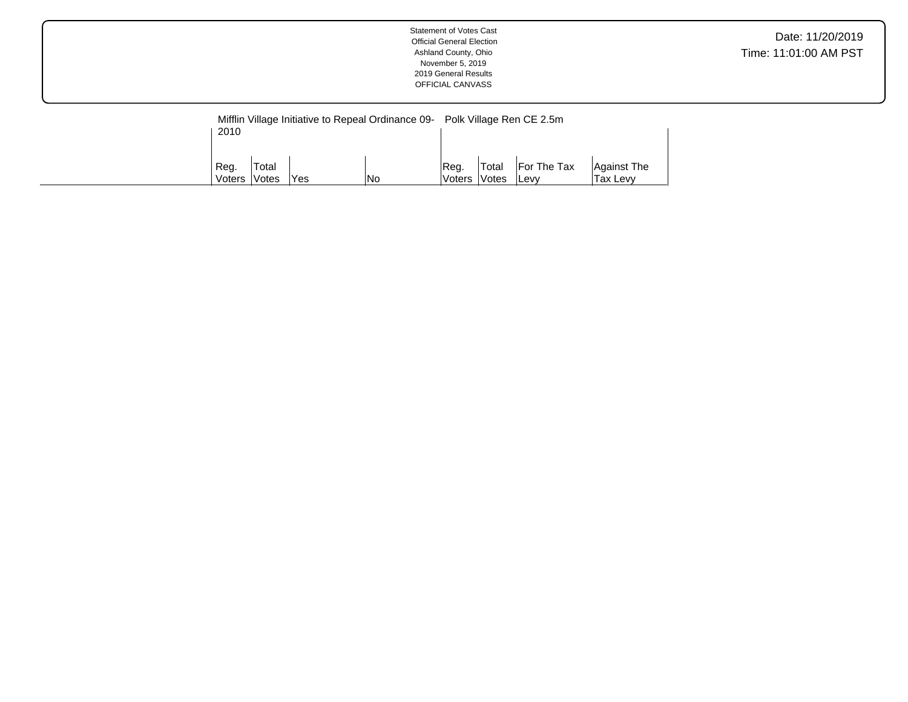Statement of Votes Cast
Official General Election
Ashland County, Ohio
November 5, 2019
2019 General Results
OFFICIAL CANVASS

Date: 11/20/2019
Time: 11:01:00 AM PST

| | Mifflin Village Initiative to Repeal Ordinance 09-2010 | | | | Polk Village Ren CE 2.5m | | | |
|---|---|---|---|---|---|---|---|---|
| | Reg. Voters | Total Votes | Yes | No | Reg. Voters | Total Votes | For The Tax Levy | Against The Tax Levy |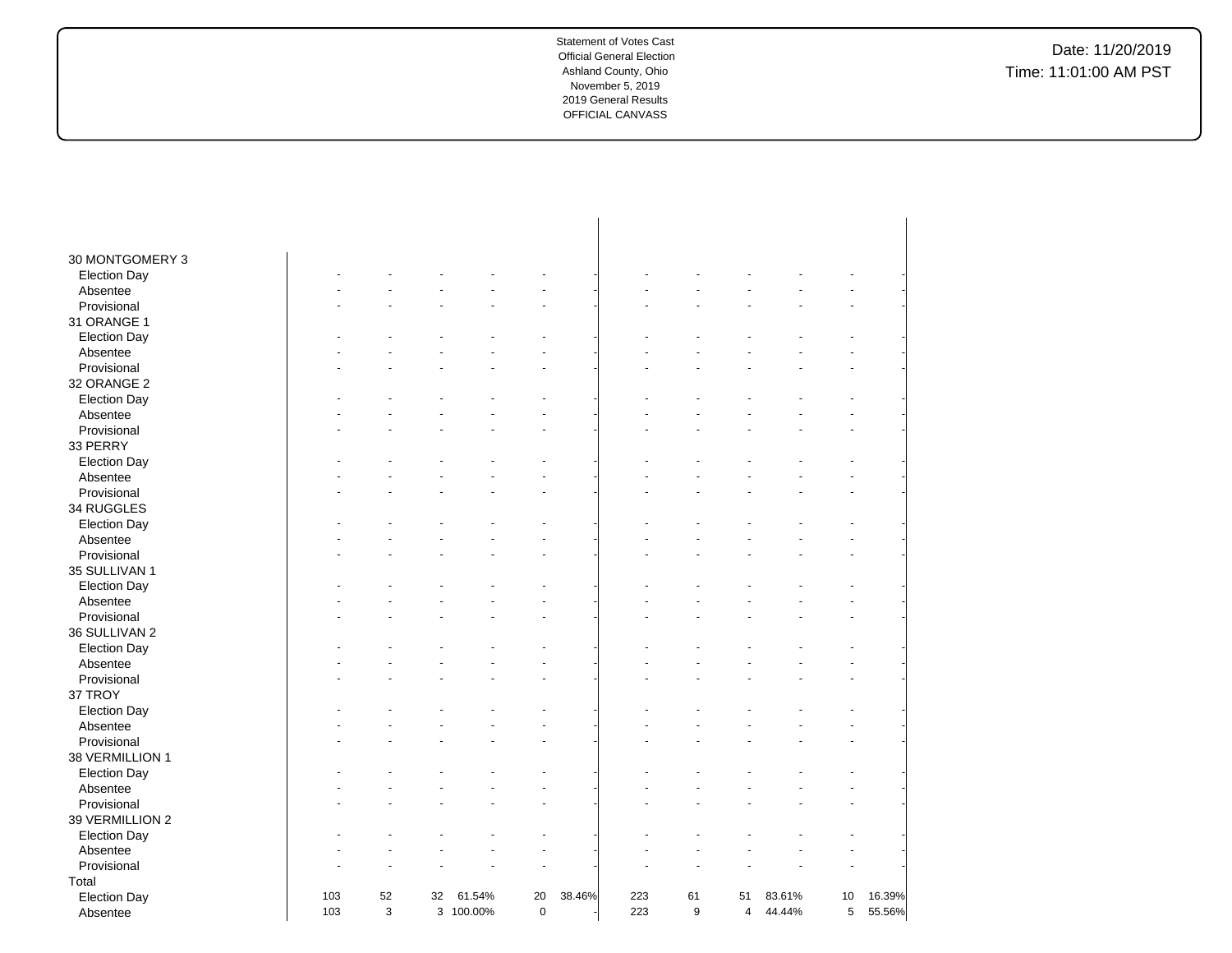Statement of Votes Cast
Official General Election
Ashland County, Ohio
November 5, 2019
2019 General Results
OFFICIAL CANVASS

Date: 11/20/2019
Time: 11:01:00 AM PST

| | | | | | | | | | | | | |
|---|---|---|---|---|---|---|---|---|---|---|---|---|
| 30 MONTGOMERY 3 | | | | | | | | | | | | |
| Election Day | - | - | - | - | - | - | - | - | - | - | - | - |
| Absentee | - | - | - | - | - | - | - | - | - | - | - | - |
| Provisional | - | - | - | - | - | - | - | - | - | - | - | - |
| 31 ORANGE 1 | | | | | | | | | | | | |
| Election Day | - | - | - | - | - | - | - | - | - | - | - | - |
| Absentee | - | - | - | - | - | - | - | - | - | - | - | - |
| Provisional | - | - | - | - | - | - | - | - | - | - | - | - |
| 32 ORANGE 2 | | | | | | | | | | | | |
| Election Day | - | - | - | - | - | - | - | - | - | - | - | - |
| Absentee | - | - | - | - | - | - | - | - | - | - | - | - |
| Provisional | - | - | - | - | - | - | - | - | - | - | - | - |
| 33 PERRY | | | | | | | | | | | | |
| Election Day | - | - | - | - | - | - | - | - | - | - | - | - |
| Absentee | - | - | - | - | - | - | - | - | - | - | - | - |
| Provisional | - | - | - | - | - | - | - | - | - | - | - | - |
| 34 RUGGLES | | | | | | | | | | | | |
| Election Day | - | - | - | - | - | - | - | - | - | - | - | - |
| Absentee | - | - | - | - | - | - | - | - | - | - | - | - |
| Provisional | - | - | - | - | - | - | - | - | - | - | - | - |
| 35 SULLIVAN 1 | | | | | | | | | | | | |
| Election Day | - | - | - | - | - | - | - | - | - | - | - | - |
| Absentee | - | - | - | - | - | - | - | - | - | - | - | - |
| Provisional | - | - | - | - | - | - | - | - | - | - | - | - |
| 36 SULLIVAN 2 | | | | | | | | | | | | |
| Election Day | - | - | - | - | - | - | - | - | - | - | - | - |
| Absentee | - | - | - | - | - | - | - | - | - | - | - | - |
| Provisional | - | - | - | - | - | - | - | - | - | - | - | - |
| 37 TROY | | | | | | | | | | | | |
| Election Day | - | - | - | - | - | - | - | - | - | - | - | - |
| Absentee | - | - | - | - | - | - | - | - | - | - | - | - |
| Provisional | - | - | - | - | - | - | - | - | - | - | - | - |
| 38 VERMILLION 1 | | | | | | | | | | | | |
| Election Day | - | - | - | - | - | - | - | - | - | - | - | - |
| Absentee | - | - | - | - | - | - | - | - | - | - | - | - |
| Provisional | - | - | - | - | - | - | - | - | - | - | - | - |
| 39 VERMILLION 2 | | | | | | | | | | | | |
| Election Day | - | - | - | - | - | - | - | - | - | - | - | - |
| Absentee | - | - | - | - | - | - | - | - | - | - | - | - |
| Provisional | - | - | - | - | - | - | - | - | - | - | - | - |
| Total | | | | | | | | | | | | |
| Election Day | 103 | 52 | 32 | 61.54% | 20 | 38.46% | 223 | 61 | 51 | 83.61% | 10 | 16.39% |
| Absentee | 103 | 3 | 3 | 100.00% | 0 | - | 223 | 9 | 4 | 44.44% | 5 | 55.56% |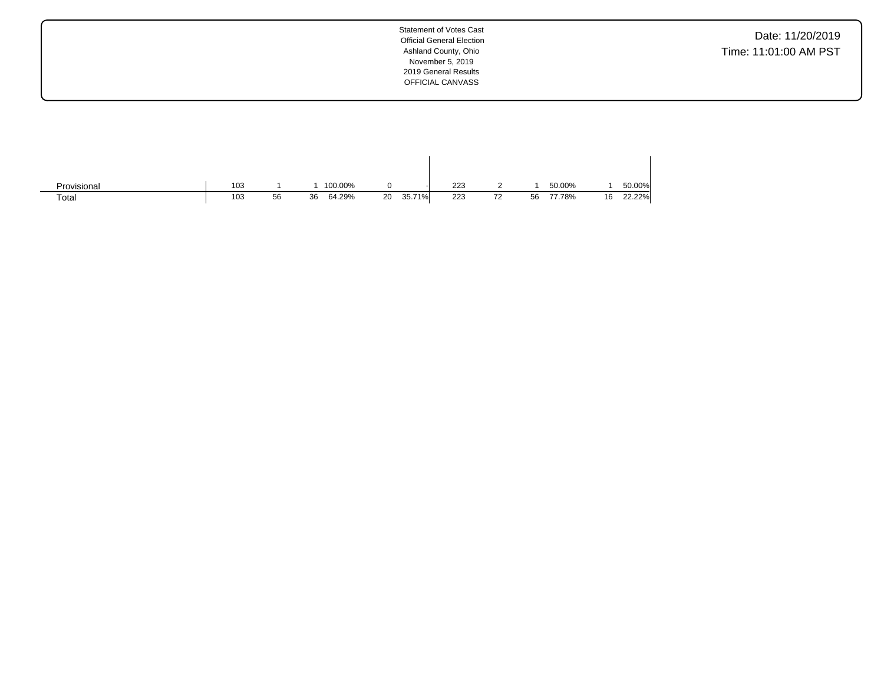| | | | | | | | | | | | | |
|---|---|---|---|---|---|---|---|---|---|---|---|---|
| Provisional | 103 | 1 | 1 | 100.00% | 0 | - | 223 | 2 | 1 | 50.00% | 1 | 50.00% |
| Total | 103 | 56 | 36 | 64.29% | 20 | 35.71% | 223 | 72 | 56 | 77.78% | 16 | 22.22% |